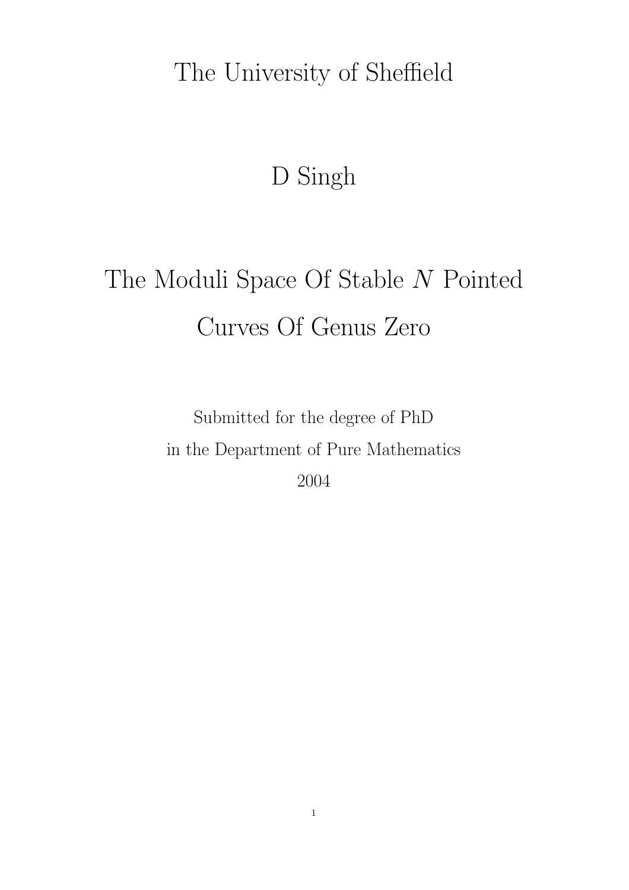The University of Sheffield

D Singh

# The Moduli Space Of Stable $N$ Pointed Curves Of Genus Zero

Submitted for the degree of PhD
in the Department of Pure Mathematics
2004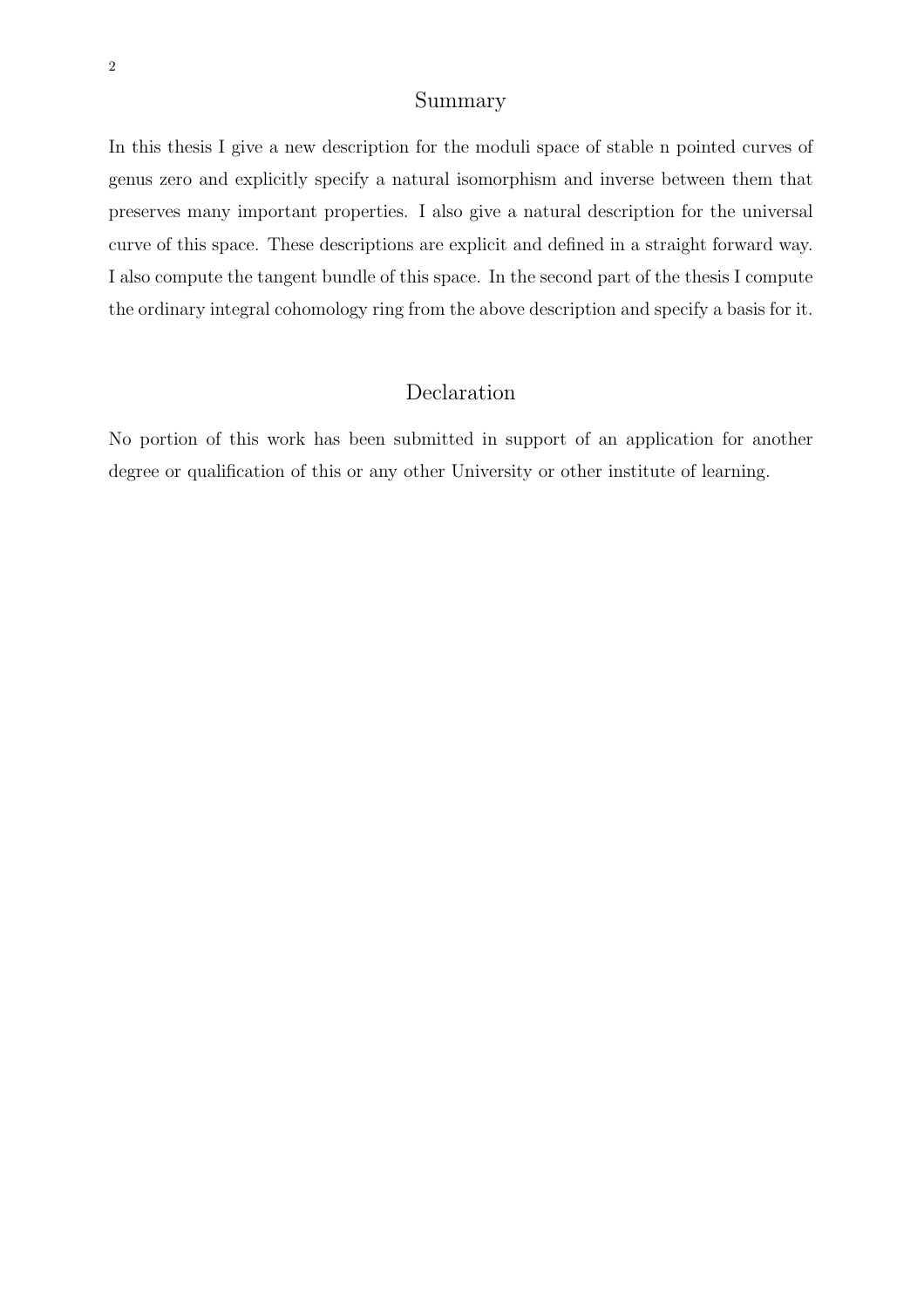## Summary

In this thesis I give a new description for the moduli space of stable n pointed curves of genus zero and explicitly specify a natural isomorphism and inverse between them that preserves many important properties. I also give a natural description for the universal curve of this space. These descriptions are explicit and defined in a straight forward way. I also compute the tangent bundle of this space. In the second part of the thesis I compute the ordinary integral cohomology ring from the above description and specify a basis for it.

## Declaration

No portion of this work has been submitted in support of an application for another degree or qualification of this or any other University or other institute of learning.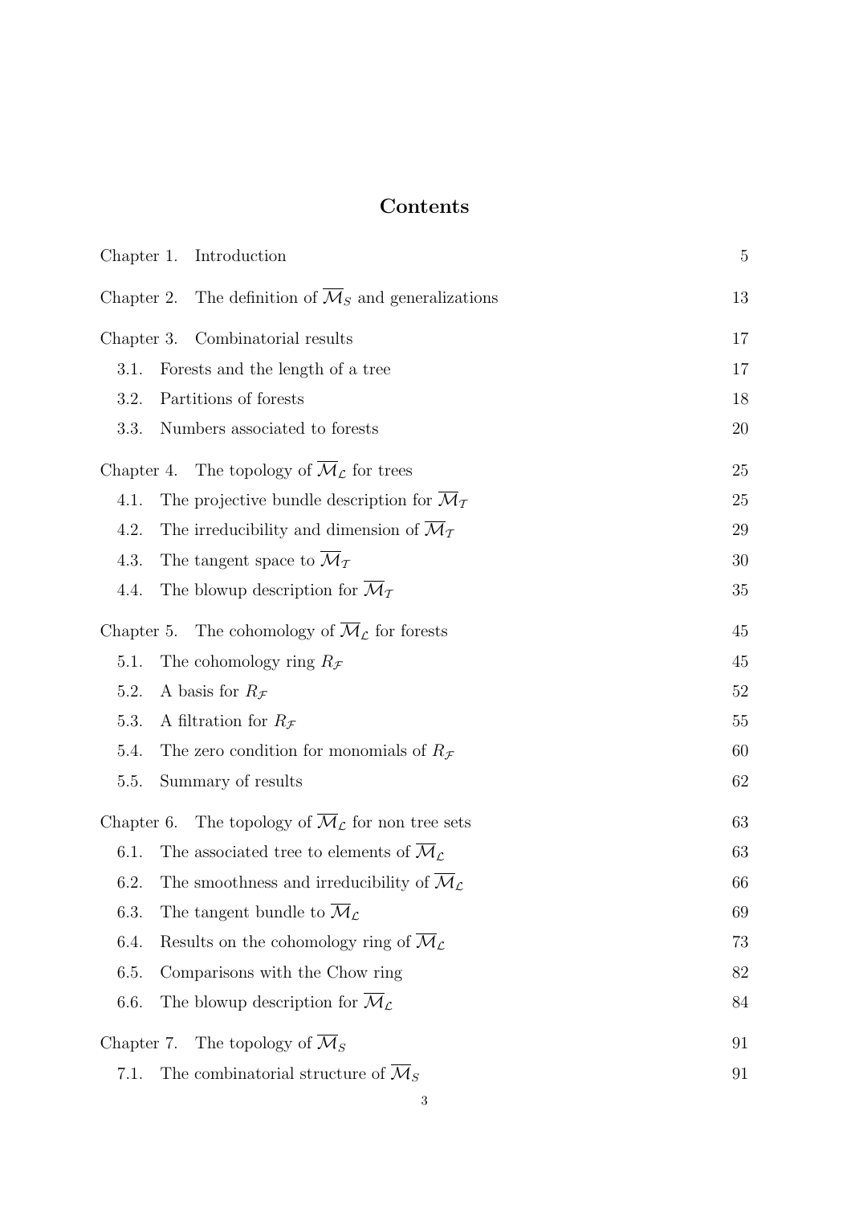# Contents

| | |
|---|---|
| Chapter 1. Introduction | 5 |
| Chapter 2. The definition of $\overline{\mathcal{M}}_S$ and generalizations | 13 |
| Chapter 3. Combinatorial results | 17 |
| 3.1. Forests and the length of a tree | 17 |
| 3.2. Partitions of forests | 18 |
| 3.3. Numbers associated to forests | 20 |
| Chapter 4. The topology of $\overline{\mathcal{M}}_{\mathcal{L}}$ for trees | 25 |
| 4.1. The projective bundle description for $\overline{\mathcal{M}}_{\mathcal{T}}$ | 25 |
| 4.2. The irreducibility and dimension of $\overline{\mathcal{M}}_{\mathcal{T}}$ | 29 |
| 4.3. The tangent space to $\overline{\mathcal{M}}_{\mathcal{T}}$ | 30 |
| 4.4. The blowup description for $\overline{\mathcal{M}}_{\mathcal{T}}$ | 35 |
| Chapter 5. The cohomology of $\overline{\mathcal{M}}_{\mathcal{L}}$ for forests | 45 |
| 5.1. The cohomology ring $R_{\mathcal{F}}$ | 45 |
| 5.2. A basis for $R_{\mathcal{F}}$ | 52 |
| 5.3. A filtration for $R_{\mathcal{F}}$ | 55 |
| 5.4. The zero condition for monomials of $R_{\mathcal{F}}$ | 60 |
| 5.5. Summary of results | 62 |
| Chapter 6. The topology of $\overline{\mathcal{M}}_{\mathcal{L}}$ for non tree sets | 63 |
| 6.1. The associated tree to elements of $\overline{\mathcal{M}}_{\mathcal{L}}$ | 63 |
| 6.2. The smoothness and irreducibility of $\overline{\mathcal{M}}_{\mathcal{L}}$ | 66 |
| 6.3. The tangent bundle to $\overline{\mathcal{M}}_{\mathcal{L}}$ | 69 |
| 6.4. Results on the cohomology ring of $\overline{\mathcal{M}}_{\mathcal{L}}$ | 73 |
| 6.5. Comparisons with the Chow ring | 82 |
| 6.6. The blowup description for $\overline{\mathcal{M}}_{\mathcal{L}}$ | 84 |
| Chapter 7. The topology of $\overline{\mathcal{M}}_S$ | 91 |
| 7.1. The combinatorial structure of $\overline{\mathcal{M}}_S$ | 91 |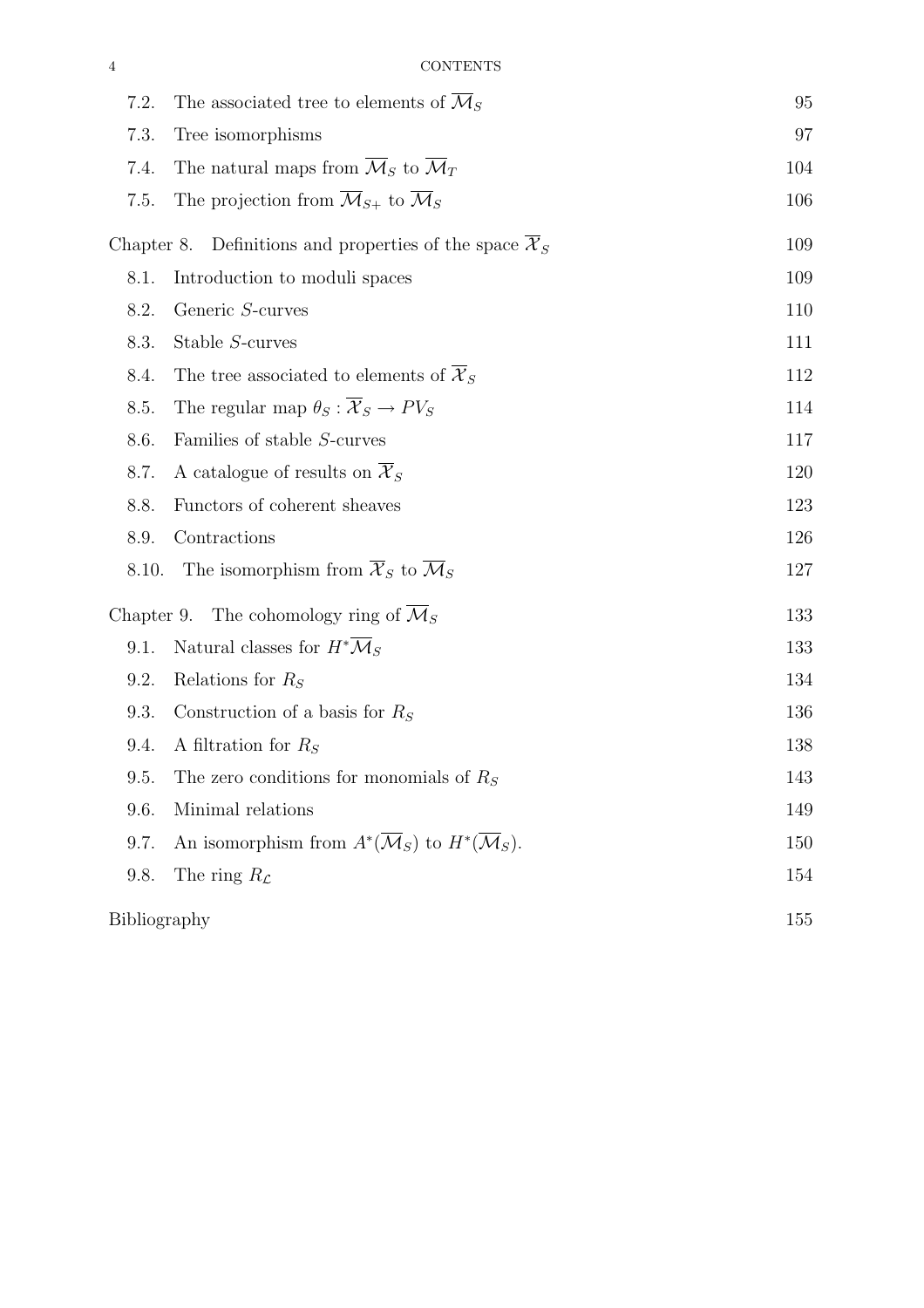- 7.2. The associated tree to elements of $\overline{\mathcal{M}}_S$ 95
- 7.3. Tree isomorphisms 97
- 7.4. The natural maps from $\overline{\mathcal{M}}_S$ to $\overline{\mathcal{M}}_T$ 104
- 7.5. The projection from $\overline{\mathcal{M}}_{S+}$ to $\overline{\mathcal{M}}_S$ 106

Chapter 8. Definitions and properties of the space $\overline{\mathcal{X}}_S$ 109

- 8.1. Introduction to moduli spaces 109
- 8.2. Generic $S$-curves 110
- 8.3. Stable $S$-curves 111
- 8.4. The tree associated to elements of $\overline{\mathcal{X}}_S$ 112
- 8.5. The regular map $\theta_S : \overline{\mathcal{X}}_S \to PV_S$ 114
- 8.6. Families of stable $S$-curves 117
- 8.7. A catalogue of results on $\overline{\mathcal{X}}_S$ 120
- 8.8. Functors of coherent sheaves 123
- 8.9. Contractions 126
- 8.10. The isomorphism from $\overline{\mathcal{X}}_S$ to $\overline{\mathcal{M}}_S$ 127

Chapter 9. The cohomology ring of $\overline{\mathcal{M}}_S$ 133

- 9.1. Natural classes for $H^*\overline{\mathcal{M}}_S$ 133
- 9.2. Relations for $R_S$ 134
- 9.3. Construction of a basis for $R_S$ 136
- 9.4. A filtration for $R_S$ 138
- 9.5. The zero conditions for monomials of $R_S$ 143
- 9.6. Minimal relations 149
- 9.7. An isomorphism from $A^*(\overline{\mathcal{M}}_S)$ to $H^*(\overline{\mathcal{M}}_S)$. 150
- 9.8. The ring $R_{\mathcal{L}}$ 154

Bibliography 155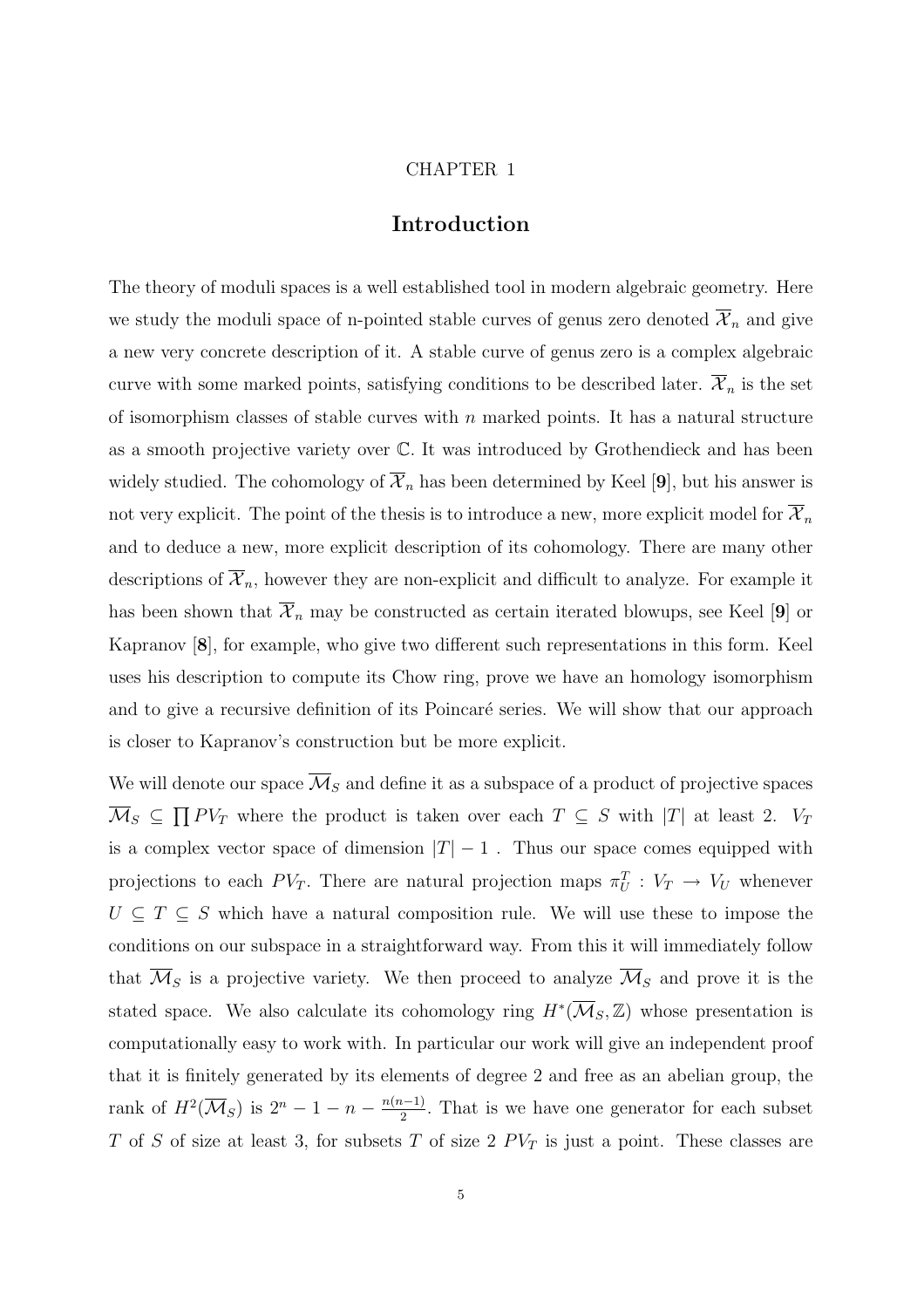CHAPTER 1

# Introduction

The theory of moduli spaces is a well established tool in modern algebraic geometry. Here we study the moduli space of n-pointed stable curves of genus zero denoted $\overline{\mathcal{X}}_n$ and give a new very concrete description of it. A stable curve of genus zero is a complex algebraic curve with some marked points, satisfying conditions to be described later. $\overline{\mathcal{X}}_n$ is the set of isomorphism classes of stable curves with $n$ marked points. It has a natural structure as a smooth projective variety over $\mathbb{C}$. It was introduced by Grothendieck and has been widely studied. The cohomology of $\overline{\mathcal{X}}_n$ has been determined by Keel [**9**], but his answer is not very explicit. The point of the thesis is to introduce a new, more explicit model for $\overline{\mathcal{X}}_n$ and to deduce a new, more explicit description of its cohomology. There are many other descriptions of $\overline{\mathcal{X}}_n$, however they are non-explicit and difficult to analyze. For example it has been shown that $\overline{\mathcal{X}}_n$ may be constructed as certain iterated blowups, see Keel [**9**] or Kapranov [**8**], for example, who give two different such representations in this form. Keel uses his description to compute its Chow ring, prove we have an homology isomorphism and to give a recursive definition of its Poincaré series. We will show that our approach is closer to Kapranov's construction but be more explicit.

We will denote our space $\overline{\mathcal{M}}_S$ and define it as a subspace of a product of projective spaces $\overline{\mathcal{M}}_S \subseteq \prod PV_T$ where the product is taken over each $T \subseteq S$ with $|T|$ at least 2. $V_T$ is a complex vector space of dimension $|T| - 1$ . Thus our space comes equipped with projections to each $PV_T$. There are natural projection maps $\pi^T_U : V_T \to V_U$ whenever $U \subseteq T \subseteq S$ which have a natural composition rule. We will use these to impose the conditions on our subspace in a straightforward way. From this it will immediately follow that $\overline{\mathcal{M}}_S$ is a projective variety. We then proceed to analyze $\overline{\mathcal{M}}_S$ and prove it is the stated space. We also calculate its cohomology ring $H^*(\overline{\mathcal{M}}_S, \mathbb{Z})$ whose presentation is computationally easy to work with. In particular our work will give an independent proof that it is finitely generated by its elements of degree 2 and free as an abelian group, the rank of $H^2(\overline{\mathcal{M}}_S)$ is $2^n - 1 - n - \frac{n(n-1)}{2}$. That is we have one generator for each subset $T$ of $S$ of size at least 3, for subsets $T$ of size 2 $PV_T$ is just a point. These classes are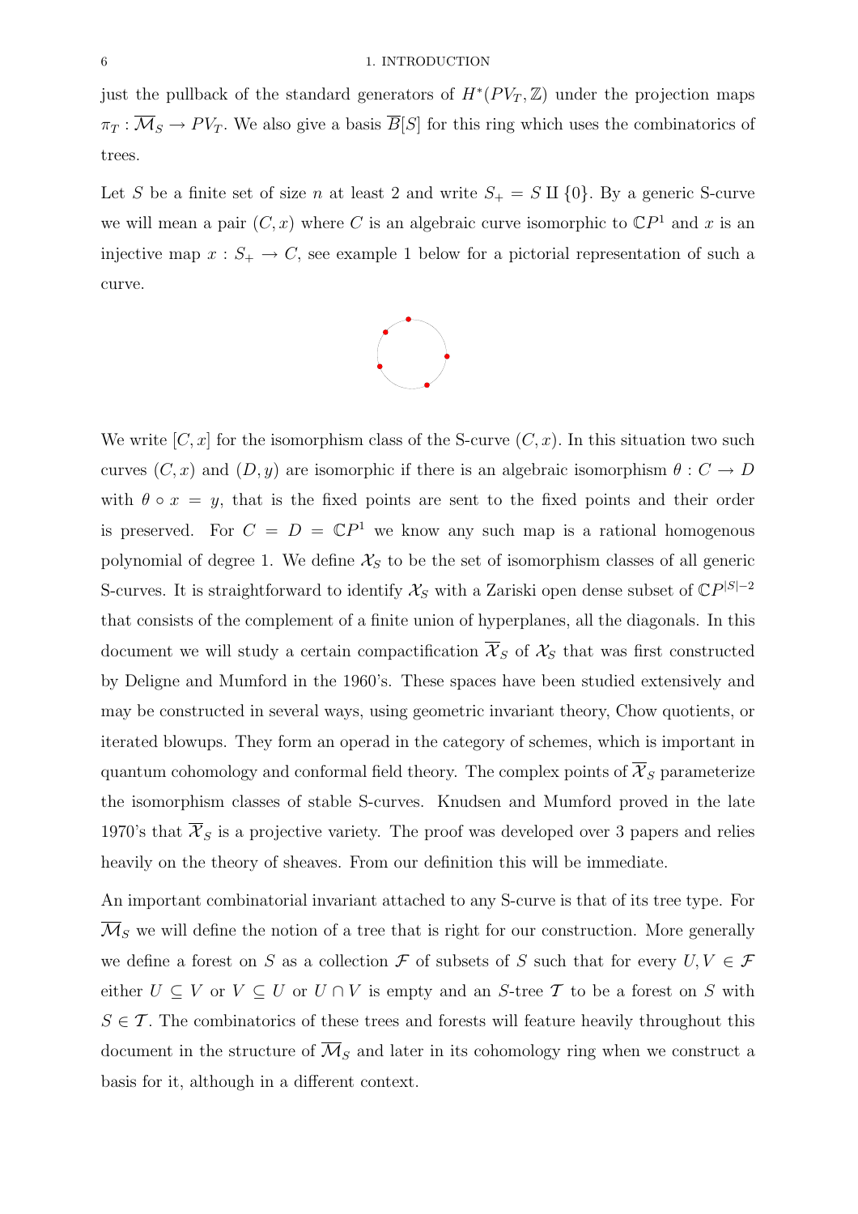just the pullback of the standard generators of $H^*(PV_T, \mathbb{Z})$ under the projection maps $\pi_T : \overline{\mathcal{M}}_S \to PV_T$. We also give a basis $\overline{B}[S]$ for this ring which uses the combinatorics of trees.

Let $S$ be a finite set of size $n$ at least 2 and write $S_+ = S \amalg \{0\}$. By a generic S-curve we will mean a pair $(C, x)$ where $C$ is an algebraic curve isomorphic to $\mathbb{C}P^1$ and $x$ is an injective map $x : S_+ \to C$, see example 1 below for a pictorial representation of such a curve.

We write $[C, x]$ for the isomorphism class of the S-curve $(C, x)$. In this situation two such curves $(C, x)$ and $(D, y)$ are isomorphic if there is an algebraic isomorphism $\theta : C \to D$ with $\theta \circ x = y$, that is the fixed points are sent to the fixed points and their order is preserved. For $C = D = \mathbb{C}P^1$ we know any such map is a rational homogenous polynomial of degree 1. We define $\mathcal{X}_S$ to be the set of isomorphism classes of all generic S-curves. It is straightforward to identify $\mathcal{X}_S$ with a Zariski open dense subset of $\mathbb{C}P^{|S|-2}$ that consists of the complement of a finite union of hyperplanes, all the diagonals. In this document we will study a certain compactification $\overline{\mathcal{X}}_S$ of $\mathcal{X}_S$ that was first constructed by Deligne and Mumford in the 1960's. These spaces have been studied extensively and may be constructed in several ways, using geometric invariant theory, Chow quotients, or iterated blowups. They form an operad in the category of schemes, which is important in quantum cohomology and conformal field theory. The complex points of $\overline{\mathcal{X}}_S$ parameterize the isomorphism classes of stable S-curves. Knudsen and Mumford proved in the late 1970's that $\overline{\mathcal{X}}_S$ is a projective variety. The proof was developed over 3 papers and relies heavily on the theory of sheaves. From our definition this will be immediate.

An important combinatorial invariant attached to any S-curve is that of its tree type. For $\overline{\mathcal{M}}_S$ we will define the notion of a tree that is right for our construction. More generally we define a forest on $S$ as a collection $\mathcal{F}$ of subsets of $S$ such that for every $U, V \in \mathcal{F}$ either $U \subseteq V$ or $V \subseteq U$ or $U \cap V$ is empty and an $S$-tree $\mathcal{T}$ to be a forest on $S$ with $S \in \mathcal{T}$. The combinatorics of these trees and forests will feature heavily throughout this document in the structure of $\overline{\mathcal{M}}_S$ and later in its cohomology ring when we construct a basis for it, although in a different context.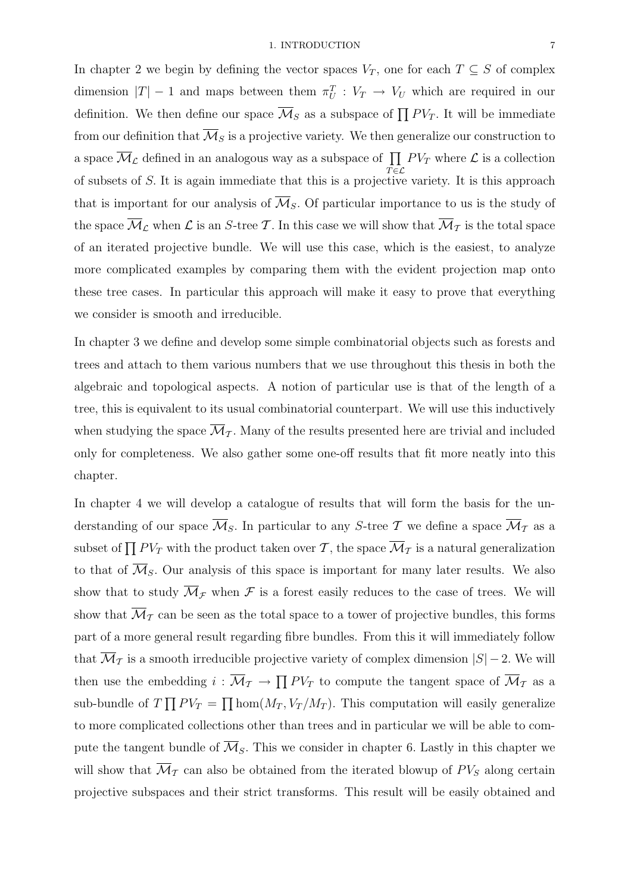In chapter 2 we begin by defining the vector spaces $V_T$, one for each $T \subseteq S$ of complex dimension $|T|-1$ and maps between them $\pi^T_U : V_T \to V_U$ which are required in our definition. We then define our space $\overline{\mathcal{M}}_S$ as a subspace of $\prod PV_T$. It will be immediate from our definition that $\overline{\mathcal{M}}_S$ is a projective variety. We then generalize our construction to a space $\overline{\mathcal{M}}_{\mathcal{L}}$ defined in an analogous way as a subspace of $\prod_{T \in \mathcal{L}} PV_T$ where $\mathcal{L}$ is a collection of subsets of $S$. It is again immediate that this is a projective variety. It is this approach that is important for our analysis of $\overline{\mathcal{M}}_S$. Of particular importance to us is the study of the space $\overline{\mathcal{M}}_{\mathcal{L}}$ when $\mathcal{L}$ is an $S$-tree $\mathcal{T}$. In this case we will show that $\overline{\mathcal{M}}_{\mathcal{T}}$ is the total space of an iterated projective bundle. We will use this case, which is the easiest, to analyze more complicated examples by comparing them with the evident projection map onto these tree cases. In particular this approach will make it easy to prove that everything we consider is smooth and irreducible.

In chapter 3 we define and develop some simple combinatorial objects such as forests and trees and attach to them various numbers that we use throughout this thesis in both the algebraic and topological aspects. A notion of particular use is that of the length of a tree, this is equivalent to its usual combinatorial counterpart. We will use this inductively when studying the space $\overline{\mathcal{M}}_{\mathcal{T}}$. Many of the results presented here are trivial and included only for completeness. We also gather some one-off results that fit more neatly into this chapter.

In chapter 4 we will develop a catalogue of results that will form the basis for the understanding of our space $\overline{\mathcal{M}}_S$. In particular to any $S$-tree $\mathcal{T}$ we define a space $\overline{\mathcal{M}}_{\mathcal{T}}$ as a subset of $\prod PV_T$ with the product taken over $\mathcal{T}$, the space $\overline{\mathcal{M}}_{\mathcal{T}}$ is a natural generalization to that of $\overline{\mathcal{M}}_S$. Our analysis of this space is important for many later results. We also show that to study $\overline{\mathcal{M}}_{\mathcal{F}}$ when $\mathcal{F}$ is a forest easily reduces to the case of trees. We will show that $\overline{\mathcal{M}}_{\mathcal{T}}$ can be seen as the total space to a tower of projective bundles, this forms part of a more general result regarding fibre bundles. From this it will immediately follow that $\overline{\mathcal{M}}_{\mathcal{T}}$ is a smooth irreducible projective variety of complex dimension $|S|-2$. We will then use the embedding $i : \overline{\mathcal{M}}_{\mathcal{T}} \to \prod PV_T$ to compute the tangent space of $\overline{\mathcal{M}}_{\mathcal{T}}$ as a sub-bundle of $T\prod PV_T = \prod \hom(M_T, V_T/M_T)$. This computation will easily generalize to more complicated collections other than trees and in particular we will be able to compute the tangent bundle of $\overline{\mathcal{M}}_S$. This we consider in chapter 6. Lastly in this chapter we will show that $\overline{\mathcal{M}}_{\mathcal{T}}$ can also be obtained from the iterated blowup of $PV_S$ along certain projective subspaces and their strict transforms. This result will be easily obtained and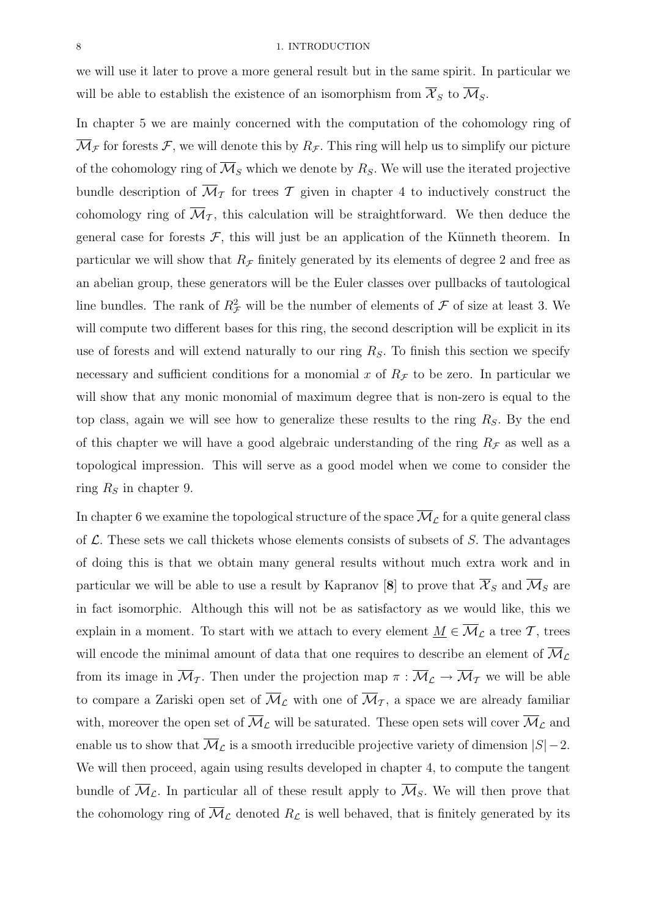we will use it later to prove a more general result but in the same spirit. In particular we will be able to establish the existence of an isomorphism from $\overline{\mathcal{X}}_S$ to $\overline{\mathcal{M}}_S$.

In chapter 5 we are mainly concerned with the computation of the cohomology ring of $\overline{\mathcal{M}}_{\mathcal{F}}$ for forests $\mathcal{F}$, we will denote this by $R_{\mathcal{F}}$. This ring will help us to simplify our picture of the cohomology ring of $\overline{\mathcal{M}}_S$ which we denote by $R_S$. We will use the iterated projective bundle description of $\overline{\mathcal{M}}_{\mathcal{T}}$ for trees $\mathcal{T}$ given in chapter 4 to inductively construct the cohomology ring of $\overline{\mathcal{M}}_{\mathcal{T}}$, this calculation will be straightforward. We then deduce the general case for forests $\mathcal{F}$, this will just be an application of the Künneth theorem. In particular we will show that $R_{\mathcal{F}}$ finitely generated by its elements of degree 2 and free as an abelian group, these generators will be the Euler classes over pullbacks of tautological line bundles. The rank of $R^2_{\mathcal{F}}$ will be the number of elements of $\mathcal{F}$ of size at least 3. We will compute two different bases for this ring, the second description will be explicit in its use of forests and will extend naturally to our ring $R_S$. To finish this section we specify necessary and sufficient conditions for a monomial $x$ of $R_{\mathcal{F}}$ to be zero. In particular we will show that any monic monomial of maximum degree that is non-zero is equal to the top class, again we will see how to generalize these results to the ring $R_S$. By the end of this chapter we will have a good algebraic understanding of the ring $R_{\mathcal{F}}$ as well as a topological impression. This will serve as a good model when we come to consider the ring $R_S$ in chapter 9.

In chapter 6 we examine the topological structure of the space $\overline{\mathcal{M}}_{\mathcal{L}}$ for a quite general class of $\mathcal{L}$. These sets we call thickets whose elements consists of subsets of $S$. The advantages of doing this is that we obtain many general results without much extra work and in particular we will be able to use a result by Kapranov [**8**] to prove that $\overline{\mathcal{X}}_S$ and $\overline{\mathcal{M}}_S$ are in fact isomorphic. Although this will not be as satisfactory as we would like, this we explain in a moment. To start with we attach to every element $\underline{M} \in \overline{\mathcal{M}}_{\mathcal{L}}$ a tree $\mathcal{T}$, trees will encode the minimal amount of data that one requires to describe an element of $\overline{\mathcal{M}}_{\mathcal{L}}$ from its image in $\overline{\mathcal{M}}_{\mathcal{T}}$. Then under the projection map $\pi : \overline{\mathcal{M}}_{\mathcal{L}} \to \overline{\mathcal{M}}_{\mathcal{T}}$ we will be able to compare a Zariski open set of $\overline{\mathcal{M}}_{\mathcal{L}}$ with one of $\overline{\mathcal{M}}_{\mathcal{T}}$, a space we are already familiar with, moreover the open set of $\overline{\mathcal{M}}_{\mathcal{L}}$ will be saturated. These open sets will cover $\overline{\mathcal{M}}_{\mathcal{L}}$ and enable us to show that $\overline{\mathcal{M}}_{\mathcal{L}}$ is a smooth irreducible projective variety of dimension $|S|-2$. We will then proceed, again using results developed in chapter 4, to compute the tangent bundle of $\overline{\mathcal{M}}_{\mathcal{L}}$. In particular all of these result apply to $\overline{\mathcal{M}}_S$. We will then prove that the cohomology ring of $\overline{\mathcal{M}}_{\mathcal{L}}$ denoted $R_{\mathcal{L}}$ is well behaved, that is finitely generated by its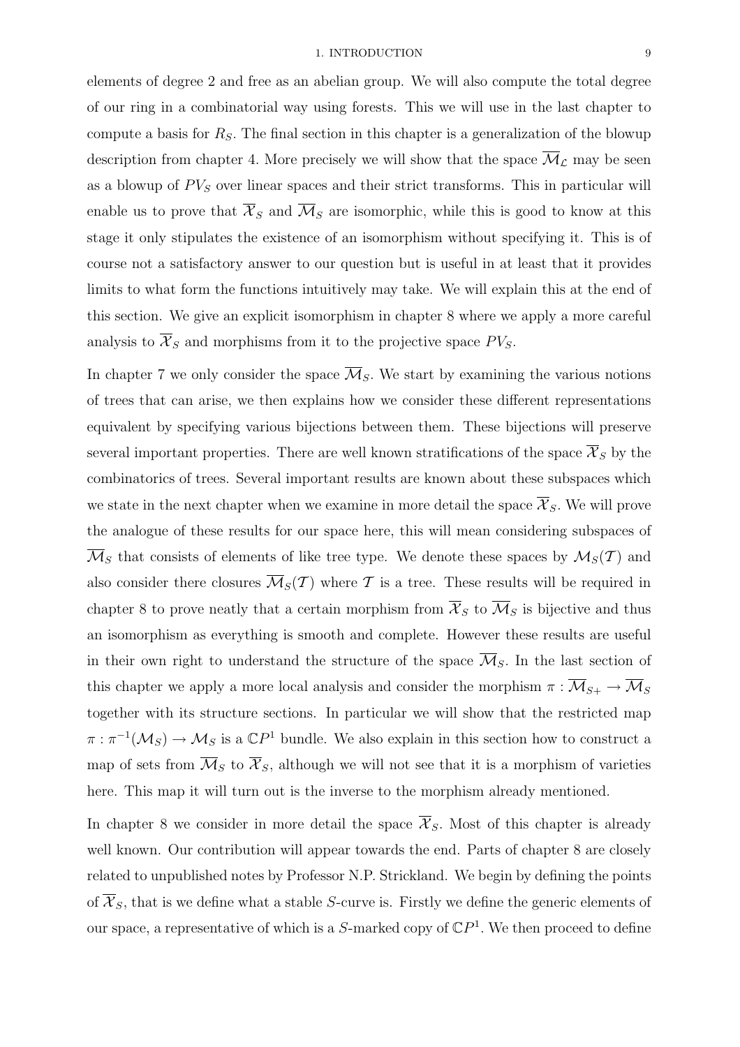elements of degree 2 and free as an abelian group. We will also compute the total degree of our ring in a combinatorial way using forests. This we will use in the last chapter to compute a basis for $R_S$. The final section in this chapter is a generalization of the blowup description from chapter 4. More precisely we will show that the space $\overline{\mathcal{M}}_{\mathcal{L}}$ may be seen as a blowup of $PV_S$ over linear spaces and their strict transforms. This in particular will enable us to prove that $\overline{\mathcal{X}}_S$ and $\overline{\mathcal{M}}_S$ are isomorphic, while this is good to know at this stage it only stipulates the existence of an isomorphism without specifying it. This is of course not a satisfactory answer to our question but is useful in at least that it provides limits to what form the functions intuitively may take. We will explain this at the end of this section. We give an explicit isomorphism in chapter 8 where we apply a more careful analysis to $\overline{\mathcal{X}}_S$ and morphisms from it to the projective space $PV_S$.

In chapter 7 we only consider the space $\overline{\mathcal{M}}_S$. We start by examining the various notions of trees that can arise, we then explains how we consider these different representations equivalent by specifying various bijections between them. These bijections will preserve several important properties. There are well known stratifications of the space $\overline{\mathcal{X}}_S$ by the combinatorics of trees. Several important results are known about these subspaces which we state in the next chapter when we examine in more detail the space $\overline{\mathcal{X}}_S$. We will prove the analogue of these results for our space here, this will mean considering subspaces of $\overline{\mathcal{M}}_S$ that consists of elements of like tree type. We denote these spaces by $\mathcal{M}_S(\mathcal{T})$ and also consider there closures $\overline{\mathcal{M}}_S(\mathcal{T})$ where $\mathcal{T}$ is a tree. These results will be required in chapter 8 to prove neatly that a certain morphism from $\overline{\mathcal{X}}_S$ to $\overline{\mathcal{M}}_S$ is bijective and thus an isomorphism as everything is smooth and complete. However these results are useful in their own right to understand the structure of the space $\overline{\mathcal{M}}_S$. In the last section of this chapter we apply a more local analysis and consider the morphism $\pi : \overline{\mathcal{M}}_{S+} \to \overline{\mathcal{M}}_S$ together with its structure sections. In particular we will show that the restricted map $\pi : \pi^{-1}(\mathcal{M}_S) \to \mathcal{M}_S$ is a $\mathbb{C}P^1$ bundle. We also explain in this section how to construct a map of sets from $\overline{\mathcal{M}}_S$ to $\overline{\mathcal{X}}_S$, although we will not see that it is a morphism of varieties here. This map it will turn out is the inverse to the morphism already mentioned.

In chapter 8 we consider in more detail the space $\overline{\mathcal{X}}_S$. Most of this chapter is already well known. Our contribution will appear towards the end. Parts of chapter 8 are closely related to unpublished notes by Professor N.P. Strickland. We begin by defining the points of $\overline{\mathcal{X}}_S$, that is we define what a stable $S$-curve is. Firstly we define the generic elements of our space, a representative of which is a $S$-marked copy of $\mathbb{C}P^1$. We then proceed to define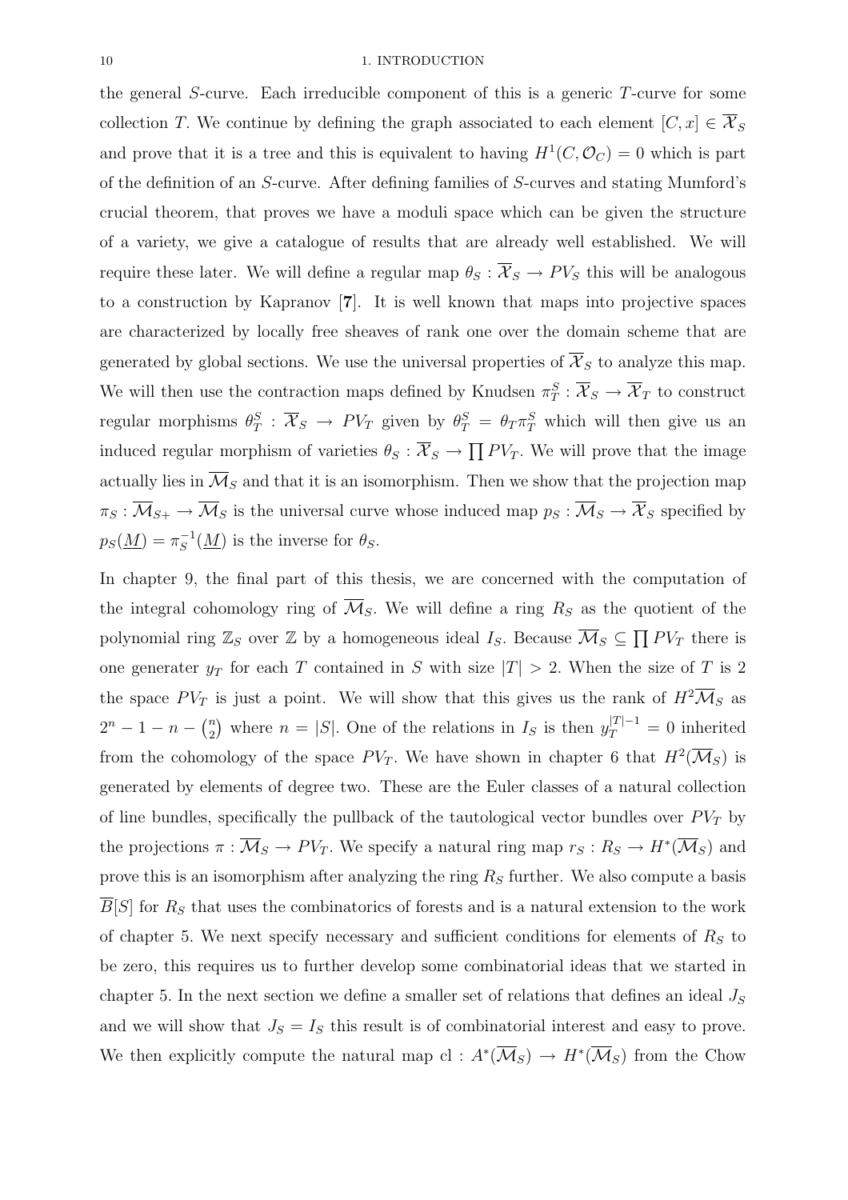the general $S$-curve. Each irreducible component of this is a generic $T$-curve for some collection $T$. We continue by defining the graph associated to each element $[C, x] \in \overline{\mathcal{X}}_S$ and prove that it is a tree and this is equivalent to having $H^1(C, \mathcal{O}_C) = 0$ which is part of the definition of an $S$-curve. After defining families of $S$-curves and stating Mumford's crucial theorem, that proves we have a moduli space which can be given the structure of a variety, we give a catalogue of results that are already well established. We will require these later. We will define a regular map $\theta_S : \overline{\mathcal{X}}_S \to PV_S$ this will be analogous to a construction by Kapranov [**7**]. It is well known that maps into projective spaces are characterized by locally free sheaves of rank one over the domain scheme that are generated by global sections. We use the universal properties of $\overline{\mathcal{X}}_S$ to analyze this map. We will then use the contraction maps defined by Knudsen $\pi^S_T : \overline{\mathcal{X}}_S \to \overline{\mathcal{X}}_T$ to construct regular morphisms $\theta^S_T : \overline{\mathcal{X}}_S \to PV_T$ given by $\theta^S_T = \theta_T \pi^S_T$ which will then give us an induced regular morphism of varieties $\theta_S : \overline{\mathcal{X}}_S \to \prod PV_T$. We will prove that the image actually lies in $\overline{\mathcal{M}}_S$ and that it is an isomorphism. Then we show that the projection map $\pi_S : \overline{\mathcal{M}}_{S+} \to \overline{\mathcal{M}}_S$ is the universal curve whose induced map $p_S : \overline{\mathcal{M}}_S \to \overline{\mathcal{X}}_S$ specified by $p_S(\underline{M}) = \pi_S^{-1}(\underline{M})$ is the inverse for $\theta_S$.

In chapter 9, the final part of this thesis, we are concerned with the computation of the integral cohomology ring of $\overline{\mathcal{M}}_S$. We will define a ring $R_S$ as the quotient of the polynomial ring $\mathbb{Z}_S$ over $\mathbb{Z}$ by a homogeneous ideal $I_S$. Because $\overline{\mathcal{M}}_S \subseteq \prod PV_T$ there is one generator $y_T$ for each $T$ contained in $S$ with size $|T| > 2$. When the size of $T$ is 2 the space $PV_T$ is just a point. We will show that this gives us the rank of $H^2\overline{\mathcal{M}}_S$ as $2^n - 1 - n - \binom{n}{2}$ where $n = |S|$. One of the relations in $I_S$ is then $y_T^{|T|-1} = 0$ inherited from the cohomology of the space $PV_T$. We have shown in chapter 6 that $H^2(\overline{\mathcal{M}}_S)$ is generated by elements of degree two. These are the Euler classes of a natural collection of line bundles, specifically the pullback of the tautological vector bundles over $PV_T$ by the projections $\pi : \overline{\mathcal{M}}_S \to PV_T$. We specify a natural ring map $r_S : R_S \to H^*(\overline{\mathcal{M}}_S)$ and prove this is an isomorphism after analyzing the ring $R_S$ further. We also compute a basis $\overline{B}[S]$ for $R_S$ that uses the combinatorics of forests and is a natural extension to the work of chapter 5. We next specify necessary and sufficient conditions for elements of $R_S$ to be zero, this requires us to further develop some combinatorial ideas that we started in chapter 5. In the next section we define a smaller set of relations that defines an ideal $J_S$ and we will show that $J_S = I_S$ this result is of combinatorial interest and easy to prove. We then explicitly compute the natural map $\mathrm{cl} : A^*(\overline{\mathcal{M}}_S) \to H^*(\overline{\mathcal{M}}_S)$ from the Chow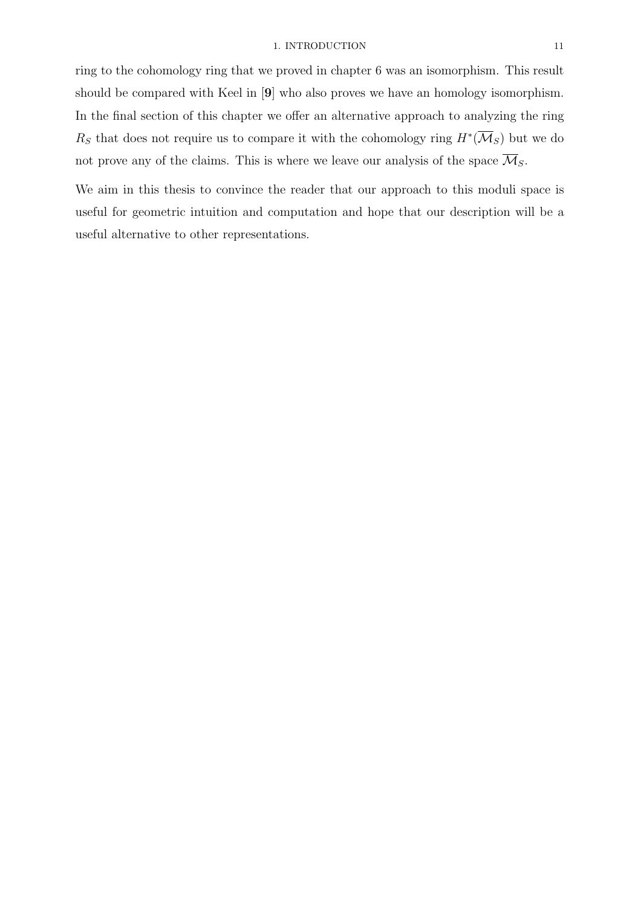ring to the cohomology ring that we proved in chapter 6 was an isomorphism. This result should be compared with Keel in [**9**] who also proves we have an homology isomorphism. In the final section of this chapter we offer an alternative approach to analyzing the ring $R_S$ that does not require us to compare it with the cohomology ring $H^*(\overline{\mathcal{M}}_S)$ but we do not prove any of the claims. This is where we leave our analysis of the space $\overline{\mathcal{M}}_S$.

We aim in this thesis to convince the reader that our approach to this moduli space is useful for geometric intuition and computation and hope that our description will be a useful alternative to other representations.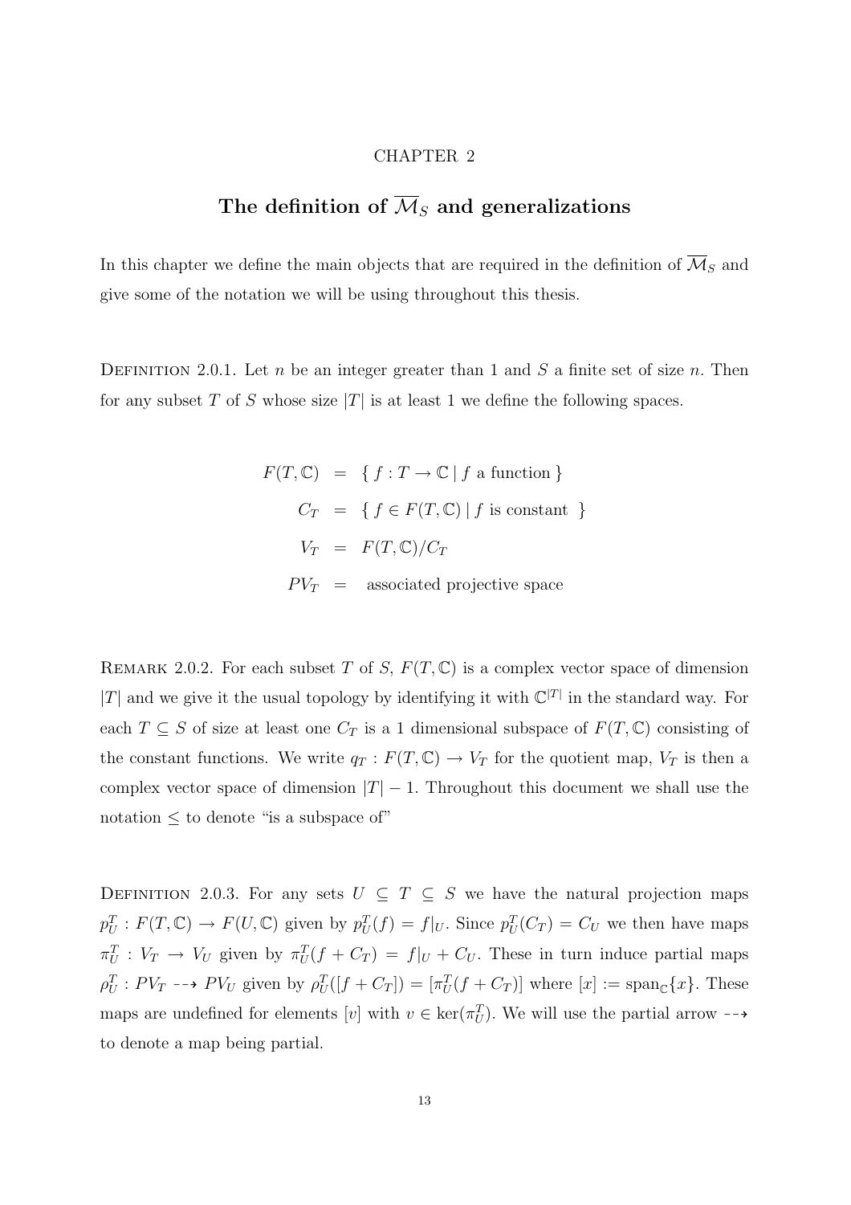# CHAPTER 2

## The definition of $\overline{\mathcal{M}}_S$ and generalizations

In this chapter we define the main objects that are required in the definition of $\overline{\mathcal{M}}_S$ and give some of the notation we will be using throughout this thesis.

DEFINITION 2.0.1. Let $n$ be an integer greater than 1 and $S$ a finite set of size $n$. Then for any subset $T$ of $S$ whose size $|T|$ is at least 1 we define the following spaces.

$$
\begin{aligned}
F(T,\mathbb{C}) &= \{ f : T \to \mathbb{C} \mid f \text{ a function} \} \\
C_T &= \{ f \in F(T,\mathbb{C}) \mid f \text{ is constant } \} \\
V_T &= F(T,\mathbb{C})/C_T \\
PV_T &= \text{ associated projective space}
\end{aligned}
$$

REMARK 2.0.2. For each subset $T$ of $S$, $F(T,\mathbb{C})$ is a complex vector space of dimension $|T|$ and we give it the usual topology by identifying it with $\mathbb{C}^{|T|}$ in the standard way. For each $T \subseteq S$ of size at least one $C_T$ is a 1 dimensional subspace of $F(T,\mathbb{C})$ consisting of the constant functions. We write $q_T : F(T,\mathbb{C}) \to V_T$ for the quotient map, $V_T$ is then a complex vector space of dimension $|T| - 1$. Throughout this document we shall use the notation $\leq$ to denote "is a subspace of"

DEFINITION 2.0.3. For any sets $U \subseteq T \subseteq S$ we have the natural projection maps $p^T_U : F(T,\mathbb{C}) \to F(U,\mathbb{C})$ given by $p^T_U(f) = f|_U$. Since $p^T_U(C_T) = C_U$ we then have maps $\pi^T_U : V_T \to V_U$ given by $\pi^T_U(f + C_T) = f|_U + C_U$. These in turn induce partial maps $\rho^T_U : PV_T \dashrightarrow PV_U$ given by $\rho^T_U([f + C_T]) = [\pi^T_U(f + C_T)]$ where $[x] := \text{span}_{\mathbb{C}}\{x\}$. These maps are undefined for elements $[v]$ with $v \in \ker(\pi^T_U)$. We will use the partial arrow $\dashrightarrow$ to denote a map being partial.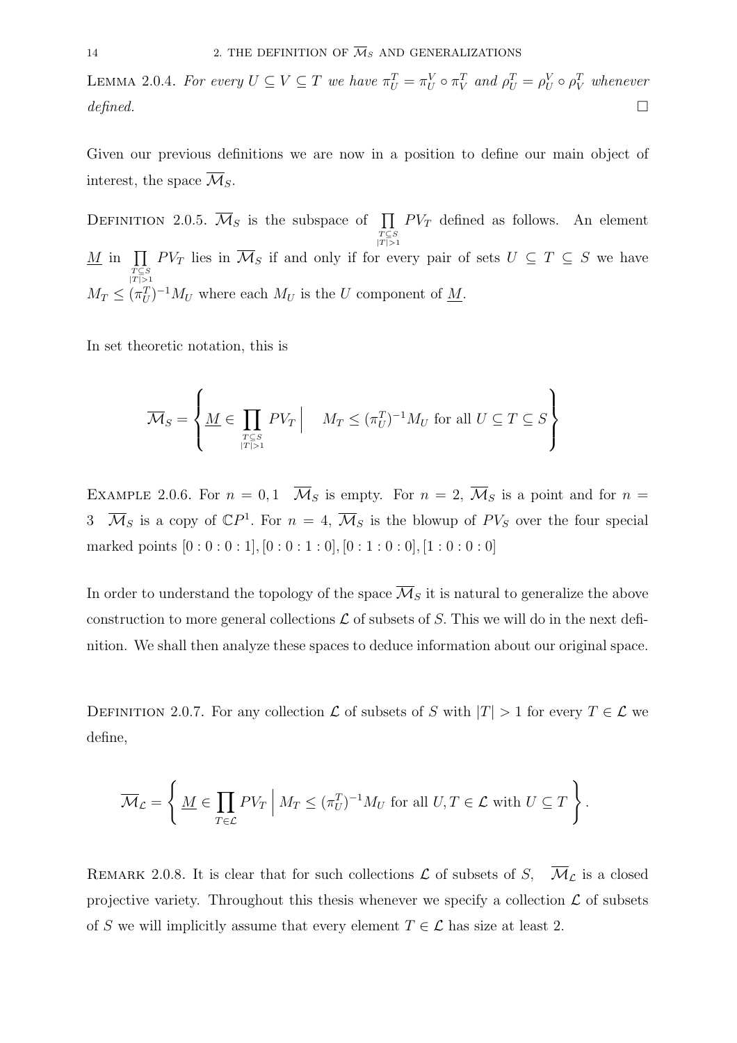LEMMA 2.0.4. *For every $U \subseteq V \subseteq T$ we have $\pi_U^T = \pi_U^V \circ \pi_V^T$ and $\rho_U^T = \rho_U^V \circ \rho_V^T$ whenever defined.* □

Given our previous definitions we are now in a position to define our main object of interest, the space $\overline{\mathcal{M}}_S$.

DEFINITION 2.0.5. $\overline{\mathcal{M}}_S$ is the subspace of $\prod_{\substack{T\subseteq S\\|T|>1}} PV_T$ defined as follows. An element $\underline{M}$ in $\prod_{\substack{T\subseteq S\\|T|>1}} PV_T$ lies in $\overline{\mathcal{M}}_S$ if and only if for every pair of sets $U \subseteq T \subseteq S$ we have $M_T \leq (\pi_U^T)^{-1} M_U$ where each $M_U$ is the $U$ component of $\underline{M}$.

In set theoretic notation, this is

$$\overline{\mathcal{M}}_S = \left\{ \underline{M} \in \prod_{\substack{T\subseteq S\\|T|>1}} PV_T \;\middle|\; M_T \leq (\pi_U^T)^{-1} M_U \text{ for all } U \subseteq T \subseteq S \right\}$$

EXAMPLE 2.0.6. For $n = 0, 1$ $\overline{\mathcal{M}}_S$ is empty. For $n = 2$, $\overline{\mathcal{M}}_S$ is a point and for $n = 3$ $\overline{\mathcal{M}}_S$ is a copy of $\mathbb{C}P^1$. For $n = 4$, $\overline{\mathcal{M}}_S$ is the blowup of $PV_S$ over the four special marked points $[0:0:0:1], [0:0:1:0], [0:1:0:0], [1:0:0:0]$

In order to understand the topology of the space $\overline{\mathcal{M}}_S$ it is natural to generalize the above construction to more general collections $\mathcal{L}$ of subsets of $S$. This we will do in the next definition. We shall then analyze these spaces to deduce information about our original space.

DEFINITION 2.0.7. For any collection $\mathcal{L}$ of subsets of $S$ with $|T| > 1$ for every $T \in \mathcal{L}$ we define,

$$\overline{\mathcal{M}}_{\mathcal{L}} = \left\{ \underline{M} \in \prod_{T\in\mathcal{L}} PV_T \;\middle|\; M_T \leq (\pi_U^T)^{-1} M_U \text{ for all } U, T \in \mathcal{L} \text{ with } U \subseteq T \right\}.$$

REMARK 2.0.8. It is clear that for such collections $\mathcal{L}$ of subsets of $S$, $\overline{\mathcal{M}}_{\mathcal{L}}$ is a closed projective variety. Throughout this thesis whenever we specify a collection $\mathcal{L}$ of subsets of $S$ we will implicitly assume that every element $T \in \mathcal{L}$ has size at least 2.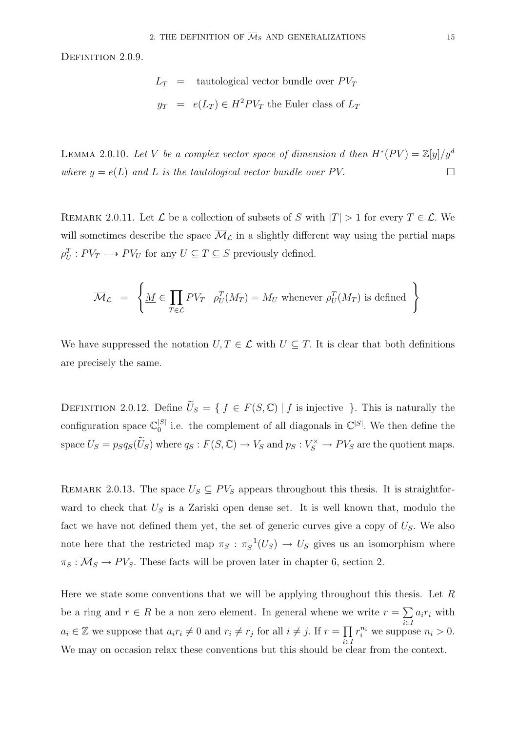Definition 2.0.9.

$$
\begin{aligned}
L_T &= \text{ tautological vector bundle over } PV_T \\
y_T &= e(L_T) \in H^2 PV_T \text{ the Euler class of } L_T
\end{aligned}
$$

Lemma 2.0.10. *Let $V$ be a complex vector space of dimension $d$ then $H^*(PV) = \mathbb{Z}[y]/y^d$ where $y = e(L)$ and $L$ is the tautological vector bundle over $PV$.* □

Remark 2.0.11. Let $\mathcal{L}$ be a collection of subsets of $S$ with $|T| > 1$ for every $T \in \mathcal{L}$. We will sometimes describe the space $\overline{\mathcal{M}}_{\mathcal{L}}$ in a slightly different way using the partial maps $\rho^T_U : PV_T \dashrightarrow PV_U$ for any $U \subseteq T \subseteq S$ previously defined.

$$
\overline{\mathcal{M}}_{\mathcal{L}} = \left\{ \underline{M} \in \prod_{T \in \mathcal{L}} PV_T \;\middle|\; \rho^T_U(M_T) = M_U \text{ whenever } \rho^T_U(M_T) \text{ is defined } \right\}
$$

We have suppressed the notation $U, T \in \mathcal{L}$ with $U \subseteq T$. It is clear that both definitions are precisely the same.

Definition 2.0.12. Define $\widetilde{U}_S = \{\ f \in F(S, \mathbb{C}) \mid f \text{ is injective } \}$. This is naturally the configuration space $\mathbb{C}^{|S|}_0$ i.e. the complement of all diagonals in $\mathbb{C}^{|S|}$. We then define the space $U_S = p_S q_S(\widetilde{U}_S)$ where $q_S : F(S, \mathbb{C}) \to V_S$ and $p_S : V_S^\times \to PV_S$ are the quotient maps.

Remark 2.0.13. The space $U_S \subseteq PV_S$ appears throughout this thesis. It is straightforward to check that $U_S$ is a Zariski open dense set. It is well known that, modulo the fact we have not defined them yet, the set of generic curves give a copy of $U_S$. We also note here that the restricted map $\pi_S : \pi_S^{-1}(U_S) \to U_S$ gives us an isomorphism where $\pi_S : \overline{\mathcal{M}}_S \to PV_S$. These facts will be proven later in chapter 6, section 2.

Here we state some conventions that we will be applying throughout this thesis. Let $R$ be a ring and $r \in R$ be a non zero element. In general whene we write $r = \sum_{i \in I} a_i r_i$ with $a_i \in \mathbb{Z}$ we suppose that $a_i r_i \neq 0$ and $r_i \neq r_j$ for all $i \neq j$. If $r = \prod_{i \in I} r_i^{n_i}$ we suppose $n_i > 0$. We may on occasion relax these conventions but this should be clear from the context.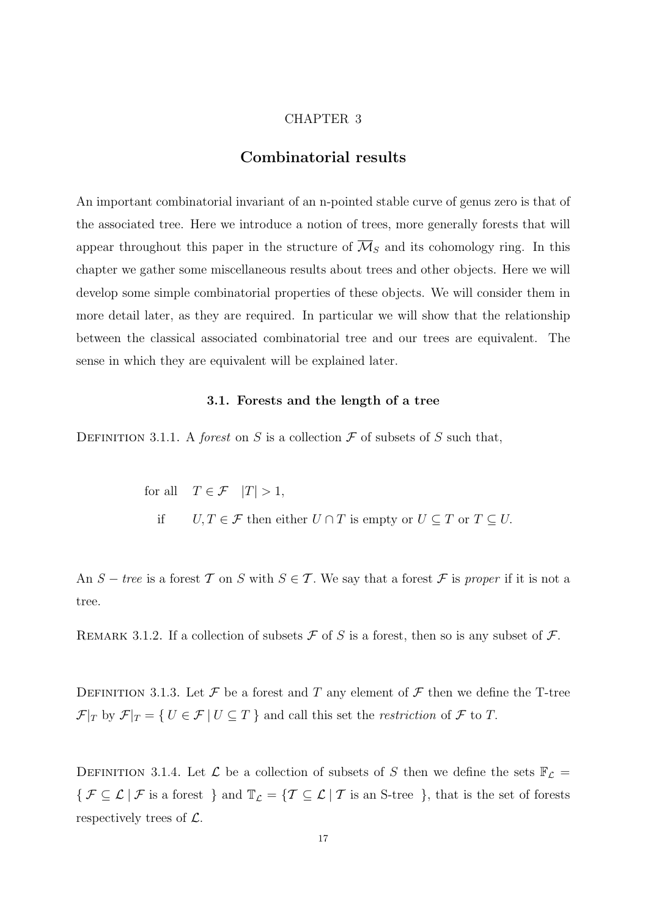CHAPTER 3

# Combinatorial results

An important combinatorial invariant of an n-pointed stable curve of genus zero is that of the associated tree. Here we introduce a notion of trees, more generally forests that will appear throughout this paper in the structure of $\overline{\mathcal{M}}_S$ and its cohomology ring. In this chapter we gather some miscellaneous results about trees and other objects. Here we will develop some simple combinatorial properties of these objects. We will consider them in more detail later, as they are required. In particular we will show that the relationship between the classical associated combinatorial tree and our trees are equivalent. The sense in which they are equivalent will be explained later.

## 3.1. Forests and the length of a tree

DEFINITION 3.1.1. A *forest* on $S$ is a collection $\mathcal{F}$ of subsets of $S$ such that,

$$\text{for all} \quad T \in \mathcal{F} \quad |T| > 1,$$
$$\text{if} \quad U, T \in \mathcal{F} \text{ then either } U \cap T \text{ is empty or } U \subseteq T \text{ or } T \subseteq U.$$

An $S-$ *tree* is a forest $\mathcal{T}$ on $S$ with $S \in \mathcal{T}$. We say that a forest $\mathcal{F}$ is *proper* if it is not a tree.

REMARK 3.1.2. If a collection of subsets $\mathcal{F}$ of $S$ is a forest, then so is any subset of $\mathcal{F}$.

DEFINITION 3.1.3. Let $\mathcal{F}$ be a forest and $T$ any element of $\mathcal{F}$ then we define the T-tree $\mathcal{F}|_T$ by $\mathcal{F}|_T = \{ U \in \mathcal{F} \mid U \subseteq T \}$ and call this set the *restriction* of $\mathcal{F}$ to $T$.

DEFINITION 3.1.4. Let $\mathcal{L}$ be a collection of subsets of $S$ then we define the sets $\mathbb{F}_{\mathcal{L}} = \{ \mathcal{F} \subseteq \mathcal{L} \mid \mathcal{F} \text{ is a forest } \}$ and $\mathbb{T}_{\mathcal{L}} = \{ \mathcal{T} \subseteq \mathcal{L} \mid \mathcal{T} \text{ is an S-tree } \}$, that is the set of forests respectively trees of $\mathcal{L}$.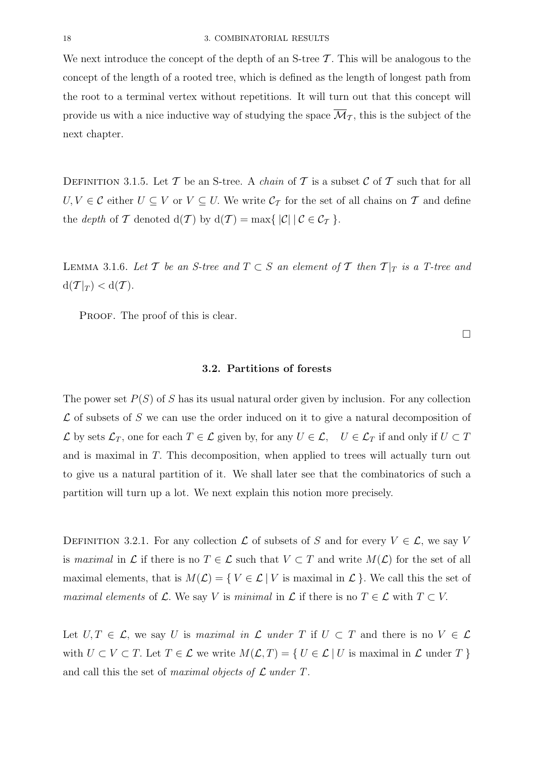We next introduce the concept of the depth of an S-tree $\mathcal{T}$. This will be analogous to the concept of the length of a rooted tree, which is defined as the length of longest path from the root to a terminal vertex without repetitions. It will turn out that this concept will provide us with a nice inductive way of studying the space $\overline{\mathcal{M}}_{\mathcal{T}}$, this is the subject of the next chapter.

Definition 3.1.5. Let $\mathcal{T}$ be an S-tree. A *chain* of $\mathcal{T}$ is a subset $\mathcal{C}$ of $\mathcal{T}$ such that for all $U, V \in \mathcal{C}$ either $U \subseteq V$ or $V \subseteq U$. We write $\mathcal{C}_{\mathcal{T}}$ for the set of all chains on $\mathcal{T}$ and define the *depth* of $\mathcal{T}$ denoted $\mathrm{d}(\mathcal{T})$ by $\mathrm{d}(\mathcal{T}) = \max\{\, |\mathcal{C}| \mid \mathcal{C} \in \mathcal{C}_{\mathcal{T}} \,\}$.

Lemma 3.1.6. *Let $\mathcal{T}$ be an S-tree and $T \subset S$ an element of $\mathcal{T}$ then $\mathcal{T}|_T$ is a T-tree and $\mathrm{d}(\mathcal{T}|_T) < \mathrm{d}(\mathcal{T})$.*

Proof. The proof of this is clear.

□

### 3.2. Partitions of forests

The power set $P(S)$ of $S$ has its usual natural order given by inclusion. For any collection $\mathcal{L}$ of subsets of $S$ we can use the order induced on it to give a natural decomposition of $\mathcal{L}$ by sets $\mathcal{L}_T$, one for each $T \in \mathcal{L}$ given by, for any $U \in \mathcal{L}$, $\quad U \in \mathcal{L}_T$ if and only if $U \subset T$ and is maximal in $T$. This decomposition, when applied to trees will actually turn out to give us a natural partition of it. We shall later see that the combinatorics of such a partition will turn up a lot. We next explain this notion more precisely.

Definition 3.2.1. For any collection $\mathcal{L}$ of subsets of $S$ and for every $V \in \mathcal{L}$, we say $V$ is *maximal* in $\mathcal{L}$ if there is no $T \in \mathcal{L}$ such that $V \subset T$ and write $M(\mathcal{L})$ for the set of all maximal elements, that is $M(\mathcal{L}) = \{\, V \in \mathcal{L} \mid V \text{ is maximal in } \mathcal{L} \,\}$. We call this the set of *maximal elements* of $\mathcal{L}$. We say $V$ is *minimal* in $\mathcal{L}$ if there is no $T \in \mathcal{L}$ with $T \subset V$.

Let $U, T \in \mathcal{L}$, we say $U$ is *maximal in $\mathcal{L}$ under $T$* if $U \subset T$ and there is no $V \in \mathcal{L}$ with $U \subset V \subset T$. Let $T \in \mathcal{L}$ we write $M(\mathcal{L}, T) = \{\, U \in \mathcal{L} \mid U \text{ is maximal in } \mathcal{L} \text{ under } T \,\}$ and call this the set of *maximal objects of $\mathcal{L}$ under $T$*.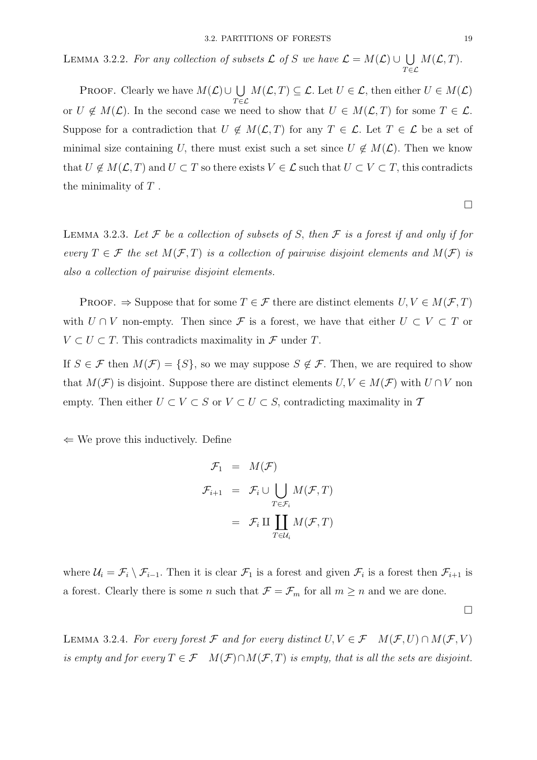LEMMA 3.2.2. *For any collection of subsets $\mathcal{L}$ of $S$ we have $\mathcal{L} = M(\mathcal{L}) \cup \bigcup_{T \in \mathcal{L}} M(\mathcal{L}, T)$.*

PROOF. Clearly we have $M(\mathcal{L}) \cup \bigcup_{T \in \mathcal{L}} M(\mathcal{L}, T) \subseteq \mathcal{L}$. Let $U \in \mathcal{L}$, then either $U \in M(\mathcal{L})$ or $U \notin M(\mathcal{L})$. In the second case we need to show that $U \in M(\mathcal{L}, T)$ for some $T \in \mathcal{L}$. Suppose for a contradiction that $U \notin M(\mathcal{L}, T)$ for any $T \in \mathcal{L}$. Let $T \in \mathcal{L}$ be a set of minimal size containing $U$, there must exist such a set since $U \notin M(\mathcal{L})$. Then we know that $U \notin M(\mathcal{L}, T)$ and $U \subset T$ so there exists $V \in \mathcal{L}$ such that $U \subset V \subset T$, this contradicts the minimality of $T$ .

□

LEMMA 3.2.3. *Let $\mathcal{F}$ be a collection of subsets of $S$, then $\mathcal{F}$ is a forest if and only if for every $T \in \mathcal{F}$ the set $M(\mathcal{F}, T)$ is a collection of pairwise disjoint elements and $M(\mathcal{F})$ is also a collection of pairwise disjoint elements.*

PROOF. $\Rightarrow$ Suppose that for some $T \in \mathcal{F}$ there are distinct elements $U, V \in M(\mathcal{F}, T)$ with $U \cap V$ non-empty. Then since $\mathcal{F}$ is a forest, we have that either $U \subset V \subset T$ or $V \subset U \subset T$. This contradicts maximality in $\mathcal{F}$ under $T$.

If $S \in \mathcal{F}$ then $M(\mathcal{F}) = \{S\}$, so we may suppose $S \notin \mathcal{F}$. Then, we are required to show that $M(\mathcal{F})$ is disjoint. Suppose there are distinct elements $U, V \in M(\mathcal{F})$ with $U \cap V$ non empty. Then either $U \subset V \subset S$ or $V \subset U \subset S$, contradicting maximality in $\mathcal{T}$

$\Leftarrow$ We prove this inductively. Define

$$
\begin{aligned}
\mathcal{F}_1 &= M(\mathcal{F}) \\
\mathcal{F}_{i+1} &= \mathcal{F}_i \cup \bigcup_{T \in \mathcal{F}_i} M(\mathcal{F}, T) \\
&= \mathcal{F}_i \amalg \coprod_{T \in \mathcal{U}_i} M(\mathcal{F}, T)
\end{aligned}
$$

where $\mathcal{U}_i = \mathcal{F}_i \setminus \mathcal{F}_{i-1}$. Then it is clear $\mathcal{F}_1$ is a forest and given $\mathcal{F}_i$ is a forest then $\mathcal{F}_{i+1}$ is a forest. Clearly there is some $n$ such that $\mathcal{F} = \mathcal{F}_m$ for all $m \geq n$ and we are done.

□

LEMMA 3.2.4. *For every forest $\mathcal{F}$ and for every distinct $U, V \in \mathcal{F}$ $\quad M(\mathcal{F}, U) \cap M(\mathcal{F}, V)$ is empty and for every $T \in \mathcal{F}$ $\quad M(\mathcal{F}) \cap M(\mathcal{F}, T)$ is empty, that is all the sets are disjoint.*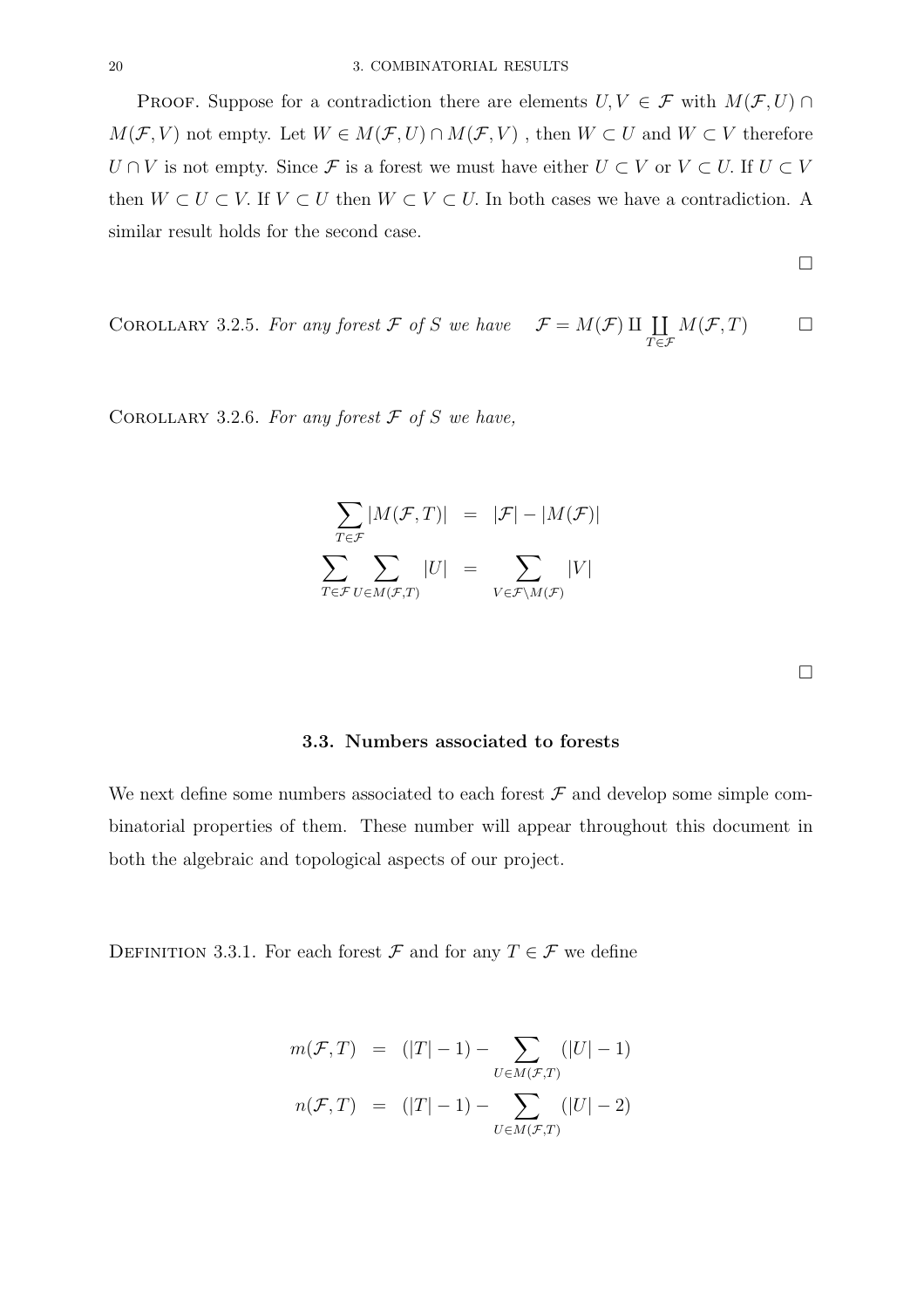PROOF. Suppose for a contradiction there are elements $U, V \in \mathcal{F}$ with $M(\mathcal{F}, U) \cap M(\mathcal{F}, V)$ not empty. Let $W \in M(\mathcal{F}, U) \cap M(\mathcal{F}, V)$ , then $W \subset U$ and $W \subset V$ therefore $U \cap V$ is not empty. Since $\mathcal{F}$ is a forest we must have either $U \subset V$ or $V \subset U$. If $U \subset V$ then $W \subset U \subset V$. If $V \subset U$ then $W \subset V \subset U$. In both cases we have a contradiction. A similar result holds for the second case.

□

COROLLARY 3.2.5. *For any forest $\mathcal{F}$ of $S$ we have* $\quad \mathcal{F} = M(\mathcal{F}) \amalg \coprod_{T \in \mathcal{F}} M(\mathcal{F}, T)$ □

COROLLARY 3.2.6. *For any forest $\mathcal{F}$ of $S$ we have,*

$$
\begin{aligned}
\sum_{T \in \mathcal{F}} |M(\mathcal{F}, T)| &= |\mathcal{F}| - |M(\mathcal{F})| \\
\sum_{T \in \mathcal{F}} \sum_{U \in M(\mathcal{F}, T)} |U| &= \sum_{V \in \mathcal{F} \setminus M(\mathcal{F})} |V|
\end{aligned}
$$

□

### 3.3. Numbers associated to forests

We next define some numbers associated to each forest $\mathcal{F}$ and develop some simple combinatorial properties of them. These number will appear throughout this document in both the algebraic and topological aspects of our project.

DEFINITION 3.3.1. For each forest $\mathcal{F}$ and for any $T \in \mathcal{F}$ we define

$$
\begin{aligned}
m(\mathcal{F}, T) &= (|T| - 1) - \sum_{U \in M(\mathcal{F}, T)} (|U| - 1) \\
n(\mathcal{F}, T) &= (|T| - 1) - \sum_{U \in M(\mathcal{F}, T)} (|U| - 2)
\end{aligned}
$$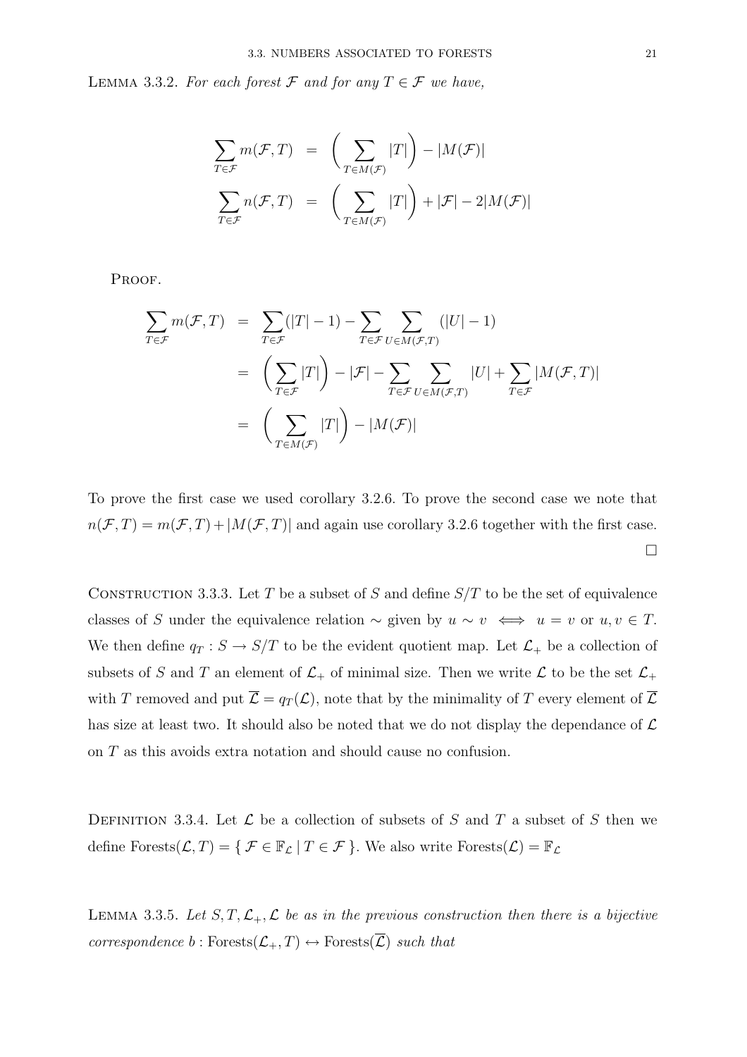LEMMA 3.3.2. *For each forest $\mathcal{F}$ and for any $T \in \mathcal{F}$ we have,*

$$
\begin{aligned}
\sum_{T \in \mathcal{F}} m(\mathcal{F}, T) &= \left( \sum_{T \in M(\mathcal{F})} |T| \right) - |M(\mathcal{F})| \\
\sum_{T \in \mathcal{F}} n(\mathcal{F}, T) &= \left( \sum_{T \in M(\mathcal{F})} |T| \right) + |\mathcal{F}| - 2|M(\mathcal{F})|
\end{aligned}
$$

PROOF.

$$
\begin{aligned}
\sum_{T \in \mathcal{F}} m(\mathcal{F}, T) &= \sum_{T \in \mathcal{F}} (|T| - 1) - \sum_{T \in \mathcal{F}} \sum_{U \in M(\mathcal{F}, T)} (|U| - 1) \\
&= \left( \sum_{T \in \mathcal{F}} |T| \right) - |\mathcal{F}| - \sum_{T \in \mathcal{F}} \sum_{U \in M(\mathcal{F}, T)} |U| + \sum_{T \in \mathcal{F}} |M(\mathcal{F}, T)| \\
&= \left( \sum_{T \in M(\mathcal{F})} |T| \right) - |M(\mathcal{F})|
\end{aligned}
$$

To prove the first case we used corollary 3.2.6. To prove the second case we note that $n(\mathcal{F}, T) = m(\mathcal{F}, T) + |M(\mathcal{F}, T)|$ and again use corollary 3.2.6 together with the first case. $\square$

CONSTRUCTION 3.3.3. Let $T$ be a subset of $S$ and define $S/T$ to be the set of equivalence classes of $S$ under the equivalence relation $\sim$ given by $u \sim v \iff u = v$ or $u, v \in T$. We then define $q_T : S \to S/T$ to be the evident quotient map. Let $\mathcal{L}_+$ be a collection of subsets of $S$ and $T$ an element of $\mathcal{L}_+$ of minimal size. Then we write $\mathcal{L}$ to be the set $\mathcal{L}_+$ with $T$ removed and put $\overline{\mathcal{L}} = q_T(\mathcal{L})$, note that by the minimality of $T$ every element of $\overline{\mathcal{L}}$ has size at least two. It should also be noted that we do not display the dependance of $\mathcal{L}$ on $T$ as this avoids extra notation and should cause no confusion.

DEFINITION 3.3.4. Let $\mathcal{L}$ be a collection of subsets of $S$ and $T$ a subset of $S$ then we define $\text{Forests}(\mathcal{L}, T) = \{ \mathcal{F} \in \mathbb{F}_{\mathcal{L}} \mid T \in \mathcal{F} \}$. We also write $\text{Forests}(\mathcal{L}) = \mathbb{F}_{\mathcal{L}}$

LEMMA 3.3.5. *Let $S, T, \mathcal{L}_+, \mathcal{L}$ be as in the previous construction then there is a bijective correspondence $b : \text{Forests}(\mathcal{L}_+, T) \leftrightarrow \text{Forests}(\overline{\mathcal{L}})$ such that*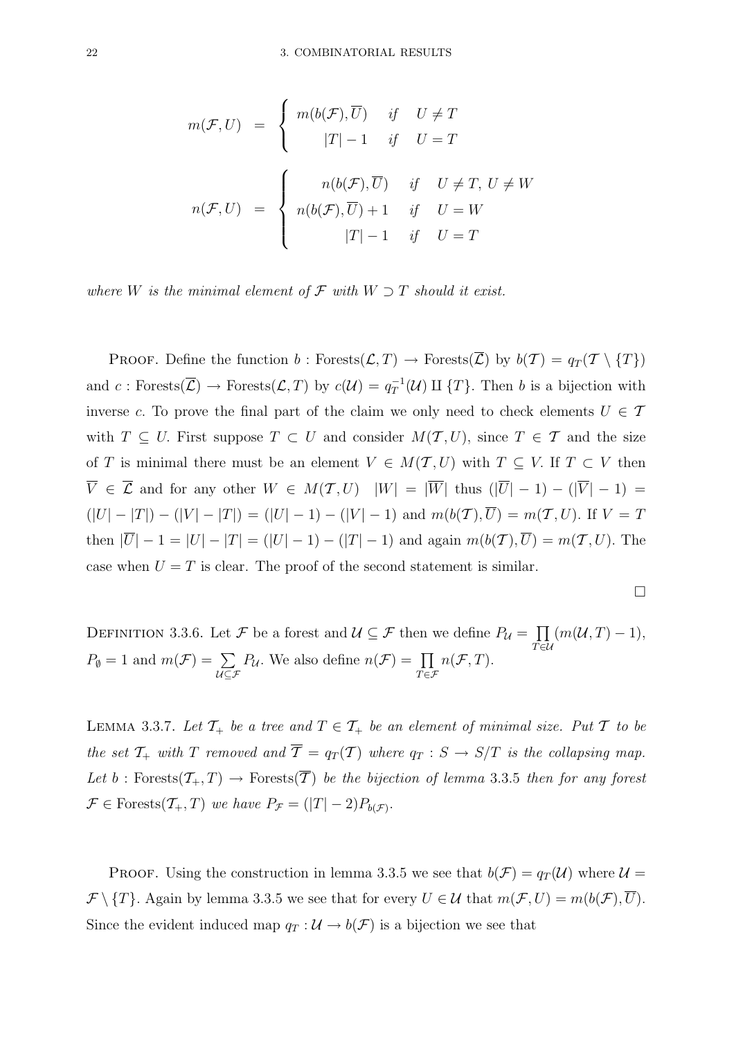$$m(\mathcal{F}, U) = \begin{cases} m(b(\mathcal{F}), \overline{U}) & \text{if} \quad U \neq T \\ |T| - 1 & \text{if} \quad U = T \end{cases}$$

$$n(\mathcal{F}, U) = \begin{cases} n(b(\mathcal{F}), \overline{U}) & \text{if} \quad U \neq T,\, U \neq W \\ n(b(\mathcal{F}), \overline{U}) + 1 & \text{if} \quad U = W \\ |T| - 1 & \text{if} \quad U = T \end{cases}$$

*where $W$ is the minimal element of $\mathcal{F}$ with $W \supset T$ should it exist.*

Proof. Define the function $b : \text{Forests}(\mathcal{L}, T) \to \text{Forests}(\overline{\mathcal{L}})$ by $b(\mathcal{T}) = q_T(\mathcal{T} \setminus \{T\})$ and $c : \text{Forests}(\overline{\mathcal{L}}) \to \text{Forests}(\mathcal{L}, T)$ by $c(\mathcal{U}) = q_T^{-1}(\mathcal{U}) \amalg \{T\}$. Then $b$ is a bijection with inverse $c$. To prove the final part of the claim we only need to check elements $U \in \mathcal{T}$ with $T \subseteq U$. First suppose $T \subset U$ and consider $M(\mathcal{T}, U)$, since $T \in \mathcal{T}$ and the size of $T$ is minimal there must be an element $V \in M(\mathcal{T}, U)$ with $T \subseteq V$. If $T \subset V$ then $\overline{V} \in \overline{\mathcal{L}}$ and for any other $W \in M(\mathcal{T}, U)$ $\quad |W| = |\overline{W}|$ thus $(|\overline{U}| - 1) - (|\overline{V}| - 1) = (|U| - |T|) - (|V| - |T|) = (|U| - 1) - (|V| - 1)$ and $m(b(\mathcal{T}), \overline{U}) = m(\mathcal{T}, U)$. If $V = T$ then $|\overline{U}| - 1 = |U| - |T| = (|U| - 1) - (|T| - 1)$ and again $m(b(\mathcal{T}), \overline{U}) = m(\mathcal{T}, U)$. The case when $U = T$ is clear. The proof of the second statement is similar.

$\square$

Definition 3.3.6. Let $\mathcal{F}$ be a forest and $\mathcal{U} \subseteq \mathcal{F}$ then we define $P_{\mathcal{U}} = \prod_{T \in \mathcal{U}} (m(\mathcal{U}, T) - 1)$, $P_{\emptyset} = 1$ and $m(\mathcal{F}) = \sum_{\mathcal{U} \subseteq \mathcal{F}} P_{\mathcal{U}}$. We also define $n(\mathcal{F}) = \prod_{T \in \mathcal{F}} n(\mathcal{F}, T)$.

Lemma 3.3.7. *Let $\mathcal{T}_+$ be a tree and $T \in \mathcal{T}_+$ be an element of minimal size. Put $\mathcal{T}$ to be the set $\mathcal{T}_+$ with $T$ removed and $\overline{\mathcal{T}} = q_T(\mathcal{T})$ where $q_T : S \to S/T$ is the collapsing map. Let $b : \text{Forests}(\mathcal{T}_+, T) \to \text{Forests}(\overline{\mathcal{T}})$ be the bijection of lemma 3.3.5 then for any forest $\mathcal{F} \in \text{Forests}(\mathcal{T}_+, T)$ we have $P_{\mathcal{F}} = (|T| - 2)P_{b(\mathcal{F})}$.*

Proof. Using the construction in lemma 3.3.5 we see that $b(\mathcal{F}) = q_T(\mathcal{U})$ where $\mathcal{U} = \mathcal{F} \setminus \{T\}$. Again by lemma 3.3.5 we see that for every $U \in \mathcal{U}$ that $m(\mathcal{F}, U) = m(b(\mathcal{F}), \overline{U})$. Since the evident induced map $q_T : \mathcal{U} \to b(\mathcal{F})$ is a bijection we see that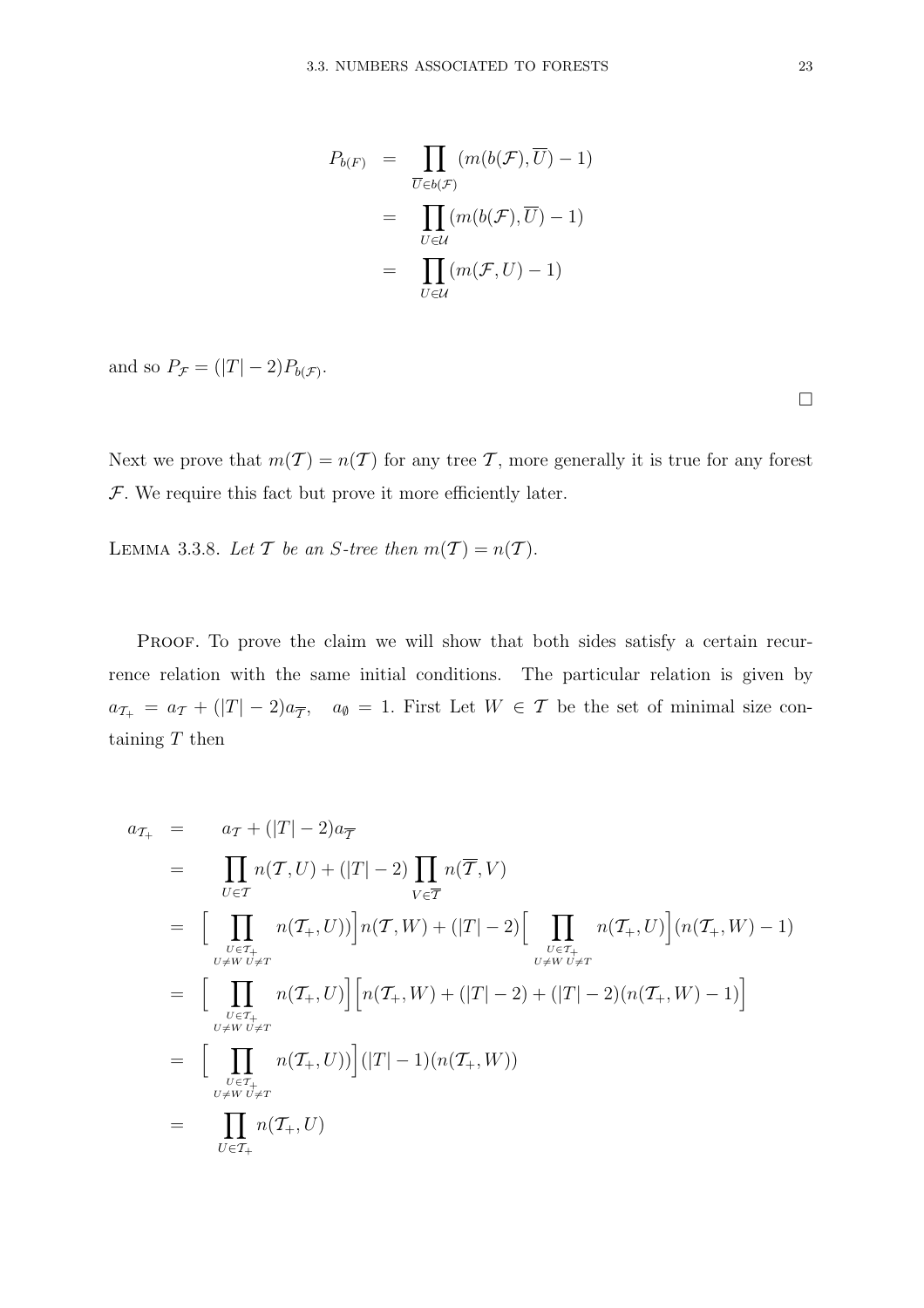$$
\begin{aligned}
P_{b(F)} &= \prod_{\overline{U} \in b(\mathcal{F})} (m(b(\mathcal{F}), \overline{U}) - 1) \\
&= \prod_{U \in \mathcal{U}} (m(b(\mathcal{F}), \overline{U}) - 1) \\
&= \prod_{U \in \mathcal{U}} (m(\mathcal{F}, U) - 1)
\end{aligned}
$$

and so $P_{\mathcal{F}} = (|T| - 2)P_{b(\mathcal{F})}$.

□

Next we prove that $m(\mathcal{T}) = n(\mathcal{T})$ for any tree $\mathcal{T}$, more generally it is true for any forest $\mathcal{F}$. We require this fact but prove it more efficiently later.

Lemma 3.3.8. *Let $\mathcal{T}$ be an S-tree then $m(\mathcal{T}) = n(\mathcal{T})$.*

Proof. To prove the claim we will show that both sides satisfy a certain recurrence relation with the same initial conditions. The particular relation is given by $a_{\mathcal{T}_+} = a_{\mathcal{T}} + (|T| - 2)a_{\overline{\mathcal{T}}}, \quad a_{\emptyset} = 1$. First Let $W \in \mathcal{T}$ be the set of minimal size containing $T$ then

$$
\begin{aligned}
a_{\mathcal{T}_+} &= \quad a_{\mathcal{T}} + (|T| - 2)a_{\overline{\mathcal{T}}} \\
&= \quad \prod_{U \in \mathcal{T}} n(\mathcal{T}, U) + (|T| - 2) \prod_{V \in \overline{\mathcal{T}}} n(\overline{\mathcal{T}}, V) \\
&= \Big[ \prod_{\substack{U \in \mathcal{T}_+ \\ U \neq W \; U \neq T}} n(\mathcal{T}_+, U)) \Big] n(\mathcal{T}, W) + (|T| - 2) \Big[ \prod_{\substack{U \in \mathcal{T}_+ \\ U \neq W \; U \neq T}} n(\mathcal{T}_+, U) \Big] (n(\mathcal{T}_+, W) - 1) \\
&= \Big[ \prod_{\substack{U \in \mathcal{T}_+ \\ U \neq W \; U \neq T}} n(\mathcal{T}_+, U) \Big] \Big[ n(\mathcal{T}_+, W) + (|T| - 2) + (|T| - 2)(n(\mathcal{T}_+, W) - 1) \Big] \\
&= \Big[ \prod_{\substack{U \in \mathcal{T}_+ \\ U \neq W \; U \neq T}} n(\mathcal{T}_+, U)) \Big] (|T| - 1)(n(\mathcal{T}_+, W)) \\
&= \quad \prod_{U \in \mathcal{T}_+} n(\mathcal{T}_+, U)
\end{aligned}
$$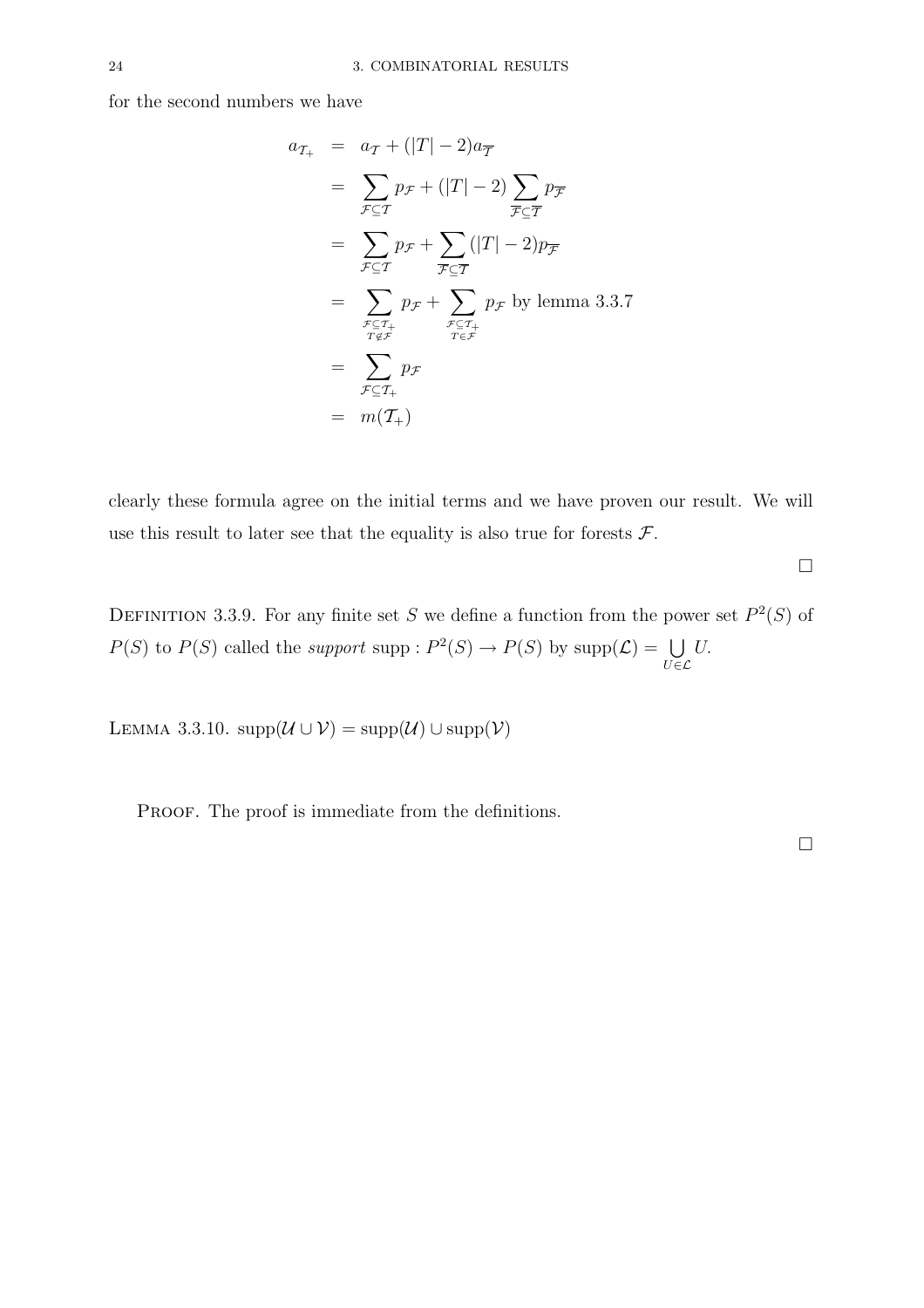for the second numbers we have

$$
\begin{aligned}
a_{\mathcal{T}_+} &= a_{\mathcal{T}} + (|T|-2)a_{\overline{\mathcal{T}}} \\
&= \sum_{\mathcal{F}\subseteq\mathcal{T}} p_{\mathcal{F}} + (|T|-2)\sum_{\overline{\mathcal{F}}\subseteq\overline{\mathcal{T}}} p_{\overline{\mathcal{F}}} \\
&= \sum_{\mathcal{F}\subseteq\mathcal{T}} p_{\mathcal{F}} + \sum_{\overline{\mathcal{F}}\subseteq\overline{\mathcal{T}}} (|T|-2)p_{\overline{\mathcal{F}}} \\
&= \sum_{\substack{\mathcal{F}\subseteq\mathcal{T}_+ \\ T\notin\mathcal{F}}} p_{\mathcal{F}} + \sum_{\substack{\mathcal{F}\subseteq\mathcal{T}_+ \\ T\in\mathcal{F}}} p_{\mathcal{F}} \text{ by lemma 3.3.7} \\
&= \sum_{\mathcal{F}\subseteq\mathcal{T}_+} p_{\mathcal{F}} \\
&= m(\mathcal{T}_+)
\end{aligned}
$$

clearly these formula agree on the initial terms and we have proven our result. We will use this result to later see that the equality is also true for forests $\mathcal{F}$.

□

DEFINITION 3.3.9. For any finite set $S$ we define a function from the power set $P^2(S)$ of $P(S)$ to $P(S)$ called the *support* $\text{supp} : P^2(S) \to P(S)$ by $\text{supp}(\mathcal{L}) = \bigcup_{U\in\mathcal{L}} U$.

LEMMA 3.3.10. $\text{supp}(\mathcal{U} \cup \mathcal{V}) = \text{supp}(\mathcal{U}) \cup \text{supp}(\mathcal{V})$

PROOF. The proof is immediate from the definitions.

□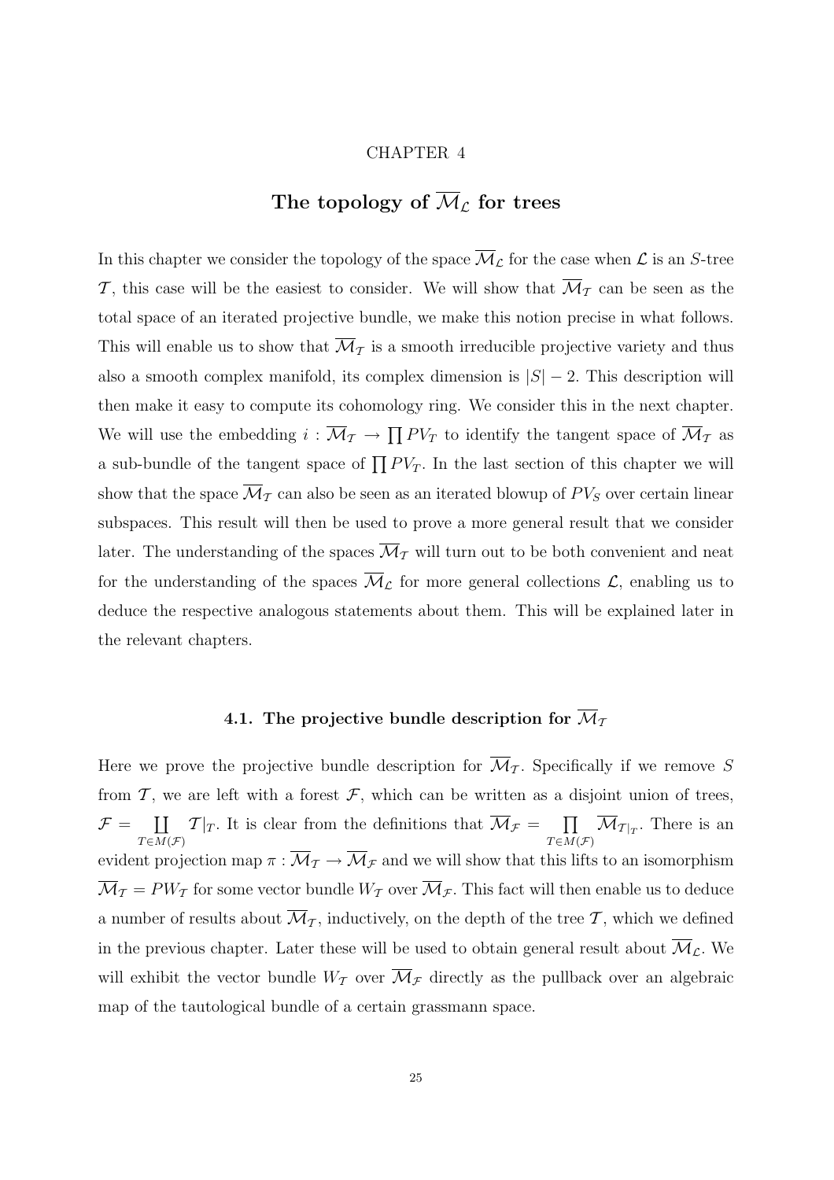# CHAPTER 4

# The topology of $\overline{\mathcal{M}}_{\mathcal{L}}$ for trees

In this chapter we consider the topology of the space $\overline{\mathcal{M}}_{\mathcal{L}}$ for the case when $\mathcal{L}$ is an $S$-tree $\mathcal{T}$, this case will be the easiest to consider. We will show that $\overline{\mathcal{M}}_{\mathcal{T}}$ can be seen as the total space of an iterated projective bundle, we make this notion precise in what follows. This will enable us to show that $\overline{\mathcal{M}}_{\mathcal{T}}$ is a smooth irreducible projective variety and thus also a smooth complex manifold, its complex dimension is $|S| - 2$. This description will then make it easy to compute its cohomology ring. We consider this in the next chapter. We will use the embedding $i : \overline{\mathcal{M}}_{\mathcal{T}} \to \prod PV_T$ to identify the tangent space of $\overline{\mathcal{M}}_{\mathcal{T}}$ as a sub-bundle of the tangent space of $\prod PV_T$. In the last section of this chapter we will show that the space $\overline{\mathcal{M}}_{\mathcal{T}}$ can also be seen as an iterated blowup of $PV_S$ over certain linear subspaces. This result will then be used to prove a more general result that we consider later. The understanding of the spaces $\overline{\mathcal{M}}_{\mathcal{T}}$ will turn out to be both convenient and neat for the understanding of the spaces $\overline{\mathcal{M}}_{\mathcal{L}}$ for more general collections $\mathcal{L}$, enabling us to deduce the respective analogous statements about them. This will be explained later in the relevant chapters.

## 4.1. The projective bundle description for $\overline{\mathcal{M}}_{\mathcal{T}}$

Here we prove the projective bundle description for $\overline{\mathcal{M}}_{\mathcal{T}}$. Specifically if we remove $S$ from $\mathcal{T}$, we are left with a forest $\mathcal{F}$, which can be written as a disjoint union of trees, $\mathcal{F} = \coprod_{T \in M(\mathcal{F})} \mathcal{T}|_T$. It is clear from the definitions that $\overline{\mathcal{M}}_{\mathcal{F}} = \prod_{T \in M(\mathcal{F})} \overline{\mathcal{M}}_{\mathcal{T}|_T}$. There is an evident projection map $\pi : \overline{\mathcal{M}}_{\mathcal{T}} \to \overline{\mathcal{M}}_{\mathcal{F}}$ and we will show that this lifts to an isomorphism $\overline{\mathcal{M}}_{\mathcal{T}} = PW_{\mathcal{T}}$ for some vector bundle $W_{\mathcal{T}}$ over $\overline{\mathcal{M}}_{\mathcal{F}}$. This fact will then enable us to deduce a number of results about $\overline{\mathcal{M}}_{\mathcal{T}}$, inductively, on the depth of the tree $\mathcal{T}$, which we defined in the previous chapter. Later these will be used to obtain general result about $\overline{\mathcal{M}}_{\mathcal{L}}$. We will exhibit the vector bundle $W_{\mathcal{T}}$ over $\overline{\mathcal{M}}_{\mathcal{F}}$ directly as the pullback over an algebraic map of the tautological bundle of a certain grassmann space.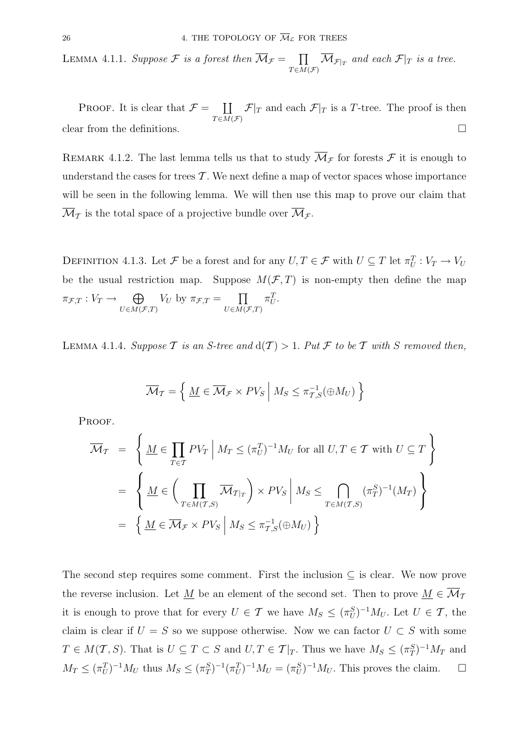**Lemma 4.1.1.** *Suppose $\mathcal{F}$ is a forest then $\overline{\mathcal{M}}_{\mathcal{F}} = \prod_{T \in M(\mathcal{F})} \overline{\mathcal{M}}_{\mathcal{F}|_T}$ and each $\mathcal{F}|_T$ is a tree.*

Proof. It is clear that $\mathcal{F} = \coprod_{T \in M(\mathcal{F})} \mathcal{F}|_T$ and each $\mathcal{F}|_T$ is a $T$-tree. The proof is then clear from the definitions. $\square$

Remark 4.1.2. The last lemma tells us that to study $\overline{\mathcal{M}}_{\mathcal{F}}$ for forests $\mathcal{F}$ it is enough to understand the cases for trees $\mathcal{T}$. We next define a map of vector spaces whose importance will be seen in the following lemma. We will then use this map to prove our claim that $\overline{\mathcal{M}}_{\mathcal{T}}$ is the total space of a projective bundle over $\overline{\mathcal{M}}_{\mathcal{F}}$.

Definition 4.1.3. Let $\mathcal{F}$ be a forest and for any $U, T \in \mathcal{F}$ with $U \subseteq T$ let $\pi^T_U : V_T \to V_U$ be the usual restriction map. Suppose $M(\mathcal{F}, T)$ is non-empty then define the map $\pi_{\mathcal{F},T} : V_T \to \bigoplus_{U \in M(\mathcal{F},T)} V_U$ by $\pi_{\mathcal{F},T} = \prod_{U \in M(\mathcal{F},T)} \pi^T_U$.

**Lemma 4.1.4.** *Suppose $\mathcal{T}$ is an $S$-tree and $\mathrm{d}(\mathcal{T}) > 1$. Put $\mathcal{F}$ to be $\mathcal{T}$ with $S$ removed then,*

$$\overline{\mathcal{M}}_{\mathcal{T}} = \left\{ \underline{M} \in \overline{\mathcal{M}}_{\mathcal{F}} \times PV_S \;\middle|\; M_S \leq \pi^{-1}_{\mathcal{T},S}(\oplus M_U) \right\}$$

Proof.

$$\begin{aligned}
\overline{\mathcal{M}}_{\mathcal{T}} &= \left\{ \underline{M} \in \prod_{T \in \mathcal{T}} PV_T \;\middle|\; M_T \leq (\pi^T_U)^{-1} M_U \text{ for all } U, T \in \mathcal{T} \text{ with } U \subseteq T \right\} \\
&= \left\{ \underline{M} \in \left( \prod_{T \in M(\mathcal{T},S)} \overline{\mathcal{M}}_{\mathcal{T}|_T} \right) \times PV_S \;\middle|\; M_S \leq \bigcap_{T \in M(\mathcal{T},S)} (\pi^S_T)^{-1}(M_T) \right\} \\
&= \left\{ \underline{M} \in \overline{\mathcal{M}}_{\mathcal{F}} \times PV_S \;\middle|\; M_S \leq \pi^{-1}_{\mathcal{T},S}(\oplus M_U) \right\}
\end{aligned}$$

The second step requires some comment. First the inclusion $\subseteq$ is clear. We now prove the reverse inclusion. Let $\underline{M}$ be an element of the second set. Then to prove $\underline{M} \in \overline{\mathcal{M}}_{\mathcal{T}}$ it is enough to prove that for every $U \in \mathcal{T}$ we have $M_S \leq (\pi^S_U)^{-1} M_U$. Let $U \in \mathcal{T}$, the claim is clear if $U = S$ so we suppose otherwise. Now we can factor $U \subset S$ with some $T \in M(\mathcal{T}, S)$. That is $U \subseteq T \subset S$ and $U, T \in \mathcal{T}|_T$. Thus we have $M_S \leq (\pi^S_T)^{-1} M_T$ and $M_T \leq (\pi^T_U)^{-1} M_U$ thus $M_S \leq (\pi^S_T)^{-1}(\pi^T_U)^{-1} M_U = (\pi^S_U)^{-1} M_U$. This proves the claim. $\square$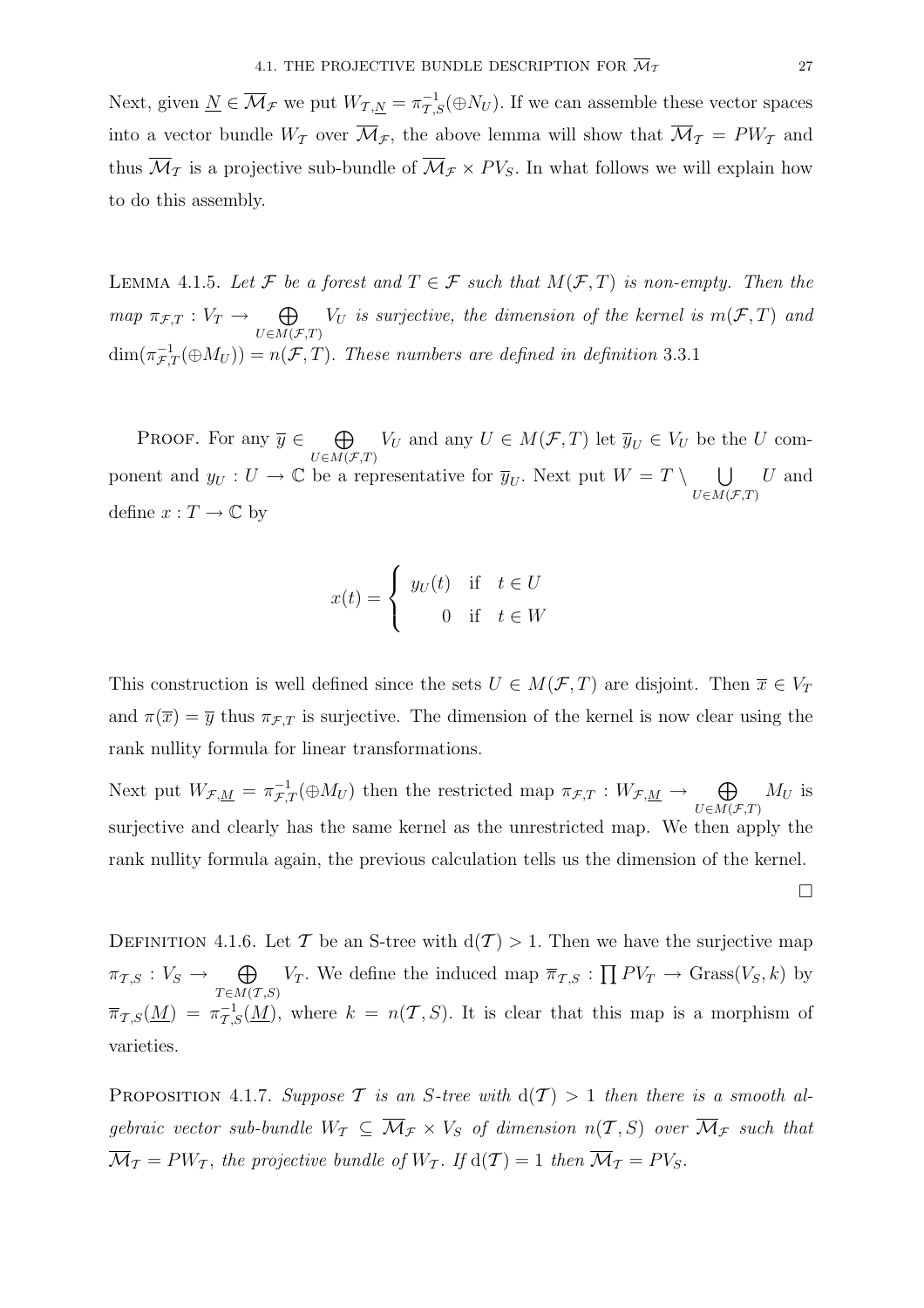Next, given $\underline{N} \in \overline{\mathcal{M}}_{\mathcal{F}}$ we put $W_{\mathcal{T},\underline{N}} = \pi_{\mathcal{T},S}^{-1}(\oplus N_U)$. If we can assemble these vector spaces into a vector bundle $W_{\mathcal{T}}$ over $\overline{\mathcal{M}}_{\mathcal{F}}$, the above lemma will show that $\overline{\mathcal{M}}_{\mathcal{T}} = PW_{\mathcal{T}}$ and thus $\overline{\mathcal{M}}_{\mathcal{T}}$ is a projective sub-bundle of $\overline{\mathcal{M}}_{\mathcal{F}} \times PV_S$. In what follows we will explain how to do this assembly.

Lemma 4.1.5. *Let $\mathcal{F}$ be a forest and $T \in \mathcal{F}$ such that $M(\mathcal{F}, T)$ is non-empty. Then the map $\pi_{\mathcal{F},T} : V_T \to \bigoplus_{U \in M(\mathcal{F},T)} V_U$ is surjective, the dimension of the kernel is $m(\mathcal{F}, T)$ and $\dim(\pi_{\mathcal{F},T}^{-1}(\oplus M_U)) = n(\mathcal{F}, T)$. These numbers are defined in definition* 3.3.1

Proof. For any $\overline{y} \in \bigoplus_{U \in M(\mathcal{F},T)} V_U$ and any $U \in M(\mathcal{F}, T)$ let $\overline{y}_U \in V_U$ be the $U$ component and $y_U : U \to \mathbb{C}$ be a representative for $\overline{y}_U$. Next put $W = T \setminus \bigcup_{U \in M(\mathcal{F},T)} U$ and define $x : T \to \mathbb{C}$ by

$$x(t) = \begin{cases} y_U(t) & \text{if } t \in U \\ 0 & \text{if } t \in W \end{cases}$$

This construction is well defined since the sets $U \in M(\mathcal{F}, T)$ are disjoint. Then $\overline{x} \in V_T$ and $\pi(\overline{x}) = \overline{y}$ thus $\pi_{\mathcal{F},T}$ is surjective. The dimension of the kernel is now clear using the rank nullity formula for linear transformations.

Next put $W_{\mathcal{F},\underline{M}} = \pi_{\mathcal{F},T}^{-1}(\oplus M_U)$ then the restricted map $\pi_{\mathcal{F},T} : W_{\mathcal{F},\underline{M}} \to \bigoplus_{U \in M(\mathcal{F},T)} M_U$ is surjective and clearly has the same kernel as the unrestricted map. We then apply the rank nullity formula again, the previous calculation tells us the dimension of the kernel.

$\square$

Definition 4.1.6. Let $\mathcal{T}$ be an S-tree with $\mathrm{d}(\mathcal{T}) > 1$. Then we have the surjective map $\pi_{\mathcal{T},S} : V_S \to \bigoplus_{T \in M(\mathcal{T},S)} V_T$. We define the induced map $\overline{\pi}_{\mathcal{T},S} : \prod PV_T \to \mathrm{Grass}(V_S, k)$ by $\overline{\pi}_{\mathcal{T},S}(\underline{M}) = \pi_{\mathcal{T},S}^{-1}(\underline{M})$, where $k = n(\mathcal{T}, S)$. It is clear that this map is a morphism of varieties.

Proposition 4.1.7. *Suppose $\mathcal{T}$ is an S-tree with $\mathrm{d}(\mathcal{T}) > 1$ then there is a smooth algebraic vector sub-bundle $W_{\mathcal{T}} \subseteq \overline{\mathcal{M}}_{\mathcal{F}} \times V_S$ of dimension $n(\mathcal{T}, S)$ over $\overline{\mathcal{M}}_{\mathcal{F}}$ such that $\overline{\mathcal{M}}_{\mathcal{T}} = PW_{\mathcal{T}}$, the projective bundle of $W_{\mathcal{T}}$. If $\mathrm{d}(\mathcal{T}) = 1$ then $\overline{\mathcal{M}}_{\mathcal{T}} = PV_S$.*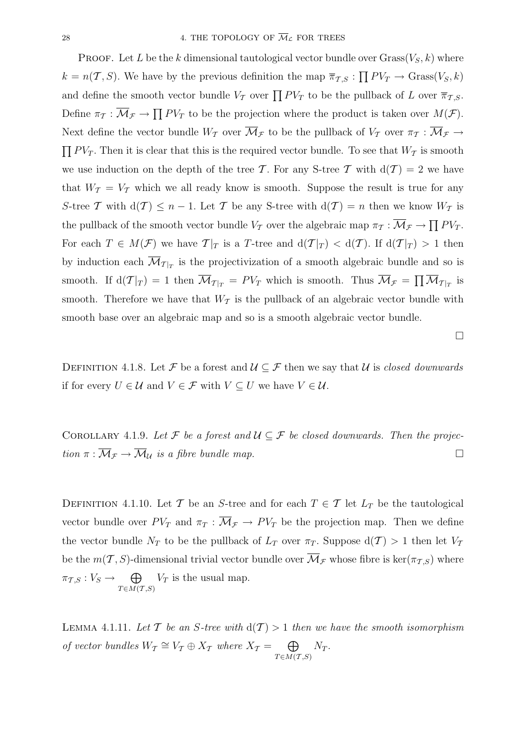Proof. Let $L$ be the $k$ dimensional tautological vector bundle over $\mathrm{Grass}(V_S, k)$ where $k = n(\mathcal{T}, S)$. We have by the previous definition the map $\overline{\pi}_{\mathcal{T},S} : \prod PV_T \to \mathrm{Grass}(V_S, k)$ and define the smooth vector bundle $V_{\mathcal{T}}$ over $\prod PV_T$ to be the pullback of $L$ over $\overline{\pi}_{\mathcal{T},S}$. Define $\pi_{\mathcal{T}} : \overline{\mathcal{M}}_{\mathcal{F}} \to \prod PV_T$ to be the projection where the product is taken over $M(\mathcal{F})$. Next define the vector bundle $W_{\mathcal{T}}$ over $\overline{\mathcal{M}}_{\mathcal{F}}$ to be the pullback of $V_{\mathcal{T}}$ over $\pi_{\mathcal{T}} : \overline{\mathcal{M}}_{\mathcal{F}} \to \prod PV_T$. Then it is clear that this is the required vector bundle. To see that $W_{\mathcal{T}}$ is smooth we use induction on the depth of the tree $\mathcal{T}$. For any S-tree $\mathcal{T}$ with $\mathrm{d}(\mathcal{T}) = 2$ we have that $W_{\mathcal{T}} = V_{\mathcal{T}}$ which we all ready know is smooth. Suppose the result is true for any $S$-tree $\mathcal{T}$ with $\mathrm{d}(\mathcal{T}) \leq n - 1$. Let $\mathcal{T}$ be any S-tree with $\mathrm{d}(\mathcal{T}) = n$ then we know $W_{\mathcal{T}}$ is the pullback of the smooth vector bundle $V_{\mathcal{T}}$ over the algebraic map $\pi_{\mathcal{T}} : \overline{\mathcal{M}}_{\mathcal{F}} \to \prod PV_T$. For each $T \in M(\mathcal{F})$ we have $\mathcal{T}|_T$ is a $T$-tree and $\mathrm{d}(\mathcal{T}|_T) < \mathrm{d}(\mathcal{T})$. If $\mathrm{d}(\mathcal{T}|_T) > 1$ then by induction each $\overline{\mathcal{M}}_{\mathcal{T}|_T}$ is the projectivization of a smooth algebraic bundle and so is smooth. If $\mathrm{d}(\mathcal{T}|_T) = 1$ then $\overline{\mathcal{M}}_{\mathcal{T}|_T} = PV_T$ which is smooth. Thus $\overline{\mathcal{M}}_{\mathcal{F}} = \prod \overline{\mathcal{M}}_{\mathcal{T}|_T}$ is smooth. Therefore we have that $W_{\mathcal{T}}$ is the pullback of an algebraic vector bundle with smooth base over an algebraic map and so is a smooth algebraic vector bundle.

□

Definition 4.1.8. Let $\mathcal{F}$ be a forest and $\mathcal{U} \subseteq \mathcal{F}$ then we say that $\mathcal{U}$ is *closed downwards* if for every $U \in \mathcal{U}$ and $V \in \mathcal{F}$ with $V \subseteq U$ we have $V \in \mathcal{U}$.

Corollary 4.1.9. *Let $\mathcal{F}$ be a forest and $\mathcal{U} \subseteq \mathcal{F}$ be closed downwards. Then the projection $\pi : \overline{\mathcal{M}}_{\mathcal{F}} \to \overline{\mathcal{M}}_{\mathcal{U}}$ is a fibre bundle map.* □

Definition 4.1.10. Let $\mathcal{T}$ be an $S$-tree and for each $T \in \mathcal{T}$ let $L_T$ be the tautological vector bundle over $PV_T$ and $\pi_T : \overline{\mathcal{M}}_{\mathcal{F}} \to PV_T$ be the projection map. Then we define the vector bundle $N_T$ to be the pullback of $L_T$ over $\pi_T$. Suppose $\mathrm{d}(\mathcal{T}) > 1$ then let $V_{\mathcal{T}}$ be the $m(\mathcal{T}, S)$-dimensional trivial vector bundle over $\overline{\mathcal{M}}_{\mathcal{F}}$ whose fibre is $\ker(\pi_{\mathcal{T},S})$ where $\pi_{\mathcal{T},S} : V_S \to \bigoplus_{T \in M(\mathcal{T},S)} V_T$ is the usual map.

Lemma 4.1.11. *Let $\mathcal{T}$ be an $S$-tree with $\mathrm{d}(\mathcal{T}) > 1$ then we have the smooth isomorphism of vector bundles $W_{\mathcal{T}} \cong V_{\mathcal{T}} \oplus X_{\mathcal{T}}$ where $X_{\mathcal{T}} = \bigoplus_{T \in M(\mathcal{T},S)} N_T$.*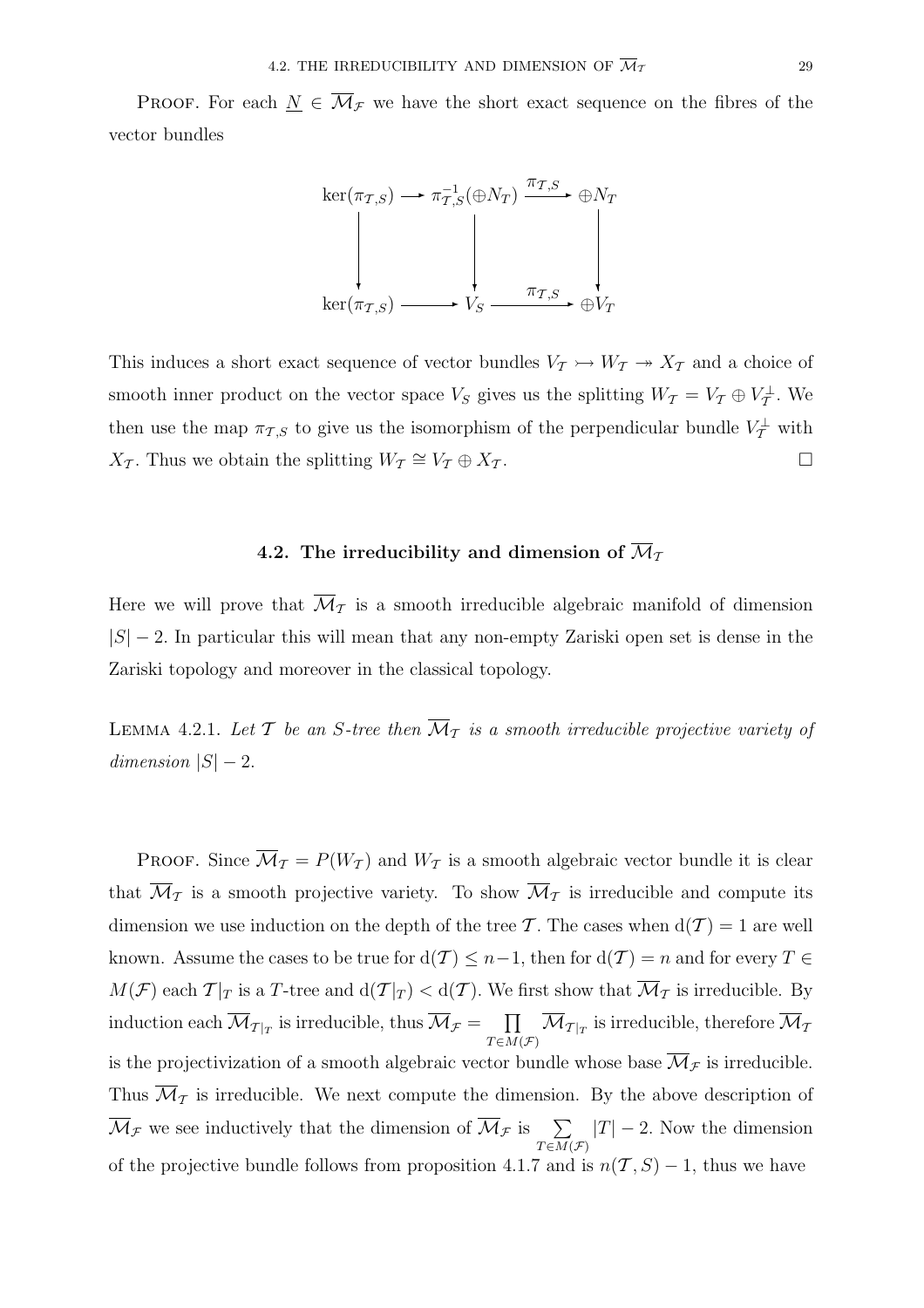PROOF. For each $\underline{N} \in \overline{\mathcal{M}}_{\mathcal{F}}$ we have the short exact sequence on the fibres of the vector bundles

$$\begin{array}{ccccc}
\ker(\pi_{\mathcal{T},S}) & \longrightarrow & \pi_{\mathcal{T},S}^{-1}(\oplus N_T) & \xrightarrow{\pi_{\mathcal{T},S}} & \oplus N_T \\
\downarrow & & \downarrow & & \downarrow \\
\ker(\pi_{\mathcal{T},S}) & \longrightarrow & V_S & \xrightarrow{\pi_{\mathcal{T},S}} & \oplus V_T
\end{array}$$

This induces a short exact sequence of vector bundles $V_{\mathcal{T}} \rightarrowtail W_{\mathcal{T}} \twoheadrightarrow X_{\mathcal{T}}$ and a choice of smooth inner product on the vector space $V_S$ gives us the splitting $W_{\mathcal{T}} = V_{\mathcal{T}} \oplus V_{\mathcal{T}}^{\perp}$. We then use the map $\pi_{\mathcal{T},S}$ to give us the isomorphism of the perpendicular bundle $V_{\mathcal{T}}^{\perp}$ with $X_{\mathcal{T}}$. Thus we obtain the splitting $W_{\mathcal{T}} \cong V_{\mathcal{T}} \oplus X_{\mathcal{T}}$. □

## 4.2. The irreducibility and dimension of $\overline{\mathcal{M}}_{\mathcal{T}}$

Here we will prove that $\overline{\mathcal{M}}_{\mathcal{T}}$ is a smooth irreducible algebraic manifold of dimension $|S|-2$. In particular this will mean that any non-empty Zariski open set is dense in the Zariski topology and moreover in the classical topology.

LEMMA 4.2.1. *Let $\mathcal{T}$ be an $S$-tree then $\overline{\mathcal{M}}_{\mathcal{T}}$ is a smooth irreducible projective variety of dimension $|S|-2$.*

PROOF. Since $\overline{\mathcal{M}}_{\mathcal{T}} = P(W_{\mathcal{T}})$ and $W_{\mathcal{T}}$ is a smooth algebraic vector bundle it is clear that $\overline{\mathcal{M}}_{\mathcal{T}}$ is a smooth projective variety. To show $\overline{\mathcal{M}}_{\mathcal{T}}$ is irreducible and compute its dimension we use induction on the depth of the tree $\mathcal{T}$. The cases when $\mathrm{d}(\mathcal{T}) = 1$ are well known. Assume the cases to be true for $\mathrm{d}(\mathcal{T}) \leq n-1$, then for $\mathrm{d}(\mathcal{T}) = n$ and for every $T \in M(\mathcal{F})$ each $\mathcal{T}|_T$ is a $T$-tree and $\mathrm{d}(\mathcal{T}|_T) < \mathrm{d}(\mathcal{T})$. We first show that $\overline{\mathcal{M}}_{\mathcal{T}}$ is irreducible. By induction each $\overline{\mathcal{M}}_{\mathcal{T}|_T}$ is irreducible, thus $\overline{\mathcal{M}}_{\mathcal{F}} = \prod_{T \in M(\mathcal{F})} \overline{\mathcal{M}}_{\mathcal{T}|_T}$ is irreducible, therefore $\overline{\mathcal{M}}_{\mathcal{T}}$ is the projectivization of a smooth algebraic vector bundle whose base $\overline{\mathcal{M}}_{\mathcal{F}}$ is irreducible. Thus $\overline{\mathcal{M}}_{\mathcal{T}}$ is irreducible. We next compute the dimension. By the above description of $\overline{\mathcal{M}}_{\mathcal{F}}$ we see inductively that the dimension of $\overline{\mathcal{M}}_{\mathcal{F}}$ is $\sum_{T \in M(\mathcal{F})} |T| - 2$. Now the dimension of the projective bundle follows from proposition 4.1.7 and is $n(\mathcal{T}, S) - 1$, thus we have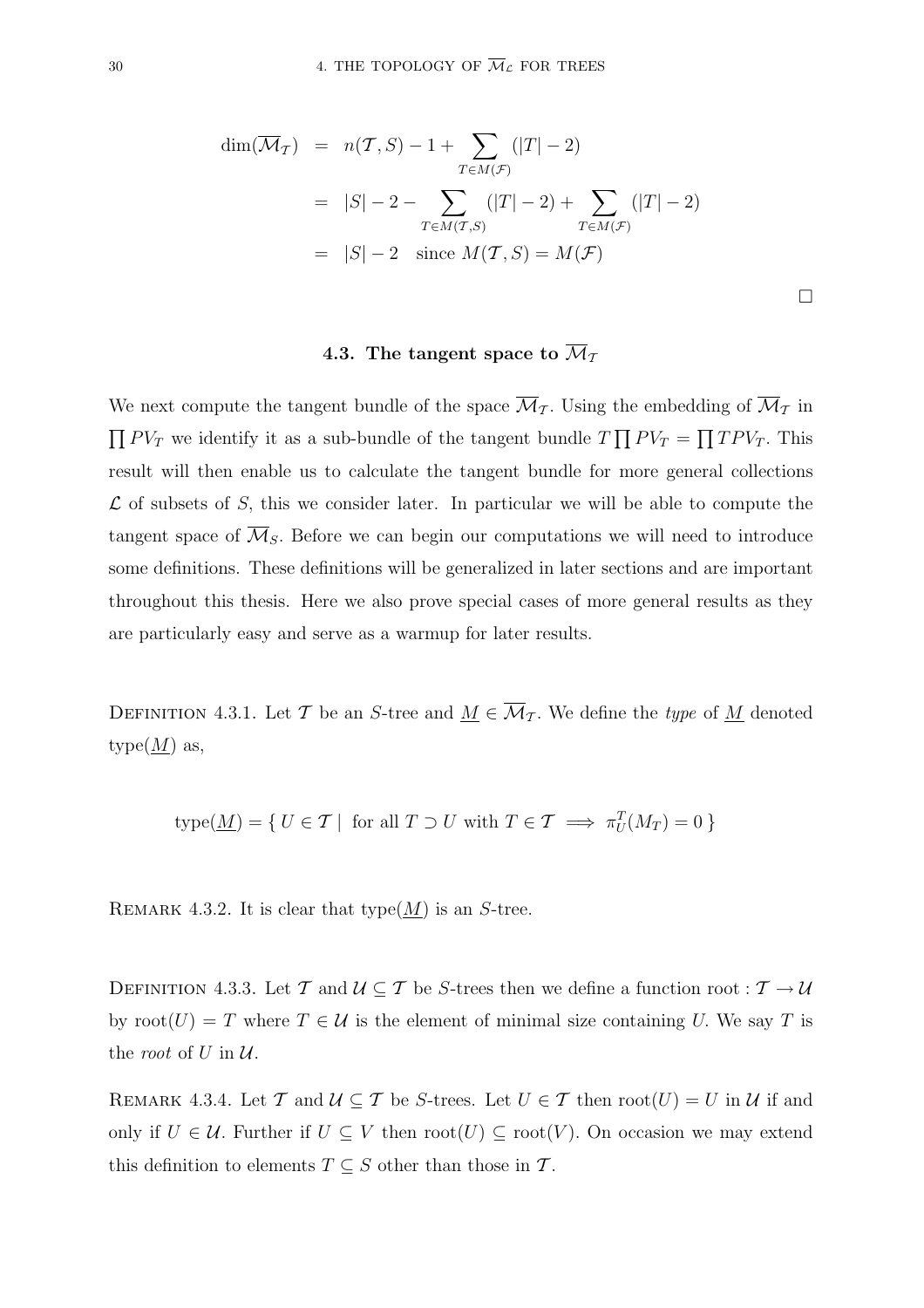$$
\begin{aligned}
\dim(\overline{\mathcal{M}}_{\mathcal{T}}) &= n(\mathcal{T}, S) - 1 + \sum_{T \in M(\mathcal{F})} (|T| - 2) \\
&= |S| - 2 - \sum_{T \in M(\mathcal{T}, S)} (|T| - 2) + \sum_{T \in M(\mathcal{F})} (|T| - 2) \\
&= |S| - 2 \quad \text{since } M(\mathcal{T}, S) = M(\mathcal{F})
\end{aligned}
$$

□

## 4.3. The tangent space to $\overline{\mathcal{M}}_{\mathcal{T}}$

We next compute the tangent bundle of the space $\overline{\mathcal{M}}_{\mathcal{T}}$. Using the embedding of $\overline{\mathcal{M}}_{\mathcal{T}}$ in $\prod PV_T$ we identify it as a sub-bundle of the tangent bundle $T \prod PV_T = \prod TPV_T$. This result will then enable us to calculate the tangent bundle for more general collections $\mathcal{L}$ of subsets of $S$, this we consider later. In particular we will be able to compute the tangent space of $\overline{\mathcal{M}}_S$. Before we can begin our computations we will need to introduce some definitions. These definitions will be generalized in later sections and are important throughout this thesis. Here we also prove special cases of more general results as they are particularly easy and serve as a warmup for later results.

Definition 4.3.1. Let $\mathcal{T}$ be an $S$-tree and $\underline{M} \in \overline{\mathcal{M}}_{\mathcal{T}}$. We define the *type* of $\underline{M}$ denoted $\text{type}(\underline{M})$ as,

$$
\text{type}(\underline{M}) = \{\, U \in \mathcal{T} \mid \text{ for all } T \supset U \text{ with } T \in \mathcal{T} \implies \pi^T_U(M_T) = 0 \,\}
$$

Remark 4.3.2. It is clear that $\text{type}(\underline{M})$ is an $S$-tree.

Definition 4.3.3. Let $\mathcal{T}$ and $\mathcal{U} \subseteq \mathcal{T}$ be $S$-trees then we define a function $\text{root} : \mathcal{T} \to \mathcal{U}$ by $\text{root}(U) = T$ where $T \in \mathcal{U}$ is the element of minimal size containing $U$. We say $T$ is the *root* of $U$ in $\mathcal{U}$.

Remark 4.3.4. Let $\mathcal{T}$ and $\mathcal{U} \subseteq \mathcal{T}$ be $S$-trees. Let $U \in \mathcal{T}$ then $\text{root}(U) = U$ in $\mathcal{U}$ if and only if $U \in \mathcal{U}$. Further if $U \subseteq V$ then $\text{root}(U) \subseteq \text{root}(V)$. On occasion we may extend this definition to elements $T \subseteq S$ other than those in $\mathcal{T}$.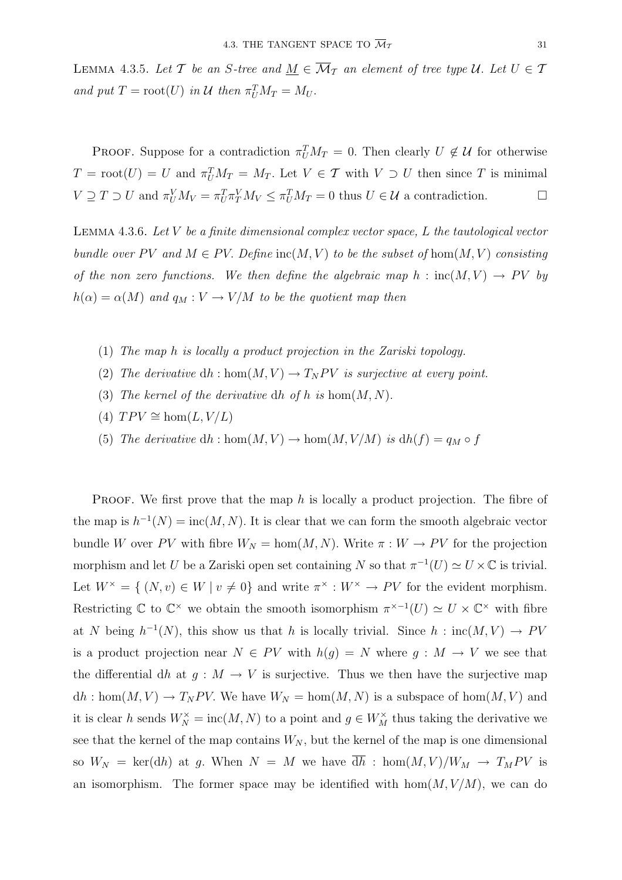**Lemma 4.3.5.** *Let $\mathcal{T}$ be an $S$-tree and $\underline{M} \in \overline{\mathcal{M}}_{\mathcal{T}}$ an element of tree type $\mathcal{U}$. Let $U \in \mathcal{T}$ and put $T = \text{root}(U)$ in $\mathcal{U}$ then $\pi_U^T M_T = M_U$.*

**Proof.** Suppose for a contradiction $\pi_U^T M_T = 0$. Then clearly $U \notin \mathcal{U}$ for otherwise $T = \text{root}(U) = U$ and $\pi_U^T M_T = M_T$. Let $V \in \mathcal{T}$ with $V \supset U$ then since $T$ is minimal $V \supseteq T \supset U$ and $\pi_U^V M_V = \pi_U^T \pi_T^V M_V \leq \pi_U^T M_T = 0$ thus $U \in \mathcal{U}$ a contradiction. $\square$

**Lemma 4.3.6.** *Let $V$ be a finite dimensional complex vector space, $L$ the tautological vector bundle over $PV$ and $M \in PV$. Define* $\text{inc}(M, V)$ *to be the subset of* $\hom(M, V)$ *consisting of the non zero functions. We then define the algebraic map $h : \text{inc}(M, V) \to PV$ by $h(\alpha) = \alpha(M)$ and $q_M : V \to V/M$ to be the quotient map then*

1. *The map $h$ is locally a product projection in the Zariski topology.*
2. *The derivative $\mathrm{d}h : \hom(M, V) \to T_N PV$ is surjective at every point.*
3. *The kernel of the derivative $\mathrm{d}h$ of $h$ is $\hom(M, N)$.*
4. *$TPV \cong \hom(L, V/L)$*
5. *The derivative $\mathrm{d}h : \hom(M, V) \to \hom(M, V/M)$ is $\mathrm{d}h(f) = q_M \circ f$*

**Proof.** We first prove that the map $h$ is locally a product projection. The fibre of the map is $h^{-1}(N) = \text{inc}(M, N)$. It is clear that we can form the smooth algebraic vector bundle $W$ over $PV$ with fibre $W_N = \hom(M, N)$. Write $\pi : W \to PV$ for the projection morphism and let $U$ be a Zariski open set containing $N$ so that $\pi^{-1}(U) \simeq U \times \mathbb{C}$ is trivial. Let $W^\times = \{ (N, v) \in W \mid v \neq 0\}$ and write $\pi^\times : W^\times \to PV$ for the evident morphism. Restricting $\mathbb{C}$ to $\mathbb{C}^\times$ we obtain the smooth isomorphism $\pi^{\times -1}(U) \simeq U \times \mathbb{C}^\times$ with fibre at $N$ being $h^{-1}(N)$, this show us that $h$ is locally trivial. Since $h : \text{inc}(M, V) \to PV$ is a product projection near $N \in PV$ with $h(g) = N$ where $g : M \to V$ we see that the differential $\mathrm{d}h$ at $g : M \to V$ is surjective. Thus we then have the surjective map $\mathrm{d}h : \hom(M, V) \to T_N PV$. We have $W_N = \hom(M, N)$ is a subspace of $\hom(M, V)$ and it is clear $h$ sends $W_N^\times = \text{inc}(M, N)$ to a point and $g \in W_M^\times$ thus taking the derivative we see that the kernel of the map contains $W_N$, but the kernel of the map is one dimensional so $W_N = \ker(\mathrm{d}h)$ at $g$. When $N = M$ we have $\overline{\mathrm{d}h} : \hom(M, V)/W_M \to T_M PV$ is an isomorphism. The former space may be identified with $\hom(M, V/M)$, we can do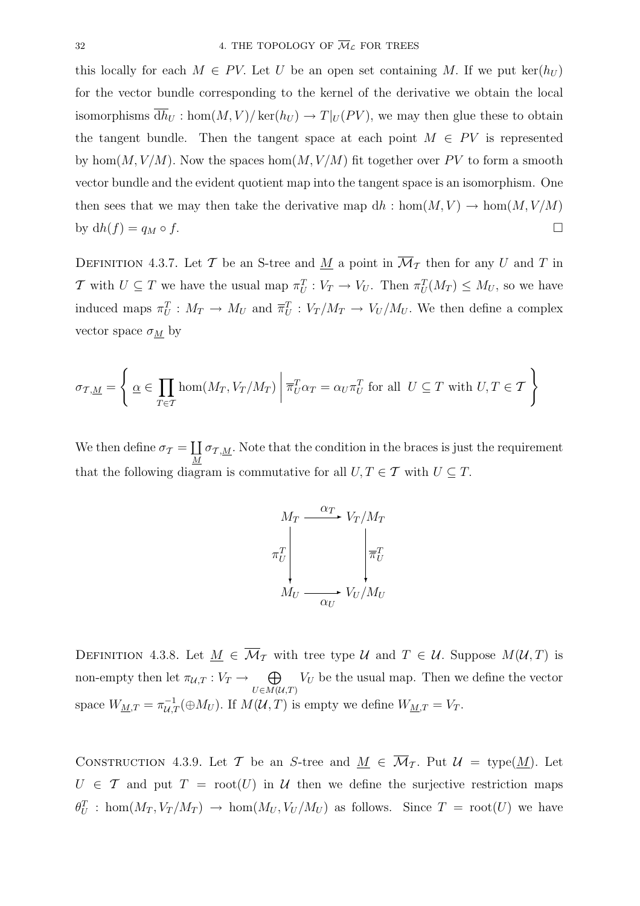this locally for each $M \in PV$. Let $U$ be an open set containing $M$. If we put $\ker(h_U)$ for the vector bundle corresponding to the kernel of the derivative we obtain the local isomorphisms $\overline{\mathrm{d}h}_U : \hom(M, V)/\ker(h_U) \to T|_U(PV)$, we may then glue these to obtain the tangent bundle. Then the tangent space at each point $M \in PV$ is represented by $\hom(M, V/M)$. Now the spaces $\hom(M, V/M)$ fit together over $PV$ to form a smooth vector bundle and the evident quotient map into the tangent space is an isomorphism. One then sees that we may then take the derivative map $\mathrm{d}h : \hom(M, V) \to \hom(M, V/M)$ by $\mathrm{d}h(f) = q_M \circ f$. $\square$

DEFINITION 4.3.7. Let $\mathcal{T}$ be an S-tree and $\underline{M}$ a point in $\overline{\mathcal{M}}_{\mathcal{T}}$ then for any $U$ and $T$ in $\mathcal{T}$ with $U \subseteq T$ we have the usual map $\pi_U^T : V_T \to V_U$. Then $\pi_U^T(M_T) \leq M_U$, so we have induced maps $\pi_U^T : M_T \to M_U$ and $\overline{\pi}_U^T : V_T/M_T \to V_U/M_U$. We then define a complex vector space $\sigma_{\underline{M}}$ by

$$\sigma_{\mathcal{T},\underline{M}} = \left\{ \underline{\alpha} \in \prod_{T \in \mathcal{T}} \hom(M_T, V_T/M_T) \;\middle|\; \overline{\pi}_U^T \alpha_T = \alpha_U \pi_U^T \text{ for all } U \subseteq T \text{ with } U, T \in \mathcal{T} \right\}$$

We then define $\sigma_{\mathcal{T}} = \coprod_{\underline{M}} \sigma_{\mathcal{T},\underline{M}}$. Note that the condition in the braces is just the requirement that the following diagram is commutative for all $U, T \in \mathcal{T}$ with $U \subseteq T$.

$$\begin{array}{ccc} M_T & \xrightarrow{\alpha_T} & V_T/M_T \\ \Big\downarrow{\scriptstyle \pi_U^T} & & \Big\downarrow{\scriptstyle \overline{\pi}_U^T} \\ M_U & \xrightarrow[\alpha_U]{} & V_U/M_U \end{array}$$

DEFINITION 4.3.8. Let $\underline{M} \in \overline{\mathcal{M}}_{\mathcal{T}}$ with tree type $\mathcal{U}$ and $T \in \mathcal{U}$. Suppose $M(\mathcal{U}, T)$ is non-empty then let $\pi_{\mathcal{U},T} : V_T \to \bigoplus_{U \in M(\mathcal{U},T)} V_U$ be the usual map. Then we define the vector space $W_{\underline{M},T} = \pi_{\mathcal{U},T}^{-1}(\oplus M_U)$. If $M(\mathcal{U}, T)$ is empty we define $W_{\underline{M},T} = V_T$.

CONSTRUCTION 4.3.9. Let $\mathcal{T}$ be an $S$-tree and $\underline{M} \in \overline{\mathcal{M}}_{\mathcal{T}}$. Put $\mathcal{U} = \mathrm{type}(\underline{M})$. Let $U \in \mathcal{T}$ and put $T = \mathrm{root}(U)$ in $\mathcal{U}$ then we define the surjective restriction maps $\theta_U^T : \hom(M_T, V_T/M_T) \to \hom(M_U, V_U/M_U)$ as follows. Since $T = \mathrm{root}(U)$ we have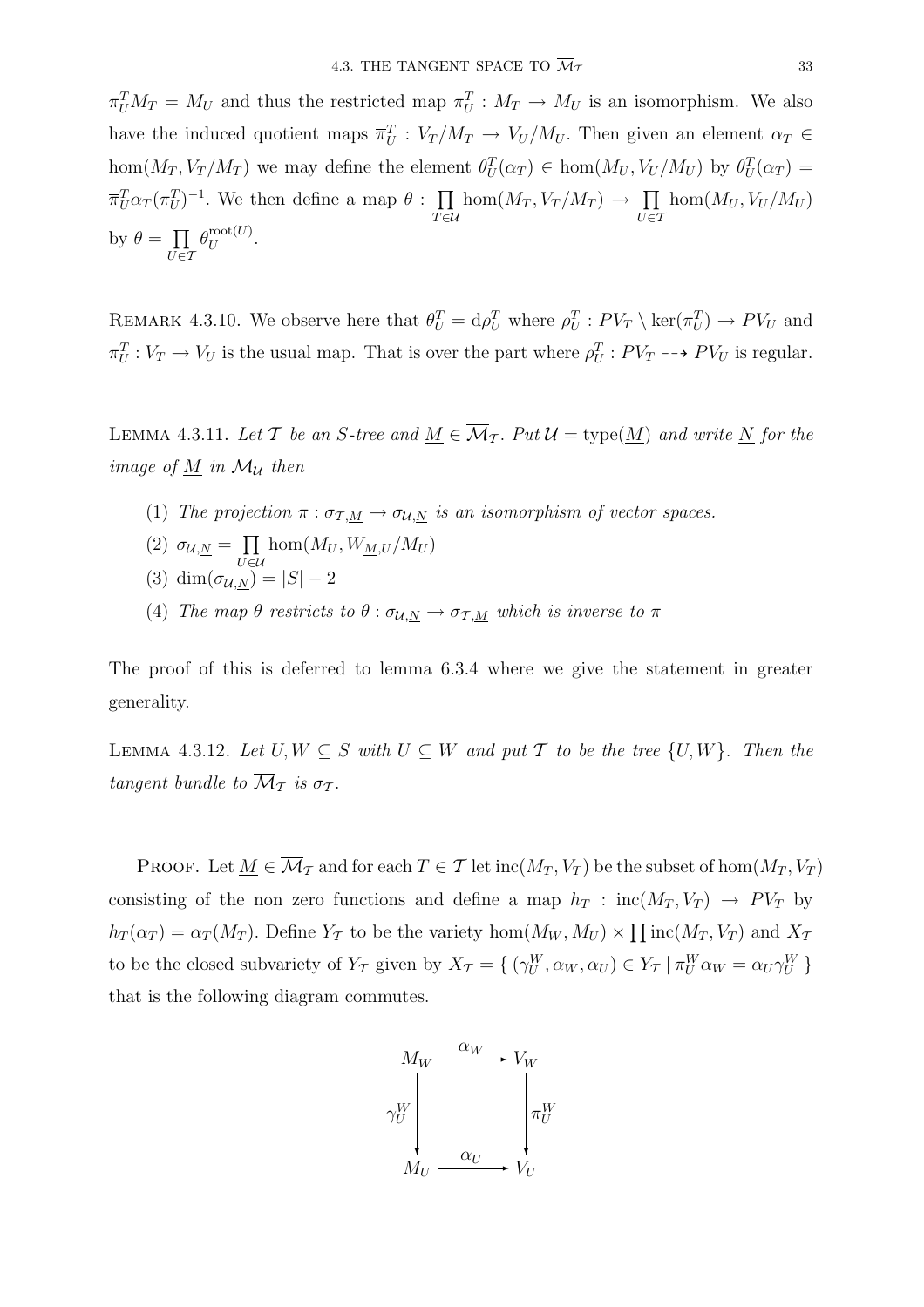$\pi^T_U M_T = M_U$ and thus the restricted map $\pi^T_U : M_T \to M_U$ is an isomorphism. We also have the induced quotient maps $\overline{\pi}^T_U : V_T/M_T \to V_U/M_U$. Then given an element $\alpha_T \in \hom(M_T, V_T/M_T)$ we may define the element $\theta^T_U(\alpha_T) \in \hom(M_U, V_U/M_U)$ by $\theta^T_U(\alpha_T) = \overline{\pi}^T_U \alpha_T (\pi^T_U)^{-1}$. We then define a map $\theta : \prod_{T \in \mathcal{U}} \hom(M_T, V_T/M_T) \to \prod_{U \in \mathcal{T}} \hom(M_U, V_U/M_U)$ by $\theta = \prod_{U \in \mathcal{T}} \theta^{\mathrm{root}(U)}_U$.

REMARK 4.3.10. We observe here that $\theta^T_U = \mathrm{d}\rho^T_U$ where $\rho^T_U : PV_T \setminus \ker(\pi^T_U) \to PV_U$ and $\pi^T_U : V_T \to V_U$ is the usual map. That is over the part where $\rho^T_U : PV_T \dashrightarrow PV_U$ is regular.

LEMMA 4.3.11. *Let $\mathcal{T}$ be an $S$-tree and $\underline{M} \in \overline{\mathcal{M}}_{\mathcal{T}}$. Put $\mathcal{U} = \mathrm{type}(\underline{M})$ and write $\underline{N}$ for the image of $\underline{M}$ in $\overline{\mathcal{M}}_{\mathcal{U}}$ then*

(1) *The projection $\pi : \sigma_{\mathcal{T},\underline{M}} \to \sigma_{\mathcal{U},\underline{N}}$ is an isomorphism of vector spaces.*
(2) $\sigma_{\mathcal{U},\underline{N}} = \prod_{U \in \mathcal{U}} \hom(M_U, W_{\underline{M},U}/M_U)$
(3) $\dim(\sigma_{\mathcal{U},\underline{N}}) = |S| - 2$
(4) *The map $\theta$ restricts to $\theta : \sigma_{\mathcal{U},\underline{N}} \to \sigma_{\mathcal{T},\underline{M}}$ which is inverse to $\pi$*

The proof of this is deferred to lemma 6.3.4 where we give the statement in greater generality.

LEMMA 4.3.12. *Let $U, W \subseteq S$ with $U \subseteq W$ and put $\mathcal{T}$ to be the tree $\{U, W\}$. Then the tangent bundle to $\overline{\mathcal{M}}_{\mathcal{T}}$ is $\sigma_{\mathcal{T}}$.*

PROOF. Let $\underline{M} \in \overline{\mathcal{M}}_{\mathcal{T}}$ and for each $T \in \mathcal{T}$ let $\mathrm{inc}(M_T, V_T)$ be the subset of $\hom(M_T, V_T)$ consisting of the non zero functions and define a map $h_T : \mathrm{inc}(M_T, V_T) \to PV_T$ by $h_T(\alpha_T) = \alpha_T(M_T)$. Define $Y_{\mathcal{T}}$ to be the variety $\hom(M_W, M_U) \times \prod \mathrm{inc}(M_T, V_T)$ and $X_{\mathcal{T}}$ to be the closed subvariety of $Y_{\mathcal{T}}$ given by $X_{\mathcal{T}} = \{ (\gamma^W_U, \alpha_W, \alpha_U) \in Y_{\mathcal{T}} \mid \pi^W_U \alpha_W = \alpha_U \gamma^W_U \}$ that is the following diagram commutes.

$$\begin{array}{ccc}
M_W & \xrightarrow{\alpha_W} & V_W \\
\downarrow{\scriptstyle \gamma^W_U} & & \downarrow{\scriptstyle \pi^W_U} \\
M_U & \xrightarrow{\alpha_U} & V_U
\end{array}$$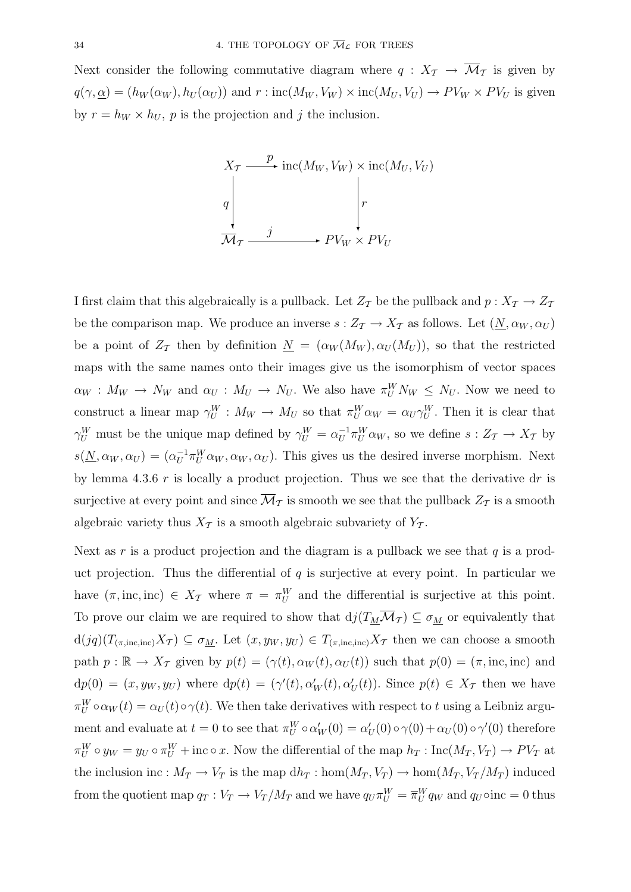Next consider the following commutative diagram where $q : X_{\mathcal{T}} \to \overline{\mathcal{M}}_{\mathcal{T}}$ is given by $q(\gamma, \underline{\alpha}) = (h_W(\alpha_W), h_U(\alpha_U))$ and $r : \mathrm{inc}(M_W, V_W) \times \mathrm{inc}(M_U, V_U) \to PV_W \times PV_U$ is given by $r = h_W \times h_U$, $p$ is the projection and $j$ the inclusion.

$$
\begin{array}{ccc}
X_{\mathcal{T}} & \xrightarrow{\ p\ } & \mathrm{inc}(M_W, V_W) \times \mathrm{inc}(M_U, V_U) \\
\Big\downarrow q & & \Big\downarrow r \\
\overline{\mathcal{M}}_{\mathcal{T}} & \xrightarrow{\ j\ } & PV_W \times PV_U
\end{array}
$$

I first claim that this algebraically is a pullback. Let $Z_{\mathcal{T}}$ be the pullback and $p : X_{\mathcal{T}} \to Z_{\mathcal{T}}$ be the comparison map. We produce an inverse $s : Z_{\mathcal{T}} \to X_{\mathcal{T}}$ as follows. Let $(\underline{N}, \alpha_W, \alpha_U)$ be a point of $Z_{\mathcal{T}}$ then by definition $\underline{N} = (\alpha_W(M_W), \alpha_U(M_U))$, so that the restricted maps with the same names onto their images give us the isomorphism of vector spaces $\alpha_W : M_W \to N_W$ and $\alpha_U : M_U \to N_U$. We also have $\pi^W_U N_W \leq N_U$. Now we need to construct a linear map $\gamma^W_U : M_W \to M_U$ so that $\pi^W_U \alpha_W = \alpha_U \gamma^W_U$. Then it is clear that $\gamma^W_U$ must be the unique map defined by $\gamma^W_U = \alpha_U^{-1} \pi^W_U \alpha_W$, so we define $s : Z_{\mathcal{T}} \to X_{\mathcal{T}}$ by $s(\underline{N}, \alpha_W, \alpha_U) = (\alpha_U^{-1} \pi^W_U \alpha_W, \alpha_W, \alpha_U)$. This gives us the desired inverse morphism. Next by lemma 4.3.6 $r$ is locally a product projection. Thus we see that the derivative $\mathrm{d}r$ is surjective at every point and since $\overline{\mathcal{M}}_{\mathcal{T}}$ is smooth we see that the pullback $Z_{\mathcal{T}}$ is a smooth algebraic variety thus $X_{\mathcal{T}}$ is a smooth algebraic subvariety of $Y_{\mathcal{T}}$.

Next as $r$ is a product projection and the diagram is a pullback we see that $q$ is a product projection. Thus the differential of $q$ is surjective at every point. In particular we have $(\pi, \mathrm{inc}, \mathrm{inc}) \in X_{\mathcal{T}}$ where $\pi = \pi^W_U$ and the differential is surjective at this point. To prove our claim we are required to show that $\mathrm{d}j(T_{\underline{M}} \overline{\mathcal{M}}_{\mathcal{T}}) \subseteq \sigma_{\underline{M}}$ or equivalently that $\mathrm{d}(jq)(T_{(\pi, \mathrm{inc}, \mathrm{inc})} X_{\mathcal{T}}) \subseteq \sigma_{\underline{M}}$. Let $(x, y_W, y_U) \in T_{(\pi, \mathrm{inc}, \mathrm{inc})} X_{\mathcal{T}}$ then we can choose a smooth path $p : \mathbb{R} \to X_{\mathcal{T}}$ given by $p(t) = (\gamma(t), \alpha_W(t), \alpha_U(t))$ such that $p(0) = (\pi, \mathrm{inc}, \mathrm{inc})$ and $\mathrm{d}p(0) = (x, y_W, y_U)$ where $\mathrm{d}p(t) = (\gamma'(t), \alpha'_W(t), \alpha'_U(t))$. Since $p(t) \in X_{\mathcal{T}}$ then we have $\pi^W_U \circ \alpha_W(t) = \alpha_U(t) \circ \gamma(t)$. We then take derivatives with respect to $t$ using a Leibniz argument and evaluate at $t = 0$ to see that $\pi^W_U \circ \alpha'_W(0) = \alpha'_U(0) \circ \gamma(0) + \alpha_U(0) \circ \gamma'(0)$ therefore $\pi^W_U \circ y_W = y_U \circ \pi^W_U + \mathrm{inc} \circ x$. Now the differential of the map $h_T : \mathrm{Inc}(M_T, V_T) \to PV_T$ at the inclusion $\mathrm{inc} : M_T \to V_T$ is the map $\mathrm{d}h_T : \mathrm{hom}(M_T, V_T) \to \mathrm{hom}(M_T, V_T/M_T)$ induced from the quotient map $q_T : V_T \to V_T/M_T$ and we have $q_U \pi^W_U = \overline{\pi}^W_U q_W$ and $q_U \circ \mathrm{inc} = 0$ thus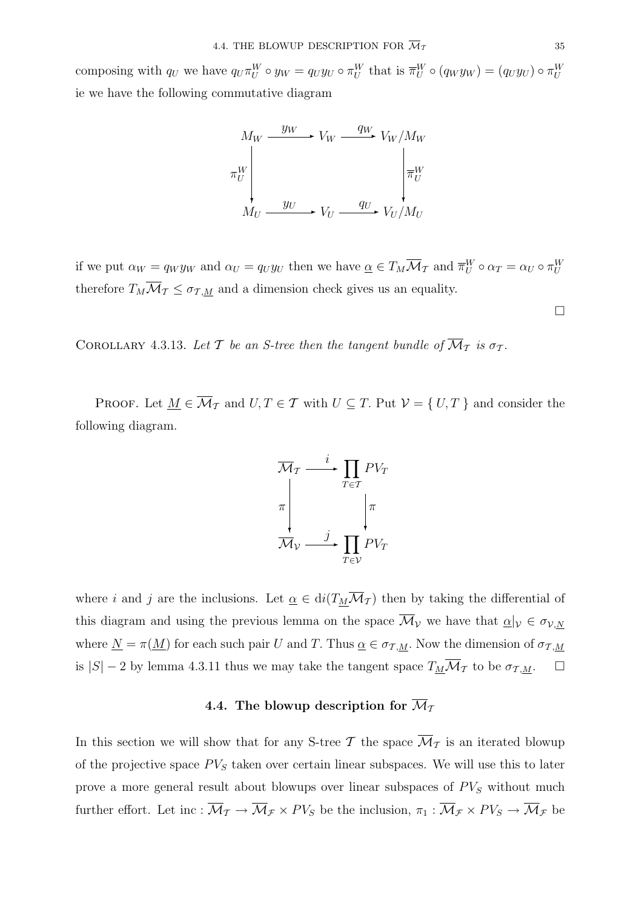composing with $q_U$ we have $q_U \pi_U^W \circ y_W = q_U y_U \circ \pi_U^W$ that is $\overline{\pi}_U^W \circ (q_W y_W) = (q_U y_U) \circ \pi_U^W$ ie we have the following commutative diagram

$$
\begin{array}{ccccc}
M_W & \xrightarrow{y_W} & V_W & \xrightarrow{q_W} & V_W/M_W \\
\Big\downarrow \pi_U^W & & & & \Big\downarrow \overline{\pi}_U^W \\
M_U & \xrightarrow{y_U} & V_U & \xrightarrow{q_U} & V_U/M_U
\end{array}
$$

if we put $\alpha_W = q_W y_W$ and $\alpha_U = q_U y_U$ then we have $\underline{\alpha} \in T_M \overline{\mathcal{M}}_{\mathcal{T}}$ and $\overline{\pi}_U^W \circ \alpha_T = \alpha_U \circ \pi_U^W$ therefore $T_M \overline{\mathcal{M}}_{\mathcal{T}} \leq \sigma_{\mathcal{T},\underline{M}}$ and a dimension check gives us an equality.

□

COROLLARY 4.3.13. *Let $\mathcal{T}$ be an S-tree then the tangent bundle of $\overline{\mathcal{M}}_{\mathcal{T}}$ is $\sigma_{\mathcal{T}}$.*

PROOF. Let $\underline{M} \in \overline{\mathcal{M}}_{\mathcal{T}}$ and $U, T \in \mathcal{T}$ with $U \subseteq T$. Put $\mathcal{V} = \{ U, T \}$ and consider the following diagram.

$$
\begin{array}{ccc}
\overline{\mathcal{M}}_{\mathcal{T}} & \xrightarrow{i} & \prod_{T \in \mathcal{T}} PV_T \\
\Big\downarrow \pi & & \Big\downarrow \pi \\
\overline{\mathcal{M}}_{\mathcal{V}} & \xrightarrow{j} & \prod_{T \in \mathcal{V}} PV_T
\end{array}
$$

where $i$ and $j$ are the inclusions. Let $\underline{\alpha} \in di(T_{\underline{M}} \overline{\mathcal{M}}_{\mathcal{T}})$ then by taking the differential of this diagram and using the previous lemma on the space $\overline{\mathcal{M}}_{\mathcal{V}}$ we have that $\underline{\alpha}|_{\mathcal{V}} \in \sigma_{\mathcal{V},\underline{N}}$ where $\underline{N} = \pi(\underline{M})$ for each such pair $U$ and $T$. Thus $\underline{\alpha} \in \sigma_{\mathcal{T},\underline{M}}$. Now the dimension of $\sigma_{\mathcal{T},\underline{M}}$ is $|S| - 2$ by lemma 4.3.11 thus we may take the tangent space $T_{\underline{M}} \overline{\mathcal{M}}_{\mathcal{T}}$ to be $\sigma_{\mathcal{T},\underline{M}}$. □

## 4.4. The blowup description for $\overline{\mathcal{M}}_{\mathcal{T}}$

In this section we will show that for any S-tree $\mathcal{T}$ the space $\overline{\mathcal{M}}_{\mathcal{T}}$ is an iterated blowup of the projective space $PV_S$ taken over certain linear subspaces. We will use this to later prove a more general result about blowups over linear subspaces of $PV_S$ without much further effort. Let $\text{inc} : \overline{\mathcal{M}}_{\mathcal{T}} \to \overline{\mathcal{M}}_{\mathcal{F}} \times PV_S$ be the inclusion, $\pi_1 : \overline{\mathcal{M}}_{\mathcal{F}} \times PV_S \to \overline{\mathcal{M}}_{\mathcal{F}}$ be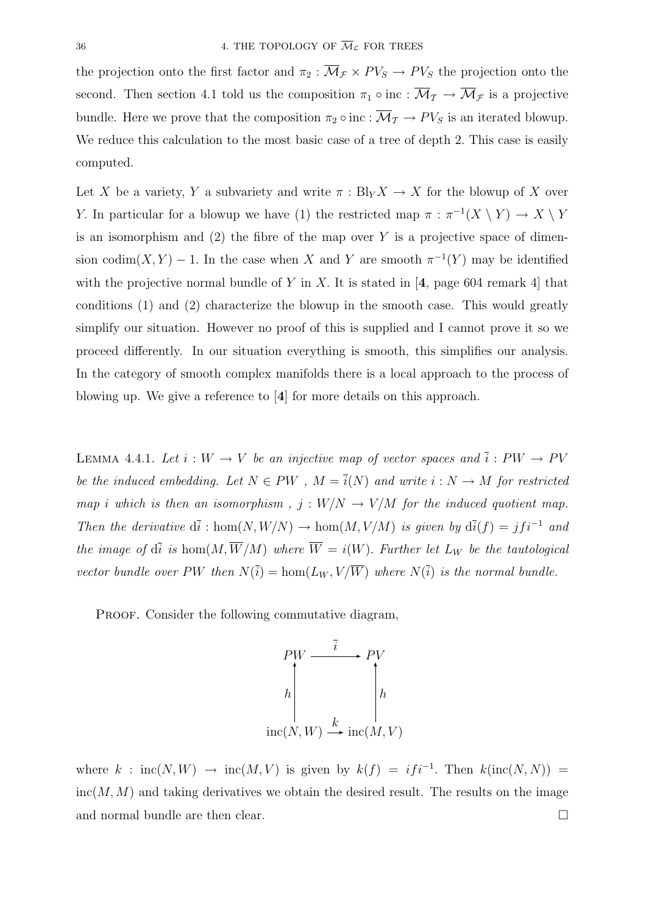the projection onto the first factor and $\pi_2 : \overline{\mathcal{M}}_{\mathcal{F}} \times PV_S \to PV_S$ the projection onto the second. Then section 4.1 told us the composition $\pi_1 \circ \mathrm{inc} : \overline{\mathcal{M}}_{\mathcal{T}} \to \overline{\mathcal{M}}_{\mathcal{F}}$ is a projective bundle. Here we prove that the composition $\pi_2 \circ \mathrm{inc} : \overline{\mathcal{M}}_{\mathcal{T}} \to PV_S$ is an iterated blowup. We reduce this calculation to the most basic case of a tree of depth 2. This case is easily computed.

Let $X$ be a variety, $Y$ a subvariety and write $\pi : \mathrm{Bl}_Y X \to X$ for the blowup of $X$ over $Y$. In particular for a blowup we have (1) the restricted map $\pi : \pi^{-1}(X \setminus Y) \to X \setminus Y$ is an isomorphism and (2) the fibre of the map over $Y$ is a projective space of dimension $\mathrm{codim}(X, Y) - 1$. In the case when $X$ and $Y$ are smooth $\pi^{-1}(Y)$ may be identified with the projective normal bundle of $Y$ in $X$. It is stated in [**4**, page 604 remark 4] that conditions (1) and (2) characterize the blowup in the smooth case. This would greatly simplify our situation. However no proof of this is supplied and I cannot prove it so we proceed differently. In our situation everything is smooth, this simplifies our analysis. In the category of smooth complex manifolds there is a local approach to the process of blowing up. We give a reference to [**4**] for more details on this approach.

Lemma 4.4.1. *Let $i : W \to V$ be an injective map of vector spaces and $\overline{i} : PW \to PV$ be the induced embedding. Let $N \in PW$ , $M = \overline{i}(N)$ and write $i : N \to M$ for restricted map $i$ which is then an isomorphism , $j : W/N \to V/M$ for the induced quotient map. Then the derivative $\mathrm{d}\overline{i} : \hom(N, W/N) \to \hom(M, V/M)$ is given by $\mathrm{d}\overline{i}(f) = jfi^{-1}$ and the image of $\mathrm{d}\overline{i}$ is $\hom(M, \overline{W}/M)$ where $\overline{W} = i(W)$. Further let $L_W$ be the tautological vector bundle over $PW$ then $N(\overline{i}) = \hom(L_W, V/\overline{W})$ where $N(\overline{i})$ is the normal bundle.*

Proof. Consider the following commutative diagram,

$$\begin{array}{ccc} PW & \xrightarrow{\overline{i}} & PV \\ \uparrow h & & \uparrow h \\ \mathrm{inc}(N, W) & \xrightarrow{k} & \mathrm{inc}(M, V) \end{array}$$

where $k : \mathrm{inc}(N, W) \to \mathrm{inc}(M, V)$ is given by $k(f) = ifi^{-1}$. Then $k(\mathrm{inc}(N, N)) = \mathrm{inc}(M, M)$ and taking derivatives we obtain the desired result. The results on the image and normal bundle are then clear. $\square$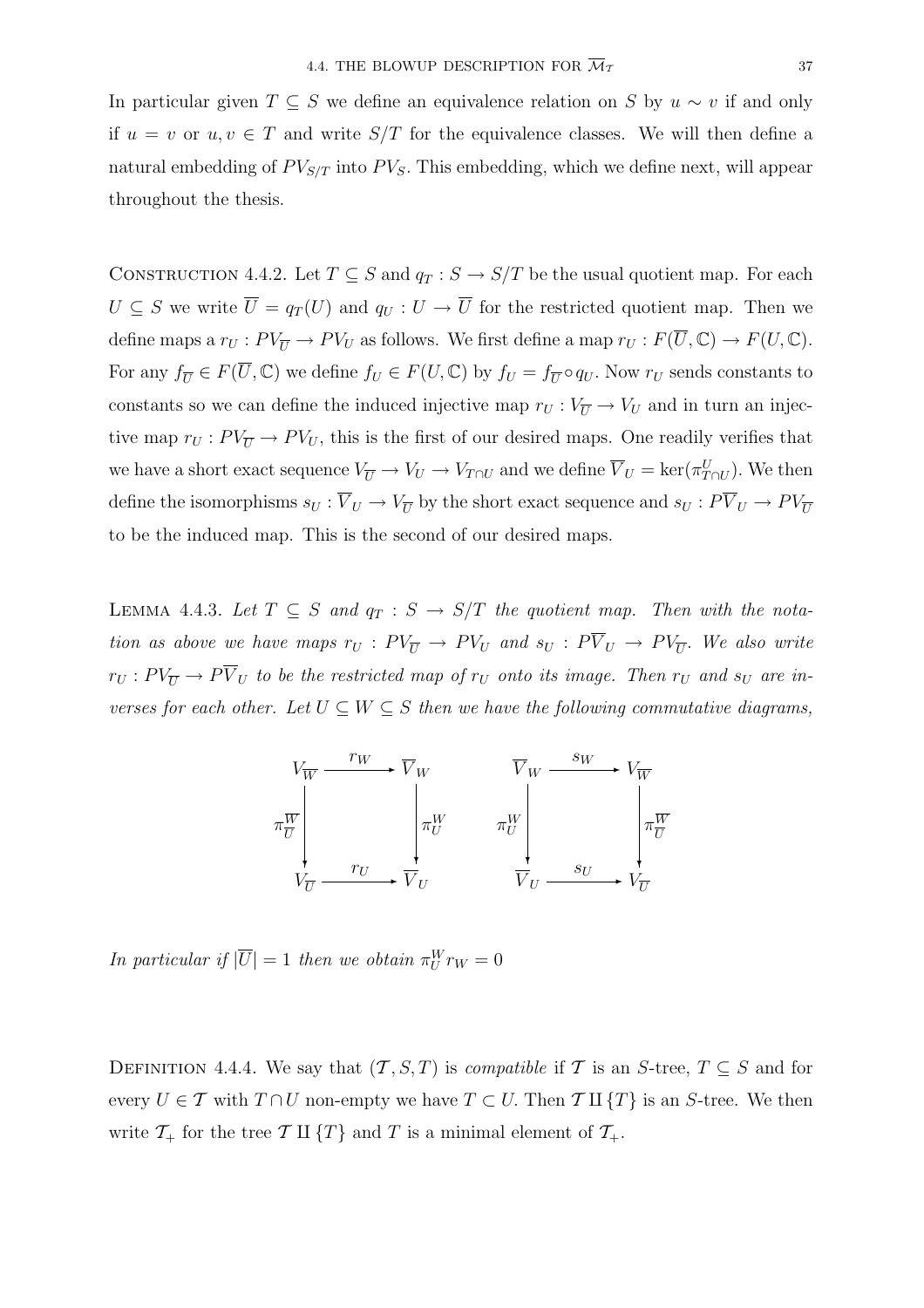In particular given $T \subseteq S$ we define an equivalence relation on $S$ by $u \sim v$ if and only if $u = v$ or $u, v \in T$ and write $S/T$ for the equivalence classes. We will then define a natural embedding of $PV_{S/T}$ into $PV_S$. This embedding, which we define next, will appear throughout the thesis.

Construction 4.4.2. Let $T \subseteq S$ and $q_T : S \to S/T$ be the usual quotient map. For each $U \subseteq S$ we write $\overline{U} = q_T(U)$ and $q_U : U \to \overline{U}$ for the restricted quotient map. Then we define maps a $r_U : PV_{\overline{U}} \to PV_U$ as follows. We first define a map $r_U : F(\overline{U}, \mathbb{C}) \to F(U, \mathbb{C})$. For any $f_{\overline{U}} \in F(\overline{U}, \mathbb{C})$ we define $f_U \in F(U, \mathbb{C})$ by $f_U = f_{\overline{U}} \circ q_U$. Now $r_U$ sends constants to constants so we can define the induced injective map $r_U : V_{\overline{U}} \to V_U$ and in turn an injective map $r_U : PV_{\overline{U}} \to PV_U$, this is the first of our desired maps. One readily verifies that we have a short exact sequence $V_{\overline{U}} \to V_U \to V_{T \cap U}$ and we define $\overline{V}_U = \ker(\pi^U_{T \cap U})$. We then define the isomorphisms $s_U : \overline{V}_U \to V_{\overline{U}}$ by the short exact sequence and $s_U : P\overline{V}_U \to PV_{\overline{U}}$ to be the induced map. This is the second of our desired maps.

Lemma 4.4.3. *Let $T \subseteq S$ and $q_T : S \to S/T$ the quotient map. Then with the notation as above we have maps $r_U : PV_{\overline{U}} \to PV_U$ and $s_U : P\overline{V}_U \to PV_{\overline{U}}$. We also write $r_U : PV_{\overline{U}} \to P\overline{V}_U$ to be the restricted map of $r_U$ onto its image. Then $r_U$ and $s_U$ are inverses for each other. Let $U \subseteq W \subseteq S$ then we have the following commutative diagrams,*

$$
\begin{array}{ccc}
V_{\overline{W}} & \xrightarrow{r_W} & \overline{V}_W \\
\downarrow \pi^{\overline{W}}_{\overline{U}} & & \downarrow \pi^W_U \\
V_{\overline{U}} & \xrightarrow{r_U} & \overline{V}_U
\end{array}
\qquad\qquad
\begin{array}{ccc}
\overline{V}_W & \xrightarrow{s_W} & V_{\overline{W}} \\
\downarrow \pi^W_U & & \downarrow \pi^{\overline{W}}_{\overline{U}} \\
\overline{V}_U & \xrightarrow{s_U} & V_{\overline{U}}
\end{array}
$$

*In particular if $|\overline{U}| = 1$ then we obtain $\pi^W_U r_W = 0$*

Definition 4.4.4. We say that $(\mathcal{T}, S, T)$ is *compatible* if $\mathcal{T}$ is an $S$-tree, $T \subseteq S$ and for every $U \in \mathcal{T}$ with $T \cap U$ non-empty we have $T \subset U$. Then $\mathcal{T} \amalg \{T\}$ is an $S$-tree. We then write $\mathcal{T}_+$ for the tree $\mathcal{T} \amalg \{T\}$ and $T$ is a minimal element of $\mathcal{T}_+$.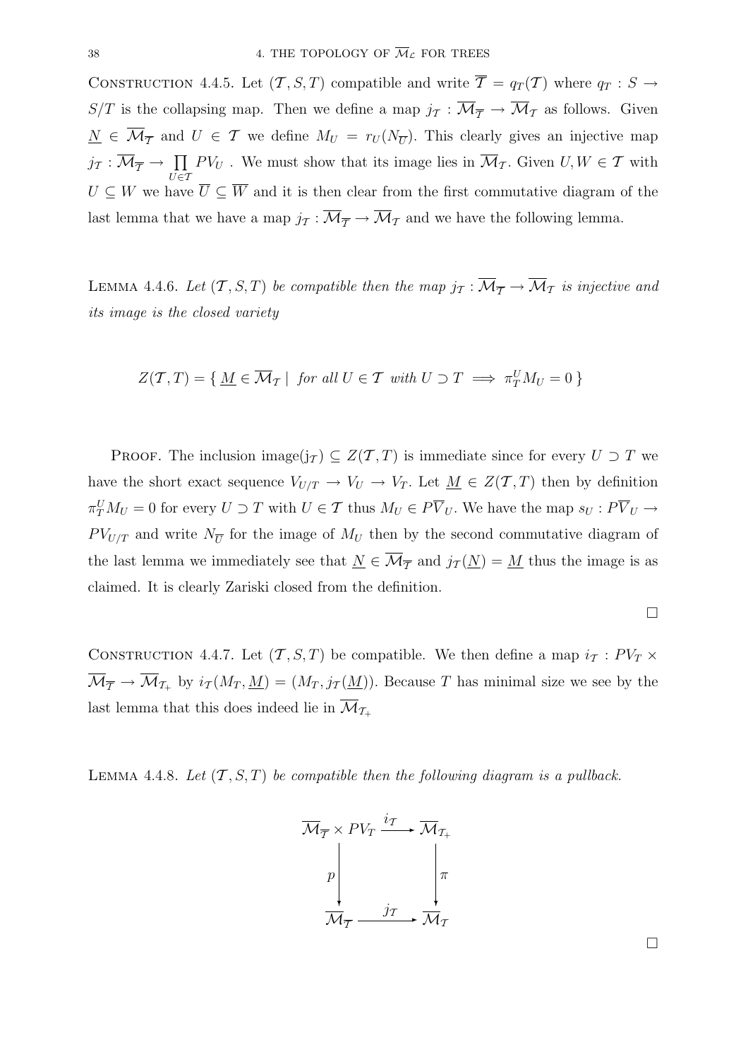CONSTRUCTION 4.4.5. Let $(\mathcal{T}, S, T)$ compatible and write $\overline{\mathcal{T}} = q_T(\mathcal{T})$ where $q_T : S \to S/T$ is the collapsing map. Then we define a map $j_{\mathcal{T}} : \overline{\mathcal{M}}_{\overline{\mathcal{T}}} \to \overline{\mathcal{M}}_{\mathcal{T}}$ as follows. Given $\underline{N} \in \overline{\mathcal{M}}_{\overline{\mathcal{T}}}$ and $U \in \mathcal{T}$ we define $M_U = r_U(N_{\overline{U}})$. This clearly gives an injective map $j_{\mathcal{T}} : \overline{\mathcal{M}}_{\overline{\mathcal{T}}} \to \prod_{U \in \mathcal{T}} PV_U$ . We must show that its image lies in $\overline{\mathcal{M}}_{\mathcal{T}}$. Given $U, W \in \mathcal{T}$ with $U \subseteq W$ we have $\overline{U} \subseteq \overline{W}$ and it is then clear from the first commutative diagram of the last lemma that we have a map $j_{\mathcal{T}} : \overline{\mathcal{M}}_{\overline{\mathcal{T}}} \to \overline{\mathcal{M}}_{\mathcal{T}}$ and we have the following lemma.

LEMMA 4.4.6. *Let $(\mathcal{T}, S, T)$ be compatible then the map $j_{\mathcal{T}} : \overline{\mathcal{M}}_{\overline{\mathcal{T}}} \to \overline{\mathcal{M}}_{\mathcal{T}}$ is injective and its image is the closed variety*

$$Z(\mathcal{T}, T) = \{ \, \underline{M} \in \overline{\mathcal{M}}_{\mathcal{T}} \mid \text{ for all } U \in \mathcal{T} \text{ with } U \supset T \implies \pi^U_T M_U = 0 \, \}$$

PROOF. The inclusion image$(j_{\mathcal{T}}) \subseteq Z(\mathcal{T}, T)$ is immediate since for every $U \supset T$ we have the short exact sequence $V_{U/T} \to V_U \to V_T$. Let $\underline{M} \in Z(\mathcal{T}, T)$ then by definition $\pi^U_T M_U = 0$ for every $U \supset T$ with $U \in \mathcal{T}$ thus $M_U \in P\overline{V}_U$. We have the map $s_U : P\overline{V}_U \to PV_{U/T}$ and write $N_{\overline{U}}$ for the image of $M_U$ then by the second commutative diagram of the last lemma we immediately see that $\underline{N} \in \overline{\mathcal{M}}_{\overline{\mathcal{T}}}$ and $j_{\mathcal{T}}(\underline{N}) = \underline{M}$ thus the image is as claimed. It is clearly Zariski closed from the definition.

□

CONSTRUCTION 4.4.7. Let $(\mathcal{T}, S, T)$ be compatible. We then define a map $i_{\mathcal{T}} : PV_T \times \overline{\mathcal{M}}_{\overline{\mathcal{T}}} \to \overline{\mathcal{M}}_{\mathcal{T}_+}$ by $i_{\mathcal{T}}(M_T, \underline{M}) = (M_T, j_{\mathcal{T}}(\underline{M}))$. Because $T$ has minimal size we see by the last lemma that this does indeed lie in $\overline{\mathcal{M}}_{\mathcal{T}_+}$

LEMMA 4.4.8. *Let $(\mathcal{T}, S, T)$ be compatible then the following diagram is a pullback.*

$$\begin{array}{ccc}
\overline{\mathcal{M}}_{\overline{\mathcal{T}}} \times PV_T & \xrightarrow{\ i_{\mathcal{T}}\ } & \overline{\mathcal{M}}_{\mathcal{T}_+} \\
\Big\downarrow p & & \Big\downarrow \pi \\
\overline{\mathcal{M}}_{\overline{\mathcal{T}}} & \xrightarrow{\ j_{\mathcal{T}}\ } & \overline{\mathcal{M}}_{\mathcal{T}}
\end{array}$$

□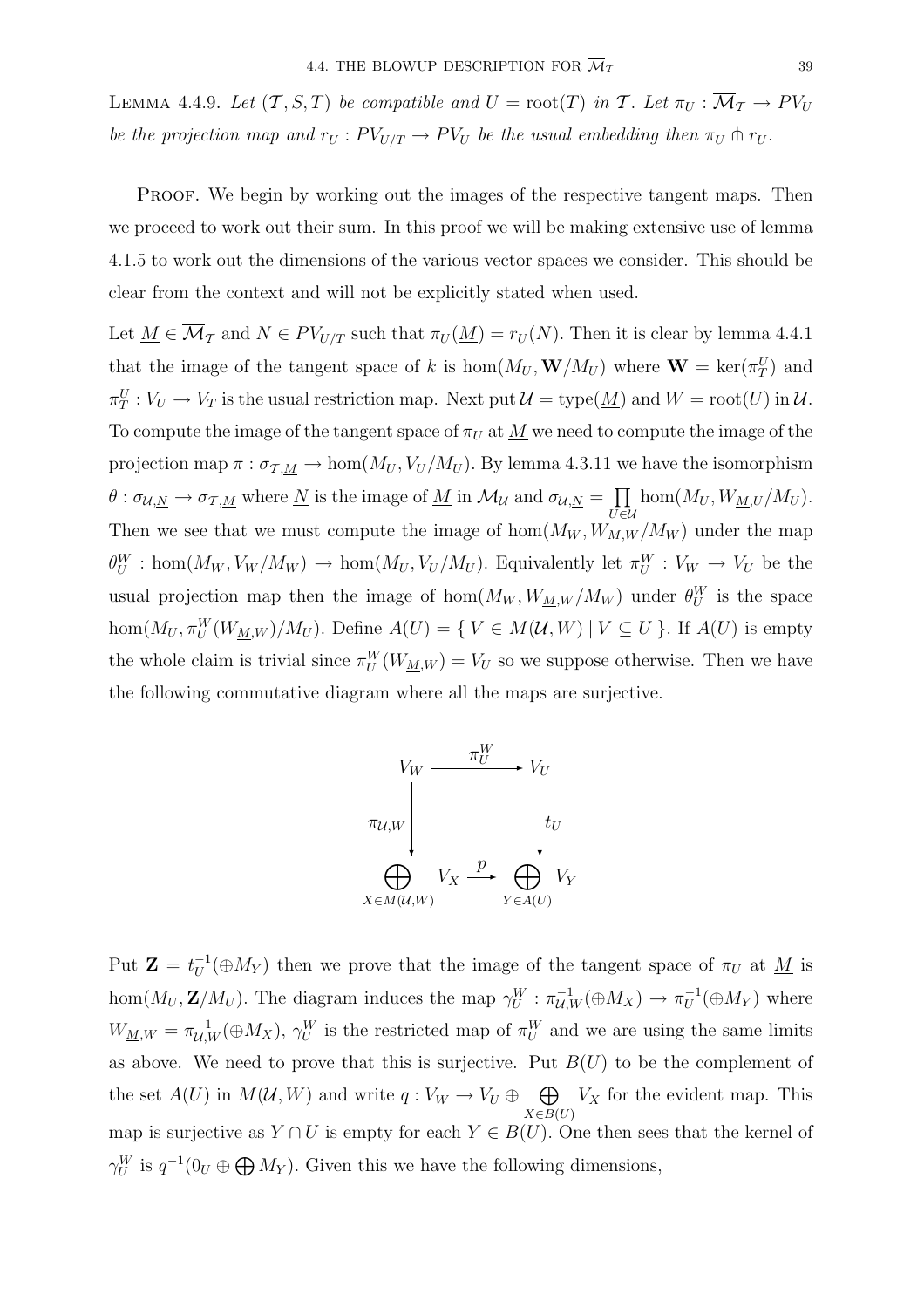LEMMA 4.4.9. *Let $(\mathcal{T}, S, T)$ be compatible and $U = \operatorname{root}(T)$ in $\mathcal{T}$. Let $\pi_U : \overline{\mathcal{M}}_{\mathcal{T}} \to PV_U$ be the projection map and $r_U : PV_{U/T} \to PV_U$ be the usual embedding then $\pi_U \pitchfork r_U$.*

PROOF. We begin by working out the images of the respective tangent maps. Then we proceed to work out their sum. In this proof we will be making extensive use of lemma 4.1.5 to work out the dimensions of the various vector spaces we consider. This should be clear from the context and will not be explicitly stated when used.

Let $\underline{M} \in \overline{\mathcal{M}}_{\mathcal{T}}$ and $N \in PV_{U/T}$ such that $\pi_U(\underline{M}) = r_U(N)$. Then it is clear by lemma 4.4.1 that the image of the tangent space of $k$ is $\hom(M_U, \mathbf{W}/M_U)$ where $\mathbf{W} = \ker(\pi^U_T)$ and $\pi^U_T : V_U \to V_T$ is the usual restriction map. Next put $\mathcal{U} = \operatorname{type}(\underline{M})$ and $W = \operatorname{root}(U)$ in $\mathcal{U}$. To compute the image of the tangent space of $\pi_U$ at $\underline{M}$ we need to compute the image of the projection map $\pi : \sigma_{\mathcal{T},\underline{M}} \to \hom(M_U, V_U/M_U)$. By lemma 4.3.11 we have the isomorphism $\theta : \sigma_{\mathcal{U},\underline{N}} \to \sigma_{\mathcal{T},\underline{M}}$ where $\underline{N}$ is the image of $\underline{M}$ in $\overline{\mathcal{M}}_{\mathcal{U}}$ and $\sigma_{\mathcal{U},\underline{N}} = \prod_{U \in \mathcal{U}} \hom(M_U, W_{\underline{M},U}/M_U)$. Then we see that we must compute the image of $\hom(M_W, W_{\underline{M},W}/M_W)$ under the map $\theta^W_U : \hom(M_W, V_W/M_W) \to \hom(M_U, V_U/M_U)$. Equivalently let $\pi^W_U : V_W \to V_U$ be the usual projection map then the image of $\hom(M_W, W_{\underline{M},W}/M_W)$ under $\theta^W_U$ is the space $\hom(M_U, \pi^W_U(W_{\underline{M},W})/M_U)$. Define $A(U) = \{\, V \in M(\mathcal{U}, W) \mid V \subseteq U \,\}$. If $A(U)$ is empty the whole claim is trivial since $\pi^W_U(W_{\underline{M},W}) = V_U$ so we suppose otherwise. Then we have the following commutative diagram where all the maps are surjective.

$$\begin{array}{ccc} V_W & \xrightarrow{\pi^W_U} & V_U \\ \Big\downarrow{\scriptstyle \pi_{\mathcal{U},W}} & & \Big\downarrow{\scriptstyle t_U} \\ \bigoplus_{X \in M(\mathcal{U},W)} V_X & \xrightarrow{p} & \bigoplus_{Y \in A(U)} V_Y \end{array}$$

Put $\mathbf{Z} = t_U^{-1}(\oplus M_Y)$ then we prove that the image of the tangent space of $\pi_U$ at $\underline{M}$ is $\hom(M_U, \mathbf{Z}/M_U)$. The diagram induces the map $\gamma^W_U : \pi^{-1}_{\mathcal{U},W}(\oplus M_X) \to \pi_U^{-1}(\oplus M_Y)$ where $W_{\underline{M},W} = \pi^{-1}_{\mathcal{U},W}(\oplus M_X)$, $\gamma^W_U$ is the restricted map of $\pi^W_U$ and we are using the same limits as above. We need to prove that this is surjective. Put $B(U)$ to be the complement of the set $A(U)$ in $M(\mathcal{U}, W)$ and write $q : V_W \to V_U \oplus \bigoplus_{X \in B(U)} V_X$ for the evident map. This map is surjective as $Y \cap U$ is empty for each $Y \in B(U)$. One then sees that the kernel of $\gamma^W_U$ is $q^{-1}(0_U \oplus \bigoplus M_Y)$. Given this we have the following dimensions,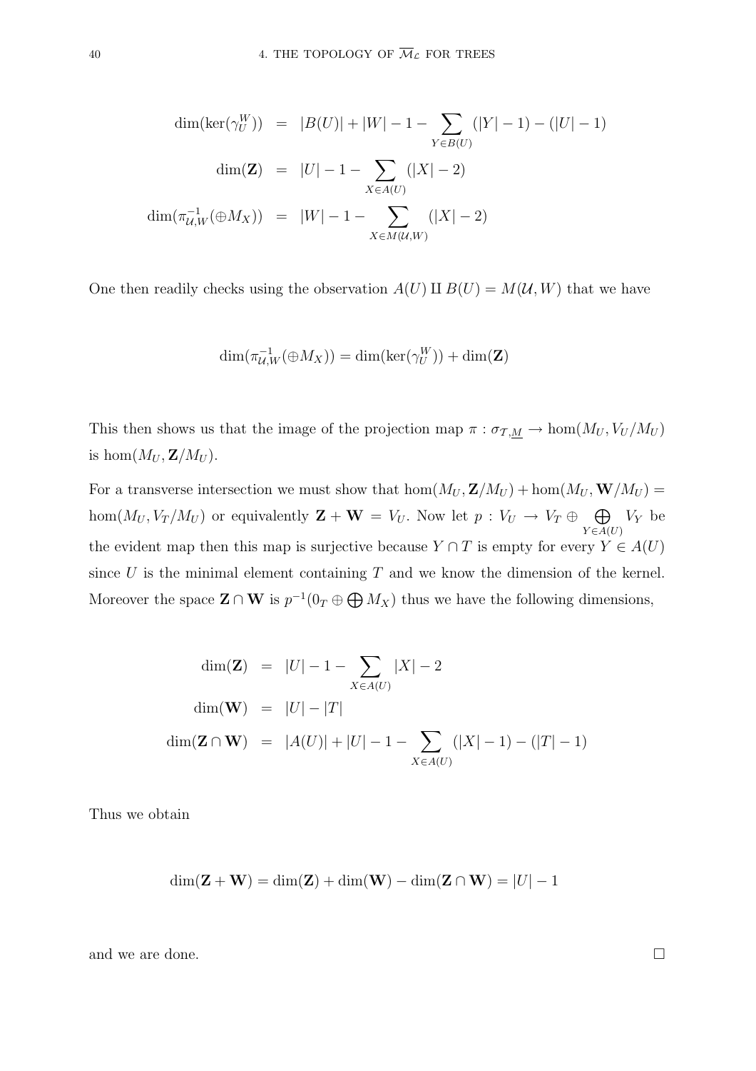$$
\begin{aligned}
\dim(\ker(\gamma_U^W)) &= |B(U)| + |W| - 1 - \sum_{Y \in B(U)} (|Y| - 1) - (|U| - 1) \\
\dim(\mathbf{Z}) &= |U| - 1 - \sum_{X \in A(U)} (|X| - 2) \\
\dim(\pi_{\mathcal{U},W}^{-1}(\oplus M_X)) &= |W| - 1 - \sum_{X \in M(\mathcal{U},W)} (|X| - 2)
\end{aligned}
$$

One then readily checks using the observation $A(U) \amalg B(U) = M(\mathcal{U}, W)$ that we have

$$
\dim(\pi_{\mathcal{U},W}^{-1}(\oplus M_X)) = \dim(\ker(\gamma_U^W)) + \dim(\mathbf{Z})
$$

This then shows us that the image of the projection map $\pi : \sigma_{\mathcal{T},\underline{M}} \to \hom(M_U, V_U/M_U)$ is $\hom(M_U, \mathbf{Z}/M_U)$.

For a transverse intersection we must show that $\hom(M_U, \mathbf{Z}/M_U) + \hom(M_U, \mathbf{W}/M_U) = \hom(M_U, V_T/M_U)$ or equivalently $\mathbf{Z} + \mathbf{W} = V_U$. Now let $p : V_U \to V_T \oplus \bigoplus_{Y \in A(U)} V_Y$ be the evident map then this map is surjective because $Y \cap T$ is empty for every $Y \in A(U)$ since $U$ is the minimal element containing $T$ and we know the dimension of the kernel. Moreover the space $\mathbf{Z} \cap \mathbf{W}$ is $p^{-1}(0_T \oplus \bigoplus M_X)$ thus we have the following dimensions,

$$
\begin{aligned}
\dim(\mathbf{Z}) &= |U| - 1 - \sum_{X \in A(U)} |X| - 2 \\
\dim(\mathbf{W}) &= |U| - |T| \\
\dim(\mathbf{Z} \cap \mathbf{W}) &= |A(U)| + |U| - 1 - \sum_{X \in A(U)} (|X| - 1) - (|T| - 1)
\end{aligned}
$$

Thus we obtain

$$
\dim(\mathbf{Z} + \mathbf{W}) = \dim(\mathbf{Z}) + \dim(\mathbf{W}) - \dim(\mathbf{Z} \cap \mathbf{W}) = |U| - 1
$$

and we are done. $\square$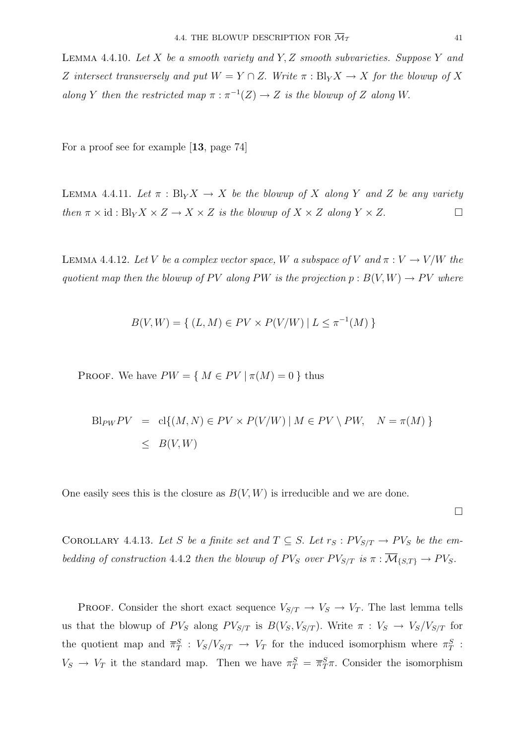Lemma 4.4.10. *Let $X$ be a smooth variety and $Y, Z$ smooth subvarieties. Suppose $Y$ and $Z$ intersect transversely and put $W = Y \cap Z$. Write $\pi : \mathrm{Bl}_Y X \to X$ for the blowup of $X$ along $Y$ then the restricted map $\pi : \pi^{-1}(Z) \to Z$ is the blowup of $Z$ along $W$.*

For a proof see for example [**13**, page 74]

Lemma 4.4.11. *Let $\pi : \mathrm{Bl}_Y X \to X$ be the blowup of $X$ along $Y$ and $Z$ be any variety then $\pi \times \mathrm{id} : \mathrm{Bl}_Y X \times Z \to X \times Z$ is the blowup of $X \times Z$ along $Y \times Z$.* □

Lemma 4.4.12. *Let $V$ be a complex vector space, $W$ a subspace of $V$ and $\pi : V \to V/W$ the quotient map then the blowup of $PV$ along $PW$ is the projection $p : B(V, W) \to PV$ where*

$$B(V, W) = \{ \, (L, M) \in PV \times P(V/W) \mid L \leq \pi^{-1}(M) \, \}$$

Proof. We have $PW = \{ \, M \in PV \mid \pi(M) = 0 \, \}$ thus

$$\begin{aligned} \mathrm{Bl}_{PW} PV &= \mathrm{cl}\{(M, N) \in PV \times P(V/W) \mid M \in PV \setminus PW, \quad N = \pi(M) \, \} \\ &\leq B(V, W) \end{aligned}$$

One easily sees this is the closure as $B(V, W)$ is irreducible and we are done.

□

Corollary 4.4.13. *Let $S$ be a finite set and $T \subseteq S$. Let $r_S : PV_{S/T} \to PV_S$ be the embedding of construction 4.4.2 then the blowup of $PV_S$ over $PV_{S/T}$ is $\pi : \overline{\mathcal{M}}_{\{S,T\}} \to PV_S$.*

Proof. Consider the short exact sequence $V_{S/T} \to V_S \to V_T$. The last lemma tells us that the blowup of $PV_S$ along $PV_{S/T}$ is $B(V_S, V_{S/T})$. Write $\pi : V_S \to V_S/V_{S/T}$ for the quotient map and $\overline{\pi}^S_T : V_S/V_{S/T} \to V_T$ for the induced isomorphism where $\pi^S_T : V_S \to V_T$ it the standard map. Then we have $\pi^S_T = \overline{\pi}^S_T \pi$. Consider the isomorphism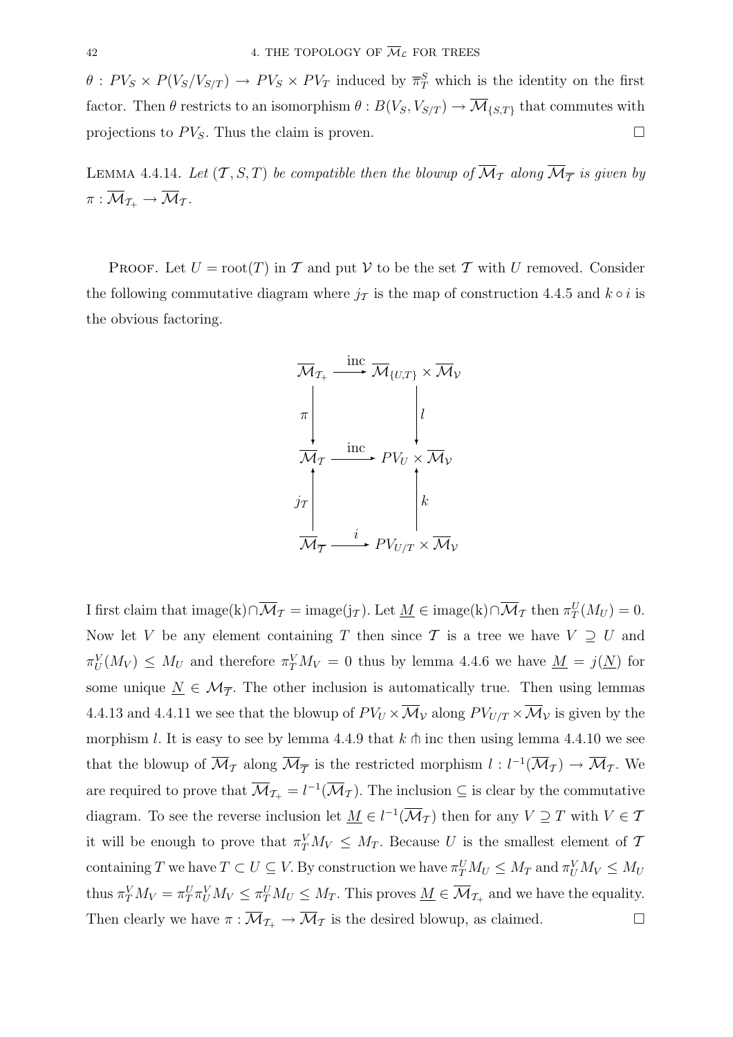$\theta : PV_S \times P(V_S/V_{S/T}) \to PV_S \times PV_T$ induced by $\overline{\pi}^S_T$ which is the identity on the first factor. Then $\theta$ restricts to an isomorphism $\theta : B(V_S, V_{S/T}) \to \overline{\mathcal{M}}_{\{S,T\}}$ that commutes with projections to $PV_S$. Thus the claim is proven. $\square$

LEMMA 4.4.14. *Let $(\mathcal{T}, S, T)$ be compatible then the blowup of $\overline{\mathcal{M}}_{\mathcal{T}}$ along $\overline{\mathcal{M}}_{\overline{\mathcal{T}}}$ is given by $\pi : \overline{\mathcal{M}}_{\mathcal{T}_+} \to \overline{\mathcal{M}}_{\mathcal{T}}$.*

PROOF. Let $U = \text{root}(T)$ in $\mathcal{T}$ and put $\mathcal{V}$ to be the set $\mathcal{T}$ with $U$ removed. Consider the following commutative diagram where $j_{\mathcal{T}}$ is the map of construction 4.4.5 and $k \circ i$ is the obvious factoring.

$$\begin{array}{ccc}
\overline{\mathcal{M}}_{\mathcal{T}_+} & \xrightarrow{\text{inc}} & \overline{\mathcal{M}}_{\{U,T\}} \times \overline{\mathcal{M}}_{\mathcal{V}} \\
\downarrow \pi & & \downarrow l \\
\overline{\mathcal{M}}_{\mathcal{T}} & \xrightarrow{\text{inc}} & PV_U \times \overline{\mathcal{M}}_{\mathcal{V}} \\
\uparrow j_{\mathcal{T}} & & \uparrow k \\
\overline{\mathcal{M}}_{\overline{\mathcal{T}}} & \xrightarrow{i} & PV_{U/T} \times \overline{\mathcal{M}}_{\mathcal{V}}
\end{array}$$

I first claim that $\text{image(k)} \cap \overline{\mathcal{M}}_{\mathcal{T}} = \text{image}(j_{\mathcal{T}})$. Let $\underline{M} \in \text{image(k)} \cap \overline{\mathcal{M}}_{\mathcal{T}}$ then $\pi^U_T(M_U) = 0$. Now let $V$ be any element containing $T$ then since $\mathcal{T}$ is a tree we have $V \supseteq U$ and $\pi^V_U(M_V) \leq M_U$ and therefore $\pi^V_T M_V = 0$ thus by lemma 4.4.6 we have $\underline{M} = j(\underline{N})$ for some unique $\underline{N} \in \mathcal{M}_{\overline{\mathcal{T}}}$. The other inclusion is automatically true. Then using lemmas 4.4.13 and 4.4.11 we see that the blowup of $PV_U \times \overline{\mathcal{M}}_{\mathcal{V}}$ along $PV_{U/T} \times \overline{\mathcal{M}}_{\mathcal{V}}$ is given by the morphism $l$. It is easy to see by lemma 4.4.9 that $k \pitchfork \text{inc}$ then using lemma 4.4.10 we see that the blowup of $\overline{\mathcal{M}}_{\mathcal{T}}$ along $\overline{\mathcal{M}}_{\overline{\mathcal{T}}}$ is the restricted morphism $l : l^{-1}(\overline{\mathcal{M}}_{\mathcal{T}}) \to \overline{\mathcal{M}}_{\mathcal{T}}$. We are required to prove that $\overline{\mathcal{M}}_{\mathcal{T}_+} = l^{-1}(\overline{\mathcal{M}}_{\mathcal{T}})$. The inclusion $\subseteq$ is clear by the commutative diagram. To see the reverse inclusion let $\underline{M} \in l^{-1}(\overline{\mathcal{M}}_{\mathcal{T}})$ then for any $V \supseteq T$ with $V \in \mathcal{T}$ it will be enough to prove that $\pi^V_T M_V \leq M_T$. Because $U$ is the smallest element of $\mathcal{T}$ containing $T$ we have $T \subset U \subseteq V$. By construction we have $\pi^U_T M_U \leq M_T$ and $\pi^V_U M_V \leq M_U$ thus $\pi^V_T M_V = \pi^U_T \pi^V_U M_V \leq \pi^U_T M_U \leq M_T$. This proves $\underline{M} \in \overline{\mathcal{M}}_{\mathcal{T}_+}$ and we have the equality. Then clearly we have $\pi : \overline{\mathcal{M}}_{\mathcal{T}_+} \to \overline{\mathcal{M}}_{\mathcal{T}}$ is the desired blowup, as claimed. $\square$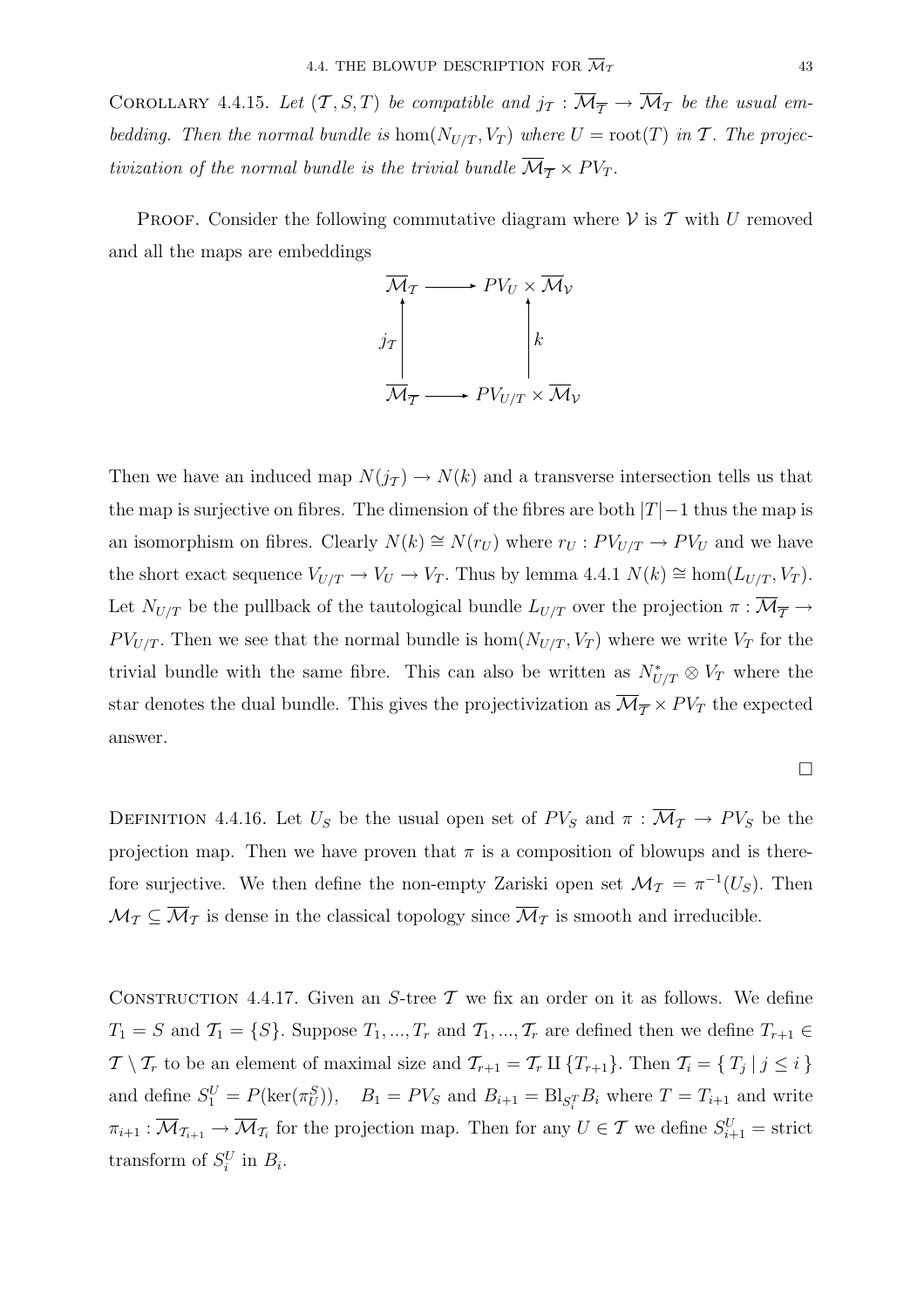COROLLARY 4.4.15. *Let $(\mathcal{T}, S, T)$ be compatible and $j_{\mathcal{T}} : \overline{\mathcal{M}}_{\overline{\mathcal{T}}} \to \overline{\mathcal{M}}_{\mathcal{T}}$ be the usual embedding. Then the normal bundle is $\hom(N_{U/T}, V_T)$ where $U = \mathrm{root}(T)$ in $\mathcal{T}$. The projectivization of the normal bundle is the trivial bundle $\overline{\mathcal{M}}_{\overline{\mathcal{T}}} \times PV_T$.*

PROOF. Consider the following commutative diagram where $\mathcal{V}$ is $\mathcal{T}$ with $U$ removed and all the maps are embeddings

$$
\begin{array}{ccc}
\overline{\mathcal{M}}_{\mathcal{T}} & \longrightarrow & PV_U \times \overline{\mathcal{M}}_{\mathcal{V}} \\
{\scriptstyle j_{\mathcal{T}}} \Big\uparrow & & \Big\uparrow {\scriptstyle k} \\
\overline{\mathcal{M}}_{\overline{\mathcal{T}}} & \longrightarrow & PV_{U/T} \times \overline{\mathcal{M}}_{\mathcal{V}}
\end{array}
$$

Then we have an induced map $N(j_{\mathcal{T}}) \to N(k)$ and a transverse intersection tells us that the map is surjective on fibres. The dimension of the fibres are both $|T|-1$ thus the map is an isomorphism on fibres. Clearly $N(k) \cong N(r_U)$ where $r_U : PV_{U/T} \to PV_U$ and we have the short exact sequence $V_{U/T} \to V_U \to V_T$. Thus by lemma 4.4.1 $N(k) \cong \hom(L_{U/T}, V_T)$. Let $N_{U/T}$ be the pullback of the tautological bundle $L_{U/T}$ over the projection $\pi : \overline{\mathcal{M}}_{\overline{\mathcal{T}}} \to PV_{U/T}$. Then we see that the normal bundle is $\hom(N_{U/T}, V_T)$ where we write $V_T$ for the trivial bundle with the same fibre. This can also be written as $N^*_{U/T} \otimes V_T$ where the star denotes the dual bundle. This gives the projectivization as $\overline{\mathcal{M}}_{\overline{\mathcal{T}}} \times PV_T$ the expected answer.

$\square$

DEFINITION 4.4.16. Let $U_S$ be the usual open set of $PV_S$ and $\pi : \overline{\mathcal{M}}_{\mathcal{T}} \to PV_S$ be the projection map. Then we have proven that $\pi$ is a composition of blowups and is therefore surjective. We then define the non-empty Zariski open set $\mathcal{M}_{\mathcal{T}} = \pi^{-1}(U_S)$. Then $\mathcal{M}_{\mathcal{T}} \subseteq \overline{\mathcal{M}}_{\mathcal{T}}$ is dense in the classical topology since $\overline{\mathcal{M}}_{\mathcal{T}}$ is smooth and irreducible.

CONSTRUCTION 4.4.17. Given an $S$-tree $\mathcal{T}$ we fix an order on it as follows. We define $T_1 = S$ and $\mathcal{T}_1 = \{S\}$. Suppose $T_1, ..., T_r$ and $\mathcal{T}_1, ..., \mathcal{T}_r$ are defined then we define $T_{r+1} \in \mathcal{T} \setminus \mathcal{T}_r$ to be an element of maximal size and $\mathcal{T}_{r+1} = \mathcal{T}_r \amalg \{T_{r+1}\}$. Then $\mathcal{T}_i = \{ T_j \mid j \leq i \}$ and define $S^U_1 = P(\ker(\pi^S_U))$, $\quad B_1 = PV_S$ and $B_{i+1} = \mathrm{Bl}_{S^T_i} B_i$ where $T = T_{i+1}$ and write $\pi_{i+1} : \overline{\mathcal{M}}_{\mathcal{T}_{i+1}} \to \overline{\mathcal{M}}_{\mathcal{T}_i}$ for the projection map. Then for any $U \in \mathcal{T}$ we define $S^U_{i+1} =$ strict transform of $S^U_i$ in $B_i$.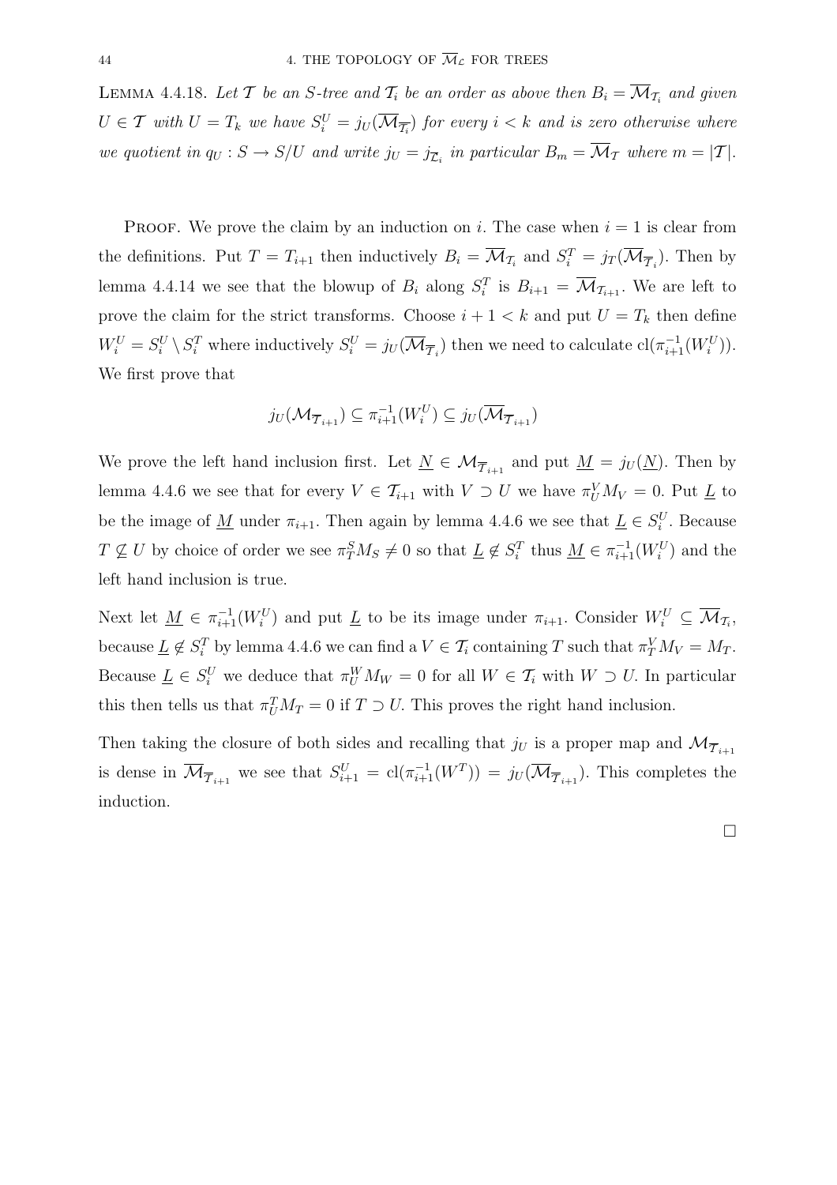Lemma 4.4.18. *Let $\mathcal{T}$ be an $S$-tree and $\mathcal{T}_i$ be an order as above then $B_i = \overline{\mathcal{M}}_{\mathcal{T}_i}$ and given $U \in \mathcal{T}$ with $U = T_k$ we have $S_i^U = j_U(\overline{\mathcal{M}}_{\overline{\mathcal{T}_i}})$ for every $i < k$ and is zero otherwise where we quotient in $q_U : S \to S/U$ and write $j_U = j_{\overline{\mathcal{L}}_i}$ in particular $B_m = \overline{\mathcal{M}}_{\mathcal{T}}$ where $m = |\mathcal{T}|$.*

Proof. We prove the claim by an induction on $i$. The case when $i = 1$ is clear from the definitions. Put $T = T_{i+1}$ then inductively $B_i = \overline{\mathcal{M}}_{\mathcal{T}_i}$ and $S_i^T = j_T(\overline{\mathcal{M}}_{\overline{\mathcal{T}}_i})$. Then by lemma 4.4.14 we see that the blowup of $B_i$ along $S_i^T$ is $B_{i+1} = \overline{\mathcal{M}}_{\mathcal{T}_{i+1}}$. We are left to prove the claim for the strict transforms. Choose $i+1 < k$ and put $U = T_k$ then define $W_i^U = S_i^U \setminus S_i^T$ where inductively $S_i^U = j_U(\overline{\mathcal{M}}_{\overline{\mathcal{T}}_i})$ then we need to calculate $\mathrm{cl}(\pi_{i+1}^{-1}(W_i^U))$. We first prove that

$$j_U(\mathcal{M}_{\overline{\mathcal{T}}_{i+1}}) \subseteq \pi_{i+1}^{-1}(W_i^U) \subseteq j_U(\overline{\mathcal{M}}_{\overline{\mathcal{T}}_{i+1}})$$

We prove the left hand inclusion first. Let $\underline{N} \in \mathcal{M}_{\overline{\mathcal{T}}_{i+1}}$ and put $\underline{M} = j_U(\underline{N})$. Then by lemma 4.4.6 we see that for every $V \in \mathcal{T}_{i+1}$ with $V \supset U$ we have $\pi_U^V M_V = 0$. Put $\underline{L}$ to be the image of $\underline{M}$ under $\pi_{i+1}$. Then again by lemma 4.4.6 we see that $\underline{L} \in S_i^U$. Because $T \not\subseteq U$ by choice of order we see $\pi_T^S M_S \neq 0$ so that $\underline{L} \notin S_i^T$ thus $\underline{M} \in \pi_{i+1}^{-1}(W_i^U)$ and the left hand inclusion is true.

Next let $\underline{M} \in \pi_{i+1}^{-1}(W_i^U)$ and put $\underline{L}$ to be its image under $\pi_{i+1}$. Consider $W_i^U \subseteq \overline{\mathcal{M}}_{\mathcal{T}_i}$, because $\underline{L} \notin S_i^T$ by lemma 4.4.6 we can find a $V \in \mathcal{T}_i$ containing $T$ such that $\pi_T^V M_V = M_T$. Because $\underline{L} \in S_i^U$ we deduce that $\pi_U^W M_W = 0$ for all $W \in \mathcal{T}_i$ with $W \supset U$. In particular this then tells us that $\pi_U^T M_T = 0$ if $T \supset U$. This proves the right hand inclusion.

Then taking the closure of both sides and recalling that $j_U$ is a proper map and $\mathcal{M}_{\overline{\mathcal{T}}_{i+1}}$ is dense in $\overline{\mathcal{M}}_{\overline{\mathcal{T}}_{i+1}}$ we see that $S_{i+1}^U = \mathrm{cl}(\pi_{i+1}^{-1}(W^T)) = j_U(\overline{\mathcal{M}}_{\overline{\mathcal{T}}_{i+1}})$. This completes the induction.

□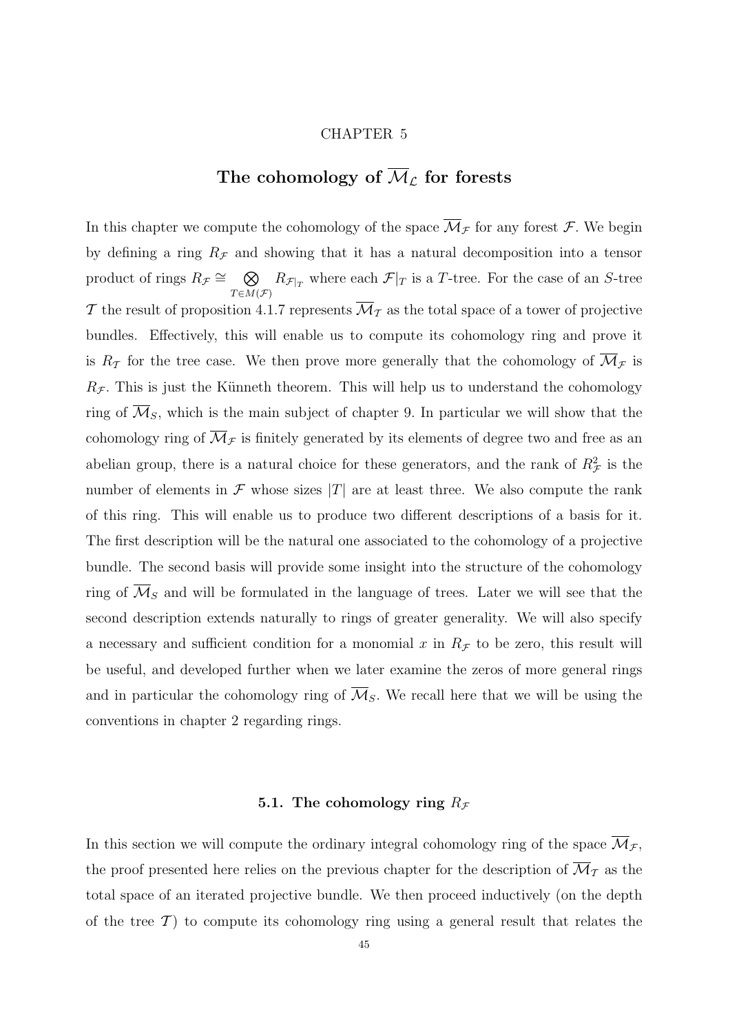CHAPTER 5

# The cohomology of $\overline{\mathcal{M}}_{\mathcal{L}}$ for forests

In this chapter we compute the cohomology of the space $\overline{\mathcal{M}}_{\mathcal{F}}$ for any forest $\mathcal{F}$. We begin by defining a ring $R_{\mathcal{F}}$ and showing that it has a natural decomposition into a tensor product of rings $R_{\mathcal{F}} \cong \bigotimes_{T \in M(\mathcal{F})} R_{\mathcal{F}|_T}$ where each $\mathcal{F}|_T$ is a $T$-tree. For the case of an $S$-tree $\mathcal{T}$ the result of proposition 4.1.7 represents $\overline{\mathcal{M}}_{\mathcal{T}}$ as the total space of a tower of projective bundles. Effectively, this will enable us to compute its cohomology ring and prove it is $R_{\mathcal{T}}$ for the tree case. We then prove more generally that the cohomology of $\overline{\mathcal{M}}_{\mathcal{F}}$ is $R_{\mathcal{F}}$. This is just the Künneth theorem. This will help us to understand the cohomology ring of $\overline{\mathcal{M}}_S$, which is the main subject of chapter 9. In particular we will show that the cohomology ring of $\overline{\mathcal{M}}_{\mathcal{F}}$ is finitely generated by its elements of degree two and free as an abelian group, there is a natural choice for these generators, and the rank of $R^2_{\mathcal{F}}$ is the number of elements in $\mathcal{F}$ whose sizes $|T|$ are at least three. We also compute the rank of this ring. This will enable us to produce two different descriptions of a basis for it. The first description will be the natural one associated to the cohomology of a projective bundle. The second basis will provide some insight into the structure of the cohomology ring of $\overline{\mathcal{M}}_S$ and will be formulated in the language of trees. Later we will see that the second description extends naturally to rings of greater generality. We will also specify a necessary and sufficient condition for a monomial $x$ in $R_{\mathcal{F}}$ to be zero, this result will be useful, and developed further when we later examine the zeros of more general rings and in particular the cohomology ring of $\overline{\mathcal{M}}_S$. We recall here that we will be using the conventions in chapter 2 regarding rings.

## 5.1. The cohomology ring $R_{\mathcal{F}}$

In this section we will compute the ordinary integral cohomology ring of the space $\overline{\mathcal{M}}_{\mathcal{F}}$, the proof presented here relies on the previous chapter for the description of $\overline{\mathcal{M}}_{\mathcal{T}}$ as the total space of an iterated projective bundle. We then proceed inductively (on the depth of the tree $\mathcal{T}$) to compute its cohomology ring using a general result that relates the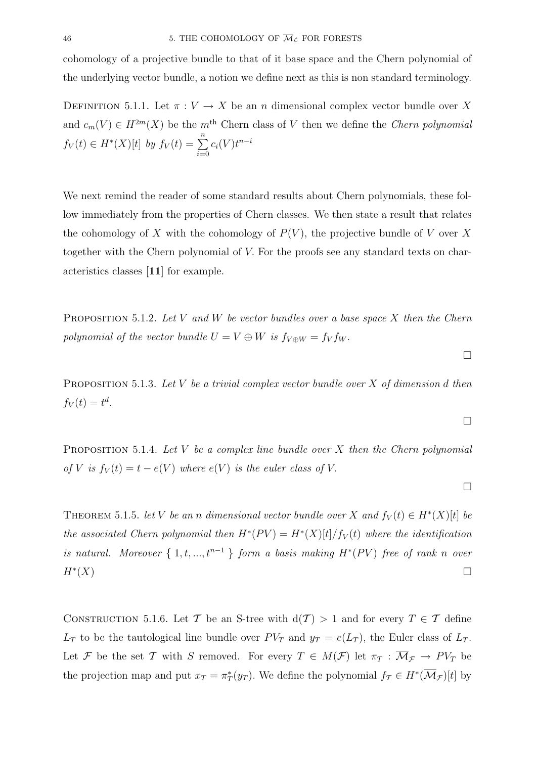cohomology of a projective bundle to that of it base space and the Chern polynomial of the underlying vector bundle, a notion we define next as this is non standard terminology.

DEFINITION 5.1.1. Let $\pi : V \to X$ be an $n$ dimensional complex vector bundle over $X$ and $c_m(V) \in H^{2m}(X)$ be the $m^{\text{th}}$ Chern class of $V$ then we define the *Chern polynomial* $f_V(t) \in H^*(X)[t]$ *by* $f_V(t) = \sum_{i=0}^{n} c_i(V)t^{n-i}$

We next remind the reader of some standard results about Chern polynomials, these follow immediately from the properties of Chern classes. We then state a result that relates the cohomology of $X$ with the cohomology of $P(V)$, the projective bundle of $V$ over $X$ together with the Chern polynomial of $V$. For the proofs see any standard texts on characteristics classes [**11**] for example.

PROPOSITION 5.1.2. *Let $V$ and $W$ be vector bundles over a base space $X$ then the Chern polynomial of the vector bundle $U = V \oplus W$ is $f_{V\oplus W} = f_V f_W$.*

□

PROPOSITION 5.1.3. *Let $V$ be a trivial complex vector bundle over $X$ of dimension $d$ then $f_V(t) = t^d$.*

□

PROPOSITION 5.1.4. *Let $V$ be a complex line bundle over $X$ then the Chern polynomial of $V$ is $f_V(t) = t - e(V)$ where $e(V)$ is the euler class of $V$.*

□

THEOREM 5.1.5. *let $V$ be an $n$ dimensional vector bundle over $X$ and $f_V(t) \in H^*(X)[t]$ be the associated Chern polynomial then $H^*(PV) = H^*(X)[t]/f_V(t)$ where the identification is natural. Moreover $\{ 1, t, ..., t^{n-1} \}$ form a basis making $H^*(PV)$ free of rank $n$ over $H^*(X)$* □

CONSTRUCTION 5.1.6. Let $\mathcal{T}$ be an S-tree with $\mathrm{d}(\mathcal{T}) > 1$ and for every $T \in \mathcal{T}$ define $L_T$ to be the tautological line bundle over $PV_T$ and $y_T = e(L_T)$, the Euler class of $L_T$. Let $\mathcal{F}$ be the set $\mathcal{T}$ with $S$ removed. For every $T \in M(\mathcal{F})$ let $\pi_T : \overline{\mathcal{M}}_{\mathcal{F}} \to PV_T$ be the projection map and put $x_T = \pi_T^*(y_T)$. We define the polynomial $f_{\mathcal{T}} \in H^*(\overline{\mathcal{M}}_{\mathcal{F}})[t]$ by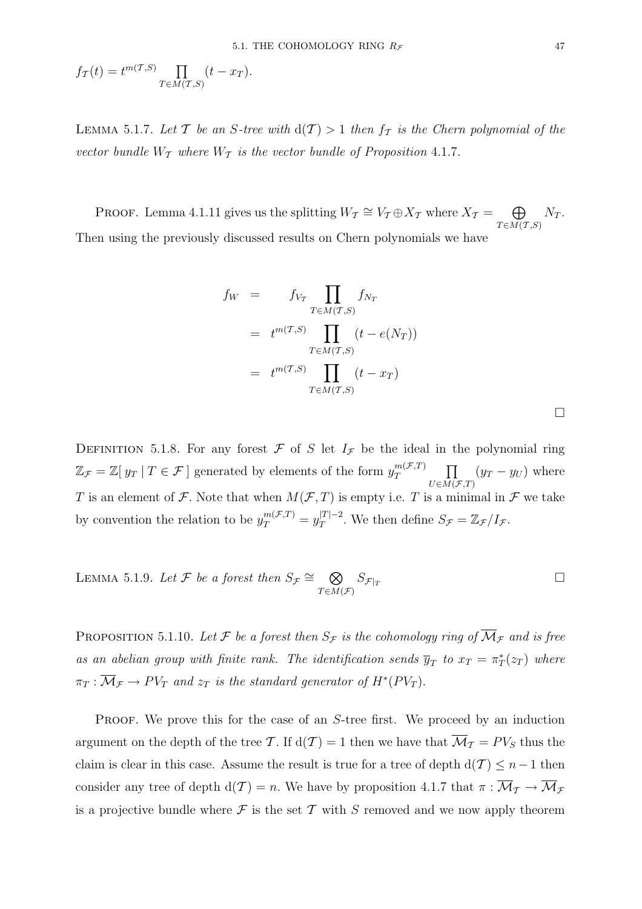$$f_{\mathcal{T}}(t) = t^{m(\mathcal{T},S)} \prod_{T \in M(\mathcal{T},S)} (t - x_T).$$

LEMMA 5.1.7. *Let $\mathcal{T}$ be an $S$-tree with $\mathrm{d}(\mathcal{T}) > 1$ then $f_{\mathcal{T}}$ is the Chern polynomial of the vector bundle $W_{\mathcal{T}}$ where $W_{\mathcal{T}}$ is the vector bundle of Proposition* 4.1.7.

PROOF. Lemma 4.1.11 gives us the splitting $W_{\mathcal{T}} \cong V_{\mathcal{T}} \oplus X_{\mathcal{T}}$ where $X_{\mathcal{T}} = \bigoplus_{T \in M(\mathcal{T},S)} N_T$. Then using the previously discussed results on Chern polynomials we have

$$\begin{aligned}
f_W &= f_{V_{\mathcal{T}}} \prod_{T \in M(\mathcal{T},S)} f_{N_T} \\
&= t^{m(\mathcal{T},S)} \prod_{T \in M(\mathcal{T},S)} (t - e(N_T)) \\
&= t^{m(\mathcal{T},S)} \prod_{T \in M(\mathcal{T},S)} (t - x_T)
\end{aligned}$$

□

DEFINITION 5.1.8. For any forest $\mathcal{F}$ of $S$ let $I_{\mathcal{F}}$ be the ideal in the polynomial ring $\mathbb{Z}_{\mathcal{F}} = \mathbb{Z}[\, y_T \mid T \in \mathcal{F}\,]$ generated by elements of the form $y_T^{m(\mathcal{F},T)} \prod_{U \in M(\mathcal{F},T)} (y_T - y_U)$ where $T$ is an element of $\mathcal{F}$. Note that when $M(\mathcal{F},T)$ is empty i.e. $T$ is a minimal in $\mathcal{F}$ we take by convention the relation to be $y_T^{m(\mathcal{F},T)} = y_T^{|T|-2}$. We then define $S_{\mathcal{F}} = \mathbb{Z}_{\mathcal{F}}/I_{\mathcal{F}}$.

LEMMA 5.1.9. *Let $\mathcal{F}$ be a forest then $S_{\mathcal{F}} \cong \bigotimes_{T \in M(\mathcal{F})} S_{\mathcal{F}|_T}$* □

PROPOSITION 5.1.10. *Let $\mathcal{F}$ be a forest then $S_{\mathcal{F}}$ is the cohomology ring of $\overline{\mathcal{M}}_{\mathcal{F}}$ and is free as an abelian group with finite rank. The identification sends $\overline{y}_T$ to $x_T = \pi_T^*(z_T)$ where $\pi_T : \overline{\mathcal{M}}_{\mathcal{F}} \to PV_T$ and $z_T$ is the standard generator of $H^*(PV_T)$.*

PROOF. We prove this for the case of an $S$-tree first. We proceed by an induction argument on the depth of the tree $\mathcal{T}$. If $\mathrm{d}(\mathcal{T}) = 1$ then we have that $\overline{\mathcal{M}}_{\mathcal{T}} = PV_S$ thus the claim is clear in this case. Assume the result is true for a tree of depth $\mathrm{d}(\mathcal{T}) \leq n-1$ then consider any tree of depth $\mathrm{d}(\mathcal{T}) = n$. We have by proposition 4.1.7 that $\pi : \overline{\mathcal{M}}_{\mathcal{T}} \to \overline{\mathcal{M}}_{\mathcal{F}}$ is a projective bundle where $\mathcal{F}$ is the set $\mathcal{T}$ with $S$ removed and we now apply theorem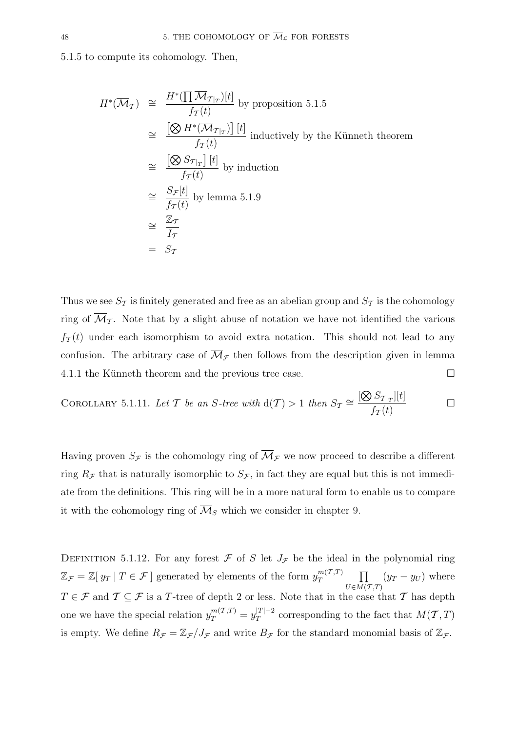5.1.5 to compute its cohomology. Then,

$$
\begin{aligned}
H^*(\overline{\mathcal{M}}_{\mathcal{T}}) &\cong \frac{H^*(\prod \overline{\mathcal{M}}_{\mathcal{T}|_T})[t]}{f_{\mathcal{T}}(t)} \text{ by proposition 5.1.5} \\
&\cong \frac{\left[\bigotimes H^*(\overline{\mathcal{M}}_{\mathcal{T}|_T})\right][t]}{f_{\mathcal{T}}(t)} \text{ inductively by the Künneth theorem} \\
&\cong \frac{\left[\bigotimes S_{\mathcal{T}|_T}\right][t]}{f_{\mathcal{T}}(t)} \text{ by induction} \\
&\cong \frac{S_{\mathcal{F}}[t]}{f_{\mathcal{T}}(t)} \text{ by lemma 5.1.9} \\
&\cong \frac{\mathbb{Z}_{\mathcal{T}}}{I_{\mathcal{T}}} \\
&= S_{\mathcal{T}}
\end{aligned}
$$

Thus we see $S_{\mathcal{T}}$ is finitely generated and free as an abelian group and $S_{\mathcal{T}}$ is the cohomology ring of $\overline{\mathcal{M}}_{\mathcal{T}}$. Note that by a slight abuse of notation we have not identified the various $f_{\mathcal{T}}(t)$ under each isomorphism to avoid extra notation. This should not lead to any confusion. The arbitrary case of $\overline{\mathcal{M}}_{\mathcal{F}}$ then follows from the description given in lemma 4.1.1 the Künneth theorem and the previous tree case. □

Corollary 5.1.11. *Let $\mathcal{T}$ be an S-tree with* $\mathrm{d}(\mathcal{T}) > 1$ *then* $S_{\mathcal{T}} \cong \dfrac{[\bigotimes S_{\mathcal{T}|_T}][t]}{f_{\mathcal{T}}(t)}$ □

Having proven $S_{\mathcal{F}}$ is the cohomology ring of $\overline{\mathcal{M}}_{\mathcal{F}}$ we now proceed to describe a different ring $R_{\mathcal{F}}$ that is naturally isomorphic to $S_{\mathcal{F}}$, in fact they are equal but this is not immediate from the definitions. This ring will be in a more natural form to enable us to compare it with the cohomology ring of $\overline{\mathcal{M}}_S$ which we consider in chapter 9.

Definition 5.1.12. For any forest $\mathcal{F}$ of $S$ let $J_{\mathcal{F}}$ be the ideal in the polynomial ring $\mathbb{Z}_{\mathcal{F}} = \mathbb{Z}[\, y_T \mid T \in \mathcal{F}\,]$ generated by elements of the form $y_T^{m(\mathcal{T},T)} \prod_{U \in M(\mathcal{T},T)} (y_T - y_U)$ where $T \in \mathcal{F}$ and $\mathcal{T} \subseteq \mathcal{F}$ is a $T$-tree of depth 2 or less. Note that in the case that $\mathcal{T}$ has depth one we have the special relation $y_T^{m(\mathcal{T},T)} = y_T^{|T|-2}$ corresponding to the fact that $M(\mathcal{T},T)$ is empty. We define $R_{\mathcal{F}} = \mathbb{Z}_{\mathcal{F}}/J_{\mathcal{F}}$ and write $B_{\mathcal{F}}$ for the standard monomial basis of $\mathbb{Z}_{\mathcal{F}}$.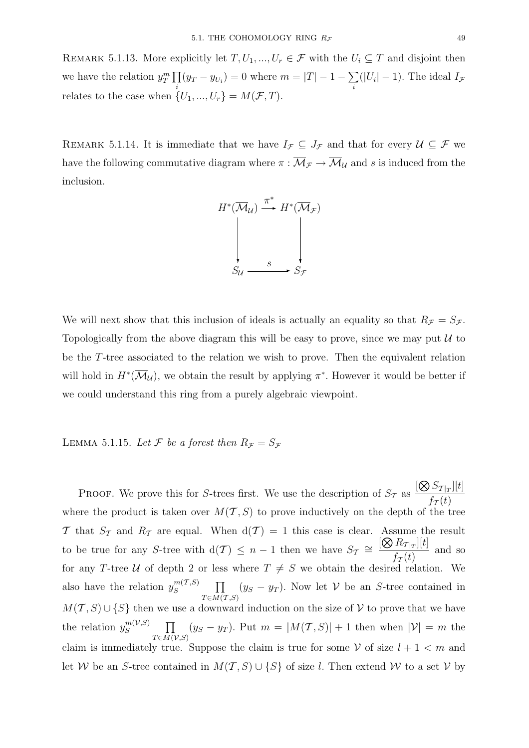Remark 5.1.13. More explicitly let $T, U_1, ..., U_r \in \mathcal{F}$ with the $U_i \subseteq T$ and disjoint then we have the relation $y_T^m \prod_i (y_T - y_{U_i}) = 0$ where $m = |T| - 1 - \sum_i (|U_i| - 1)$. The ideal $I_{\mathcal{F}}$ relates to the case when $\{U_1, ..., U_r\} = M(\mathcal{F}, T)$.

Remark 5.1.14. It is immediate that we have $I_{\mathcal{F}} \subseteq J_{\mathcal{F}}$ and that for every $\mathcal{U} \subseteq \mathcal{F}$ we have the following commutative diagram where $\pi : \overline{\mathcal{M}}_{\mathcal{F}} \to \overline{\mathcal{M}}_{\mathcal{U}}$ and $s$ is induced from the inclusion.

$$\begin{array}{ccc} H^*(\overline{\mathcal{M}}_{\mathcal{U}}) & \xrightarrow{\pi^*} & H^*(\overline{\mathcal{M}}_{\mathcal{F}}) \\ \downarrow & & \downarrow \\ S_{\mathcal{U}} & \xrightarrow{s} & S_{\mathcal{F}} \end{array}$$

We will next show that this inclusion of ideals is actually an equality so that $R_{\mathcal{F}} = S_{\mathcal{F}}$. Topologically from the above diagram this will be easy to prove, since we may put $\mathcal{U}$ to be the $T$-tree associated to the relation we wish to prove. Then the equivalent relation will hold in $H^*(\overline{\mathcal{M}}_{\mathcal{U}})$, we obtain the result by applying $\pi^*$. However it would be better if we could understand this ring from a purely algebraic viewpoint.

Lemma 5.1.15. *Let $\mathcal{F}$ be a forest then $R_{\mathcal{F}} = S_{\mathcal{F}}$*

Proof. We prove this for $S$-trees first. We use the description of $S_{\mathcal{T}}$ as $\dfrac{[\bigotimes S_{\mathcal{T}|_T}][t]}{f_{\mathcal{T}}(t)}$ where the product is taken over $M(\mathcal{T}, S)$ to prove inductively on the depth of the tree $\mathcal{T}$ that $S_{\mathcal{T}}$ and $R_{\mathcal{T}}$ are equal. When $\mathrm{d}(\mathcal{T}) = 1$ this case is clear. Assume the result to be true for any $S$-tree with $\mathrm{d}(\mathcal{T}) \leq n - 1$ then we have $S_{\mathcal{T}} \cong \dfrac{[\bigotimes R_{\mathcal{T}|_T}][t]}{f_{\mathcal{T}}(t)}$ and so for any $T$-tree $\mathcal{U}$ of depth 2 or less where $T \neq S$ we obtain the desired relation. We also have the relation $y_S^{m(\mathcal{T},S)} \prod_{T \in M(\mathcal{T},S)} (y_S - y_T)$. Now let $\mathcal{V}$ be an $S$-tree contained in $M(\mathcal{T}, S) \cup \{S\}$ then we use a downward induction on the size of $\mathcal{V}$ to prove that we have the relation $y_S^{m(\mathcal{V},S)} \prod_{T \in M(\mathcal{V},S)} (y_S - y_T)$. Put $m = |M(\mathcal{T}, S)| + 1$ then when $|\mathcal{V}| = m$ the claim is immediately true. Suppose the claim is true for some $\mathcal{V}$ of size $l + 1 < m$ and let $\mathcal{W}$ be an $S$-tree contained in $M(\mathcal{T}, S) \cup \{S\}$ of size $l$. Then extend $\mathcal{W}$ to a set $\mathcal{V}$ by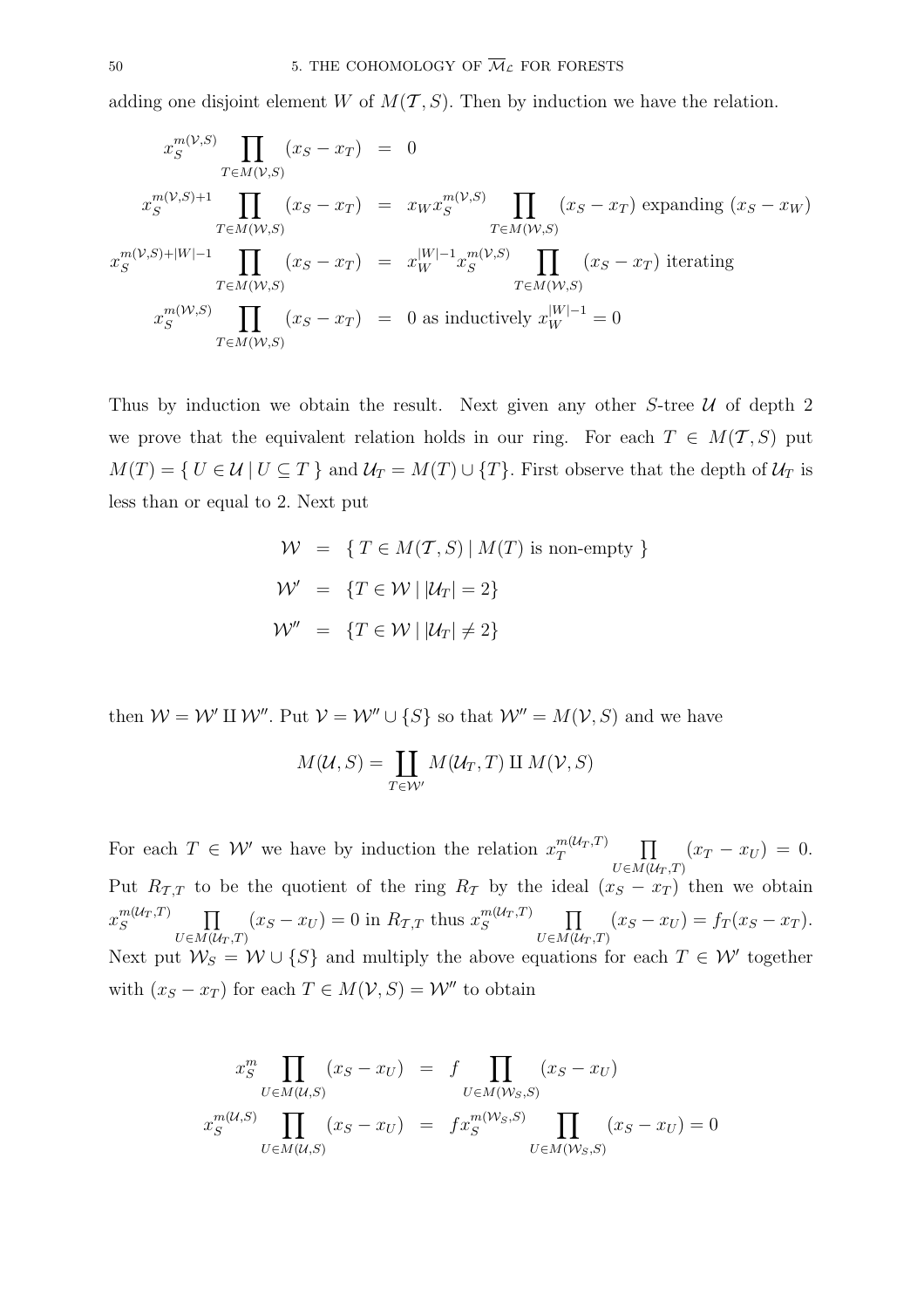adding one disjoint element $W$ of $M(\mathcal{T}, S)$. Then by induction we have the relation.

$$
\begin{aligned}
x_S^{m(\mathcal{V},S)} \prod_{T \in M(\mathcal{V},S)} (x_S - x_T) &= 0 \\
x_S^{m(\mathcal{V},S)+1} \prod_{T \in M(\mathcal{W},S)} (x_S - x_T) &= x_W x_S^{m(\mathcal{V},S)} \prod_{T \in M(\mathcal{W},S)} (x_S - x_T) \text{ expanding } (x_S - x_W) \\
x_S^{m(\mathcal{V},S)+|W|-1} \prod_{T \in M(\mathcal{W},S)} (x_S - x_T) &= x_W^{|W|-1} x_S^{m(\mathcal{V},S)} \prod_{T \in M(\mathcal{W},S)} (x_S - x_T) \text{ iterating} \\
x_S^{m(\mathcal{W},S)} \prod_{T \in M(\mathcal{W},S)} (x_S - x_T) &= 0 \text{ as inductively } x_W^{|W|-1} = 0
\end{aligned}
$$

Thus by induction we obtain the result. Next given any other $S$-tree $\mathcal{U}$ of depth 2 we prove that the equivalent relation holds in our ring. For each $T \in M(\mathcal{T}, S)$ put $M(T) = \{ U \in \mathcal{U} \mid U \subseteq T \}$ and $\mathcal{U}_T = M(T) \cup \{T\}$. First observe that the depth of $\mathcal{U}_T$ is less than or equal to 2. Next put

$$
\begin{aligned}
\mathcal{W} &= \{ T \in M(\mathcal{T}, S) \mid M(T) \text{ is non-empty } \} \\
\mathcal{W}' &= \{ T \in \mathcal{W} \mid |\mathcal{U}_T| = 2 \} \\
\mathcal{W}'' &= \{ T \in \mathcal{W} \mid |\mathcal{U}_T| \neq 2 \}
\end{aligned}
$$

then $\mathcal{W} = \mathcal{W}' \amalg \mathcal{W}''$. Put $\mathcal{V} = \mathcal{W}'' \cup \{S\}$ so that $\mathcal{W}'' = M(\mathcal{V}, S)$ and we have

$$
M(\mathcal{U}, S) = \coprod_{T \in \mathcal{W}'} M(\mathcal{U}_T, T) \amalg M(\mathcal{V}, S)
$$

For each $T \in \mathcal{W}'$ we have by induction the relation $x_T^{m(\mathcal{U}_T,T)} \prod_{U \in M(\mathcal{U}_T,T)} (x_T - x_U) = 0$. Put $R_{\mathcal{T},T}$ to be the quotient of the ring $R_{\mathcal{T}}$ by the ideal $(x_S - x_T)$ then we obtain $x_S^{m(\mathcal{U}_T,T)} \prod_{U \in M(\mathcal{U}_T,T)} (x_S - x_U) = 0$ in $R_{\mathcal{T},T}$ thus $x_S^{m(\mathcal{U}_T,T)} \prod_{U \in M(\mathcal{U}_T,T)} (x_S - x_U) = f_T(x_S - x_T)$. Next put $\mathcal{W}_S = \mathcal{W} \cup \{S\}$ and multiply the above equations for each $T \in \mathcal{W}'$ together with $(x_S - x_T)$ for each $T \in M(\mathcal{V}, S) = \mathcal{W}''$ to obtain

$$
\begin{aligned}
x_S^m \prod_{U \in M(\mathcal{U},S)} (x_S - x_U) &= f \prod_{U \in M(\mathcal{W}_S,S)} (x_S - x_U) \\
x_S^{m(\mathcal{U},S)} \prod_{U \in M(\mathcal{U},S)} (x_S - x_U) &= f x_S^{m(\mathcal{W}_S,S)} \prod_{U \in M(\mathcal{W}_S,S)} (x_S - x_U) = 0
\end{aligned}
$$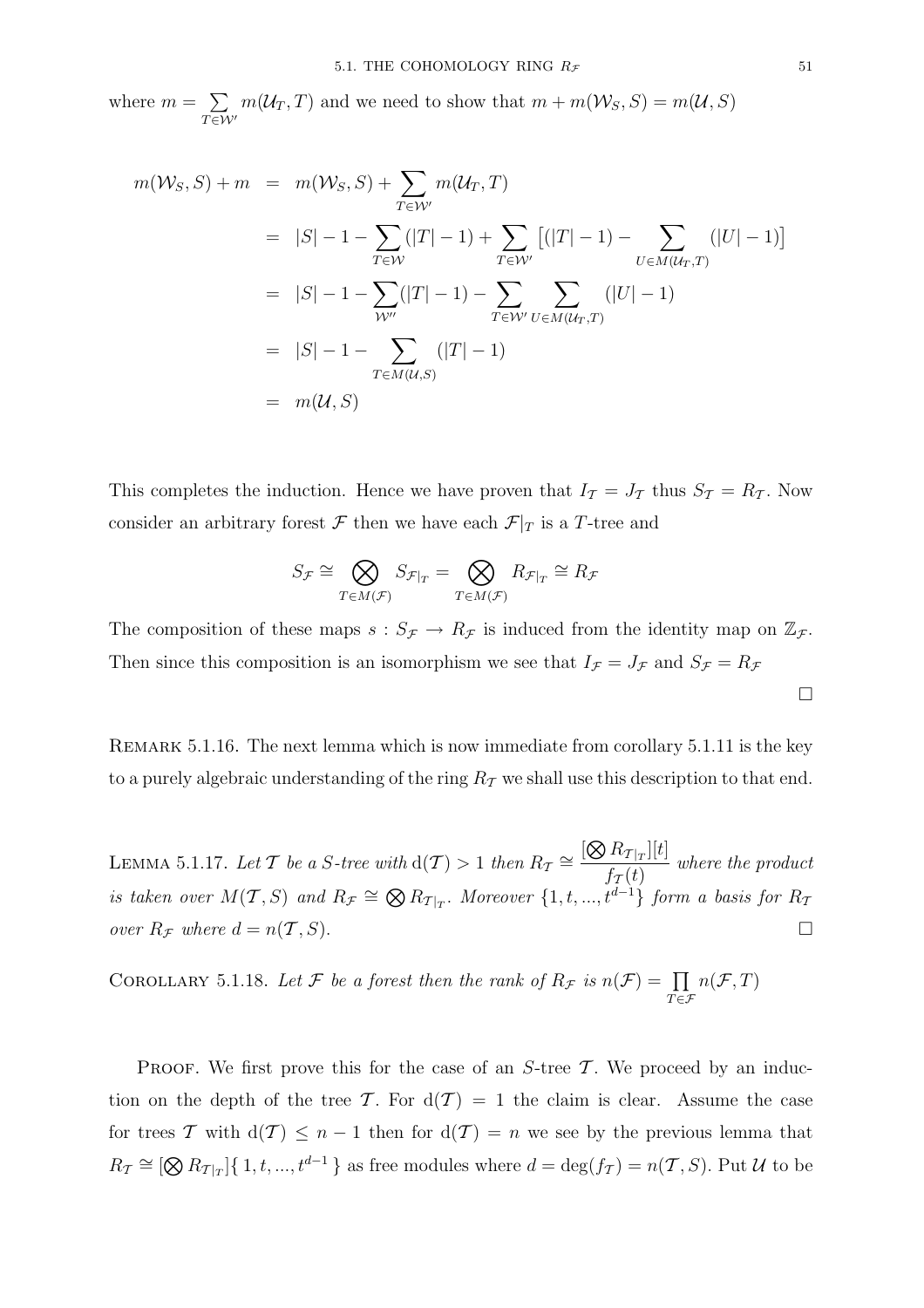where $m = \sum_{T \in \mathcal{W}'} m(\mathcal{U}_T, T)$ and we need to show that $m + m(\mathcal{W}_S, S) = m(\mathcal{U}, S)$

$$
\begin{aligned}
m(\mathcal{W}_S, S) + m &= m(\mathcal{W}_S, S) + \sum_{T \in \mathcal{W}'} m(\mathcal{U}_T, T) \\
&= |S| - 1 - \sum_{T \in \mathcal{W}} (|T| - 1) + \sum_{T \in \mathcal{W}'} \big[(|T| - 1) - \sum_{U \in M(\mathcal{U}_T, T)} (|U| - 1)\big] \\
&= |S| - 1 - \sum_{\mathcal{W}''} (|T| - 1) - \sum_{T \in \mathcal{W}'} \sum_{U \in M(\mathcal{U}_T, T)} (|U| - 1) \\
&= |S| - 1 - \sum_{T \in M(\mathcal{U}, S)} (|T| - 1) \\
&= m(\mathcal{U}, S)
\end{aligned}
$$

This completes the induction. Hence we have proven that $I_{\mathcal{T}} = J_{\mathcal{T}}$ thus $S_{\mathcal{T}} = R_{\mathcal{T}}$. Now consider an arbitrary forest $\mathcal{F}$ then we have each $\mathcal{F}|_T$ is a $T$-tree and

$$
S_{\mathcal{F}} \cong \bigotimes_{T \in M(\mathcal{F})} S_{\mathcal{F}|_T} = \bigotimes_{T \in M(\mathcal{F})} R_{\mathcal{F}|_T} \cong R_{\mathcal{F}}
$$

The composition of these maps $s : S_{\mathcal{F}} \to R_{\mathcal{F}}$ is induced from the identity map on $\mathbb{Z}_{\mathcal{F}}$. Then since this composition is an isomorphism we see that $I_{\mathcal{F}} = J_{\mathcal{F}}$ and $S_{\mathcal{F}} = R_{\mathcal{F}}$

□

Remark 5.1.16. The next lemma which is now immediate from corollary 5.1.11 is the key to a purely algebraic understanding of the ring $R_{\mathcal{T}}$ we shall use this description to that end.

Lemma 5.1.17. *Let $\mathcal{T}$ be a $S$-tree with $\mathrm{d}(\mathcal{T}) > 1$ then $R_{\mathcal{T}} \cong \dfrac{[\bigotimes R_{\mathcal{T}|_T}][t]}{f_{\mathcal{T}}(t)}$ where the product is taken over $M(\mathcal{T}, S)$ and $R_{\mathcal{F}} \cong \bigotimes R_{\mathcal{T}|_T}$. Moreover $\{1, t, ..., t^{d-1}\}$ form a basis for $R_{\mathcal{T}}$ over $R_{\mathcal{F}}$ where $d = n(\mathcal{T}, S)$.* □

Corollary 5.1.18. *Let $\mathcal{F}$ be a forest then the rank of $R_{\mathcal{F}}$ is $n(\mathcal{F}) = \prod_{T \in \mathcal{F}} n(\mathcal{F}, T)$*

Proof. We first prove this for the case of an $S$-tree $\mathcal{T}$. We proceed by an induction on the depth of the tree $\mathcal{T}$. For $\mathrm{d}(\mathcal{T}) = 1$ the claim is clear. Assume the case for trees $\mathcal{T}$ with $\mathrm{d}(\mathcal{T}) \leq n - 1$ then for $\mathrm{d}(\mathcal{T}) = n$ we see by the previous lemma that $R_{\mathcal{T}} \cong [\bigotimes R_{\mathcal{T}|_T}]\{1, t, ..., t^{d-1}\}$ as free modules where $d = \deg(f_{\mathcal{T}}) = n(\mathcal{T}, S)$. Put $\mathcal{U}$ to be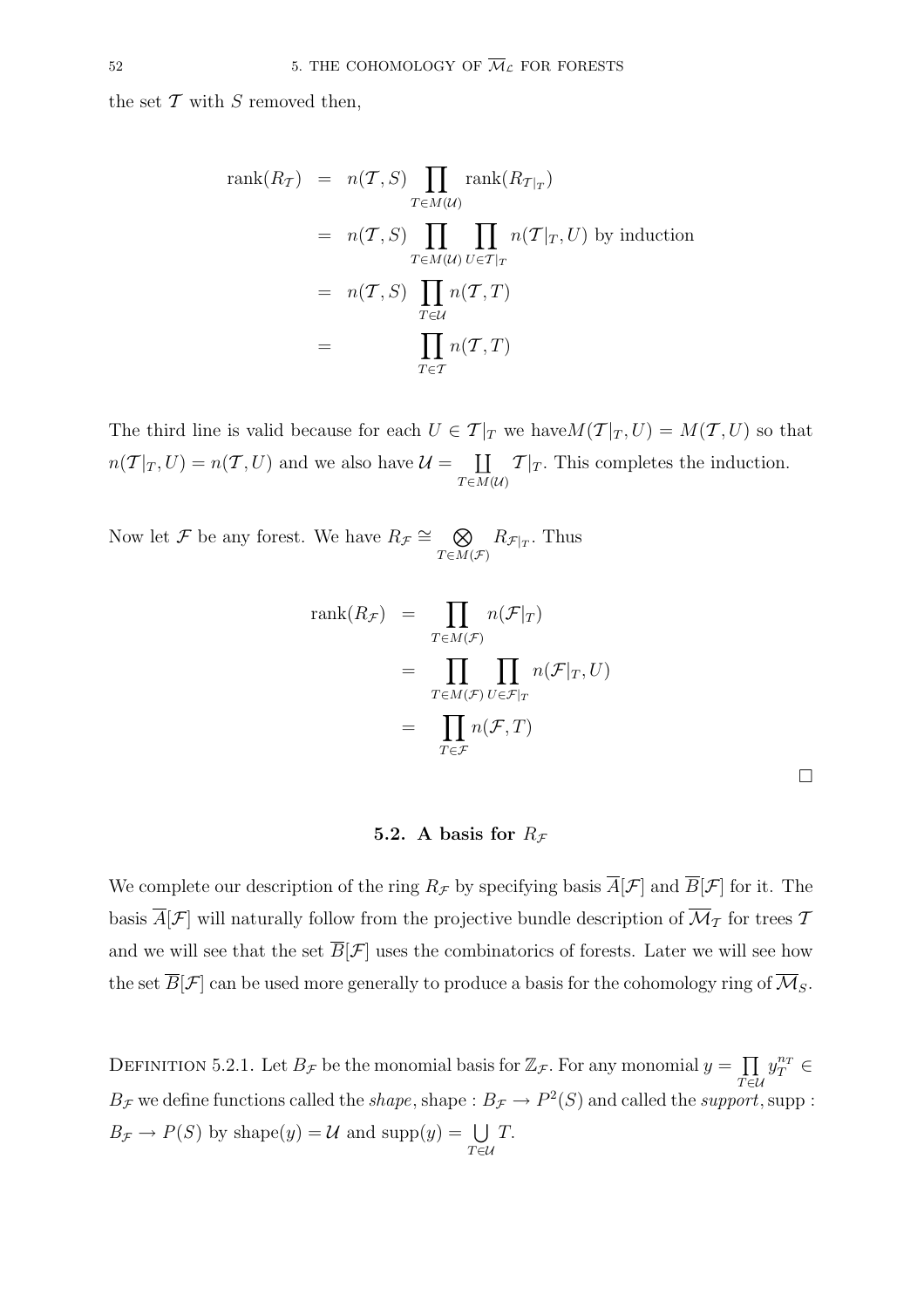the set $\mathcal{T}$ with $S$ removed then,

$$
\begin{aligned}
\operatorname{rank}(R_{\mathcal{T}}) &= n(\mathcal{T}, S) \prod_{T \in M(\mathcal{U})} \operatorname{rank}(R_{\mathcal{T}|_T}) \\
&= n(\mathcal{T}, S) \prod_{T \in M(\mathcal{U})} \prod_{U \in \mathcal{T}|_T} n(\mathcal{T}|_T, U) \text{ by induction} \\
&= n(\mathcal{T}, S) \prod_{T \in \mathcal{U}} n(\mathcal{T}, T) \\
&= \prod_{T \in \mathcal{T}} n(\mathcal{T}, T)
\end{aligned}
$$

The third line is valid because for each $U \in \mathcal{T}|_T$ we have$M(\mathcal{T}|_T, U) = M(\mathcal{T}, U)$ so that $n(\mathcal{T}|_T, U) = n(\mathcal{T}, U)$ and we also have $\mathcal{U} = \coprod_{T \in M(\mathcal{U})} \mathcal{T}|_T$. This completes the induction.

Now let $\mathcal{F}$ be any forest. We have $R_{\mathcal{F}} \cong \bigotimes_{T \in M(\mathcal{F})} R_{\mathcal{F}|_T}$. Thus

$$
\begin{aligned}
\operatorname{rank}(R_{\mathcal{F}}) &= \prod_{T \in M(\mathcal{F})} n(\mathcal{F}|_T) \\
&= \prod_{T \in M(\mathcal{F})} \prod_{U \in \mathcal{F}|_T} n(\mathcal{F}|_T, U) \\
&= \prod_{T \in \mathcal{F}} n(\mathcal{F}, T)
\end{aligned}
$$

□

## 5.2. A basis for $R_{\mathcal{F}}$

We complete our description of the ring $R_{\mathcal{F}}$ by specifying basis $\overline{A}[\mathcal{F}]$ and $\overline{B}[\mathcal{F}]$ for it. The basis $\overline{A}[\mathcal{F}]$ will naturally follow from the projective bundle description of $\overline{\mathcal{M}}_{\mathcal{T}}$ for trees $\mathcal{T}$ and we will see that the set $\overline{B}[\mathcal{F}]$ uses the combinatorics of forests. Later we will see how the set $\overline{B}[\mathcal{F}]$ can be used more generally to produce a basis for the cohomology ring of $\overline{\mathcal{M}}_S$.

Definition 5.2.1. Let $B_{\mathcal{F}}$ be the monomial basis for $\mathbb{Z}_{\mathcal{F}}$. For any monomial $y = \prod_{T \in \mathcal{U}} y_T^{n_T} \in B_{\mathcal{F}}$ we define functions called the *shape*, shape : $B_{\mathcal{F}} \to P^2(S)$ and called the *support*, supp : $B_{\mathcal{F}} \to P(S)$ by shape$(y) = \mathcal{U}$ and supp$(y) = \bigcup_{T \in \mathcal{U}} T$.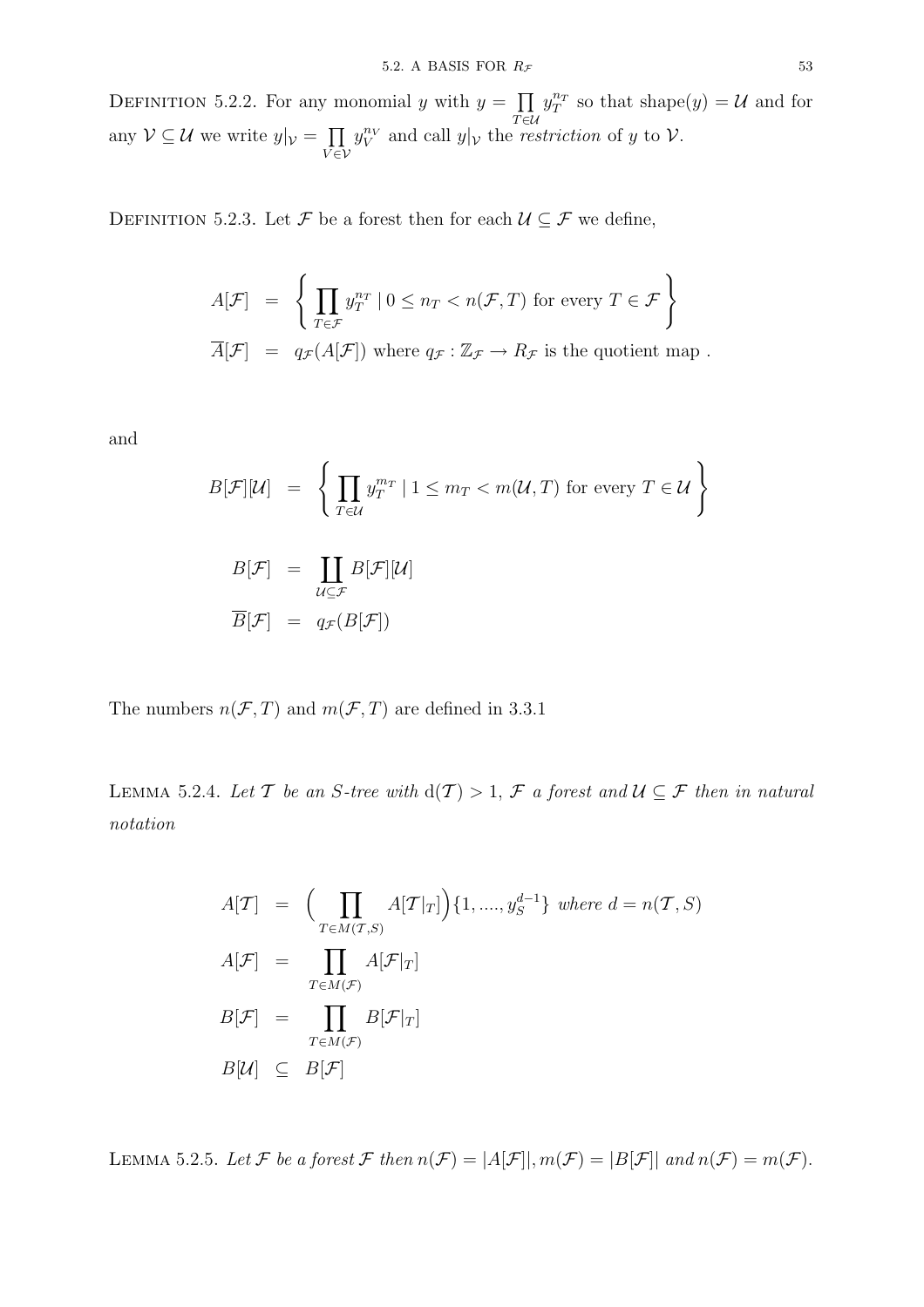Definition 5.2.2. For any monomial $y$ with $y = \prod_{T \in \mathcal{U}} y_T^{n_T}$ so that $\text{shape}(y) = \mathcal{U}$ and for any $\mathcal{V} \subseteq \mathcal{U}$ we write $y|_{\mathcal{V}} = \prod_{V \in \mathcal{V}} y_V^{n_V}$ and call $y|_{\mathcal{V}}$ the *restriction* of $y$ to $\mathcal{V}$.

Definition 5.2.3. Let $\mathcal{F}$ be a forest then for each $\mathcal{U} \subseteq \mathcal{F}$ we define,

$$
\begin{aligned}
A[\mathcal{F}] &= \left\{ \prod_{T \in \mathcal{F}} y_T^{n_T} \mid 0 \leq n_T < n(\mathcal{F}, T) \text{ for every } T \in \mathcal{F} \right\} \\
\overline{A}[\mathcal{F}] &= q_{\mathcal{F}}(A[\mathcal{F}]) \text{ where } q_{\mathcal{F}} : \mathbb{Z}_{\mathcal{F}} \to R_{\mathcal{F}} \text{ is the quotient map .}
\end{aligned}
$$

and

$$
\begin{aligned}
B[\mathcal{F}][\mathcal{U}] &= \left\{ \prod_{T \in \mathcal{U}} y_T^{m_T} \mid 1 \leq m_T < m(\mathcal{U}, T) \text{ for every } T \in \mathcal{U} \right\} \\
B[\mathcal{F}] &= \coprod_{\mathcal{U} \subseteq \mathcal{F}} B[\mathcal{F}][\mathcal{U}] \\
\overline{B}[\mathcal{F}] &= q_{\mathcal{F}}(B[\mathcal{F}])
\end{aligned}
$$

The numbers $n(\mathcal{F}, T)$ and $m(\mathcal{F}, T)$ are defined in 3.3.1

Lemma 5.2.4. *Let $\mathcal{T}$ be an $S$-tree with $\text{d}(\mathcal{T}) > 1$, $\mathcal{F}$ a forest and $\mathcal{U} \subseteq \mathcal{F}$ then in natural notation*

$$
\begin{aligned}
A[\mathcal{T}] &= \Big( \prod_{T \in M(\mathcal{T}, S)} A[\mathcal{T}|_T] \Big) \{1, ...., y_S^{d-1}\} \text{ where } d = n(\mathcal{T}, S) \\
A[\mathcal{F}] &= \prod_{T \in M(\mathcal{F})} A[\mathcal{F}|_T] \\
B[\mathcal{F}] &= \prod_{T \in M(\mathcal{F})} B[\mathcal{F}|_T] \\
B[\mathcal{U}] &\subseteq B[\mathcal{F}]
\end{aligned}
$$

Lemma 5.2.5. *Let $\mathcal{F}$ be a forest $\mathcal{F}$ then $n(\mathcal{F}) = |A[\mathcal{F}]|, m(\mathcal{F}) = |B[\mathcal{F}]|$ and $n(\mathcal{F}) = m(\mathcal{F})$.*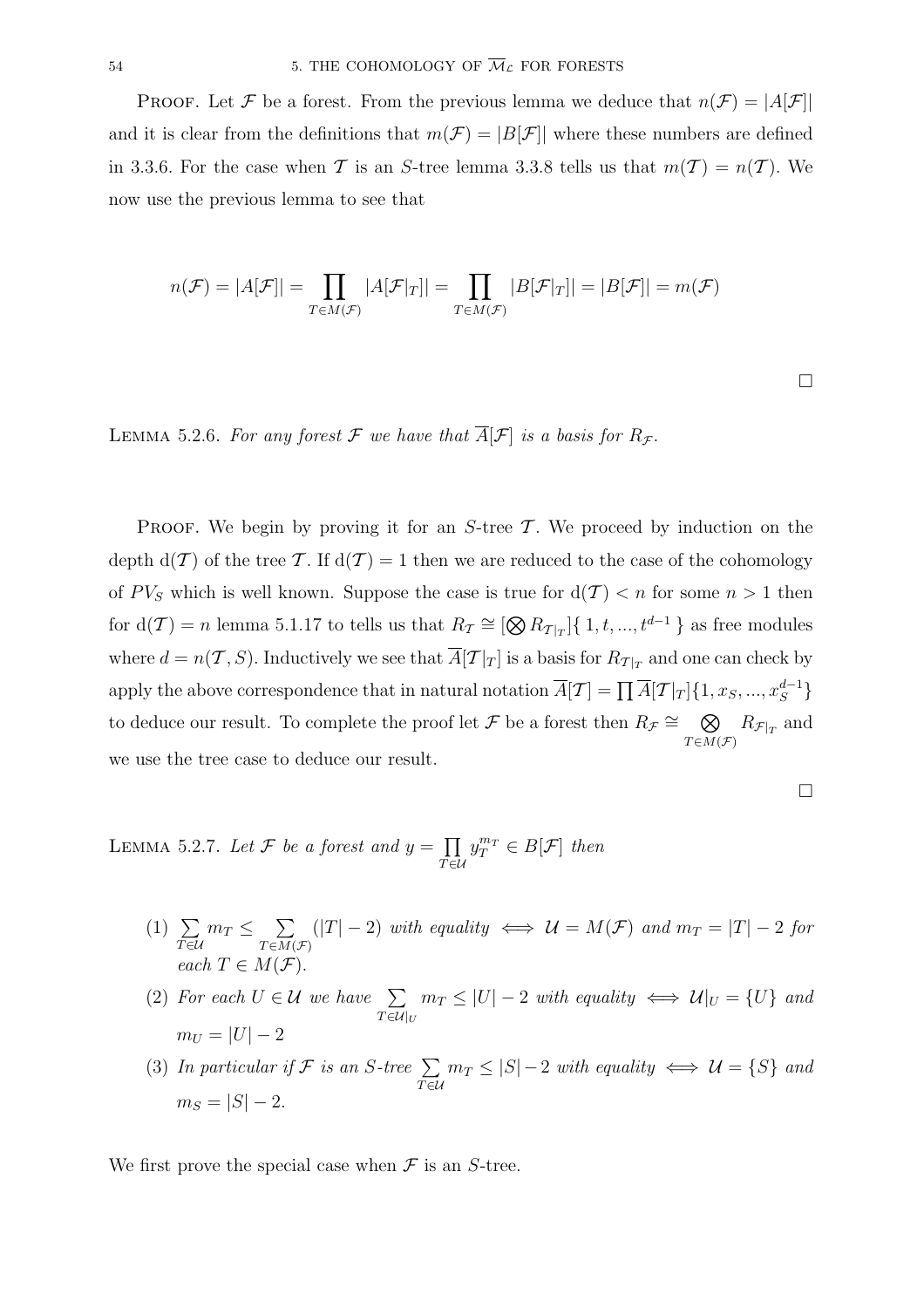Proof. Let $\mathcal{F}$ be a forest. From the previous lemma we deduce that $n(\mathcal{F}) = |A[\mathcal{F}]|$ and it is clear from the definitions that $m(\mathcal{F}) = |B[\mathcal{F}]|$ where these numbers are defined in 3.3.6. For the case when $\mathcal{T}$ is an $S$-tree lemma 3.3.8 tells us that $m(\mathcal{T}) = n(\mathcal{T})$. We now use the previous lemma to see that

$$n(\mathcal{F}) = |A[\mathcal{F}]| = \prod_{T \in M(\mathcal{F})} |A[\mathcal{F}|_T]| = \prod_{T \in M(\mathcal{F})} |B[\mathcal{F}|_T]| = |B[\mathcal{F}]| = m(\mathcal{F})$$

$\square$

Lemma 5.2.6. *For any forest $\mathcal{F}$ we have that $\overline{A}[\mathcal{F}]$ is a basis for $R_{\mathcal{F}}$.*

Proof. We begin by proving it for an $S$-tree $\mathcal{T}$. We proceed by induction on the depth $\mathrm{d}(\mathcal{T})$ of the tree $\mathcal{T}$. If $\mathrm{d}(\mathcal{T}) = 1$ then we are reduced to the case of the cohomology of $PV_S$ which is well known. Suppose the case is true for $\mathrm{d}(\mathcal{T}) < n$ for some $n > 1$ then for $\mathrm{d}(\mathcal{T}) = n$ lemma 5.1.17 to tells us that $R_{\mathcal{T}} \cong [\bigotimes R_{\mathcal{T}|_T}]\{\, 1, t, ..., t^{d-1} \,\}$ as free modules where $d = n(\mathcal{T}, S)$. Inductively we see that $\overline{A}[\mathcal{T}|_T]$ is a basis for $R_{\mathcal{T}|_T}$ and one can check by apply the above correspondence that in natural notation $\overline{A}[\mathcal{T}] = \prod \overline{A}[\mathcal{T}|_T]\{1, x_S, ..., x_S^{d-1}\}$ to deduce our result. To complete the proof let $\mathcal{F}$ be a forest then $R_{\mathcal{F}} \cong \bigotimes_{T \in M(\mathcal{F})} R_{\mathcal{F}|_T}$ and we use the tree case to deduce our result.

$\square$

Lemma 5.2.7. *Let $\mathcal{F}$ be a forest and $y = \prod_{T \in \mathcal{U}} y_T^{m_T} \in B[\mathcal{F}]$ then*

1. $\sum_{T \in \mathcal{U}} m_T \leq \sum_{T \in M(\mathcal{F})} (|T| - 2)$ *with equality* $\iff \mathcal{U} = M(\mathcal{F})$ *and* $m_T = |T| - 2$ *for each* $T \in M(\mathcal{F})$.
2. *For each* $U \in \mathcal{U}$ *we have* $\sum_{T \in \mathcal{U}|_U} m_T \leq |U| - 2$ *with equality* $\iff \mathcal{U}|_U = \{U\}$ *and* $m_U = |U| - 2$
3. *In particular if $\mathcal{F}$ is an $S$-tree* $\sum_{T \in \mathcal{U}} m_T \leq |S| - 2$ *with equality* $\iff \mathcal{U} = \{S\}$ *and* $m_S = |S| - 2$.

We first prove the special case when $\mathcal{F}$ is an $S$-tree.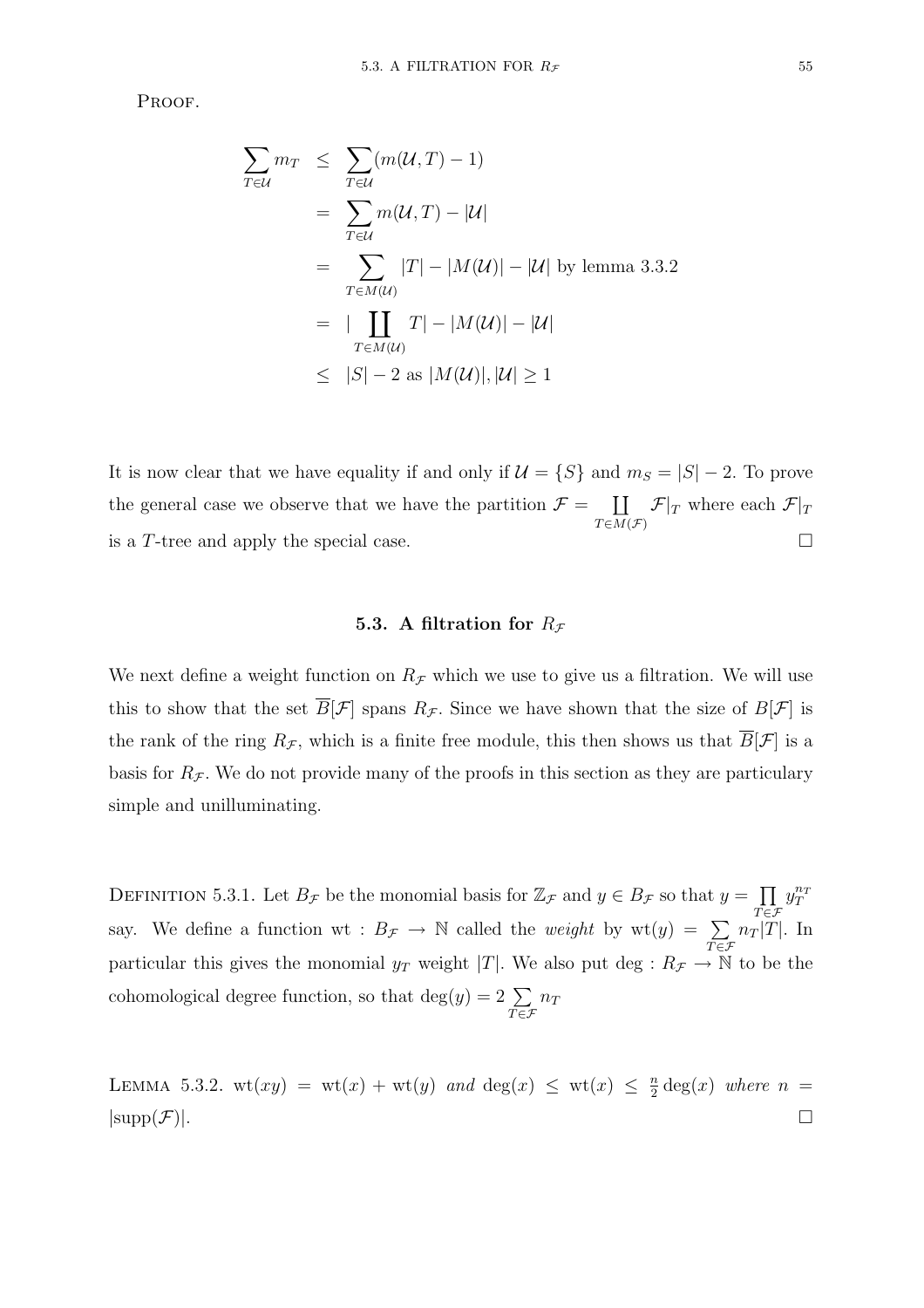Proof.

$$
\begin{aligned}
\sum_{T\in\mathcal{U}} m_T &\leq \sum_{T\in\mathcal{U}}(m(\mathcal{U},T)-1) \\
&= \sum_{T\in\mathcal{U}} m(\mathcal{U},T) - |\mathcal{U}| \\
&= \sum_{T\in M(\mathcal{U})} |T| - |M(\mathcal{U})| - |\mathcal{U}| \text{ by lemma 3.3.2} \\
&= |\coprod_{T\in M(\mathcal{U})} T| - |M(\mathcal{U})| - |\mathcal{U}| \\
&\leq |S| - 2 \text{ as } |M(\mathcal{U})|, |\mathcal{U}| \geq 1
\end{aligned}
$$

It is now clear that we have equality if and only if $\mathcal{U} = \{S\}$ and $m_S = |S| - 2$. To prove the general case we observe that we have the partition $\mathcal{F} = \coprod_{T\in M(\mathcal{F})} \mathcal{F}|_T$ where each $\mathcal{F}|_T$ is a $T$-tree and apply the special case. □

## 5.3. A filtration for $R_{\mathcal{F}}$

We next define a weight function on $R_{\mathcal{F}}$ which we use to give us a filtration. We will use this to show that the set $\overline{B}[\mathcal{F}]$ spans $R_{\mathcal{F}}$. Since we have shown that the size of $B[\mathcal{F}]$ is the rank of the ring $R_{\mathcal{F}}$, which is a finite free module, this then shows us that $\overline{B}[\mathcal{F}]$ is a basis for $R_{\mathcal{F}}$. We do not provide many of the proofs in this section as they are particulary simple and unilluminating.

Definition 5.3.1. Let $B_{\mathcal{F}}$ be the monomial basis for $\mathbb{Z}_{\mathcal{F}}$ and $y \in B_{\mathcal{F}}$ so that $y = \prod_{T\in\mathcal{F}} y_T^{n_T}$ say. We define a function $\mathrm{wt} : B_{\mathcal{F}} \to \mathbb{N}$ called the *weight* by $\mathrm{wt}(y) = \sum_{T\in\mathcal{F}} n_T|T|$. In particular this gives the monomial $y_T$ weight $|T|$. We also put $\deg : R_{\mathcal{F}} \to \mathbb{N}$ to be the cohomological degree function, so that $\deg(y) = 2\sum_{T\in\mathcal{F}} n_T$

Lemma 5.3.2. *$\mathrm{wt}(xy) = \mathrm{wt}(x) + \mathrm{wt}(y)$ and $\deg(x) \leq \mathrm{wt}(x) \leq \frac{n}{2}\deg(x)$ where $n = |\mathrm{supp}(\mathcal{F})|$.* □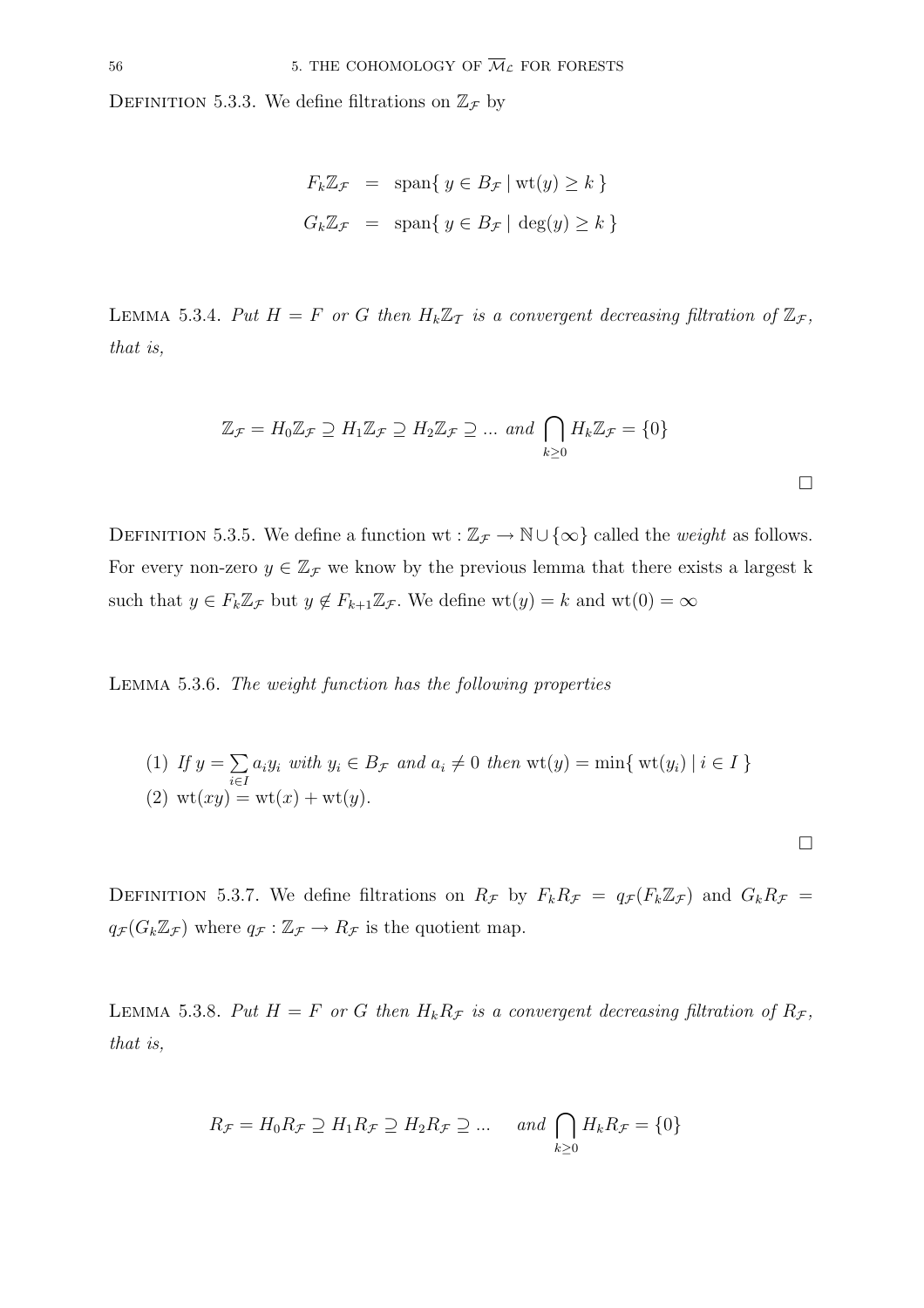DEFINITION 5.3.3. We define filtrations on $\mathbb{Z}_{\mathcal{F}}$ by

$$
\begin{aligned}
F_k\mathbb{Z}_{\mathcal{F}} &= \operatorname{span}\{\, y \in B_{\mathcal{F}} \mid \operatorname{wt}(y) \geq k \,\} \\
G_k\mathbb{Z}_{\mathcal{F}} &= \operatorname{span}\{\, y \in B_{\mathcal{F}} \mid \deg(y) \geq k \,\}
\end{aligned}
$$

LEMMA 5.3.4. *Put $H = F$ or $G$ then $H_k\mathbb{Z}_{\mathcal{T}}$ is a convergent decreasing filtration of $\mathbb{Z}_{\mathcal{F}}$, that is,*

$$
\mathbb{Z}_{\mathcal{F}} = H_0\mathbb{Z}_{\mathcal{F}} \supseteq H_1\mathbb{Z}_{\mathcal{F}} \supseteq H_2\mathbb{Z}_{\mathcal{F}} \supseteq \ldots \text{ and } \bigcap_{k\geq 0} H_k\mathbb{Z}_{\mathcal{F}} = \{0\}
$$

□

DEFINITION 5.3.5. We define a function $\operatorname{wt} : \mathbb{Z}_{\mathcal{F}} \to \mathbb{N} \cup \{\infty\}$ called the *weight* as follows. For every non-zero $y \in \mathbb{Z}_{\mathcal{F}}$ we know by the previous lemma that there exists a largest k such that $y \in F_k\mathbb{Z}_{\mathcal{F}}$ but $y \notin F_{k+1}\mathbb{Z}_{\mathcal{F}}$. We define $\operatorname{wt}(y) = k$ and $\operatorname{wt}(0) = \infty$

LEMMA 5.3.6. *The weight function has the following properties*

(1) *If $y = \sum_{i\in I} a_i y_i$ with $y_i \in B_{\mathcal{F}}$ and $a_i \neq 0$ then $\operatorname{wt}(y) = \min\{\, \operatorname{wt}(y_i) \mid i \in I \,\}$*
(2) *$\operatorname{wt}(xy) = \operatorname{wt}(x) + \operatorname{wt}(y)$.*

□

DEFINITION 5.3.7. We define filtrations on $R_{\mathcal{F}}$ by $F_kR_{\mathcal{F}} = q_{\mathcal{F}}(F_k\mathbb{Z}_{\mathcal{F}})$ and $G_kR_{\mathcal{F}} = q_{\mathcal{F}}(G_k\mathbb{Z}_{\mathcal{F}})$ where $q_{\mathcal{F}} : \mathbb{Z}_{\mathcal{F}} \to R_{\mathcal{F}}$ is the quotient map.

LEMMA 5.3.8. *Put $H = F$ or $G$ then $H_kR_{\mathcal{F}}$ is a convergent decreasing filtration of $R_{\mathcal{F}}$, that is,*

$$
R_{\mathcal{F}} = H_0R_{\mathcal{F}} \supseteq H_1R_{\mathcal{F}} \supseteq H_2R_{\mathcal{F}} \supseteq \ldots \quad \text{and } \bigcap_{k\geq 0} H_kR_{\mathcal{F}} = \{0\}
$$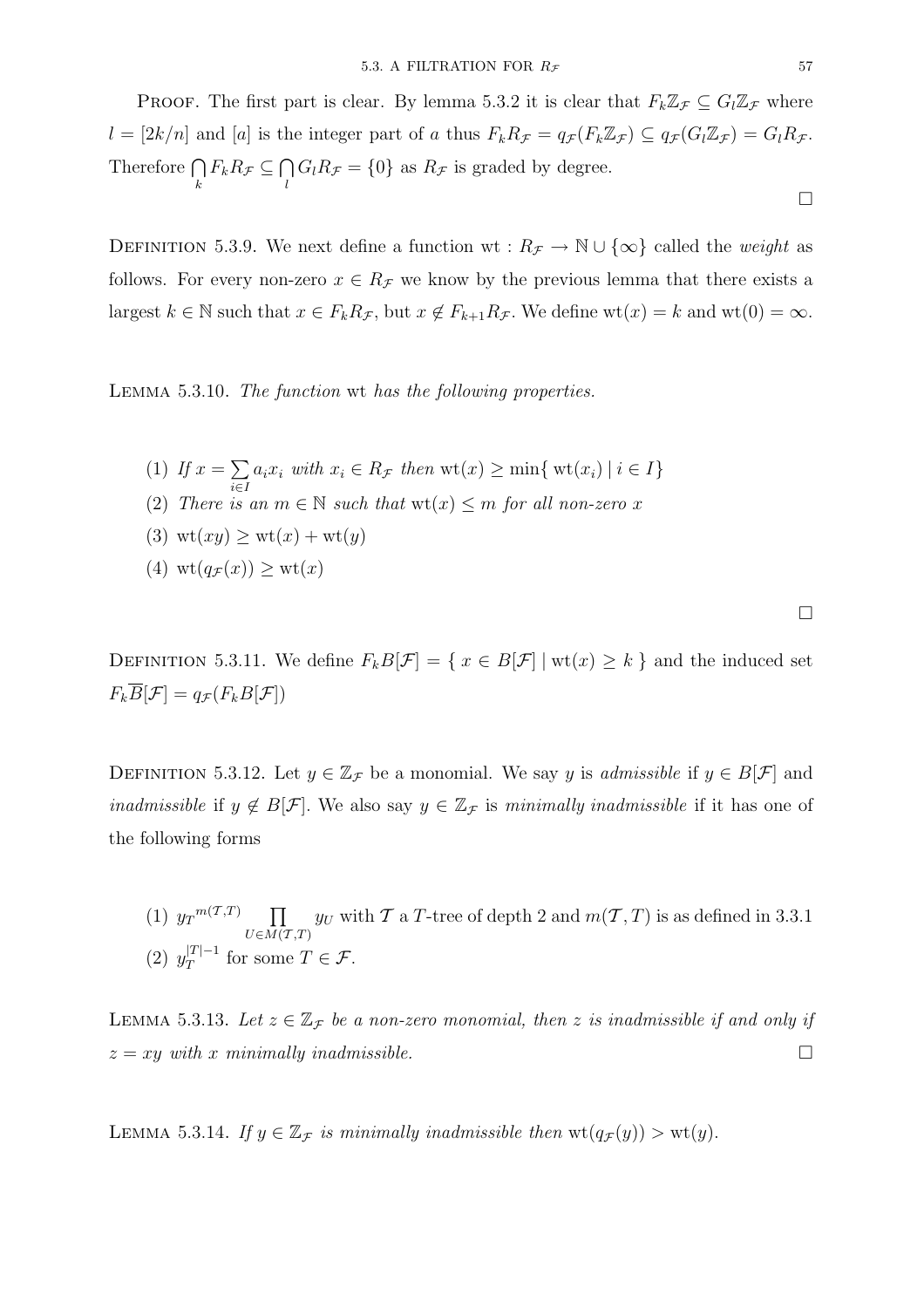Proof. The first part is clear. By lemma 5.3.2 it is clear that $F_k\mathbb{Z}_{\mathcal{F}} \subseteq G_l\mathbb{Z}_{\mathcal{F}}$ where $l = [2k/n]$ and $[a]$ is the integer part of $a$ thus $F_kR_{\mathcal{F}} = q_{\mathcal{F}}(F_k\mathbb{Z}_{\mathcal{F}}) \subseteq q_{\mathcal{F}}(G_l\mathbb{Z}_{\mathcal{F}}) = G_lR_{\mathcal{F}}$. Therefore $\bigcap_k F_kR_{\mathcal{F}} \subseteq \bigcap_l G_lR_{\mathcal{F}} = \{0\}$ as $R_{\mathcal{F}}$ is graded by degree.

□

Definition 5.3.9. We next define a function $\mathrm{wt} : R_{\mathcal{F}} \to \mathbb{N} \cup \{\infty\}$ called the *weight* as follows. For every non-zero $x \in R_{\mathcal{F}}$ we know by the previous lemma that there exists a largest $k \in \mathbb{N}$ such that $x \in F_kR_{\mathcal{F}}$, but $x \notin F_{k+1}R_{\mathcal{F}}$. We define $\mathrm{wt}(x) = k$ and $\mathrm{wt}(0) = \infty$.

Lemma 5.3.10. *The function* wt *has the following properties.*

1. *If* $x = \sum_{i \in I} a_i x_i$ *with* $x_i \in R_{\mathcal{F}}$ *then* $\mathrm{wt}(x) \geq \min\{\, \mathrm{wt}(x_i) \mid i \in I\}$
2. *There is an* $m \in \mathbb{N}$ *such that* $\mathrm{wt}(x) \leq m$ *for all non-zero* $x$
3. $\mathrm{wt}(xy) \geq \mathrm{wt}(x) + \mathrm{wt}(y)$
4. $\mathrm{wt}(q_{\mathcal{F}}(x)) \geq \mathrm{wt}(x)$

□

Definition 5.3.11. We define $F_kB[\mathcal{F}] = \{\, x \in B[\mathcal{F}] \mid \mathrm{wt}(x) \geq k \,\}$ and the induced set $F_k\overline{B}[\mathcal{F}] = q_{\mathcal{F}}(F_kB[\mathcal{F}])$

Definition 5.3.12. Let $y \in \mathbb{Z}_{\mathcal{F}}$ be a monomial. We say $y$ is *admissible* if $y \in B[\mathcal{F}]$ and *inadmissible* if $y \notin B[\mathcal{F}]$. We also say $y \in \mathbb{Z}_{\mathcal{F}}$ is *minimally inadmissible* if it has one of the following forms

1. ${y_T}^{m(\mathcal{T},T)} \prod_{U \in M(\mathcal{T},T)} y_U$ with $\mathcal{T}$ a $T$-tree of depth 2 and $m(\mathcal{T},T)$ is as defined in 3.3.1
2. $y_T^{|T|-1}$ for some $T \in \mathcal{F}$.

Lemma 5.3.13. *Let* $z \in \mathbb{Z}_{\mathcal{F}}$ *be a non-zero monomial, then* $z$ *is inadmissible if and only if* $z = xy$ *with* $x$ *minimally inadmissible.* □

Lemma 5.3.14. *If* $y \in \mathbb{Z}_{\mathcal{F}}$ *is minimally inadmissible then* $\mathrm{wt}(q_{\mathcal{F}}(y)) > \mathrm{wt}(y)$.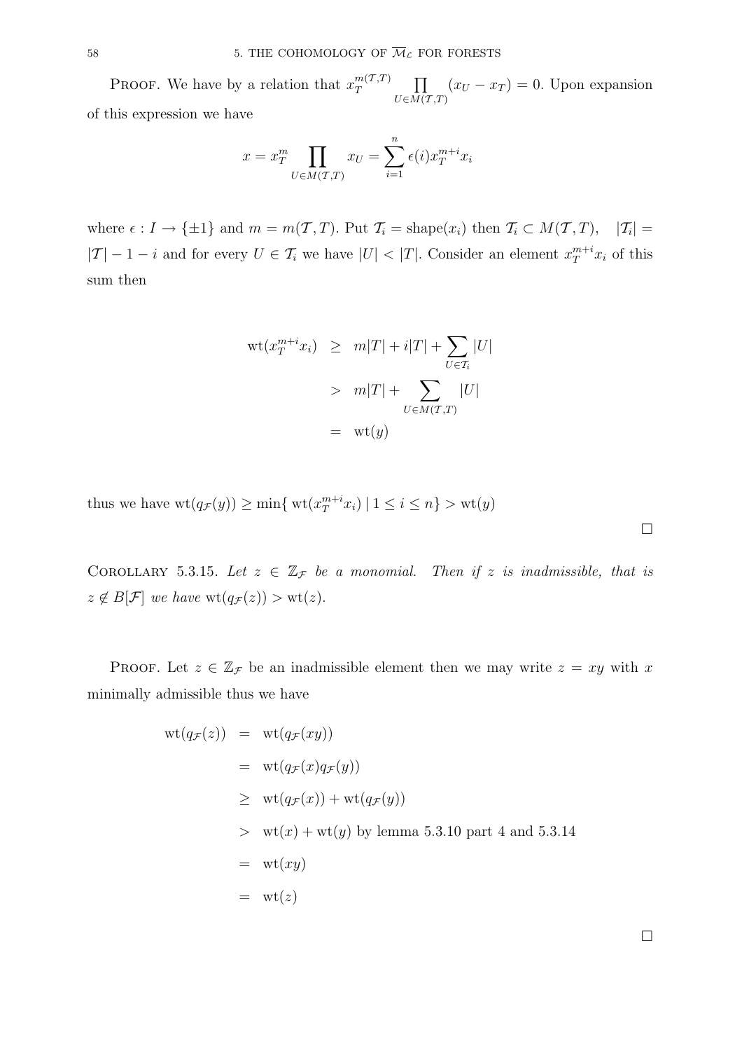Proof. We have by a relation that $x_T^{m(\mathcal{T},T)} \prod_{U \in M(\mathcal{T},T)} (x_U - x_T) = 0$. Upon expansion of this expression we have

$$x = x_T^m \prod_{U \in M(\mathcal{T},T)} x_U = \sum_{i=1}^{n} \epsilon(i) x_T^{m+i} x_i$$

where $\epsilon : I \to \{\pm 1\}$ and $m = m(\mathcal{T}, T)$. Put $\mathcal{T}_i = \text{shape}(x_i)$ then $\mathcal{T}_i \subset M(\mathcal{T}, T)$, $\quad |\mathcal{T}_i| = |\mathcal{T}| - 1 - i$ and for every $U \in \mathcal{T}_i$ we have $|U| < |T|$. Consider an element $x_T^{m+i} x_i$ of this sum then

$$\begin{aligned}
\text{wt}(x_T^{m+i} x_i) &\geq m|T| + i|T| + \sum_{U \in \mathcal{T}_i} |U| \\
&> m|T| + \sum_{U \in M(\mathcal{T},T)} |U| \\
&= \text{wt}(y)
\end{aligned}$$

thus we have $\text{wt}(q_{\mathcal{F}}(y)) \geq \min\{ \text{wt}(x_T^{m+i} x_i) \mid 1 \leq i \leq n\} > \text{wt}(y)$

□

Corollary 5.3.15. *Let $z \in \mathbb{Z}_{\mathcal{F}}$ be a monomial. Then if $z$ is inadmissible, that is $z \notin B[\mathcal{F}]$ we have* $\text{wt}(q_{\mathcal{F}}(z)) > \text{wt}(z)$.

Proof. Let $z \in \mathbb{Z}_{\mathcal{F}}$ be an inadmissible element then we may write $z = xy$ with $x$ minimally admissible thus we have

$$\begin{aligned}
\text{wt}(q_{\mathcal{F}}(z)) &= \text{wt}(q_{\mathcal{F}}(xy)) \\
&= \text{wt}(q_{\mathcal{F}}(x) q_{\mathcal{F}}(y)) \\
&\geq \text{wt}(q_{\mathcal{F}}(x)) + \text{wt}(q_{\mathcal{F}}(y)) \\
&> \text{wt}(x) + \text{wt}(y) \text{ by lemma 5.3.10 part 4 and 5.3.14} \\
&= \text{wt}(xy) \\
&= \text{wt}(z)
\end{aligned}$$

□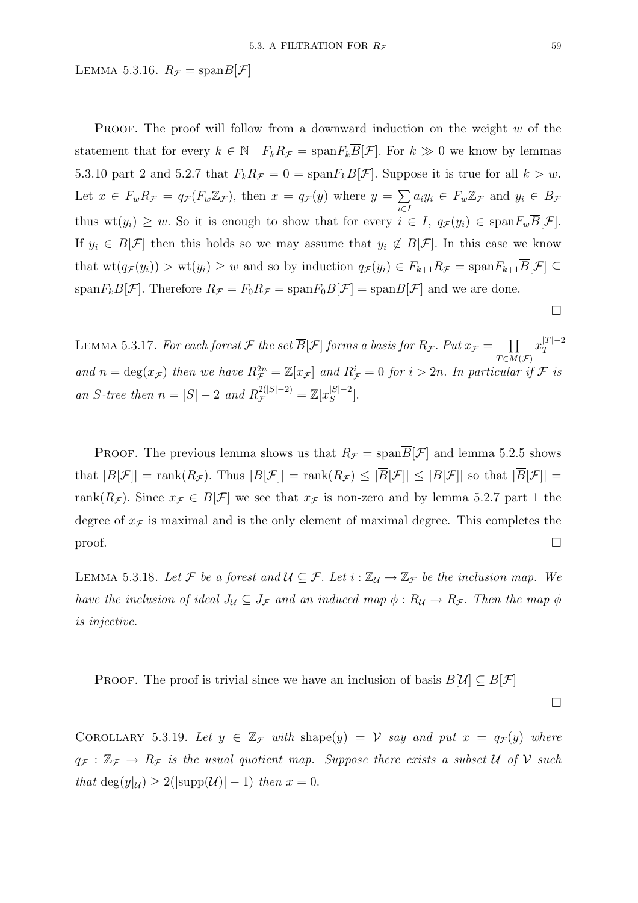Lemma 5.3.16. $R_{\mathcal{F}} = \text{span}B[\mathcal{F}]$

Proof. The proof will follow from a downward induction on the weight $w$ of the statement that for every $k \in \mathbb{N}$ $\quad F_k R_{\mathcal{F}} = \text{span}F_k\overline{B}[\mathcal{F}]$. For $k \gg 0$ we know by lemmas 5.3.10 part 2 and 5.2.7 that $F_k R_{\mathcal{F}} = 0 = \text{span}F_k\overline{B}[\mathcal{F}]$. Suppose it is true for all $k > w$. Let $x \in F_w R_{\mathcal{F}} = q_{\mathcal{F}}(F_w \mathbb{Z}_{\mathcal{F}})$, then $x = q_{\mathcal{F}}(y)$ where $y = \sum_{i \in I} a_i y_i \in F_w \mathbb{Z}_{\mathcal{F}}$ and $y_i \in B_{\mathcal{F}}$ thus $\text{wt}(y_i) \geq w$. So it is enough to show that for every $i \in I$, $q_{\mathcal{F}}(y_i) \in \text{span}F_w\overline{B}[\mathcal{F}]$. If $y_i \in B[\mathcal{F}]$ then this holds so we may assume that $y_i \notin B[\mathcal{F}]$. In this case we know that $\text{wt}(q_{\mathcal{F}}(y_i)) > \text{wt}(y_i) \geq w$ and so by induction $q_{\mathcal{F}}(y_i) \in F_{k+1}R_{\mathcal{F}} = \text{span}F_{k+1}\overline{B}[\mathcal{F}] \subseteq \text{span}F_k\overline{B}[\mathcal{F}]$. Therefore $R_{\mathcal{F}} = F_0 R_{\mathcal{F}} = \text{span}F_0\overline{B}[\mathcal{F}] = \text{span}\overline{B}[\mathcal{F}]$ and we are done. $\square$

Lemma 5.3.17. *For each forest $\mathcal{F}$ the set $\overline{B}[\mathcal{F}]$ forms a basis for $R_{\mathcal{F}}$. Put $x_{\mathcal{F}} = \prod_{T \in M(\mathcal{F})} x_T^{|T|-2}$ and $n = \deg(x_{\mathcal{F}})$ then we have $R_{\mathcal{F}}^{2n} = \mathbb{Z}[x_{\mathcal{F}}]$ and $R_{\mathcal{F}}^i = 0$ for $i > 2n$. In particular if $\mathcal{F}$ is an $S$-tree then $n = |S| - 2$ and $R_{\mathcal{F}}^{2(|S|-2)} = \mathbb{Z}[x_S^{|S|-2}]$.*

Proof. The previous lemma shows us that $R_{\mathcal{F}} = \text{span}\overline{B}[\mathcal{F}]$ and lemma 5.2.5 shows that $|B[\mathcal{F}]| = \text{rank}(R_{\mathcal{F}})$. Thus $|B[\mathcal{F}]| = \text{rank}(R_{\mathcal{F}}) \leq |\overline{B}[\mathcal{F}]| \leq |B[\mathcal{F}]|$ so that $|\overline{B}[\mathcal{F}]| = \text{rank}(R_{\mathcal{F}})$. Since $x_{\mathcal{F}} \in B[\mathcal{F}]$ we see that $x_{\mathcal{F}}$ is non-zero and by lemma 5.2.7 part 1 the degree of $x_{\mathcal{F}}$ is maximal and is the only element of maximal degree. This completes the proof. $\square$

Lemma 5.3.18. *Let $\mathcal{F}$ be a forest and $\mathcal{U} \subseteq \mathcal{F}$. Let $i : \mathbb{Z}_{\mathcal{U}} \to \mathbb{Z}_{\mathcal{F}}$ be the inclusion map. We have the inclusion of ideal $J_{\mathcal{U}} \subseteq J_{\mathcal{F}}$ and an induced map $\phi : R_{\mathcal{U}} \to R_{\mathcal{F}}$. Then the map $\phi$ is injective.*

Proof. The proof is trivial since we have an inclusion of basis $B[\mathcal{U}] \subseteq B[\mathcal{F}]$ $\square$

Corollary 5.3.19. *Let $y \in \mathbb{Z}_{\mathcal{F}}$ with $\text{shape}(y) = \mathcal{V}$ say and put $x = q_{\mathcal{F}}(y)$ where $q_{\mathcal{F}} : \mathbb{Z}_{\mathcal{F}} \to R_{\mathcal{F}}$ is the usual quotient map. Suppose there exists a subset $\mathcal{U}$ of $\mathcal{V}$ such that $\deg(y|_{\mathcal{U}}) \geq 2(|\text{supp}(\mathcal{U})| - 1)$ then $x = 0$.*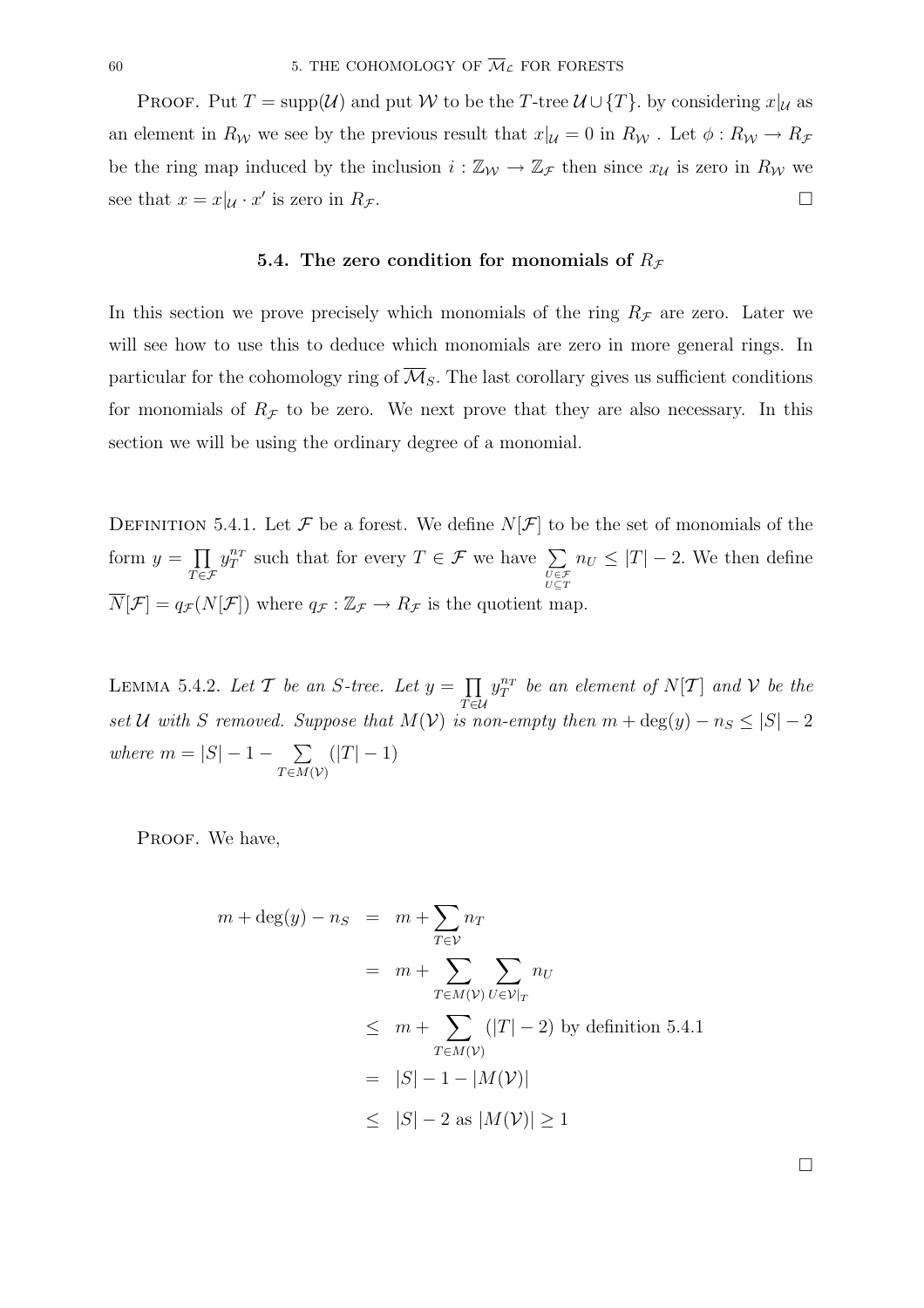PROOF. Put $T = \text{supp}(\mathcal{U})$ and put $\mathcal{W}$ to be the $T$-tree $\mathcal{U} \cup \{T\}$. by considering $x|_\mathcal{U}$ as an element in $R_\mathcal{W}$ we see by the previous result that $x|_\mathcal{U} = 0$ in $R_\mathcal{W}$ . Let $\phi : R_\mathcal{W} \to R_\mathcal{F}$ be the ring map induced by the inclusion $i : \mathbb{Z}_\mathcal{W} \to \mathbb{Z}_\mathcal{F}$ then since $x_\mathcal{U}$ is zero in $R_\mathcal{W}$ we see that $x = x|_\mathcal{U} \cdot x'$ is zero in $R_\mathcal{F}$. □

## 5.4. The zero condition for monomials of $R_\mathcal{F}$

In this section we prove precisely which monomials of the ring $R_\mathcal{F}$ are zero. Later we will see how to use this to deduce which monomials are zero in more general rings. In particular for the cohomology ring of $\overline{\mathcal{M}}_S$. The last corollary gives us sufficient conditions for monomials of $R_\mathcal{F}$ to be zero. We next prove that they are also necessary. In this section we will be using the ordinary degree of a monomial.

DEFINITION 5.4.1. Let $\mathcal{F}$ be a forest. We define $N[\mathcal{F}]$ to be the set of monomials of the form $y = \prod_{T \in \mathcal{F}} y_T^{n_T}$ such that for every $T \in \mathcal{F}$ we have $\sum_{\substack{U \in \mathcal{F} \\ U \subseteq T}} n_U \leq |T| - 2$. We then define $\overline{N}[\mathcal{F}] = q_\mathcal{F}(N[\mathcal{F}])$ where $q_\mathcal{F} : \mathbb{Z}_\mathcal{F} \to R_\mathcal{F}$ is the quotient map.

LEMMA 5.4.2. *Let $\mathcal{T}$ be an $S$-tree. Let $y = \prod_{T \in \mathcal{U}} y_T^{n_T}$ be an element of $N[\mathcal{T}]$ and $\mathcal{V}$ be the set $\mathcal{U}$ with $S$ removed. Suppose that $M(\mathcal{V})$ is non-empty then $m + \deg(y) - n_S \leq |S| - 2$ where $m = |S| - 1 - \sum_{T \in M(\mathcal{V})} (|T| - 1)$*

PROOF. We have,

$$
\begin{aligned}
m + \deg(y) - n_S &= m + \sum_{T \in \mathcal{V}} n_T \\
&= m + \sum_{T \in M(\mathcal{V})} \sum_{U \in \mathcal{V}|_T} n_U \\
&\leq m + \sum_{T \in M(\mathcal{V})} (|T| - 2) \text{ by definition 5.4.1} \\
&= |S| - 1 - |M(\mathcal{V})| \\
&\leq |S| - 2 \text{ as } |M(\mathcal{V})| \geq 1
\end{aligned}
$$

□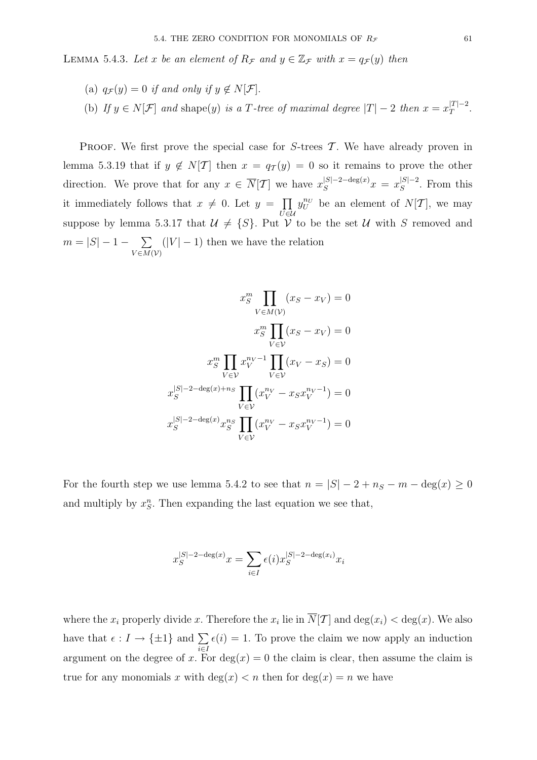LEMMA 5.4.3. *Let $x$ be an element of $R_{\mathcal{F}}$ and $y \in \mathbb{Z}_{\mathcal{F}}$ with $x = q_{\mathcal{F}}(y)$ then*

(a) *$q_{\mathcal{F}}(y) = 0$ if and only if $y \notin N[\mathcal{F}]$.*

(b) *If $y \in N[\mathcal{F}]$ and $\operatorname{shape}(y)$ is a $T$-tree of maximal degree $|T| - 2$ then $x = x_T^{|T|-2}$.*

PROOF. We first prove the special case for $S$-trees $\mathcal{T}$. We have already proven in lemma 5.3.19 that if $y \notin N[\mathcal{T}]$ then $x = q_{\mathcal{T}}(y) = 0$ so it remains to prove the other direction. We prove that for any $x \in \overline{N}[\mathcal{T}]$ we have $x_S^{|S|-2-\deg(x)}x = x_S^{|S|-2}$. From this it immediately follows that $x \neq 0$. Let $y = \prod_{U \in \mathcal{U}} y_U^{n_U}$ be an element of $N[\mathcal{T}]$, we may suppose by lemma 5.3.17 that $\mathcal{U} \neq \{S\}$. Put $\mathcal{V}$ to be the set $\mathcal{U}$ with $S$ removed and $m = |S| - 1 - \sum_{V \in M(\mathcal{V})} (|V| - 1)$ then we have the relation

$$
\begin{aligned}
x_S^m \prod_{V \in M(\mathcal{V})} (x_S - x_V) &= 0 \\
x_S^m \prod_{V \in \mathcal{V}} (x_S - x_V) &= 0 \\
x_S^m \prod_{V \in \mathcal{V}} x_V^{n_V - 1} \prod_{V \in \mathcal{V}} (x_V - x_S) &= 0 \\
x_S^{|S|-2-\deg(x)+n_S} \prod_{V \in \mathcal{V}} (x_V^{n_V} - x_S x_V^{n_V - 1}) &= 0 \\
x_S^{|S|-2-\deg(x)} x_S^{n_S} \prod_{V \in \mathcal{V}} (x_V^{n_V} - x_S x_V^{n_V - 1}) &= 0
\end{aligned}
$$

For the fourth step we use lemma 5.4.2 to see that $n = |S| - 2 + n_S - m - \deg(x) \geq 0$ and multiply by $x_S^n$. Then expanding the last equation we see that,

$$
x_S^{|S|-2-\deg(x)}x = \sum_{i \in I} \epsilon(i) x_S^{|S|-2-\deg(x_i)} x_i
$$

where the $x_i$ properly divide $x$. Therefore the $x_i$ lie in $\overline{N}[\mathcal{T}]$ and $\deg(x_i) < \deg(x)$. We also have that $\epsilon : I \to \{\pm 1\}$ and $\sum_{i \in I} \epsilon(i) = 1$. To prove the claim we now apply an induction argument on the degree of $x$. For $\deg(x) = 0$ the claim is clear, then assume the claim is true for any monomials $x$ with $\deg(x) < n$ then for $\deg(x) = n$ we have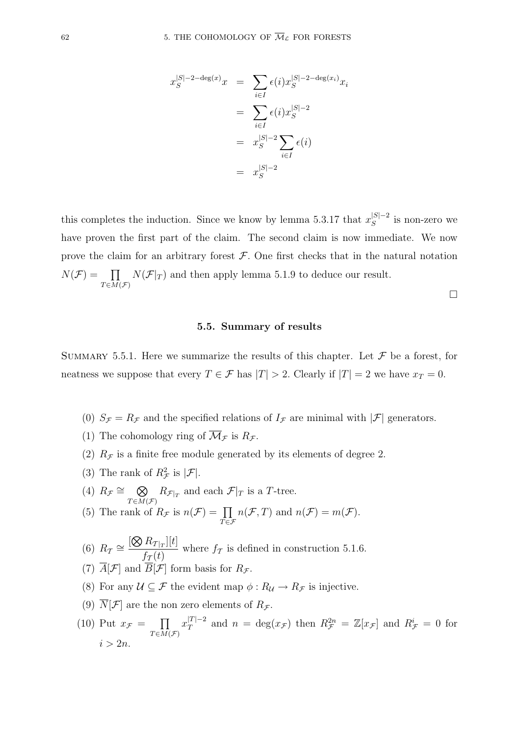$$
\begin{aligned}
x_S^{|S|-2-\deg(x)}x &= \sum_{i\in I}\epsilon(i)x_S^{|S|-2-\deg(x_i)}x_i \\
&= \sum_{i\in I}\epsilon(i)x_S^{|S|-2} \\
&= x_S^{|S|-2}\sum_{i\in I}\epsilon(i) \\
&= x_S^{|S|-2}
\end{aligned}
$$

this completes the induction. Since we know by lemma 5.3.17 that $x_S^{|S|-2}$ is non-zero we have proven the first part of the claim. The second claim is now immediate. We now prove the claim for an arbitrary forest $\mathcal{F}$. One first checks that in the natural notation $N(\mathcal{F}) = \prod_{T\in M(\mathcal{F})} N(\mathcal{F}|_T)$ and then apply lemma 5.1.9 to deduce our result.

□

## 5.5. Summary of results

Summary 5.5.1. Here we summarize the results of this chapter. Let $\mathcal{F}$ be a forest, for neatness we suppose that every $T \in \mathcal{F}$ has $|T| > 2$. Clearly if $|T| = 2$ we have $x_T = 0$.

(0) $S_{\mathcal{F}} = R_{\mathcal{F}}$ and the specified relations of $I_{\mathcal{F}}$ are minimal with $|\mathcal{F}|$ generators.

(1) The cohomology ring of $\overline{\mathcal{M}}_{\mathcal{F}}$ is $R_{\mathcal{F}}$.

(2) $R_{\mathcal{F}}$ is a finite free module generated by its elements of degree 2.

(3) The rank of $R^2_{\mathcal{F}}$ is $|\mathcal{F}|$.

(4) $R_{\mathcal{F}} \cong \bigotimes_{T\in M(\mathcal{F})} R_{\mathcal{F}|_T}$ and each $\mathcal{F}|_T$ is a $T$-tree.

(5) The rank of $R_{\mathcal{F}}$ is $n(\mathcal{F}) = \prod_{T\in\mathcal{F}} n(\mathcal{F},T)$ and $n(\mathcal{F}) = m(\mathcal{F})$.

(6) $R_{\mathcal{T}} \cong \dfrac{[\bigotimes R_{\mathcal{T}|_T}][t]}{f_{\mathcal{T}}(t)}$ where $f_{\mathcal{T}}$ is defined in construction 5.1.6.

(7) $\overline{A}[\mathcal{F}]$ and $\overline{B}[\mathcal{F}]$ form basis for $R_{\mathcal{F}}$.

(8) For any $\mathcal{U} \subseteq \mathcal{F}$ the evident map $\phi : R_{\mathcal{U}} \to R_{\mathcal{F}}$ is injective.

(9) $\overline{N}[\mathcal{F}]$ are the non zero elements of $R_{\mathcal{F}}$.

(10) Put $x_{\mathcal{F}} = \prod_{T\in M(\mathcal{F})} x_T^{|T|-2}$ and $n = \deg(x_{\mathcal{F}})$ then $R^{2n}_{\mathcal{F}} = \mathbb{Z}[x_{\mathcal{F}}]$ and $R^i_{\mathcal{F}} = 0$ for $i > 2n$.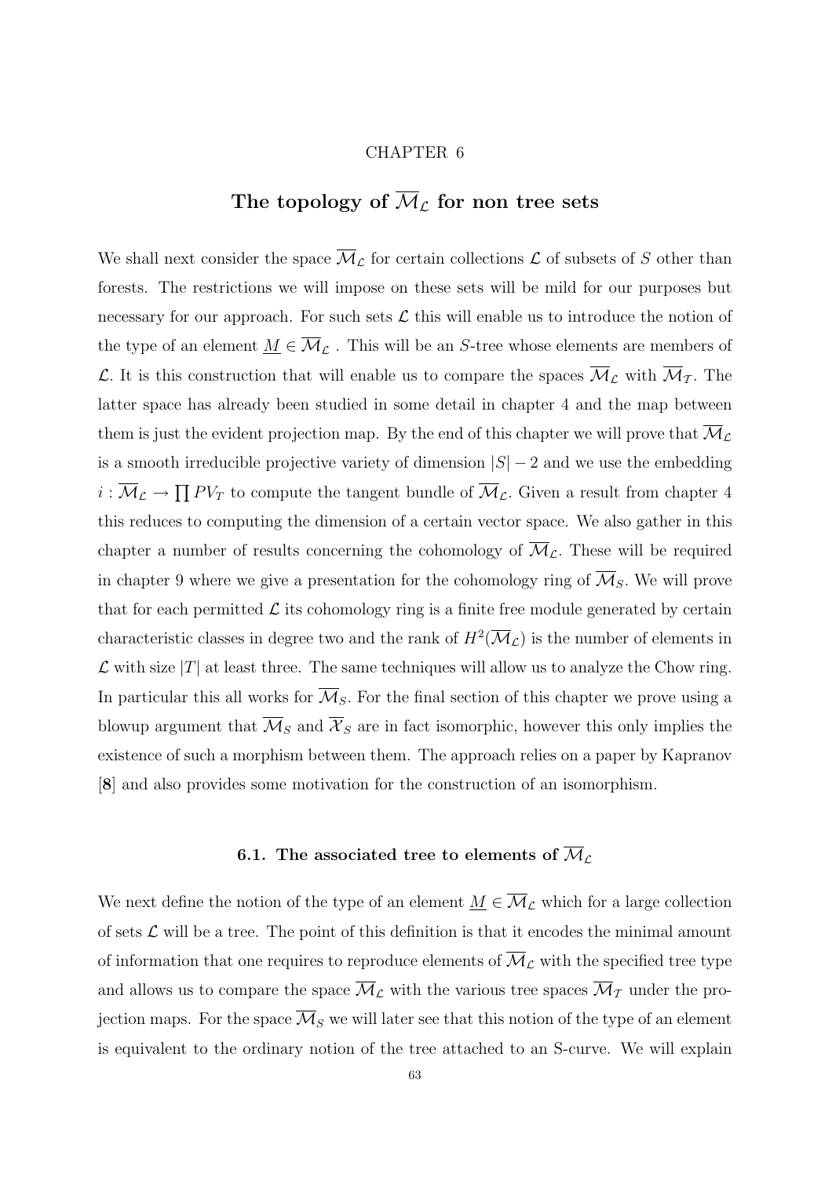CHAPTER 6

# The topology of $\overline{\mathcal{M}}_{\mathcal{L}}$ for non tree sets

We shall next consider the space $\overline{\mathcal{M}}_{\mathcal{L}}$ for certain collections $\mathcal{L}$ of subsets of $S$ other than forests. The restrictions we will impose on these sets will be mild for our purposes but necessary for our approach. For such sets $\mathcal{L}$ this will enable us to introduce the notion of the type of an element $\underline{M} \in \overline{\mathcal{M}}_{\mathcal{L}}$ . This will be an $S$-tree whose elements are members of $\mathcal{L}$. It is this construction that will enable us to compare the spaces $\overline{\mathcal{M}}_{\mathcal{L}}$ with $\overline{\mathcal{M}}_{\mathcal{T}}$. The latter space has already been studied in some detail in chapter 4 and the map between them is just the evident projection map. By the end of this chapter we will prove that $\overline{\mathcal{M}}_{\mathcal{L}}$ is a smooth irreducible projective variety of dimension $|S| - 2$ and we use the embedding $i : \overline{\mathcal{M}}_{\mathcal{L}} \to \prod PV_T$ to compute the tangent bundle of $\overline{\mathcal{M}}_{\mathcal{L}}$. Given a result from chapter 4 this reduces to computing the dimension of a certain vector space. We also gather in this chapter a number of results concerning the cohomology of $\overline{\mathcal{M}}_{\mathcal{L}}$. These will be required in chapter 9 where we give a presentation for the cohomology ring of $\overline{\mathcal{M}}_S$. We will prove that for each permitted $\mathcal{L}$ its cohomology ring is a finite free module generated by certain characteristic classes in degree two and the rank of $H^2(\overline{\mathcal{M}}_{\mathcal{L}})$ is the number of elements in $\mathcal{L}$ with size $|T|$ at least three. The same techniques will allow us to analyze the Chow ring. In particular this all works for $\overline{\mathcal{M}}_S$. For the final section of this chapter we prove using a blowup argument that $\overline{\mathcal{M}}_S$ and $\overline{\mathcal{X}}_S$ are in fact isomorphic, however this only implies the existence of such a morphism between them. The approach relies on a paper by Kapranov [**8**] and also provides some motivation for the construction of an isomorphism.

## 6.1. The associated tree to elements of $\overline{\mathcal{M}}_{\mathcal{L}}$

We next define the notion of the type of an element $\underline{M} \in \overline{\mathcal{M}}_{\mathcal{L}}$ which for a large collection of sets $\mathcal{L}$ will be a tree. The point of this definition is that it encodes the minimal amount of information that one requires to reproduce elements of $\overline{\mathcal{M}}_{\mathcal{L}}$ with the specified tree type and allows us to compare the space $\overline{\mathcal{M}}_{\mathcal{L}}$ with the various tree spaces $\overline{\mathcal{M}}_{\mathcal{T}}$ under the projection maps. For the space $\overline{\mathcal{M}}_S$ we will later see that this notion of the type of an element is equivalent to the ordinary notion of the tree attached to an S-curve. We will explain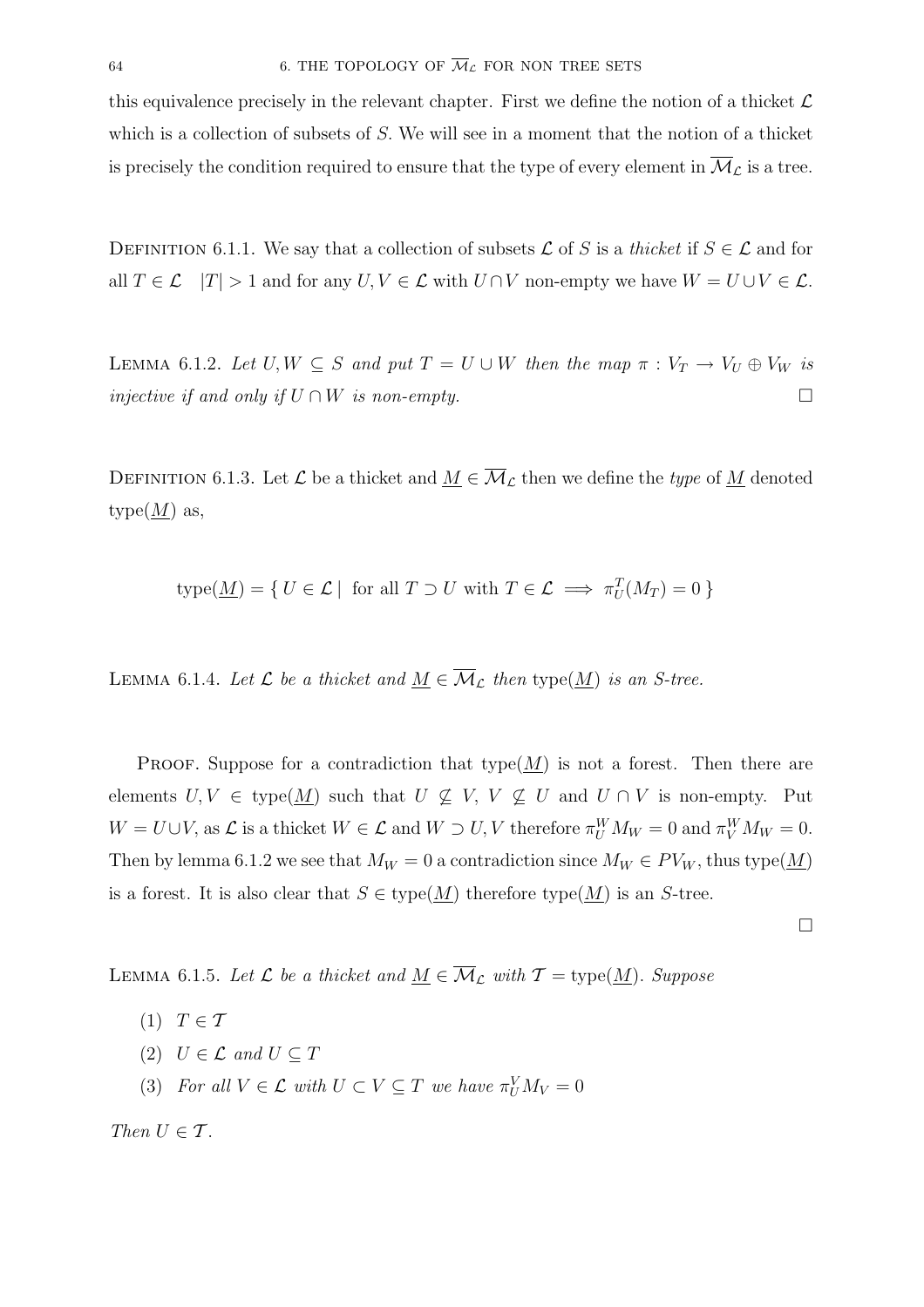this equivalence precisely in the relevant chapter. First we define the notion of a thicket $\mathcal{L}$ which is a collection of subsets of $S$. We will see in a moment that the notion of a thicket is precisely the condition required to ensure that the type of every element in $\overline{\mathcal{M}}_{\mathcal{L}}$ is a tree.

Definition 6.1.1. We say that a collection of subsets $\mathcal{L}$ of $S$ is a *thicket* if $S \in \mathcal{L}$ and for all $T \in \mathcal{L}$ $\quad |T| > 1$ and for any $U, V \in \mathcal{L}$ with $U \cap V$ non-empty we have $W = U \cup V \in \mathcal{L}$.

Lemma 6.1.2. *Let $U, W \subseteq S$ and put $T = U \cup W$ then the map $\pi : V_T \to V_U \oplus V_W$ is injective if and only if $U \cap W$ is non-empty.* □

Definition 6.1.3. Let $\mathcal{L}$ be a thicket and $\underline{M} \in \overline{\mathcal{M}}_{\mathcal{L}}$ then we define the *type* of $\underline{M}$ denoted $\text{type}(\underline{M})$ as,

$$\text{type}(\underline{M}) = \{\, U \in \mathcal{L} \mid \text{ for all } T \supset U \text{ with } T \in \mathcal{L} \implies \pi^T_U(M_T) = 0 \,\}$$

Lemma 6.1.4. *Let $\mathcal{L}$ be a thicket and $\underline{M} \in \overline{\mathcal{M}}_{\mathcal{L}}$ then $\text{type}(\underline{M})$ is an $S$-tree.*

Proof. Suppose for a contradiction that $\text{type}(\underline{M})$ is not a forest. Then there are elements $U, V \in \text{type}(\underline{M})$ such that $U \not\subseteq V$, $V \not\subseteq U$ and $U \cap V$ is non-empty. Put $W = U \cup V$, as $\mathcal{L}$ is a thicket $W \in \mathcal{L}$ and $W \supset U, V$ therefore $\pi^W_U M_W = 0$ and $\pi^W_V M_W = 0$. Then by lemma 6.1.2 we see that $M_W = 0$ a contradiction since $M_W \in PV_W$, thus $\text{type}(\underline{M})$ is a forest. It is also clear that $S \in \text{type}(\underline{M})$ therefore $\text{type}(\underline{M})$ is an $S$-tree.

□

Lemma 6.1.5. *Let $\mathcal{L}$ be a thicket and $\underline{M} \in \overline{\mathcal{M}}_{\mathcal{L}}$ with $\mathcal{T} = \text{type}(\underline{M})$. Suppose*

1. *$T \in \mathcal{T}$*
2. *$U \in \mathcal{L}$ and $U \subseteq T$*
3. *For all $V \in \mathcal{L}$ with $U \subset V \subseteq T$ we have $\pi^V_U M_V = 0$*

*Then $U \in \mathcal{T}$.*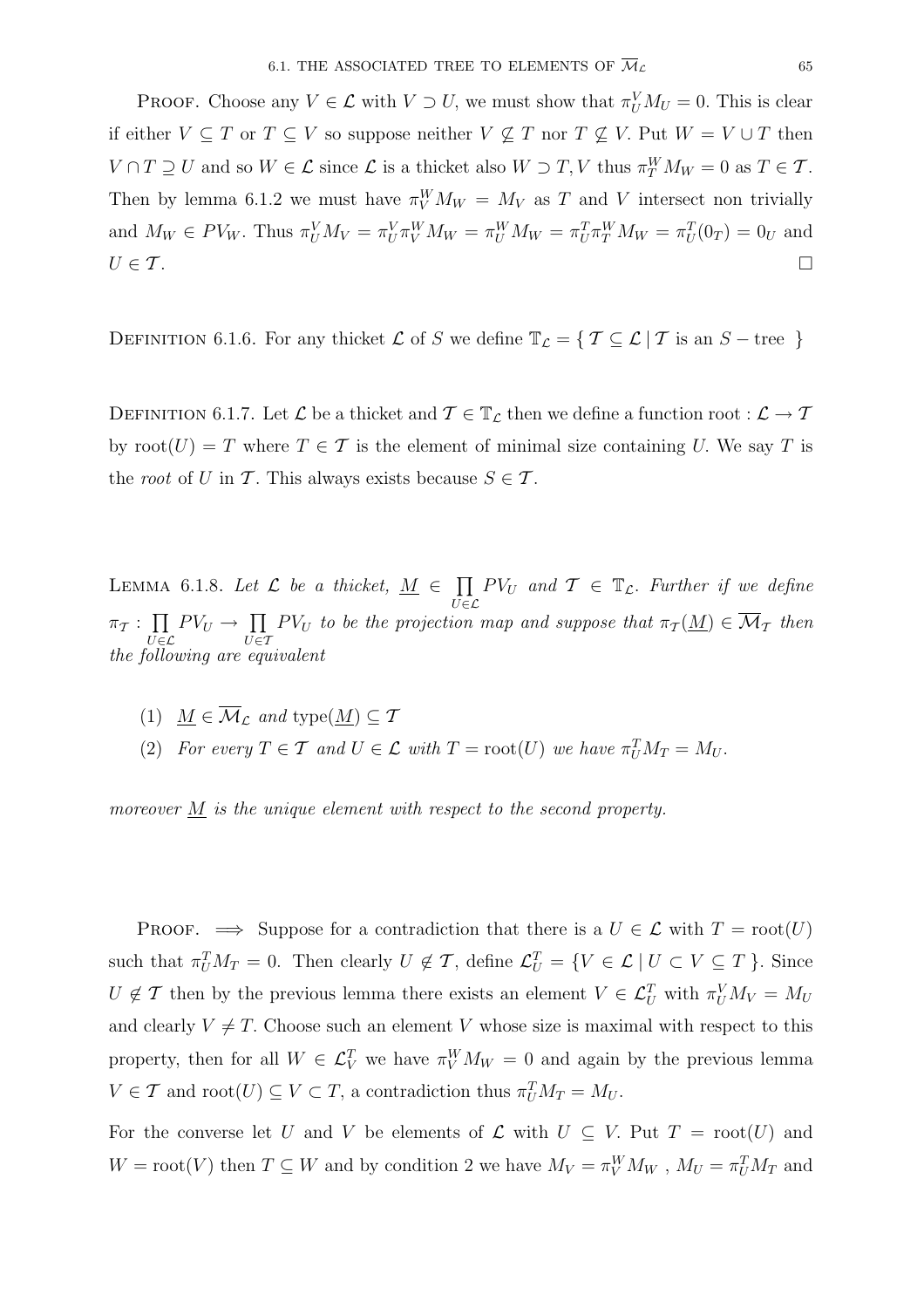PROOF. Choose any $V \in \mathcal{L}$ with $V \supset U$, we must show that $\pi^V_U M_U = 0$. This is clear if either $V \subseteq T$ or $T \subseteq V$ so suppose neither $V \not\subseteq T$ nor $T \not\subseteq V$. Put $W = V \cup T$ then $V \cap T \supseteq U$ and so $W \in \mathcal{L}$ since $\mathcal{L}$ is a thicket also $W \supset T, V$ thus $\pi^W_T M_W = 0$ as $T \in \mathcal{T}$. Then by lemma 6.1.2 we must have $\pi^W_V M_W = M_V$ as $T$ and $V$ intersect non trivially and $M_W \in PV_W$. Thus $\pi^V_U M_V = \pi^V_U \pi^W_V M_W = \pi^W_U M_W = \pi^T_U \pi^W_T M_W = \pi^T_U(0_T) = 0_U$ and $U \in \mathcal{T}$. □

DEFINITION 6.1.6. For any thicket $\mathcal{L}$ of $S$ we define $\mathbb{T}_{\mathcal{L}} = \{ \mathcal{T} \subseteq \mathcal{L} \mid \mathcal{T} \text{ is an } S-\text{tree } \}$

DEFINITION 6.1.7. Let $\mathcal{L}$ be a thicket and $\mathcal{T} \in \mathbb{T}_{\mathcal{L}}$ then we define a function root : $\mathcal{L} \to \mathcal{T}$ by $\text{root}(U) = T$ where $T \in \mathcal{T}$ is the element of minimal size containing $U$. We say $T$ is the *root* of $U$ in $\mathcal{T}$. This always exists because $S \in \mathcal{T}$.

LEMMA 6.1.8. *Let $\mathcal{L}$ be a thicket, $\underline{M} \in \prod_{U \in \mathcal{L}} PV_U$ and $\mathcal{T} \in \mathbb{T}_{\mathcal{L}}$. Further if we define $\pi_{\mathcal{T}} : \prod_{U \in \mathcal{L}} PV_U \to \prod_{U \in \mathcal{T}} PV_U$ to be the projection map and suppose that $\pi_{\mathcal{T}}(\underline{M}) \in \overline{\mathcal{M}}_{\mathcal{T}}$ then the following are equivalent*

(1) *$\underline{M} \in \overline{\mathcal{M}}_{\mathcal{L}}$ and $\text{type}(\underline{M}) \subseteq \mathcal{T}$*
(2) *For every $T \in \mathcal{T}$ and $U \in \mathcal{L}$ with $T = \text{root}(U)$ we have $\pi^T_U M_T = M_U$.*

*moreover $\underline{M}$ is the unique element with respect to the second property.*

PROOF. $\implies$ Suppose for a contradiction that there is a $U \in \mathcal{L}$ with $T = \text{root}(U)$ such that $\pi^T_U M_T = 0$. Then clearly $U \notin \mathcal{T}$, define $\mathcal{L}^T_U = \{V \in \mathcal{L} \mid U \subset V \subseteq T\}$. Since $U \notin \mathcal{T}$ then by the previous lemma there exists an element $V \in \mathcal{L}^T_U$ with $\pi^V_U M_V = M_U$ and clearly $V \neq T$. Choose such an element $V$ whose size is maximal with respect to this property, then for all $W \in \mathcal{L}^T_V$ we have $\pi^W_V M_W = 0$ and again by the previous lemma $V \in \mathcal{T}$ and $\text{root}(U) \subseteq V \subset T$, a contradiction thus $\pi^T_U M_T = M_U$.

For the converse let $U$ and $V$ be elements of $\mathcal{L}$ with $U \subseteq V$. Put $T = \text{root}(U)$ and $W = \text{root}(V)$ then $T \subseteq W$ and by condition 2 we have $M_V = \pi^W_V M_W$ , $M_U = \pi^T_U M_T$ and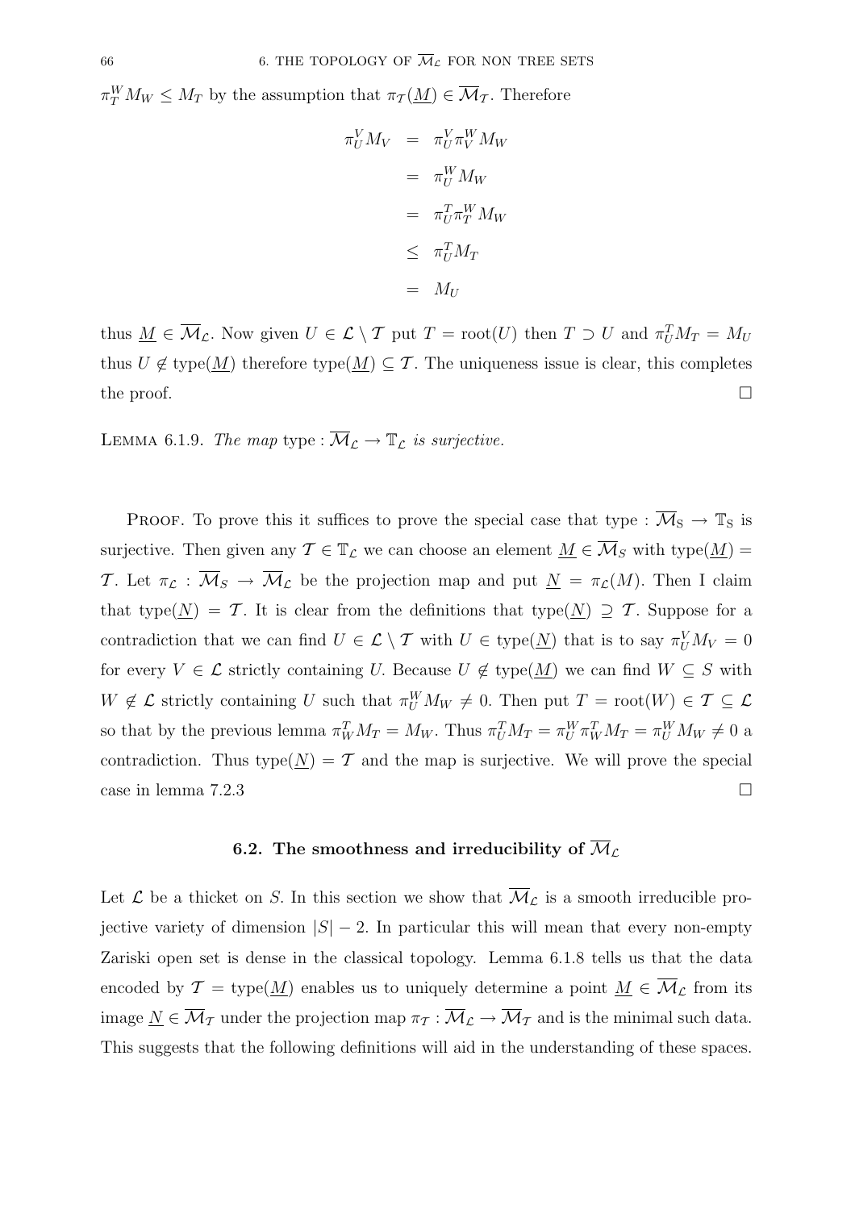$\pi^W_T M_W \leq M_T$ by the assumption that $\pi_{\mathcal{T}}(\underline{M}) \in \overline{\mathcal{M}}_{\mathcal{T}}$. Therefore

$$
\begin{aligned}
\pi^V_U M_V &= \pi^V_U \pi^W_V M_W \\
&= \pi^W_U M_W \\
&= \pi^T_U \pi^W_T M_W \\
&\leq \pi^T_U M_T \\
&= M_U
\end{aligned}
$$

thus $\underline{M} \in \overline{\mathcal{M}}_{\mathcal{L}}$. Now given $U \in \mathcal{L} \setminus \mathcal{T}$ put $T = \mathrm{root}(U)$ then $T \supset U$ and $\pi^T_U M_T = M_U$ thus $U \notin \mathrm{type}(\underline{M})$ therefore $\mathrm{type}(\underline{M}) \subseteq \mathcal{T}$. The uniqueness issue is clear, this completes the proof. $\square$

Lemma 6.1.9. *The map* $\mathrm{type} : \overline{\mathcal{M}}_{\mathcal{L}} \to \mathbb{T}_{\mathcal{L}}$ *is surjective.*

Proof. To prove this it suffices to prove the special case that $\mathrm{type} : \overline{\mathcal{M}}_{\mathrm{S}} \to \mathbb{T}_{\mathrm{S}}$ is surjective. Then given any $\mathcal{T} \in \mathbb{T}_{\mathcal{L}}$ we can choose an element $\underline{M} \in \overline{\mathcal{M}}_S$ with $\mathrm{type}(\underline{M}) = \mathcal{T}$. Let $\pi_{\mathcal{L}} : \overline{\mathcal{M}}_S \to \overline{\mathcal{M}}_{\mathcal{L}}$ be the projection map and put $\underline{N} = \pi_{\mathcal{L}}(M)$. Then I claim that $\mathrm{type}(\underline{N}) = \mathcal{T}$. It is clear from the definitions that $\mathrm{type}(\underline{N}) \supseteq \mathcal{T}$. Suppose for a contradiction that we can find $U \in \mathcal{L} \setminus \mathcal{T}$ with $U \in \mathrm{type}(\underline{N})$ that is to say $\pi^V_U M_V = 0$ for every $V \in \mathcal{L}$ strictly containing $U$. Because $U \notin \mathrm{type}(\underline{M})$ we can find $W \subseteq S$ with $W \notin \mathcal{L}$ strictly containing $U$ such that $\pi^W_U M_W \neq 0$. Then put $T = \mathrm{root}(W) \in \mathcal{T} \subseteq \mathcal{L}$ so that by the previous lemma $\pi^T_W M_T = M_W$. Thus $\pi^T_U M_T = \pi^W_U \pi^T_W M_T = \pi^W_U M_W \neq 0$ a contradiction. Thus $\mathrm{type}(\underline{N}) = \mathcal{T}$ and the map is surjective. We will prove the special case in lemma 7.2.3 $\square$

## 6.2. The smoothness and irreducibility of $\overline{\mathcal{M}}_{\mathcal{L}}$

Let $\mathcal{L}$ be a thicket on $S$. In this section we show that $\overline{\mathcal{M}}_{\mathcal{L}}$ is a smooth irreducible projective variety of dimension $|S| - 2$. In particular this will mean that every non-empty Zariski open set is dense in the classical topology. Lemma 6.1.8 tells us that the data encoded by $\mathcal{T} = \mathrm{type}(\underline{M})$ enables us to uniquely determine a point $\underline{M} \in \overline{\mathcal{M}}_{\mathcal{L}}$ from its image $\underline{N} \in \overline{\mathcal{M}}_{\mathcal{T}}$ under the projection map $\pi_{\mathcal{T}} : \overline{\mathcal{M}}_{\mathcal{L}} \to \overline{\mathcal{M}}_{\mathcal{T}}$ and is the minimal such data. This suggests that the following definitions will aid in the understanding of these spaces.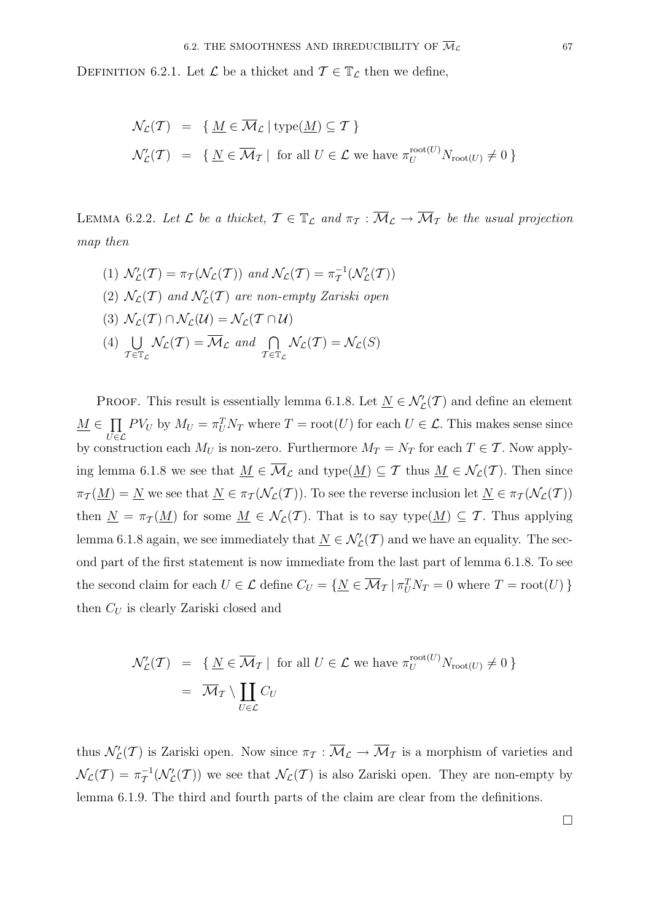DEFINITION 6.2.1. Let $\mathcal{L}$ be a thicket and $\mathcal{T} \in \mathbb{T}_{\mathcal{L}}$ then we define,

$$
\begin{aligned}
\mathcal{N}_{\mathcal{L}}(\mathcal{T}) &= \{ \underline{M} \in \overline{\mathcal{M}}_{\mathcal{L}} \mid \text{type}(\underline{M}) \subseteq \mathcal{T} \} \\
\mathcal{N}'_{\mathcal{L}}(\mathcal{T}) &= \{ \underline{N} \in \overline{\mathcal{M}}_{\mathcal{T}} \mid \text{ for all } U \in \mathcal{L} \text{ we have } \pi_U^{\text{root}(U)} N_{\text{root}(U)} \neq 0 \}
\end{aligned}
$$

LEMMA 6.2.2. *Let $\mathcal{L}$ be a thicket, $\mathcal{T} \in \mathbb{T}_{\mathcal{L}}$ and $\pi_{\mathcal{T}} : \overline{\mathcal{M}}_{\mathcal{L}} \to \overline{\mathcal{M}}_{\mathcal{T}}$ be the usual projection map then*

1. $\mathcal{N}'_{\mathcal{L}}(\mathcal{T}) = \pi_{\mathcal{T}}(\mathcal{N}_{\mathcal{L}}(\mathcal{T}))$ *and* $\mathcal{N}_{\mathcal{L}}(\mathcal{T}) = \pi_{\mathcal{T}}^{-1}(\mathcal{N}'_{\mathcal{L}}(\mathcal{T}))$
2. $\mathcal{N}_{\mathcal{L}}(\mathcal{T})$ *and* $\mathcal{N}'_{\mathcal{L}}(\mathcal{T})$ *are non-empty Zariski open*
3. $\mathcal{N}_{\mathcal{L}}(\mathcal{T}) \cap \mathcal{N}_{\mathcal{L}}(\mathcal{U}) = \mathcal{N}_{\mathcal{L}}(\mathcal{T} \cap \mathcal{U})$
4. $\bigcup_{\mathcal{T} \in \mathbb{T}_{\mathcal{L}}} \mathcal{N}_{\mathcal{L}}(\mathcal{T}) = \overline{\mathcal{M}}_{\mathcal{L}}$ *and* $\bigcap_{\mathcal{T} \in \mathbb{T}_{\mathcal{L}}} \mathcal{N}_{\mathcal{L}}(\mathcal{T}) = \mathcal{N}_{\mathcal{L}}(S)$

PROOF. This result is essentially lemma 6.1.8. Let $\underline{N} \in \mathcal{N}'_{\mathcal{L}}(\mathcal{T})$ and define an element $\underline{M} \in \prod_{U \in \mathcal{L}} PV_U$ by $M_U = \pi_U^T N_T$ where $T = \text{root}(U)$ for each $U \in \mathcal{L}$. This makes sense since by construction each $M_U$ is non-zero. Furthermore $M_T = N_T$ for each $T \in \mathcal{T}$. Now applying lemma 6.1.8 we see that $\underline{M} \in \overline{\mathcal{M}}_{\mathcal{L}}$ and $\text{type}(\underline{M}) \subseteq \mathcal{T}$ thus $\underline{M} \in \mathcal{N}_{\mathcal{L}}(\mathcal{T})$. Then since $\pi_{\mathcal{T}}(\underline{M}) = \underline{N}$ we see that $\underline{N} \in \pi_{\mathcal{T}}(\mathcal{N}_{\mathcal{L}}(\mathcal{T}))$. To see the reverse inclusion let $\underline{N} \in \pi_{\mathcal{T}}(\mathcal{N}_{\mathcal{L}}(\mathcal{T}))$ then $\underline{N} = \pi_{\mathcal{T}}(\underline{M})$ for some $\underline{M} \in \mathcal{N}_{\mathcal{L}}(\mathcal{T})$. That is to say $\text{type}(\underline{M}) \subseteq \mathcal{T}$. Thus applying lemma 6.1.8 again, we see immediately that $\underline{N} \in \mathcal{N}'_{\mathcal{L}}(\mathcal{T})$ and we have an equality. The second part of the first statement is now immediate from the last part of lemma 6.1.8. To see the second claim for each $U \in \mathcal{L}$ define $C_U = \{ \underline{N} \in \overline{\mathcal{M}}_{\mathcal{T}} \mid \pi_U^T N_T = 0 \text{ where } T = \text{root}(U) \}$ then $C_U$ is clearly Zariski closed and

$$
\begin{aligned}
\mathcal{N}'_{\mathcal{L}}(\mathcal{T}) &= \{ \underline{N} \in \overline{\mathcal{M}}_{\mathcal{T}} \mid \text{ for all } U \in \mathcal{L} \text{ we have } \pi_U^{\text{root}(U)} N_{\text{root}(U)} \neq 0 \} \\
&= \overline{\mathcal{M}}_{\mathcal{T}} \setminus \coprod_{U \in \mathcal{L}} C_U
\end{aligned}
$$

thus $\mathcal{N}'_{\mathcal{L}}(\mathcal{T})$ is Zariski open. Now since $\pi_{\mathcal{T}} : \overline{\mathcal{M}}_{\mathcal{L}} \to \overline{\mathcal{M}}_{\mathcal{T}}$ is a morphism of varieties and $\mathcal{N}_{\mathcal{L}}(\mathcal{T}) = \pi_{\mathcal{T}}^{-1}(\mathcal{N}'_{\mathcal{L}}(\mathcal{T}))$ we see that $\mathcal{N}_{\mathcal{L}}(\mathcal{T})$ is also Zariski open. They are non-empty by lemma 6.1.9. The third and fourth parts of the claim are clear from the definitions.

□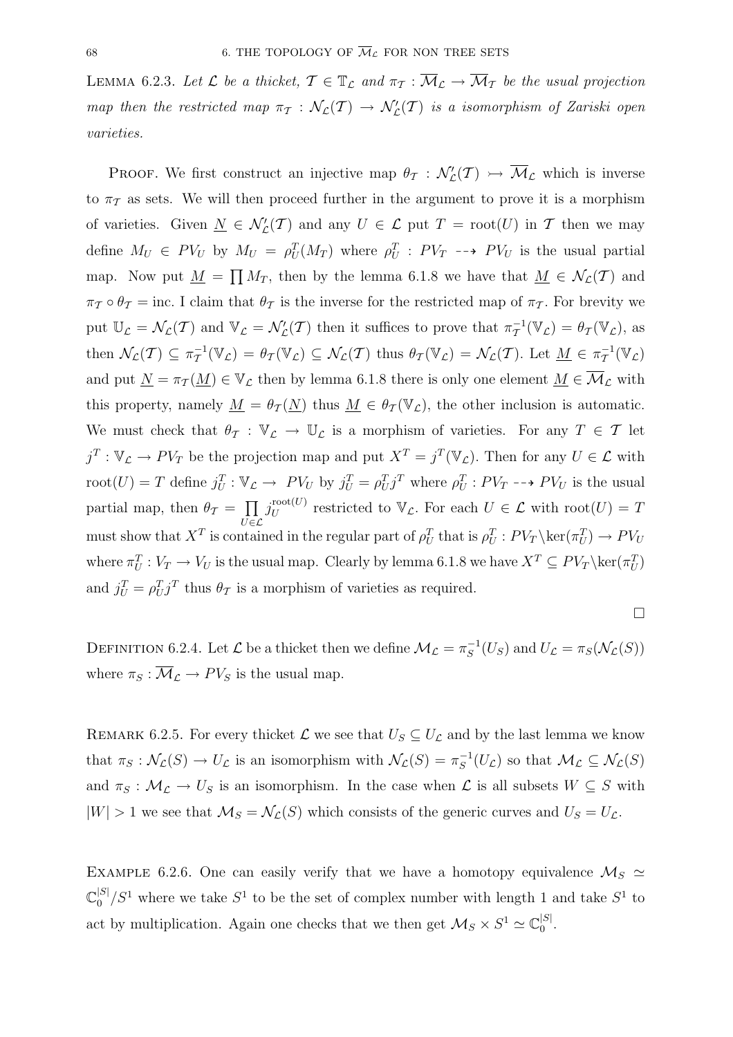**Lemma 6.2.3.** *Let $\mathcal{L}$ be a thicket, $\mathcal{T} \in \mathbb{T}_{\mathcal{L}}$ and $\pi_{\mathcal{T}} : \overline{\mathcal{M}}_{\mathcal{L}} \to \overline{\mathcal{M}}_{\mathcal{T}}$ be the usual projection map then the restricted map $\pi_{\mathcal{T}} : \mathcal{N}_{\mathcal{L}}(\mathcal{T}) \to \mathcal{N}'_{\mathcal{L}}(\mathcal{T})$ is a isomorphism of Zariski open varieties.*

Proof. We first construct an injective map $\theta_{\mathcal{T}} : \mathcal{N}'_{\mathcal{L}}(\mathcal{T}) \rightarrowtail \overline{\mathcal{M}}_{\mathcal{L}}$ which is inverse to $\pi_{\mathcal{T}}$ as sets. We will then proceed further in the argument to prove it is a morphism of varieties. Given $\underline{N} \in \mathcal{N}'_{\mathcal{L}}(\mathcal{T})$ and any $U \in \mathcal{L}$ put $T = \mathrm{root}(U)$ in $\mathcal{T}$ then we may define $M_U \in PV_U$ by $M_U = \rho^T_U(M_T)$ where $\rho^T_U : PV_T \dashrightarrow PV_U$ is the usual partial map. Now put $\underline{M} = \prod M_T$, then by the lemma 6.1.8 we have that $\underline{M} \in \mathcal{N}_{\mathcal{L}}(\mathcal{T})$ and $\pi_{\mathcal{T}} \circ \theta_{\mathcal{T}} = \mathrm{inc}$. I claim that $\theta_{\mathcal{T}}$ is the inverse for the restricted map of $\pi_{\mathcal{T}}$. For brevity we put $\mathbb{U}_{\mathcal{L}} = \mathcal{N}_{\mathcal{L}}(\mathcal{T})$ and $\mathbb{V}_{\mathcal{L}} = \mathcal{N}'_{\mathcal{L}}(\mathcal{T})$ then it suffices to prove that $\pi^{-1}_{\mathcal{T}}(\mathbb{V}_{\mathcal{L}}) = \theta_{\mathcal{T}}(\mathbb{V}_{\mathcal{L}})$, as then $\mathcal{N}_{\mathcal{L}}(\mathcal{T}) \subseteq \pi^{-1}_{\mathcal{T}}(\mathbb{V}_{\mathcal{L}}) = \theta_{\mathcal{T}}(\mathbb{V}_{\mathcal{L}}) \subseteq \mathcal{N}_{\mathcal{L}}(\mathcal{T})$ thus $\theta_{\mathcal{T}}(\mathbb{V}_{\mathcal{L}}) = \mathcal{N}_{\mathcal{L}}(\mathcal{T})$. Let $\underline{M} \in \pi^{-1}_{\mathcal{T}}(\mathbb{V}_{\mathcal{L}})$ and put $\underline{N} = \pi_{\mathcal{T}}(\underline{M}) \in \mathbb{V}_{\mathcal{L}}$ then by lemma 6.1.8 there is only one element $\underline{M} \in \overline{\mathcal{M}}_{\mathcal{L}}$ with this property, namely $\underline{M} = \theta_{\mathcal{T}}(\underline{N})$ thus $\underline{M} \in \theta_{\mathcal{T}}(\mathbb{V}_{\mathcal{L}})$, the other inclusion is automatic. We must check that $\theta_{\mathcal{T}} : \mathbb{V}_{\mathcal{L}} \to \mathbb{U}_{\mathcal{L}}$ is a morphism of varieties. For any $T \in \mathcal{T}$ let $j^T : \mathbb{V}_{\mathcal{L}} \to PV_T$ be the projection map and put $X^T = j^T(\mathbb{V}_{\mathcal{L}})$. Then for any $U \in \mathcal{L}$ with $\mathrm{root}(U) = T$ define $j^T_U : \mathbb{V}_{\mathcal{L}} \to PV_U$ by $j^T_U = \rho^T_U j^T$ where $\rho^T_U : PV_T \dashrightarrow PV_U$ is the usual partial map, then $\theta_{\mathcal{T}} = \prod_{U \in \mathcal{L}} j^{\mathrm{root}(U)}_U$ restricted to $\mathbb{V}_{\mathcal{L}}$. For each $U \in \mathcal{L}$ with $\mathrm{root}(U) = T$ must show that $X^T$ is contained in the regular part of $\rho^T_U$ that is $\rho^T_U : PV_T \backslash \ker(\pi^T_U) \to PV_U$ where $\pi^T_U : V_T \to V_U$ is the usual map. Clearly by lemma 6.1.8 we have $X^T \subseteq PV_T \backslash \ker(\pi^T_U)$ and $j^T_U = \rho^T_U j^T$ thus $\theta_{\mathcal{T}}$ is a morphism of varieties as required. $\square$

**Definition 6.2.4.** Let $\mathcal{L}$ be a thicket then we define $\mathcal{M}_{\mathcal{L}} = \pi^{-1}_S(U_S)$ and $U_{\mathcal{L}} = \pi_S(\mathcal{N}_{\mathcal{L}}(S))$ where $\pi_S : \overline{\mathcal{M}}_{\mathcal{L}} \to PV_S$ is the usual map.

**Remark 6.2.5.** For every thicket $\mathcal{L}$ we see that $U_S \subseteq U_{\mathcal{L}}$ and by the last lemma we know that $\pi_S : \mathcal{N}_{\mathcal{L}}(S) \to U_{\mathcal{L}}$ is an isomorphism with $\mathcal{N}_{\mathcal{L}}(S) = \pi^{-1}_S(U_{\mathcal{L}})$ so that $\mathcal{M}_{\mathcal{L}} \subseteq \mathcal{N}_{\mathcal{L}}(S)$ and $\pi_S : \mathcal{M}_{\mathcal{L}} \to U_S$ is an isomorphism. In the case when $\mathcal{L}$ is all subsets $W \subseteq S$ with $|W| > 1$ we see that $\mathcal{M}_S = \mathcal{N}_{\mathcal{L}}(S)$ which consists of the generic curves and $U_S = U_{\mathcal{L}}$.

**Example 6.2.6.** One can easily verify that we have a homotopy equivalence $\mathcal{M}_S \simeq \mathbb{C}^{|S|}_0/S^1$ where we take $S^1$ to be the set of complex number with length 1 and take $S^1$ to act by multiplication. Again one checks that we then get $\mathcal{M}_S \times S^1 \simeq \mathbb{C}^{|S|}_0$.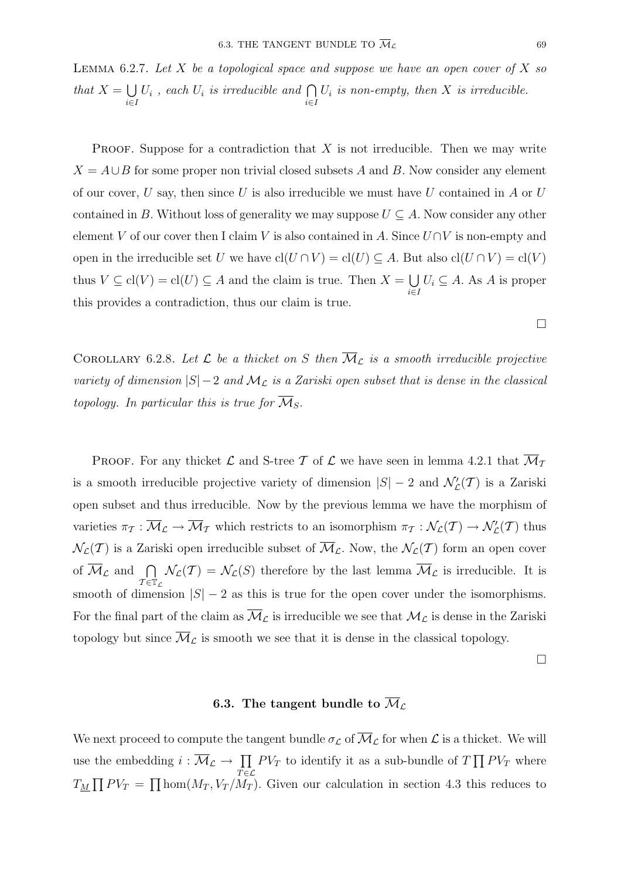Lemma 6.2.7. *Let $X$ be a topological space and suppose we have an open cover of $X$ so that $X = \bigcup_{i \in I} U_i$ , each $U_i$ is irreducible and $\bigcap_{i \in I} U_i$ is non-empty, then $X$ is irreducible.*

Proof. Suppose for a contradiction that $X$ is not irreducible. Then we may write $X = A \cup B$ for some proper non trivial closed subsets $A$ and $B$. Now consider any element of our cover, $U$ say, then since $U$ is also irreducible we must have $U$ contained in $A$ or $U$ contained in $B$. Without loss of generality we may suppose $U \subseteq A$. Now consider any other element $V$ of our cover then I claim $V$ is also contained in $A$. Since $U \cap V$ is non-empty and open in the irreducible set $U$ we have $\mathrm{cl}(U \cap V) = \mathrm{cl}(U) \subseteq A$. But also $\mathrm{cl}(U \cap V) = \mathrm{cl}(V)$ thus $V \subseteq \mathrm{cl}(V) = \mathrm{cl}(U) \subseteq A$ and the claim is true. Then $X = \bigcup_{i \in I} U_i \subseteq A$. As $A$ is proper this provides a contradiction, thus our claim is true.

□

Corollary 6.2.8. *Let $\mathcal{L}$ be a thicket on $S$ then $\overline{\mathcal{M}}_{\mathcal{L}}$ is a smooth irreducible projective variety of dimension $|S| - 2$ and $\mathcal{M}_{\mathcal{L}}$ is a Zariski open subset that is dense in the classical topology. In particular this is true for $\overline{\mathcal{M}}_S$.*

Proof. For any thicket $\mathcal{L}$ and S-tree $\mathcal{T}$ of $\mathcal{L}$ we have seen in lemma 4.2.1 that $\overline{\mathcal{M}}_{\mathcal{T}}$ is a smooth irreducible projective variety of dimension $|S| - 2$ and $\mathcal{N}'_{\mathcal{L}}(\mathcal{T})$ is a Zariski open subset and thus irreducible. Now by the previous lemma we have the morphism of varieties $\pi_{\mathcal{T}} : \overline{\mathcal{M}}_{\mathcal{L}} \to \overline{\mathcal{M}}_{\mathcal{T}}$ which restricts to an isomorphism $\pi_{\mathcal{T}} : \mathcal{N}_{\mathcal{L}}(\mathcal{T}) \to \mathcal{N}'_{\mathcal{L}}(\mathcal{T})$ thus $\mathcal{N}_{\mathcal{L}}(\mathcal{T})$ is a Zariski open irreducible subset of $\overline{\mathcal{M}}_{\mathcal{L}}$. Now, the $\mathcal{N}_{\mathcal{L}}(\mathcal{T})$ form an open cover of $\overline{\mathcal{M}}_{\mathcal{L}}$ and $\bigcap_{\mathcal{T} \in \mathbb{T}_{\mathcal{L}}} \mathcal{N}_{\mathcal{L}}(\mathcal{T}) = \mathcal{N}_{\mathcal{L}}(S)$ therefore by the last lemma $\overline{\mathcal{M}}_{\mathcal{L}}$ is irreducible. It is smooth of dimension $|S| - 2$ as this is true for the open cover under the isomorphisms. For the final part of the claim as $\overline{\mathcal{M}}_{\mathcal{L}}$ is irreducible we see that $\mathcal{M}_{\mathcal{L}}$ is dense in the Zariski topology but since $\overline{\mathcal{M}}_{\mathcal{L}}$ is smooth we see that it is dense in the classical topology.

□

## 6.3. The tangent bundle to $\overline{\mathcal{M}}_{\mathcal{L}}$

We next proceed to compute the tangent bundle $\sigma_{\mathcal{L}}$ of $\overline{\mathcal{M}}_{\mathcal{L}}$ for when $\mathcal{L}$ is a thicket. We will use the embedding $i : \overline{\mathcal{M}}_{\mathcal{L}} \to \prod_{T \in \mathcal{L}} PV_T$ to identify it as a sub-bundle of $T \prod PV_T$ where $T_{\underline{M}} \prod PV_T = \prod \hom(M_T, V_T/M_T)$. Given our calculation in section 4.3 this reduces to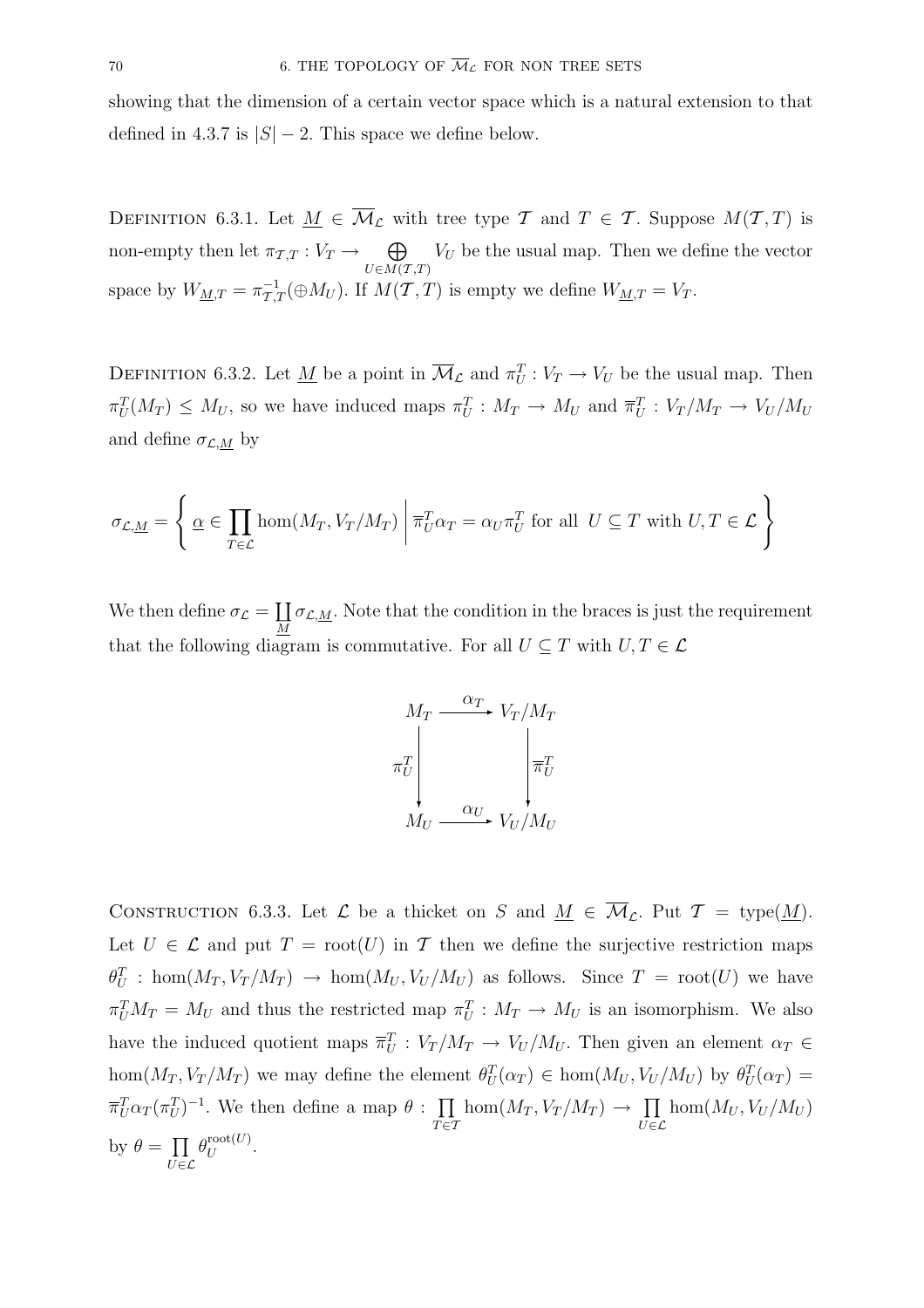showing that the dimension of a certain vector space which is a natural extension to that defined in 4.3.7 is $|S| - 2$. This space we define below.

Definition 6.3.1. Let $\underline{M} \in \overline{\mathcal{M}}_{\mathcal{L}}$ with tree type $\mathcal{T}$ and $T \in \mathcal{T}$. Suppose $M(\mathcal{T}, T)$ is non-empty then let $\pi_{\mathcal{T},T} : V_T \to \bigoplus_{U \in M(\mathcal{T},T)} V_U$ be the usual map. Then we define the vector space by $W_{\underline{M},T} = \pi_{\mathcal{T},T}^{-1}(\oplus M_U)$. If $M(\mathcal{T}, T)$ is empty we define $W_{\underline{M},T} = V_T$.

Definition 6.3.2. Let $\underline{M}$ be a point in $\overline{\mathcal{M}}_{\mathcal{L}}$ and $\pi^T_U : V_T \to V_U$ be the usual map. Then $\pi^T_U(M_T) \leq M_U$, so we have induced maps $\pi^T_U : M_T \to M_U$ and $\overline{\pi}^T_U : V_T/M_T \to V_U/M_U$ and define $\sigma_{\mathcal{L},\underline{M}}$ by

$$\sigma_{\mathcal{L},\underline{M}} = \left\{ \underline{\alpha} \in \prod_{T \in \mathcal{L}} \hom(M_T, V_T/M_T) \;\middle|\; \overline{\pi}^T_U \alpha_T = \alpha_U \pi^T_U \text{ for all } U \subseteq T \text{ with } U, T \in \mathcal{L} \right\}$$

We then define $\sigma_{\mathcal{L}} = \coprod_{\underline{M}} \sigma_{\mathcal{L},\underline{M}}$. Note that the condition in the braces is just the requirement that the following diagram is commutative. For all $U \subseteq T$ with $U, T \in \mathcal{L}$

$$\begin{array}{ccc} M_T & \xrightarrow{\alpha_T} & V_T/M_T \\ \downarrow{\scriptstyle \pi^T_U} & & \downarrow{\scriptstyle \overline{\pi}^T_U} \\ M_U & \xrightarrow{\alpha_U} & V_U/M_U \end{array}$$

Construction 6.3.3. Let $\mathcal{L}$ be a thicket on $S$ and $\underline{M} \in \overline{\mathcal{M}}_{\mathcal{L}}$. Put $\mathcal{T} = \text{type}(\underline{M})$. Let $U \in \mathcal{L}$ and put $T = \text{root}(U)$ in $\mathcal{T}$ then we define the surjective restriction maps $\theta^T_U : \hom(M_T, V_T/M_T) \to \hom(M_U, V_U/M_U)$ as follows. Since $T = \text{root}(U)$ we have $\pi^T_U M_T = M_U$ and thus the restricted map $\pi^T_U : M_T \to M_U$ is an isomorphism. We also have the induced quotient maps $\overline{\pi}^T_U : V_T/M_T \to V_U/M_U$. Then given an element $\alpha_T \in \hom(M_T, V_T/M_T)$ we may define the element $\theta^T_U(\alpha_T) \in \hom(M_U, V_U/M_U)$ by $\theta^T_U(\alpha_T) = \overline{\pi}^T_U \alpha_T (\pi^T_U)^{-1}$. We then define a map $\theta : \prod_{T \in \mathcal{T}} \hom(M_T, V_T/M_T) \to \prod_{U \in \mathcal{L}} \hom(M_U, V_U/M_U)$ by $\theta = \prod_{U \in \mathcal{L}} \theta^{\text{root}(U)}_U$.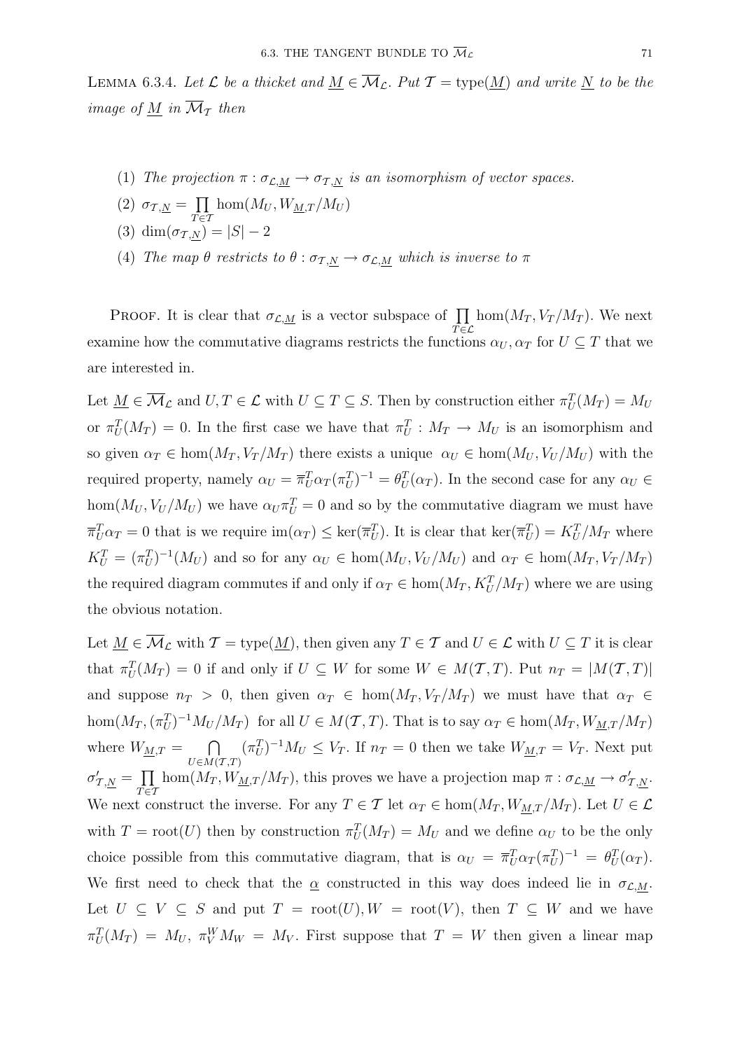Lemma 6.3.4. *Let $\mathcal{L}$ be a thicket and $\underline{M} \in \overline{\mathcal{M}}_{\mathcal{L}}$. Put $\mathcal{T} = \mathrm{type}(\underline{M})$ and write $\underline{N}$ to be the image of $\underline{M}$ in $\overline{\mathcal{M}}_{\mathcal{T}}$ then*

1. *The projection $\pi : \sigma_{\mathcal{L},\underline{M}} \to \sigma_{\mathcal{T},\underline{N}}$ is an isomorphism of vector spaces.*
2. $\sigma_{\mathcal{T},\underline{N}} = \prod_{T \in \mathcal{T}} \hom(M_U, W_{\underline{M},T}/M_U)$
3. $\dim(\sigma_{\mathcal{T},\underline{N}}) = |S| - 2$
4. *The map $\theta$ restricts to $\theta : \sigma_{\mathcal{T},\underline{N}} \to \sigma_{\mathcal{L},\underline{M}}$ which is inverse to $\pi$*

Proof. It is clear that $\sigma_{\mathcal{L},\underline{M}}$ is a vector subspace of $\prod_{T \in \mathcal{L}} \hom(M_T, V_T/M_T)$. We next examine how the commutative diagrams restricts the functions $\alpha_U, \alpha_T$ for $U \subseteq T$ that we are interested in.

Let $\underline{M} \in \overline{\mathcal{M}}_{\mathcal{L}}$ and $U, T \in \mathcal{L}$ with $U \subseteq T \subseteq S$. Then by construction either $\pi^T_U(M_T) = M_U$ or $\pi^T_U(M_T) = 0$. In the first case we have that $\pi^T_U : M_T \to M_U$ is an isomorphism and so given $\alpha_T \in \hom(M_T, V_T/M_T)$ there exists a unique $\alpha_U \in \hom(M_U, V_U/M_U)$ with the required property, namely $\alpha_U = \overline{\pi}^T_U \alpha_T (\pi^T_U)^{-1} = \theta^T_U(\alpha_T)$. In the second case for any $\alpha_U \in \hom(M_U, V_U/M_U)$ we have $\alpha_U \pi^T_U = 0$ and so by the commutative diagram we must have $\overline{\pi}^T_U \alpha_T = 0$ that is we require $\mathrm{im}(\alpha_T) \leq \ker(\overline{\pi}^T_U)$. It is clear that $\ker(\overline{\pi}^T_U) = K^T_U/M_T$ where $K^T_U = (\pi^T_U)^{-1}(M_U)$ and so for any $\alpha_U \in \hom(M_U, V_U/M_U)$ and $\alpha_T \in \hom(M_T, V_T/M_T)$ the required diagram commutes if and only if $\alpha_T \in \hom(M_T, K^T_U/M_T)$ where we are using the obvious notation.

Let $\underline{M} \in \overline{\mathcal{M}}_{\mathcal{L}}$ with $\mathcal{T} = \mathrm{type}(\underline{M})$, then given any $T \in \mathcal{T}$ and $U \in \mathcal{L}$ with $U \subseteq T$ it is clear that $\pi^T_U(M_T) = 0$ if and only if $U \subseteq W$ for some $W \in M(\mathcal{T}, T)$. Put $n_T = |M(\mathcal{T}, T)|$ and suppose $n_T > 0$, then given $\alpha_T \in \hom(M_T, V_T/M_T)$ we must have that $\alpha_T \in \hom(M_T, (\pi^T_U)^{-1} M_U/M_T)$ for all $U \in M(\mathcal{T}, T)$. That is to say $\alpha_T \in \hom(M_T, W_{\underline{M},T}/M_T)$ where $W_{\underline{M},T} = \bigcap_{U \in M(\mathcal{T},T)} (\pi^T_U)^{-1} M_U \leq V_T$. If $n_T = 0$ then we take $W_{\underline{M},T} = V_T$. Next put $\sigma'_{\mathcal{T},\underline{N}} = \prod_{T \in \mathcal{T}} \hom(M_T, W_{\underline{M},T}/M_T)$, this proves we have a projection map $\pi : \sigma_{\mathcal{L},\underline{M}} \to \sigma'_{\mathcal{T},\underline{N}}$. We next construct the inverse. For any $T \in \mathcal{T}$ let $\alpha_T \in \hom(M_T, W_{\underline{M},T}/M_T)$. Let $U \in \mathcal{L}$ with $T = \mathrm{root}(U)$ then by construction $\pi^T_U(M_T) = M_U$ and we define $\alpha_U$ to be the only choice possible from this commutative diagram, that is $\alpha_U = \overline{\pi}^T_U \alpha_T (\pi^T_U)^{-1} = \theta^T_U(\alpha_T)$. We first need to check that the $\underline{\alpha}$ constructed in this way does indeed lie in $\sigma_{\mathcal{L},\underline{M}}$. Let $U \subseteq V \subseteq S$ and put $T = \mathrm{root}(U), W = \mathrm{root}(V)$, then $T \subseteq W$ and we have $\pi^T_U(M_T) = M_U$, $\pi^W_V M_W = M_V$. First suppose that $T = W$ then given a linear map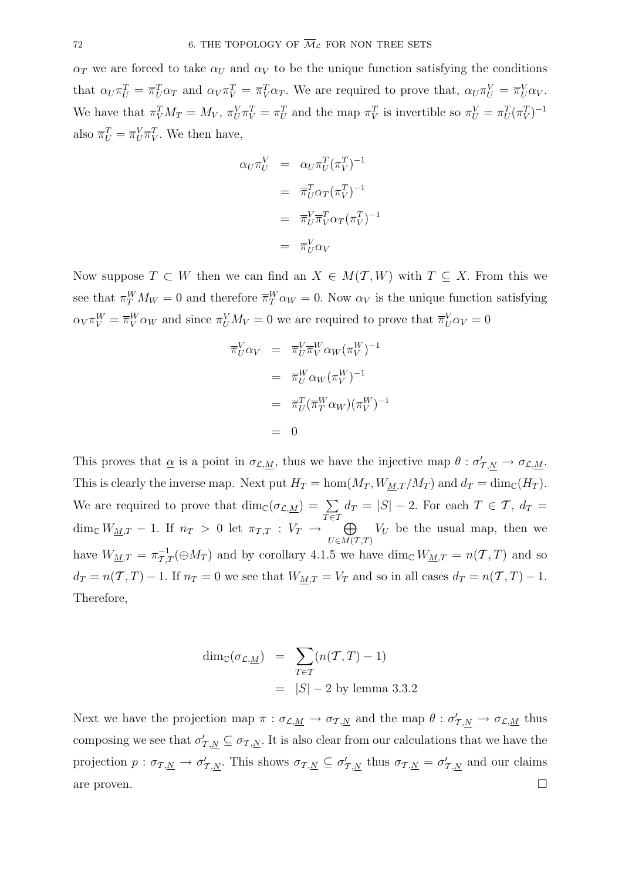$\alpha_T$ we are forced to take $\alpha_U$ and $\alpha_V$ to be the unique function satisfying the conditions that $\alpha_U \pi_U^T = \overline{\pi}_U^T \alpha_T$ and $\alpha_V \pi_V^T = \overline{\pi}_V^T \alpha_T$. We are required to prove that, $\alpha_U \pi_U^V = \overline{\pi}_U^V \alpha_V$. We have that $\pi_V^T M_T = M_V$, $\pi_U^V \pi_V^T = \pi_U^T$ and the map $\pi_V^T$ is invertible so $\pi_U^V = \pi_U^T (\pi_V^T)^{-1}$ also $\overline{\pi}_U^T = \overline{\pi}_U^V \overline{\pi}_V^T$. We then have,

$$
\begin{aligned}
\alpha_U \pi_U^V &= \alpha_U \pi_U^T (\pi_V^T)^{-1} \\
&= \overline{\pi}_U^T \alpha_T (\pi_V^T)^{-1} \\
&= \overline{\pi}_U^V \overline{\pi}_V^T \alpha_T (\pi_V^T)^{-1} \\
&= \overline{\pi}_U^V \alpha_V
\end{aligned}
$$

Now suppose $T \subset W$ then we can find an $X \in M(\mathcal{T}, W)$ with $T \subseteq X$. From this we see that $\pi_T^W M_W = 0$ and therefore $\overline{\pi}_T^W \alpha_W = 0$. Now $\alpha_V$ is the unique function satisfying $\alpha_V \pi_V^W = \overline{\pi}_V^W \alpha_W$ and since $\pi_U^V M_V = 0$ we are required to prove that $\overline{\pi}_U^V \alpha_V = 0$

$$
\begin{aligned}
\overline{\pi}_U^V \alpha_V &= \overline{\pi}_U^V \overline{\pi}_V^W \alpha_W (\pi_V^W)^{-1} \\
&= \overline{\pi}_U^W \alpha_W (\pi_V^W)^{-1} \\
&= \overline{\pi}_U^T (\overline{\pi}_T^W \alpha_W)(\pi_V^W)^{-1} \\
&= 0
\end{aligned}
$$

This proves that $\underline{\alpha}$ is a point in $\sigma_{\mathcal{L},\underline{M}}$, thus we have the injective map $\theta : \sigma'_{\mathcal{T},\underline{N}} \to \sigma_{\mathcal{L},\underline{M}}$. This is clearly the inverse map. Next put $H_T = \hom(M_T, W_{\underline{M},T}/M_T)$ and $d_T = \dim_{\mathbb{C}}(H_T)$. We are required to prove that $\dim_{\mathbb{C}}(\sigma_{\mathcal{L},\underline{M}}) = \sum_{T \in \mathcal{T}} d_T = |S| - 2$. For each $T \in \mathcal{T}$, $d_T = \dim_{\mathbb{C}} W_{\underline{M},T} - 1$. If $n_T > 0$ let $\pi_{\mathcal{T},T} : V_T \to \bigoplus_{U \in M(\mathcal{T},T)} V_U$ be the usual map, then we have $W_{\underline{M},T} = \pi_{\mathcal{T},T}^{-1}(\oplus M_T)$ and by corollary 4.1.5 we have $\dim_{\mathbb{C}} W_{\underline{M},T} = n(\mathcal{T}, T)$ and so $d_T = n(\mathcal{T}, T) - 1$. If $n_T = 0$ we see that $W_{\underline{M},T} = V_T$ and so in all cases $d_T = n(\mathcal{T}, T) - 1$. Therefore,

$$
\begin{aligned}
\dim_{\mathbb{C}}(\sigma_{\mathcal{L},\underline{M}}) &= \sum_{T \in \mathcal{T}} (n(\mathcal{T}, T) - 1) \\
&= |S| - 2 \text{ by lemma 3.3.2}
\end{aligned}
$$

Next we have the projection map $\pi : \sigma_{\mathcal{L},\underline{M}} \to \sigma_{\mathcal{T},\underline{N}}$ and the map $\theta : \sigma'_{\mathcal{T},\underline{N}} \to \sigma_{\mathcal{L},\underline{M}}$ thus composing we see that $\sigma'_{\mathcal{T},\underline{N}} \subseteq \sigma_{\mathcal{T},\underline{N}}$. It is also clear from our calculations that we have the projection $p : \sigma_{\mathcal{T},\underline{N}} \to \sigma'_{\mathcal{T},\underline{N}}$. This shows $\sigma_{\mathcal{T},\underline{N}} \subseteq \sigma'_{\mathcal{T},\underline{N}}$ thus $\sigma_{\mathcal{T},\underline{N}} = \sigma'_{\mathcal{T},\underline{N}}$ and our claims are proven. □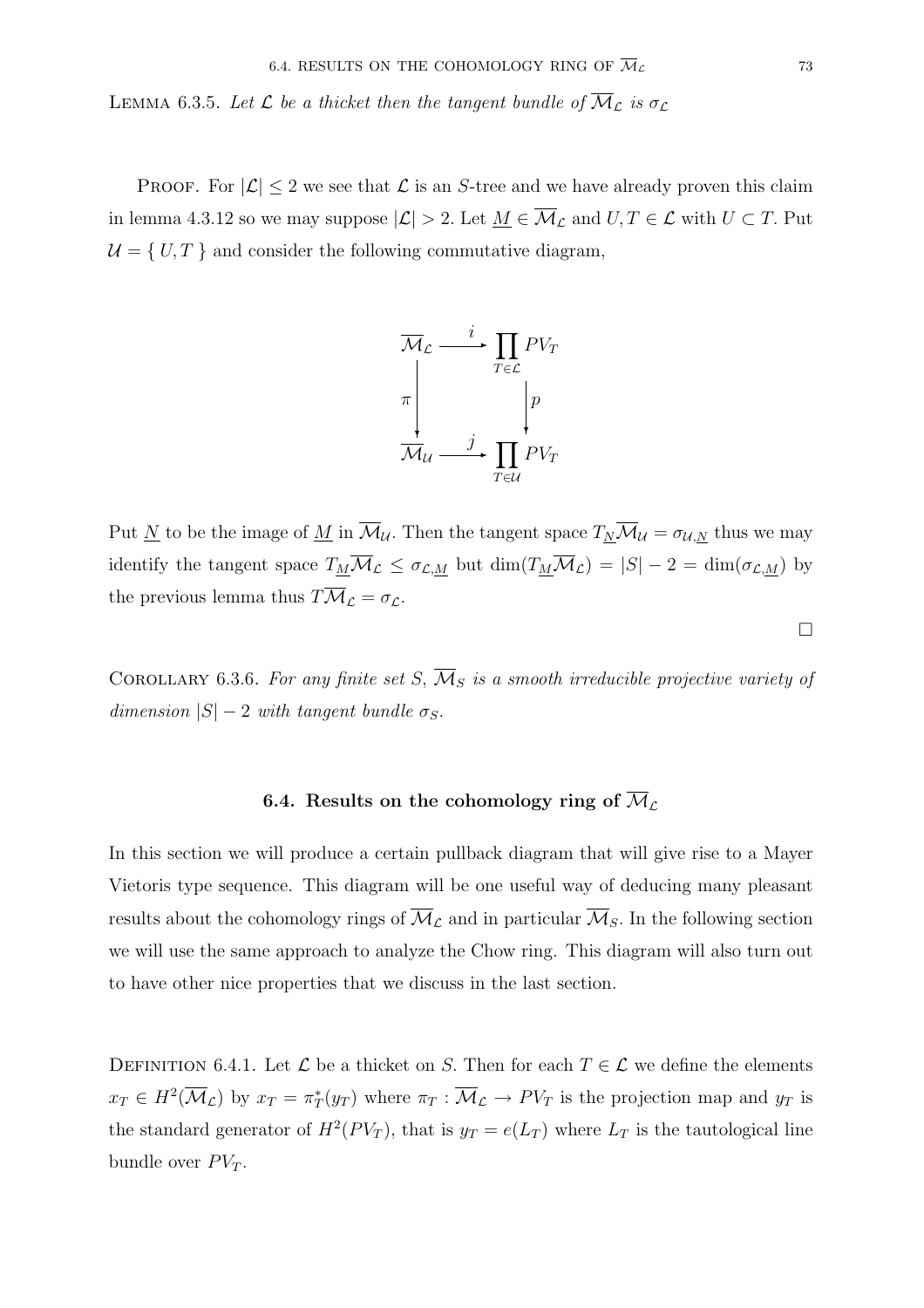LEMMA 6.3.5. *Let $\mathcal{L}$ be a thicket then the tangent bundle of $\overline{\mathcal{M}}_{\mathcal{L}}$ is $\sigma_{\mathcal{L}}$*

PROOF. For $|\mathcal{L}| \leq 2$ we see that $\mathcal{L}$ is an $S$-tree and we have already proven this claim in lemma 4.3.12 so we may suppose $|\mathcal{L}| > 2$. Let $\underline{M} \in \overline{\mathcal{M}}_{\mathcal{L}}$ and $U, T \in \mathcal{L}$ with $U \subset T$. Put $\mathcal{U} = \{ U, T \}$ and consider the following commutative diagram,

$$\begin{array}{ccc} \overline{\mathcal{M}}_{\mathcal{L}} & \xrightarrow{i} & \prod_{T \in \mathcal{L}} PV_T \\ \downarrow \pi & & \downarrow p \\ \overline{\mathcal{M}}_{\mathcal{U}} & \xrightarrow{j} & \prod_{T \in \mathcal{U}} PV_T \end{array}$$

Put $\underline{N}$ to be the image of $\underline{M}$ in $\overline{\mathcal{M}}_{\mathcal{U}}$. Then the tangent space $T_{\underline{N}}\overline{\mathcal{M}}_{\mathcal{U}} = \sigma_{\mathcal{U},\underline{N}}$ thus we may identify the tangent space $T_{\underline{M}}\overline{\mathcal{M}}_{\mathcal{L}} \leq \sigma_{\mathcal{L},\underline{M}}$ but $\dim(T_{\underline{M}}\overline{\mathcal{M}}_{\mathcal{L}}) = |S| - 2 = \dim(\sigma_{\mathcal{L},\underline{M}})$ by the previous lemma thus $T\overline{\mathcal{M}}_{\mathcal{L}} = \sigma_{\mathcal{L}}$.

□

COROLLARY 6.3.6. *For any finite set $S$, $\overline{\mathcal{M}}_S$ is a smooth irreducible projective variety of dimension $|S| - 2$ with tangent bundle $\sigma_S$.*

## 6.4. Results on the cohomology ring of $\overline{\mathcal{M}}_{\mathcal{L}}$

In this section we will produce a certain pullback diagram that will give rise to a Mayer Vietoris type sequence. This diagram will be one useful way of deducing many pleasant results about the cohomology rings of $\overline{\mathcal{M}}_{\mathcal{L}}$ and in particular $\overline{\mathcal{M}}_S$. In the following section we will use the same approach to analyze the Chow ring. This diagram will also turn out to have other nice properties that we discuss in the last section.

DEFINITION 6.4.1. Let $\mathcal{L}$ be a thicket on $S$. Then for each $T \in \mathcal{L}$ we define the elements $x_T \in H^2(\overline{\mathcal{M}}_{\mathcal{L}})$ by $x_T = \pi_T^*(y_T)$ where $\pi_T : \overline{\mathcal{M}}_{\mathcal{L}} \to PV_T$ is the projection map and $y_T$ is the standard generator of $H^2(PV_T)$, that is $y_T = e(L_T)$ where $L_T$ is the tautological line bundle over $PV_T$.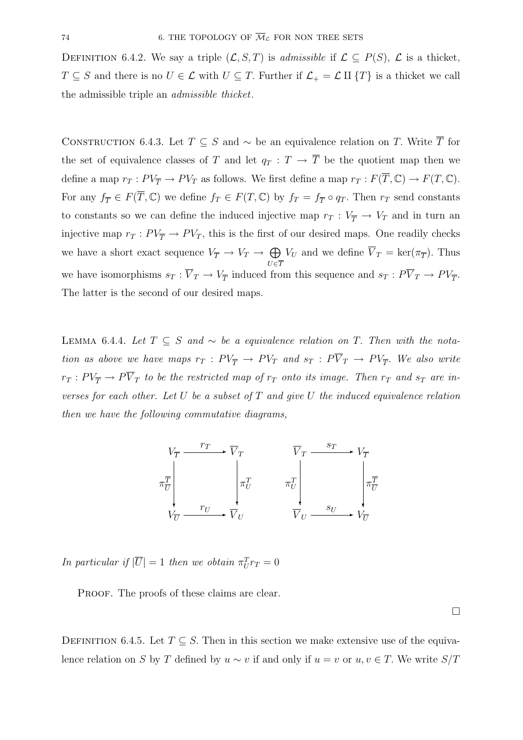DEFINITION 6.4.2. We say a triple $(\mathcal{L}, S, T)$ is *admissible* if $\mathcal{L} \subseteq P(S)$, $\mathcal{L}$ is a thicket, $T \subseteq S$ and there is no $U \in \mathcal{L}$ with $U \subseteq T$. Further if $\mathcal{L}_+ = \mathcal{L} \amalg \{T\}$ is a thicket we call the admissible triple an *admissible thicket*.

CONSTRUCTION 6.4.3. Let $T \subseteq S$ and $\sim$ be an equivalence relation on $T$. Write $\overline{T}$ for the set of equivalence classes of $T$ and let $q_T : T \to \overline{T}$ be the quotient map then we define a map $r_T : PV_{\overline{T}} \to PV_T$ as follows. We first define a map $r_T : F(\overline{T}, \mathbb{C}) \to F(T, \mathbb{C})$. For any $f_{\overline{T}} \in F(\overline{T}, \mathbb{C})$ we define $f_T \in F(T, \mathbb{C})$ by $f_T = f_{\overline{T}} \circ q_T$. Then $r_T$ send constants to constants so we can define the induced injective map $r_T : V_{\overline{T}} \to V_T$ and in turn an injective map $r_T : PV_{\overline{T}} \to PV_T$, this is the first of our desired maps. One readily checks we have a short exact sequence $V_{\overline{T}} \to V_T \to \bigoplus_{U \in \overline{T}} V_U$ and we define $\overline{V}_T = \ker(\pi_{\overline{T}})$. Thus we have isomorphisms $s_T : \overline{V}_T \to V_{\overline{T}}$ induced from this sequence and $s_T : P\overline{V}_T \to PV_{\overline{T}}$. The latter is the second of our desired maps.

LEMMA 6.4.4. *Let $T \subseteq S$ and $\sim$ be a equivalence relation on $T$. Then with the notation as above we have maps $r_T : PV_{\overline{T}} \to PV_T$ and $s_T : P\overline{V}_T \to PV_{\overline{T}}$. We also write $r_T : PV_{\overline{T}} \to P\overline{V}_T$ to be the restricted map of $r_T$ onto its image. Then $r_T$ and $s_T$ are inverses for each other. Let $U$ be a subset of $T$ and give $U$ the induced equivalence relation then we have the following commutative diagrams,*

$$
\begin{array}{ccc}
V_{\overline{T}} & \xrightarrow{r_T} & \overline{V}_T \\
\downarrow{\scriptstyle \pi^{\overline{T}}_{\overline{U}}} & & \downarrow{\scriptstyle \pi^T_U} \\
V_{\overline{U}} & \xrightarrow{r_U} & \overline{V}_U
\end{array}
\qquad\qquad
\begin{array}{ccc}
\overline{V}_T & \xrightarrow{s_T} & V_{\overline{T}} \\
\downarrow{\scriptstyle \pi^T_U} & & \downarrow{\scriptstyle \pi^{\overline{T}}_{\overline{U}}} \\
\overline{V}_U & \xrightarrow{s_U} & V_{\overline{U}}
\end{array}
$$

*In particular if $|\overline{U}| = 1$ then we obtain $\pi^T_U r_T = 0$*

PROOF. The proofs of these claims are clear. $\square$

DEFINITION 6.4.5. Let $T \subseteq S$. Then in this section we make extensive use of the equivalence relation on $S$ by $T$ defined by $u \sim v$ if and only if $u = v$ or $u, v \in T$. We write $S/T$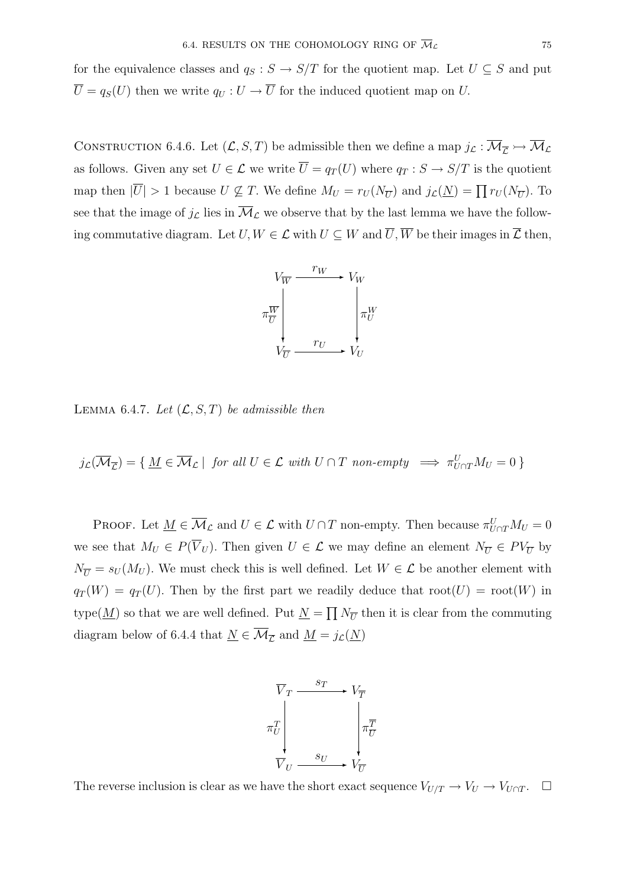for the equivalence classes and $q_S : S \to S/T$ for the quotient map. Let $U \subseteq S$ and put $\overline{U} = q_S(U)$ then we write $q_U : U \to \overline{U}$ for the induced quotient map on $U$.

CONSTRUCTION 6.4.6. Let $(\mathcal{L}, S, T)$ be admissible then we define a map $j_{\mathcal{L}} : \overline{\mathcal{M}}_{\overline{\mathcal{L}}} \rightarrowtail \overline{\mathcal{M}}_{\mathcal{L}}$ as follows. Given any set $U \in \mathcal{L}$ we write $\overline{U} = q_T(U)$ where $q_T : S \to S/T$ is the quotient map then $|\overline{U}| > 1$ because $U \not\subseteq T$. We define $M_U = r_U(N_{\overline{U}})$ and $j_{\mathcal{L}}(\underline{N}) = \prod r_U(N_{\overline{U}})$. To see that the image of $j_{\mathcal{L}}$ lies in $\overline{\mathcal{M}}_{\mathcal{L}}$ we observe that by the last lemma we have the following commutative diagram. Let $U, W \in \mathcal{L}$ with $U \subseteq W$ and $\overline{U}, \overline{W}$ be their images in $\overline{\mathcal{L}}$ then,

$$\begin{array}{ccc} V_{\overline{W}} & \xrightarrow{r_W} & V_W \\ \downarrow{\scriptstyle \pi^{\overline{W}}_{\overline{U}}} & & \downarrow{\scriptstyle \pi^W_U} \\ V_{\overline{U}} & \xrightarrow{r_U} & V_U \end{array}$$

LEMMA 6.4.7. *Let $(\mathcal{L}, S, T)$ be admissible then*

$$j_{\mathcal{L}}(\overline{\mathcal{M}}_{\overline{\mathcal{L}}}) = \{\, \underline{M} \in \overline{\mathcal{M}}_{\mathcal{L}} \mid \text{ for all } U \in \mathcal{L} \text{ with } U \cap T \text{ non-empty } \implies \pi^U_{U \cap T} M_U = 0 \,\}$$

PROOF. Let $\underline{M} \in \overline{\mathcal{M}}_{\mathcal{L}}$ and $U \in \mathcal{L}$ with $U \cap T$ non-empty. Then because $\pi^U_{U \cap T} M_U = 0$ we see that $M_U \in P(\overline{V}_U)$. Then given $U \in \mathcal{L}$ we may define an element $N_{\overline{U}} \in PV_{\overline{U}}$ by $N_{\overline{U}} = s_U(M_U)$. We must check this is well defined. Let $W \in \mathcal{L}$ be another element with $q_T(W) = q_T(U)$. Then by the first part we readily deduce that $\mathrm{root}(U) = \mathrm{root}(W)$ in $\mathrm{type}(\underline{M})$ so that we are well defined. Put $\underline{N} = \prod N_{\overline{U}}$ then it is clear from the commuting diagram below of 6.4.4 that $\underline{N} \in \overline{\mathcal{M}}_{\overline{\mathcal{L}}}$ and $\underline{M} = j_{\mathcal{L}}(\underline{N})$

$$\begin{array}{ccc} \overline{V}_T & \xrightarrow{s_T} & V_{\overline{T}} \\ \downarrow{\scriptstyle \pi^T_U} & & \downarrow{\scriptstyle \pi^{\overline{T}}_{\overline{U}}} \\ \overline{V}_U & \xrightarrow{s_U} & V_{\overline{U}} \end{array}$$

The reverse inclusion is clear as we have the short exact sequence $V_{U/T} \to V_U \to V_{U \cap T}$. $\square$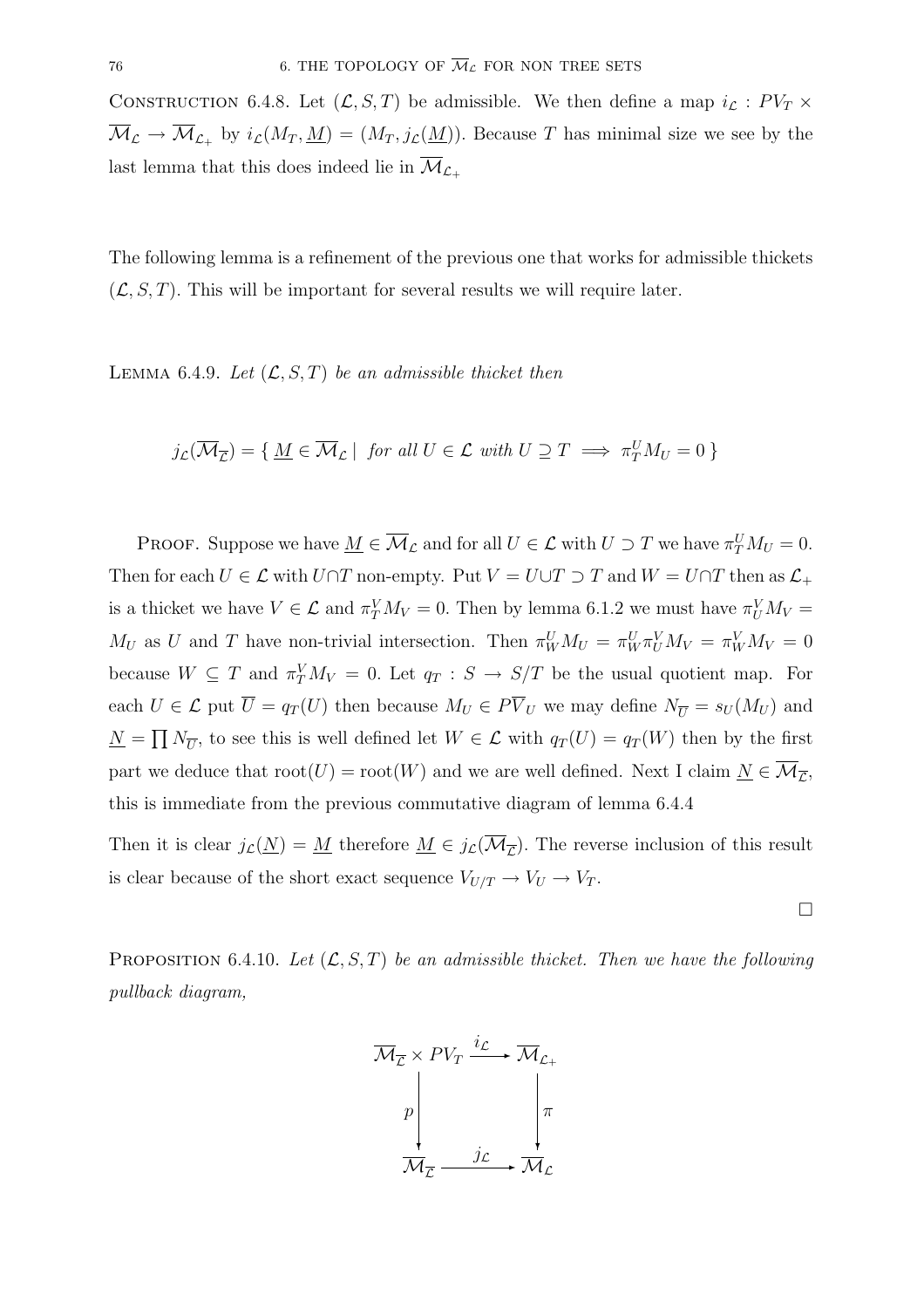Construction 6.4.8. Let $(\mathcal{L}, S, T)$ be admissible. We then define a map $i_{\mathcal{L}} : PV_T \times \overline{\mathcal{M}}_{\mathcal{L}} \to \overline{\mathcal{M}}_{\mathcal{L}_+}$ by $i_{\mathcal{L}}(M_T, \underline{M}) = (M_T, j_{\mathcal{L}}(\underline{M}))$. Because $T$ has minimal size we see by the last lemma that this does indeed lie in $\overline{\mathcal{M}}_{\mathcal{L}_+}$

The following lemma is a refinement of the previous one that works for admissible thickets $(\mathcal{L}, S, T)$. This will be important for several results we will require later.

Lemma 6.4.9. *Let $(\mathcal{L}, S, T)$ be an admissible thicket then*

$$j_{\mathcal{L}}(\overline{\mathcal{M}}_{\overline{\mathcal{L}}}) = \{ \, \underline{M} \in \overline{\mathcal{M}}_{\mathcal{L}} \mid \text{ for all } U \in \mathcal{L} \text{ with } U \supseteq T \implies \pi^U_T M_U = 0 \, \}$$

Proof. Suppose we have $\underline{M} \in \overline{\mathcal{M}}_{\mathcal{L}}$ and for all $U \in \mathcal{L}$ with $U \supset T$ we have $\pi^U_T M_U = 0$. Then for each $U \in \mathcal{L}$ with $U \cap T$ non-empty. Put $V = U \cup T \supset T$ and $W = U \cap T$ then as $\mathcal{L}_+$ is a thicket we have $V \in \mathcal{L}$ and $\pi^V_T M_V = 0$. Then by lemma 6.1.2 we must have $\pi^V_U M_V = M_U$ as $U$ and $T$ have non-trivial intersection. Then $\pi^U_W M_U = \pi^U_W \pi^V_U M_V = \pi^V_W M_V = 0$ because $W \subseteq T$ and $\pi^V_T M_V = 0$. Let $q_T : S \to S/T$ be the usual quotient map. For each $U \in \mathcal{L}$ put $\overline{U} = q_T(U)$ then because $M_U \in P\overline{V}_U$ we may define $N_{\overline{U}} = s_U(M_U)$ and $\underline{N} = \prod N_{\overline{U}}$, to see this is well defined let $W \in \mathcal{L}$ with $q_T(U) = q_T(W)$ then by the first part we deduce that $\mathrm{root}(U) = \mathrm{root}(W)$ and we are well defined. Next I claim $\underline{N} \in \overline{\mathcal{M}}_{\overline{\mathcal{L}}}$, this is immediate from the previous commutative diagram of lemma 6.4.4

Then it is clear $j_{\mathcal{L}}(\underline{N}) = \underline{M}$ therefore $\underline{M} \in j_{\mathcal{L}}(\overline{\mathcal{M}}_{\overline{\mathcal{L}}})$. The reverse inclusion of this result is clear because of the short exact sequence $V_{U/T} \to V_U \to V_T$.

$\square$

Proposition 6.4.10. *Let $(\mathcal{L}, S, T)$ be an admissible thicket. Then we have the following pullback diagram,*

$$\begin{array}{ccc}
\overline{\mathcal{M}}_{\overline{\mathcal{L}}} \times PV_T & \xrightarrow{\ i_{\mathcal{L}}\ } & \overline{\mathcal{M}}_{\mathcal{L}_+} \\
\Big\downarrow p & & \Big\downarrow \pi \\
\overline{\mathcal{M}}_{\overline{\mathcal{L}}} & \xrightarrow{\ j_{\mathcal{L}}\ } & \overline{\mathcal{M}}_{\mathcal{L}}
\end{array}$$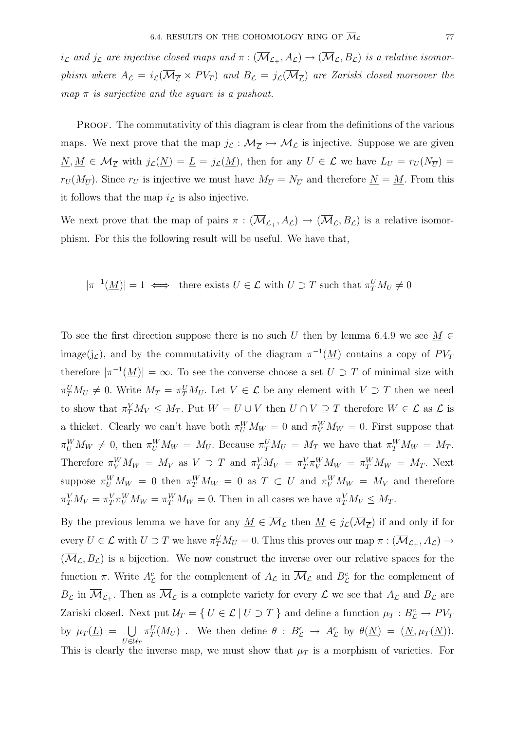*$i_{\mathcal{L}}$ and $j_{\mathcal{L}}$ are injective closed maps and $\pi : (\overline{\mathcal{M}}_{\mathcal{L}_+}, A_{\mathcal{L}}) \to (\overline{\mathcal{M}}_{\mathcal{L}}, B_{\mathcal{L}})$ is a relative isomorphism where $A_{\mathcal{L}} = i_{\mathcal{L}}(\overline{\mathcal{M}}_{\overline{\mathcal{L}}} \times PV_T)$ and $B_{\mathcal{L}} = j_{\mathcal{L}}(\overline{\mathcal{M}}_{\overline{\mathcal{L}}})$ are Zariski closed moreover the map $\pi$ is surjective and the square is a pushout.*

Proof. The commutativity of this diagram is clear from the definitions of the various maps. We next prove that the map $j_{\mathcal{L}} : \overline{\mathcal{M}}_{\overline{\mathcal{L}}} \rightarrowtail \overline{\mathcal{M}}_{\mathcal{L}}$ is injective. Suppose we are given $\underline{N}, \underline{M} \in \overline{\mathcal{M}}_{\overline{\mathcal{L}}}$ with $j_{\mathcal{L}}(\underline{N}) = \underline{L} = j_{\mathcal{L}}(\underline{M})$, then for any $U \in \mathcal{L}$ we have $L_U = r_U(N_{\overline{U}}) = r_U(M_{\overline{U}})$. Since $r_U$ is injective we must have $M_{\overline{U}} = N_{\overline{U}}$ and therefore $\underline{N} = \underline{M}$. From this it follows that the map $i_{\mathcal{L}}$ is also injective.

We next prove that the map of pairs $\pi : (\overline{\mathcal{M}}_{\mathcal{L}_+}, A_{\mathcal{L}}) \to (\overline{\mathcal{M}}_{\mathcal{L}}, B_{\mathcal{L}})$ is a relative isomorphism. For this the following result will be useful. We have that,

$$|\pi^{-1}(\underline{M})| = 1 \iff \text{ there exists } U \in \mathcal{L} \text{ with } U \supset T \text{ such that } \pi^U_T M_U \neq 0$$

To see the first direction suppose there is no such $U$ then by lemma 6.4.9 we see $\underline{M} \in \text{image}(j_{\mathcal{L}})$, and by the commutativity of the diagram $\pi^{-1}(\underline{M})$ contains a copy of $PV_T$ therefore $|\pi^{-1}(\underline{M})| = \infty$. To see the converse choose a set $U \supset T$ of minimal size with $\pi^U_T M_U \neq 0$. Write $M_T = \pi^U_T M_U$. Let $V \in \mathcal{L}$ be any element with $V \supset T$ then we need to show that $\pi^V_T M_V \leq M_T$. Put $W = U \cup V$ then $U \cap V \supseteq T$ therefore $W \in \mathcal{L}$ as $\mathcal{L}$ is a thicket. Clearly we can't have both $\pi^W_U M_W = 0$ and $\pi^W_V M_W = 0$. First suppose that $\pi^W_U M_W \neq 0$, then $\pi^W_U M_W = M_U$. Because $\pi^U_T M_U = M_T$ we have that $\pi^W_T M_W = M_T$. Therefore $\pi^W_V M_W = M_V$ as $V \supset T$ and $\pi^V_T M_V = \pi^V_T \pi^W_V M_W = \pi^W_T M_W = M_T$. Next suppose $\pi^W_U M_W = 0$ then $\pi^W_T M_W = 0$ as $T \subset U$ and $\pi^W_V M_W = M_V$ and therefore $\pi^V_T M_V = \pi^V_T \pi^W_V M_W = \pi^W_T M_W = 0$. Then in all cases we have $\pi^V_T M_V \leq M_T$.

By the previous lemma we have for any $\underline{M} \in \overline{\mathcal{M}}_{\mathcal{L}}$ then $\underline{M} \in j_{\mathcal{L}}(\overline{\mathcal{M}}_{\overline{\mathcal{L}}})$ if and only if for every $U \in \mathcal{L}$ with $U \supset T$ we have $\pi^U_T M_U = 0$. Thus this proves our map $\pi : (\overline{\mathcal{M}}_{\mathcal{L}_+}, A_{\mathcal{L}}) \to (\overline{\mathcal{M}}_{\mathcal{L}}, B_{\mathcal{L}})$ is a bijection. We now construct the inverse over our relative spaces for the function $\pi$. Write $A^c_{\mathcal{L}}$ for the complement of $A_{\mathcal{L}}$ in $\overline{\mathcal{M}}_{\mathcal{L}}$ and $B^c_{\mathcal{L}}$ for the complement of $B_{\mathcal{L}}$ in $\overline{\mathcal{M}}_{\mathcal{L}_+}$. Then as $\overline{\mathcal{M}}_{\mathcal{L}}$ is a complete variety for every $\mathcal{L}$ we see that $A_{\mathcal{L}}$ and $B_{\mathcal{L}}$ are Zariski closed. Next put $\mathcal{U}_T = \{ U \in \mathcal{L} \mid U \supset T \}$ and define a function $\mu_T : B^c_{\mathcal{L}} \to PV_T$ by $\mu_T(\underline{L}) = \bigcup_{U \in \mathcal{U}_T} \pi^U_T(M_U)$ . We then define $\theta : B^c_{\mathcal{L}} \to A^c_{\mathcal{L}}$ by $\theta(\underline{N}) = (\underline{N}, \mu_T(\underline{N}))$. This is clearly the inverse map, we must show that $\mu_T$ is a morphism of varieties. For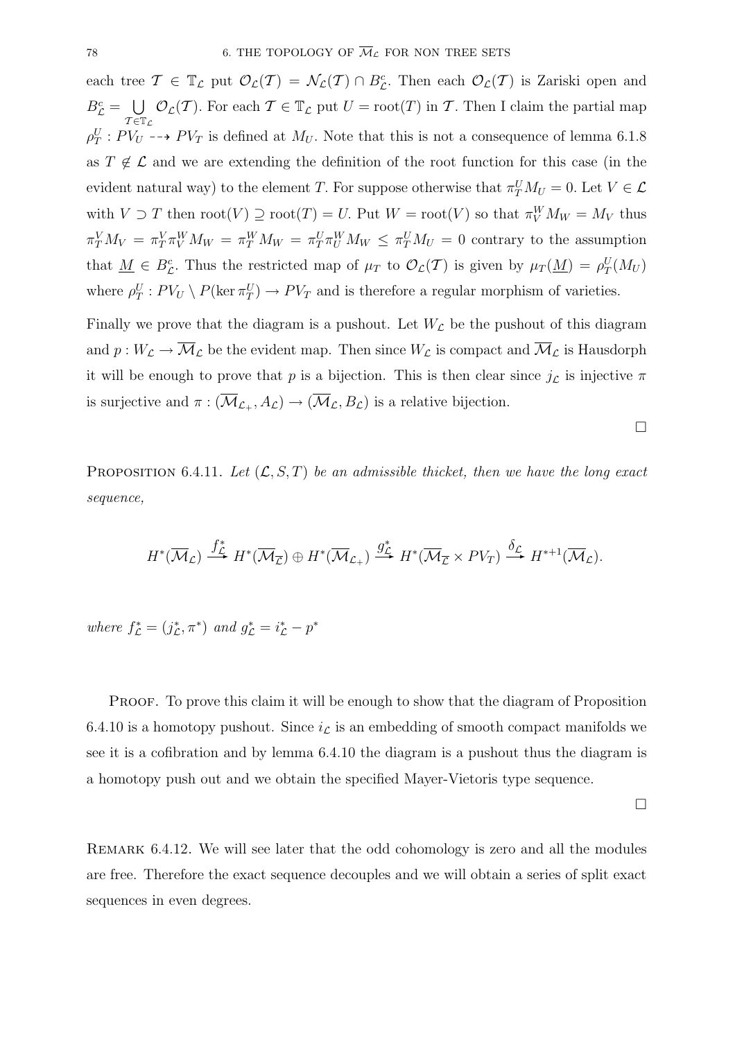each tree $\mathcal{T} \in \mathbb{T}_{\mathcal{L}}$ put $\mathcal{O}_{\mathcal{L}}(\mathcal{T}) = \mathcal{N}_{\mathcal{L}}(\mathcal{T}) \cap B^c_{\mathcal{L}}$. Then each $\mathcal{O}_{\mathcal{L}}(\mathcal{T})$ is Zariski open and $B^c_{\mathcal{L}} = \bigcup_{\mathcal{T} \in \mathbb{T}_{\mathcal{L}}} \mathcal{O}_{\mathcal{L}}(\mathcal{T})$. For each $\mathcal{T} \in \mathbb{T}_{\mathcal{L}}$ put $U = \mathrm{root}(T)$ in $\mathcal{T}$. Then I claim the partial map $\rho^U_T : PV_U \dashrightarrow PV_T$ is defined at $M_U$. Note that this is not a consequence of lemma 6.1.8 as $T \notin \mathcal{L}$ and we are extending the definition of the root function for this case (in the evident natural way) to the element $T$. For suppose otherwise that $\pi^U_T M_U = 0$. Let $V \in \mathcal{L}$ with $V \supset T$ then $\mathrm{root}(V) \supseteq \mathrm{root}(T) = U$. Put $W = \mathrm{root}(V)$ so that $\pi^W_V M_W = M_V$ thus $\pi^V_T M_V = \pi^V_T \pi^W_V M_W = \pi^W_T M_W = \pi^U_T \pi^W_U M_W \leq \pi^U_T M_U = 0$ contrary to the assumption that $\underline{M} \in B^c_{\mathcal{L}}$. Thus the restricted map of $\mu_T$ to $\mathcal{O}_{\mathcal{L}}(\mathcal{T})$ is given by $\mu_T(\underline{M}) = \rho^U_T(M_U)$ where $\rho^U_T : PV_U \setminus P(\ker \pi^U_T) \to PV_T$ and is therefore a regular morphism of varieties.

Finally we prove that the diagram is a pushout. Let $W_{\mathcal{L}}$ be the pushout of this diagram and $p : W_{\mathcal{L}} \to \overline{\mathcal{M}}_{\mathcal{L}}$ be the evident map. Then since $W_{\mathcal{L}}$ is compact and $\overline{\mathcal{M}}_{\mathcal{L}}$ is Hausdorph it will be enough to prove that $p$ is a bijection. This is then clear since $j_{\mathcal{L}}$ is injective $\pi$ is surjective and $\pi : (\overline{\mathcal{M}}_{\mathcal{L}_+}, A_{\mathcal{L}}) \to (\overline{\mathcal{M}}_{\mathcal{L}}, B_{\mathcal{L}})$ is a relative bijection.

□

PROPOSITION 6.4.11. *Let $(\mathcal{L}, S, T)$ be an admissible thicket, then we have the long exact sequence,*

$$H^*(\overline{\mathcal{M}}_{\mathcal{L}}) \xrightarrow{f^*_{\mathcal{L}}} H^*(\overline{\mathcal{M}}_{\overline{\mathcal{L}}}) \oplus H^*(\overline{\mathcal{M}}_{\mathcal{L}_+}) \xrightarrow{g^*_{\mathcal{L}}} H^*(\overline{\mathcal{M}}_{\overline{\mathcal{L}}} \times PV_T) \xrightarrow{\delta_{\mathcal{L}}} H^{*+1}(\overline{\mathcal{M}}_{\mathcal{L}}).$$

*where $f^*_{\mathcal{L}} = (j^*_{\mathcal{L}}, \pi^*)$ and $g^*_{\mathcal{L}} = i^*_{\mathcal{L}} - p^*$*

PROOF. To prove this claim it will be enough to show that the diagram of Proposition 6.4.10 is a homotopy pushout. Since $i_{\mathcal{L}}$ is an embedding of smooth compact manifolds we see it is a cofibration and by lemma 6.4.10 the diagram is a pushout thus the diagram is a homotopy push out and we obtain the specified Mayer-Vietoris type sequence.

□

REMARK 6.4.12. We will see later that the odd cohomology is zero and all the modules are free. Therefore the exact sequence decouples and we will obtain a series of split exact sequences in even degrees.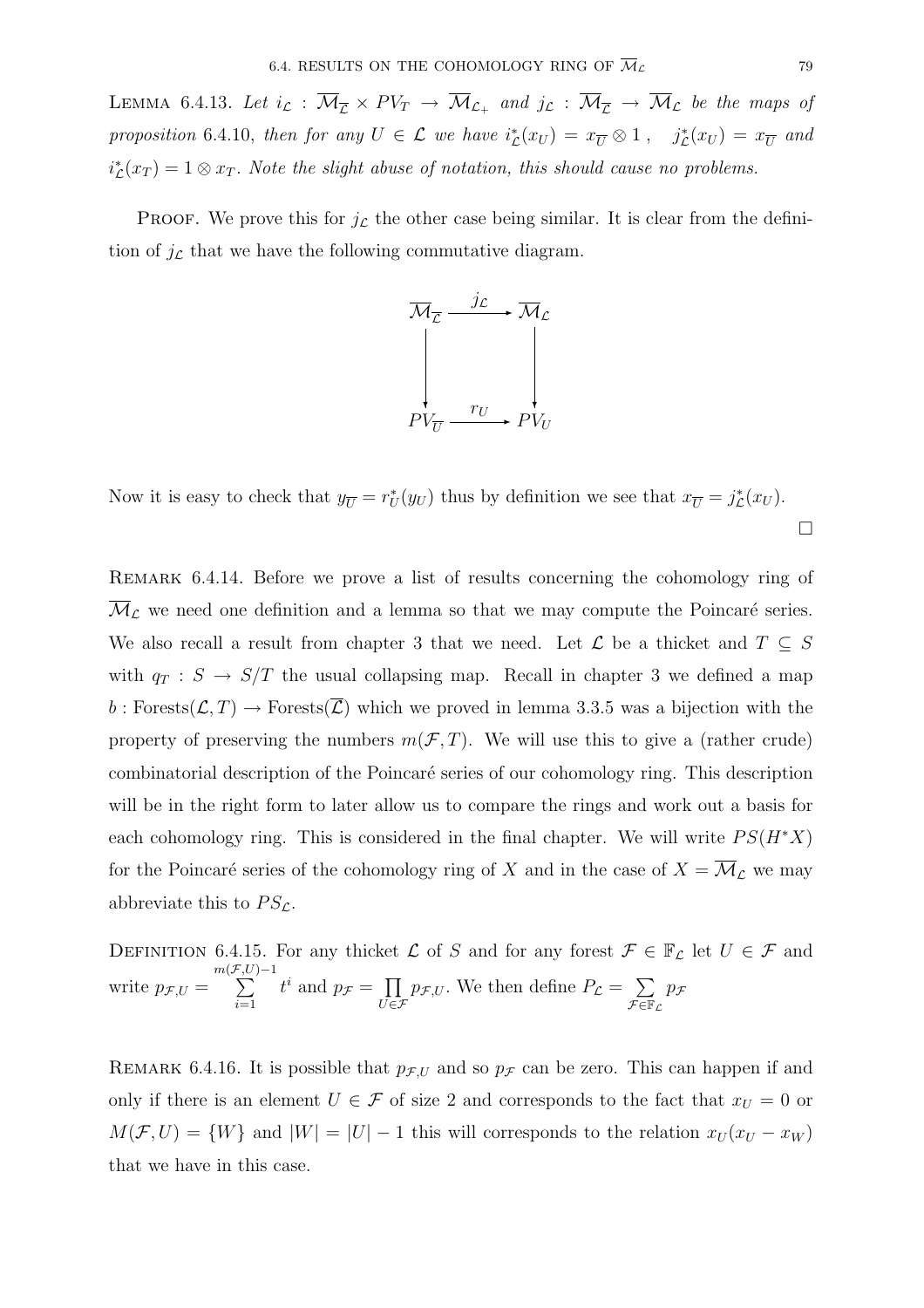LEMMA 6.4.13. *Let $i_{\mathcal{L}} : \overline{\mathcal{M}}_{\overline{\mathcal{L}}} \times PV_T \to \overline{\mathcal{M}}_{\mathcal{L}_+}$ and $j_{\mathcal{L}} : \overline{\mathcal{M}}_{\overline{\mathcal{L}}} \to \overline{\mathcal{M}}_{\mathcal{L}}$ be the maps of proposition* 6.4.10*, then for any $U \in \mathcal{L}$ we have $i^*_{\mathcal{L}}(x_U) = x_{\overline{U}} \otimes 1$ , $j^*_{\mathcal{L}}(x_U) = x_{\overline{U}}$ and $i^*_{\mathcal{L}}(x_T) = 1 \otimes x_T$. Note the slight abuse of notation, this should cause no problems.*

PROOF. We prove this for $j_{\mathcal{L}}$ the other case being similar. It is clear from the definition of $j_{\mathcal{L}}$ that we have the following commutative diagram.

$$\begin{array}{ccc} \overline{\mathcal{M}}_{\overline{\mathcal{L}}} & \xrightarrow{j_{\mathcal{L}}} & \overline{\mathcal{M}}_{\mathcal{L}} \\ \downarrow & & \downarrow \\ PV_{\overline{U}} & \xrightarrow{r_U} & PV_U \end{array}$$

Now it is easy to check that $y_{\overline{U}} = r^*_U(y_U)$ thus by definition we see that $x_{\overline{U}} = j^*_{\mathcal{L}}(x_U)$.

□

REMARK 6.4.14. Before we prove a list of results concerning the cohomology ring of $\overline{\mathcal{M}}_{\mathcal{L}}$ we need one definition and a lemma so that we may compute the Poincaré series. We also recall a result from chapter 3 that we need. Let $\mathcal{L}$ be a thicket and $T \subseteq S$ with $q_T : S \to S/T$ the usual collapsing map. Recall in chapter 3 we defined a map $b : \text{Forests}(\mathcal{L}, T) \to \text{Forests}(\overline{\mathcal{L}})$ which we proved in lemma 3.3.5 was a bijection with the property of preserving the numbers $m(\mathcal{F}, T)$. We will use this to give a (rather crude) combinatorial description of the Poincaré series of our cohomology ring. This description will be in the right form to later allow us to compare the rings and work out a basis for each cohomology ring. This is considered in the final chapter. We will write $PS(H^*X)$ for the Poincaré series of the cohomology ring of $X$ and in the case of $X = \overline{\mathcal{M}}_{\mathcal{L}}$ we may abbreviate this to $PS_{\mathcal{L}}$.

DEFINITION 6.4.15. For any thicket $\mathcal{L}$ of $S$ and for any forest $\mathcal{F} \in \mathbb{F}_{\mathcal{L}}$ let $U \in \mathcal{F}$ and write $p_{\mathcal{F},U} = \sum_{i=1}^{m(\mathcal{F},U)-1} t^i$ and $p_{\mathcal{F}} = \prod_{U \in \mathcal{F}} p_{\mathcal{F},U}$. We then define $P_{\mathcal{L}} = \sum_{\mathcal{F} \in \mathbb{F}_{\mathcal{L}}} p_{\mathcal{F}}$

REMARK 6.4.16. It is possible that $p_{\mathcal{F},U}$ and so $p_{\mathcal{F}}$ can be zero. This can happen if and only if there is an element $U \in \mathcal{F}$ of size 2 and corresponds to the fact that $x_U = 0$ or $M(\mathcal{F}, U) = \{W\}$ and $|W| = |U| - 1$ this will corresponds to the relation $x_U(x_U - x_W)$ that we have in this case.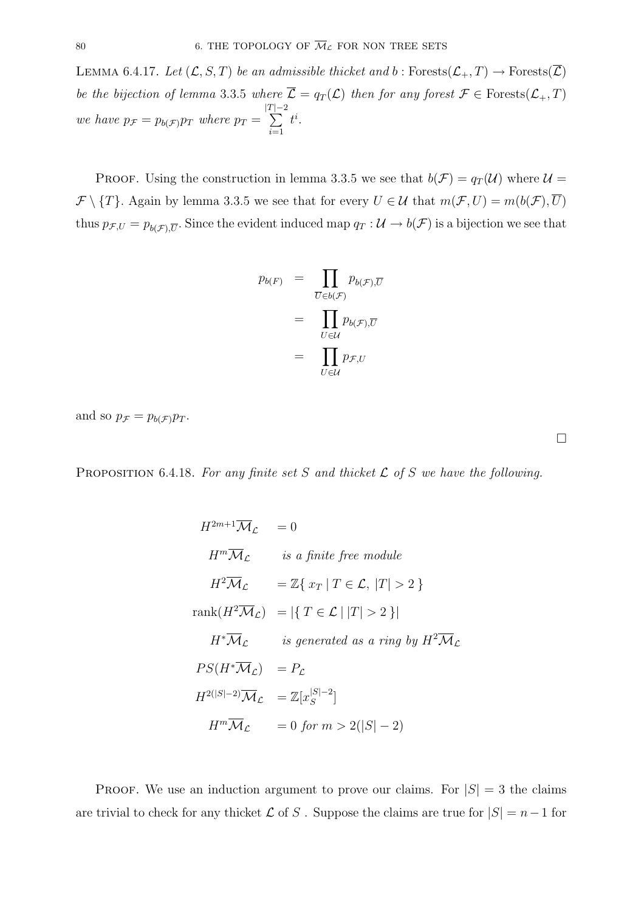LEMMA 6.4.17. *Let $(\mathcal{L}, S, T)$ be an admissible thicket and $b : \text{Forests}(\mathcal{L}_+, T) \to \text{Forests}(\overline{\mathcal{L}})$ be the bijection of lemma 3.3.5 where $\overline{\mathcal{L}} = q_T(\mathcal{L})$ then for any forest $\mathcal{F} \in \text{Forests}(\mathcal{L}_+, T)$ we have $p_{\mathcal{F}} = p_{b(\mathcal{F})} p_T$ where $p_T = \sum_{i=1}^{|T|-2} t^i$.*

PROOF. Using the construction in lemma 3.3.5 we see that $b(\mathcal{F}) = q_T(\mathcal{U})$ where $\mathcal{U} = \mathcal{F} \setminus \{T\}$. Again by lemma 3.3.5 we see that for every $U \in \mathcal{U}$ that $m(\mathcal{F}, U) = m(b(\mathcal{F}), \overline{U})$ thus $p_{\mathcal{F},U} = p_{b(\mathcal{F}),\overline{U}}$. Since the evident induced map $q_T : \mathcal{U} \to b(\mathcal{F})$ is a bijection we see that

$$
\begin{aligned}
p_{b(F)} &= \prod_{\overline{U} \in b(\mathcal{F})} p_{b(\mathcal{F}),\overline{U}} \\
&= \prod_{U \in \mathcal{U}} p_{b(\mathcal{F}),\overline{U}} \\
&= \prod_{U \in \mathcal{U}} p_{\mathcal{F},U}
\end{aligned}
$$

and so $p_{\mathcal{F}} = p_{b(\mathcal{F})} p_T$.

$\square$

PROPOSITION 6.4.18. *For any finite set $S$ and thicket $\mathcal{L}$ of $S$ we have the following.*

$$
\begin{aligned}
H^{2m+1}\overline{\mathcal{M}}_{\mathcal{L}} &= 0 \\
H^{m}\overline{\mathcal{M}}_{\mathcal{L}} &\quad \textit{is a finite free module} \\
H^{2}\overline{\mathcal{M}}_{\mathcal{L}} &= \mathbb{Z}\{\, x_T \mid T \in \mathcal{L},\ |T| > 2 \,\} \\
\operatorname{rank}(H^{2}\overline{\mathcal{M}}_{\mathcal{L}}) &= |\{\, T \in \mathcal{L} \mid |T| > 2 \,\}| \\
H^{*}\overline{\mathcal{M}}_{\mathcal{L}} &\quad \textit{is generated as a ring by } H^{2}\overline{\mathcal{M}}_{\mathcal{L}} \\
PS(H^{*}\overline{\mathcal{M}}_{\mathcal{L}}) &= P_{\mathcal{L}} \\
H^{2(|S|-2)}\overline{\mathcal{M}}_{\mathcal{L}} &= \mathbb{Z}[x_S^{|S|-2}] \\
H^{m}\overline{\mathcal{M}}_{\mathcal{L}} &= 0 \textit{ for } m > 2(|S|-2)
\end{aligned}
$$

PROOF. We use an induction argument to prove our claims. For $|S| = 3$ the claims are trivial to check for any thicket $\mathcal{L}$ of $S$ . Suppose the claims are true for $|S| = n-1$ for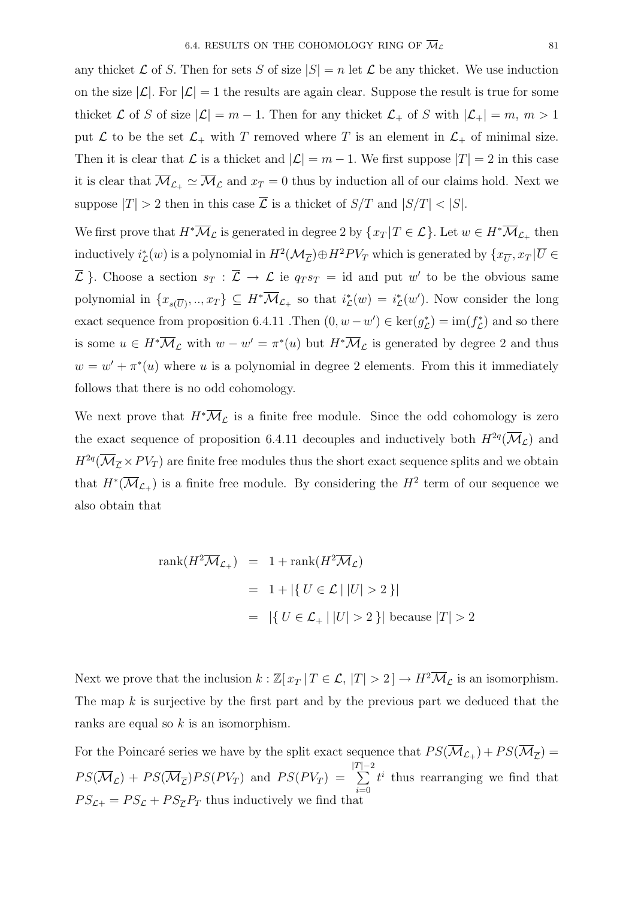any thicket $\mathcal{L}$ of $S$. Then for sets $S$ of size $|S| = n$ let $\mathcal{L}$ be any thicket. We use induction on the size $|\mathcal{L}|$. For $|\mathcal{L}| = 1$ the results are again clear. Suppose the result is true for some thicket $\mathcal{L}$ of $S$ of size $|\mathcal{L}| = m-1$. Then for any thicket $\mathcal{L}_+$ of $S$ with $|\mathcal{L}_+| = m$, $m > 1$ put $\mathcal{L}$ to be the set $\mathcal{L}_+$ with $T$ removed where $T$ is an element in $\mathcal{L}_+$ of minimal size. Then it is clear that $\mathcal{L}$ is a thicket and $|\mathcal{L}| = m - 1$. We first suppose $|T| = 2$ in this case it is clear that $\overline{\mathcal{M}}_{\mathcal{L}_+} \simeq \overline{\mathcal{M}}_{\mathcal{L}}$ and $x_T = 0$ thus by induction all of our claims hold. Next we suppose $|T| > 2$ then in this case $\overline{\mathcal{L}}$ is a thicket of $S/T$ and $|S/T| < |S|$.

We first prove that $H^*\overline{\mathcal{M}}_{\mathcal{L}}$ is generated in degree 2 by $\{x_T | T \in \mathcal{L}\}$. Let $w \in H^*\overline{\mathcal{M}}_{\mathcal{L}_+}$ then inductively $i^*_{\mathcal{L}}(w)$ is a polynomial in $H^2(\mathcal{M}_{\overline{\mathcal{L}}}) \oplus H^2 PV_T$ which is generated by $\{x_{\overline{U}}, x_T | \overline{U} \in \overline{\mathcal{L}}\ \}$. Choose a section $s_T : \overline{\mathcal{L}} \to \mathcal{L}$ ie $q_T s_T = \mathrm{id}$ and put $w'$ to be the obvious same polynomial in $\{x_{s(\overline{U})}, .., x_T\} \subseteq H^*\overline{\mathcal{M}}_{\mathcal{L}_+}$ so that $i^*_{\mathcal{L}}(w) = i^*_{\mathcal{L}}(w')$. Now consider the long exact sequence from proposition 6.4.11 .Then $(0, w - w') \in \ker(g^*_{\mathcal{L}}) = \mathrm{im}(f^*_{\mathcal{L}})$ and so there is some $u \in H^*\overline{\mathcal{M}}_{\mathcal{L}}$ with $w - w' = \pi^*(u)$ but $H^*\overline{\mathcal{M}}_{\mathcal{L}}$ is generated by degree 2 and thus $w = w' + \pi^*(u)$ where $u$ is a polynomial in degree 2 elements. From this it immediately follows that there is no odd cohomology.

We next prove that $H^*\overline{\mathcal{M}}_{\mathcal{L}}$ is a finite free module. Since the odd cohomology is zero the exact sequence of proposition 6.4.11 decouples and inductively both $H^{2q}(\overline{\mathcal{M}}_{\mathcal{L}})$ and $H^{2q}(\overline{\mathcal{M}}_{\overline{\mathcal{L}}} \times PV_T)$ are finite free modules thus the short exact sequence splits and we obtain that $H^*(\overline{\mathcal{M}}_{\mathcal{L}_+})$ is a finite free module. By considering the $H^2$ term of our sequence we also obtain that

$$
\begin{aligned}
\mathrm{rank}(H^2\overline{\mathcal{M}}_{\mathcal{L}_+}) &= 1 + \mathrm{rank}(H^2\overline{\mathcal{M}}_{\mathcal{L}}) \\
&= 1 + |\{\, U \in \mathcal{L} \mid |U| > 2 \,\}| \\
&= |\{\, U \in \mathcal{L}_+ \mid |U| > 2 \,\}| \text{ because } |T| > 2
\end{aligned}
$$

Next we prove that the inclusion $k : \mathbb{Z}[\, x_T \,|\, T \in \mathcal{L},\ |T| > 2\,] \to H^2\overline{\mathcal{M}}_{\mathcal{L}}$ is an isomorphism. The map $k$ is surjective by the first part and by the previous part we deduced that the ranks are equal so $k$ is an isomorphism.

For the Poincaré series we have by the split exact sequence that $PS(\overline{\mathcal{M}}_{\mathcal{L}_+}) + PS(\overline{\mathcal{M}}_{\overline{\mathcal{L}}}) = PS(\overline{\mathcal{M}}_{\mathcal{L}}) + PS(\overline{\mathcal{M}}_{\overline{\mathcal{L}}})PS(PV_T)$ and $PS(PV_T) = \sum_{i=0}^{|T|-2} t^i$ thus rearranging we find that $PS_{\mathcal{L}+} = PS_{\mathcal{L}} + PS_{\overline{\mathcal{L}}} P_T$ thus inductively we find that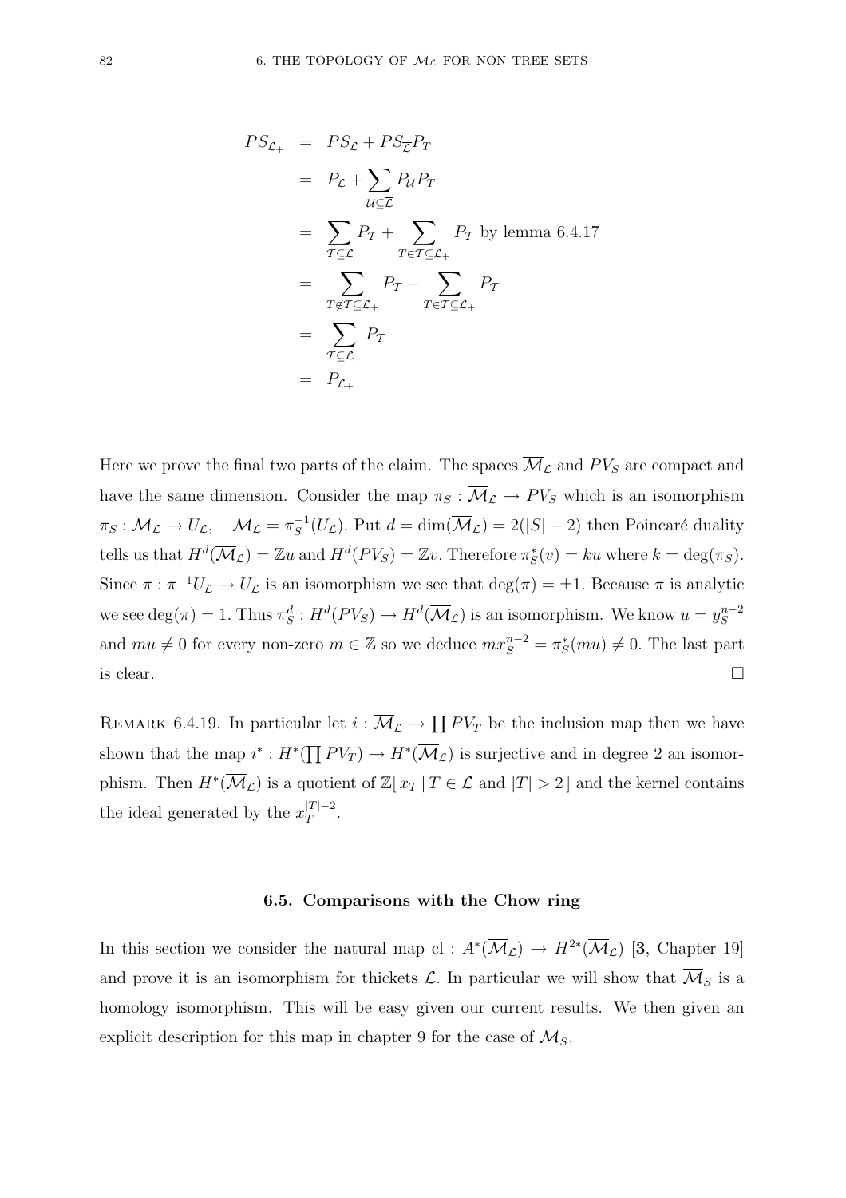$$
\begin{aligned}
PS_{\mathcal{L}_+} &= PS_{\mathcal{L}} + PS_{\overline{\mathcal{L}}}P_T \\
&= P_{\mathcal{L}} + \sum_{\mathcal{U} \subseteq \overline{\mathcal{L}}} P_{\mathcal{U}} P_T \\
&= \sum_{\mathcal{T} \subseteq \mathcal{L}} P_{\mathcal{T}} + \sum_{T \in \mathcal{T} \subseteq \mathcal{L}_+} P_{\mathcal{T}} \text{ by lemma 6.4.17} \\
&= \sum_{T \notin \mathcal{T} \subseteq \mathcal{L}_+} P_{\mathcal{T}} + \sum_{T \in \mathcal{T} \subseteq \mathcal{L}_+} P_{\mathcal{T}} \\
&= \sum_{\mathcal{T} \subseteq \mathcal{L}_+} P_{\mathcal{T}} \\
&= P_{\mathcal{L}_+}
\end{aligned}
$$

Here we prove the final two parts of the claim. The spaces $\overline{\mathcal{M}}_{\mathcal{L}}$ and $PV_S$ are compact and have the same dimension. Consider the map $\pi_S : \overline{\mathcal{M}}_{\mathcal{L}} \to PV_S$ which is an isomorphism $\pi_S : \mathcal{M}_{\mathcal{L}} \to U_{\mathcal{L}}, \quad \mathcal{M}_{\mathcal{L}} = \pi_S^{-1}(U_{\mathcal{L}})$. Put $d = \dim(\overline{\mathcal{M}}_{\mathcal{L}}) = 2(|S| - 2)$ then Poincaré duality tells us that $H^d(\overline{\mathcal{M}}_{\mathcal{L}}) = \mathbb{Z}u$ and $H^d(PV_S) = \mathbb{Z}v$. Therefore $\pi_S^*(v) = ku$ where $k = \deg(\pi_S)$. Since $\pi : \pi^{-1}U_{\mathcal{L}} \to U_{\mathcal{L}}$ is an isomorphism we see that $\deg(\pi) = \pm 1$. Because $\pi$ is analytic we see $\deg(\pi) = 1$. Thus $\pi_S^d : H^d(PV_S) \to H^d(\overline{\mathcal{M}}_{\mathcal{L}})$ is an isomorphism. We know $u = y_S^{n-2}$ and $mu \neq 0$ for every non-zero $m \in \mathbb{Z}$ so we deduce $mx_S^{n-2} = \pi_S^*(mu) \neq 0$. The last part is clear. $\square$

REMARK 6.4.19. In particular let $i : \overline{\mathcal{M}}_{\mathcal{L}} \to \prod PV_T$ be the inclusion map then we have shown that the map $i^* : H^*(\prod PV_T) \to H^*(\overline{\mathcal{M}}_{\mathcal{L}})$ is surjective and in degree 2 an isomorphism. Then $H^*(\overline{\mathcal{M}}_{\mathcal{L}})$ is a quotient of $\mathbb{Z}[\, x_T \,|\, T \in \mathcal{L} \text{ and } |T| > 2\,]$ and the kernel contains the ideal generated by the $x_T^{|T|-2}$.

## 6.5. Comparisons with the Chow ring

In this section we consider the natural map $\mathrm{cl} : A^*(\overline{\mathcal{M}}_{\mathcal{L}}) \to H^{2*}(\overline{\mathcal{M}}_{\mathcal{L}})$ [**3**, Chapter 19] and prove it is an isomorphism for thickets $\mathcal{L}$. In particular we will show that $\overline{\mathcal{M}}_S$ is a homology isomorphism. This will be easy given our current results. We then given an explicit description for this map in chapter 9 for the case of $\overline{\mathcal{M}}_S$.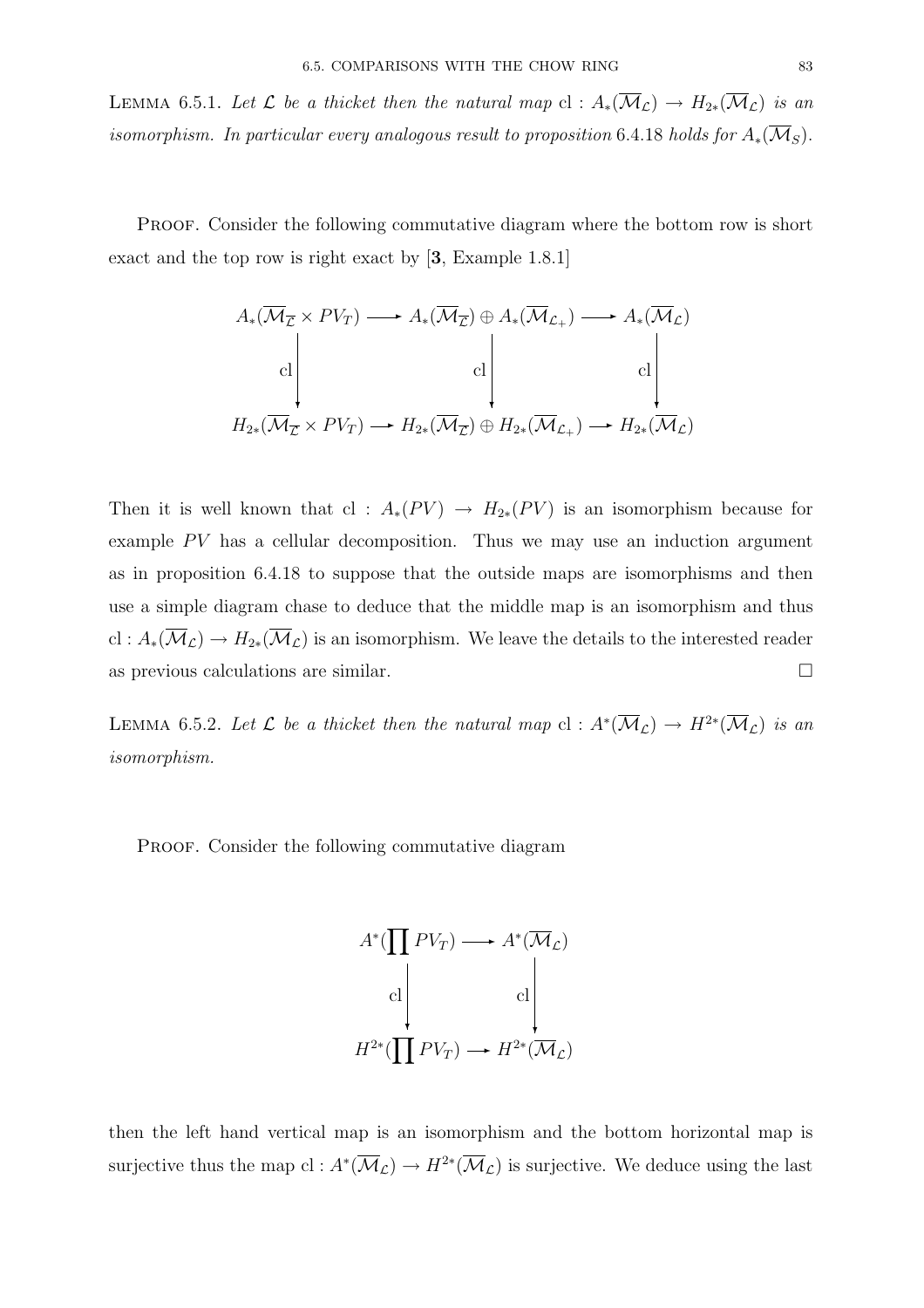**Lemma 6.5.1.** *Let $\mathcal{L}$ be a thicket then the natural map* $\mathrm{cl} : A_*(\overline{\mathcal{M}}_{\mathcal{L}}) \to H_{2*}(\overline{\mathcal{M}}_{\mathcal{L}})$ *is an isomorphism. In particular every analogous result to proposition* 6.4.18 *holds for* $A_*(\overline{\mathcal{M}}_S)$.

Proof. Consider the following commutative diagram where the bottom row is short exact and the top row is right exact by [**3**, Example 1.8.1]

$$
\begin{array}{ccccc}
A_*(\overline{\mathcal{M}}_{\overline{\mathcal{L}}} \times PV_T) & \longrightarrow & A_*(\overline{\mathcal{M}}_{\overline{\mathcal{L}}}) \oplus A_*(\overline{\mathcal{M}}_{\mathcal{L}_+}) & \longrightarrow & A_*(\overline{\mathcal{M}}_{\mathcal{L}}) \\
\Big\downarrow \mathrm{cl} & & \Big\downarrow \mathrm{cl} & & \Big\downarrow \mathrm{cl} \\
H_{2*}(\overline{\mathcal{M}}_{\overline{\mathcal{L}}} \times PV_T) & \longrightarrow & H_{2*}(\overline{\mathcal{M}}_{\overline{\mathcal{L}}}) \oplus H_{2*}(\overline{\mathcal{M}}_{\mathcal{L}_+}) & \longrightarrow & H_{2*}(\overline{\mathcal{M}}_{\mathcal{L}})
\end{array}
$$

Then it is well known that $\mathrm{cl} : A_*(PV) \to H_{2*}(PV)$ is an isomorphism because for example $PV$ has a cellular decomposition. Thus we may use an induction argument as in proposition 6.4.18 to suppose that the outside maps are isomorphisms and then use a simple diagram chase to deduce that the middle map is an isomorphism and thus $\mathrm{cl} : A_*(\overline{\mathcal{M}}_{\mathcal{L}}) \to H_{2*}(\overline{\mathcal{M}}_{\mathcal{L}})$ is an isomorphism. We leave the details to the interested reader as previous calculations are similar. □

**Lemma 6.5.2.** *Let $\mathcal{L}$ be a thicket then the natural map* $\mathrm{cl} : A^*(\overline{\mathcal{M}}_{\mathcal{L}}) \to H^{2*}(\overline{\mathcal{M}}_{\mathcal{L}})$ *is an isomorphism.*

Proof. Consider the following commutative diagram

$$
\begin{array}{ccc}
A^*(\coprod PV_T) & \longrightarrow & A^*(\overline{\mathcal{M}}_{\mathcal{L}}) \\
\Big\downarrow \mathrm{cl} & & \Big\downarrow \mathrm{cl} \\
H^{2*}(\coprod PV_T) & \longrightarrow & H^{2*}(\overline{\mathcal{M}}_{\mathcal{L}})
\end{array}
$$

then the left hand vertical map is an isomorphism and the bottom horizontal map is surjective thus the map $\mathrm{cl} : A^*(\overline{\mathcal{M}}_{\mathcal{L}}) \to H^{2*}(\overline{\mathcal{M}}_{\mathcal{L}})$ is surjective. We deduce using the last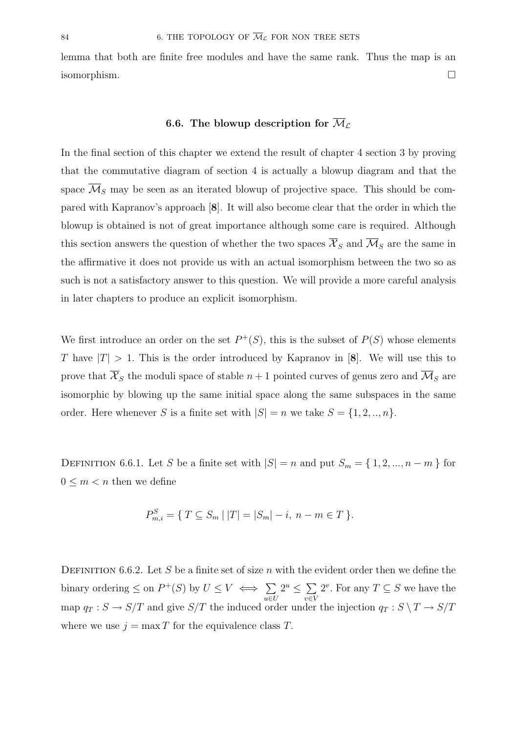lemma that both are finite free modules and have the same rank. Thus the map is an isomorphism. □

## 6.6. The blowup description for $\overline{\mathcal{M}}_{\mathcal{L}}$

In the final section of this chapter we extend the result of chapter 4 section 3 by proving that the commutative diagram of section 4 is actually a blowup diagram and that the space $\overline{\mathcal{M}}_S$ may be seen as an iterated blowup of projective space. This should be compared with Kapranov's approach [**8**]. It will also become clear that the order in which the blowup is obtained is not of great importance although some care is required. Although this section answers the question of whether the two spaces $\overline{\mathcal{X}}_S$ and $\overline{\mathcal{M}}_S$ are the same in the affirmative it does not provide us with an actual isomorphism between the two so as such is not a satisfactory answer to this question. We will provide a more careful analysis in later chapters to produce an explicit isomorphism.

We first introduce an order on the set $P^+(S)$, this is the subset of $P(S)$ whose elements $T$ have $|T| > 1$. This is the order introduced by Kapranov in [**8**]. We will use this to prove that $\overline{\mathcal{X}}_S$ the moduli space of stable $n+1$ pointed curves of genus zero and $\overline{\mathcal{M}}_S$ are isomorphic by blowing up the same initial space along the same subspaces in the same order. Here whenever $S$ is a finite set with $|S| = n$ we take $S = \{1, 2, .., n\}$.

Definition 6.6.1. Let $S$ be a finite set with $|S| = n$ and put $S_m = \{ 1, 2, ..., n-m \}$ for $0 \leq m < n$ then we define

$$P^S_{m,i} = \{ T \subseteq S_m \mid |T| = |S_m| - i, \ n-m \in T \}.$$

Definition 6.6.2. Let $S$ be a finite set of size $n$ with the evident order then we define the binary ordering $\leq$ on $P^+(S)$ by $U \leq V \iff \sum_{u \in U} 2^u \leq \sum_{v \in V} 2^v$. For any $T \subseteq S$ we have the map $q_T : S \to S/T$ and give $S/T$ the induced order under the injection $q_T : S \setminus T \to S/T$ where we use $j = \max T$ for the equivalence class $T$.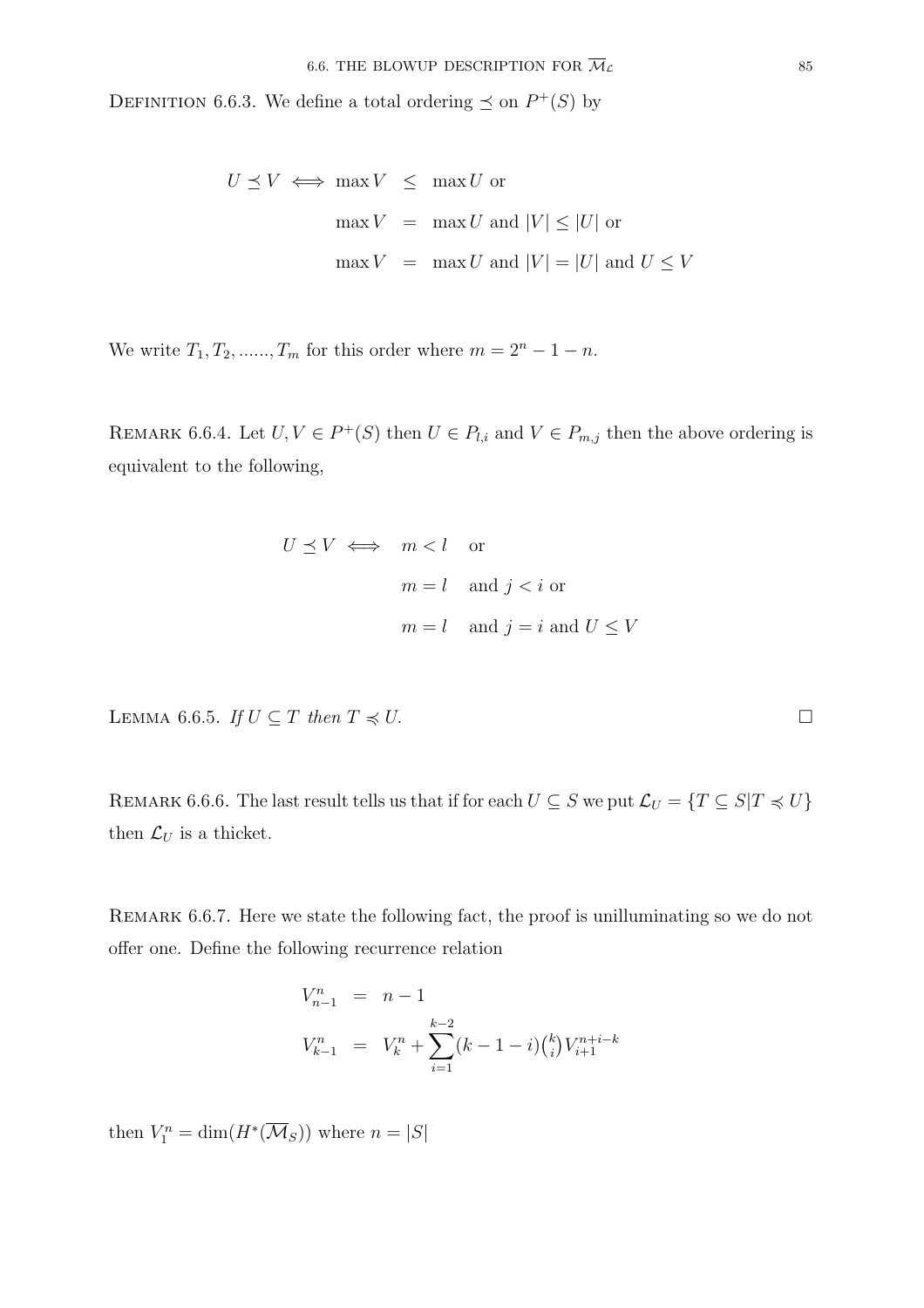DEFINITION 6.6.3. We define a total ordering $\preceq$ on $P^+(S)$ by

$$
\begin{aligned}
U \preceq V \iff \max V &\leq \max U \text{ or} \\
\max V &= \max U \text{ and } |V| \leq |U| \text{ or} \\
\max V &= \max U \text{ and } |V| = |U| \text{ and } U \leq V
\end{aligned}
$$

We write $T_1, T_2, ......, T_m$ for this order where $m = 2^n - 1 - n$.

REMARK 6.6.4. Let $U, V \in P^+(S)$ then $U \in P_{l,i}$ and $V \in P_{m,j}$ then the above ordering is equivalent to the following,

$$
\begin{aligned}
U \preceq V \iff \quad & m < l \quad \text{or} \\
& m = l \quad \text{and } j < i \text{ or} \\
& m = l \quad \text{and } j = i \text{ and } U \leq V
\end{aligned}
$$

LEMMA 6.6.5. *If $U \subseteq T$ then $T \preccurlyeq U$.* $\square$

REMARK 6.6.6. The last result tells us that if for each $U \subseteq S$ we put $\mathcal{L}_U = \{T \subseteq S | T \preccurlyeq U\}$ then $\mathcal{L}_U$ is a thicket.

REMARK 6.6.7. Here we state the following fact, the proof is unilluminating so we do not offer one. Define the following recurrence relation

$$
\begin{aligned}
V^n_{n-1} &= n - 1 \\
V^n_{k-1} &= V^n_k + \sum_{i=1}^{k-2} (k - 1 - i)\tbinom{k}{i} V^{n+i-k}_{i+1}
\end{aligned}
$$

then $V^n_1 = \dim(H^*(\overline{\mathcal{M}}_S))$ where $n = |S|$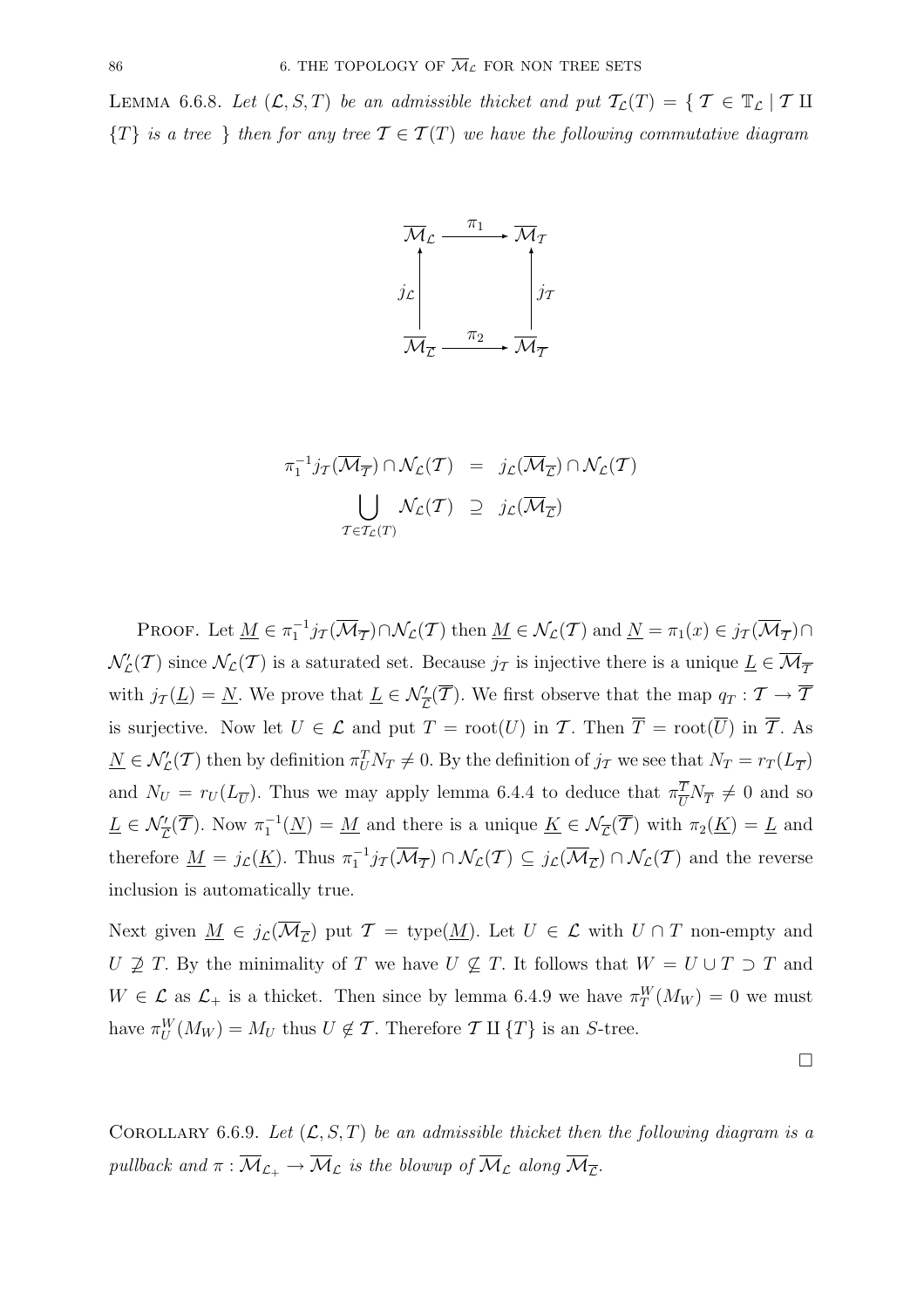LEMMA 6.6.8. *Let $(\mathcal{L}, S, T)$ be an admissible thicket and put $\mathcal{T}_{\mathcal{L}}(T) = \{ \mathcal{T} \in \mathbb{T}_{\mathcal{L}} \mid \mathcal{T} \amalg \{T\}$ is a tree $\}$ then for any tree $\mathcal{T} \in \mathcal{T}(T)$ we have the following commutative diagram*

$$
\begin{array}{ccc}
\overline{\mathcal{M}}_{\mathcal{L}} & \xrightarrow{\pi_1} & \overline{\mathcal{M}}_{\mathcal{T}} \\
\uparrow{\scriptstyle j_{\mathcal{L}}} & & \uparrow{\scriptstyle j_{\mathcal{T}}} \\
\overline{\mathcal{M}}_{\overline{\mathcal{L}}} & \xrightarrow{\pi_2} & \overline{\mathcal{M}}_{\overline{\mathcal{T}}}
\end{array}
$$

$$
\begin{aligned}
\pi_1^{-1} j_{\mathcal{T}}(\overline{\mathcal{M}}_{\overline{\mathcal{T}}}) \cap \mathcal{N}_{\mathcal{L}}(\mathcal{T}) &= j_{\mathcal{L}}(\overline{\mathcal{M}}_{\overline{\mathcal{L}}}) \cap \mathcal{N}_{\mathcal{L}}(\mathcal{T}) \\
\bigcup_{\mathcal{T} \in \mathcal{T}_{\mathcal{L}}(T)} \mathcal{N}_{\mathcal{L}}(\mathcal{T}) &\supseteq j_{\mathcal{L}}(\overline{\mathcal{M}}_{\overline{\mathcal{L}}})
\end{aligned}
$$

PROOF. Let $\underline{M} \in \pi_1^{-1} j_{\mathcal{T}}(\overline{\mathcal{M}}_{\overline{\mathcal{T}}}) \cap \mathcal{N}_{\mathcal{L}}(\mathcal{T})$ then $\underline{M} \in \mathcal{N}_{\mathcal{L}}(\mathcal{T})$ and $\underline{N} = \pi_1(x) \in j_{\mathcal{T}}(\overline{\mathcal{M}}_{\overline{\mathcal{T}}}) \cap \mathcal{N}'_{\mathcal{L}}(\mathcal{T})$ since $\mathcal{N}_{\mathcal{L}}(\mathcal{T})$ is a saturated set. Because $j_{\mathcal{T}}$ is injective there is a unique $\underline{L} \in \overline{\mathcal{M}}_{\overline{\mathcal{T}}}$ with $j_{\mathcal{T}}(\underline{L}) = \underline{N}$. We prove that $\underline{L} \in \mathcal{N}'_{\overline{\mathcal{L}}}(\overline{\mathcal{T}})$. We first observe that the map $q_T : \mathcal{T} \to \overline{\mathcal{T}}$ is surjective. Now let $U \in \mathcal{L}$ and put $T = \mathrm{root}(U)$ in $\mathcal{T}$. Then $\overline{T} = \mathrm{root}(\overline{U})$ in $\overline{\mathcal{T}}$. As $\underline{N} \in \mathcal{N}'_{\mathcal{L}}(\mathcal{T})$ then by definition $\pi_U^T N_T \neq 0$. By the definition of $j_{\mathcal{T}}$ we see that $N_T = r_T(L_{\overline{T}})$ and $N_U = r_U(L_{\overline{U}})$. Thus we may apply lemma 6.4.4 to deduce that $\pi_{\overline{U}}^{\overline{T}} N_{\overline{T}} \neq 0$ and so $\underline{L} \in \mathcal{N}'_{\overline{\mathcal{L}}}(\overline{\mathcal{T}})$. Now $\pi_1^{-1}(\underline{N}) = \underline{M}$ and there is a unique $\underline{K} \in \mathcal{N}_{\overline{\mathcal{L}}}(\overline{\mathcal{T}})$ with $\pi_2(\underline{K}) = \underline{L}$ and therefore $\underline{M} = j_{\mathcal{L}}(\underline{K})$. Thus $\pi_1^{-1} j_{\mathcal{T}}(\overline{\mathcal{M}}_{\overline{\mathcal{T}}}) \cap \mathcal{N}_{\mathcal{L}}(\mathcal{T}) \subseteq j_{\mathcal{L}}(\overline{\mathcal{M}}_{\overline{\mathcal{L}}}) \cap \mathcal{N}_{\mathcal{L}}(\mathcal{T})$ and the reverse inclusion is automatically true.

Next given $\underline{M} \in j_{\mathcal{L}}(\overline{\mathcal{M}}_{\overline{\mathcal{L}}})$ put $\mathcal{T} = \mathrm{type}(\underline{M})$. Let $U \in \mathcal{L}$ with $U \cap T$ non-empty and $U \not\supseteq T$. By the minimality of $T$ we have $U \not\subseteq T$. It follows that $W = U \cup T \supset T$ and $W \in \mathcal{L}$ as $\mathcal{L}_+$ is a thicket. Then since by lemma 6.4.9 we have $\pi_T^W(M_W) = 0$ we must have $\pi_U^W(M_W) = M_U$ thus $U \notin \mathcal{T}$. Therefore $\mathcal{T} \amalg \{T\}$ is an $S$-tree.

$\square$

COROLLARY 6.6.9. *Let $(\mathcal{L}, S, T)$ be an admissible thicket then the following diagram is a pullback and $\pi : \overline{\mathcal{M}}_{\mathcal{L}_+} \to \overline{\mathcal{M}}_{\mathcal{L}}$ is the blowup of $\overline{\mathcal{M}}_{\mathcal{L}}$ along $\overline{\mathcal{M}}_{\overline{\mathcal{L}}}$.*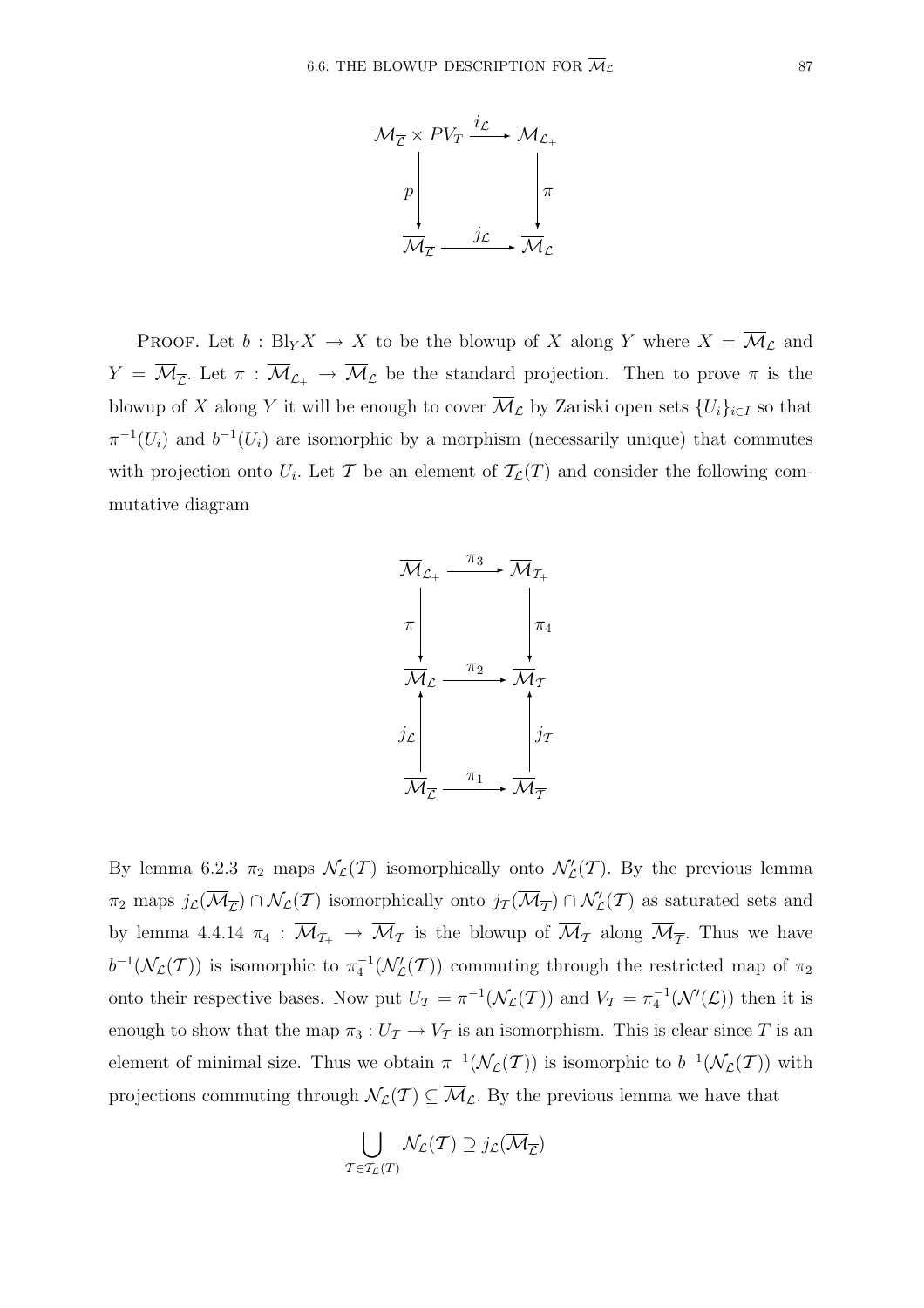$$
\begin{array}{ccc}
\overline{\mathcal{M}}_{\overline{\mathcal{L}}} \times PV_T & \xrightarrow{i_{\mathcal{L}}} & \overline{\mathcal{M}}_{\mathcal{L}_+} \\
\Big\downarrow p & & \Big\downarrow \pi \\
\overline{\mathcal{M}}_{\overline{\mathcal{L}}} & \xrightarrow{j_{\mathcal{L}}} & \overline{\mathcal{M}}_{\mathcal{L}}
\end{array}
$$

Proof. Let $b : \mathrm{Bl}_Y X \to X$ to be the blowup of $X$ along $Y$ where $X = \overline{\mathcal{M}}_{\mathcal{L}}$ and $Y = \overline{\mathcal{M}}_{\overline{\mathcal{L}}}$. Let $\pi : \overline{\mathcal{M}}_{\mathcal{L}_+} \to \overline{\mathcal{M}}_{\mathcal{L}}$ be the standard projection. Then to prove $\pi$ is the blowup of $X$ along $Y$ it will be enough to cover $\overline{\mathcal{M}}_{\mathcal{L}}$ by Zariski open sets $\{U_i\}_{i \in I}$ so that $\pi^{-1}(U_i)$ and $b^{-1}(U_i)$ are isomorphic by a morphism (necessarily unique) that commutes with projection onto $U_i$. Let $\mathcal{T}$ be an element of $\mathcal{T}_{\mathcal{L}}(T)$ and consider the following commutative diagram

$$
\begin{array}{ccc}
\overline{\mathcal{M}}_{\mathcal{L}_+} & \xrightarrow{\pi_3} & \overline{\mathcal{M}}_{\mathcal{T}_+} \\
\Big\downarrow \pi & & \Big\downarrow \pi_4 \\
\overline{\mathcal{M}}_{\mathcal{L}} & \xrightarrow{\pi_2} & \overline{\mathcal{M}}_{\mathcal{T}} \\
\Big\uparrow j_{\mathcal{L}} & & \Big\uparrow j_{\mathcal{T}} \\
\overline{\mathcal{M}}_{\overline{\mathcal{L}}} & \xrightarrow{\pi_1} & \overline{\mathcal{M}}_{\overline{\mathcal{T}}}
\end{array}
$$

By lemma 6.2.3 $\pi_2$ maps $\mathcal{N}_{\mathcal{L}}(\mathcal{T})$ isomorphically onto $\mathcal{N}'_{\mathcal{L}}(\mathcal{T})$. By the previous lemma $\pi_2$ maps $j_{\mathcal{L}}(\overline{\mathcal{M}}_{\overline{\mathcal{L}}}) \cap \mathcal{N}_{\mathcal{L}}(\mathcal{T})$ isomorphically onto $j_{\mathcal{T}}(\overline{\mathcal{M}}_{\overline{\mathcal{T}}}) \cap \mathcal{N}'_{\mathcal{L}}(\mathcal{T})$ as saturated sets and by lemma 4.4.14 $\pi_4 : \overline{\mathcal{M}}_{\mathcal{T}_+} \to \overline{\mathcal{M}}_{\mathcal{T}}$ is the blowup of $\overline{\mathcal{M}}_{\mathcal{T}}$ along $\overline{\mathcal{M}}_{\overline{\mathcal{T}}}$. Thus we have $b^{-1}(\mathcal{N}_{\mathcal{L}}(\mathcal{T}))$ is isomorphic to $\pi_4^{-1}(\mathcal{N}'_{\mathcal{L}}(\mathcal{T}))$ commuting through the restricted map of $\pi_2$ onto their respective bases. Now put $U_{\mathcal{T}} = \pi^{-1}(\mathcal{N}_{\mathcal{L}}(\mathcal{T}))$ and $V_{\mathcal{T}} = \pi_4^{-1}(\mathcal{N}'(\mathcal{L}))$ then it is enough to show that the map $\pi_3 : U_{\mathcal{T}} \to V_{\mathcal{T}}$ is an isomorphism. This is clear since $T$ is an element of minimal size. Thus we obtain $\pi^{-1}(\mathcal{N}_{\mathcal{L}}(\mathcal{T}))$ is isomorphic to $b^{-1}(\mathcal{N}_{\mathcal{L}}(\mathcal{T}))$ with projections commuting through $\mathcal{N}_{\mathcal{L}}(\mathcal{T}) \subseteq \overline{\mathcal{M}}_{\mathcal{L}}$. By the previous lemma we have that

$$\bigcup_{\mathcal{T} \in \mathcal{T}_{\mathcal{L}}(T)} \mathcal{N}_{\mathcal{L}}(\mathcal{T}) \supseteq j_{\mathcal{L}}(\overline{\mathcal{M}}_{\overline{\mathcal{L}}})$$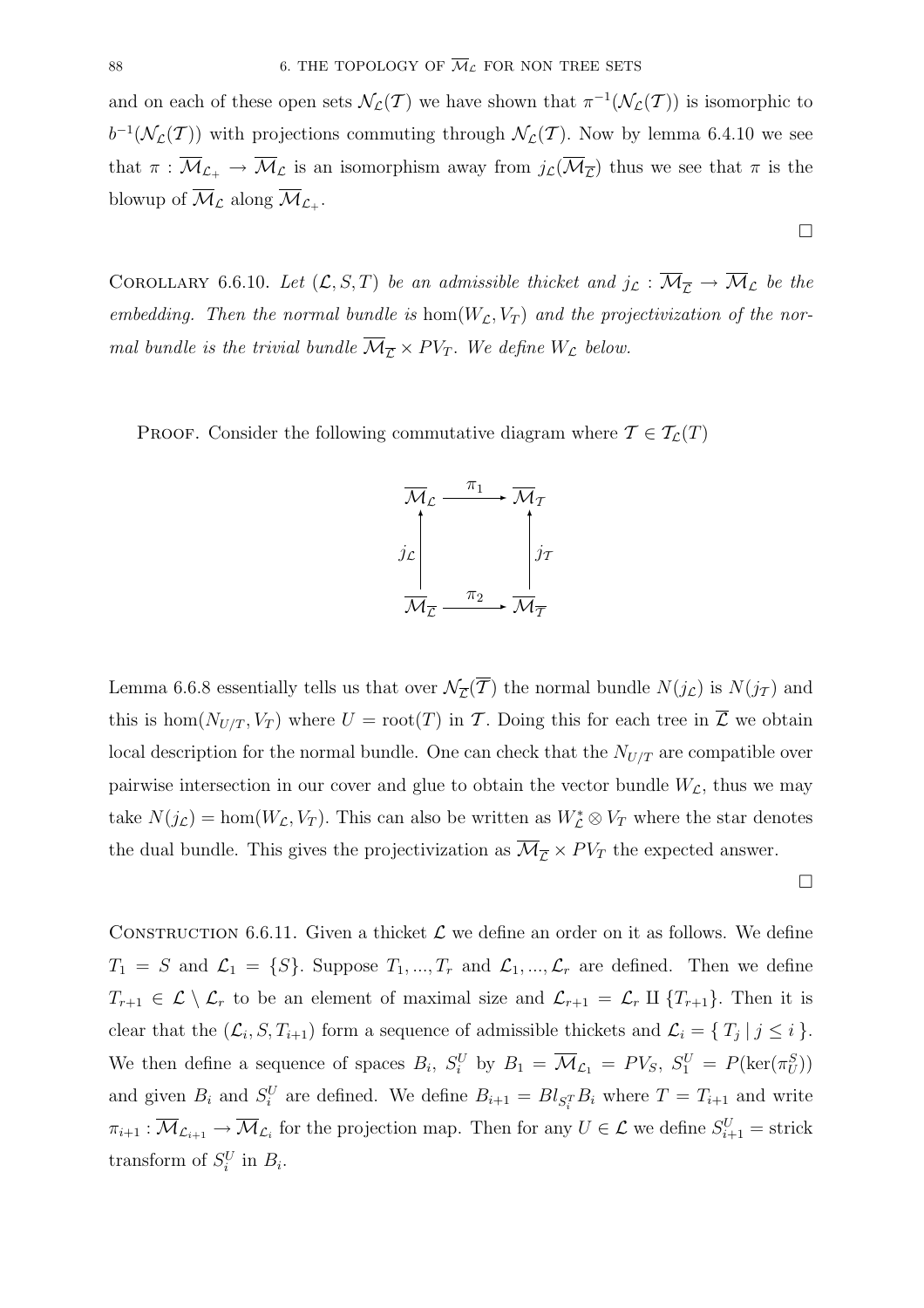and on each of these open sets $\mathcal{N}_{\mathcal{L}}(\mathcal{T})$ we have shown that $\pi^{-1}(\mathcal{N}_{\mathcal{L}}(\mathcal{T}))$ is isomorphic to $b^{-1}(\mathcal{N}_{\mathcal{L}}(\mathcal{T}))$ with projections commuting through $\mathcal{N}_{\mathcal{L}}(\mathcal{T})$. Now by lemma 6.4.10 we see that $\pi : \overline{\mathcal{M}}_{\mathcal{L}_+} \to \overline{\mathcal{M}}_{\mathcal{L}}$ is an isomorphism away from $j_{\mathcal{L}}(\overline{\mathcal{M}}_{\overline{\mathcal{L}}})$ thus we see that $\pi$ is the blowup of $\overline{\mathcal{M}}_{\mathcal{L}}$ along $\overline{\mathcal{M}}_{\mathcal{L}_+}$.

□

Corollary 6.6.10. *Let $(\mathcal{L}, S, T)$ be an admissible thicket and $j_{\mathcal{L}} : \overline{\mathcal{M}}_{\overline{\mathcal{L}}} \to \overline{\mathcal{M}}_{\mathcal{L}}$ be the embedding. Then the normal bundle is* $\hom(W_{\mathcal{L}}, V_T)$ *and the projectivization of the normal bundle is the trivial bundle $\overline{\mathcal{M}}_{\overline{\mathcal{L}}} \times PV_T$. We define $W_{\mathcal{L}}$ below.*

Proof. Consider the following commutative diagram where $\mathcal{T} \in \mathcal{T}_{\mathcal{L}}(T)$

$$
\begin{array}{ccc}
\overline{\mathcal{M}}_{\mathcal{L}} & \xrightarrow{\pi_1} & \overline{\mathcal{M}}_{\mathcal{T}} \\
\uparrow{\scriptstyle j_{\mathcal{L}}} & & \uparrow{\scriptstyle j_{\mathcal{T}}} \\
\overline{\mathcal{M}}_{\overline{\mathcal{L}}} & \xrightarrow{\pi_2} & \overline{\mathcal{M}}_{\overline{\mathcal{T}}}
\end{array}
$$

Lemma 6.6.8 essentially tells us that over $\mathcal{N}_{\overline{\mathcal{L}}}(\overline{\mathcal{T}})$ the normal bundle $N(j_{\mathcal{L}})$ is $N(j_{\mathcal{T}})$ and this is $\hom(N_{U/T}, V_T)$ where $U = \operatorname{root}(T)$ in $\mathcal{T}$. Doing this for each tree in $\overline{\mathcal{L}}$ we obtain local description for the normal bundle. One can check that the $N_{U/T}$ are compatible over pairwise intersection in our cover and glue to obtain the vector bundle $W_{\mathcal{L}}$, thus we may take $N(j_{\mathcal{L}}) = \hom(W_{\mathcal{L}}, V_T)$. This can also be written as $W_{\mathcal{L}}^* \otimes V_T$ where the star denotes the dual bundle. This gives the projectivization as $\overline{\mathcal{M}}_{\overline{\mathcal{L}}} \times PV_T$ the expected answer.

□

Construction 6.6.11. Given a thicket $\mathcal{L}$ we define an order on it as follows. We define $T_1 = S$ and $\mathcal{L}_1 = \{S\}$. Suppose $T_1, ..., T_r$ and $\mathcal{L}_1, ..., \mathcal{L}_r$ are defined. Then we define $T_{r+1} \in \mathcal{L} \setminus \mathcal{L}_r$ to be an element of maximal size and $\mathcal{L}_{r+1} = \mathcal{L}_r \amalg \{T_{r+1}\}$. Then it is clear that the $(\mathcal{L}_i, S, T_{i+1})$ form a sequence of admissible thickets and $\mathcal{L}_i = \{\, T_j \mid j \leq i \,\}$. We then define a sequence of spaces $B_i$, $S_i^U$ by $B_1 = \overline{\mathcal{M}}_{\mathcal{L}_1} = PV_S$, $S_1^U = P(\ker(\pi_U^S))$ and given $B_i$ and $S_i^U$ are defined. We define $B_{i+1} = Bl_{S_i^T} B_i$ where $T = T_{i+1}$ and write $\pi_{i+1} : \overline{\mathcal{M}}_{\mathcal{L}_{i+1}} \to \overline{\mathcal{M}}_{\mathcal{L}_i}$ for the projection map. Then for any $U \in \mathcal{L}$ we define $S_{i+1}^U =$ strick transform of $S_i^U$ in $B_i$.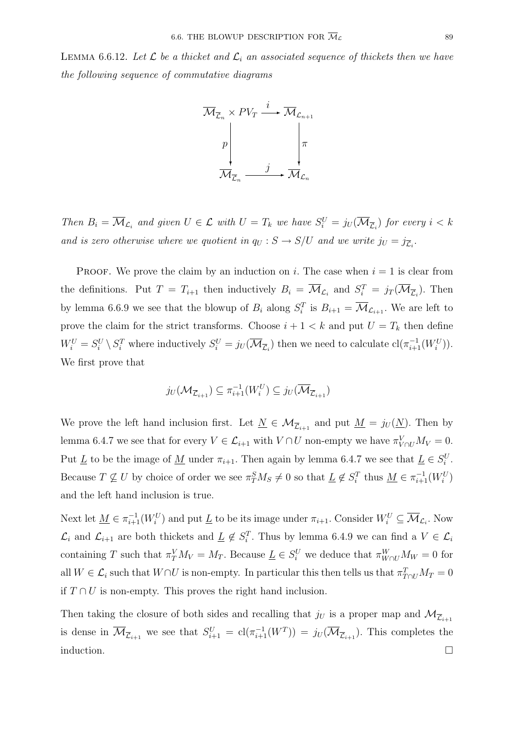LEMMA 6.6.12. *Let $\mathcal{L}$ be a thicket and $\mathcal{L}_i$ an associated sequence of thickets then we have the following sequence of commutative diagrams*

$$\begin{array}{ccc}
\overline{\mathcal{M}}_{\overline{\mathcal{L}}_n} \times PV_T & \xrightarrow{\ i\ } & \overline{\mathcal{M}}_{\mathcal{L}_{n+1}} \\
\Big\downarrow p & & \Big\downarrow \pi \\
\overline{\mathcal{M}}_{\overline{\mathcal{L}}_n} & \xrightarrow{\ j\ } & \overline{\mathcal{M}}_{\mathcal{L}_n}
\end{array}$$

*Then $B_i = \overline{\mathcal{M}}_{\mathcal{L}_i}$ and given $U \in \mathcal{L}$ with $U = T_k$ we have $S_i^U = j_U(\overline{\mathcal{M}}_{\overline{\mathcal{L}}_i})$ for every $i < k$ and is zero otherwise where we quotient in $q_U : S \to S/U$ and we write $j_U = j_{\overline{\mathcal{L}}_i}$.*

PROOF. We prove the claim by an induction on $i$. The case when $i = 1$ is clear from the definitions. Put $T = T_{i+1}$ then inductively $B_i = \overline{\mathcal{M}}_{\mathcal{L}_i}$ and $S_i^T = j_T(\overline{\mathcal{M}}_{\overline{\mathcal{L}}_i})$. Then by lemma 6.6.9 we see that the blowup of $B_i$ along $S_i^T$ is $B_{i+1} = \overline{\mathcal{M}}_{\mathcal{L}_{i+1}}$. We are left to prove the claim for the strict transforms. Choose $i + 1 < k$ and put $U = T_k$ then define $W_i^U = S_i^U \setminus S_i^T$ where inductively $S_i^U = j_U(\overline{\mathcal{M}}_{\overline{\mathcal{L}}_i})$ then we need to calculate $\mathrm{cl}(\pi_{i+1}^{-1}(W_i^U))$. We first prove that

$$j_U(\mathcal{M}_{\overline{\mathcal{L}}_{i+1}}) \subseteq \pi_{i+1}^{-1}(W_i^U) \subseteq j_U(\overline{\mathcal{M}}_{\overline{\mathcal{L}}_{i+1}})$$

We prove the left hand inclusion first. Let $\underline{N} \in \mathcal{M}_{\overline{\mathcal{L}}_{i+1}}$ and put $\underline{M} = j_U(\underline{N})$. Then by lemma 6.4.7 we see that for every $V \in \mathcal{L}_{i+1}$ with $V \cap U$ non-empty we have $\pi_{V\cap U}^V M_V = 0$. Put $\underline{L}$ to be the image of $\underline{M}$ under $\pi_{i+1}$. Then again by lemma 6.4.7 we see that $\underline{L} \in S_i^U$. Because $T \not\subseteq U$ by choice of order we see $\pi_T^S M_S \neq 0$ so that $\underline{L} \notin S_i^T$ thus $\underline{M} \in \pi_{i+1}^{-1}(W_i^U)$ and the left hand inclusion is true.

Next let $\underline{M} \in \pi_{i+1}^{-1}(W_i^U)$ and put $\underline{L}$ to be its image under $\pi_{i+1}$. Consider $W_i^U \subseteq \overline{\mathcal{M}}_{\mathcal{L}_i}$. Now $\mathcal{L}_i$ and $\mathcal{L}_{i+1}$ are both thickets and $\underline{L} \notin S_i^T$. Thus by lemma 6.4.9 we can find a $V \in \mathcal{L}_i$ containing $T$ such that $\pi_T^V M_V = M_T$. Because $\underline{L} \in S_i^U$ we deduce that $\pi_{W\cap U}^W M_W = 0$ for all $W \in \mathcal{L}_i$ such that $W \cap U$ is non-empty. In particular this then tells us that $\pi_{T\cap U}^T M_T = 0$ if $T \cap U$ is non-empty. This proves the right hand inclusion.

Then taking the closure of both sides and recalling that $j_U$ is a proper map and $\mathcal{M}_{\overline{\mathcal{L}}_{i+1}}$ is dense in $\overline{\mathcal{M}}_{\overline{\mathcal{L}}_{i+1}}$ we see that $S_{i+1}^U = \mathrm{cl}(\pi_{i+1}^{-1}(W^T)) = j_U(\overline{\mathcal{M}}_{\overline{\mathcal{L}}_{i+1}})$. This completes the induction. $\square$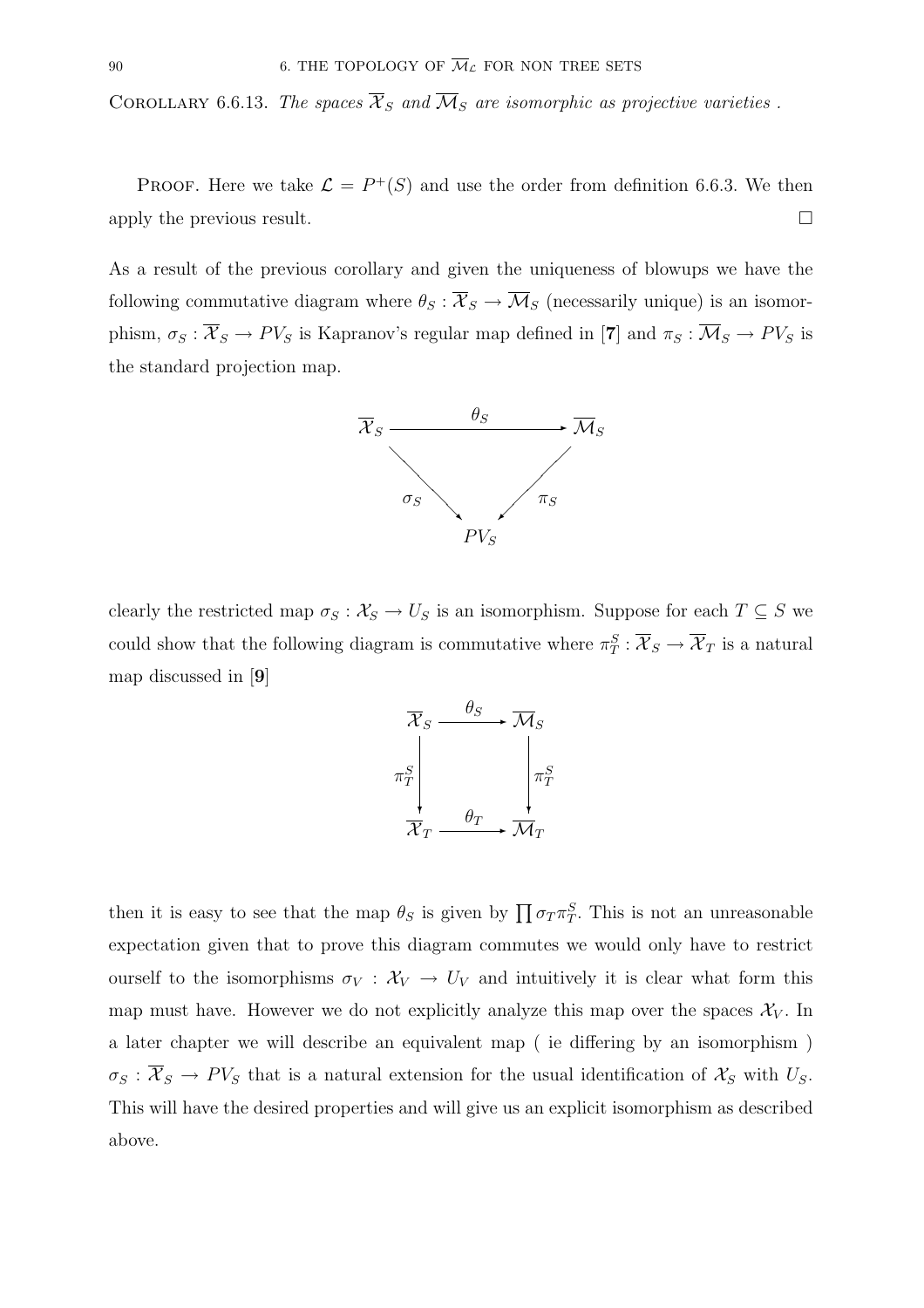COROLLARY 6.6.13. *The spaces $\overline{\mathcal{X}}_S$ and $\overline{\mathcal{M}}_S$ are isomorphic as projective varieties .*

PROOF. Here we take $\mathcal{L} = P^+(S)$ and use the order from definition 6.6.3. We then apply the previous result. $\square$

As a result of the previous corollary and given the uniqueness of blowups we have the following commutative diagram where $\theta_S : \overline{\mathcal{X}}_S \to \overline{\mathcal{M}}_S$ (necessarily unique) is an isomorphism, $\sigma_S : \overline{\mathcal{X}}_S \to PV_S$ is Kapranov's regular map defined in [**7**] and $\pi_S : \overline{\mathcal{M}}_S \to PV_S$ is the standard projection map.

$$\begin{array}{ccc} \overline{\mathcal{X}}_S & \xrightarrow{\theta_S} & \overline{\mathcal{M}}_S \\ & \sigma_S \searrow \quad \swarrow \pi_S & \\ & PV_S & \end{array}$$

clearly the restricted map $\sigma_S : \mathcal{X}_S \to U_S$ is an isomorphism. Suppose for each $T \subseteq S$ we could show that the following diagram is commutative where $\pi^S_T : \overline{\mathcal{X}}_S \to \overline{\mathcal{X}}_T$ is a natural map discussed in [**9**]

$$\begin{array}{ccc} \overline{\mathcal{X}}_S & \xrightarrow{\theta_S} & \overline{\mathcal{M}}_S \\ \Big\downarrow \pi^S_T & & \Big\downarrow \pi^S_T \\ \overline{\mathcal{X}}_T & \xrightarrow{\theta_T} & \overline{\mathcal{M}}_T \end{array}$$

then it is easy to see that the map $\theta_S$ is given by $\prod \sigma_T \pi^S_T$. This is not an unreasonable expectation given that to prove this diagram commutes we would only have to restrict ourself to the isomorphisms $\sigma_V : \mathcal{X}_V \to U_V$ and intuitively it is clear what form this map must have. However we do not explicitly analyze this map over the spaces $\mathcal{X}_V$. In a later chapter we will describe an equivalent map ( ie differing by an isomorphism ) $\sigma_S : \overline{\mathcal{X}}_S \to PV_S$ that is a natural extension for the usual identification of $\mathcal{X}_S$ with $U_S$. This will have the desired properties and will give us an explicit isomorphism as described above.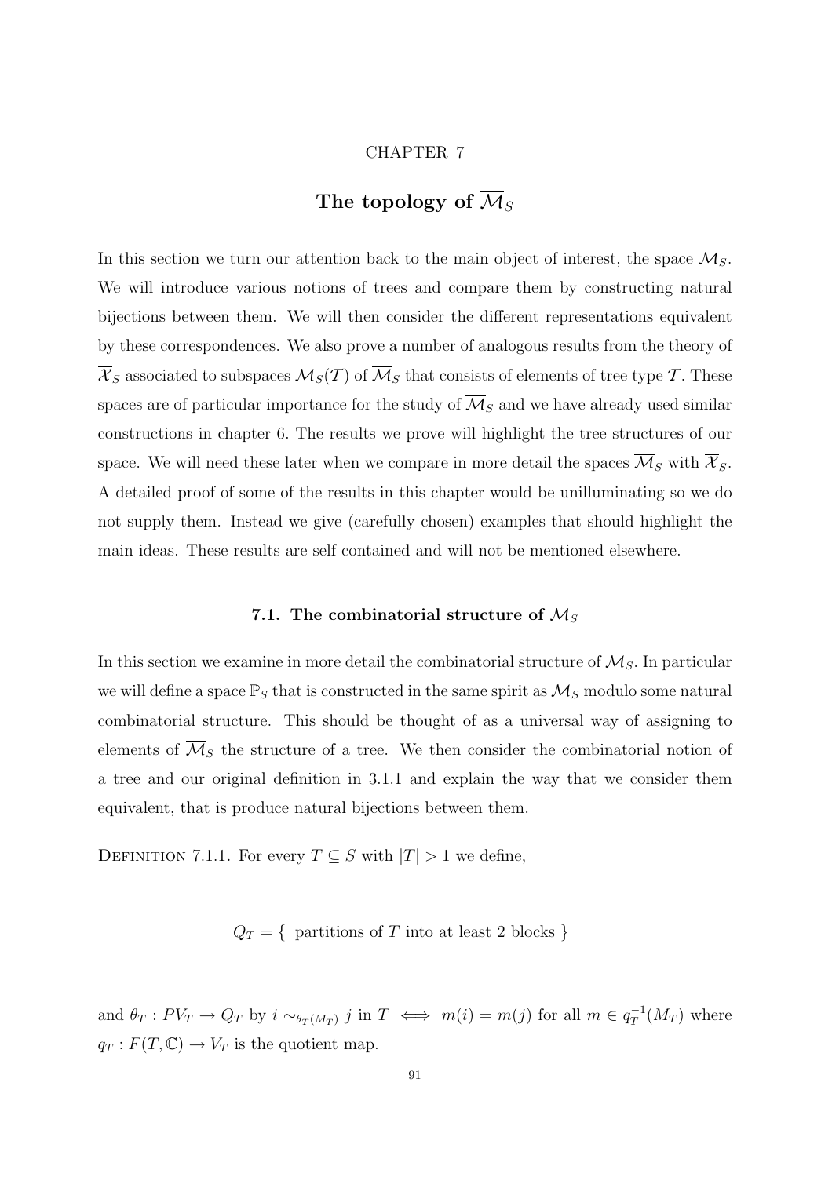CHAPTER 7

# The topology of $\overline{\mathcal{M}}_S$

In this section we turn our attention back to the main object of interest, the space $\overline{\mathcal{M}}_S$. We will introduce various notions of trees and compare them by constructing natural bijections between them. We will then consider the different representations equivalent by these correspondences. We also prove a number of analogous results from the theory of $\overline{\mathcal{X}}_S$ associated to subspaces $\mathcal{M}_S(\mathcal{T})$ of $\overline{\mathcal{M}}_S$ that consists of elements of tree type $\mathcal{T}$. These spaces are of particular importance for the study of $\overline{\mathcal{M}}_S$ and we have already used similar constructions in chapter 6. The results we prove will highlight the tree structures of our space. We will need these later when we compare in more detail the spaces $\overline{\mathcal{M}}_S$ with $\overline{\mathcal{X}}_S$. A detailed proof of some of the results in this chapter would be unilluminating so we do not supply them. Instead we give (carefully chosen) examples that should highlight the main ideas. These results are self contained and will not be mentioned elsewhere.

## 7.1. The combinatorial structure of $\overline{\mathcal{M}}_S$

In this section we examine in more detail the combinatorial structure of $\overline{\mathcal{M}}_S$. In particular we will define a space $\mathbb{P}_S$ that is constructed in the same spirit as $\overline{\mathcal{M}}_S$ modulo some natural combinatorial structure. This should be thought of as a universal way of assigning to elements of $\overline{\mathcal{M}}_S$ the structure of a tree. We then consider the combinatorial notion of a tree and our original definition in 3.1.1 and explain the way that we consider them equivalent, that is produce natural bijections between them.

DEFINITION 7.1.1. For every $T \subseteq S$ with $|T| > 1$ we define,

$$Q_T = \{ \text{ partitions of } T \text{ into at least 2 blocks } \}$$

and $\theta_T : PV_T \to Q_T$ by $i \sim_{\theta_T(M_T)} j$ in $T \iff m(i) = m(j)$ for all $m \in q_T^{-1}(M_T)$ where $q_T : F(T, \mathbb{C}) \to V_T$ is the quotient map.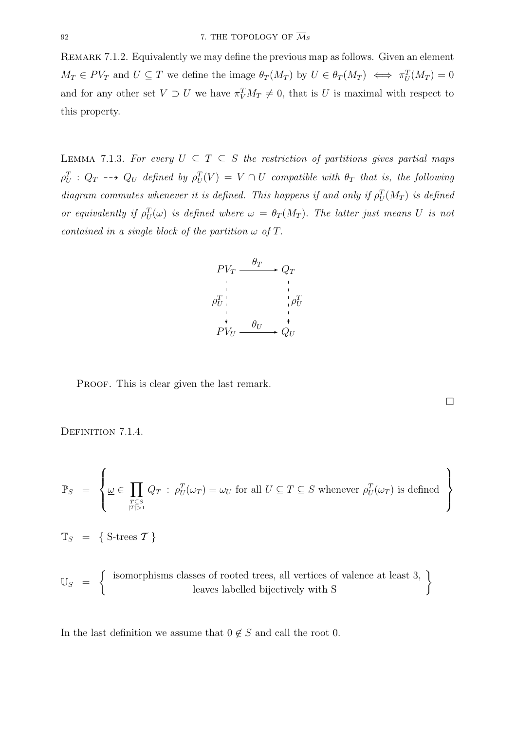REMARK 7.1.2. Equivalently we may define the previous map as follows. Given an element $M_T \in PV_T$ and $U \subseteq T$ we define the image $\theta_T(M_T)$ by $U \in \theta_T(M_T) \iff \pi_U^T(M_T) = 0$ and for any other set $V \supset U$ we have $\pi_V^T M_T \neq 0$, that is $U$ is maximal with respect to this property.

LEMMA 7.1.3. *For every $U \subseteq T \subseteq S$ the restriction of partitions gives partial maps $\rho_U^T : Q_T \dashrightarrow Q_U$ defined by $\rho_U^T(V) = V \cap U$ compatible with $\theta_T$ that is, the following diagram commutes whenever it is defined. This happens if and only if $\rho_U^T(M_T)$ is defined or equivalently if $\rho_U^T(\omega)$ is defined where $\omega = \theta_T(M_T)$. The latter just means $U$ is not contained in a single block of the partition $\omega$ of $T$.*

$$\begin{array}{ccc} PV_T & \xrightarrow{\theta_T} & Q_T \\ \rho_U^T \Big\downarrow & & \Big\downarrow \rho_U^T \\ PV_U & \xrightarrow{\theta_U} & Q_U \end{array}$$

PROOF. This is clear given the last remark. □

DEFINITION 7.1.4.

$$\mathbb{P}_S = \left\{ \underline{\omega} \in \prod_{\substack{T \subseteq S \\ |T|>1}} Q_T \; : \; \rho_U^T(\omega_T) = \omega_U \text{ for all } U \subseteq T \subseteq S \text{ whenever } \rho_U^T(\omega_T) \text{ is defined} \right\}$$

$$\mathbb{T}_S = \{ \text{ S-trees } \mathcal{T} \}$$

$$\mathbb{U}_S = \left\{ \begin{array}{c} \text{isomorphisms classes of rooted trees, all vertices of valence at least 3,} \\ \text{leaves labelled bijectively with S} \end{array} \right\}$$

In the last definition we assume that $0 \notin S$ and call the root 0.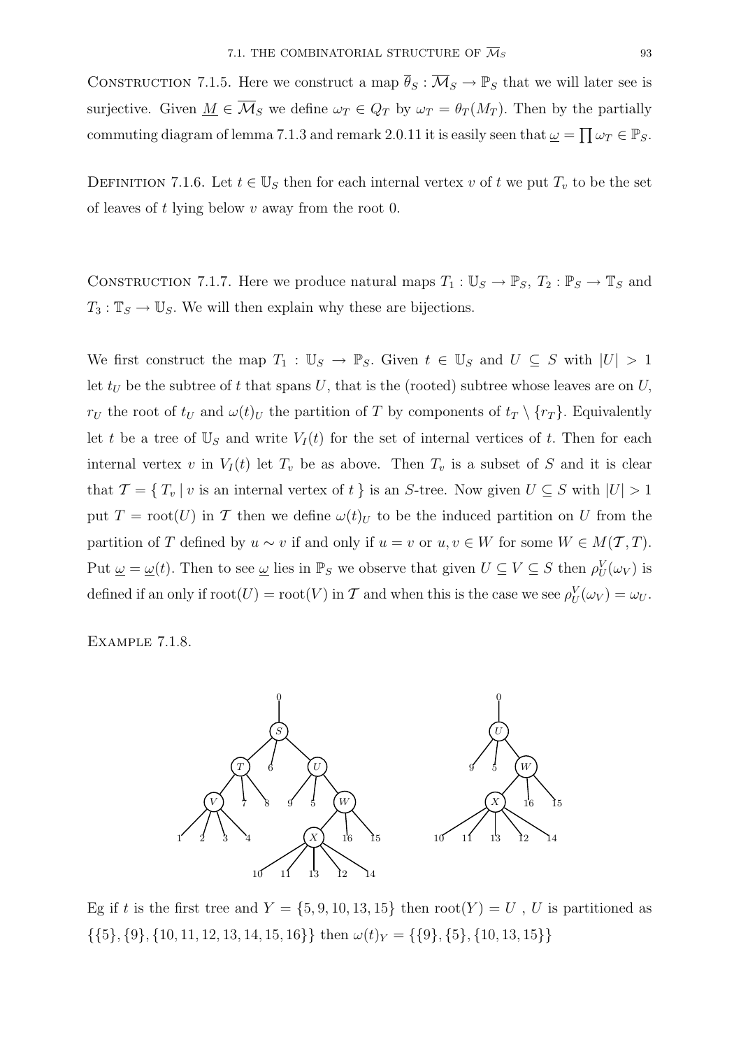Construction 7.1.5. Here we construct a map $\overline{\theta}_S : \overline{\mathcal{M}}_S \to \mathbb{P}_S$ that we will later see is surjective. Given $\underline{M} \in \overline{\mathcal{M}}_S$ we define $\omega_T \in Q_T$ by $\omega_T = \theta_T(M_T)$. Then by the partially commuting diagram of lemma 7.1.3 and remark 2.0.11 it is easily seen that $\underline{\omega} = \prod \omega_T \in \mathbb{P}_S$.

Definition 7.1.6. Let $t \in \mathbb{U}_S$ then for each internal vertex $v$ of $t$ we put $T_v$ to be the set of leaves of $t$ lying below $v$ away from the root 0.

Construction 7.1.7. Here we produce natural maps $T_1 : \mathbb{U}_S \to \mathbb{P}_S$, $T_2 : \mathbb{P}_S \to \mathbb{T}_S$ and $T_3 : \mathbb{T}_S \to \mathbb{U}_S$. We will then explain why these are bijections.

We first construct the map $T_1 : \mathbb{U}_S \to \mathbb{P}_S$. Given $t \in \mathbb{U}_S$ and $U \subseteq S$ with $|U| > 1$ let $t_U$ be the subtree of $t$ that spans $U$, that is the (rooted) subtree whose leaves are on $U$, $r_U$ the root of $t_U$ and $\omega(t)_U$ the partition of $T$ by components of $t_T \setminus \{r_T\}$. Equivalently let $t$ be a tree of $\mathbb{U}_S$ and write $V_I(t)$ for the set of internal vertices of $t$. Then for each internal vertex $v$ in $V_I(t)$ let $T_v$ be as above. Then $T_v$ is a subset of $S$ and it is clear that $\mathcal{T} = \{ T_v \mid v \text{ is an internal vertex of } t \}$ is an $S$-tree. Now given $U \subseteq S$ with $|U| > 1$ put $T = \text{root}(U)$ in $\mathcal{T}$ then we define $\omega(t)_U$ to be the induced partition on $U$ from the partition of $T$ defined by $u \sim v$ if and only if $u = v$ or $u, v \in W$ for some $W \in M(\mathcal{T}, T)$. Put $\underline{\omega} = \underline{\omega}(t)$. Then to see $\underline{\omega}$ lies in $\mathbb{P}_S$ we observe that given $U \subseteq V \subseteq S$ then $\rho^V_U(\omega_V)$ is defined if an only if $\text{root}(U) = \text{root}(V)$ in $\mathcal{T}$ and when this is the case we see $\rho^V_U(\omega_V) = \omega_U$.

Example 7.1.8.

Eg if $t$ is the first tree and $Y = \{5, 9, 10, 13, 15\}$ then $\text{root}(Y) = U$ , $U$ is partitioned as $\{\{5\}, \{9\}, \{10, 11, 12, 13, 14, 15, 16\}\}$ then $\omega(t)_Y = \{\{9\}, \{5\}, \{10, 13, 15\}\}$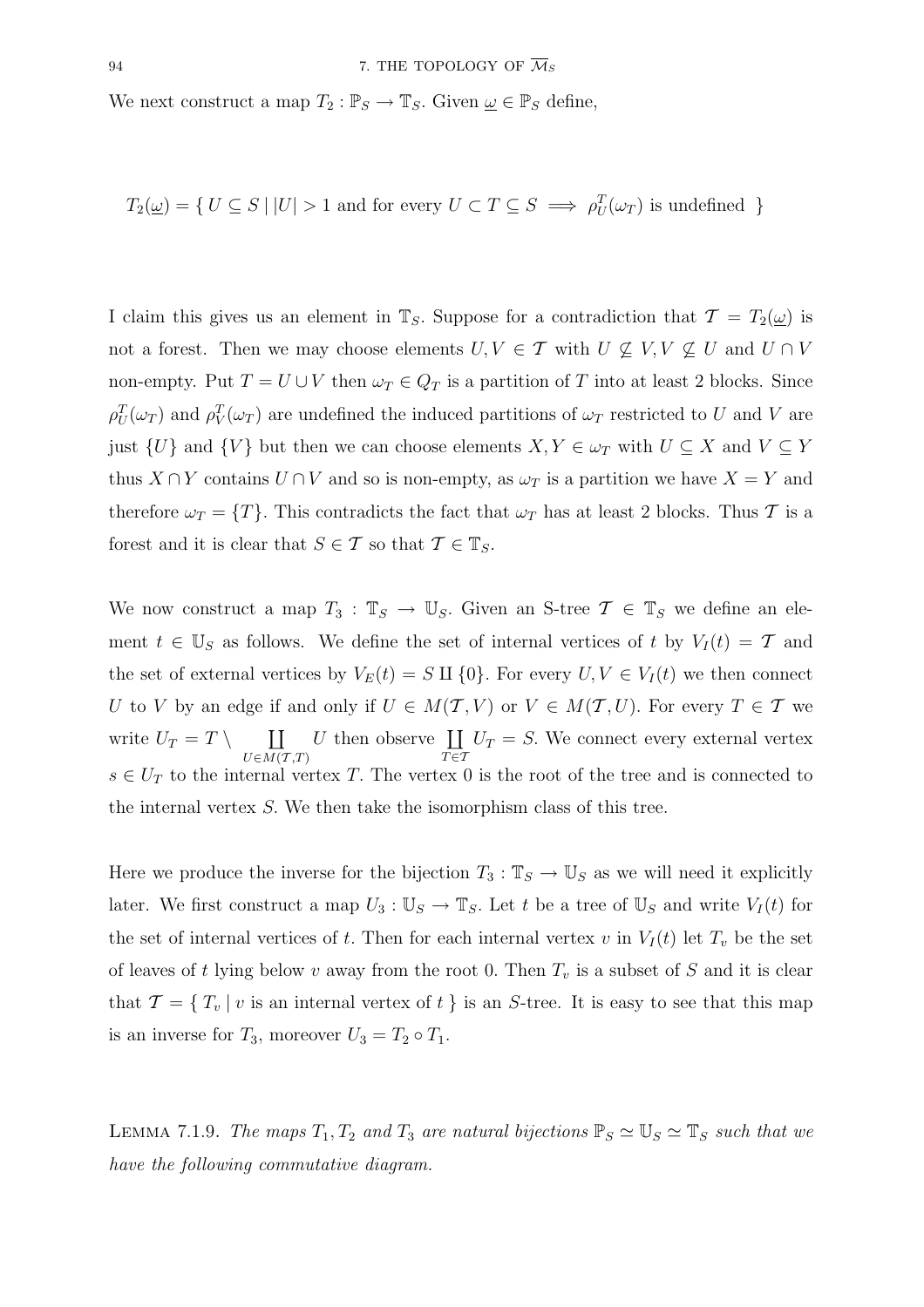We next construct a map $T_2 : \mathbb{P}_S \to \mathbb{T}_S$. Given $\underline{\omega} \in \mathbb{P}_S$ define,

$$T_2(\underline{\omega}) = \{ \, U \subseteq S \mid |U| > 1 \text{ and for every } U \subset T \subseteq S \implies \rho^T_U(\omega_T) \text{ is undefined } \}$$

I claim this gives us an element in $\mathbb{T}_S$. Suppose for a contradiction that $\mathcal{T} = T_2(\underline{\omega})$ is not a forest. Then we may choose elements $U, V \in \mathcal{T}$ with $U \not\subseteq V, V \not\subseteq U$ and $U \cap V$ non-empty. Put $T = U \cup V$ then $\omega_T \in Q_T$ is a partition of $T$ into at least 2 blocks. Since $\rho^T_U(\omega_T)$ and $\rho^T_V(\omega_T)$ are undefined the induced partitions of $\omega_T$ restricted to $U$ and $V$ are just $\{U\}$ and $\{V\}$ but then we can choose elements $X, Y \in \omega_T$ with $U \subseteq X$ and $V \subseteq Y$ thus $X \cap Y$ contains $U \cap V$ and so is non-empty, as $\omega_T$ is a partition we have $X = Y$ and therefore $\omega_T = \{T\}$. This contradicts the fact that $\omega_T$ has at least 2 blocks. Thus $\mathcal{T}$ is a forest and it is clear that $S \in \mathcal{T}$ so that $\mathcal{T} \in \mathbb{T}_S$.

We now construct a map $T_3 : \mathbb{T}_S \to \mathbb{U}_S$. Given an S-tree $\mathcal{T} \in \mathbb{T}_S$ we define an element $t \in \mathbb{U}_S$ as follows. We define the set of internal vertices of $t$ by $V_I(t) = \mathcal{T}$ and the set of external vertices by $V_E(t) = S \amalg \{0\}$. For every $U, V \in V_I(t)$ we then connect $U$ to $V$ by an edge if and only if $U \in M(\mathcal{T}, V)$ or $V \in M(\mathcal{T}, U)$. For every $T \in \mathcal{T}$ we write $U_T = T \setminus \coprod_{U \in M(\mathcal{T},T)} U$ then observe $\coprod_{T \in \mathcal{T}} U_T = S$. We connect every external vertex $s \in U_T$ to the internal vertex $T$. The vertex $0$ is the root of the tree and is connected to the internal vertex $S$. We then take the isomorphism class of this tree.

Here we produce the inverse for the bijection $T_3 : \mathbb{T}_S \to \mathbb{U}_S$ as we will need it explicitly later. We first construct a map $U_3 : \mathbb{U}_S \to \mathbb{T}_S$. Let $t$ be a tree of $\mathbb{U}_S$ and write $V_I(t)$ for the set of internal vertices of $t$. Then for each internal vertex $v$ in $V_I(t)$ let $T_v$ be the set of leaves of $t$ lying below $v$ away from the root $0$. Then $T_v$ is a subset of $S$ and it is clear that $\mathcal{T} = \{ \, T_v \mid v \text{ is an internal vertex of } t \, \}$ is an $S$-tree. It is easy to see that this map is an inverse for $T_3$, moreover $U_3 = T_2 \circ T_1$.

Lemma 7.1.9. *The maps $T_1, T_2$ and $T_3$ are natural bijections $\mathbb{P}_S \simeq \mathbb{U}_S \simeq \mathbb{T}_S$ such that we have the following commutative diagram.*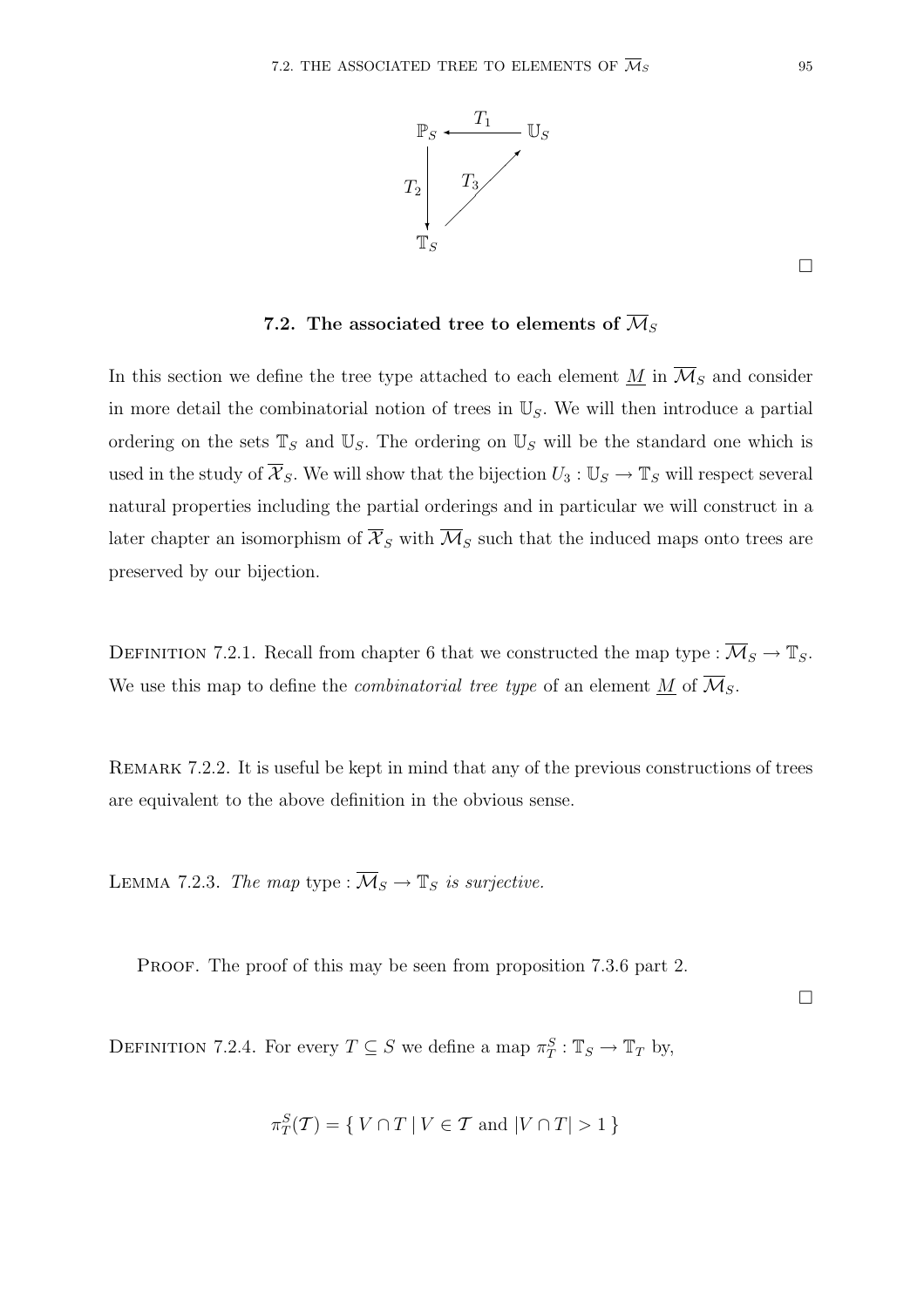$$
\begin{array}{ccc}
\mathbb{P}_S & \xleftarrow{T_1} & \mathbb{U}_S \\
{\scriptstyle T_2}\downarrow & \overset{T_3}{\nearrow} & \\
\mathbb{T}_S & &
\end{array}
$$

□

## 7.2. The associated tree to elements of $\overline{\mathcal{M}}_S$

In this section we define the tree type attached to each element $\underline{M}$ in $\overline{\mathcal{M}}_S$ and consider in more detail the combinatorial notion of trees in $\mathbb{U}_S$. We will then introduce a partial ordering on the sets $\mathbb{T}_S$ and $\mathbb{U}_S$. The ordering on $\mathbb{U}_S$ will be the standard one which is used in the study of $\overline{\mathcal{X}}_S$. We will show that the bijection $U_3 : \mathbb{U}_S \to \mathbb{T}_S$ will respect several natural properties including the partial orderings and in particular we will construct in a later chapter an isomorphism of $\overline{\mathcal{X}}_S$ with $\overline{\mathcal{M}}_S$ such that the induced maps onto trees are preserved by our bijection.

Definition 7.2.1. Recall from chapter 6 that we constructed the map type : $\overline{\mathcal{M}}_S \to \mathbb{T}_S$. We use this map to define the *combinatorial tree type* of an element $\underline{M}$ of $\overline{\mathcal{M}}_S$.

Remark 7.2.2. It is useful be kept in mind that any of the previous constructions of trees are equivalent to the above definition in the obvious sense.

Lemma 7.2.3. *The map* type : $\overline{\mathcal{M}}_S \to \mathbb{T}_S$ *is surjective.*

Proof. The proof of this may be seen from proposition 7.3.6 part 2.

□

Definition 7.2.4. For every $T \subseteq S$ we define a map $\pi^S_T : \mathbb{T}_S \to \mathbb{T}_T$ by,

$$\pi^S_T(\mathcal{T}) = \{\, V \cap T \mid V \in \mathcal{T} \text{ and } |V \cap T| > 1 \,\}$$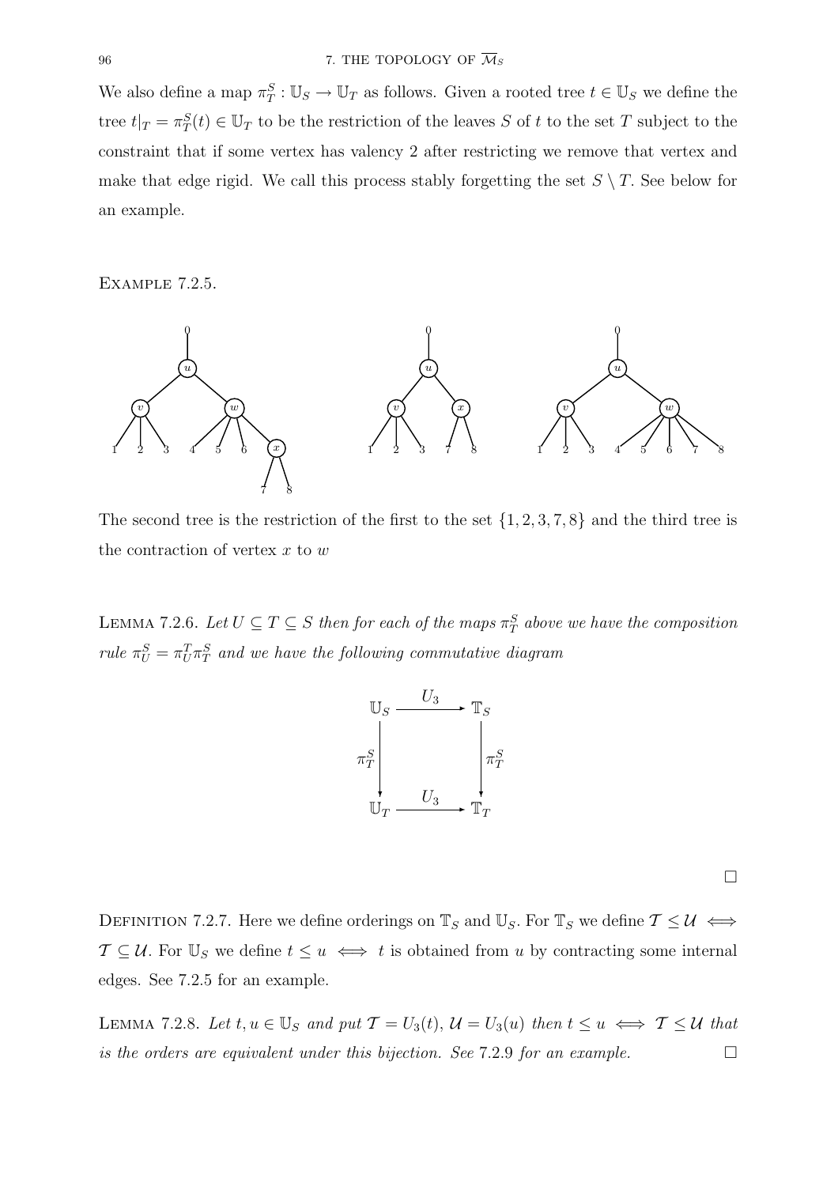We also define a map $\pi^S_T : \mathbb{U}_S \to \mathbb{U}_T$ as follows. Given a rooted tree $t \in \mathbb{U}_S$ we define the tree $t|_T = \pi^S_T(t) \in \mathbb{U}_T$ to be the restriction of the leaves $S$ of $t$ to the set $T$ subject to the constraint that if some vertex has valency 2 after restricting we remove that vertex and make that edge rigid. We call this process stably forgetting the set $S \setminus T$. See below for an example.

EXAMPLE 7.2.5.

The second tree is the restriction of the first to the set $\{1, 2, 3, 7, 8\}$ and the third tree is the contraction of vertex $x$ to $w$

LEMMA 7.2.6. *Let $U \subseteq T \subseteq S$ then for each of the maps $\pi^S_T$ above we have the composition rule $\pi^S_U = \pi^T_U \pi^S_T$ and we have the following commutative diagram*

$$\begin{array}{ccc} \mathbb{U}_S & \xrightarrow{U_3} & \mathbb{T}_S \\ {\scriptstyle \pi^S_T}\downarrow & & \downarrow{\scriptstyle \pi^S_T} \\ \mathbb{U}_T & \xrightarrow{U_3} & \mathbb{T}_T \end{array}$$

□

DEFINITION 7.2.7. Here we define orderings on $\mathbb{T}_S$ and $\mathbb{U}_S$. For $\mathbb{T}_S$ we define $\mathcal{T} \leq \mathcal{U} \iff \mathcal{T} \subseteq \mathcal{U}$. For $\mathbb{U}_S$ we define $t \leq u \iff t$ is obtained from $u$ by contracting some internal edges. See 7.2.5 for an example.

LEMMA 7.2.8. *Let $t, u \in \mathbb{U}_S$ and put $\mathcal{T} = U_3(t)$, $\mathcal{U} = U_3(u)$ then $t \leq u \iff \mathcal{T} \leq \mathcal{U}$ that is the orders are equivalent under this bijection. See* 7.2.9 *for an example.* □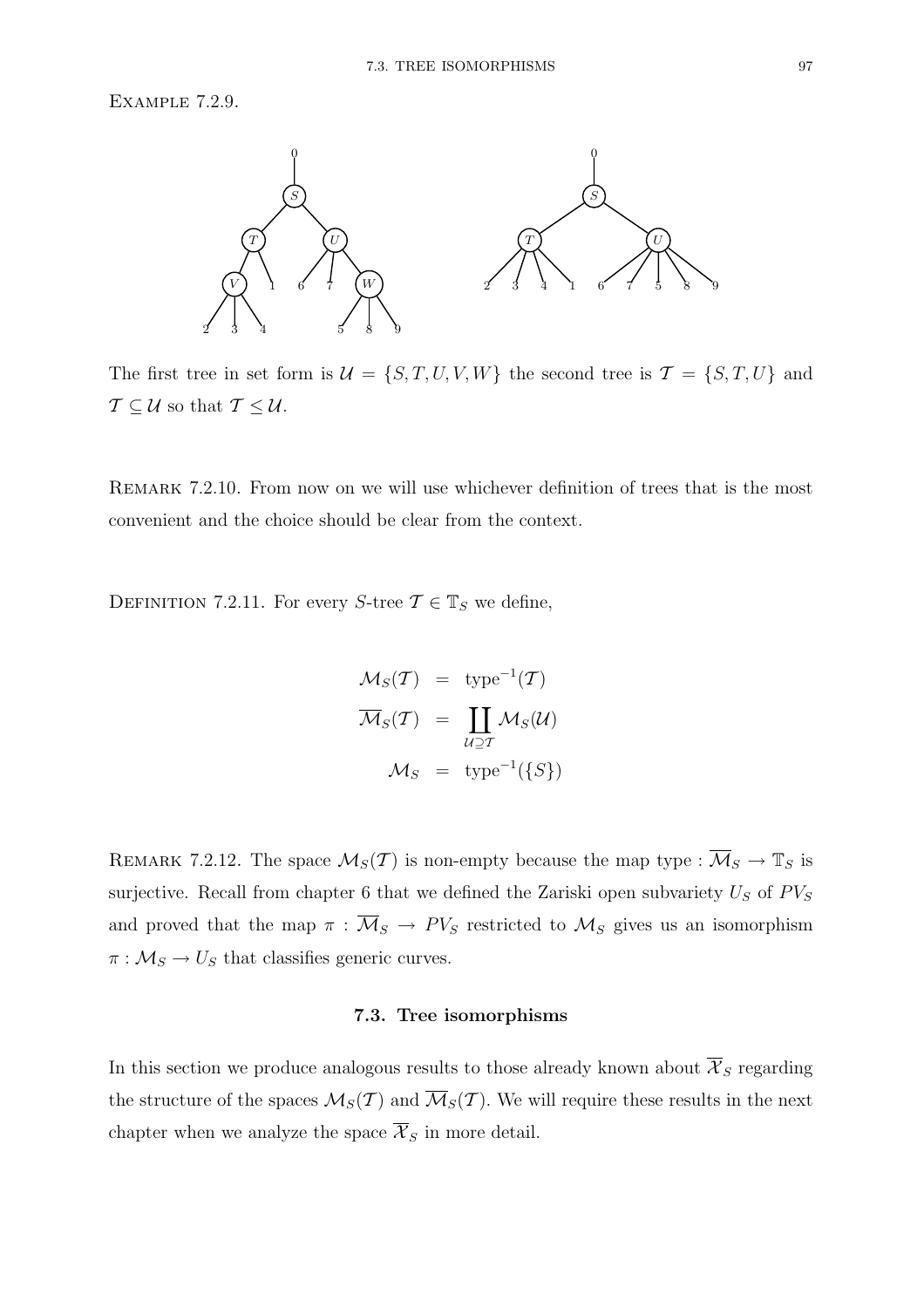Example 7.2.9.

The first tree in set form is $\mathcal{U} = \{S, T, U, V, W\}$ the second tree is $\mathcal{T} = \{S, T, U\}$ and $\mathcal{T} \subseteq \mathcal{U}$ so that $\mathcal{T} \leq \mathcal{U}$.

Remark 7.2.10. From now on we will use whichever definition of trees that is the most convenient and the choice should be clear from the context.

Definition 7.2.11. For every $S$-tree $\mathcal{T} \in \mathbb{T}_S$ we define,

$$
\begin{aligned}
\mathcal{M}_S(\mathcal{T}) &= \text{type}^{-1}(\mathcal{T}) \\
\overline{\mathcal{M}}_S(\mathcal{T}) &= \coprod_{\mathcal{U} \supseteq \mathcal{T}} \mathcal{M}_S(\mathcal{U}) \\
\mathcal{M}_S &= \text{type}^{-1}(\{S\})
\end{aligned}
$$

Remark 7.2.12. The space $\mathcal{M}_S(\mathcal{T})$ is non-empty because the map type : $\overline{\mathcal{M}}_S \to \mathbb{T}_S$ is surjective. Recall from chapter 6 that we defined the Zariski open subvariety $U_S$ of $PV_S$ and proved that the map $\pi : \overline{\mathcal{M}}_S \to PV_S$ restricted to $\mathcal{M}_S$ gives us an isomorphism $\pi : \mathcal{M}_S \to U_S$ that classifies generic curves.

## 7.3. Tree isomorphisms

In this section we produce analogous results to those already known about $\overline{\mathcal{X}}_S$ regarding the structure of the spaces $\mathcal{M}_S(\mathcal{T})$ and $\overline{\mathcal{M}}_S(\mathcal{T})$. We will require these results in the next chapter when we analyze the space $\overline{\mathcal{X}}_S$ in more detail.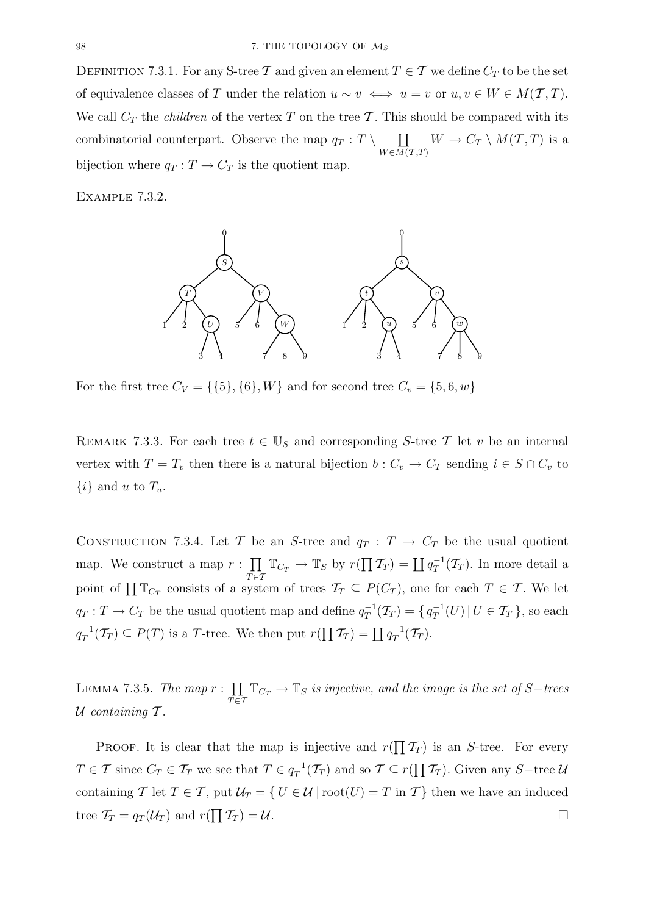DEFINITION 7.3.1. For any S-tree $\mathcal{T}$ and given an element $T \in \mathcal{T}$ we define $C_T$ to be the set of equivalence classes of $T$ under the relation $u \sim v \iff u = v$ or $u, v \in W \in M(\mathcal{T}, T)$. We call $C_T$ the *children* of the vertex $T$ on the tree $\mathcal{T}$. This should be compared with its combinatorial counterpart. Observe the map $q_T : T \setminus \coprod_{W \in M(\mathcal{T},T)} W \to C_T \setminus M(\mathcal{T}, T)$ is a bijection where $q_T : T \to C_T$ is the quotient map.

EXAMPLE 7.3.2.

For the first tree $C_V = \{\{5\}, \{6\}, W\}$ and for second tree $C_v = \{5, 6, w\}$

REMARK 7.3.3. For each tree $t \in \mathbb{U}_S$ and corresponding $S$-tree $\mathcal{T}$ let $v$ be an internal vertex with $T = T_v$ then there is a natural bijection $b : C_v \to C_T$ sending $i \in S \cap C_v$ to $\{i\}$ and $u$ to $T_u$.

CONSTRUCTION 7.3.4. Let $\mathcal{T}$ be an $S$-tree and $q_T : T \to C_T$ be the usual quotient map. We construct a map $r : \prod_{T \in \mathcal{T}} \mathbb{T}_{C_T} \to \mathbb{T}_S$ by $r(\prod \mathcal{T}_T) = \coprod q_T^{-1}(\mathcal{T}_T)$. In more detail a point of $\prod \mathbb{T}_{C_T}$ consists of a system of trees $\mathcal{T}_T \subseteq P(C_T)$, one for each $T \in \mathcal{T}$. We let $q_T : T \to C_T$ be the usual quotient map and define $q_T^{-1}(\mathcal{T}_T) = \{\, q_T^{-1}(U) \,|\, U \in \mathcal{T}_T \,\}$, so each $q_T^{-1}(\mathcal{T}_T) \subseteq P(T)$ is a $T$-tree. We then put $r(\prod \mathcal{T}_T) = \coprod q_T^{-1}(\mathcal{T}_T)$.

LEMMA 7.3.5. *The map* $r : \prod_{T \in \mathcal{T}} \mathbb{T}_{C_T} \to \mathbb{T}_S$ *is injective, and the image is the set of* $S-$*trees* $\mathcal{U}$ *containing* $\mathcal{T}$.

PROOF. It is clear that the map is injective and $r(\prod \mathcal{T}_T)$ is an $S$-tree. For every $T \in \mathcal{T}$ since $C_T \in \mathcal{T}_T$ we see that $T \in q_T^{-1}(\mathcal{T}_T)$ and so $\mathcal{T} \subseteq r(\prod \mathcal{T}_T)$. Given any $S-$tree $\mathcal{U}$ containing $\mathcal{T}$ let $T \in \mathcal{T}$, put $\mathcal{U}_T = \{\, U \in \mathcal{U} \,|\, \mathrm{root}(U) = T \text{ in } \mathcal{T} \,\}$ then we have an induced tree $\mathcal{T}_T = q_T(\mathcal{U}_T)$ and $r(\prod \mathcal{T}_T) = \mathcal{U}$. $\square$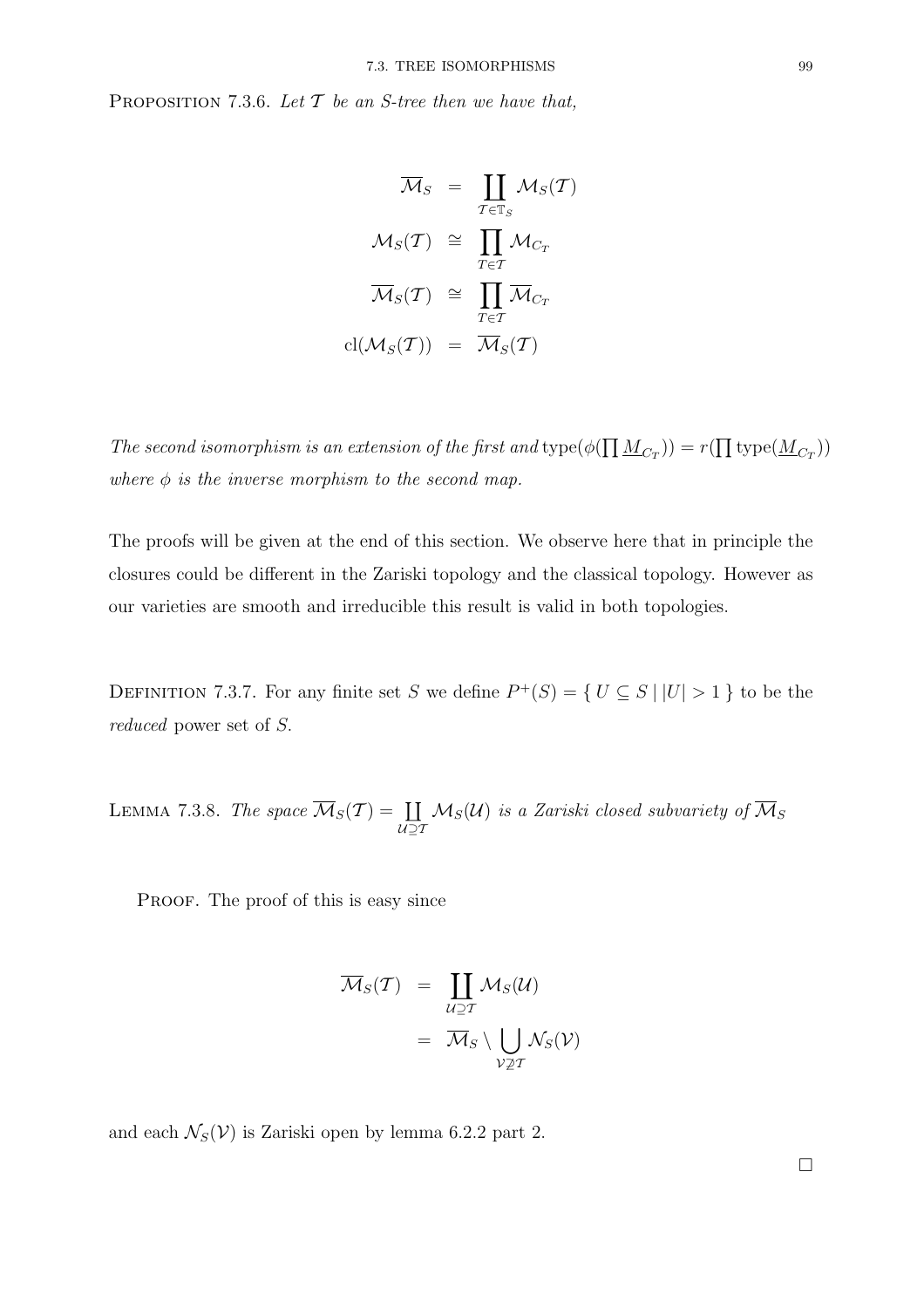Proposition 7.3.6. *Let $\mathcal{T}$ be an S-tree then we have that,*

$$
\begin{aligned}
\overline{\mathcal{M}}_S &= \coprod_{\mathcal{T} \in \mathbb{T}_S} \mathcal{M}_S(\mathcal{T}) \\
\mathcal{M}_S(\mathcal{T}) &\cong \prod_{T \in \mathcal{T}} \mathcal{M}_{C_T} \\
\overline{\mathcal{M}}_S(\mathcal{T}) &\cong \prod_{T \in \mathcal{T}} \overline{\mathcal{M}}_{C_T} \\
\mathrm{cl}(\mathcal{M}_S(\mathcal{T})) &= \overline{\mathcal{M}}_S(\mathcal{T})
\end{aligned}
$$

*The second isomorphism is an extension of the first and* $\mathrm{type}(\phi(\prod \underline{M}_{C_T})) = r(\prod \mathrm{type}(\underline{M}_{C_T}))$ *where $\phi$ is the inverse morphism to the second map.*

The proofs will be given at the end of this section. We observe here that in principle the closures could be different in the Zariski topology and the classical topology. However as our varieties are smooth and irreducible this result is valid in both topologies.

Definition 7.3.7. For any finite set $S$ we define $P^+(S) = \{ U \subseteq S \mid |U| > 1 \}$ to be the *reduced* power set of $S$.

Lemma 7.3.8. *The space $\overline{\mathcal{M}}_S(\mathcal{T}) = \coprod_{\mathcal{U} \supseteq \mathcal{T}} \mathcal{M}_S(\mathcal{U})$ is a Zariski closed subvariety of $\overline{\mathcal{M}}_S$*

Proof. The proof of this is easy since

$$
\begin{aligned}
\overline{\mathcal{M}}_S(\mathcal{T}) &= \coprod_{\mathcal{U} \supseteq \mathcal{T}} \mathcal{M}_S(\mathcal{U}) \\
&= \overline{\mathcal{M}}_S \setminus \bigcup_{\mathcal{V} \not\supseteq \mathcal{T}} \mathcal{N}_S(\mathcal{V})
\end{aligned}
$$

and each $\mathcal{N}_S(\mathcal{V})$ is Zariski open by lemma 6.2.2 part 2.

□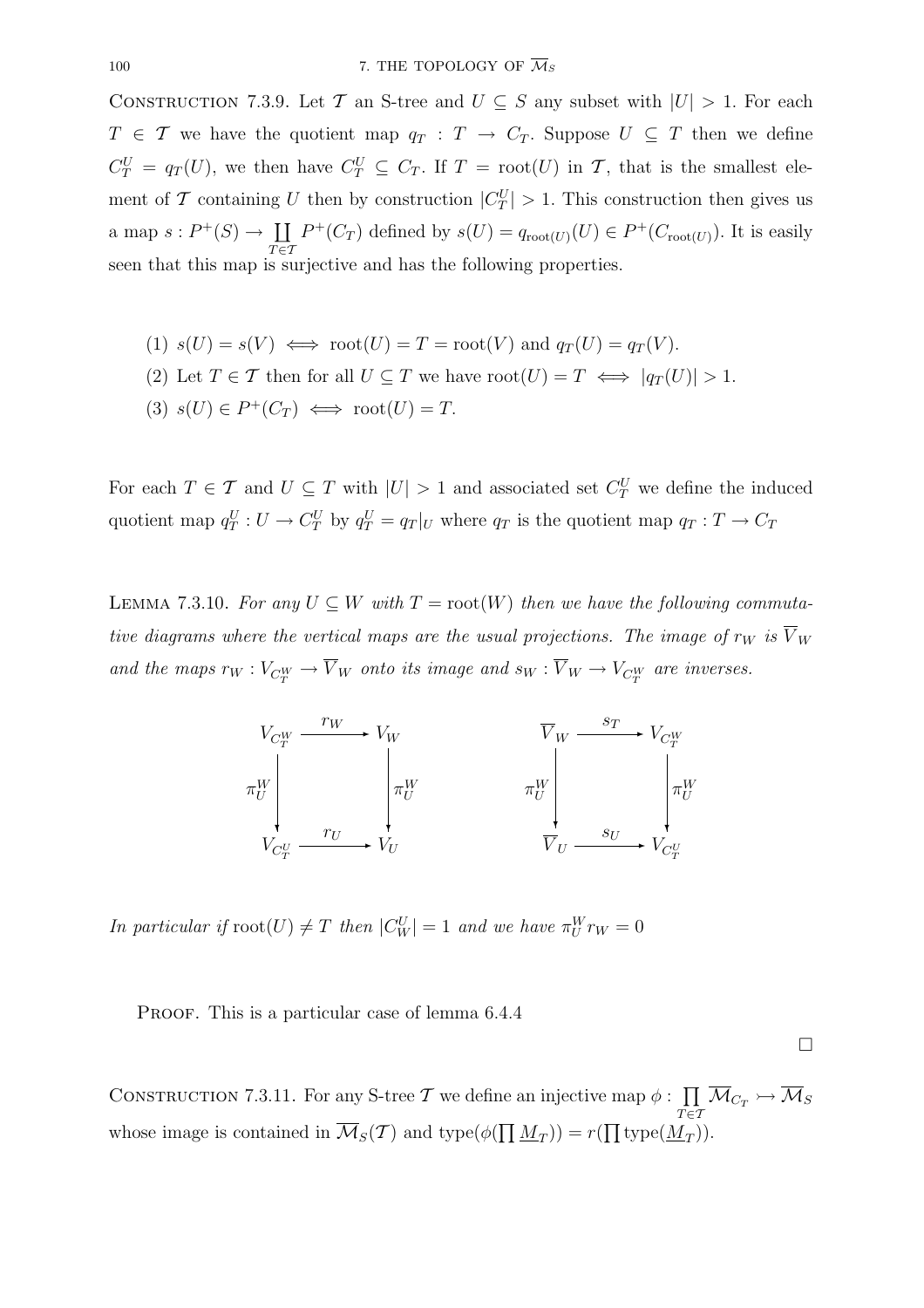CONSTRUCTION 7.3.9. Let $\mathcal{T}$ an S-tree and $U \subseteq S$ any subset with $|U| > 1$. For each $T \in \mathcal{T}$ we have the quotient map $q_T : T \to C_T$. Suppose $U \subseteq T$ then we define $C_T^U = q_T(U)$, we then have $C_T^U \subseteq C_T$. If $T = \text{root}(U)$ in $\mathcal{T}$, that is the smallest element of $\mathcal{T}$ containing $U$ then by construction $|C_T^U| > 1$. This construction then gives us a map $s : P^+(S) \to \coprod_{T \in \mathcal{T}} P^+(C_T)$ defined by $s(U) = q_{\text{root}(U)}(U) \in P^+(C_{\text{root}(U)})$. It is easily seen that this map is surjective and has the following properties.

(1) $s(U) = s(V) \iff \text{root}(U) = T = \text{root}(V)$ and $q_T(U) = q_T(V)$.

(2) Let $T \in \mathcal{T}$ then for all $U \subseteq T$ we have $\text{root}(U) = T \iff |q_T(U)| > 1$.

(3) $s(U) \in P^+(C_T) \iff \text{root}(U) = T$.

For each $T \in \mathcal{T}$ and $U \subseteq T$ with $|U| > 1$ and associated set $C_T^U$ we define the induced quotient map $q_T^U : U \to C_T^U$ by $q_T^U = q_T|_U$ where $q_T$ is the quotient map $q_T : T \to C_T$

LEMMA 7.3.10. *For any $U \subseteq W$ with $T = \text{root}(W)$ then we have the following commutative diagrams where the vertical maps are the usual projections. The image of $r_W$ is $\overline{V}_W$ and the maps $r_W : V_{C_T^W} \to \overline{V}_W$ onto its image and $s_W : \overline{V}_W \to V_{C_T^W}$ are inverses.*

$$\begin{array}{ccc} V_{C_T^W} & \xrightarrow{r_W} & V_W \\ \downarrow \pi_U^W & & \downarrow \pi_U^W \\ V_{C_T^U} & \xrightarrow{r_U} & V_U \end{array} \qquad\qquad \begin{array}{ccc} \overline{V}_W & \xrightarrow{s_T} & V_{C_T^W} \\ \downarrow \pi_U^W & & \downarrow \pi_U^W \\ \overline{V}_U & \xrightarrow{s_U} & V_{C_T^U} \end{array}$$

*In particular if* $\text{root}(U) \neq T$ *then* $|C_W^U| = 1$ *and we have* $\pi_U^W r_W = 0$

PROOF. This is a particular case of lemma 6.4.4

□

CONSTRUCTION 7.3.11. For any S-tree $\mathcal{T}$ we define an injective map $\phi : \prod_{T \in \mathcal{T}} \overline{\mathcal{M}}_{C_T} \rightarrowtail \overline{\mathcal{M}}_S$ whose image is contained in $\overline{\mathcal{M}}_S(\mathcal{T})$ and $\text{type}(\phi(\prod \underline{M}_T)) = r(\prod \text{type}(\underline{M}_T))$.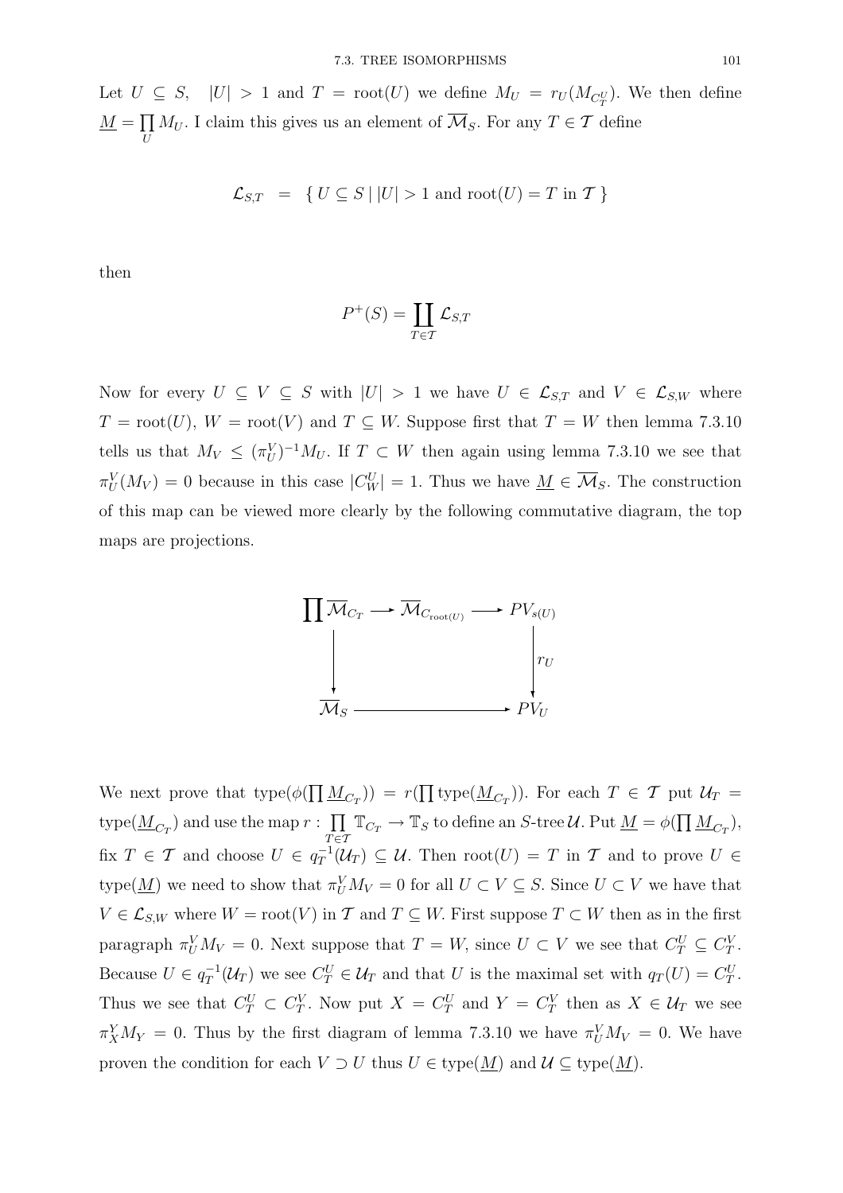Let $U \subseteq S$, $|U| > 1$ and $T = \text{root}(U)$ we define $M_U = r_U(M_{C_T^U})$. We then define $\underline{M} = \prod_U M_U$. I claim this gives us an element of $\overline{\mathcal{M}}_S$. For any $T \in \mathcal{T}$ define

$$\mathcal{L}_{S,T} \;\; = \;\; \{\, U \subseteq S \mid |U| > 1 \text{ and root}(U) = T \text{ in } \mathcal{T} \,\}$$

then

$$P^+(S) = \coprod_{T \in \mathcal{T}} \mathcal{L}_{S,T}$$

Now for every $U \subseteq V \subseteq S$ with $|U| > 1$ we have $U \in \mathcal{L}_{S,T}$ and $V \in \mathcal{L}_{S,W}$ where $T = \text{root}(U)$, $W = \text{root}(V)$ and $T \subseteq W$. Suppose first that $T = W$ then lemma 7.3.10 tells us that $M_V \leq (\pi_U^V)^{-1} M_U$. If $T \subset W$ then again using lemma 7.3.10 we see that $\pi_U^V(M_V) = 0$ because in this case $|C_W^U| = 1$. Thus we have $\underline{M} \in \overline{\mathcal{M}}_S$. The construction of this map can be viewed more clearly by the following commutative diagram, the top maps are projections.

$$\begin{array}{ccccc}
\prod \overline{\mathcal{M}}_{C_T} & \longrightarrow & \overline{\mathcal{M}}_{C_{\text{root}(U)}} & \longrightarrow & PV_{s(U)} \\
\big\downarrow & & & & \big\downarrow r_U \\
\overline{\mathcal{M}}_S & & \longrightarrow & & PV_U
\end{array}$$

We next prove that $\text{type}(\phi(\prod \underline{M}_{C_T})) = r(\prod \text{type}(\underline{M}_{C_T}))$. For each $T \in \mathcal{T}$ put $\mathcal{U}_T = \text{type}(\underline{M}_{C_T})$ and use the map $r : \prod_{T \in \mathcal{T}} \mathbb{T}_{C_T} \to \mathbb{T}_S$ to define an $S$-tree $\mathcal{U}$. Put $\underline{M} = \phi(\prod \underline{M}_{C_T})$, fix $T \in \mathcal{T}$ and choose $U \in q_T^{-1}(\mathcal{U}_T) \subseteq \mathcal{U}$. Then $\text{root}(U) = T$ in $\mathcal{T}$ and to prove $U \in \text{type}(\underline{M})$ we need to show that $\pi_U^V M_V = 0$ for all $U \subset V \subseteq S$. Since $U \subset V$ we have that $V \in \mathcal{L}_{S,W}$ where $W = \text{root}(V)$ in $\mathcal{T}$ and $T \subseteq W$. First suppose $T \subset W$ then as in the first paragraph $\pi_U^V M_V = 0$. Next suppose that $T = W$, since $U \subset V$ we see that $C_T^U \subseteq C_T^V$. Because $U \in q_T^{-1}(\mathcal{U}_T)$ we see $C_T^U \in \mathcal{U}_T$ and that $U$ is the maximal set with $q_T(U) = C_T^U$. Thus we see that $C_T^U \subset C_T^V$. Now put $X = C_T^U$ and $Y = C_T^V$ then as $X \in \mathcal{U}_T$ we see $\pi_X^Y M_Y = 0$. Thus by the first diagram of lemma 7.3.10 we have $\pi_U^V M_V = 0$. We have proven the condition for each $V \supset U$ thus $U \in \text{type}(\underline{M})$ and $\mathcal{U} \subseteq \text{type}(\underline{M})$.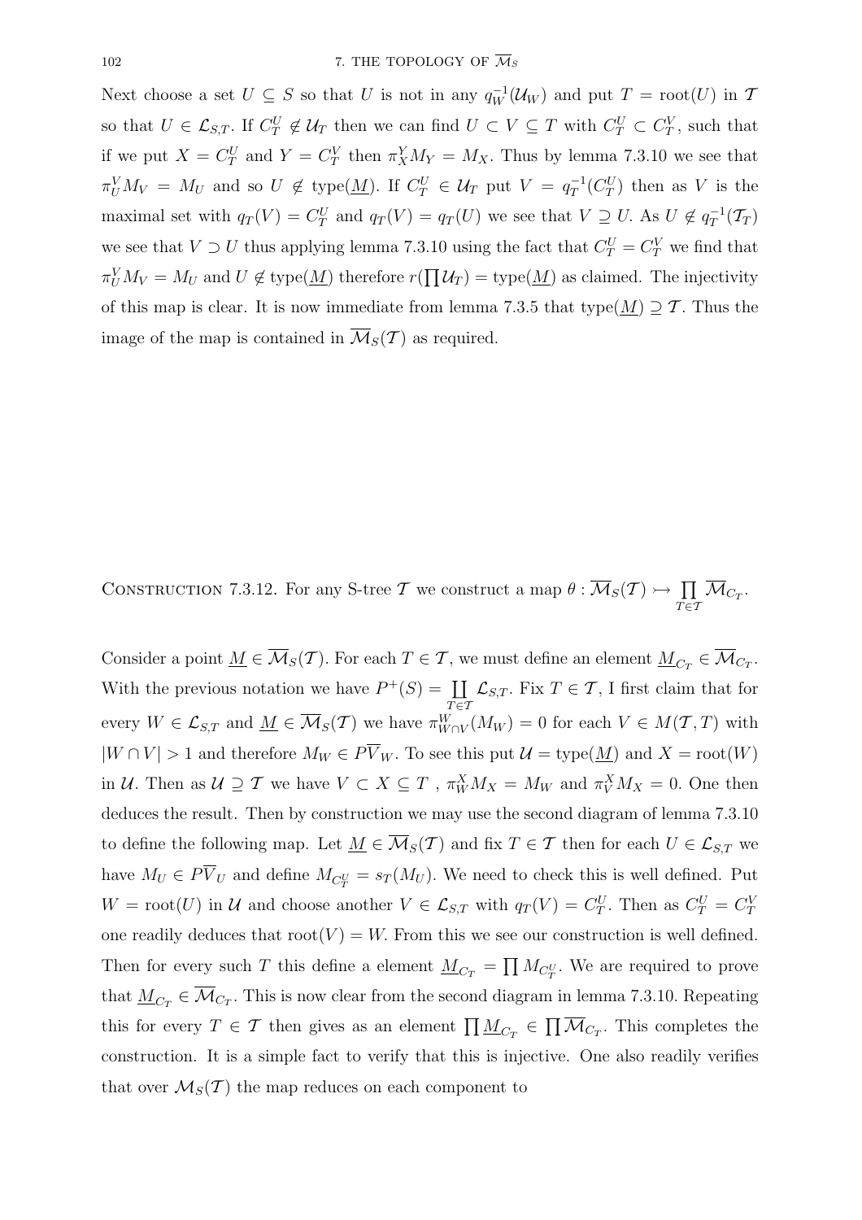Next choose a set $U \subseteq S$ so that $U$ is not in any $q_W^{-1}(\mathcal{U}_W)$ and put $T = \text{root}(U)$ in $\mathcal{T}$ so that $U \in \mathcal{L}_{S,T}$. If $C_T^U \notin \mathcal{U}_T$ then we can find $U \subset V \subseteq T$ with $C_T^U \subset C_T^V$, such that if we put $X = C_T^U$ and $Y = C_T^V$ then $\pi_X^Y M_Y = M_X$. Thus by lemma 7.3.10 we see that $\pi_U^V M_V = M_U$ and so $U \notin \text{type}(\underline{M})$. If $C_T^U \in \mathcal{U}_T$ put $V = q_T^{-1}(C_T^U)$ then as $V$ is the maximal set with $q_T(V) = C_T^U$ and $q_T(V) = q_T(U)$ we see that $V \supseteq U$. As $U \notin q_T^{-1}(\mathcal{T}_T)$ we see that $V \supset U$ thus applying lemma 7.3.10 using the fact that $C_T^U = C_T^V$ we find that $\pi_U^V M_V = M_U$ and $U \notin \text{type}(\underline{M})$ therefore $r(\prod \mathcal{U}_T) = \text{type}(\underline{M})$ as claimed. The injectivity of this map is clear. It is now immediate from lemma 7.3.5 that $\text{type}(\underline{M}) \supseteq \mathcal{T}$. Thus the image of the map is contained in $\overline{\mathcal{M}}_S(\mathcal{T})$ as required.

Construction 7.3.12. For any S-tree $\mathcal{T}$ we construct a map $\theta : \overline{\mathcal{M}}_S(\mathcal{T}) \rightarrowtail \prod_{T \in \mathcal{T}} \overline{\mathcal{M}}_{C_T}$.

Consider a point $\underline{M} \in \overline{\mathcal{M}}_S(\mathcal{T})$. For each $T \in \mathcal{T}$, we must define an element $\underline{M}_{C_T} \in \overline{\mathcal{M}}_{C_T}$. With the previous notation we have $P^+(S) = \coprod_{T \in \mathcal{T}} \mathcal{L}_{S,T}$. Fix $T \in \mathcal{T}$, I first claim that for every $W \in \mathcal{L}_{S,T}$ and $\underline{M} \in \overline{\mathcal{M}}_S(\mathcal{T})$ we have $\pi_{W \cap V}^W(M_W) = 0$ for each $V \in M(\mathcal{T}, T)$ with $|W \cap V| > 1$ and therefore $M_W \in P\overline{V}_W$. To see this put $\mathcal{U} = \text{type}(\underline{M})$ and $X = \text{root}(W)$ in $\mathcal{U}$. Then as $\mathcal{U} \supseteq \mathcal{T}$ we have $V \subset X \subseteq T$ , $\pi_W^X M_X = M_W$ and $\pi_V^X M_X = 0$. One then deduces the result. Then by construction we may use the second diagram of lemma 7.3.10 to define the following map. Let $\underline{M} \in \overline{\mathcal{M}}_S(\mathcal{T})$ and fix $T \in \mathcal{T}$ then for each $U \in \mathcal{L}_{S,T}$ we have $M_U \in P\overline{V}_U$ and define $M_{C_T^U} = s_T(M_U)$. We need to check this is well defined. Put $W = \text{root}(U)$ in $\mathcal{U}$ and choose another $V \in \mathcal{L}_{S,T}$ with $q_T(V) = C_T^U$. Then as $C_T^U = C_T^V$ one readily deduces that $\text{root}(V) = W$. From this we see our construction is well defined. Then for every such $T$ this define a element $\underline{M}_{C_T} = \prod M_{C_T^U}$. We are required to prove that $\underline{M}_{C_T} \in \overline{\mathcal{M}}_{C_T}$. This is now clear from the second diagram in lemma 7.3.10. Repeating this for every $T \in \mathcal{T}$ then gives as an element $\prod \underline{M}_{C_T} \in \prod \overline{\mathcal{M}}_{C_T}$. This completes the construction. It is a simple fact to verify that this is injective. One also readily verifies that over $\mathcal{M}_S(\mathcal{T})$ the map reduces on each component to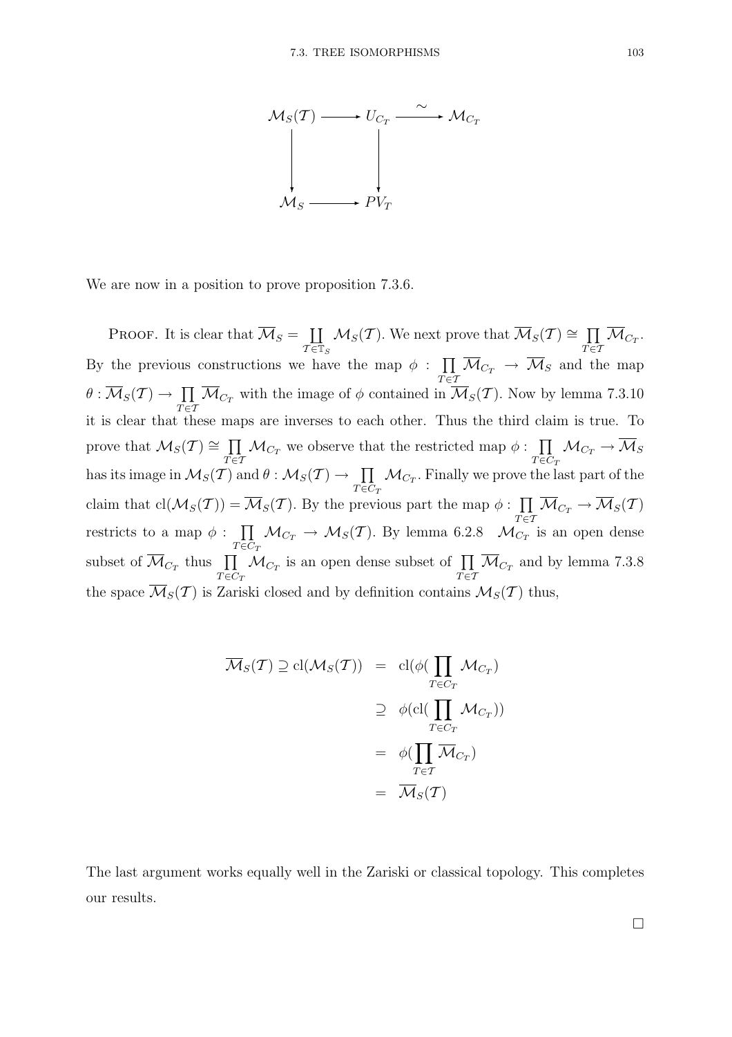$$
\begin{array}{ccccc}
\mathcal{M}_S(\mathcal{T}) & \longrightarrow & U_{C_T} & \xrightarrow{\sim} & \mathcal{M}_{C_T} \\
\downarrow & & \downarrow & & \\
\mathcal{M}_S & \longrightarrow & PV_T & &
\end{array}
$$

We are now in a position to prove proposition 7.3.6.

PROOF. It is clear that $\overline{\mathcal{M}}_S = \coprod_{\mathcal{T}\in\mathbb{T}_S} \mathcal{M}_S(\mathcal{T})$. We next prove that $\overline{\mathcal{M}}_S(\mathcal{T}) \cong \prod_{T\in\mathcal{T}} \overline{\mathcal{M}}_{C_T}$. By the previous constructions we have the map $\phi : \prod_{T\in\mathcal{T}} \overline{\mathcal{M}}_{C_T} \to \overline{\mathcal{M}}_S$ and the map $\theta : \overline{\mathcal{M}}_S(\mathcal{T}) \to \prod_{T\in\mathcal{T}} \overline{\mathcal{M}}_{C_T}$ with the image of $\phi$ contained in $\overline{\mathcal{M}}_S(\mathcal{T})$. Now by lemma 7.3.10 it is clear that these maps are inverses to each other. Thus the third claim is true. To prove that $\mathcal{M}_S(\mathcal{T}) \cong \prod_{T\in\mathcal{T}} \mathcal{M}_{C_T}$ we observe that the restricted map $\phi : \prod_{T\in C_T} \mathcal{M}_{C_T} \to \overline{\mathcal{M}}_S$ has its image in $\mathcal{M}_S(\mathcal{T})$ and $\theta : \mathcal{M}_S(\mathcal{T}) \to \prod_{T\in C_T} \mathcal{M}_{C_T}$. Finally we prove the last part of the claim that $\mathrm{cl}(\mathcal{M}_S(\mathcal{T})) = \overline{\mathcal{M}}_S(\mathcal{T})$. By the previous part the map $\phi : \prod_{T\in\mathcal{T}} \overline{\mathcal{M}}_{C_T} \to \overline{\mathcal{M}}_S(\mathcal{T})$ restricts to a map $\phi : \prod_{T\in C_T} \mathcal{M}_{C_T} \to \mathcal{M}_S(\mathcal{T})$. By lemma 6.2.8 $\mathcal{M}_{C_T}$ is an open dense subset of $\overline{\mathcal{M}}_{C_T}$ thus $\prod_{T\in C_T} \mathcal{M}_{C_T}$ is an open dense subset of $\prod_{T\in\mathcal{T}} \overline{\mathcal{M}}_{C_T}$ and by lemma 7.3.8 the space $\overline{\mathcal{M}}_S(\mathcal{T})$ is Zariski closed and by definition contains $\mathcal{M}_S(\mathcal{T})$ thus,

$$
\begin{aligned}
\overline{\mathcal{M}}_S(\mathcal{T}) \supseteq \mathrm{cl}(\mathcal{M}_S(\mathcal{T})) &= \mathrm{cl}(\phi(\prod_{T\in C_T} \mathcal{M}_{C_T}) \\
&\supseteq \phi(\mathrm{cl}(\prod_{T\in C_T} \mathcal{M}_{C_T})) \\
&= \phi(\prod_{T\in\mathcal{T}} \overline{\mathcal{M}}_{C_T}) \\
&= \overline{\mathcal{M}}_S(\mathcal{T})
\end{aligned}
$$

The last argument works equally well in the Zariski or classical topology. This completes our results.

□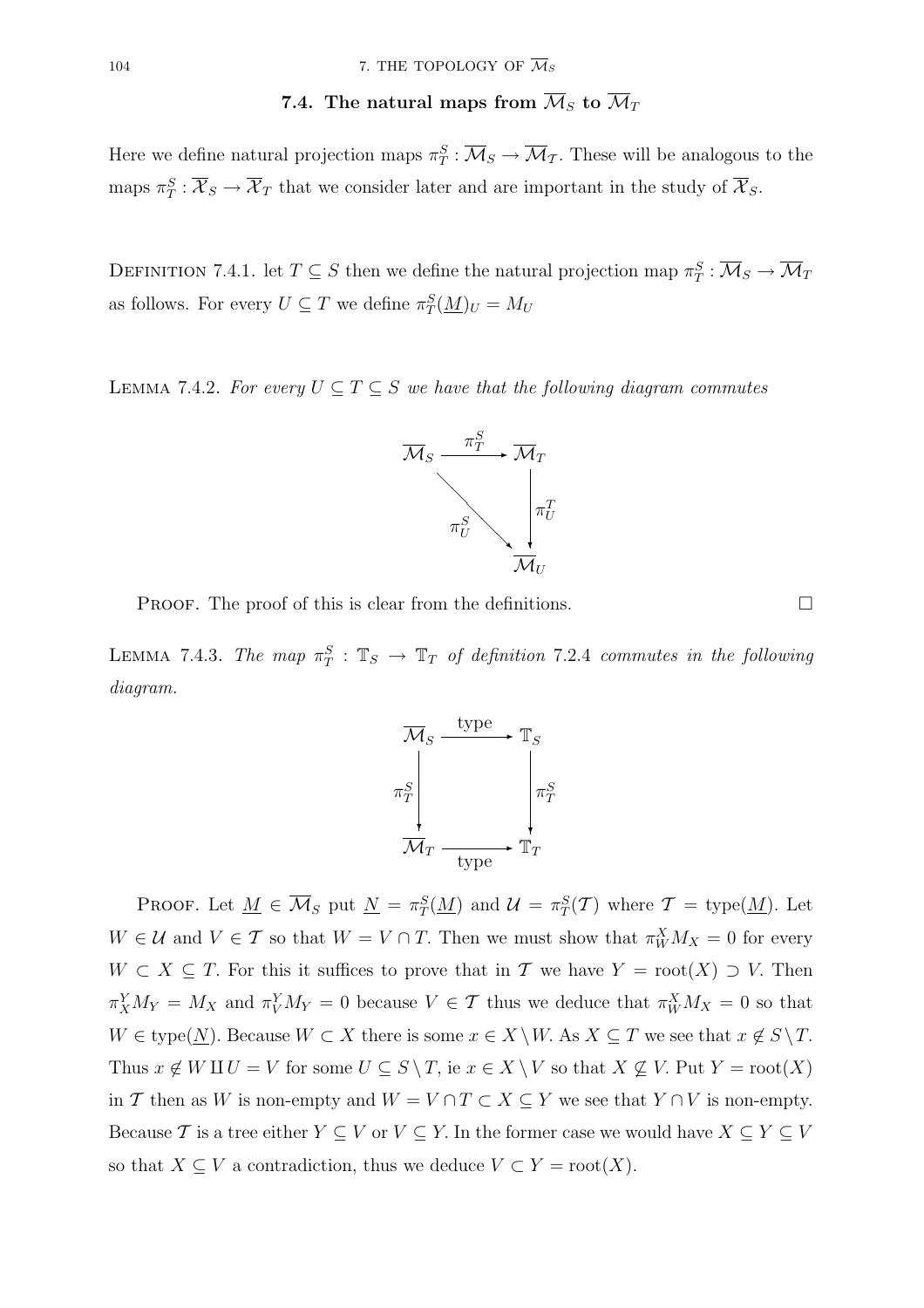## 7.4. The natural maps from $\overline{\mathcal{M}}_S$ to $\overline{\mathcal{M}}_T$

Here we define natural projection maps $\pi^S_T : \overline{\mathcal{M}}_S \to \overline{\mathcal{M}}_{\mathcal{T}}$. These will be analogous to the maps $\pi^S_T : \overline{\mathcal{X}}_S \to \overline{\mathcal{X}}_T$ that we consider later and are important in the study of $\overline{\mathcal{X}}_S$.

Definition 7.4.1. let $T \subseteq S$ then we define the natural projection map $\pi^S_T : \overline{\mathcal{M}}_S \to \overline{\mathcal{M}}_T$ as follows. For every $U \subseteq T$ we define $\pi^S_T(\underline{M})_U = M_U$

Lemma 7.4.2. *For every $U \subseteq T \subseteq S$ we have that the following diagram commutes*

$$\begin{array}{ccc} \overline{\mathcal{M}}_S & \xrightarrow{\pi^S_T} & \overline{\mathcal{M}}_T \\ & \searrow^{\pi^S_U} & \downarrow \pi^T_U \\ & & \overline{\mathcal{M}}_U \end{array}$$

Proof. The proof of this is clear from the definitions. ☐

Lemma 7.4.3. *The map $\pi^S_T : \mathbb{T}_S \to \mathbb{T}_T$ of definition 7.2.4 commutes in the following diagram.*

$$\begin{array}{ccc} \overline{\mathcal{M}}_S & \xrightarrow{\text{type}} & \mathbb{T}_S \\ \downarrow \pi^S_T & & \downarrow \pi^S_T \\ \overline{\mathcal{M}}_T & \xrightarrow[\text{type}]{} & \mathbb{T}_T \end{array}$$

Proof. Let $\underline{M} \in \overline{\mathcal{M}}_S$ put $\underline{N} = \pi^S_T(\underline{M})$ and $\mathcal{U} = \pi^S_T(\mathcal{T})$ where $\mathcal{T} = \text{type}(\underline{M})$. Let $W \in \mathcal{U}$ and $V \in \mathcal{T}$ so that $W = V \cap T$. Then we must show that $\pi^X_W M_X = 0$ for every $W \subset X \subseteq T$. For this it suffices to prove that in $\mathcal{T}$ we have $Y = \text{root}(X) \supset V$. Then $\pi^Y_X M_Y = M_X$ and $\pi^Y_V M_Y = 0$ because $V \in \mathcal{T}$ thus we deduce that $\pi^X_W M_X = 0$ so that $W \in \text{type}(\underline{N})$. Because $W \subset X$ there is some $x \in X \setminus W$. As $X \subseteq T$ we see that $x \notin S \setminus T$. Thus $x \notin W \amalg U = V$ for some $U \subseteq S \setminus T$, ie $x \in X \setminus V$ so that $X \not\subseteq V$. Put $Y = \text{root}(X)$ in $\mathcal{T}$ then as $W$ is non-empty and $W = V \cap T \subset X \subseteq Y$ we see that $Y \cap V$ is non-empty. Because $\mathcal{T}$ is a tree either $Y \subseteq V$ or $V \subseteq Y$. In the former case we would have $X \subseteq Y \subseteq V$ so that $X \subseteq V$ a contradiction, thus we deduce $V \subset Y = \text{root}(X)$.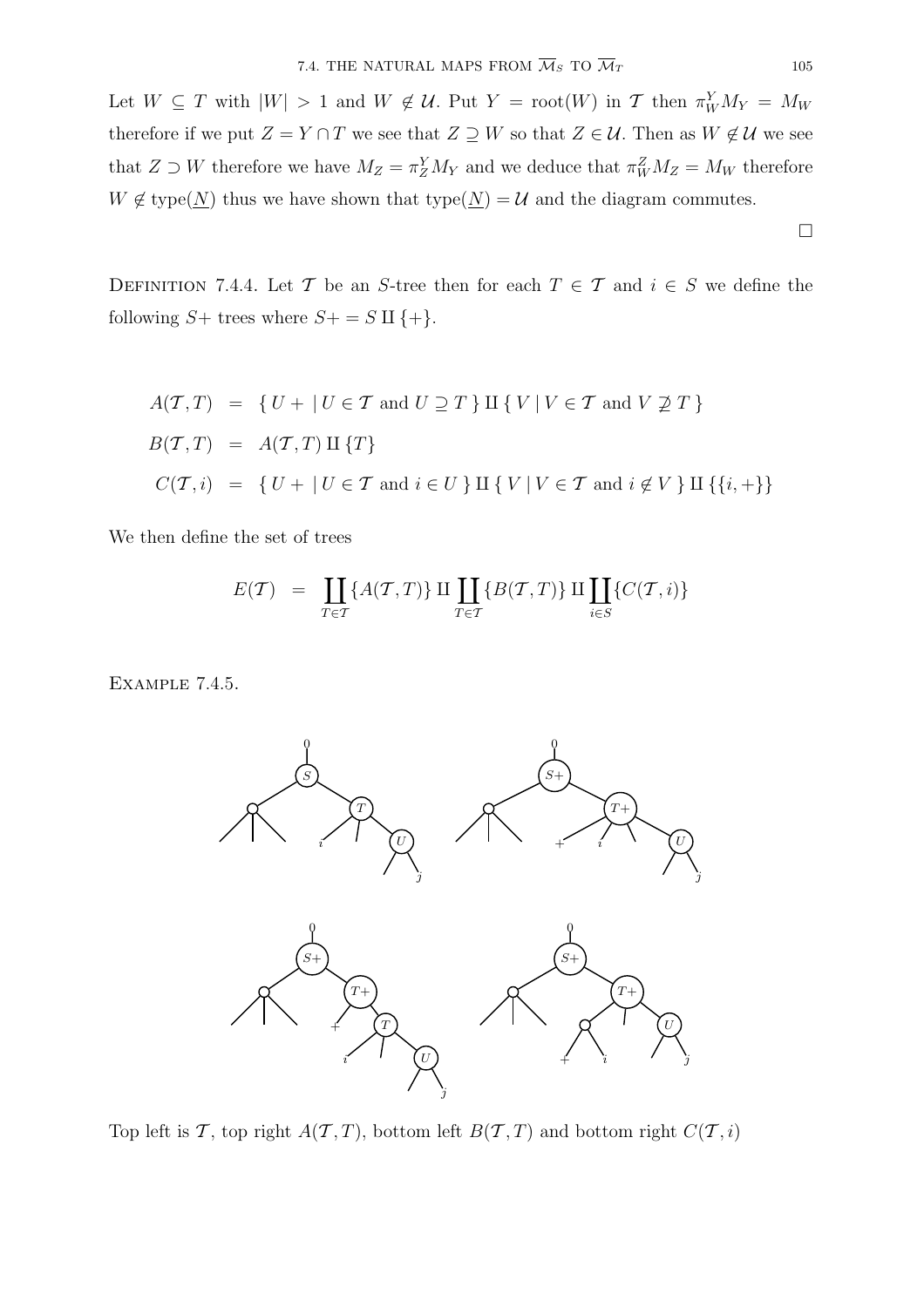Let $W \subseteq T$ with $|W| > 1$ and $W \notin \mathcal{U}$. Put $Y = \text{root}(W)$ in $\mathcal{T}$ then $\pi^Y_W M_Y = M_W$ therefore if we put $Z = Y \cap T$ we see that $Z \supseteq W$ so that $Z \in \mathcal{U}$. Then as $W \notin \mathcal{U}$ we see that $Z \supset W$ therefore we have $M_Z = \pi^Y_Z M_Y$ and we deduce that $\pi^Z_W M_Z = M_W$ therefore $W \notin \text{type}(\underline{N})$ thus we have shown that $\text{type}(\underline{N}) = \mathcal{U}$ and the diagram commutes.

$\square$

Definition 7.4.4. Let $\mathcal{T}$ be an $S$-tree then for each $T \in \mathcal{T}$ and $i \in S$ we define the following $S+$ trees where $S+ = S \amalg \{+\}$.

$$
\begin{aligned}
A(\mathcal{T}, T) &= \{\, U+ \mid U \in \mathcal{T} \text{ and } U \supseteq T \,\} \amalg \{\, V \mid V \in \mathcal{T} \text{ and } V \not\supseteq T \,\} \\
B(\mathcal{T}, T) &= A(\mathcal{T}, T) \amalg \{T\} \\
C(\mathcal{T}, i) &= \{\, U+ \mid U \in \mathcal{T} \text{ and } i \in U \,\} \amalg \{\, V \mid V \in \mathcal{T} \text{ and } i \notin V \,\} \amalg \{\{i, +\}\}
\end{aligned}
$$

We then define the set of trees

$$
E(\mathcal{T}) = \coprod_{T \in \mathcal{T}} \{A(\mathcal{T}, T)\} \amalg \coprod_{T \in \mathcal{T}} \{B(\mathcal{T}, T)\} \amalg \coprod_{i \in S} \{C(\mathcal{T}, i)\}
$$

Example 7.4.5.

Top left is $\mathcal{T}$, top right $A(\mathcal{T}, T)$, bottom left $B(\mathcal{T}, T)$ and bottom right $C(\mathcal{T}, i)$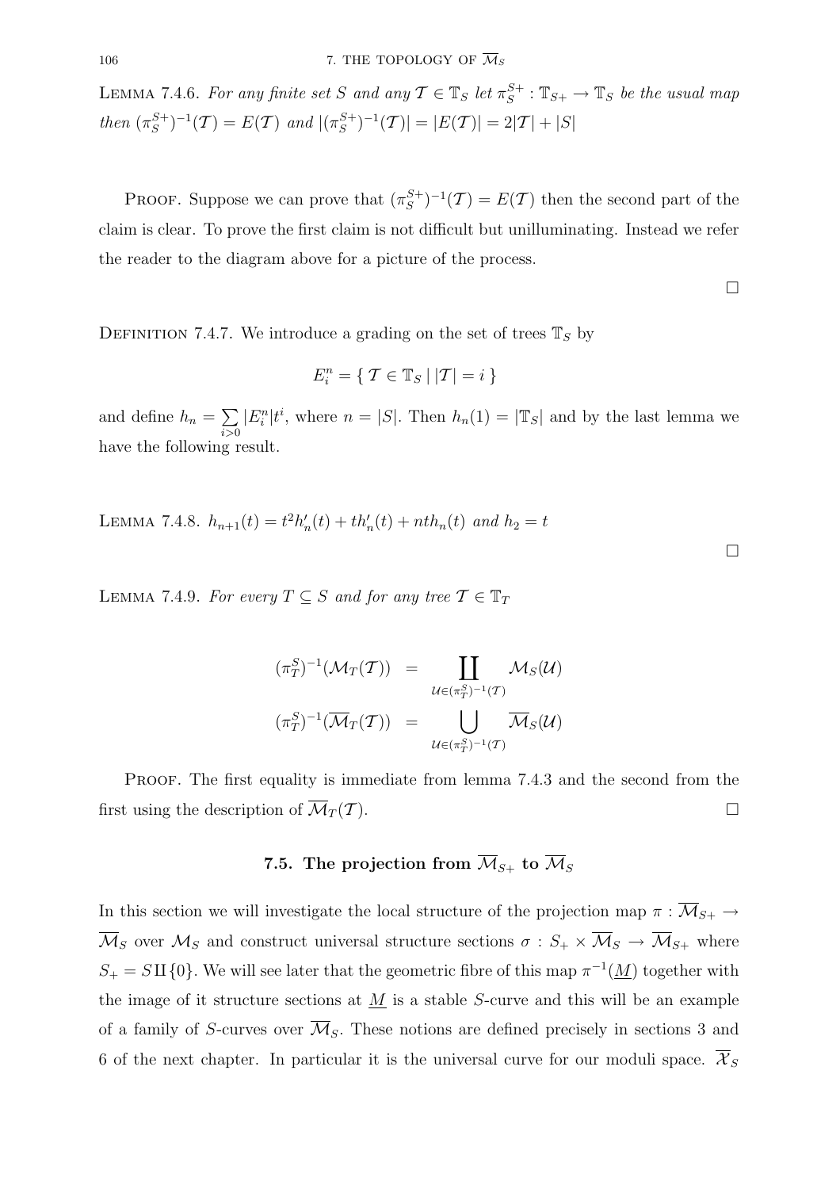**Lemma 7.4.6.** *For any finite set $S$ and any $\mathcal{T} \in \mathbb{T}_S$ let $\pi_S^{S+} : \mathbb{T}_{S+} \to \mathbb{T}_S$ be the usual map then $(\pi_S^{S+})^{-1}(\mathcal{T}) = E(\mathcal{T})$ and $|(\pi_S^{S+})^{-1}(\mathcal{T})| = |E(\mathcal{T})| = 2|\mathcal{T}| + |S|$*

Proof. Suppose we can prove that $(\pi_S^{S+})^{-1}(\mathcal{T}) = E(\mathcal{T})$ then the second part of the claim is clear. To prove the first claim is not difficult but unilluminating. Instead we refer the reader to the diagram above for a picture of the process.

$\square$

**Definition 7.4.7.** We introduce a grading on the set of trees $\mathbb{T}_S$ by

$$E_i^n = \{ \mathcal{T} \in \mathbb{T}_S \mid |\mathcal{T}| = i \}$$

and define $h_n = \sum_{i>0} |E_i^n| t^i$, where $n = |S|$. Then $h_n(1) = |\mathbb{T}_S|$ and by the last lemma we have the following result.

**Lemma 7.4.8.** *$h_{n+1}(t) = t^2 h_n'(t) + t h_n'(t) + nt h_n(t)$ and $h_2 = t$*

$\square$

**Lemma 7.4.9.** *For every $T \subseteq S$ and for any tree $\mathcal{T} \in \mathbb{T}_T$*

$$\begin{aligned}
(\pi_T^S)^{-1}(\mathcal{M}_T(\mathcal{T})) &= \coprod_{\mathcal{U} \in (\pi_T^S)^{-1}(\mathcal{T})} \mathcal{M}_S(\mathcal{U}) \\
(\pi_T^S)^{-1}(\overline{\mathcal{M}}_T(\mathcal{T})) &= \bigcup_{\mathcal{U} \in (\pi_T^S)^{-1}(\mathcal{T})} \overline{\mathcal{M}}_S(\mathcal{U})
\end{aligned}$$

Proof. The first equality is immediate from lemma 7.4.3 and the second from the first using the description of $\overline{\mathcal{M}}_T(\mathcal{T})$. $\square$

## 7.5. The projection from $\overline{\mathcal{M}}_{S+}$ to $\overline{\mathcal{M}}_S$

In this section we will investigate the local structure of the projection map $\pi : \overline{\mathcal{M}}_{S+} \to \overline{\mathcal{M}}_S$ over $\mathcal{M}_S$ and construct universal structure sections $\sigma : S_+ \times \overline{\mathcal{M}}_S \to \overline{\mathcal{M}}_{S+}$ where $S_+ = S \amalg \{0\}$. We will see later that the geometric fibre of this map $\pi^{-1}(\underline{M})$ together with the image of it structure sections at $\underline{M}$ is a stable $S$-curve and this will be an example of a family of $S$-curves over $\overline{\mathcal{M}}_S$. These notions are defined precisely in sections 3 and 6 of the next chapter. In particular it is the universal curve for our moduli space. $\overline{\mathcal{X}}_S$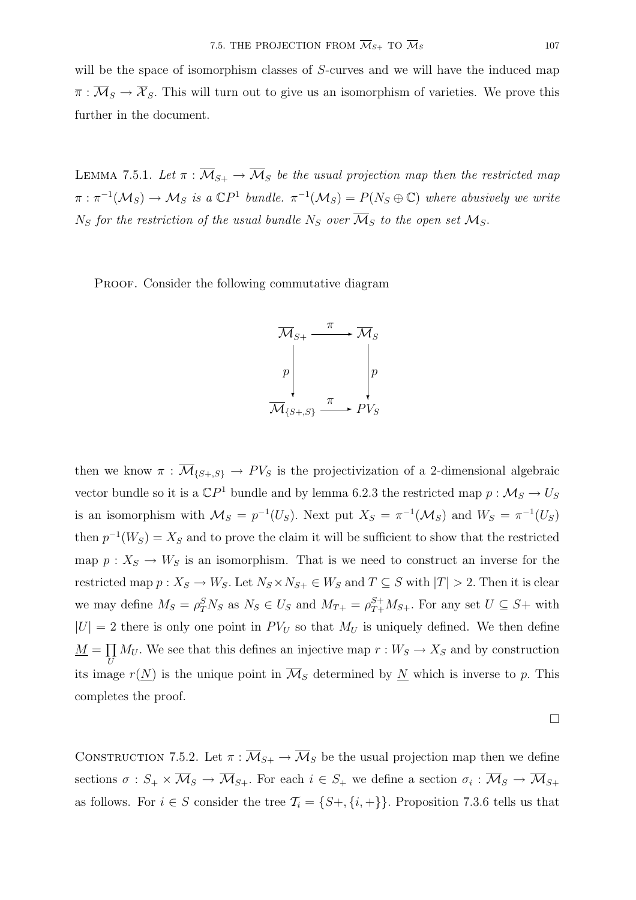will be the space of isomorphism classes of $S$-curves and we will have the induced map $\overline{\pi} : \overline{\mathcal{M}}_S \to \overline{\mathcal{X}}_S$. This will turn out to give us an isomorphism of varieties. We prove this further in the document.

LEMMA 7.5.1. *Let $\pi : \overline{\mathcal{M}}_{S+} \to \overline{\mathcal{M}}_S$ be the usual projection map then the restricted map $\pi : \pi^{-1}(\mathcal{M}_S) \to \mathcal{M}_S$ is a $\mathbb{C}P^1$ bundle. $\pi^{-1}(\mathcal{M}_S) = P(N_S \oplus \mathbb{C})$ where abusively we write $N_S$ for the restriction of the usual bundle $N_S$ over $\overline{\mathcal{M}}_S$ to the open set $\mathcal{M}_S$.*

PROOF. Consider the following commutative diagram

$$\begin{array}{ccc}
\overline{\mathcal{M}}_{S+} & \xrightarrow{\pi} & \overline{\mathcal{M}}_S \\
\big\downarrow p & & \big\downarrow p \\
\overline{\mathcal{M}}_{\{S+,S\}} & \xrightarrow{\pi} & PV_S
\end{array}$$

then we know $\pi : \overline{\mathcal{M}}_{\{S+,S\}} \to PV_S$ is the projectivization of a 2-dimensional algebraic vector bundle so it is a $\mathbb{C}P^1$ bundle and by lemma 6.2.3 the restricted map $p : \mathcal{M}_S \to U_S$ is an isomorphism with $\mathcal{M}_S = p^{-1}(U_S)$. Next put $X_S = \pi^{-1}(\mathcal{M}_S)$ and $W_S = \pi^{-1}(U_S)$ then $p^{-1}(W_S) = X_S$ and to prove the claim it will be sufficient to show that the restricted map $p : X_S \to W_S$ is an isomorphism. That is we need to construct an inverse for the restricted map $p : X_S \to W_S$. Let $N_S \times N_{S+} \in W_S$ and $T \subseteq S$ with $|T| > 2$. Then it is clear we may define $M_S = \rho^S_T N_S$ as $N_S \in U_S$ and $M_{T+} = \rho^{S+}_{T+} M_{S+}$. For any set $U \subseteq S+$ with $|U| = 2$ there is only one point in $PV_U$ so that $M_U$ is uniquely defined. We then define $\underline{M} = \prod_U M_U$. We see that this defines an injective map $r : W_S \to X_S$ and by construction its image $r(\underline{N})$ is the unique point in $\overline{\mathcal{M}}_S$ determined by $\underline{N}$ which is inverse to $p$. This completes the proof.

□

CONSTRUCTION 7.5.2. Let $\pi : \overline{\mathcal{M}}_{S+} \to \overline{\mathcal{M}}_S$ be the usual projection map then we define sections $\sigma : S_+ \times \overline{\mathcal{M}}_S \to \overline{\mathcal{M}}_{S+}$. For each $i \in S_+$ we define a section $\sigma_i : \overline{\mathcal{M}}_S \to \overline{\mathcal{M}}_{S+}$ as follows. For $i \in S$ consider the tree $\mathcal{T}_i = \{S+, \{i, +\}\}$. Proposition 7.3.6 tells us that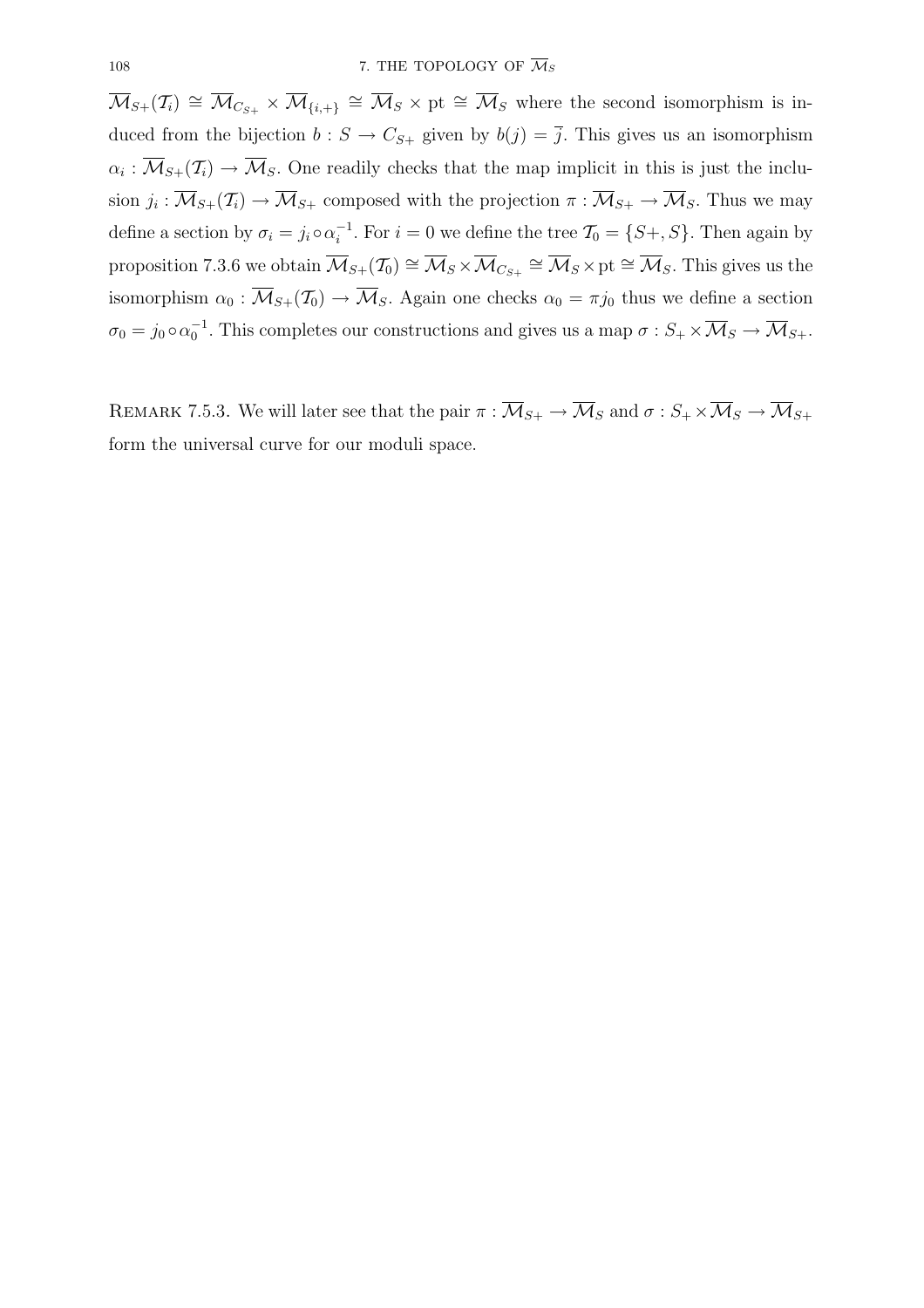$\overline{\mathcal{M}}_{S+}(\mathcal{T}_i) \cong \overline{\mathcal{M}}_{C_{S+}} \times \overline{\mathcal{M}}_{\{i,+\}} \cong \overline{\mathcal{M}}_S \times \mathrm{pt} \cong \overline{\mathcal{M}}_S$ where the second isomorphism is induced from the bijection $b : S \to C_{S+}$ given by $b(j) = \overline{j}$. This gives us an isomorphism $\alpha_i : \overline{\mathcal{M}}_{S+}(\mathcal{T}_i) \to \overline{\mathcal{M}}_S$. One readily checks that the map implicit in this is just the inclusion $j_i : \overline{\mathcal{M}}_{S+}(\mathcal{T}_i) \to \overline{\mathcal{M}}_{S+}$ composed with the projection $\pi : \overline{\mathcal{M}}_{S+} \to \overline{\mathcal{M}}_S$. Thus we may define a section by $\sigma_i = j_i \circ \alpha_i^{-1}$. For $i = 0$ we define the tree $\mathcal{T}_0 = \{S+, S\}$. Then again by proposition 7.3.6 we obtain $\overline{\mathcal{M}}_{S+}(\mathcal{T}_0) \cong \overline{\mathcal{M}}_S \times \overline{\mathcal{M}}_{C_{S+}} \cong \overline{\mathcal{M}}_S \times \mathrm{pt} \cong \overline{\mathcal{M}}_S$. This gives us the isomorphism $\alpha_0 : \overline{\mathcal{M}}_{S+}(\mathcal{T}_0) \to \overline{\mathcal{M}}_S$. Again one checks $\alpha_0 = \pi j_0$ thus we define a section $\sigma_0 = j_0 \circ \alpha_0^{-1}$. This completes our constructions and gives us a map $\sigma : S_+ \times \overline{\mathcal{M}}_S \to \overline{\mathcal{M}}_{S+}$.

REMARK 7.5.3. We will later see that the pair $\pi : \overline{\mathcal{M}}_{S+} \to \overline{\mathcal{M}}_S$ and $\sigma : S_+ \times \overline{\mathcal{M}}_S \to \overline{\mathcal{M}}_{S+}$ form the universal curve for our moduli space.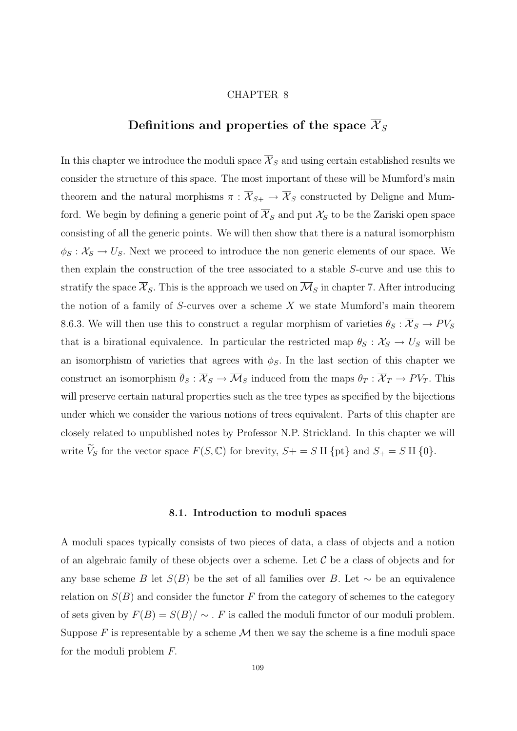# CHAPTER 8

# Definitions and properties of the space $\overline{\mathcal{X}}_S$

In this chapter we introduce the moduli space $\overline{\mathcal{X}}_S$ and using certain established results we consider the structure of this space. The most important of these will be Mumford's main theorem and the natural morphisms $\pi : \overline{\mathcal{X}}_{S+} \to \overline{\mathcal{X}}_S$ constructed by Deligne and Mumford. We begin by defining a generic point of $\overline{\mathcal{X}}_S$ and put $\mathcal{X}_S$ to be the Zariski open space consisting of all the generic points. We will then show that there is a natural isomorphism $\phi_S : \mathcal{X}_S \to U_S$. Next we proceed to introduce the non generic elements of our space. We then explain the construction of the tree associated to a stable $S$-curve and use this to stratify the space $\overline{\mathcal{X}}_S$. This is the approach we used on $\overline{\mathcal{M}}_S$ in chapter 7. After introducing the notion of a family of $S$-curves over a scheme $X$ we state Mumford's main theorem 8.6.3. We will then use this to construct a regular morphism of varieties $\theta_S : \overline{\mathcal{X}}_S \to PV_S$ that is a birational equivalence. In particular the restricted map $\theta_S : \mathcal{X}_S \to U_S$ will be an isomorphism of varieties that agrees with $\phi_S$. In the last section of this chapter we construct an isomorphism $\overline{\theta}_S : \overline{\mathcal{X}}_S \to \overline{\mathcal{M}}_S$ induced from the maps $\theta_T : \overline{\mathcal{X}}_T \to PV_T$. This will preserve certain natural properties such as the tree types as specified by the bijections under which we consider the various notions of trees equivalent. Parts of this chapter are closely related to unpublished notes by Professor N.P. Strickland. In this chapter we will write $\widetilde{V}_S$ for the vector space $F(S, \mathbb{C})$ for brevity, $S+ = S \amalg \{\text{pt}\}$ and $S_+ = S \amalg \{0\}$.

### 8.1. Introduction to moduli spaces

A moduli spaces typically consists of two pieces of data, a class of objects and a notion of an algebraic family of these objects over a scheme. Let $\mathcal{C}$ be a class of objects and for any base scheme $B$ let $S(B)$ be the set of all families over $B$. Let $\sim$ be an equivalence relation on $S(B)$ and consider the functor $F$ from the category of schemes to the category of sets given by $F(B) = S(B)/\sim$ . $F$ is called the moduli functor of our moduli problem. Suppose $F$ is representable by a scheme $\mathcal{M}$ then we say the scheme is a fine moduli space for the moduli problem $F$.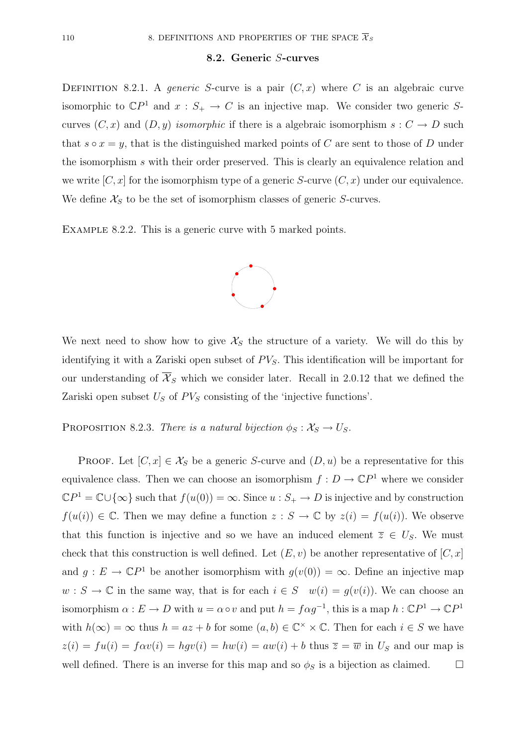## 8.2. Generic $S$-curves

DEFINITION 8.2.1. A *generic* $S$-curve is a pair $(C, x)$ where $C$ is an algebraic curve isomorphic to $\mathbb{C}P^1$ and $x : S_+ \to C$ is an injective map. We consider two generic $S$-curves $(C, x)$ and $(D, y)$ *isomorphic* if there is a algebraic isomorphism $s : C \to D$ such that $s \circ x = y$, that is the distinguished marked points of $C$ are sent to those of $D$ under the isomorphism $s$ with their order preserved. This is clearly an equivalence relation and we write $[C, x]$ for the isomorphism type of a generic $S$-curve $(C, x)$ under our equivalence. We define $\mathcal{X}_S$ to be the set of isomorphism classes of generic $S$-curves.

EXAMPLE 8.2.2. This is a generic curve with 5 marked points.

We next need to show how to give $\mathcal{X}_S$ the structure of a variety. We will do this by identifying it with a Zariski open subset of $PV_S$. This identification will be important for our understanding of $\overline{\mathcal{X}}_S$ which we consider later. Recall in 2.0.12 that we defined the Zariski open subset $U_S$ of $PV_S$ consisting of the 'injective functions'.

PROPOSITION 8.2.3. *There is a natural bijection $\phi_S : \mathcal{X}_S \to U_S$.*

PROOF. Let $[C, x] \in \mathcal{X}_S$ be a generic $S$-curve and $(D, u)$ be a representative for this equivalence class. Then we can choose an isomorphism $f : D \to \mathbb{C}P^1$ where we consider $\mathbb{C}P^1 = \mathbb{C} \cup \{\infty\}$ such that $f(u(0)) = \infty$. Since $u : S_+ \to D$ is injective and by construction $f(u(i)) \in \mathbb{C}$. Then we may define a function $z : S \to \mathbb{C}$ by $z(i) = f(u(i))$. We observe that this function is injective and so we have an induced element $\overline{z} \in U_S$. We must check that this construction is well defined. Let $(E, v)$ be another representative of $[C, x]$ and $g : E \to \mathbb{C}P^1$ be another isomorphism with $g(v(0)) = \infty$. Define an injective map $w : S \to \mathbb{C}$ in the same way, that is for each $i \in S \quad w(i) = g(v(i))$. We can choose an isomorphism $\alpha : E \to D$ with $u = \alpha \circ v$ and put $h = f\alpha g^{-1}$, this is a map $h : \mathbb{C}P^1 \to \mathbb{C}P^1$ with $h(\infty) = \infty$ thus $h = az + b$ for some $(a, b) \in \mathbb{C}^\times \times \mathbb{C}$. Then for each $i \in S$ we have $z(i) = fu(i) = f\alpha v(i) = hgv(i) = hw(i) = aw(i) + b$ thus $\overline{z} = \overline{w}$ in $U_S$ and our map is well defined. There is an inverse for this map and so $\phi_S$ is a bijection as claimed. $\square$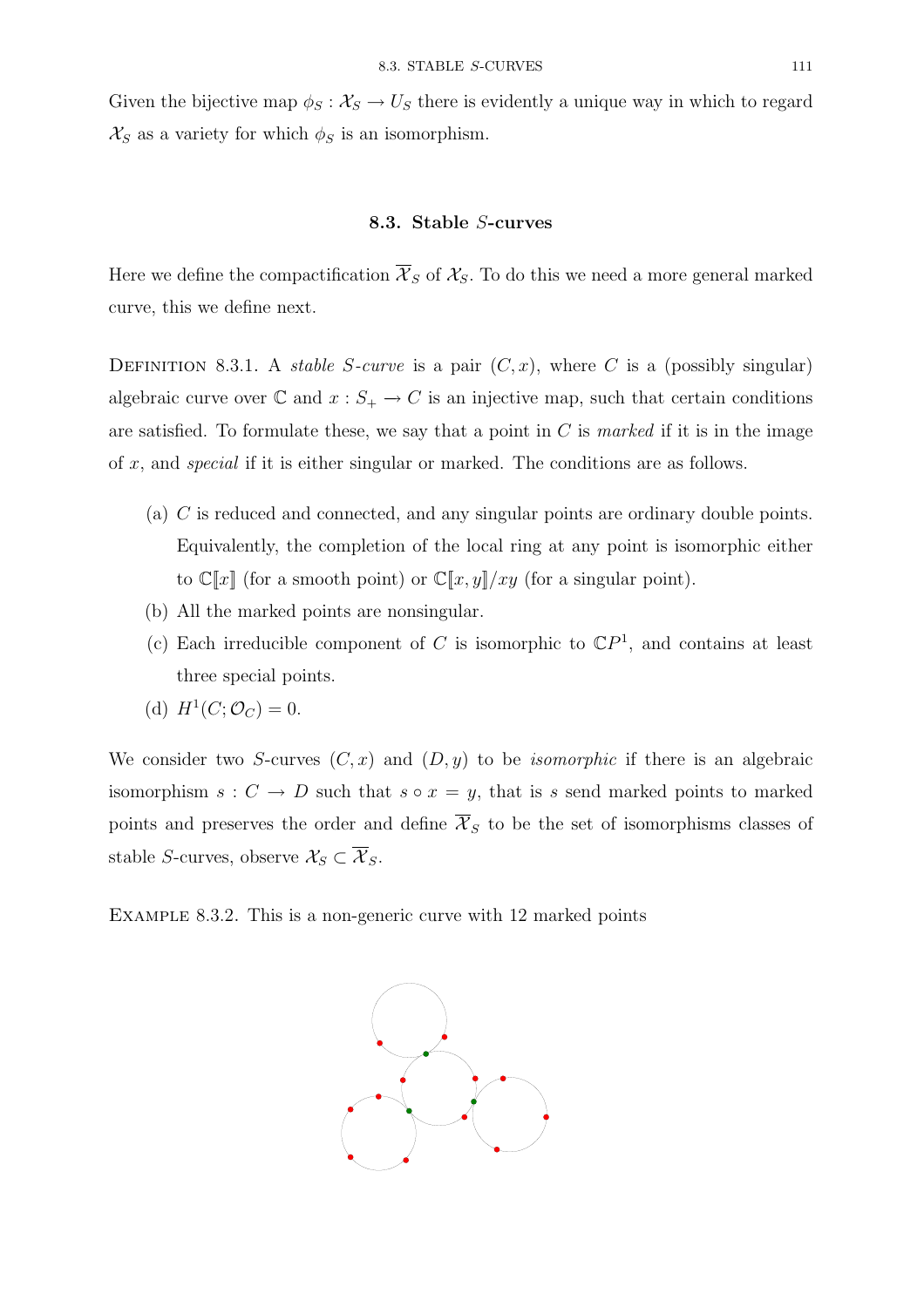Given the bijective map $\phi_S : \mathcal{X}_S \to U_S$ there is evidently a unique way in which to regard $\mathcal{X}_S$ as a variety for which $\phi_S$ is an isomorphism.

### 8.3. Stable $S$-curves

Here we define the compactification $\overline{\mathcal{X}}_S$ of $\mathcal{X}_S$. To do this we need a more general marked curve, this we define next.

Definition 8.3.1. A *stable $S$-curve* is a pair $(C, x)$, where $C$ is a (possibly singular) algebraic curve over $\mathbb{C}$ and $x : S_+ \to C$ is an injective map, such that certain conditions are satisfied. To formulate these, we say that a point in $C$ is *marked* if it is in the image of $x$, and *special* if it is either singular or marked. The conditions are as follows.

(a) $C$ is reduced and connected, and any singular points are ordinary double points. Equivalently, the completion of the local ring at any point is isomorphic either to $\mathbb{C}[\![x]\!]$ (for a smooth point) or $\mathbb{C}[\![x, y]\!]/xy$ (for a singular point).

(b) All the marked points are nonsingular.

(c) Each irreducible component of $C$ is isomorphic to $\mathbb{C}P^1$, and contains at least three special points.

(d) $H^1(C; \mathcal{O}_C) = 0$.

We consider two $S$-curves $(C, x)$ and $(D, y)$ to be *isomorphic* if there is an algebraic isomorphism $s : C \to D$ such that $s \circ x = y$, that is $s$ send marked points to marked points and preserves the order and define $\overline{\mathcal{X}}_S$ to be the set of isomorphisms classes of stable $S$-curves, observe $\mathcal{X}_S \subset \overline{\mathcal{X}}_S$.

Example 8.3.2. This is a non-generic curve with 12 marked points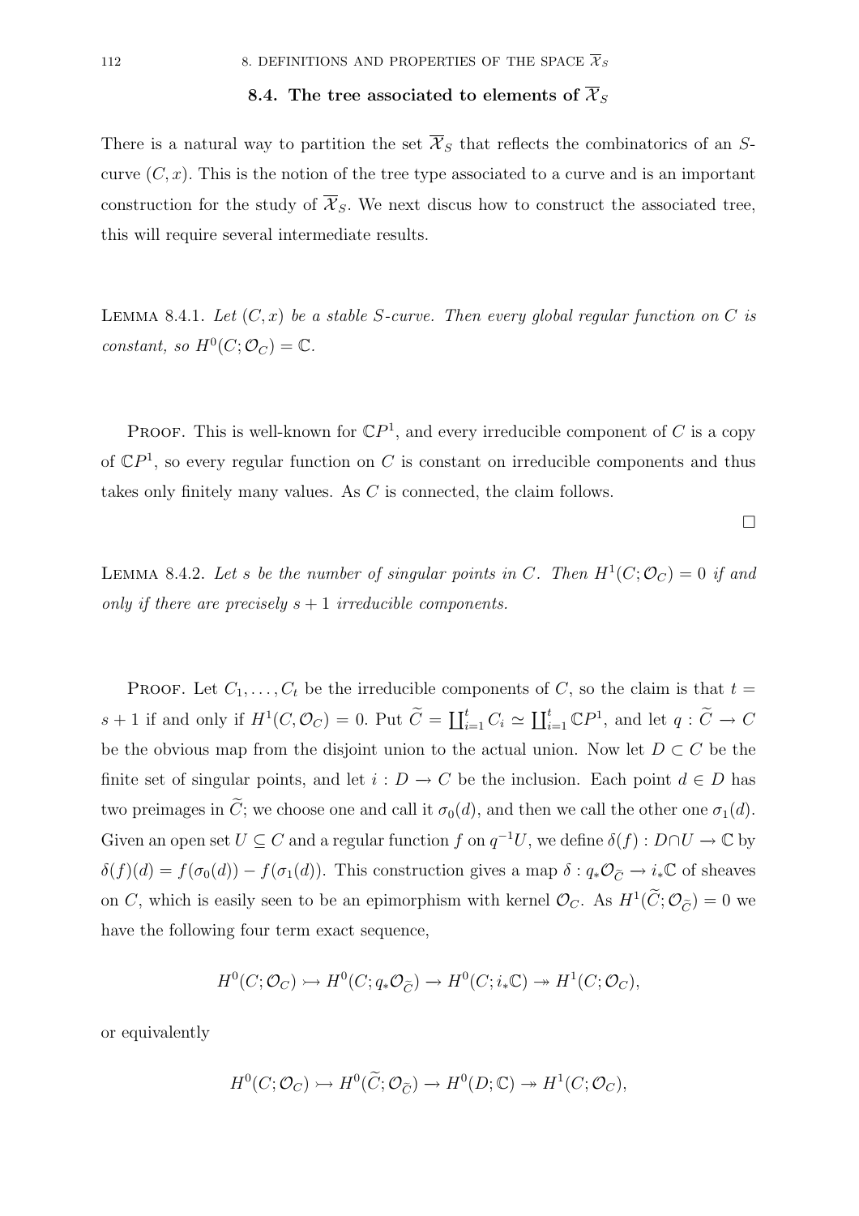## 8.4. The tree associated to elements of $\overline{\mathcal{X}}_S$

There is a natural way to partition the set $\overline{\mathcal{X}}_S$ that reflects the combinatorics of an $S$-curve $(C, x)$. This is the notion of the tree type associated to a curve and is an important construction for the study of $\overline{\mathcal{X}}_S$. We next discus how to construct the associated tree, this will require several intermediate results.

Lemma 8.4.1. *Let $(C, x)$ be a stable $S$-curve. Then every global regular function on $C$ is constant, so $H^0(C; \mathcal{O}_C) = \mathbb{C}$.*

Proof. This is well-known for $\mathbb{C}P^1$, and every irreducible component of $C$ is a copy of $\mathbb{C}P^1$, so every regular function on $C$ is constant on irreducible components and thus takes only finitely many values. As $C$ is connected, the claim follows.

□

Lemma 8.4.2. *Let $s$ be the number of singular points in $C$. Then $H^1(C; \mathcal{O}_C) = 0$ if and only if there are precisely $s + 1$ irreducible components.*

Proof. Let $C_1, \ldots, C_t$ be the irreducible components of $C$, so the claim is that $t = s + 1$ if and only if $H^1(C, \mathcal{O}_C) = 0$. Put $\widetilde{C} = \coprod_{i=1}^t C_i \simeq \coprod_{i=1}^t \mathbb{C}P^1$, and let $q : \widetilde{C} \to C$ be the obvious map from the disjoint union to the actual union. Now let $D \subset C$ be the finite set of singular points, and let $i : D \to C$ be the inclusion. Each point $d \in D$ has two preimages in $\widetilde{C}$; we choose one and call it $\sigma_0(d)$, and then we call the other one $\sigma_1(d)$. Given an open set $U \subseteq C$ and a regular function $f$ on $q^{-1}U$, we define $\delta(f) : D \cap U \to \mathbb{C}$ by $\delta(f)(d) = f(\sigma_0(d)) - f(\sigma_1(d))$. This construction gives a map $\delta : q_* \mathcal{O}_{\widetilde{C}} \to i_* \mathbb{C}$ of sheaves on $C$, which is easily seen to be an epimorphism with kernel $\mathcal{O}_C$. As $H^1(\widetilde{C}; \mathcal{O}_{\widetilde{C}}) = 0$ we have the following four term exact sequence,

$$H^0(C; \mathcal{O}_C) \rightarrowtail H^0(C; q_* \mathcal{O}_{\widetilde{C}}) \to H^0(C; i_* \mathbb{C}) \twoheadrightarrow H^1(C; \mathcal{O}_C),$$

or equivalently

$$H^0(C; \mathcal{O}_C) \rightarrowtail H^0(\widetilde{C}; \mathcal{O}_{\widetilde{C}}) \to H^0(D; \mathbb{C}) \twoheadrightarrow H^1(C; \mathcal{O}_C),$$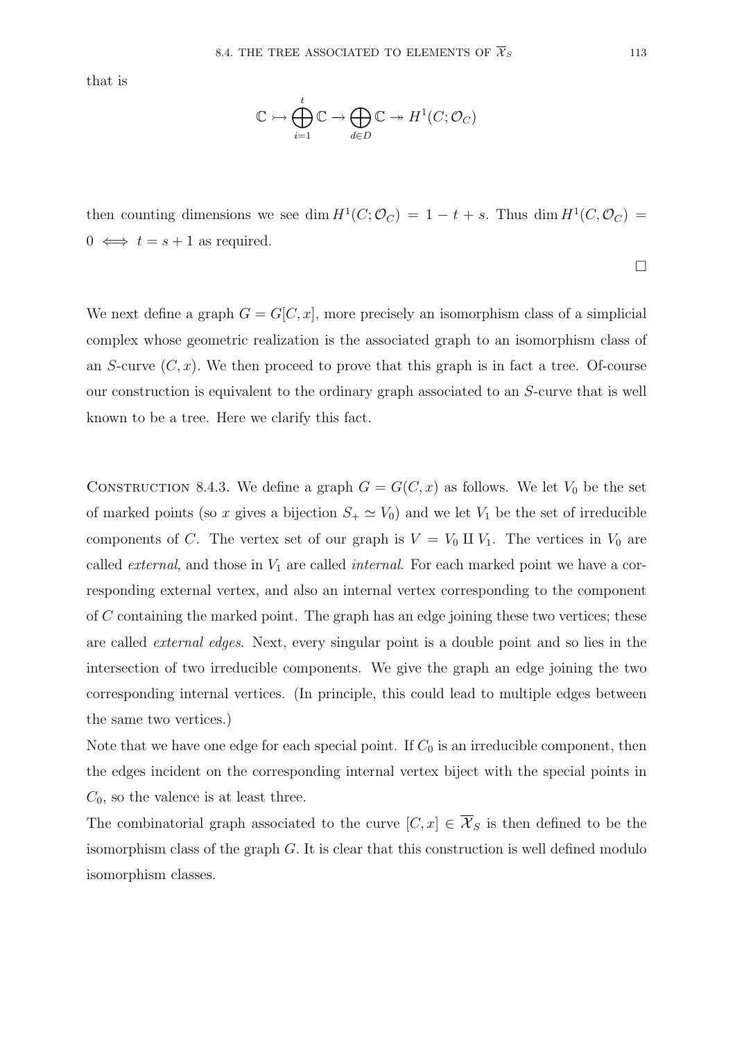that is

$$\mathbb{C} \rightarrowtail \bigoplus_{i=1}^{t} \mathbb{C} \to \bigoplus_{d \in D} \mathbb{C} \twoheadrightarrow H^1(C; \mathcal{O}_C)$$

then counting dimensions we see $\dim H^1(C; \mathcal{O}_C) = 1 - t + s$. Thus $\dim H^1(C, \mathcal{O}_C) = 0 \iff t = s + 1$ as required.

□

We next define a graph $G = G[C, x]$, more precisely an isomorphism class of a simplicial complex whose geometric realization is the associated graph to an isomorphism class of an $S$-curve $(C, x)$. We then proceed to prove that this graph is in fact a tree. Of-course our construction is equivalent to the ordinary graph associated to an $S$-curve that is well known to be a tree. Here we clarify this fact.

Construction 8.4.3. We define a graph $G = G(C, x)$ as follows. We let $V_0$ be the set of marked points (so $x$ gives a bijection $S_+ \simeq V_0$) and we let $V_1$ be the set of irreducible components of $C$. The vertex set of our graph is $V = V_0 \amalg V_1$. The vertices in $V_0$ are called *external*, and those in $V_1$ are called *internal*. For each marked point we have a corresponding external vertex, and also an internal vertex corresponding to the component of $C$ containing the marked point. The graph has an edge joining these two vertices; these are called *external edges*. Next, every singular point is a double point and so lies in the intersection of two irreducible components. We give the graph an edge joining the two corresponding internal vertices. (In principle, this could lead to multiple edges between the same two vertices.)

Note that we have one edge for each special point. If $C_0$ is an irreducible component, then the edges incident on the corresponding internal vertex biject with the special points in $C_0$, so the valence is at least three.

The combinatorial graph associated to the curve $[C, x] \in \overline{\mathcal{X}}_S$ is then defined to be the isomorphism class of the graph $G$. It is clear that this construction is well defined modulo isomorphism classes.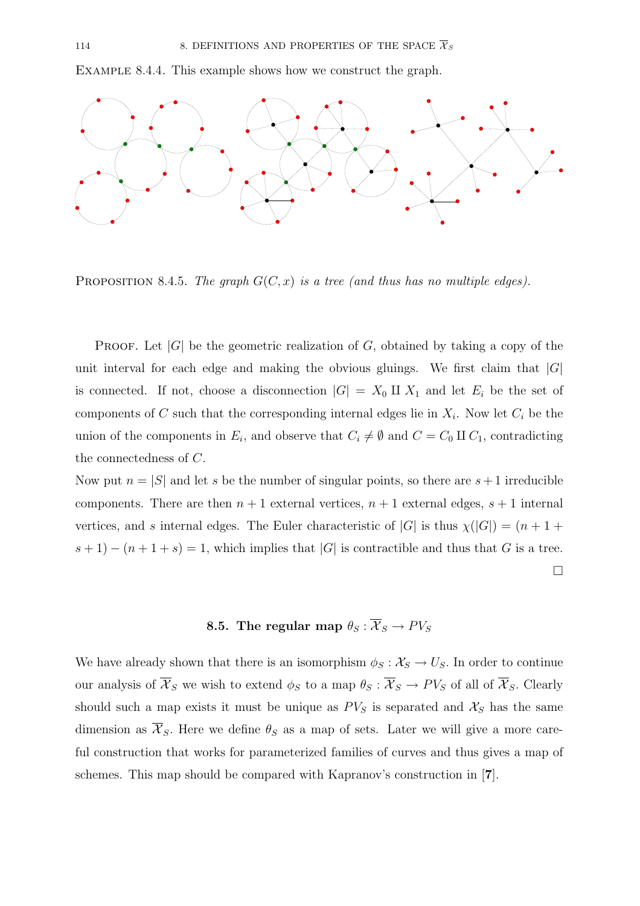Example 8.4.4. This example shows how we construct the graph.

Proposition 8.4.5. *The graph $G(C,x)$ is a tree (and thus has no multiple edges).*

Proof. Let $|G|$ be the geometric realization of $G$, obtained by taking a copy of the unit interval for each edge and making the obvious gluings. We first claim that $|G|$ is connected. If not, choose a disconnection $|G| = X_0 \amalg X_1$ and let $E_i$ be the set of components of $C$ such that the corresponding internal edges lie in $X_i$. Now let $C_i$ be the union of the components in $E_i$, and observe that $C_i \neq \emptyset$ and $C = C_0 \amalg C_1$, contradicting the connectedness of $C$.

Now put $n = |S|$ and let $s$ be the number of singular points, so there are $s+1$ irreducible components. There are then $n+1$ external vertices, $n+1$ external edges, $s+1$ internal vertices, and $s$ internal edges. The Euler characteristic of $|G|$ is thus $\chi(|G|) = (n+1+s+1)-(n+1+s) = 1$, which implies that $|G|$ is contractible and thus that $G$ is a tree. $\square$

## 8.5. The regular map $\theta_S : \overline{\mathcal{X}}_S \to PV_S$

We have already shown that there is an isomorphism $\phi_S : \mathcal{X}_S \to U_S$. In order to continue our analysis of $\overline{\mathcal{X}}_S$ we wish to extend $\phi_S$ to a map $\theta_S : \overline{\mathcal{X}}_S \to PV_S$ of all of $\overline{\mathcal{X}}_S$. Clearly should such a map exists it must be unique as $PV_S$ is separated and $\mathcal{X}_S$ has the same dimension as $\overline{\mathcal{X}}_S$. Here we define $\theta_S$ as a map of sets. Later we will give a more careful construction that works for parameterized families of curves and thus gives a map of schemes. This map should be compared with Kapranov's construction in [**7**].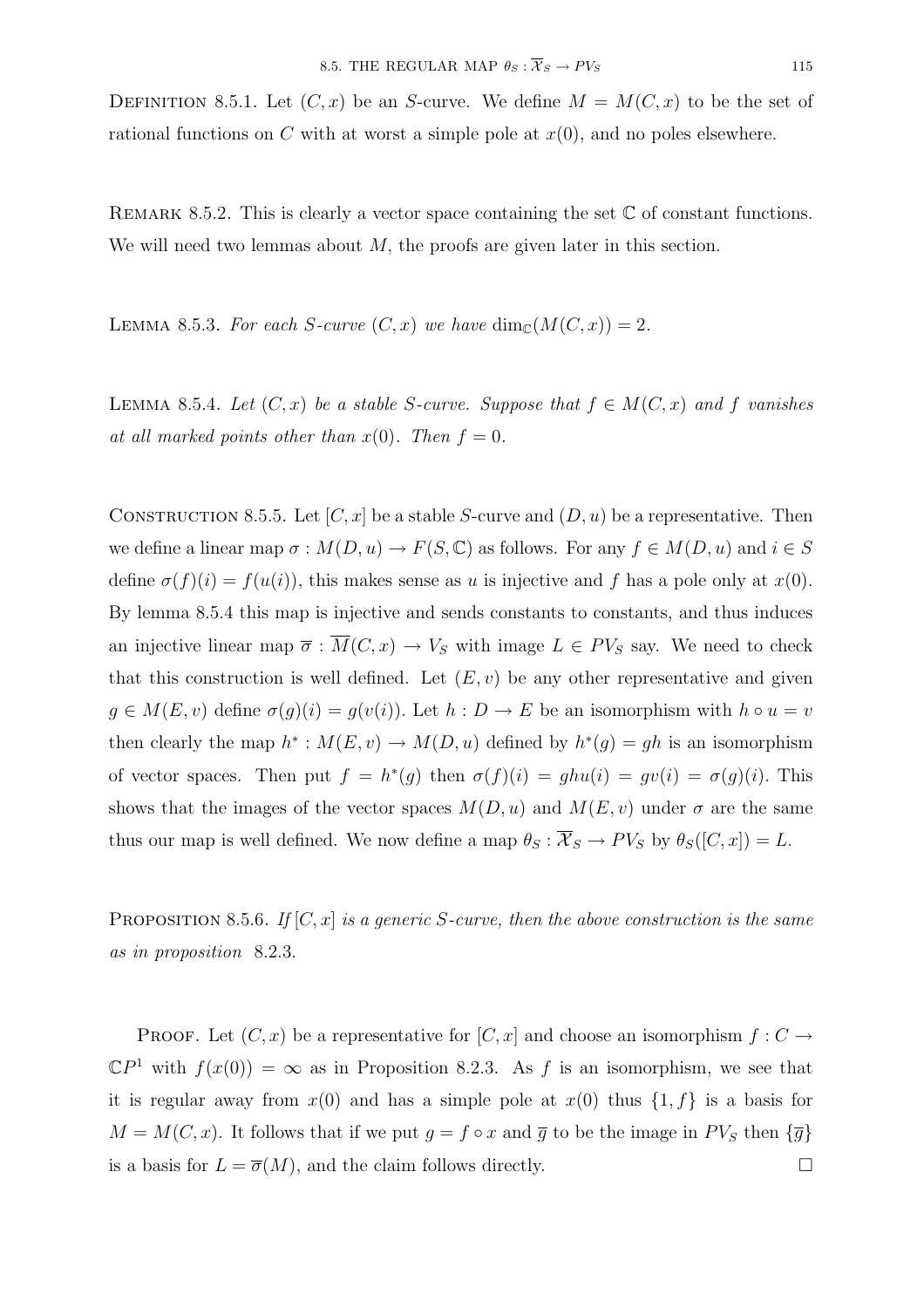Definition 8.5.1. Let $(C, x)$ be an $S$-curve. We define $M = M(C, x)$ to be the set of rational functions on $C$ with at worst a simple pole at $x(0)$, and no poles elsewhere.

Remark 8.5.2. This is clearly a vector space containing the set $\mathbb{C}$ of constant functions. We will need two lemmas about $M$, the proofs are given later in this section.

Lemma 8.5.3. *For each $S$-curve $(C, x)$ we have $\dim_{\mathbb{C}}(M(C, x)) = 2$.*

Lemma 8.5.4. *Let $(C, x)$ be a stable $S$-curve. Suppose that $f \in M(C, x)$ and $f$ vanishes at all marked points other than $x(0)$. Then $f = 0$.*

Construction 8.5.5. Let $[C, x]$ be a stable $S$-curve and $(D, u)$ be a representative. Then we define a linear map $\sigma : M(D, u) \to F(S, \mathbb{C})$ as follows. For any $f \in M(D, u)$ and $i \in S$ define $\sigma(f)(i) = f(u(i))$, this makes sense as $u$ is injective and $f$ has a pole only at $x(0)$. By lemma 8.5.4 this map is injective and sends constants to constants, and thus induces an injective linear map $\overline{\sigma} : \overline{M}(C, x) \to V_S$ with image $L \in PV_S$ say. We need to check that this construction is well defined. Let $(E, v)$ be any other representative and given $g \in M(E, v)$ define $\sigma(g)(i) = g(v(i))$. Let $h : D \to E$ be an isomorphism with $h \circ u = v$ then clearly the map $h^* : M(E, v) \to M(D, u)$ defined by $h^*(g) = gh$ is an isomorphism of vector spaces. Then put $f = h^*(g)$ then $\sigma(f)(i) = ghu(i) = gv(i) = \sigma(g)(i)$. This shows that the images of the vector spaces $M(D, u)$ and $M(E, v)$ under $\sigma$ are the same thus our map is well defined. We now define a map $\theta_S : \overline{\mathcal{X}}_S \to PV_S$ by $\theta_S([C, x]) = L$.

Proposition 8.5.6. *If $[C, x]$ is a generic $S$-curve, then the above construction is the same as in proposition 8.2.3.*

Proof. Let $(C, x)$ be a representative for $[C, x]$ and choose an isomorphism $f : C \to \mathbb{C}P^1$ with $f(x(0)) = \infty$ as in Proposition 8.2.3. As $f$ is an isomorphism, we see that it is regular away from $x(0)$ and has a simple pole at $x(0)$ thus $\{1, f\}$ is a basis for $M = M(C, x)$. It follows that if we put $g = f \circ x$ and $\overline{g}$ to be the image in $PV_S$ then $\{\overline{g}\}$ is a basis for $L = \overline{\sigma}(M)$, and the claim follows directly. $\square$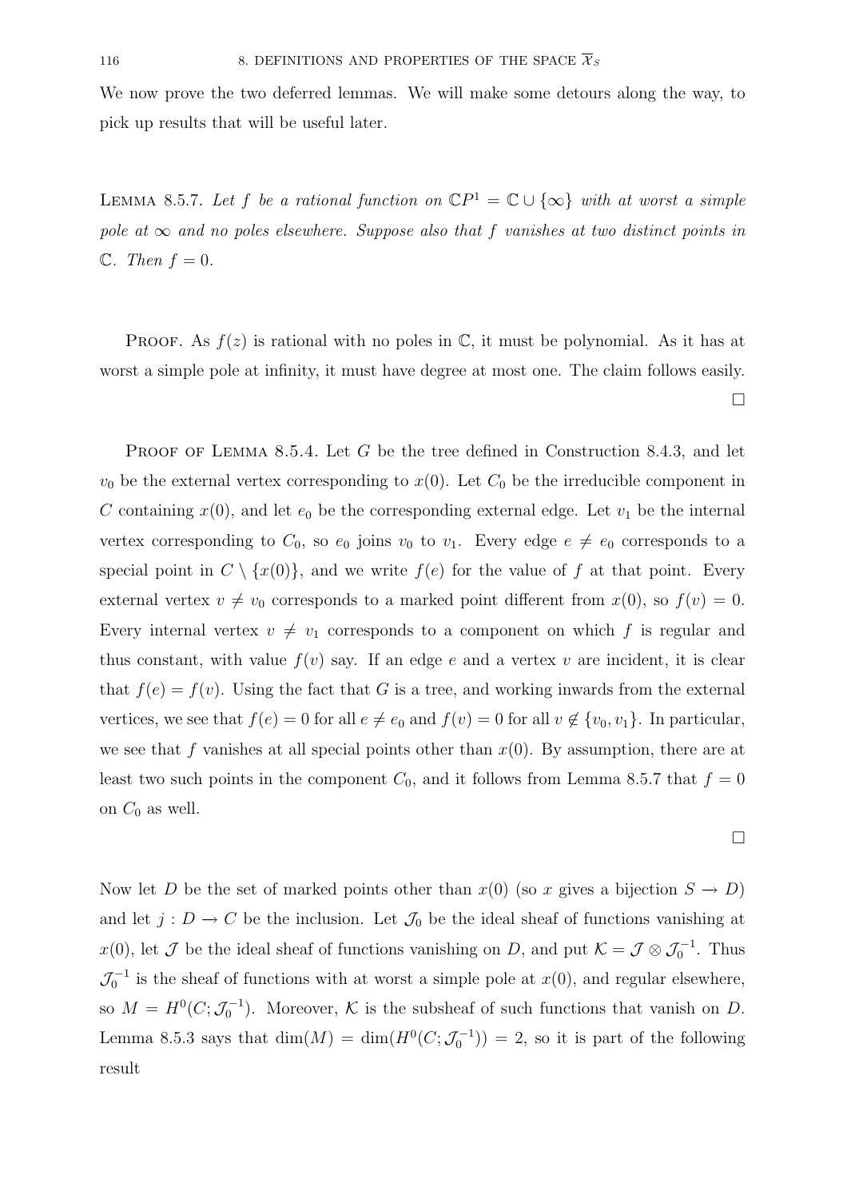We now prove the two deferred lemmas. We will make some detours along the way, to pick up results that will be useful later.

LEMMA 8.5.7. *Let $f$ be a rational function on $\mathbb{C}P^1 = \mathbb{C} \cup \{\infty\}$ with at worst a simple pole at $\infty$ and no poles elsewhere. Suppose also that $f$ vanishes at two distinct points in $\mathbb{C}$. Then $f = 0$.*

PROOF. As $f(z)$ is rational with no poles in $\mathbb{C}$, it must be polynomial. As it has at worst a simple pole at infinity, it must have degree at most one. The claim follows easily. $\square$

PROOF OF LEMMA 8.5.4. Let $G$ be the tree defined in Construction 8.4.3, and let $v_0$ be the external vertex corresponding to $x(0)$. Let $C_0$ be the irreducible component in $C$ containing $x(0)$, and let $e_0$ be the corresponding external edge. Let $v_1$ be the internal vertex corresponding to $C_0$, so $e_0$ joins $v_0$ to $v_1$. Every edge $e \neq e_0$ corresponds to a special point in $C \setminus \{x(0)\}$, and we write $f(e)$ for the value of $f$ at that point. Every external vertex $v \neq v_0$ corresponds to a marked point different from $x(0)$, so $f(v) = 0$. Every internal vertex $v \neq v_1$ corresponds to a component on which $f$ is regular and thus constant, with value $f(v)$ say. If an edge $e$ and a vertex $v$ are incident, it is clear that $f(e) = f(v)$. Using the fact that $G$ is a tree, and working inwards from the external vertices, we see that $f(e) = 0$ for all $e \neq e_0$ and $f(v) = 0$ for all $v \notin \{v_0, v_1\}$. In particular, we see that $f$ vanishes at all special points other than $x(0)$. By assumption, there are at least two such points in the component $C_0$, and it follows from Lemma 8.5.7 that $f = 0$ on $C_0$ as well. $\square$

Now let $D$ be the set of marked points other than $x(0)$ (so $x$ gives a bijection $S \to D$) and let $j : D \to C$ be the inclusion. Let $\mathcal{J}_0$ be the ideal sheaf of functions vanishing at $x(0)$, let $\mathcal{J}$ be the ideal sheaf of functions vanishing on $D$, and put $\mathcal{K} = \mathcal{J} \otimes \mathcal{J}_0^{-1}$. Thus $\mathcal{J}_0^{-1}$ is the sheaf of functions with at worst a simple pole at $x(0)$, and regular elsewhere, so $M = H^0(C; \mathcal{J}_0^{-1})$. Moreover, $\mathcal{K}$ is the subsheaf of such functions that vanish on $D$. Lemma 8.5.3 says that $\dim(M) = \dim(H^0(C; \mathcal{J}_0^{-1})) = 2$, so it is part of the following result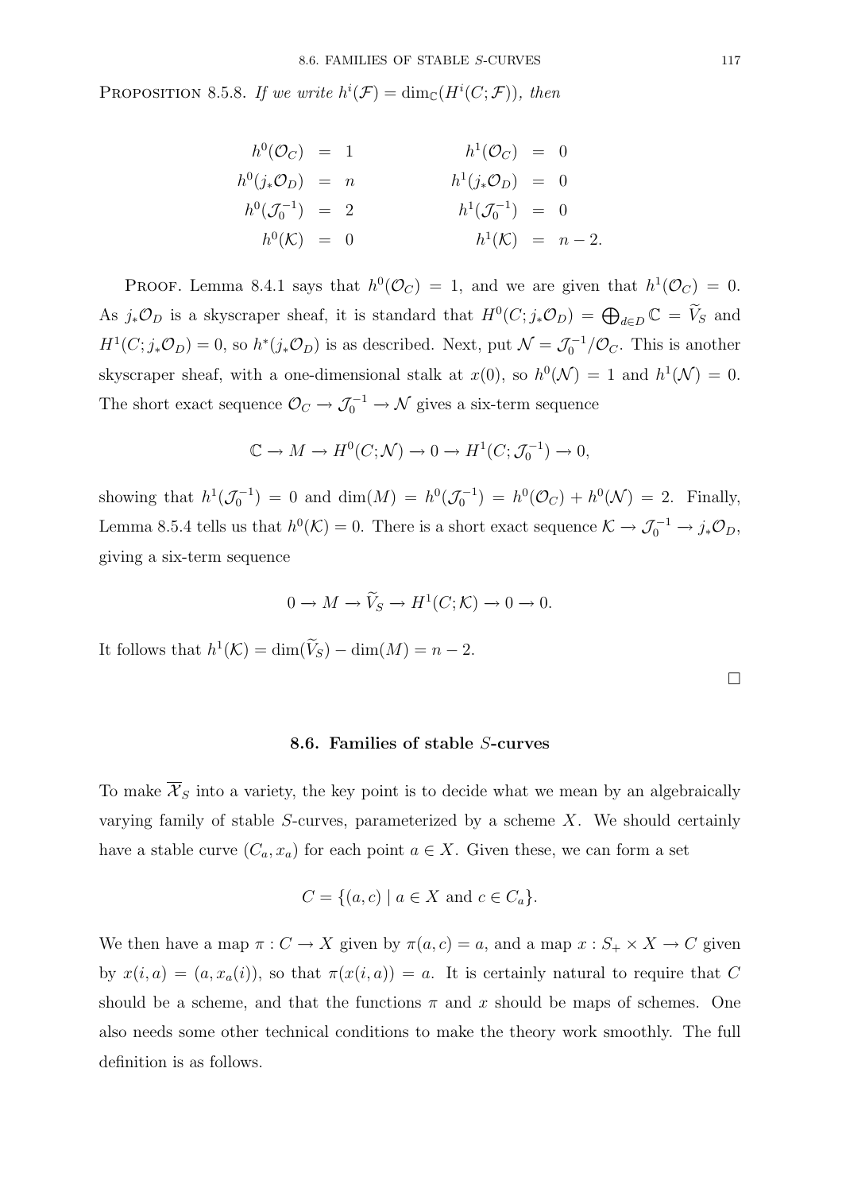PROPOSITION 8.5.8. *If we write $h^i(\mathcal{F}) = \dim_{\mathbb{C}}(H^i(C;\mathcal{F}))$, then*

$$
\begin{array}{rclrcl}
h^0(\mathcal{O}_C) & = & 1 & \qquad h^1(\mathcal{O}_C) & = & 0 \\
h^0(j_*\mathcal{O}_D) & = & n & \qquad h^1(j_*\mathcal{O}_D) & = & 0 \\
h^0(\mathcal{J}_0^{-1}) & = & 2 & \qquad h^1(\mathcal{J}_0^{-1}) & = & 0 \\
h^0(\mathcal{K}) & = & 0 & \qquad h^1(\mathcal{K}) & = & n-2.
\end{array}
$$

PROOF. Lemma 8.4.1 says that $h^0(\mathcal{O}_C) = 1$, and we are given that $h^1(\mathcal{O}_C) = 0$. As $j_*\mathcal{O}_D$ is a skyscraper sheaf, it is standard that $H^0(C; j_*\mathcal{O}_D) = \bigoplus_{d\in D}\mathbb{C} = \widetilde{V}_S$ and $H^1(C; j_*\mathcal{O}_D) = 0$, so $h^*(j_*\mathcal{O}_D)$ is as described. Next, put $\mathcal{N} = \mathcal{J}_0^{-1}/\mathcal{O}_C$. This is another skyscraper sheaf, with a one-dimensional stalk at $x(0)$, so $h^0(\mathcal{N}) = 1$ and $h^1(\mathcal{N}) = 0$. The short exact sequence $\mathcal{O}_C \to \mathcal{J}_0^{-1} \to \mathcal{N}$ gives a six-term sequence

$$\mathbb{C} \to M \to H^0(C;\mathcal{N}) \to 0 \to H^1(C;\mathcal{J}_0^{-1}) \to 0,$$

showing that $h^1(\mathcal{J}_0^{-1}) = 0$ and $\dim(M) = h^0(\mathcal{J}_0^{-1}) = h^0(\mathcal{O}_C) + h^0(\mathcal{N}) = 2$. Finally, Lemma 8.5.4 tells us that $h^0(\mathcal{K}) = 0$. There is a short exact sequence $\mathcal{K} \to \mathcal{J}_0^{-1} \to j_*\mathcal{O}_D$, giving a six-term sequence

$$0 \to M \to \widetilde{V}_S \to H^1(C;\mathcal{K}) \to 0 \to 0.$$

It follows that $h^1(\mathcal{K}) = \dim(\widetilde{V}_S) - \dim(M) = n-2$.

□

## 8.6. Families of stable $S$-curves

To make $\overline{\mathcal{X}}_S$ into a variety, the key point is to decide what we mean by an algebraically varying family of stable $S$-curves, parameterized by a scheme $X$. We should certainly have a stable curve $(C_a, x_a)$ for each point $a \in X$. Given these, we can form a set

$$C = \{(a,c) \mid a \in X \text{ and } c \in C_a\}.$$

We then have a map $\pi : C \to X$ given by $\pi(a,c) = a$, and a map $x : S_+ \times X \to C$ given by $x(i,a) = (a, x_a(i))$, so that $\pi(x(i,a)) = a$. It is certainly natural to require that $C$ should be a scheme, and that the functions $\pi$ and $x$ should be maps of schemes. One also needs some other technical conditions to make the theory work smoothly. The full definition is as follows.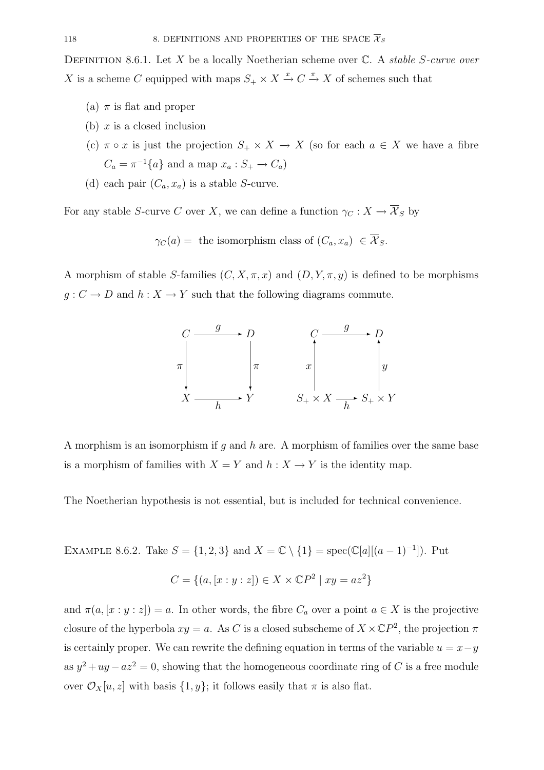Definition 8.6.1. Let $X$ be a locally Noetherian scheme over $\mathbb{C}$. A *stable $S$-curve over $X$* is a scheme $C$ equipped with maps $S_+ \times X \xrightarrow{x} C \xrightarrow{\pi} X$ of schemes such that

(a) $\pi$ is flat and proper

(b) $x$ is a closed inclusion

(c) $\pi \circ x$ is just the projection $S_+ \times X \to X$ (so for each $a \in X$ we have a fibre $C_a = \pi^{-1}\{a\}$ and a map $x_a : S_+ \to C_a$)

(d) each pair $(C_a, x_a)$ is a stable $S$-curve.

For any stable $S$-curve $C$ over $X$, we can define a function $\gamma_C : X \to \overline{\mathcal{X}}_S$ by

$$\gamma_C(a) = \text{ the isomorphism class of } (C_a, x_a) \in \overline{\mathcal{X}}_S.$$

A morphism of stable $S$-families $(C, X, \pi, x)$ and $(D, Y, \pi, y)$ is defined to be morphisms $g : C \to D$ and $h : X \to Y$ such that the following diagrams commute.

$$\begin{array}{ccc} C & \xrightarrow{g} & D \\ {\scriptstyle\pi}\downarrow & & \downarrow{\scriptstyle\pi} \\ X & \xrightarrow[h]{} & Y \end{array} \qquad \begin{array}{ccc} C & \xrightarrow{g} & D \\ {\scriptstyle x}\uparrow & & \uparrow{\scriptstyle y} \\ S_+ \times X & \xrightarrow[h]{} & S_+ \times Y \end{array}$$

A morphism is an isomorphism if $g$ and $h$ are. A morphism of families over the same base is a morphism of families with $X = Y$ and $h : X \to Y$ is the identity map.

The Noetherian hypothesis is not essential, but is included for technical convenience.

Example 8.6.2. Take $S = \{1, 2, 3\}$ and $X = \mathbb{C} \setminus \{1\} = \text{spec}(\mathbb{C}[a][(a-1)^{-1}])$. Put

$$C = \{(a, [x : y : z]) \in X \times \mathbb{C}P^2 \mid xy = az^2\}$$

and $\pi(a, [x : y : z]) = a$. In other words, the fibre $C_a$ over a point $a \in X$ is the projective closure of the hyperbola $xy = a$. As $C$ is a closed subscheme of $X \times \mathbb{C}P^2$, the projection $\pi$ is certainly proper. We can rewrite the defining equation in terms of the variable $u = x - y$ as $y^2 + uy - az^2 = 0$, showing that the homogeneous coordinate ring of $C$ is a free module over $\mathcal{O}_X[u, z]$ with basis $\{1, y\}$; it follows easily that $\pi$ is also flat.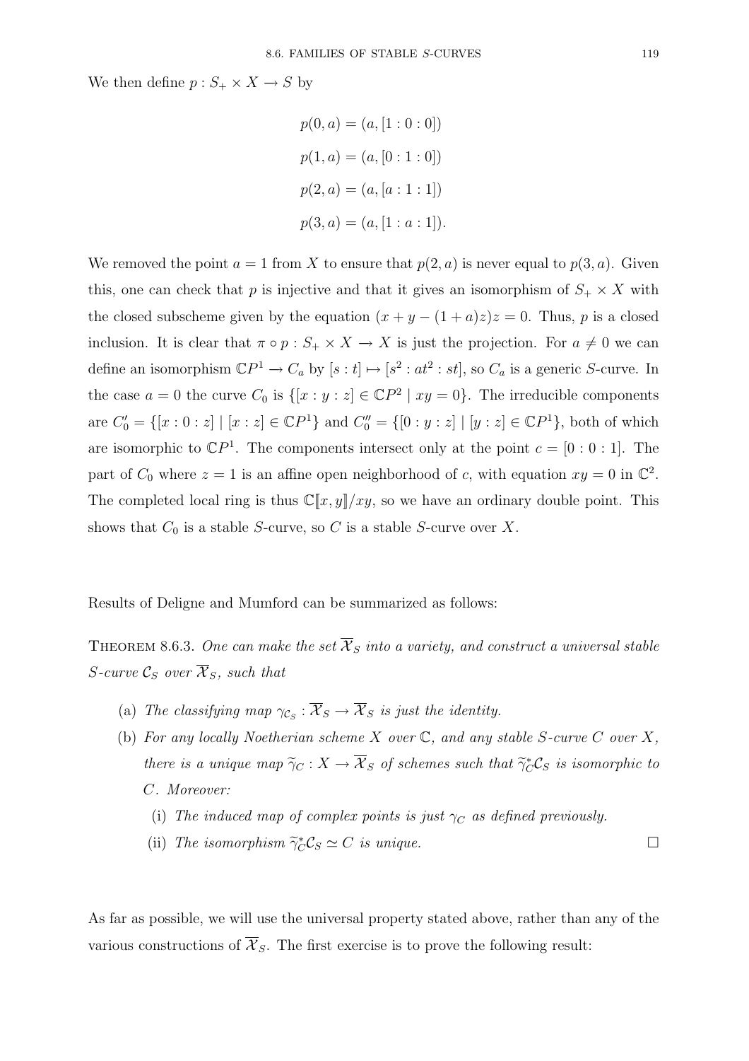We then define $p : S_+ \times X \to S$ by

$$p(0, a) = (a, [1 : 0 : 0])$$

$$p(1, a) = (a, [0 : 1 : 0])$$

$$p(2, a) = (a, [a : 1 : 1])$$

$$p(3, a) = (a, [1 : a : 1]).$$

We removed the point $a = 1$ from $X$ to ensure that $p(2, a)$ is never equal to $p(3, a)$. Given this, one can check that $p$ is injective and that it gives an isomorphism of $S_+ \times X$ with the closed subscheme given by the equation $(x + y - (1 + a)z)z = 0$. Thus, $p$ is a closed inclusion. It is clear that $\pi \circ p : S_+ \times X \to X$ is just the projection. For $a \neq 0$ we can define an isomorphism $\mathbb{C}P^1 \to C_a$ by $[s : t] \mapsto [s^2 : at^2 : st]$, so $C_a$ is a generic $S$-curve. In the case $a = 0$ the curve $C_0$ is $\{[x : y : z] \in \mathbb{C}P^2 \mid xy = 0\}$. The irreducible components are $C_0' = \{[x : 0 : z] \mid [x : z] \in \mathbb{C}P^1\}$ and $C_0'' = \{[0 : y : z] \mid [y : z] \in \mathbb{C}P^1\}$, both of which are isomorphic to $\mathbb{C}P^1$. The components intersect only at the point $c = [0 : 0 : 1]$. The part of $C_0$ where $z = 1$ is an affine open neighborhood of $c$, with equation $xy = 0$ in $\mathbb{C}^2$. The completed local ring is thus $\mathbb{C}[\![x, y]\!]/xy$, so we have an ordinary double point. This shows that $C_0$ is a stable $S$-curve, so $C$ is a stable $S$-curve over $X$.

Results of Deligne and Mumford can be summarized as follows:

THEOREM 8.6.3. *One can make the set $\overline{\mathcal{X}}_S$ into a variety, and construct a universal stable $S$-curve $\mathcal{C}_S$ over $\overline{\mathcal{X}}_S$, such that*

(a) *The classifying map $\gamma_{\mathcal{C}_S} : \overline{\mathcal{X}}_S \to \overline{\mathcal{X}}_S$ is just the identity.*

(b) *For any locally Noetherian scheme $X$ over $\mathbb{C}$, and any stable $S$-curve $C$ over $X$, there is a unique map $\widetilde{\gamma}_C : X \to \overline{\mathcal{X}}_S$ of schemes such that $\widetilde{\gamma}_C^* \mathcal{C}_S$ is isomorphic to $C$. Moreover:*

  (i) *The induced map of complex points is just $\gamma_C$ as defined previously.*

  (ii) *The isomorphism $\widetilde{\gamma}_C^* \mathcal{C}_S \simeq C$ is unique.* □

As far as possible, we will use the universal property stated above, rather than any of the various constructions of $\overline{\mathcal{X}}_S$. The first exercise is to prove the following result: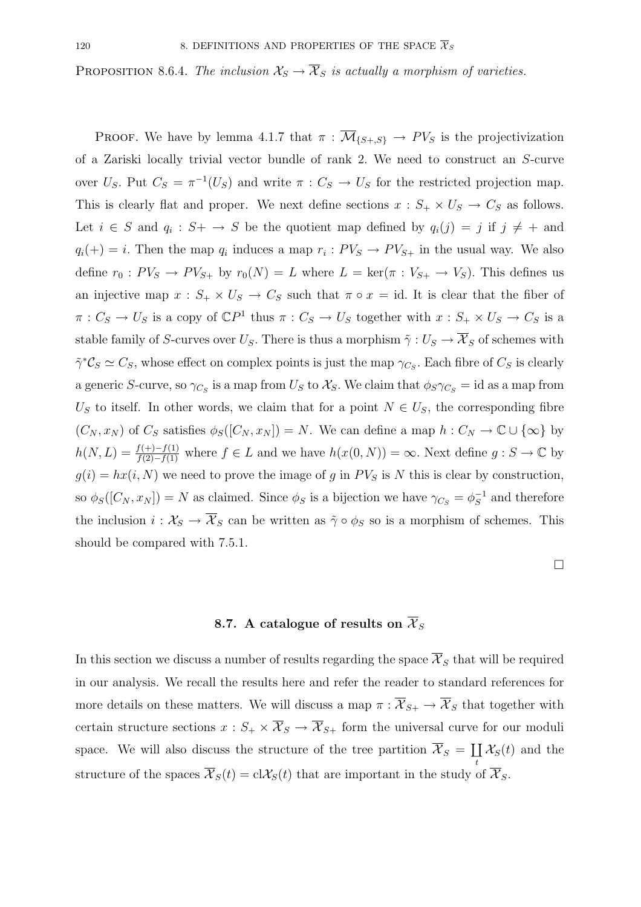**Proposition 8.6.4.** *The inclusion $\mathcal{X}_S \to \overline{\mathcal{X}}_S$ is actually a morphism of varieties.*

**Proof.** We have by lemma 4.1.7 that $\pi : \overline{\mathcal{M}}_{\{S+,S\}} \to PV_S$ is the projectivization of a Zariski locally trivial vector bundle of rank 2. We need to construct an $S$-curve over $U_S$. Put $C_S = \pi^{-1}(U_S)$ and write $\pi : C_S \to U_S$ for the restricted projection map. This is clearly flat and proper. We next define sections $x : S_+ \times U_S \to C_S$ as follows. Let $i \in S$ and $q_i : S+ \to S$ be the quotient map defined by $q_i(j) = j$ if $j \neq +$ and $q_i(+) = i$. Then the map $q_i$ induces a map $r_i : PV_S \to PV_{S+}$ in the usual way. We also define $r_0 : PV_S \to PV_{S+}$ by $r_0(N) = L$ where $L = \ker(\pi : V_{S+} \to V_S)$. This defines us an injective map $x : S_+ \times U_S \to C_S$ such that $\pi \circ x = \text{id}$. It is clear that the fiber of $\pi : C_S \to U_S$ is a copy of $\mathbb{C}P^1$ thus $\pi : C_S \to U_S$ together with $x : S_+ \times U_S \to C_S$ is a stable family of $S$-curves over $U_S$. There is thus a morphism $\tilde{\gamma} : U_S \to \overline{\mathcal{X}}_S$ of schemes with $\tilde{\gamma}^* \mathcal{C}_S \simeq C_S$, whose effect on complex points is just the map $\gamma_{C_S}$. Each fibre of $C_S$ is clearly a generic $S$-curve, so $\gamma_{C_S}$ is a map from $U_S$ to $\mathcal{X}_S$. We claim that $\phi_S \gamma_{C_S} = \text{id}$ as a map from $U_S$ to itself. In other words, we claim that for a point $N \in U_S$, the corresponding fibre $(C_N, x_N)$ of $C_S$ satisfies $\phi_S([C_N, x_N]) = N$. We can define a map $h : C_N \to \mathbb{C} \cup \{\infty\}$ by $h(N, L) = \frac{f(+) - f(1)}{f(2) - f(1)}$ where $f \in L$ and we have $h(x(0, N)) = \infty$. Next define $g : S \to \mathbb{C}$ by $g(i) = hx(i, N)$ we need to prove the image of $g$ in $PV_S$ is $N$ this is clear by construction, so $\phi_S([C_N, x_N]) = N$ as claimed. Since $\phi_S$ is a bijection we have $\gamma_{C_S} = \phi_S^{-1}$ and therefore the inclusion $i : \mathcal{X}_S \to \overline{\mathcal{X}}_S$ can be written as $\tilde{\gamma} \circ \phi_S$ so is a morphism of schemes. This should be compared with 7.5.1.

□

## 8.7. A catalogue of results on $\overline{\mathcal{X}}_S$

In this section we discuss a number of results regarding the space $\overline{\mathcal{X}}_S$ that will be required in our analysis. We recall the results here and refer the reader to standard references for more details on these matters. We will discuss a map $\pi : \overline{\mathcal{X}}_{S+} \to \overline{\mathcal{X}}_S$ that together with certain structure sections $x : S_+ \times \overline{\mathcal{X}}_S \to \overline{\mathcal{X}}_{S+}$ form the universal curve for our moduli space. We will also discuss the structure of the tree partition $\overline{\mathcal{X}}_S = \coprod_t \mathcal{X}_S(t)$ and the structure of the spaces $\overline{\mathcal{X}}_S(t) = \text{cl}\mathcal{X}_S(t)$ that are important in the study of $\overline{\mathcal{X}}_S$.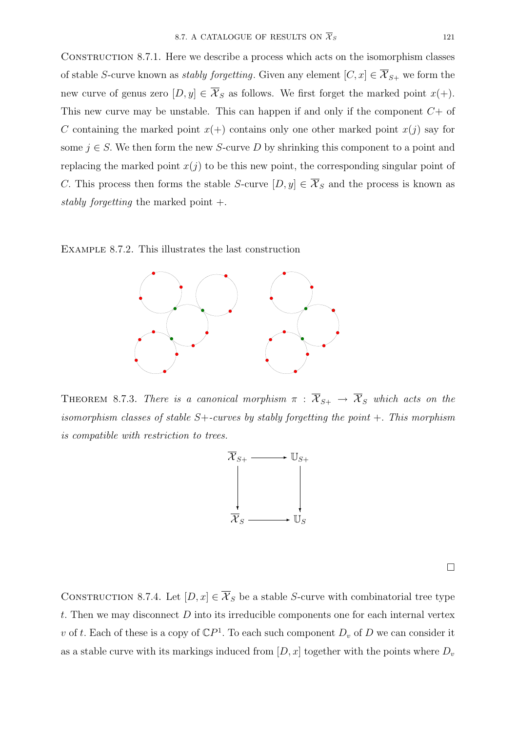CONSTRUCTION 8.7.1. Here we describe a process which acts on the isomorphism classes of stable $S$-curve known as *stably forgetting*. Given any element $[C, x] \in \overline{\mathcal{X}}_{S+}$ we form the new curve of genus zero $[D, y] \in \overline{\mathcal{X}}_S$ as follows. We first forget the marked point $x(+)$. This new curve may be unstable. This can happen if and only if the component $C+$ of $C$ containing the marked point $x(+)$ contains only one other marked point $x(j)$ say for some $j \in S$. We then form the new $S$-curve $D$ by shrinking this component to a point and replacing the marked point $x(j)$ to be this new point, the corresponding singular point of $C$. This process then forms the stable $S$-curve $[D, y] \in \overline{\mathcal{X}}_S$ and the process is known as *stably forgetting* the marked point $+$.

EXAMPLE 8.7.2. This illustrates the last construction

THEOREM 8.7.3. *There is a canonical morphism $\pi : \overline{\mathcal{X}}_{S+} \to \overline{\mathcal{X}}_S$ which acts on the isomorphism classes of stable $S+$-curves by stably forgetting the point $+$. This morphism is compatible with restriction to trees.*

$$
\begin{array}{ccc}
\overline{\mathcal{X}}_{S+} & \longrightarrow & \mathbb{U}_{S+} \\
\downarrow & & \downarrow \\
\overline{\mathcal{X}}_{S} & \longrightarrow & \mathbb{U}_{S}
\end{array}
$$

□

CONSTRUCTION 8.7.4. Let $[D, x] \in \overline{\mathcal{X}}_S$ be a stable $S$-curve with combinatorial tree type $t$. Then we may disconnect $D$ into its irreducible components one for each internal vertex $v$ of $t$. Each of these is a copy of $\mathbb{C}P^1$. To each such component $D_v$ of $D$ we can consider it as a stable curve with its markings induced from $[D, x]$ together with the points where $D_v$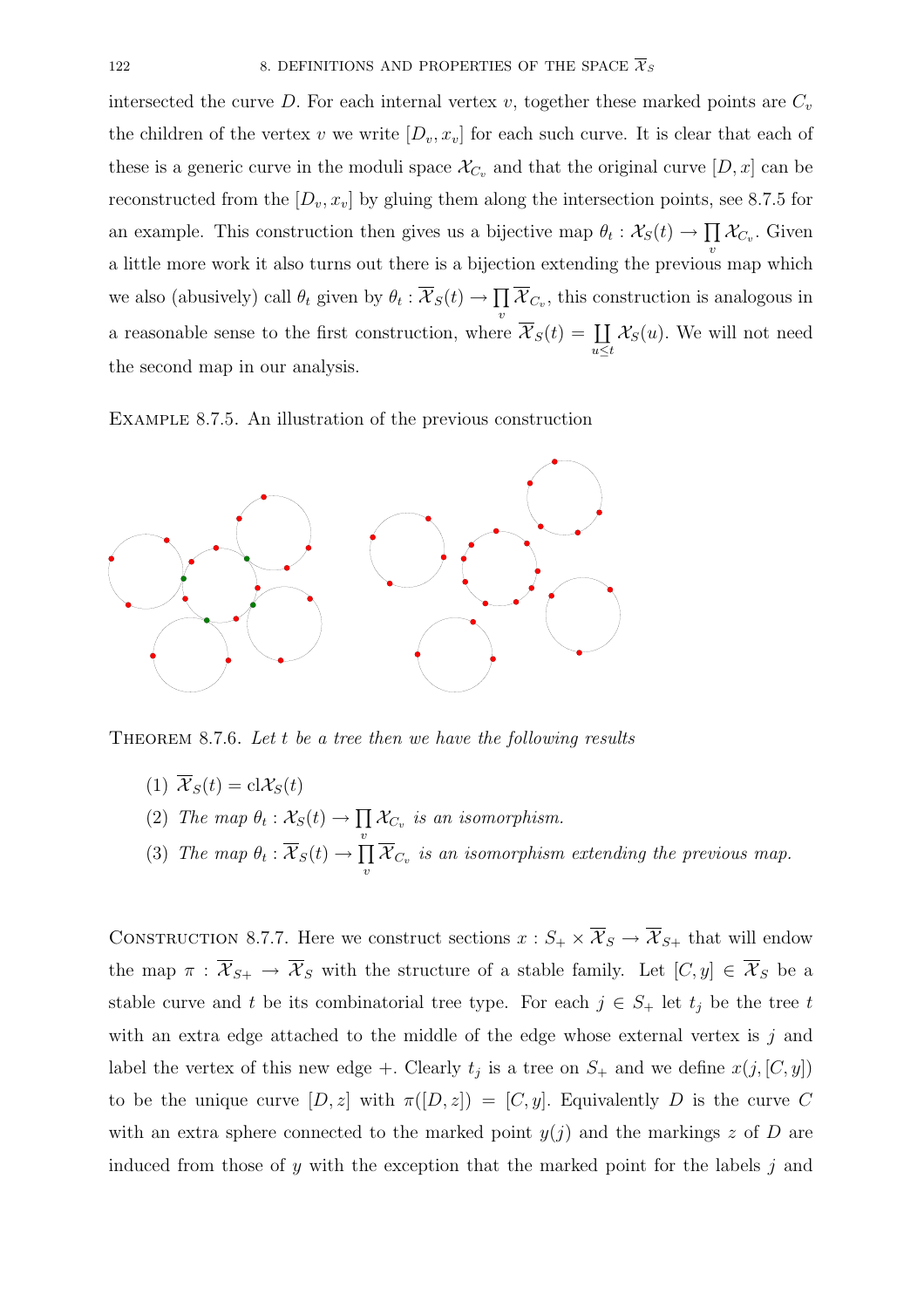intersected the curve $D$. For each internal vertex $v$, together these marked points are $C_v$ the children of the vertex $v$ we write $[D_v, x_v]$ for each such curve. It is clear that each of these is a generic curve in the moduli space $\mathcal{X}_{C_v}$ and that the original curve $[D, x]$ can be reconstructed from the $[D_v, x_v]$ by gluing them along the intersection points, see 8.7.5 for an example. This construction then gives us a bijective map $\theta_t : \mathcal{X}_S(t) \to \prod_v \mathcal{X}_{C_v}$. Given a little more work it also turns out there is a bijection extending the previous map which we also (abusively) call $\theta_t$ given by $\theta_t : \overline{\mathcal{X}}_S(t) \to \prod_v \overline{\mathcal{X}}_{C_v}$, this construction is analogous in a reasonable sense to the first construction, where $\overline{\mathcal{X}}_S(t) = \coprod_{u \leq t} \mathcal{X}_S(u)$. We will not need the second map in our analysis.

Example 8.7.5. An illustration of the previous construction

Theorem 8.7.6. *Let $t$ be a tree then we have the following results*

1. $\overline{\mathcal{X}}_S(t) = \mathrm{cl}\mathcal{X}_S(t)$
2. *The map $\theta_t : \mathcal{X}_S(t) \to \prod_v \mathcal{X}_{C_v}$ is an isomorphism.*
3. *The map $\theta_t : \overline{\mathcal{X}}_S(t) \to \prod_v \overline{\mathcal{X}}_{C_v}$ is an isomorphism extending the previous map.*

Construction 8.7.7. Here we construct sections $x : S_+ \times \overline{\mathcal{X}}_S \to \overline{\mathcal{X}}_{S+}$ that will endow the map $\pi : \overline{\mathcal{X}}_{S+} \to \overline{\mathcal{X}}_S$ with the structure of a stable family. Let $[C, y] \in \overline{\mathcal{X}}_S$ be a stable curve and $t$ be its combinatorial tree type. For each $j \in S_+$ let $t_j$ be the tree $t$ with an extra edge attached to the middle of the edge whose external vertex is $j$ and label the vertex of this new edge $+$. Clearly $t_j$ is a tree on $S_+$ and we define $x(j, [C, y])$ to be the unique curve $[D, z]$ with $\pi([D, z]) = [C, y]$. Equivalently $D$ is the curve $C$ with an extra sphere connected to the marked point $y(j)$ and the markings $z$ of $D$ are induced from those of $y$ with the exception that the marked point for the labels $j$ and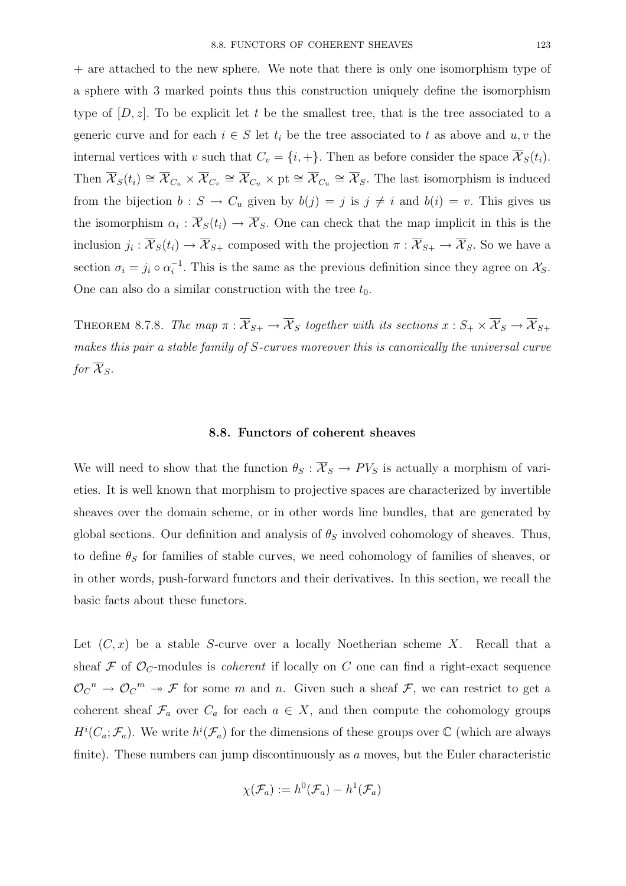+ are attached to the new sphere. We note that there is only one isomorphism type of a sphere with 3 marked points thus this construction uniquely define the isomorphism type of $[D, z]$. To be explicit let $t$ be the smallest tree, that is the tree associated to a generic curve and for each $i \in S$ let $t_i$ be the tree associated to $t$ as above and $u, v$ the internal vertices with $v$ such that $C_v = \{i, +\}$. Then as before consider the space $\overline{\mathcal{X}}_S(t_i)$. Then $\overline{\mathcal{X}}_S(t_i) \cong \overline{\mathcal{X}}_{C_u} \times \overline{\mathcal{X}}_{C_v} \cong \overline{\mathcal{X}}_{C_u} \times \mathrm{pt} \cong \overline{\mathcal{X}}_{C_u} \cong \overline{\mathcal{X}}_S$. The last isomorphism is induced from the bijection $b : S \to C_u$ given by $b(j) = j$ is $j \neq i$ and $b(i) = v$. This gives us the isomorphism $\alpha_i : \overline{\mathcal{X}}_S(t_i) \to \overline{\mathcal{X}}_S$. One can check that the map implicit in this is the inclusion $j_i : \overline{\mathcal{X}}_S(t_i) \to \overline{\mathcal{X}}_{S+}$ composed with the projection $\pi : \overline{\mathcal{X}}_{S+} \to \overline{\mathcal{X}}_S$. So we have a section $\sigma_i = j_i \circ \alpha_i^{-1}$. This is the same as the previous definition since they agree on $\mathcal{X}_S$. One can also do a similar construction with the tree $t_0$.

THEOREM 8.7.8. *The map $\pi : \overline{\mathcal{X}}_{S+} \to \overline{\mathcal{X}}_S$ together with its sections $x : S_+ \times \overline{\mathcal{X}}_S \to \overline{\mathcal{X}}_{S+}$ makes this pair a stable family of $S$-curves moreover this is canonically the universal curve for $\overline{\mathcal{X}}_S$.*

## 8.8. Functors of coherent sheaves

We will need to show that the function $\theta_S : \overline{\mathcal{X}}_S \to PV_S$ is actually a morphism of varieties. It is well known that morphism to projective spaces are characterized by invertible sheaves over the domain scheme, or in other words line bundles, that are generated by global sections. Our definition and analysis of $\theta_S$ involved cohomology of sheaves. Thus, to define $\theta_S$ for families of stable curves, we need cohomology of families of sheaves, or in other words, push-forward functors and their derivatives. In this section, we recall the basic facts about these functors.

Let $(C, x)$ be a stable $S$-curve over a locally Noetherian scheme $X$. Recall that a sheaf $\mathcal{F}$ of $\mathcal{O}_C$-modules is *coherent* if locally on $C$ one can find a right-exact sequence ${\mathcal{O}_C}^n \to {\mathcal{O}_C}^m \twoheadrightarrow \mathcal{F}$ for some $m$ and $n$. Given such a sheaf $\mathcal{F}$, we can restrict to get a coherent sheaf $\mathcal{F}_a$ over $C_a$ for each $a \in X$, and then compute the cohomology groups $H^i(C_a; \mathcal{F}_a)$. We write $h^i(\mathcal{F}_a)$ for the dimensions of these groups over $\mathbb{C}$ (which are always finite). These numbers can jump discontinuously as $a$ moves, but the Euler characteristic

$$\chi(\mathcal{F}_a) := h^0(\mathcal{F}_a) - h^1(\mathcal{F}_a)$$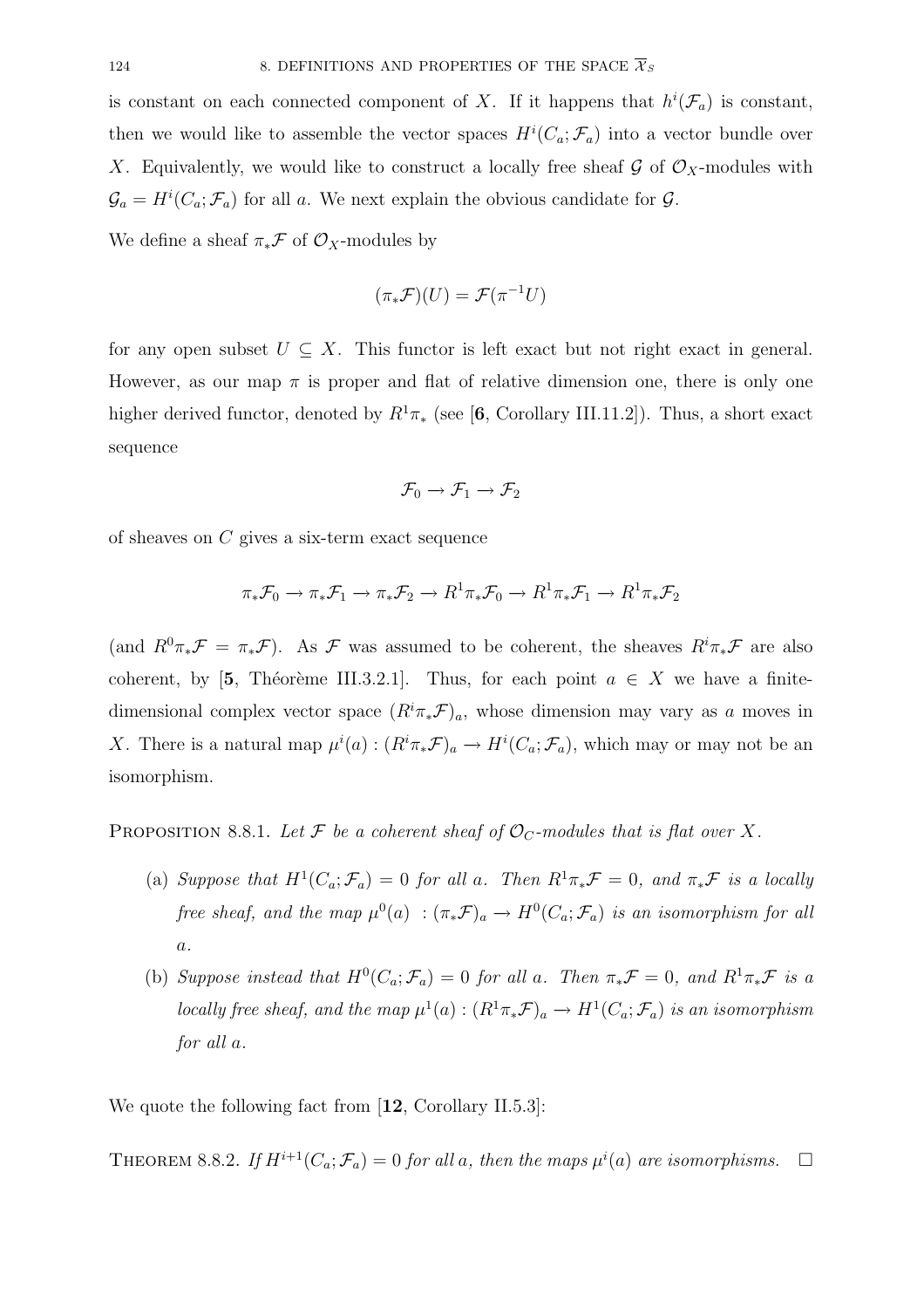is constant on each connected component of $X$. If it happens that $h^i(\mathcal{F}_a)$ is constant, then we would like to assemble the vector spaces $H^i(C_a; \mathcal{F}_a)$ into a vector bundle over $X$. Equivalently, we would like to construct a locally free sheaf $\mathcal{G}$ of $\mathcal{O}_X$-modules with $\mathcal{G}_a = H^i(C_a; \mathcal{F}_a)$ for all $a$. We next explain the obvious candidate for $\mathcal{G}$.

We define a sheaf $\pi_*\mathcal{F}$ of $\mathcal{O}_X$-modules by

$$(\pi_*\mathcal{F})(U) = \mathcal{F}(\pi^{-1}U)$$

for any open subset $U \subseteq X$. This functor is left exact but not right exact in general. However, as our map $\pi$ is proper and flat of relative dimension one, there is only one higher derived functor, denoted by $R^1\pi_*$ (see [**6**, Corollary III.11.2]). Thus, a short exact sequence

$$\mathcal{F}_0 \to \mathcal{F}_1 \to \mathcal{F}_2$$

of sheaves on $C$ gives a six-term exact sequence

$$\pi_*\mathcal{F}_0 \to \pi_*\mathcal{F}_1 \to \pi_*\mathcal{F}_2 \to R^1\pi_*\mathcal{F}_0 \to R^1\pi_*\mathcal{F}_1 \to R^1\pi_*\mathcal{F}_2$$

(and $R^0\pi_*\mathcal{F} = \pi_*\mathcal{F}$). As $\mathcal{F}$ was assumed to be coherent, the sheaves $R^i\pi_*\mathcal{F}$ are also coherent, by [**5**, Théorème III.3.2.1]. Thus, for each point $a \in X$ we have a finite-dimensional complex vector space $(R^i\pi_*\mathcal{F})_a$, whose dimension may vary as $a$ moves in $X$. There is a natural map $\mu^i(a) : (R^i\pi_*\mathcal{F})_a \to H^i(C_a; \mathcal{F}_a)$, which may or may not be an isomorphism.

Proposition 8.8.1. *Let $\mathcal{F}$ be a coherent sheaf of $\mathcal{O}_C$-modules that is flat over $X$.*

(a) *Suppose that $H^1(C_a; \mathcal{F}_a) = 0$ for all $a$. Then $R^1\pi_*\mathcal{F} = 0$, and $\pi_*\mathcal{F}$ is a locally free sheaf, and the map $\mu^0(a) : (\pi_*\mathcal{F})_a \to H^0(C_a; \mathcal{F}_a)$ is an isomorphism for all $a$.*

(b) *Suppose instead that $H^0(C_a; \mathcal{F}_a) = 0$ for all $a$. Then $\pi_*\mathcal{F} = 0$, and $R^1\pi_*\mathcal{F}$ is a locally free sheaf, and the map $\mu^1(a) : (R^1\pi_*\mathcal{F})_a \to H^1(C_a; \mathcal{F}_a)$ is an isomorphism for all $a$.*

We quote the following fact from [**12**, Corollary II.5.3]:

Theorem 8.8.2. *If $H^{i+1}(C_a; \mathcal{F}_a) = 0$ for all $a$, then the maps $\mu^i(a)$ are isomorphisms.* $\square$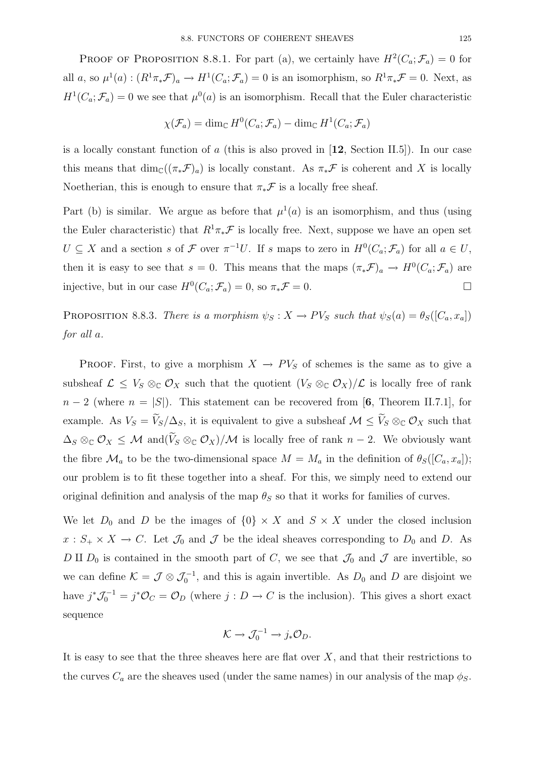PROOF OF PROPOSITION 8.8.1. For part (a), we certainly have $H^2(C_a; \mathcal{F}_a) = 0$ for all $a$, so $\mu^1(a) : (R^1\pi_*\mathcal{F})_a \to H^1(C_a; \mathcal{F}_a) = 0$ is an isomorphism, so $R^1\pi_*\mathcal{F} = 0$. Next, as $H^1(C_a; \mathcal{F}_a) = 0$ we see that $\mu^0(a)$ is an isomorphism. Recall that the Euler characteristic

$$\chi(\mathcal{F}_a) = \dim_{\mathbb{C}} H^0(C_a; \mathcal{F}_a) - \dim_{\mathbb{C}} H^1(C_a; \mathcal{F}_a)$$

is a locally constant function of $a$ (this is also proved in [**12**, Section II.5]). In our case this means that $\dim_{\mathbb{C}}((\pi_*\mathcal{F})_a)$ is locally constant. As $\pi_*\mathcal{F}$ is coherent and $X$ is locally Noetherian, this is enough to ensure that $\pi_*\mathcal{F}$ is a locally free sheaf.

Part (b) is similar. We argue as before that $\mu^1(a)$ is an isomorphism, and thus (using the Euler characteristic) that $R^1\pi_*\mathcal{F}$ is locally free. Next, suppose we have an open set $U \subseteq X$ and a section $s$ of $\mathcal{F}$ over $\pi^{-1}U$. If $s$ maps to zero in $H^0(C_a; \mathcal{F}_a)$ for all $a \in U$, then it is easy to see that $s = 0$. This means that the maps $(\pi_*\mathcal{F})_a \to H^0(C_a; \mathcal{F}_a)$ are injective, but in our case $H^0(C_a; \mathcal{F}_a) = 0$, so $\pi_*\mathcal{F} = 0$. $\square$

PROPOSITION 8.8.3. *There is a morphism $\psi_S : X \to PV_S$ such that $\psi_S(a) = \theta_S([C_a, x_a])$ for all $a$.*

PROOF. First, to give a morphism $X \to PV_S$ of schemes is the same as to give a subsheaf $\mathcal{L} \leq V_S \otimes_{\mathbb{C}} \mathcal{O}_X$ such that the quotient $(V_S \otimes_{\mathbb{C}} \mathcal{O}_X)/\mathcal{L}$ is locally free of rank $n-2$ (where $n = |S|$). This statement can be recovered from [**6**, Theorem II.7.1], for example. As $V_S = \widetilde{V}_S/\Delta_S$, it is equivalent to give a subsheaf $\mathcal{M} \leq \widetilde{V}_S \otimes_{\mathbb{C}} \mathcal{O}_X$ such that $\Delta_S \otimes_{\mathbb{C}} \mathcal{O}_X \leq \mathcal{M}$ and$(\widetilde{V}_S \otimes_{\mathbb{C}} \mathcal{O}_X)/\mathcal{M}$ is locally free of rank $n-2$. We obviously want the fibre $\mathcal{M}_a$ to be the two-dimensional space $M = M_a$ in the definition of $\theta_S([C_a, x_a])$; our problem is to fit these together into a sheaf. For this, we simply need to extend our original definition and analysis of the map $\theta_S$ so that it works for families of curves.

We let $D_0$ and $D$ be the images of $\{0\} \times X$ and $S \times X$ under the closed inclusion $x : S_+ \times X \to C$. Let $\mathcal{J}_0$ and $\mathcal{J}$ be the ideal sheaves corresponding to $D_0$ and $D$. As $D \amalg D_0$ is contained in the smooth part of $C$, we see that $\mathcal{J}_0$ and $\mathcal{J}$ are invertible, so we can define $\mathcal{K} = \mathcal{J} \otimes \mathcal{J}_0^{-1}$, and this is again invertible. As $D_0$ and $D$ are disjoint we have $j^*\mathcal{J}_0^{-1} = j^*\mathcal{O}_C = \mathcal{O}_D$ (where $j : D \to C$ is the inclusion). This gives a short exact sequence

$$\mathcal{K} \to \mathcal{J}_0^{-1} \to j_*\mathcal{O}_D.$$

It is easy to see that the three sheaves here are flat over $X$, and that their restrictions to the curves $C_a$ are the sheaves used (under the same names) in our analysis of the map $\phi_S$.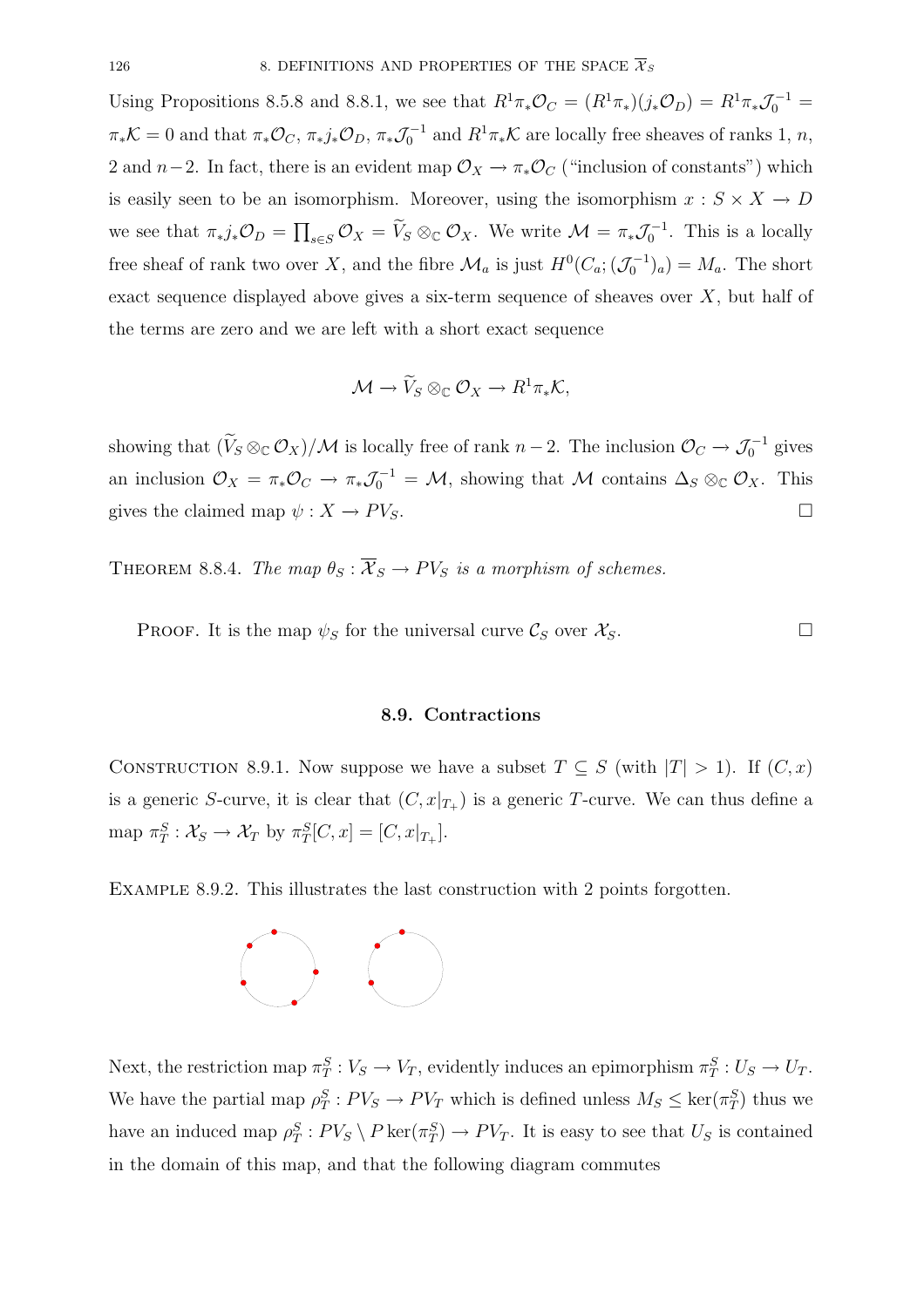Using Propositions 8.5.8 and 8.8.1, we see that $R^1\pi_*\mathcal{O}_C = (R^1\pi_*)(j_*\mathcal{O}_D) = R^1\pi_*\mathcal{J}_0^{-1} = \pi_*\mathcal{K} = 0$ and that $\pi_*\mathcal{O}_C$, $\pi_*j_*\mathcal{O}_D$, $\pi_*\mathcal{J}_0^{-1}$ and $R^1\pi_*\mathcal{K}$ are locally free sheaves of ranks 1, $n$, 2 and $n-2$. In fact, there is an evident map $\mathcal{O}_X \to \pi_*\mathcal{O}_C$ ("inclusion of constants") which is easily seen to be an isomorphism. Moreover, using the isomorphism $x : S \times X \to D$ we see that $\pi_*j_*\mathcal{O}_D = \prod_{s\in S}\mathcal{O}_X = \widetilde{V}_S \otimes_{\mathbb{C}} \mathcal{O}_X$. We write $\mathcal{M} = \pi_*\mathcal{J}_0^{-1}$. This is a locally free sheaf of rank two over $X$, and the fibre $\mathcal{M}_a$ is just $H^0(C_a; (\mathcal{J}_0^{-1})_a) = M_a$. The short exact sequence displayed above gives a six-term sequence of sheaves over $X$, but half of the terms are zero and we are left with a short exact sequence

$$\mathcal{M} \to \widetilde{V}_S \otimes_{\mathbb{C}} \mathcal{O}_X \to R^1\pi_*\mathcal{K},$$

showing that $(\widetilde{V}_S \otimes_{\mathbb{C}} \mathcal{O}_X)/\mathcal{M}$ is locally free of rank $n-2$. The inclusion $\mathcal{O}_C \to \mathcal{J}_0^{-1}$ gives an inclusion $\mathcal{O}_X = \pi_*\mathcal{O}_C \to \pi_*\mathcal{J}_0^{-1} = \mathcal{M}$, showing that $\mathcal{M}$ contains $\Delta_S \otimes_{\mathbb{C}} \mathcal{O}_X$. This gives the claimed map $\psi : X \to PV_S$. $\square$

Theorem 8.8.4. *The map $\theta_S : \overline{\mathcal{X}}_S \to PV_S$ is a morphism of schemes.*

Proof. It is the map $\psi_S$ for the universal curve $\mathcal{C}_S$ over $\mathcal{X}_S$. $\square$

## 8.9. Contractions

Construction 8.9.1. Now suppose we have a subset $T \subseteq S$ (with $|T| > 1$). If $(C, x)$ is a generic $S$-curve, it is clear that $(C, x|_{T_+})$ is a generic $T$-curve. We can thus define a map $\pi^S_T : \mathcal{X}_S \to \mathcal{X}_T$ by $\pi^S_T[C, x] = [C, x|_{T_+}]$.

Example 8.9.2. This illustrates the last construction with 2 points forgotten.

Next, the restriction map $\pi^S_T : V_S \to V_T$, evidently induces an epimorphism $\pi^S_T : U_S \to U_T$. We have the partial map $\rho^S_T : PV_S \to PV_T$ which is defined unless $M_S \leq \ker(\pi^S_T)$ thus we have an induced map $\rho^S_T : PV_S \setminus P\ker(\pi^S_T) \to PV_T$. It is easy to see that $U_S$ is contained in the domain of this map, and that the following diagram commutes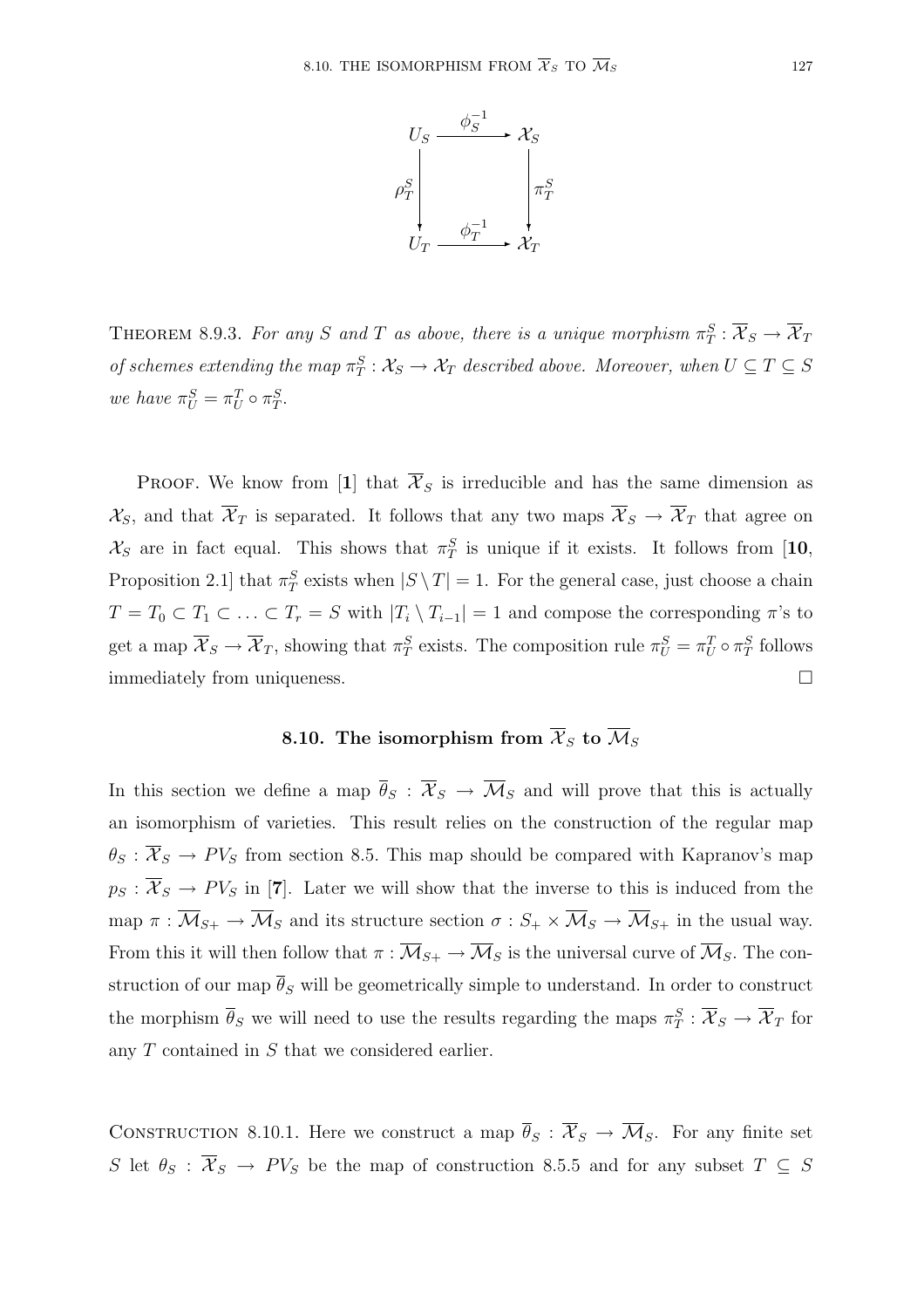$$
\begin{array}{ccc}
U_S & \xrightarrow{\phi_S^{-1}} & \mathcal{X}_S \\
\Big\downarrow \rho_T^S & & \Big\downarrow \pi_T^S \\
U_T & \xrightarrow{\phi_T^{-1}} & \mathcal{X}_T
\end{array}
$$

THEOREM 8.9.3. *For any $S$ and $T$ as above, there is a unique morphism $\pi_T^S : \overline{\mathcal{X}}_S \to \overline{\mathcal{X}}_T$ of schemes extending the map $\pi_T^S : \mathcal{X}_S \to \mathcal{X}_T$ described above. Moreover, when $U \subseteq T \subseteq S$ we have $\pi_U^S = \pi_U^T \circ \pi_T^S$.*

PROOF. We know from [**1**] that $\overline{\mathcal{X}}_S$ is irreducible and has the same dimension as $\mathcal{X}_S$, and that $\overline{\mathcal{X}}_T$ is separated. It follows that any two maps $\overline{\mathcal{X}}_S \to \overline{\mathcal{X}}_T$ that agree on $\mathcal{X}_S$ are in fact equal. This shows that $\pi_T^S$ is unique if it exists. It follows from [**10**, Proposition 2.1] that $\pi_T^S$ exists when $|S \setminus T| = 1$. For the general case, just choose a chain $T = T_0 \subset T_1 \subset \ldots \subset T_r = S$ with $|T_i \setminus T_{i-1}| = 1$ and compose the corresponding $\pi$'s to get a map $\overline{\mathcal{X}}_S \to \overline{\mathcal{X}}_T$, showing that $\pi_T^S$ exists. The composition rule $\pi_U^S = \pi_U^T \circ \pi_T^S$ follows immediately from uniqueness. $\square$

## 8.10. The isomorphism from $\overline{\mathcal{X}}_S$ to $\overline{\mathcal{M}}_S$

In this section we define a map $\overline{\theta}_S : \overline{\mathcal{X}}_S \to \overline{\mathcal{M}}_S$ and will prove that this is actually an isomorphism of varieties. This result relies on the construction of the regular map $\theta_S : \overline{\mathcal{X}}_S \to PV_S$ from section 8.5. This map should be compared with Kapranov's map $p_S : \overline{\mathcal{X}}_S \to PV_S$ in [**7**]. Later we will show that the inverse to this is induced from the map $\pi : \overline{\mathcal{M}}_{S+} \to \overline{\mathcal{M}}_S$ and its structure section $\sigma : S_+ \times \overline{\mathcal{M}}_S \to \overline{\mathcal{M}}_{S+}$ in the usual way. From this it will then follow that $\pi : \overline{\mathcal{M}}_{S+} \to \overline{\mathcal{M}}_S$ is the universal curve of $\overline{\mathcal{M}}_S$. The construction of our map $\overline{\theta}_S$ will be geometrically simple to understand. In order to construct the morphism $\overline{\theta}_S$ we will need to use the results regarding the maps $\pi_T^S : \overline{\mathcal{X}}_S \to \overline{\mathcal{X}}_T$ for any $T$ contained in $S$ that we considered earlier.

CONSTRUCTION 8.10.1. Here we construct a map $\overline{\theta}_S : \overline{\mathcal{X}}_S \to \overline{\mathcal{M}}_S$. For any finite set $S$ let $\theta_S : \overline{\mathcal{X}}_S \to PV_S$ be the map of construction 8.5.5 and for any subset $T \subseteq S$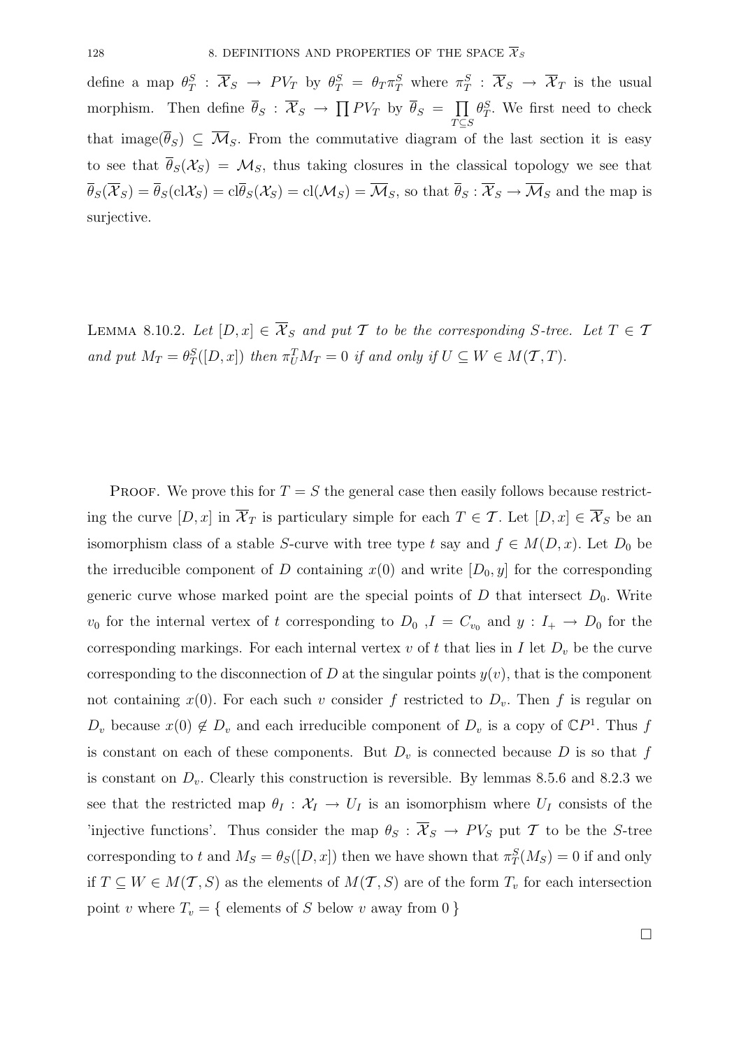define a map $\theta^S_T : \overline{\mathcal{X}}_S \to PV_T$ by $\theta^S_T = \theta_T \pi^S_T$ where $\pi^S_T : \overline{\mathcal{X}}_S \to \overline{\mathcal{X}}_T$ is the usual morphism. Then define $\overline{\theta}_S : \overline{\mathcal{X}}_S \to \prod PV_T$ by $\overline{\theta}_S = \prod_{T \subseteq S} \theta^S_T$. We first need to check that image$(\overline{\theta}_S) \subseteq \overline{\mathcal{M}}_S$. From the commutative diagram of the last section it is easy to see that $\overline{\theta}_S(\mathcal{X}_S) = \mathcal{M}_S$, thus taking closures in the classical topology we see that $\overline{\theta}_S(\overline{\mathcal{X}}_S) = \overline{\theta}_S(\mathrm{cl}\mathcal{X}_S) = \mathrm{cl}\overline{\theta}_S(\mathcal{X}_S) = \mathrm{cl}(\mathcal{M}_S) = \overline{\mathcal{M}}_S$, so that $\overline{\theta}_S : \overline{\mathcal{X}}_S \to \overline{\mathcal{M}}_S$ and the map is surjective.

LEMMA 8.10.2. *Let $[D, x] \in \overline{\mathcal{X}}_S$ and put $\mathcal{T}$ to be the corresponding $S$-tree. Let $T \in \mathcal{T}$ and put $M_T = \theta^S_T([D, x])$ then $\pi^T_U M_T = 0$ if and only if $U \subseteq W \in M(\mathcal{T}, T)$.*

PROOF. We prove this for $T = S$ the general case then easily follows because restricting the curve $[D, x]$ in $\overline{\mathcal{X}}_T$ is particulary simple for each $T \in \mathcal{T}$. Let $[D, x] \in \overline{\mathcal{X}}_S$ be an isomorphism class of a stable $S$-curve with tree type $t$ say and $f \in M(D, x)$. Let $D_0$ be the irreducible component of $D$ containing $x(0)$ and write $[D_0, y]$ for the corresponding generic curve whose marked point are the special points of $D$ that intersect $D_0$. Write $v_0$ for the internal vertex of $t$ corresponding to $D_0$ ,$I = C_{v_0}$ and $y : I_+ \to D_0$ for the corresponding markings. For each internal vertex $v$ of $t$ that lies in $I$ let $D_v$ be the curve corresponding to the disconnection of $D$ at the singular points $y(v)$, that is the component not containing $x(0)$. For each such $v$ consider $f$ restricted to $D_v$. Then $f$ is regular on $D_v$ because $x(0) \notin D_v$ and each irreducible component of $D_v$ is a copy of $\mathbb{C}P^1$. Thus $f$ is constant on each of these components. But $D_v$ is connected because $D$ is so that $f$ is constant on $D_v$. Clearly this construction is reversible. By lemmas 8.5.6 and 8.2.3 we see that the restricted map $\theta_I : \mathcal{X}_I \to U_I$ is an isomorphism where $U_I$ consists of the 'injective functions'. Thus consider the map $\theta_S : \overline{\mathcal{X}}_S \to PV_S$ put $\mathcal{T}$ to be the $S$-tree corresponding to $t$ and $M_S = \theta_S([D, x])$ then we have shown that $\pi^S_T(M_S) = 0$ if and only if $T \subseteq W \in M(\mathcal{T}, S)$ as the elements of $M(\mathcal{T}, S)$ are of the form $T_v$ for each intersection point $v$ where $T_v = \{$ elements of $S$ below $v$ away from $0 \}$

□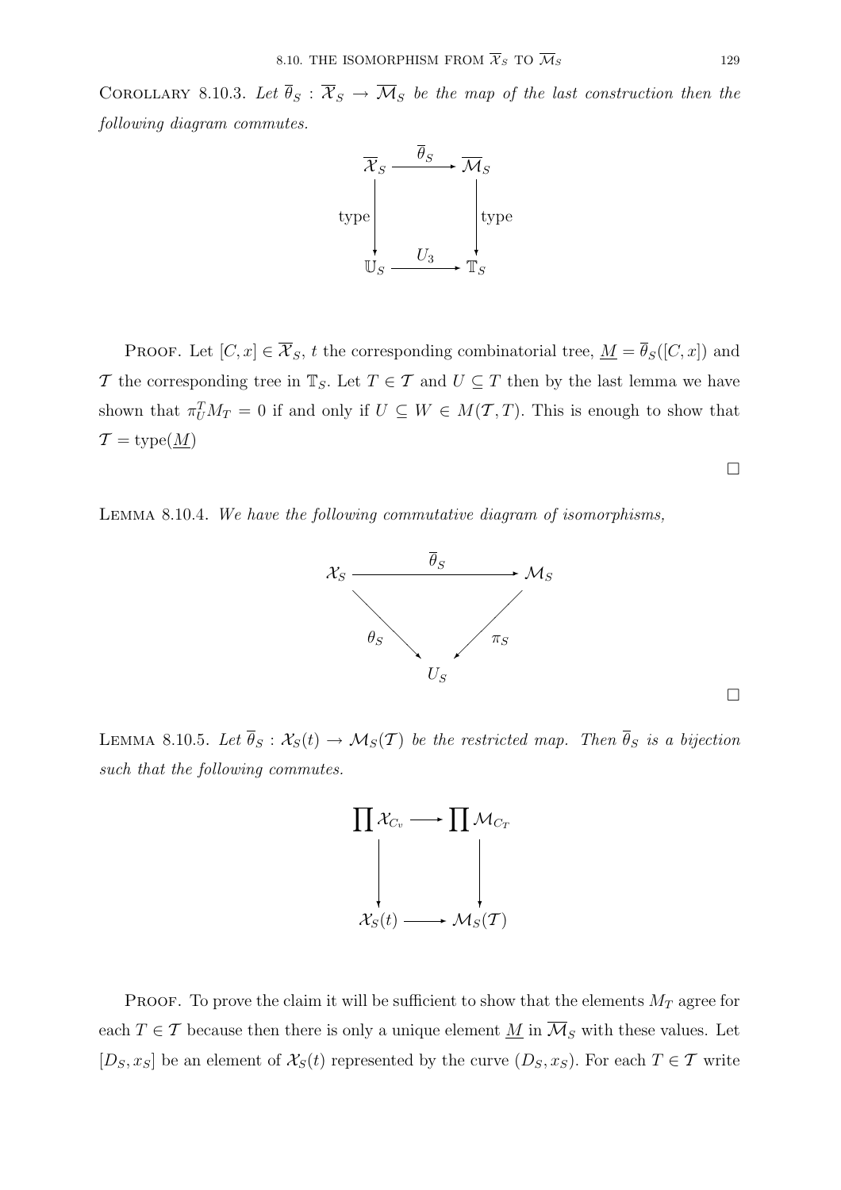COROLLARY 8.10.3. *Let $\overline{\theta}_S : \overline{\mathcal{X}}_S \to \overline{\mathcal{M}}_S$ be the map of the last construction then the following diagram commutes.*

$$\begin{array}{ccc}
\overline{\mathcal{X}}_S & \xrightarrow{\overline{\theta}_S} & \overline{\mathcal{M}}_S \\
\Big\downarrow{\scriptstyle \text{type}} & & \Big\downarrow{\scriptstyle \text{type}} \\
\mathbb{U}_S & \xrightarrow{U_3} & \mathbb{T}_S
\end{array}$$

PROOF. Let $[C,x] \in \overline{\mathcal{X}}_S$, $t$ the corresponding combinatorial tree, $\underline{M} = \overline{\theta}_S([C,x])$ and $\mathcal{T}$ the corresponding tree in $\mathbb{T}_S$. Let $T \in \mathcal{T}$ and $U \subseteq T$ then by the last lemma we have shown that $\pi^T_U M_T = 0$ if and only if $U \subseteq W \in M(\mathcal{T}, T)$. This is enough to show that $\mathcal{T} = \text{type}(\underline{M})$

□

LEMMA 8.10.4. *We have the following commutative diagram of isomorphisms,*

$$\begin{array}{ccc}
\mathcal{X}_S & \xrightarrow{\overline{\theta}_S} & \mathcal{M}_S \\
& {\scriptstyle \theta_S}\searrow \quad \swarrow{\scriptstyle \pi_S} & \\
& U_S &
\end{array}$$

□

LEMMA 8.10.5. *Let $\overline{\theta}_S : \mathcal{X}_S(t) \to \mathcal{M}_S(\mathcal{T})$ be the restricted map. Then $\overline{\theta}_S$ is a bijection such that the following commutes.*

$$\begin{array}{ccc}
\prod \mathcal{X}_{C_v} & \longrightarrow & \prod \mathcal{M}_{C_T} \\
\Big\downarrow & & \Big\downarrow \\
\mathcal{X}_S(t) & \longrightarrow & \mathcal{M}_S(\mathcal{T})
\end{array}$$

PROOF. To prove the claim it will be sufficient to show that the elements $M_T$ agree for each $T \in \mathcal{T}$ because then there is only a unique element $\underline{M}$ in $\overline{\mathcal{M}}_S$ with these values. Let $[D_S, x_S]$ be an element of $\mathcal{X}_S(t)$ represented by the curve $(D_S, x_S)$. For each $T \in \mathcal{T}$ write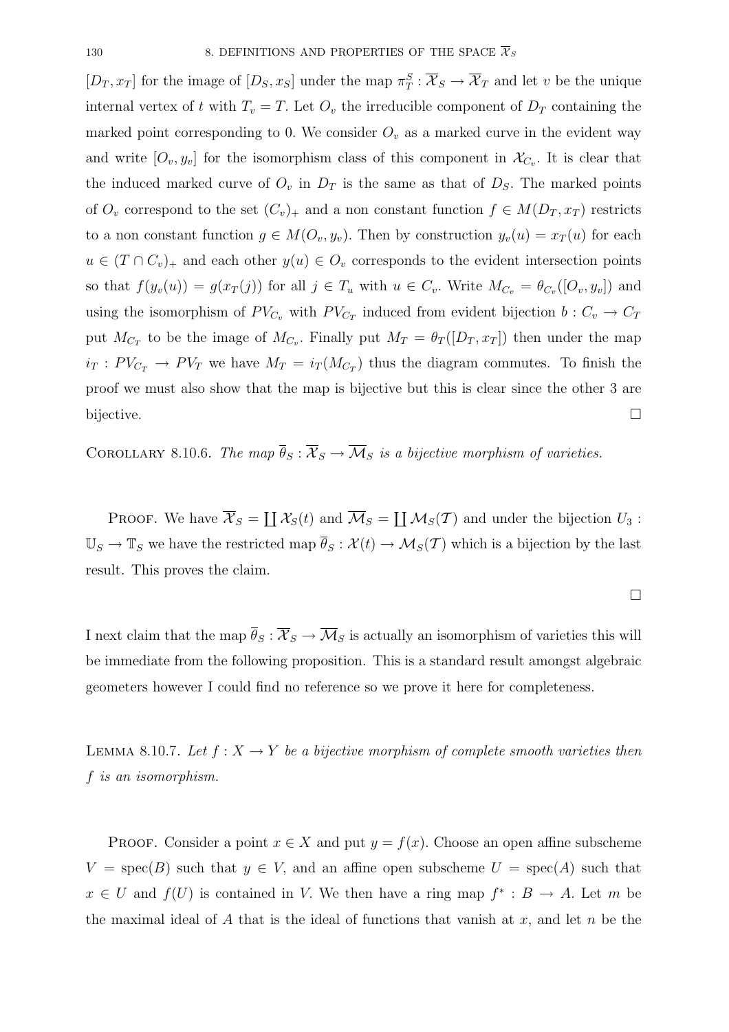$[D_T, x_T]$ for the image of $[D_S, x_S]$ under the map $\pi^S_T : \overline{\mathcal{X}}_S \to \overline{\mathcal{X}}_T$ and let $v$ be the unique internal vertex of $t$ with $T_v = T$. Let $O_v$ the irreducible component of $D_T$ containing the marked point corresponding to 0. We consider $O_v$ as a marked curve in the evident way and write $[O_v, y_v]$ for the isomorphism class of this component in $\mathcal{X}_{C_v}$. It is clear that the induced marked curve of $O_v$ in $D_T$ is the same as that of $D_S$. The marked points of $O_v$ correspond to the set $(C_v)_+$ and a non constant function $f \in M(D_T, x_T)$ restricts to a non constant function $g \in M(O_v, y_v)$. Then by construction $y_v(u) = x_T(u)$ for each $u \in (T \cap C_v)_+$ and each other $y(u) \in O_v$ corresponds to the evident intersection points so that $f(y_v(u)) = g(x_T(j))$ for all $j \in T_u$ with $u \in C_v$. Write $M_{C_v} = \theta_{C_v}([O_v, y_v])$ and using the isomorphism of $PV_{C_v}$ with $PV_{C_T}$ induced from evident bijection $b : C_v \to C_T$ put $M_{C_T}$ to be the image of $M_{C_v}$. Finally put $M_T = \theta_T([D_T, x_T])$ then under the map $i_T : PV_{C_T} \to PV_T$ we have $M_T = i_T(M_{C_T})$ thus the diagram commutes. To finish the proof we must also show that the map is bijective but this is clear since the other 3 are bijective. $\square$

Corollary 8.10.6. *The map $\overline{\theta}_S : \overline{\mathcal{X}}_S \to \overline{\mathcal{M}}_S$ is a bijective morphism of varieties.*

Proof. We have $\overline{\mathcal{X}}_S = \coprod \mathcal{X}_S(t)$ and $\overline{\mathcal{M}}_S = \coprod \mathcal{M}_S(\mathcal{T})$ and under the bijection $U_3 : \mathbb{U}_S \to \mathbb{T}_S$ we have the restricted map $\overline{\theta}_S : \mathcal{X}(t) \to \mathcal{M}_S(\mathcal{T})$ which is a bijection by the last result. This proves the claim. $\square$

I next claim that the map $\overline{\theta}_S : \overline{\mathcal{X}}_S \to \overline{\mathcal{M}}_S$ is actually an isomorphism of varieties this will be immediate from the following proposition. This is a standard result amongst algebraic geometers however I could find no reference so we prove it here for completeness.

Lemma 8.10.7. *Let $f : X \to Y$ be a bijective morphism of complete smooth varieties then $f$ is an isomorphism.*

Proof. Consider a point $x \in X$ and put $y = f(x)$. Choose an open affine subscheme $V = \mathrm{spec}(B)$ such that $y \in V$, and an affine open subscheme $U = \mathrm{spec}(A)$ such that $x \in U$ and $f(U)$ is contained in $V$. We then have a ring map $f^* : B \to A$. Let $m$ be the maximal ideal of $A$ that is the ideal of functions that vanish at $x$, and let $n$ be the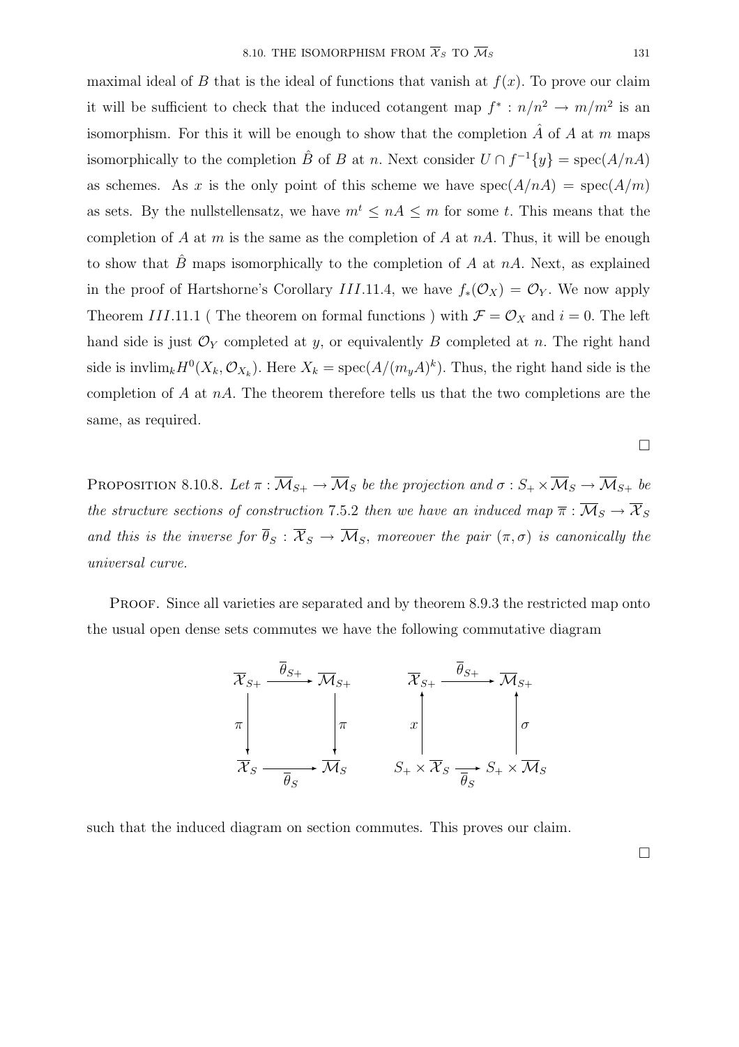maximal ideal of $B$ that is the ideal of functions that vanish at $f(x)$. To prove our claim it will be sufficient to check that the induced cotangent map $f^* : n/n^2 \to m/m^2$ is an isomorphism. For this it will be enough to show that the completion $\hat{A}$ of $A$ at $m$ maps isomorphically to the completion $\hat{B}$ of $B$ at $n$. Next consider $U \cap f^{-1}\{y\} = \operatorname{spec}(A/nA)$ as schemes. As $x$ is the only point of this scheme we have $\operatorname{spec}(A/nA) = \operatorname{spec}(A/m)$ as sets. By the nullstellensatz, we have $m^t \leq nA \leq m$ for some $t$. This means that the completion of $A$ at $m$ is the same as the completion of $A$ at $nA$. Thus, it will be enough to show that $\hat{B}$ maps isomorphically to the completion of $A$ at $nA$. Next, as explained in the proof of Hartshorne's Corollary $III$.11.4, we have $f_*(\mathcal{O}_X) = \mathcal{O}_Y$. We now apply Theorem $III$.11.1 ( The theorem on formal functions ) with $\mathcal{F} = \mathcal{O}_X$ and $i = 0$. The left hand side is just $\mathcal{O}_Y$ completed at $y$, or equivalently $B$ completed at $n$. The right hand side is $\text{invlim}_k H^0(X_k, \mathcal{O}_{X_k})$. Here $X_k = \operatorname{spec}(A/(m_y A)^k)$. Thus, the right hand side is the completion of $A$ at $nA$. The theorem therefore tells us that the two completions are the same, as required.

□

Proposition 8.10.8. *Let $\pi : \overline{\mathcal{M}}_{S+} \to \overline{\mathcal{M}}_S$ be the projection and $\sigma : S_+ \times \overline{\mathcal{M}}_S \to \overline{\mathcal{M}}_{S+}$ be the structure sections of construction* 7.5.2 *then we have an induced map $\overline{\pi} : \overline{\mathcal{M}}_S \to \overline{\mathcal{X}}_S$ and this is the inverse for $\overline{\theta}_S : \overline{\mathcal{X}}_S \to \overline{\mathcal{M}}_S$, moreover the pair $(\pi, \sigma)$ is canonically the universal curve.*

Proof. Since all varieties are separated and by theorem 8.9.3 the restricted map onto the usual open dense sets commutes we have the following commutative diagram

$$
\begin{array}{ccc}
\overline{\mathcal{X}}_{S+} & \xrightarrow{\overline{\theta}_{S+}} & \overline{\mathcal{M}}_{S+} \\
\downarrow \pi & & \downarrow \pi \\
\overline{\mathcal{X}}_S & \xrightarrow[\overline{\theta}_S]{} & \overline{\mathcal{M}}_S
\end{array}
\qquad
\begin{array}{ccc}
\overline{\mathcal{X}}_{S+} & \xrightarrow{\overline{\theta}_{S+}} & \overline{\mathcal{M}}_{S+} \\
\uparrow x & & \uparrow \sigma \\
S_+ \times \overline{\mathcal{X}}_S & \xrightarrow[\overline{\theta}_S]{} & S_+ \times \overline{\mathcal{M}}_S
\end{array}
$$

such that the induced diagram on section commutes. This proves our claim.

□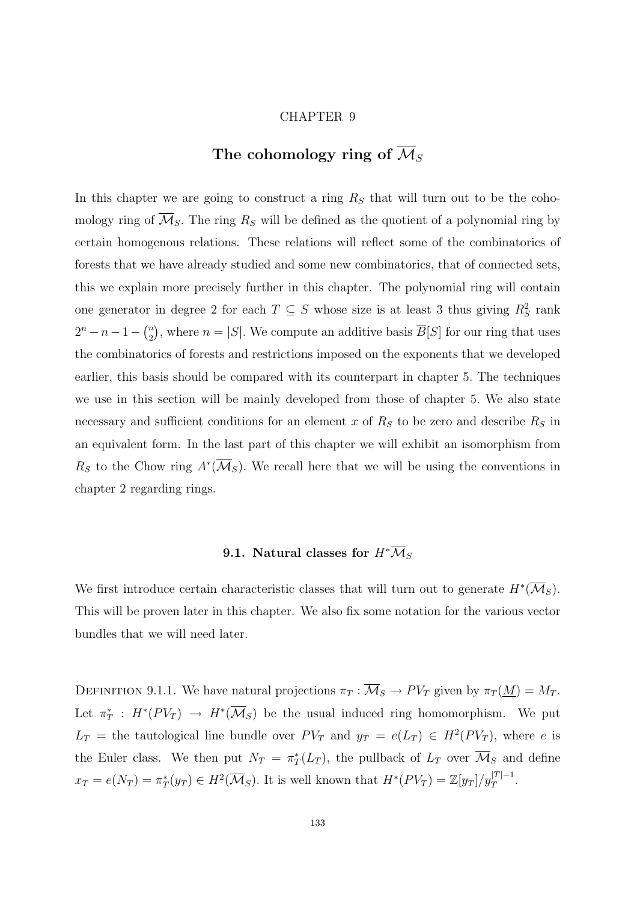CHAPTER 9

# The cohomology ring of $\overline{\mathcal{M}}_S$

In this chapter we are going to construct a ring $R_S$ that will turn out to be the cohomology ring of $\overline{\mathcal{M}}_S$. The ring $R_S$ will be defined as the quotient of a polynomial ring by certain homogenous relations. These relations will reflect some of the combinatorics of forests that we have already studied and some new combinatorics, that of connected sets, this we explain more precisely further in this chapter. The polynomial ring will contain one generator in degree 2 for each $T \subseteq S$ whose size is at least 3 thus giving $R_S^2$ rank $2^n - n - 1 - \binom{n}{2}$, where $n = |S|$. We compute an additive basis $\overline{B}[S]$ for our ring that uses the combinatorics of forests and restrictions imposed on the exponents that we developed earlier, this basis should be compared with its counterpart in chapter 5. The techniques we use in this section will be mainly developed from those of chapter 5. We also state necessary and sufficient conditions for an element $x$ of $R_S$ to be zero and describe $R_S$ in an equivalent form. In the last part of this chapter we will exhibit an isomorphism from $R_S$ to the Chow ring $A^*(\overline{\mathcal{M}}_S)$. We recall here that we will be using the conventions in chapter 2 regarding rings.

## 9.1. Natural classes for $H^*\overline{\mathcal{M}}_S$

We first introduce certain characteristic classes that will turn out to generate $H^*(\overline{\mathcal{M}}_S)$. This will be proven later in this chapter. We also fix some notation for the various vector bundles that we will need later.

Definition 9.1.1. We have natural projections $\pi_T : \overline{\mathcal{M}}_S \to PV_T$ given by $\pi_T(\underline{M}) = M_T$. Let $\pi_T^* : H^*(PV_T) \to H^*(\overline{\mathcal{M}}_S)$ be the usual induced ring homomorphism. We put $L_T$ = the tautological line bundle over $PV_T$ and $y_T = e(L_T) \in H^2(PV_T)$, where $e$ is the Euler class. We then put $N_T = \pi_T^*(L_T)$, the pullback of $L_T$ over $\overline{\mathcal{M}}_S$ and define $x_T = e(N_T) = \pi_T^*(y_T) \in H^2(\overline{\mathcal{M}}_S)$. It is well known that $H^*(PV_T) = \mathbb{Z}[y_T]/y_T^{|T|-1}$.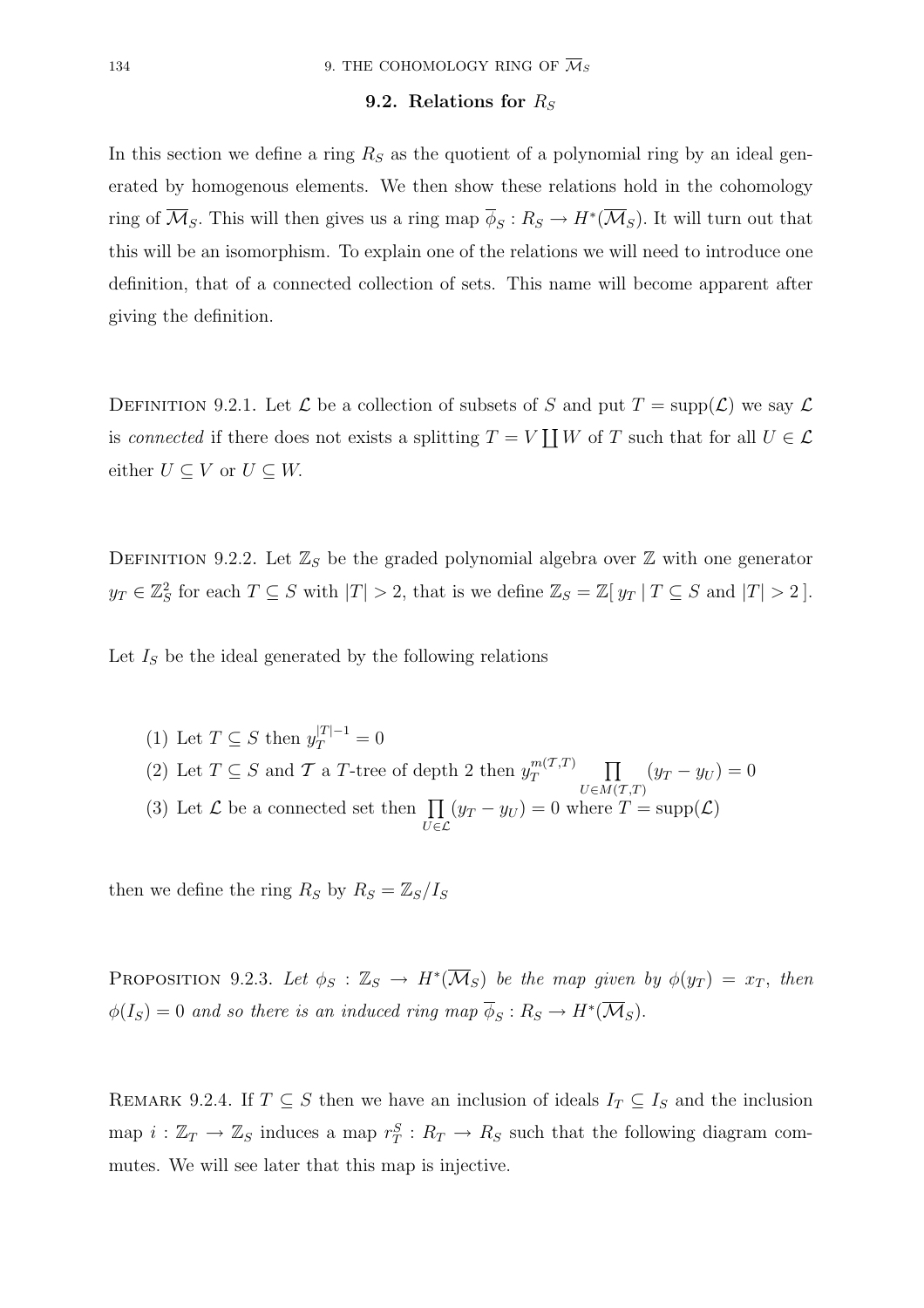## 9.2. Relations for $R_S$

In this section we define a ring $R_S$ as the quotient of a polynomial ring by an ideal generated by homogenous elements. We then show these relations hold in the cohomology ring of $\overline{\mathcal{M}}_S$. This will then gives us a ring map $\overline{\phi}_S : R_S \to H^*(\overline{\mathcal{M}}_S)$. It will turn out that this will be an isomorphism. To explain one of the relations we will need to introduce one definition, that of a connected collection of sets. This name will become apparent after giving the definition.

Definition 9.2.1. Let $\mathcal{L}$ be a collection of subsets of $S$ and put $T = \operatorname{supp}(\mathcal{L})$ we say $\mathcal{L}$ is *connected* if there does not exists a splitting $T = V \coprod W$ of $T$ such that for all $U \in \mathcal{L}$ either $U \subseteq V$ or $U \subseteq W$.

Definition 9.2.2. Let $\mathbb{Z}_S$ be the graded polynomial algebra over $\mathbb{Z}$ with one generator $y_T \in \mathbb{Z}_S^2$ for each $T \subseteq S$ with $|T| > 2$, that is we define $\mathbb{Z}_S = \mathbb{Z}[\, y_T \mid T \subseteq S \text{ and } |T| > 2\,]$.

Let $I_S$ be the ideal generated by the following relations

1. Let $T \subseteq S$ then $y_T^{|T|-1} = 0$
2. Let $T \subseteq S$ and $\mathcal{T}$ a $T$-tree of depth 2 then $y_T^{m(\mathcal{T},T)} \prod_{U \in M(\mathcal{T},T)} (y_T - y_U) = 0$
3. Let $\mathcal{L}$ be a connected set then $\prod_{U \in \mathcal{L}} (y_T - y_U) = 0$ where $T = \operatorname{supp}(\mathcal{L})$

then we define the ring $R_S$ by $R_S = \mathbb{Z}_S / I_S$

Proposition 9.2.3. *Let $\phi_S : \mathbb{Z}_S \to H^*(\overline{\mathcal{M}}_S)$ be the map given by $\phi(y_T) = x_T$, then $\phi(I_S) = 0$ and so there is an induced ring map $\overline{\phi}_S : R_S \to H^*(\overline{\mathcal{M}}_S)$.*

Remark 9.2.4. If $T \subseteq S$ then we have an inclusion of ideals $I_T \subseteq I_S$ and the inclusion map $i : \mathbb{Z}_T \to \mathbb{Z}_S$ induces a map $r_T^S : R_T \to R_S$ such that the following diagram commutes. We will see later that this map is injective.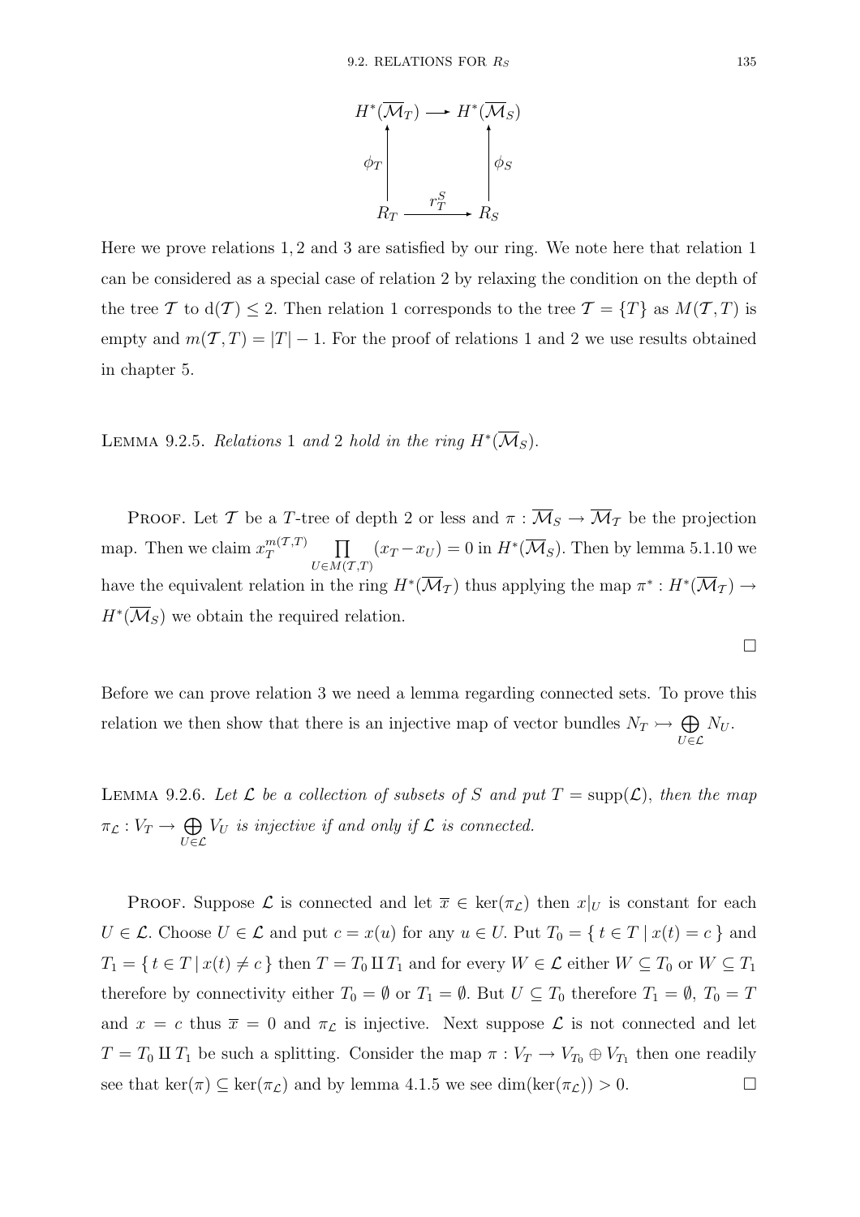$$\begin{array}{ccc}
H^*(\overline{\mathcal{M}}_T) & \longrightarrow & H^*(\overline{\mathcal{M}}_S) \\
\uparrow \phi_T & & \uparrow \phi_S \\
R_T & \xrightarrow{r_T^S} & R_S
\end{array}$$

Here we prove relations 1, 2 and 3 are satisfied by our ring. We note here that relation 1 can be considered as a special case of relation 2 by relaxing the condition on the depth of the tree $\mathcal{T}$ to $\mathrm{d}(\mathcal{T}) \leq 2$. Then relation 1 corresponds to the tree $\mathcal{T} = \{T\}$ as $M(\mathcal{T}, T)$ is empty and $m(\mathcal{T}, T) = |T| - 1$. For the proof of relations 1 and 2 we use results obtained in chapter 5.

Lemma 9.2.5. *Relations* 1 *and* 2 *hold in the ring* $H^*(\overline{\mathcal{M}}_S)$.

Proof. Let $\mathcal{T}$ be a $T$-tree of depth 2 or less and $\pi : \overline{\mathcal{M}}_S \to \overline{\mathcal{M}}_{\mathcal{T}}$ be the projection map. Then we claim $x_T^{m(\mathcal{T},T)} \prod_{U \in M(\mathcal{T},T)} (x_T - x_U) = 0$ in $H^*(\overline{\mathcal{M}}_S)$. Then by lemma 5.1.10 we have the equivalent relation in the ring $H^*(\overline{\mathcal{M}}_{\mathcal{T}})$ thus applying the map $\pi^* : H^*(\overline{\mathcal{M}}_{\mathcal{T}}) \to H^*(\overline{\mathcal{M}}_S)$ we obtain the required relation.

□

Before we can prove relation 3 we need a lemma regarding connected sets. To prove this relation we then show that there is an injective map of vector bundles $N_T \rightarrowtail \bigoplus_{U \in \mathcal{L}} N_U$.

Lemma 9.2.6. *Let* $\mathcal{L}$ *be a collection of subsets of* $S$ *and put* $T = \mathrm{supp}(\mathcal{L})$, *then the map* $\pi_{\mathcal{L}} : V_T \to \bigoplus_{U \in \mathcal{L}} V_U$ *is injective if and only if* $\mathcal{L}$ *is connected.*

Proof. Suppose $\mathcal{L}$ is connected and let $\overline{x} \in \ker(\pi_{\mathcal{L}})$ then $x|_U$ is constant for each $U \in \mathcal{L}$. Choose $U \in \mathcal{L}$ and put $c = x(u)$ for any $u \in U$. Put $T_0 = \{ t \in T \mid x(t) = c \}$ and $T_1 = \{ t \in T \mid x(t) \neq c \}$ then $T = T_0 \amalg T_1$ and for every $W \in \mathcal{L}$ either $W \subseteq T_0$ or $W \subseteq T_1$ therefore by connectivity either $T_0 = \emptyset$ or $T_1 = \emptyset$. But $U \subseteq T_0$ therefore $T_1 = \emptyset$, $T_0 = T$ and $x = c$ thus $\overline{x} = 0$ and $\pi_{\mathcal{L}}$ is injective. Next suppose $\mathcal{L}$ is not connected and let $T = T_0 \amalg T_1$ be such a splitting. Consider the map $\pi : V_T \to V_{T_0} \oplus V_{T_1}$ then one readily see that $\ker(\pi) \subseteq \ker(\pi_{\mathcal{L}})$ and by lemma 4.1.5 we see $\dim(\ker(\pi_{\mathcal{L}})) > 0$. □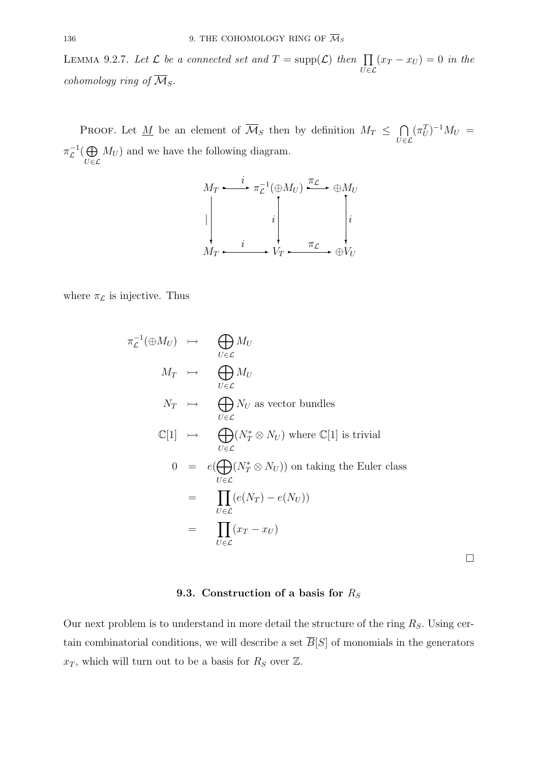**Lemma 9.2.7.** *Let $\mathcal{L}$ be a connected set and $T = \operatorname{supp}(\mathcal{L})$ then $\prod_{U \in \mathcal{L}} (x_T - x_U) = 0$ in the cohomology ring of $\overline{\mathcal{M}}_S$.*

Proof. Let $\underline{M}$ be an element of $\overline{\mathcal{M}}_S$ then by definition $M_T \leq \bigcap_{U \in \mathcal{L}} (\pi_U^T)^{-1} M_U = \pi_{\mathcal{L}}^{-1}(\bigoplus_{U \in \mathcal{L}} M_U)$ and we have the following diagram.

$$\begin{array}{ccccc}
M_T & \stackrel{i}{\rightarrowtail} & \pi_{\mathcal{L}}^{-1}(\oplus M_U) & \stackrel{\pi_{\mathcal{L}}}{\rightarrowtail} & \oplus M_U \\
\Big\| & & \Big\downarrow i & & \Big\downarrow i \\
M_T & \stackrel{i}{\rightarrowtail} & V_T & \stackrel{\pi_{\mathcal{L}}}{\rightarrowtail} & \oplus V_U
\end{array}$$

where $\pi_{\mathcal{L}}$ is injective. Thus

$$\begin{array}{rcl}
\pi_{\mathcal{L}}^{-1}(\oplus M_U) & \rightarrowtail & \bigoplus_{U \in \mathcal{L}} M_U \\
M_T & \rightarrowtail & \bigoplus_{U \in \mathcal{L}} M_U \\
N_T & \rightarrowtail & \bigoplus_{U \in \mathcal{L}} N_U \text{ as vector bundles} \\
\mathbb{C}[1] & \rightarrowtail & \bigoplus_{U \in \mathcal{L}} (N_T^* \otimes N_U) \text{ where } \mathbb{C}[1] \text{ is trivial} \\
0 & = & e(\bigoplus_{U \in \mathcal{L}} (N_T^* \otimes N_U)) \text{ on taking the Euler class} \\
& = & \prod_{U \in \mathcal{L}} (e(N_T) - e(N_U)) \\
& = & \prod_{U \in \mathcal{L}} (x_T - x_U)
\end{array}$$

□

## 9.3. Construction of a basis for $R_S$

Our next problem is to understand in more detail the structure of the ring $R_S$. Using certain combinatorial conditions, we will describe a set $\overline{B}[S]$ of monomials in the generators $x_T$, which will turn out to be a basis for $R_S$ over $\mathbb{Z}$.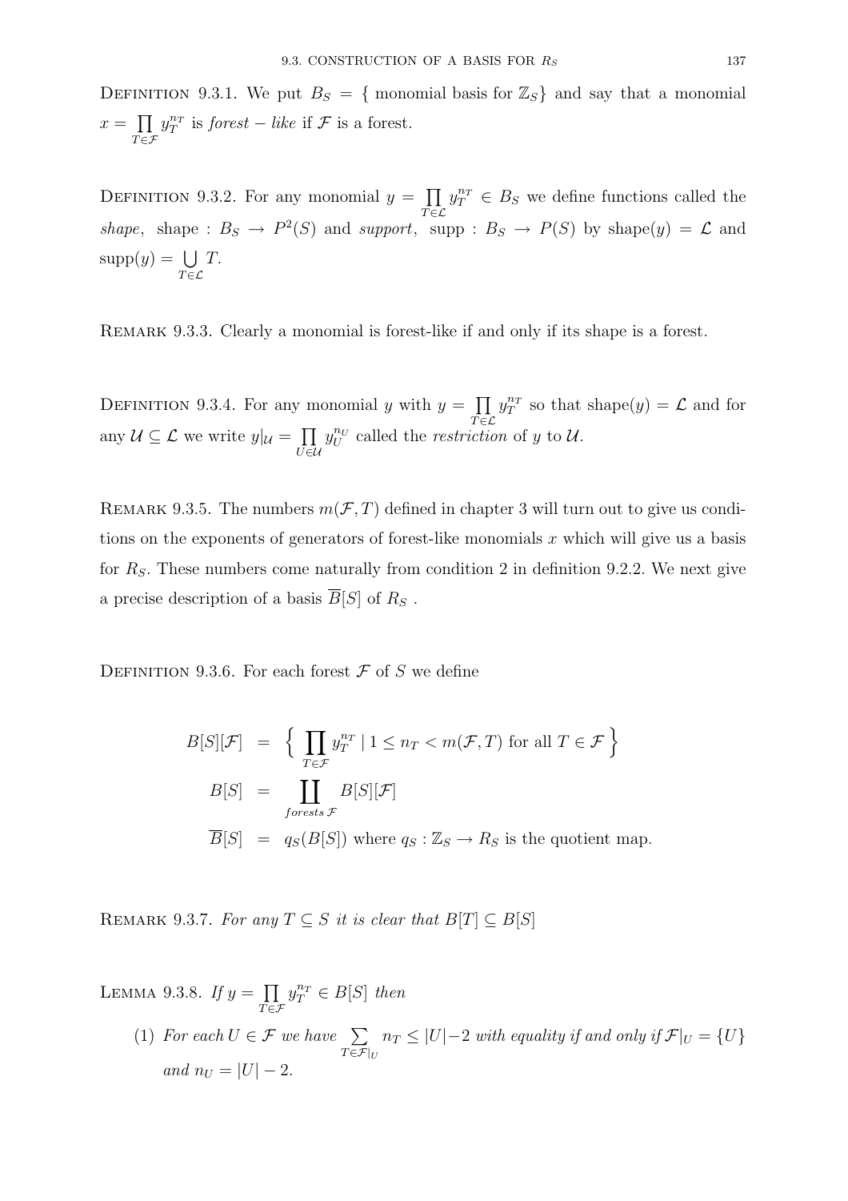Definition 9.3.1. We put $B_S = \{$ monomial basis for $\mathbb{Z}_S\}$ and say that a monomial $x = \prod_{T\in\mathcal{F}} y_T^{n_T}$ is *forest − like* if $\mathcal{F}$ is a forest.

Definition 9.3.2. For any monomial $y = \prod_{T\in\mathcal{L}} y_T^{n_T} \in B_S$ we define functions called the *shape*, shape : $B_S \to P^2(S)$ and *support*, supp : $B_S \to P(S)$ by shape$(y) = \mathcal{L}$ and supp$(y) = \bigcup_{T\in\mathcal{L}} T$.

Remark 9.3.3. Clearly a monomial is forest-like if and only if its shape is a forest.

Definition 9.3.4. For any monomial $y$ with $y = \prod_{T\in\mathcal{L}} y_T^{n_T}$ so that shape$(y) = \mathcal{L}$ and for any $\mathcal{U} \subseteq \mathcal{L}$ we write $y|_{\mathcal{U}} = \prod_{U\in\mathcal{U}} y_U^{n_U}$ called the *restriction* of $y$ to $\mathcal{U}$.

Remark 9.3.5. The numbers $m(\mathcal{F}, T)$ defined in chapter 3 will turn out to give us conditions on the exponents of generators of forest-like monomials $x$ which will give us a basis for $R_S$. These numbers come naturally from condition 2 in definition 9.2.2. We next give a precise description of a basis $\overline{B}[S]$ of $R_S$ .

Definition 9.3.6. For each forest $\mathcal{F}$ of $S$ we define

$$
\begin{aligned}
B[S][\mathcal{F}] &= \Big\{ \prod_{T\in\mathcal{F}} y_T^{n_T} \mid 1 \le n_T < m(\mathcal{F}, T) \text{ for all } T \in \mathcal{F} \Big\} \\
B[S] &= \coprod_{forests\, \mathcal{F}} B[S][\mathcal{F}] \\
\overline{B}[S] &= q_S(B[S]) \text{ where } q_S : \mathbb{Z}_S \to R_S \text{ is the quotient map.}
\end{aligned}
$$

Remark 9.3.7. *For any $T \subseteq S$ it is clear that $B[T] \subseteq B[S]$*

Lemma 9.3.8. *If $y = \prod_{T\in\mathcal{F}} y_T^{n_T} \in B[S]$ then*

1. *For each $U \in \mathcal{F}$ we have $\sum_{T\in\mathcal{F}|_U} n_T \le |U| - 2$ with equality if and only if $\mathcal{F}|_U = \{U\}$ and $n_U = |U| - 2$.*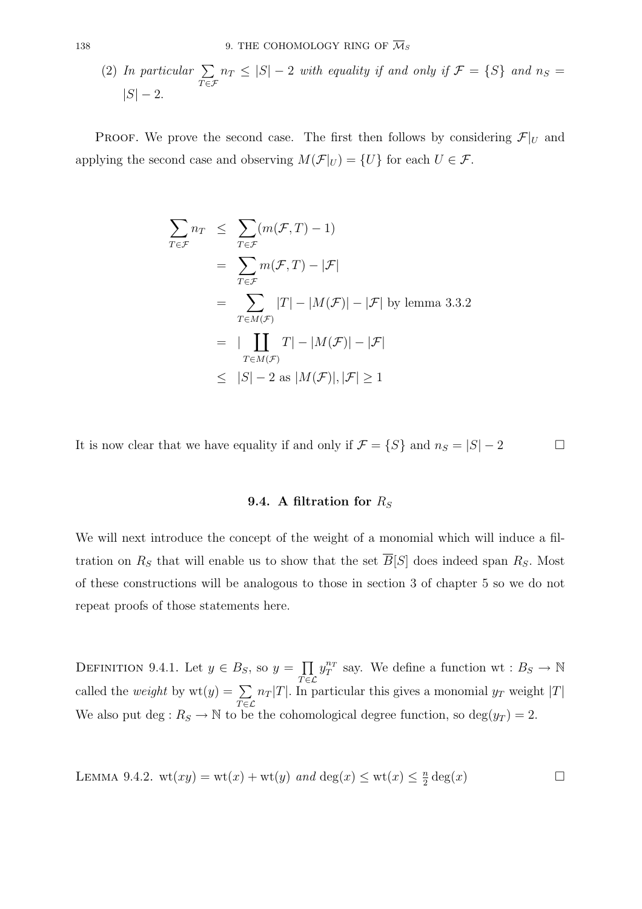(2) *In particular* $\sum_{T\in\mathcal{F}} n_T \leq |S|-2$ *with equality if and only if* $\mathcal{F}=\{S\}$ *and* $n_S = |S|-2$.

Proof. We prove the second case. The first then follows by considering $\mathcal{F}|_U$ and applying the second case and observing $M(\mathcal{F}|_U)=\{U\}$ for each $U\in\mathcal{F}$.

$$
\begin{aligned}
\sum_{T\in\mathcal{F}} n_T &\leq \sum_{T\in\mathcal{F}}(m(\mathcal{F},T)-1) \\
&= \sum_{T\in\mathcal{F}} m(\mathcal{F},T) - |\mathcal{F}| \\
&= \sum_{T\in M(\mathcal{F})} |T| - |M(\mathcal{F})| - |\mathcal{F}| \text{ by lemma 3.3.2} \\
&= |\coprod_{T\in M(\mathcal{F})} T| - |M(\mathcal{F})| - |\mathcal{F}| \\
&\leq |S|-2 \text{ as } |M(\mathcal{F})|, |\mathcal{F}| \geq 1
\end{aligned}
$$

It is now clear that we have equality if and only if $\mathcal{F}=\{S\}$ and $n_S=|S|-2$ □

## 9.4. A filtration for $R_S$

We will next introduce the concept of the weight of a monomial which will induce a filtration on $R_S$ that will enable us to show that the set $\overline{B}[S]$ does indeed span $R_S$. Most of these constructions will be analogous to those in section 3 of chapter 5 so we do not repeat proofs of those statements here.

Definition 9.4.1. Let $y\in B_S$, so $y=\prod_{T\in\mathcal{L}} y_T^{n_T}$ say. We define a function $\mathrm{wt}: B_S\to\mathbb{N}$ called the *weight* by $\mathrm{wt}(y)=\sum_{T\in\mathcal{L}} n_T|T|$. In particular this gives a monomial $y_T$ weight $|T|$ We also put $\deg: R_S\to\mathbb{N}$ to be the cohomological degree function, so $\deg(y_T)=2$.

Lemma 9.4.2. $\mathrm{wt}(xy)=\mathrm{wt}(x)+\mathrm{wt}(y)$ *and* $\deg(x)\leq \mathrm{wt}(x)\leq \frac{n}{2}\deg(x)$ □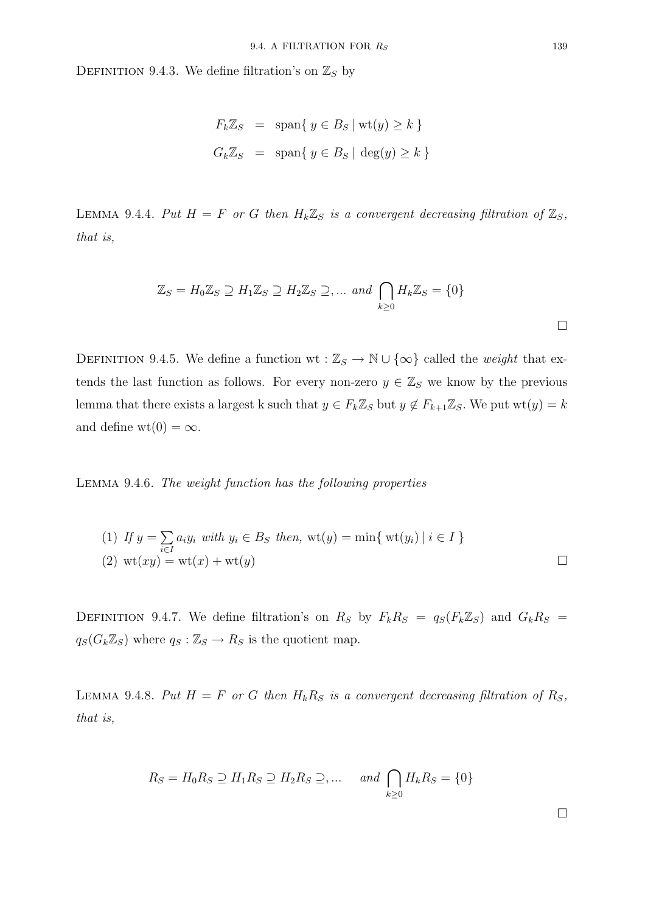Definition 9.4.3. We define filtration's on $\mathbb{Z}_S$ by

$$
\begin{aligned}
F_k\mathbb{Z}_S &= \text{span}\{\, y \in B_S \mid \text{wt}(y) \geq k \,\} \\
G_k\mathbb{Z}_S &= \text{span}\{\, y \in B_S \mid \deg(y) \geq k \,\}
\end{aligned}
$$

Lemma 9.4.4. *Put $H = F$ or $G$ then $H_k\mathbb{Z}_S$ is a convergent decreasing filtration of $\mathbb{Z}_S$, that is,*

$$
\mathbb{Z}_S = H_0\mathbb{Z}_S \supseteq H_1\mathbb{Z}_S \supseteq H_2\mathbb{Z}_S \supseteq, \ldots \text{ and } \bigcap_{k\geq 0} H_k\mathbb{Z}_S = \{0\}
$$

□

Definition 9.4.5. We define a function $\text{wt} : \mathbb{Z}_S \to \mathbb{N} \cup \{\infty\}$ called the *weight* that extends the last function as follows. For every non-zero $y \in \mathbb{Z}_S$ we know by the previous lemma that there exists a largest k such that $y \in F_k\mathbb{Z}_S$ but $y \notin F_{k+1}\mathbb{Z}_S$. We put $\text{wt}(y) = k$ and define $\text{wt}(0) = \infty$.

Lemma 9.4.6. *The weight function has the following properties*

(1) *If $y = \sum_{i \in I} a_i y_i$ with $y_i \in B_S$ then,* $\text{wt}(y) = \min\{\, \text{wt}(y_i) \mid i \in I \,\}$
(2) $\text{wt}(xy) = \text{wt}(x) + \text{wt}(y)$ □

Definition 9.4.7. We define filtration's on $R_S$ by $F_kR_S = q_S(F_k\mathbb{Z}_S)$ and $G_kR_S = q_S(G_k\mathbb{Z}_S)$ where $q_S : \mathbb{Z}_S \to R_S$ is the quotient map.

Lemma 9.4.8. *Put $H = F$ or $G$ then $H_kR_S$ is a convergent decreasing filtration of $R_S$, that is,*

$$
R_S = H_0R_S \supseteq H_1R_S \supseteq H_2R_S \supseteq, \ldots \quad \text{and } \bigcap_{k\geq 0} H_kR_S = \{0\}
$$

□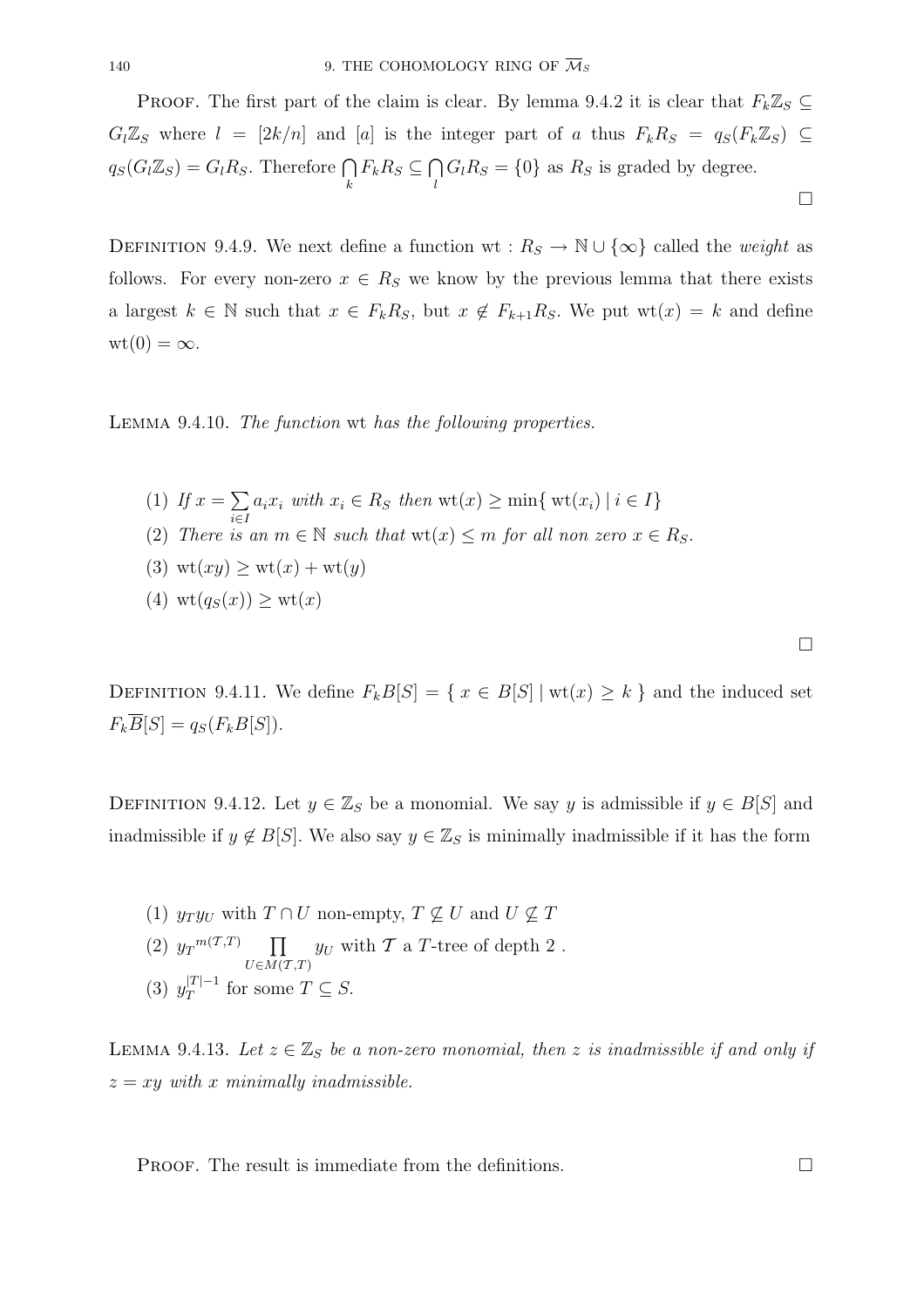**Proof.** The first part of the claim is clear. By lemma 9.4.2 it is clear that $F_k\mathbb{Z}_S \subseteq G_l\mathbb{Z}_S$ where $l = [2k/n]$ and $[a]$ is the integer part of $a$ thus $F_kR_S = q_S(F_k\mathbb{Z}_S) \subseteq q_S(G_l\mathbb{Z}_S) = G_lR_S$. Therefore $\bigcap_k F_kR_S \subseteq \bigcap_l G_lR_S = \{0\}$ as $R_S$ is graded by degree. □

**Definition 9.4.9.** We next define a function $\mathrm{wt} : R_S \to \mathbb{N} \cup \{\infty\}$ called the *weight* as follows. For every non-zero $x \in R_S$ we know by the previous lemma that there exists a largest $k \in \mathbb{N}$ such that $x \in F_kR_S$, but $x \notin F_{k+1}R_S$. We put $\mathrm{wt}(x) = k$ and define $\mathrm{wt}(0) = \infty$.

**Lemma 9.4.10.** *The function* wt *has the following properties.*

1. *If* $x = \sum_{i\in I} a_i x_i$ *with* $x_i \in R_S$ *then* $\mathrm{wt}(x) \geq \min\{\, \mathrm{wt}(x_i) \mid i \in I\}$
2. *There is an* $m \in \mathbb{N}$ *such that* $\mathrm{wt}(x) \leq m$ *for all non zero* $x \in R_S$.
3. $\mathrm{wt}(xy) \geq \mathrm{wt}(x) + \mathrm{wt}(y)$
4. $\mathrm{wt}(q_S(x)) \geq \mathrm{wt}(x)$

□

**Definition 9.4.11.** We define $F_kB[S] = \{\, x \in B[S] \mid \mathrm{wt}(x) \geq k \,\}$ and the induced set $F_k\overline{B}[S] = q_S(F_kB[S])$.

**Definition 9.4.12.** Let $y \in \mathbb{Z}_S$ be a monomial. We say $y$ is admissible if $y \in B[S]$ and inadmissible if $y \notin B[S]$. We also say $y \in \mathbb{Z}_S$ is minimally inadmissible if it has the form

1. $y_Ty_U$ with $T \cap U$ non-empty, $T \not\subseteq U$ and $U \not\subseteq T$
2. ${y_T}^{m(\mathcal{T},T)} \prod_{U\in M(\mathcal{T},T)} y_U$ with $\mathcal{T}$ a $T$-tree of depth 2 .
3. $y_T^{|T|-1}$ for some $T \subseteq S$.

**Lemma 9.4.13.** *Let* $z \in \mathbb{Z}_S$ *be a non-zero monomial, then* $z$ *is inadmissible if and only if* $z = xy$ *with* $x$ *minimally inadmissible.*

**Proof.** The result is immediate from the definitions. □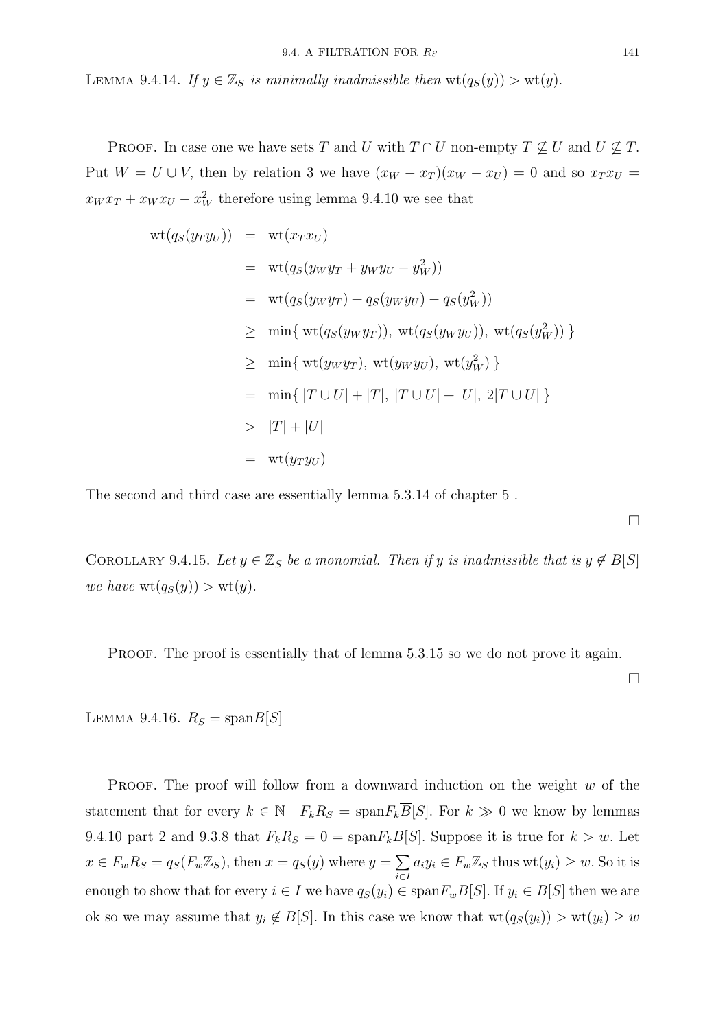LEMMA 9.4.14. *If $y \in \mathbb{Z}_S$ is minimally inadmissible then* $\mathrm{wt}(q_S(y)) > \mathrm{wt}(y)$.

PROOF. In case one we have sets $T$ and $U$ with $T \cap U$ non-empty $T \not\subseteq U$ and $U \not\subseteq T$. Put $W = U \cup V$, then by relation 3 we have $(x_W - x_T)(x_W - x_U) = 0$ and so $x_T x_U = x_W x_T + x_W x_U - x_W^2$ therefore using lemma 9.4.10 we see that

$$
\begin{aligned}
\mathrm{wt}(q_S(y_T y_U)) &= \mathrm{wt}(x_T x_U) \\
&= \mathrm{wt}(q_S(y_W y_T + y_W y_U - y_W^2)) \\
&= \mathrm{wt}(q_S(y_W y_T) + q_S(y_W y_U) - q_S(y_W^2)) \\
&\geq \min\{\ \mathrm{wt}(q_S(y_W y_T)),\ \mathrm{wt}(q_S(y_W y_U)),\ \mathrm{wt}(q_S(y_W^2))\ \} \\
&\geq \min\{\ \mathrm{wt}(y_W y_T),\ \mathrm{wt}(y_W y_U),\ \mathrm{wt}(y_W^2)\ \} \\
&= \min\{\ |T \cup U| + |T|,\ |T \cup U| + |U|,\ 2|T \cup U|\ \} \\
&> |T| + |U| \\
&= \mathrm{wt}(y_T y_U)
\end{aligned}
$$

The second and third case are essentially lemma 5.3.14 of chapter 5 .

□

COROLLARY 9.4.15. *Let $y \in \mathbb{Z}_S$ be a monomial. Then if $y$ is inadmissible that is $y \notin B[S]$ we have* $\mathrm{wt}(q_S(y)) > \mathrm{wt}(y)$.

PROOF. The proof is essentially that of lemma 5.3.15 so we do not prove it again.

□

LEMMA 9.4.16. $R_S = \mathrm{span}\overline{B}[S]$

PROOF. The proof will follow from a downward induction on the weight $w$ of the statement that for every $k \in \mathbb{N}$ $\quad F_k R_S = \mathrm{span} F_k \overline{B}[S]$. For $k \gg 0$ we know by lemmas 9.4.10 part 2 and 9.3.8 that $F_k R_S = 0 = \mathrm{span} F_k \overline{B}[S]$. Suppose it is true for $k > w$. Let $x \in F_w R_S = q_S(F_w \mathbb{Z}_S)$, then $x = q_S(y)$ where $y = \sum_{i \in I} a_i y_i \in F_w \mathbb{Z}_S$ thus $\mathrm{wt}(y_i) \geq w$. So it is enough to show that for every $i \in I$ we have $q_S(y_i) \in \mathrm{span} F_w \overline{B}[S]$. If $y_i \in B[S]$ then we are ok so we may assume that $y_i \notin B[S]$. In this case we know that $\mathrm{wt}(q_S(y_i)) > \mathrm{wt}(y_i) \geq w$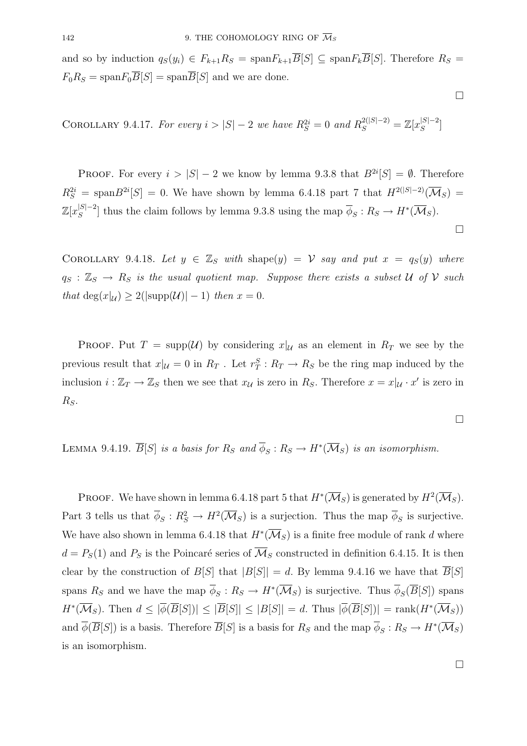and so by induction $q_S(y_i) \in F_{k+1}R_S = \text{span}F_{k+1}\overline{B}[S] \subseteq \text{span}F_k\overline{B}[S]$. Therefore $R_S = F_0R_S = \text{span}F_0\overline{B}[S] = \text{span}\overline{B}[S]$ and we are done.

$\square$

Corollary 9.4.17. *For every $i > |S| - 2$ we have $R_S^{2i} = 0$ and $R_S^{2(|S|-2)} = \mathbb{Z}[x_S^{|S|-2}]$*

Proof. For every $i > |S| - 2$ we know by lemma 9.3.8 that $B^{2i}[S] = \emptyset$. Therefore $R_S^{2i} = \text{span}B^{2i}[S] = 0$. We have shown by lemma 6.4.18 part 7 that $H^{2(|S|-2)}(\overline{\mathcal{M}}_S) = \mathbb{Z}[x_S^{|S|-2}]$ thus the claim follows by lemma 9.3.8 using the map $\overline{\phi}_S : R_S \to H^*(\overline{\mathcal{M}}_S)$.

$\square$

Corollary 9.4.18. *Let $y \in \mathbb{Z}_S$ with* $\text{shape}(y) = \mathcal{V}$ *say and put $x = q_S(y)$ where $q_S : \mathbb{Z}_S \to R_S$ is the usual quotient map. Suppose there exists a subset $\mathcal{U}$ of $\mathcal{V}$ such that* $\deg(x|_{\mathcal{U}}) \geq 2(|\text{supp}(\mathcal{U})| - 1)$ *then $x = 0$.*

Proof. Put $T = \text{supp}(\mathcal{U})$ by considering $x|_{\mathcal{U}}$ as an element in $R_T$ we see by the previous result that $x|_{\mathcal{U}} = 0$ in $R_T$ . Let $r_T^S : R_T \to R_S$ be the ring map induced by the inclusion $i : \mathbb{Z}_T \to \mathbb{Z}_S$ then we see that $x_{\mathcal{U}}$ is zero in $R_S$. Therefore $x = x|_{\mathcal{U}} \cdot x'$ is zero in $R_S$.

$\square$

Lemma 9.4.19. *$\overline{B}[S]$ is a basis for $R_S$ and $\overline{\phi}_S : R_S \to H^*(\overline{\mathcal{M}}_S)$ is an isomorphism.*

Proof. We have shown in lemma 6.4.18 part 5 that $H^*(\overline{\mathcal{M}}_S)$ is generated by $H^2(\overline{\mathcal{M}}_S)$. Part 3 tells us that $\overline{\phi}_S : R_S^2 \to H^2(\overline{\mathcal{M}}_S)$ is a surjection. Thus the map $\overline{\phi}_S$ is surjective. We have also shown in lemma 6.4.18 that $H^*(\overline{\mathcal{M}}_S)$ is a finite free module of rank $d$ where $d = P_S(1)$ and $P_S$ is the Poincaré series of $\overline{\mathcal{M}}_S$ constructed in definition 6.4.15. It is then clear by the construction of $B[S]$ that $|B[S]| = d$. By lemma 9.4.16 we have that $\overline{B}[S]$ spans $R_S$ and we have the map $\overline{\phi}_S : R_S \to H^*(\overline{\mathcal{M}}_S)$ is surjective. Thus $\overline{\phi}_S(\overline{B}[S])$ spans $H^*(\overline{\mathcal{M}}_S)$. Then $d \leq |\overline{\phi}(\overline{B}[S])| \leq |\overline{B}[S]| \leq |B[S]| = d$. Thus $|\overline{\phi}(\overline{B}[S])| = \text{rank}(H^*(\overline{\mathcal{M}}_S))$ and $\overline{\phi}(\overline{B}[S])$ is a basis. Therefore $\overline{B}[S]$ is a basis for $R_S$ and the map $\overline{\phi}_S : R_S \to H^*(\overline{\mathcal{M}}_S)$ is an isomorphism.

$\square$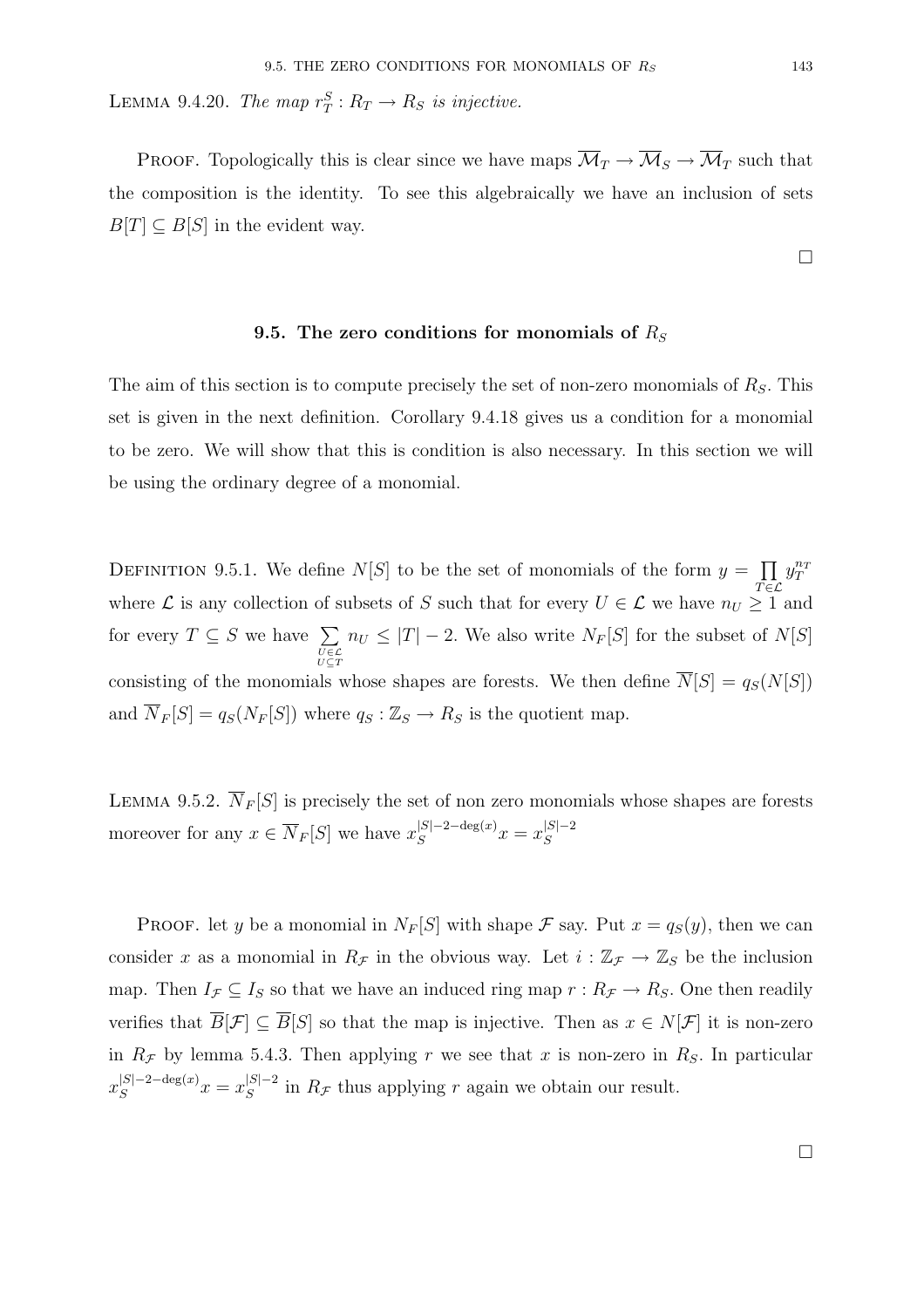LEMMA 9.4.20. *The map $r_T^S : R_T \to R_S$ is injective.*

PROOF. Topologically this is clear since we have maps $\overline{\mathcal{M}}_T \to \overline{\mathcal{M}}_S \to \overline{\mathcal{M}}_T$ such that the composition is the identity. To see this algebraically we have an inclusion of sets $B[T] \subseteq B[S]$ in the evident way.

$\square$

## 9.5. The zero conditions for monomials of $R_S$

The aim of this section is to compute precisely the set of non-zero monomials of $R_S$. This set is given in the next definition. Corollary 9.4.18 gives us a condition for a monomial to be zero. We will show that this is condition is also necessary. In this section we will be using the ordinary degree of a monomial.

DEFINITION 9.5.1. We define $N[S]$ to be the set of monomials of the form $y = \prod_{T \in \mathcal{L}} y_T^{n_T}$ where $\mathcal{L}$ is any collection of subsets of $S$ such that for every $U \in \mathcal{L}$ we have $n_U \geq 1$ and for every $T \subseteq S$ we have $\sum_{\substack{U \in \mathcal{L} \\ U \subseteq T}} n_U \leq |T| - 2$. We also write $N_F[S]$ for the subset of $N[S]$ consisting of the monomials whose shapes are forests. We then define $\overline{N}[S] = q_S(N[S])$ and $\overline{N}_F[S] = q_S(N_F[S])$ where $q_S : \mathbb{Z}_S \to R_S$ is the quotient map.

LEMMA 9.5.2. *$\overline{N}_F[S]$ is precisely the set of non zero monomials whose shapes are forests moreover for any $x \in \overline{N}_F[S]$ we have $x_S^{|S|-2-\deg(x)} x = x_S^{|S|-2}$*

PROOF. let $y$ be a monomial in $N_F[S]$ with shape $\mathcal{F}$ say. Put $x = q_S(y)$, then we can consider $x$ as a monomial in $R_{\mathcal{F}}$ in the obvious way. Let $i : \mathbb{Z}_{\mathcal{F}} \to \mathbb{Z}_S$ be the inclusion map. Then $I_{\mathcal{F}} \subseteq I_S$ so that we have an induced ring map $r : R_{\mathcal{F}} \to R_S$. One then readily verifies that $\overline{B}[\mathcal{F}] \subseteq \overline{B}[S]$ so that the map is injective. Then as $x \in N[\mathcal{F}]$ it is non-zero in $R_{\mathcal{F}}$ by lemma 5.4.3. Then applying $r$ we see that $x$ is non-zero in $R_S$. In particular $x_S^{|S|-2-\deg(x)} x = x_S^{|S|-2}$ in $R_{\mathcal{F}}$ thus applying $r$ again we obtain our result.

$\square$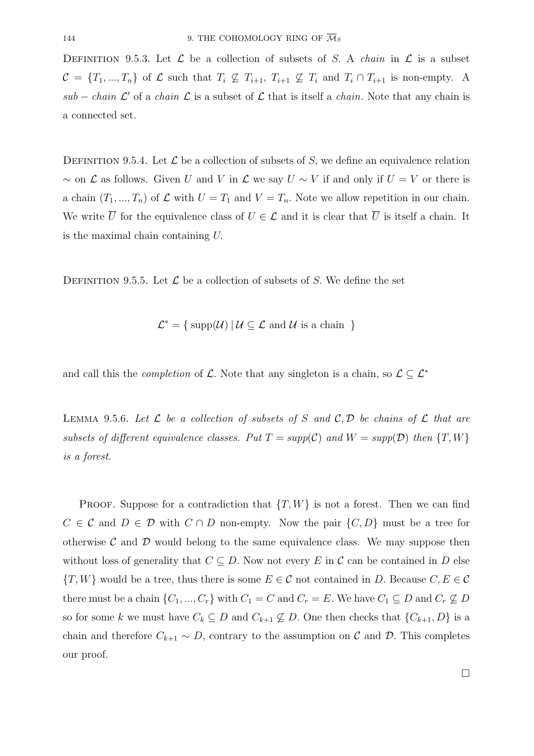Definition 9.5.3. Let $\mathcal{L}$ be a collection of subsets of $S$. A *chain* in $\mathcal{L}$ is a subset $\mathcal{C} = \{T_1, ..., T_n\}$ of $\mathcal{L}$ such that $T_i \nsubseteq T_{i+1}$, $T_{i+1} \nsubseteq T_i$ and $T_i \cap T_{i+1}$ is non-empty. A *sub − chain* $\mathcal{L}'$ of a *chain* $\mathcal{L}$ is a subset of $\mathcal{L}$ that is itself a *chain*. Note that any chain is a connected set.

Definition 9.5.4. Let $\mathcal{L}$ be a collection of subsets of $S$, we define an equivalence relation $\sim$ on $\mathcal{L}$ as follows. Given $U$ and $V$ in $\mathcal{L}$ we say $U \sim V$ if and only if $U = V$ or there is a chain $(T_1, ..., T_n)$ of $\mathcal{L}$ with $U = T_1$ and $V = T_n$. Note we allow repetition in our chain. We write $\overline{U}$ for the equivalence class of $U \in \mathcal{L}$ and it is clear that $\overline{U}$ is itself a chain. It is the maximal chain containing $U$.

Definition 9.5.5. Let $\mathcal{L}$ be a collection of subsets of $S$. We define the set

$$\mathcal{L}^* = \{ \operatorname{supp}(\mathcal{U}) \,|\, \mathcal{U} \subseteq \mathcal{L} \text{ and } \mathcal{U} \text{ is a chain } \}$$

and call this the *completion* of $\mathcal{L}$. Note that any singleton is a chain, so $\mathcal{L} \subseteq \mathcal{L}^*$

Lemma 9.5.6. *Let $\mathcal{L}$ be a collection of subsets of $S$ and $\mathcal{C}, \mathcal{D}$ be chains of $\mathcal{L}$ that are subsets of different equivalence classes. Put $T = supp(\mathcal{C})$ and $W = supp(\mathcal{D})$ then $\{T, W\}$ is a forest.*

Proof. Suppose for a contradiction that $\{T, W\}$ is not a forest. Then we can find $C \in \mathcal{C}$ and $D \in \mathcal{D}$ with $C \cap D$ non-empty. Now the pair $\{C, D\}$ must be a tree for otherwise $\mathcal{C}$ and $\mathcal{D}$ would belong to the same equivalence class. We may suppose then without loss of generality that $C \subseteq D$. Now not every $E$ in $\mathcal{C}$ can be contained in $D$ else $\{T, W\}$ would be a tree, thus there is some $E \in \mathcal{C}$ not contained in $D$. Because $C, E \in \mathcal{C}$ there must be a chain $\{C_1, ..., C_r\}$ with $C_1 = C$ and $C_r = E$. We have $C_1 \subseteq D$ and $C_r \nsubseteq D$ so for some $k$ we must have $C_k \subseteq D$ and $C_{k+1} \nsubseteq D$. One then checks that $\{C_{k+1}, D\}$ is a chain and therefore $C_{k+1} \sim D$, contrary to the assumption on $\mathcal{C}$ and $\mathcal{D}$. This completes our proof.

□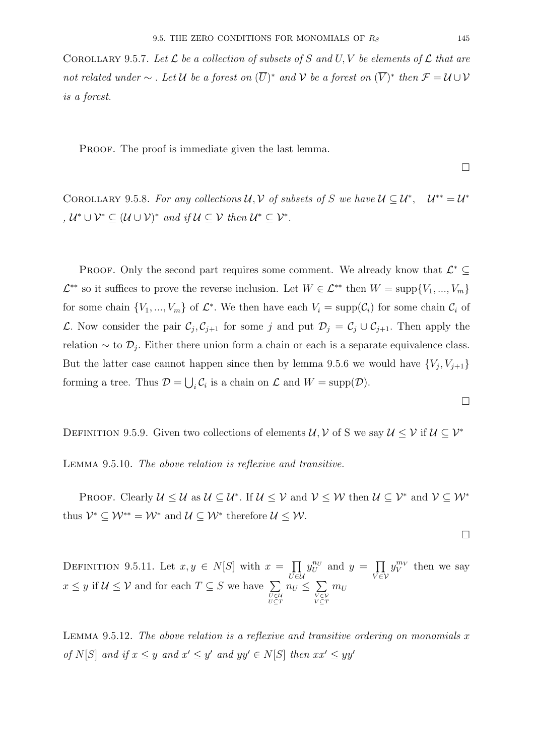COROLLARY 9.5.7. *Let $\mathcal{L}$ be a collection of subsets of $S$ and $U, V$ be elements of $\mathcal{L}$ that are not related under $\sim$ . Let $\mathcal{U}$ be a forest on $(\overline{U})^*$ and $\mathcal{V}$ be a forest on $(\overline{V})^*$ then $\mathcal{F} = \mathcal{U} \cup \mathcal{V}$ is a forest.*

PROOF. The proof is immediate given the last lemma. $\square$

COROLLARY 9.5.8. *For any collections $\mathcal{U}, \mathcal{V}$ of subsets of $S$ we have $\mathcal{U} \subseteq \mathcal{U}^*$, $\quad \mathcal{U}^{**} = \mathcal{U}^*$ , $\mathcal{U}^* \cup \mathcal{V}^* \subseteq (\mathcal{U} \cup \mathcal{V})^*$ and if $\mathcal{U} \subseteq \mathcal{V}$ then $\mathcal{U}^* \subseteq \mathcal{V}^*$.*

PROOF. Only the second part requires some comment. We already know that $\mathcal{L}^* \subseteq \mathcal{L}^{**}$ so it suffices to prove the reverse inclusion. Let $W \in \mathcal{L}^{**}$ then $W = \text{supp}\{V_1, ..., V_m\}$ for some chain $\{V_1, ..., V_m\}$ of $\mathcal{L}^*$. We then have each $V_i = \text{supp}(\mathcal{C}_i)$ for some chain $\mathcal{C}_i$ of $\mathcal{L}$. Now consider the pair $\mathcal{C}_j, \mathcal{C}_{j+1}$ for some $j$ and put $\mathcal{D}_j = \mathcal{C}_j \cup \mathcal{C}_{j+1}$. Then apply the relation $\sim$ to $\mathcal{D}_j$. Either there union form a chain or each is a separate equivalence class. But the latter case cannot happen since then by lemma 9.5.6 we would have $\{V_j, V_{j+1}\}$ forming a tree. Thus $\mathcal{D} = \bigcup_i \mathcal{C}_i$ is a chain on $\mathcal{L}$ and $W = \text{supp}(\mathcal{D})$. $\square$

DEFINITION 9.5.9. Given two collections of elements $\mathcal{U}, \mathcal{V}$ of S we say $\mathcal{U} \leq \mathcal{V}$ if $\mathcal{U} \subseteq \mathcal{V}^*$

LEMMA 9.5.10. *The above relation is reflexive and transitive.*

PROOF. Clearly $\mathcal{U} \leq \mathcal{U}$ as $\mathcal{U} \subseteq \mathcal{U}^*$. If $\mathcal{U} \leq \mathcal{V}$ and $\mathcal{V} \leq \mathcal{W}$ then $\mathcal{U} \subseteq \mathcal{V}^*$ and $\mathcal{V} \subseteq \mathcal{W}^*$ thus $\mathcal{V}^* \subseteq \mathcal{W}^{**} = \mathcal{W}^*$ and $\mathcal{U} \subseteq \mathcal{W}^*$ therefore $\mathcal{U} \leq \mathcal{W}$. $\square$

DEFINITION 9.5.11. Let $x, y \in N[S]$ with $x = \prod\limits_{U \in \mathcal{U}} y_U^{n_U}$ and $y = \prod\limits_{V \in \mathcal{V}} y_V^{m_V}$ then we say $x \leq y$ if $\mathcal{U} \leq \mathcal{V}$ and for each $T \subseteq S$ we have $\sum\limits_{\substack{U \in \mathcal{U} \\ U \subseteq T}} n_U \leq \sum\limits_{\substack{V \in \mathcal{V} \\ V \subseteq T}} m_U$

LEMMA 9.5.12. *The above relation is a reflexive and transitive ordering on monomials $x$ of $N[S]$ and if $x \leq y$ and $x' \leq y'$ and $yy' \in N[S]$ then $xx' \leq yy'$*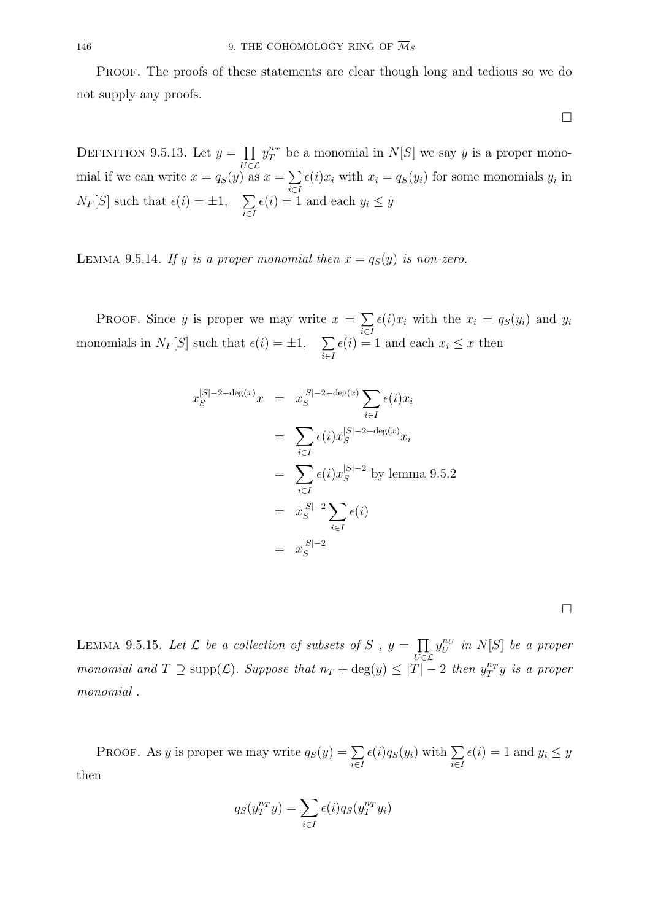PROOF. The proofs of these statements are clear though long and tedious so we do not supply any proofs.

$\square$

DEFINITION 9.5.13. Let $y = \prod_{U \in \mathcal{L}} y_T^{n_T}$ be a monomial in $N[S]$ we say $y$ is a proper monomial if we can write $x = q_S(y)$ as $x = \sum_{i \in I} \epsilon(i) x_i$ with $x_i = q_S(y_i)$ for some monomials $y_i$ in $N_F[S]$ such that $\epsilon(i) = \pm 1$, $\sum_{i \in I} \epsilon(i) = 1$ and each $y_i \leq y$

LEMMA 9.5.14. *If $y$ is a proper monomial then $x = q_S(y)$ is non-zero.*

PROOF. Since $y$ is proper we may write $x = \sum_{i \in I} \epsilon(i) x_i$ with the $x_i = q_S(y_i)$ and $y_i$ monomials in $N_F[S]$ such that $\epsilon(i) = \pm 1$, $\sum_{i \in I} \epsilon(i) = 1$ and each $x_i \leq x$ then

$$
\begin{aligned}
x_S^{|S|-2-\deg(x)} x &= x_S^{|S|-2-\deg(x)} \sum_{i \in I} \epsilon(i) x_i \\
&= \sum_{i \in I} \epsilon(i) x_S^{|S|-2-\deg(x)} x_i \\
&= \sum_{i \in I} \epsilon(i) x_S^{|S|-2} \text{ by lemma 9.5.2} \\
&= x_S^{|S|-2} \sum_{i \in I} \epsilon(i) \\
&= x_S^{|S|-2}
\end{aligned}
$$

$\square$

LEMMA 9.5.15. *Let $\mathcal{L}$ be a collection of subsets of $S$ , $y = \prod_{U \in \mathcal{L}} y_U^{n_U}$ in $N[S]$ be a proper monomial and $T \supseteq \operatorname{supp}(\mathcal{L})$. Suppose that $n_T + \deg(y) \leq |T| - 2$ then $y_T^{n_T} y$ is a proper monomial .*

PROOF. As $y$ is proper we may write $q_S(y) = \sum_{i \in I} \epsilon(i) q_S(y_i)$ with $\sum_{i \in I} \epsilon(i) = 1$ and $y_i \leq y$ then

$$
q_S(y_T^{n_T} y) = \sum_{i \in I} \epsilon(i) q_S(y_T^{n_T} y_i)
$$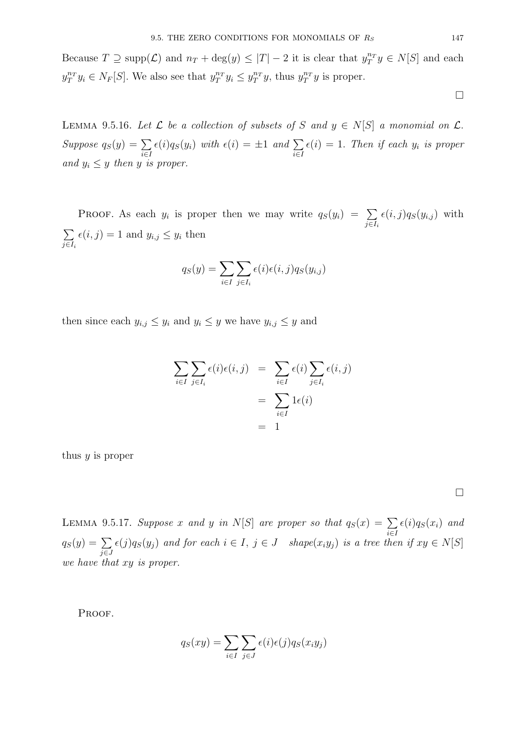Because $T \supseteq \text{supp}(\mathcal{L})$ and $n_T + \deg(y) \leq |T| - 2$ it is clear that $y_T^{n_T} y \in N[S]$ and each $y_T^{n_T} y_i \in N_F[S]$. We also see that $y_T^{n_T} y_i \leq y_T^{n_T} y$, thus $y_T^{n_T} y$ is proper.

□

LEMMA 9.5.16. *Let $\mathcal{L}$ be a collection of subsets of $S$ and $y \in N[S]$ a monomial on $\mathcal{L}$. Suppose $q_S(y) = \sum_{i \in I} \epsilon(i) q_S(y_i)$ with $\epsilon(i) = \pm 1$ and $\sum_{i \in I} \epsilon(i) = 1$. Then if each $y_i$ is proper and $y_i \leq y$ then $y$ is proper.*

PROOF. As each $y_i$ is proper then we may write $q_S(y_i) = \sum_{j \in I_i} \epsilon(i,j) q_S(y_{i,j})$ with $\sum_{j \in I_i} \epsilon(i,j) = 1$ and $y_{i,j} \leq y_i$ then

$$q_S(y) = \sum_{i \in I} \sum_{j \in I_i} \epsilon(i)\epsilon(i,j) q_S(y_{i,j})$$

then since each $y_{i,j} \leq y_i$ and $y_i \leq y$ we have $y_{i,j} \leq y$ and

$$\begin{aligned}
\sum_{i \in I} \sum_{j \in I_i} \epsilon(i)\epsilon(i,j) &= \sum_{i \in I} \epsilon(i) \sum_{j \in I_i} \epsilon(i,j) \\
&= \sum_{i \in I} 1\epsilon(i) \\
&= 1
\end{aligned}$$

thus $y$ is proper

□

LEMMA 9.5.17. *Suppose $x$ and $y$ in $N[S]$ are proper so that $q_S(x) = \sum_{i \in I} \epsilon(i) q_S(x_i)$ and $q_S(y) = \sum_{j \in J} \epsilon(j) q_S(y_j)$ and for each $i \in I$, $j \in J$ shape$(x_i y_j)$ is a tree then if $xy \in N[S]$ we have that $xy$ is proper.*

PROOF.

$$q_S(xy) = \sum_{i \in I} \sum_{j \in J} \epsilon(i)\epsilon(j) q_S(x_i y_j)$$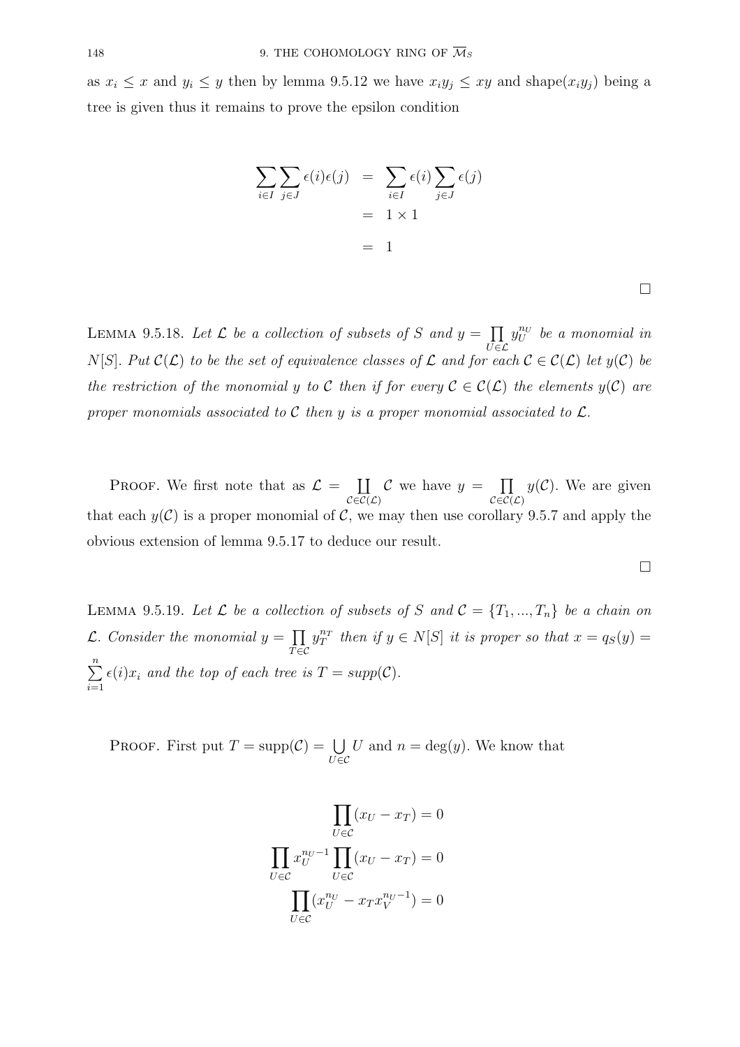as $x_i \leq x$ and $y_i \leq y$ then by lemma 9.5.12 we have $x_i y_j \leq xy$ and shape$(x_i y_j)$ being a tree is given thus it remains to prove the epsilon condition

$$
\begin{aligned}
\sum_{i\in I}\sum_{j\in J}\epsilon(i)\epsilon(j) &= \sum_{i\in I}\epsilon(i)\sum_{j\in J}\epsilon(j) \\
&= 1\times 1 \\
&= 1
\end{aligned}
$$

□

**Lemma 9.5.18.** *Let $\mathcal{L}$ be a collection of subsets of $S$ and $y = \prod_{U\in\mathcal{L}} y_U^{n_U}$ be a monomial in $N[S]$. Put $\mathcal{C}(\mathcal{L})$ to be the set of equivalence classes of $\mathcal{L}$ and for each $\mathcal{C} \in \mathcal{C}(\mathcal{L})$ let $y(\mathcal{C})$ be the restriction of the monomial $y$ to $\mathcal{C}$ then if for every $\mathcal{C} \in \mathcal{C}(\mathcal{L})$ the elements $y(\mathcal{C})$ are proper monomials associated to $\mathcal{C}$ then $y$ is a proper monomial associated to $\mathcal{L}$.*

Proof. We first note that as $\mathcal{L} = \coprod_{\mathcal{C}\in\mathcal{C}(\mathcal{L})} \mathcal{C}$ we have $y = \prod_{\mathcal{C}\in\mathcal{C}(\mathcal{L})} y(\mathcal{C})$. We are given that each $y(\mathcal{C})$ is a proper monomial of $\mathcal{C}$, we may then use corollary 9.5.7 and apply the obvious extension of lemma 9.5.17 to deduce our result.

□

**Lemma 9.5.19.** *Let $\mathcal{L}$ be a collection of subsets of $S$ and $\mathcal{C} = \{T_1, ..., T_n\}$ be a chain on $\mathcal{L}$. Consider the monomial $y = \prod_{T\in\mathcal{C}} y_T^{n_T}$ then if $y \in N[S]$ it is proper so that $x = q_S(y) = \sum_{i=1}^{n} \epsilon(i) x_i$ and the top of each tree is $T = supp(\mathcal{C})$.*

Proof. First put $T = \text{supp}(\mathcal{C}) = \bigcup_{U\in\mathcal{C}} U$ and $n = \deg(y)$. We know that

$$
\prod_{U\in\mathcal{C}}(x_U - x_T) = 0
$$

$$
\prod_{U\in\mathcal{C}} x_U^{n_U-1}\prod_{U\in\mathcal{C}}(x_U - x_T) = 0
$$

$$
\prod_{U\in\mathcal{C}}(x_U^{n_U} - x_T x_V^{n_U-1}) = 0
$$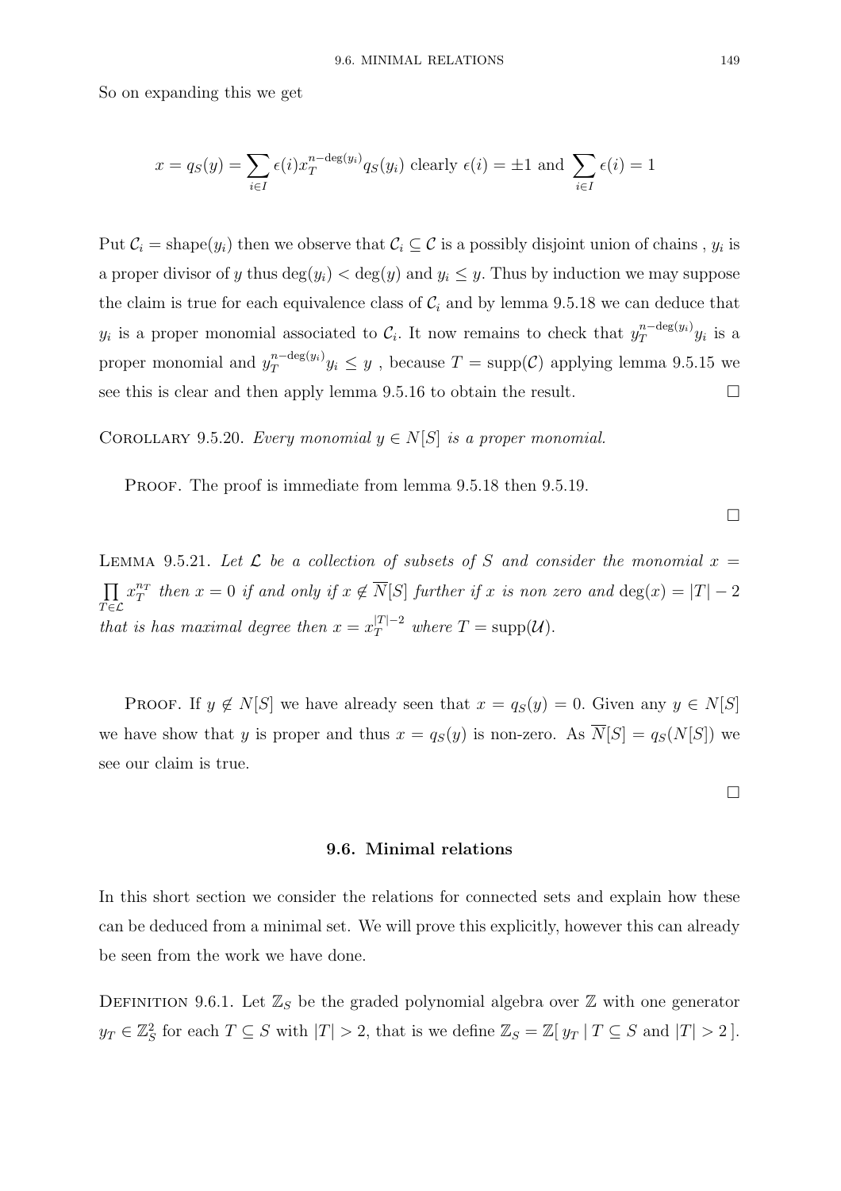So on expanding this we get

$$x = q_S(y) = \sum_{i \in I} \epsilon(i) x_T^{n-\deg(y_i)} q_S(y_i) \text{ clearly } \epsilon(i) = \pm 1 \text{ and } \sum_{i \in I} \epsilon(i) = 1$$

Put $\mathcal{C}_i = \operatorname{shape}(y_i)$ then we observe that $\mathcal{C}_i \subseteq \mathcal{C}$ is a possibly disjoint union of chains , $y_i$ is a proper divisor of $y$ thus $\deg(y_i) < \deg(y)$ and $y_i \leq y$. Thus by induction we may suppose the claim is true for each equivalence class of $\mathcal{C}_i$ and by lemma 9.5.18 we can deduce that $y_i$ is a proper monomial associated to $\mathcal{C}_i$. It now remains to check that $y_T^{n-\deg(y_i)} y_i$ is a proper monomial and $y_T^{n-\deg(y_i)} y_i \leq y$ , because $T = \operatorname{supp}(\mathcal{C})$ applying lemma 9.5.15 we see this is clear and then apply lemma 9.5.16 to obtain the result. □

COROLLARY 9.5.20. *Every monomial $y \in N[S]$ is a proper monomial.*

PROOF. The proof is immediate from lemma 9.5.18 then 9.5.19.

□

LEMMA 9.5.21. *Let $\mathcal{L}$ be a collection of subsets of $S$ and consider the monomial $x = \prod_{T \in \mathcal{L}} x_T^{n_T}$ then $x = 0$ if and only if $x \notin \overline{N}[S]$ further if $x$ is non zero and $\deg(x) = |T| - 2$ that is has maximal degree then $x = x_T^{|T|-2}$ where $T = \operatorname{supp}(\mathcal{U})$.*

PROOF. If $y \notin N[S]$ we have already seen that $x = q_S(y) = 0$. Given any $y \in N[S]$ we have show that $y$ is proper and thus $x = q_S(y)$ is non-zero. As $\overline{N}[S] = q_S(N[S])$ we see our claim is true.

□

## 9.6. Minimal relations

In this short section we consider the relations for connected sets and explain how these can be deduced from a minimal set. We will prove this explicitly, however this can already be seen from the work we have done.

DEFINITION 9.6.1. Let $\mathbb{Z}_S$ be the graded polynomial algebra over $\mathbb{Z}$ with one generator $y_T \in \mathbb{Z}_S^2$ for each $T \subseteq S$ with $|T| > 2$, that is we define $\mathbb{Z}_S = \mathbb{Z}[\, y_T \mid T \subseteq S \text{ and } |T| > 2\,]$.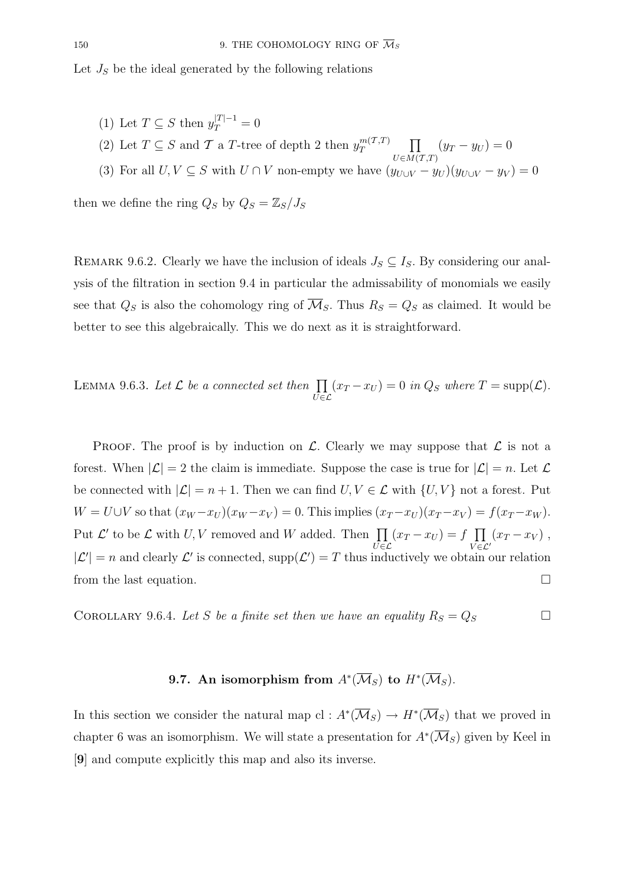Let $J_S$ be the ideal generated by the following relations

(1) Let $T \subseteq S$ then $y_T^{|T|-1} = 0$

(2) Let $T \subseteq S$ and $\mathcal{T}$ a $T$-tree of depth 2 then $y_T^{m(\mathcal{T},T)} \prod_{U \in M(\mathcal{T},T)} (y_T - y_U) = 0$

(3) For all $U, V \subseteq S$ with $U \cap V$ non-empty we have $(y_{U \cup V} - y_U)(y_{U \cup V} - y_V) = 0$

then we define the ring $Q_S$ by $Q_S = \mathbb{Z}_S / J_S$

Remark 9.6.2. Clearly we have the inclusion of ideals $J_S \subseteq I_S$. By considering our analysis of the filtration in section 9.4 in particular the admissability of monomials we easily see that $Q_S$ is also the cohomology ring of $\overline{\mathcal{M}}_S$. Thus $R_S = Q_S$ as claimed. It would be better to see this algebraically. This we do next as it is straightforward.

Lemma 9.6.3. *Let $\mathcal{L}$ be a connected set then $\prod_{U \in \mathcal{L}} (x_T - x_U) = 0$ in $Q_S$ where $T = \operatorname{supp}(\mathcal{L})$.*

Proof. The proof is by induction on $\mathcal{L}$. Clearly we may suppose that $\mathcal{L}$ is not a forest. When $|\mathcal{L}| = 2$ the claim is immediate. Suppose the case is true for $|\mathcal{L}| = n$. Let $\mathcal{L}$ be connected with $|\mathcal{L}| = n+1$. Then we can find $U, V \in \mathcal{L}$ with $\{U, V\}$ not a forest. Put $W = U \cup V$ so that $(x_W - x_U)(x_W - x_V) = 0$. This implies $(x_T - x_U)(x_T - x_V) = f(x_T - x_W)$. Put $\mathcal{L}'$ to be $\mathcal{L}$ with $U, V$ removed and $W$ added. Then $\prod_{U \in \mathcal{L}} (x_T - x_U) = f \prod_{V \in \mathcal{L}'} (x_T - x_V)$, $|\mathcal{L}'| = n$ and clearly $\mathcal{L}'$ is connected, $\operatorname{supp}(\mathcal{L}') = T$ thus inductively we obtain our relation from the last equation. □

Corollary 9.6.4. *Let $S$ be a finite set then we have an equality $R_S = Q_S$* □

## 9.7. An isomorphism from $A^*(\overline{\mathcal{M}}_S)$ to $H^*(\overline{\mathcal{M}}_S)$.

In this section we consider the natural map $\mathrm{cl} : A^*(\overline{\mathcal{M}}_S) \to H^*(\overline{\mathcal{M}}_S)$ that we proved in chapter 6 was an isomorphism. We will state a presentation for $A^*(\overline{\mathcal{M}}_S)$ given by Keel in [**9**] and compute explicitly this map and also its inverse.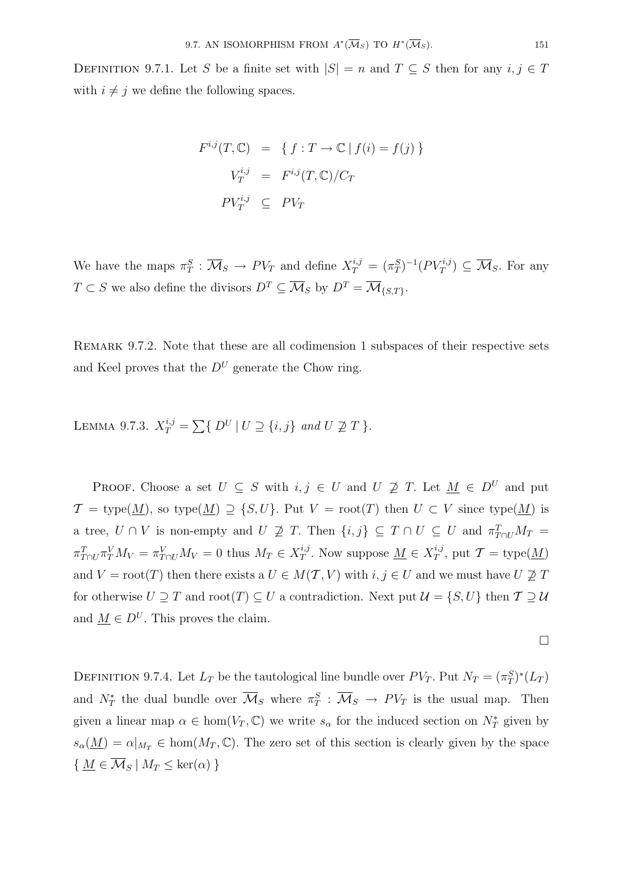**Definition 9.7.1.** Let $S$ be a finite set with $|S| = n$ and $T \subseteq S$ then for any $i, j \in T$ with $i \neq j$ we define the following spaces.

$$
\begin{aligned}
F^{i,j}(T, \mathbb{C}) &= \{ f : T \to \mathbb{C} \mid f(i) = f(j) \} \\
V_T^{i,j} &= F^{i,j}(T, \mathbb{C})/C_T \\
PV_T^{i,j} &\subseteq PV_T
\end{aligned}
$$

We have the maps $\pi_T^S : \overline{\mathcal{M}}_S \to PV_T$ and define $X_T^{i,j} = (\pi_T^S)^{-1}(PV_T^{i,j}) \subseteq \overline{\mathcal{M}}_S$. For any $T \subset S$ we also define the divisors $D^T \subseteq \overline{\mathcal{M}}_S$ by $D^T = \overline{\mathcal{M}}_{\{S,T\}}$.

**Remark 9.7.2.** Note that these are all codimension 1 subspaces of their respective sets and Keel proves that the $D^U$ generate the Chow ring.

**Lemma 9.7.3.** *$X_T^{i,j} = \sum \{ D^U \mid U \supseteq \{i, j\}$ and $U \not\supseteq T \}$.*

**Proof.** Choose a set $U \subseteq S$ with $i, j \in U$ and $U \not\supseteq T$. Let $\underline{M} \in D^U$ and put $\mathcal{T} = \text{type}(\underline{M})$, so $\text{type}(\underline{M}) \supseteq \{S, U\}$. Put $V = \text{root}(T)$ then $U \subset V$ since $\text{type}(\underline{M})$ is a tree, $U \cap V$ is non-empty and $U \not\supseteq T$. Then $\{i, j\} \subseteq T \cap U \subseteq U$ and $\pi_{T \cap U}^T M_T = \pi_{T \cap U}^T \pi_T^V M_V = \pi_{T \cap U}^V M_V = 0$ thus $M_T \in X_T^{i,j}$. Now suppose $\underline{M} \in X_T^{i,j}$, put $\mathcal{T} = \text{type}(\underline{M})$ and $V = \text{root}(T)$ then there exists a $U \in M(\mathcal{T}, V)$ with $i, j \in U$ and we must have $U \not\supseteq T$ for otherwise $U \supseteq T$ and $\text{root}(T) \subseteq U$ a contradiction. Next put $\mathcal{U} = \{S, U\}$ then $\mathcal{T} \supseteq \mathcal{U}$ and $\underline{M} \in D^U$. This proves the claim.

$\square$

**Definition 9.7.4.** Let $L_T$ be the tautological line bundle over $PV_T$. Put $N_T = (\pi_T^S)^*(L_T)$ and $N_T^*$ the dual bundle over $\overline{\mathcal{M}}_S$ where $\pi_T^S : \overline{\mathcal{M}}_S \to PV_T$ is the usual map. Then given a linear map $\alpha \in \hom(V_T, \mathbb{C})$ we write $s_\alpha$ for the induced section on $N_T^*$ given by $s_\alpha(\underline{M}) = \alpha|_{M_T} \in \hom(M_T, \mathbb{C})$. The zero set of this section is clearly given by the space $\{ \underline{M} \in \overline{\mathcal{M}}_S \mid M_T \leq \ker(\alpha) \}$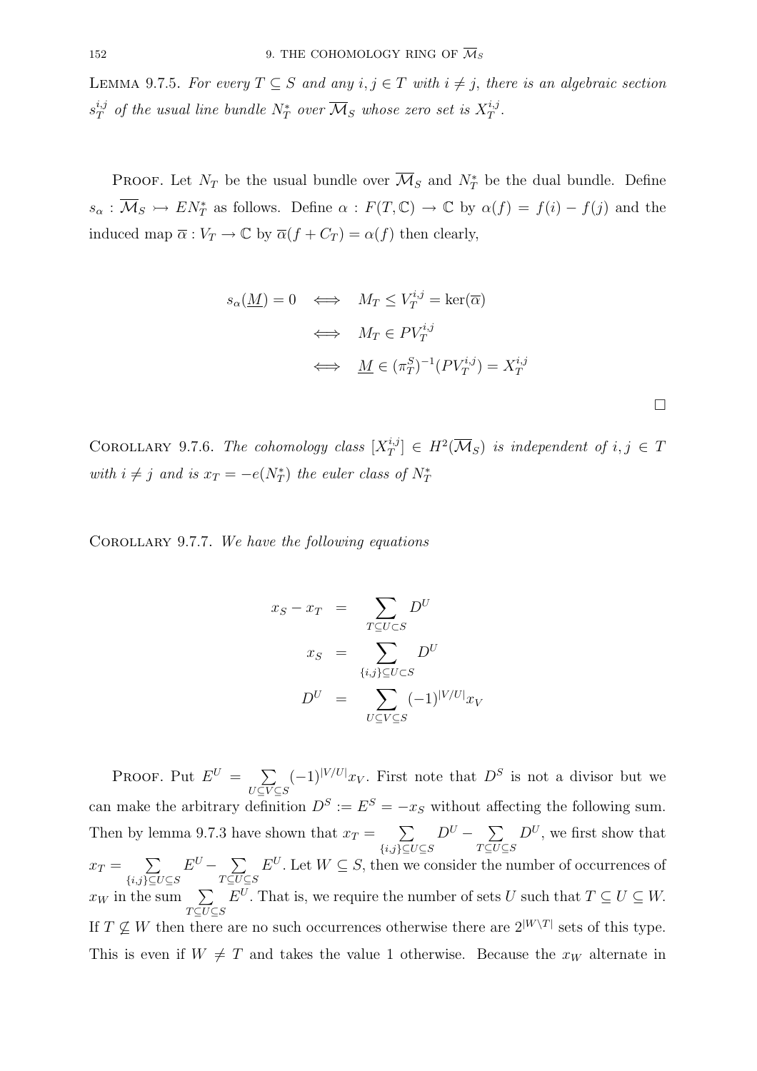LEMMA 9.7.5. *For every $T \subseteq S$ and any $i, j \in T$ with $i \neq j$, there is an algebraic section $s_T^{i,j}$ of the usual line bundle $N_T^*$ over $\overline{\mathcal{M}}_S$ whose zero set is $X_T^{i,j}$.*

PROOF. Let $N_T$ be the usual bundle over $\overline{\mathcal{M}}_S$ and $N_T^*$ be the dual bundle. Define $s_\alpha : \overline{\mathcal{M}}_S \rightarrowtail EN_T^*$ as follows. Define $\alpha : F(T, \mathbb{C}) \to \mathbb{C}$ by $\alpha(f) = f(i) - f(j)$ and the induced map $\overline{\alpha} : V_T \to \mathbb{C}$ by $\overline{\alpha}(f + C_T) = \alpha(f)$ then clearly,

$$
\begin{aligned}
s_\alpha(\underline{M}) = 0 \quad &\iff \quad M_T \leq V_T^{i,j} = \ker(\overline{\alpha}) \\
&\iff \quad M_T \in PV_T^{i,j} \\
&\iff \quad \underline{M} \in (\pi_T^S)^{-1}(PV_T^{i,j}) = X_T^{i,j}
\end{aligned}
$$

□

COROLLARY 9.7.6. *The cohomology class $[X_T^{i,j}] \in H^2(\overline{\mathcal{M}}_S)$ is independent of $i, j \in T$ with $i \neq j$ and is $x_T = -e(N_T^*)$ the euler class of $N_T^*$*

COROLLARY 9.7.7. *We have the following equations*

$$
\begin{aligned}
x_S - x_T &= \sum_{T \subseteq U \subset S} D^U \\
x_S &= \sum_{\{i,j\} \subseteq U \subset S} D^U \\
D^U &= \sum_{U \subseteq V \subseteq S} (-1)^{|V/U|} x_V
\end{aligned}
$$

PROOF. Put $E^U = \sum_{U \subseteq V \subseteq S} (-1)^{|V/U|} x_V$. First note that $D^S$ is not a divisor but we can make the arbitrary definition $D^S := E^S = -x_S$ without affecting the following sum. Then by lemma 9.7.3 have shown that $x_T = \sum_{\{i,j\} \subseteq U \subseteq S} D^U - \sum_{T \subseteq U \subseteq S} D^U$, we first show that $x_T = \sum_{\{i,j\} \subseteq U \subseteq S} E^U - \sum_{T \subseteq U \subseteq S} E^U$. Let $W \subseteq S$, then we consider the number of occurrences of $x_W$ in the sum $\sum_{T \subseteq U \subseteq S} E^U$. That is, we require the number of sets $U$ such that $T \subseteq U \subseteq W$. If $T \not\subseteq W$ then there are no such occurrences otherwise there are $2^{|W \setminus T|}$ sets of this type. This is even if $W \neq T$ and takes the value 1 otherwise. Because the $x_W$ alternate in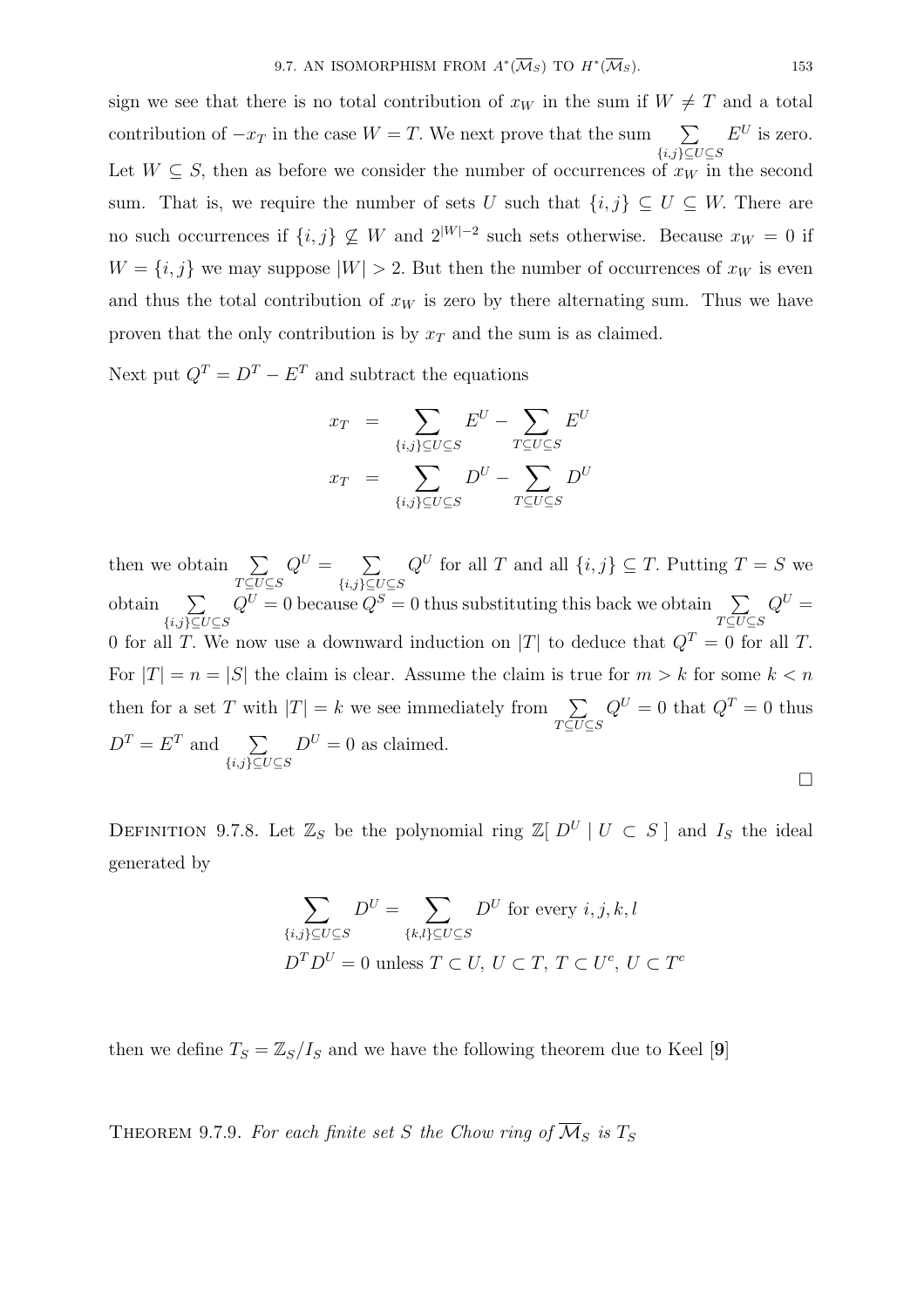sign we see that there is no total contribution of $x_W$ in the sum if $W \neq T$ and a total contribution of $-x_T$ in the case $W = T$. We next prove that the sum $\sum_{\{i,j\} \subseteq U \subseteq S} E^U$ is zero. Let $W \subseteq S$, then as before we consider the number of occurrences of $x_W$ in the second sum. That is, we require the number of sets $U$ such that $\{i, j\} \subseteq U \subseteq W$. There are no such occurrences if $\{i, j\} \not\subseteq W$ and $2^{|W|-2}$ such sets otherwise. Because $x_W = 0$ if $W = \{i, j\}$ we may suppose $|W| > 2$. But then the number of occurrences of $x_W$ is even and thus the total contribution of $x_W$ is zero by there alternating sum. Thus we have proven that the only contribution is by $x_T$ and the sum is as claimed.

Next put $Q^T = D^T - E^T$ and subtract the equations

$$
\begin{aligned}
x_T &= \sum_{\{i,j\} \subseteq U \subseteq S} E^U - \sum_{T \subseteq U \subseteq S} E^U \\
x_T &= \sum_{\{i,j\} \subseteq U \subseteq S} D^U - \sum_{T \subseteq U \subseteq S} D^U
\end{aligned}
$$

then we obtain $\sum_{T \subseteq U \subseteq S} Q^U = \sum_{\{i,j\} \subseteq U \subseteq S} Q^U$ for all $T$ and all $\{i, j\} \subseteq T$. Putting $T = S$ we obtain $\sum_{\{i,j\} \subseteq U \subseteq S} Q^U = 0$ because $Q^S = 0$ thus substituting this back we obtain $\sum_{T \subseteq U \subseteq S} Q^U = 0$ for all $T$. We now use a downward induction on $|T|$ to deduce that $Q^T = 0$ for all $T$. For $|T| = n = |S|$ the claim is clear. Assume the claim is true for $m > k$ for some $k < n$ then for a set $T$ with $|T| = k$ we see immediately from $\sum_{T \subseteq U \subseteq S} Q^U = 0$ that $Q^T = 0$ thus $D^T = E^T$ and $\sum_{\{i,j\} \subseteq U \subseteq S} D^U = 0$ as claimed.

$\square$

Definition 9.7.8. Let $\mathbb{Z}_S$ be the polynomial ring $\mathbb{Z}[\, D^U \mid U \subset S\,]$ and $I_S$ the ideal generated by

$$
\sum_{\{i,j\} \subseteq U \subseteq S} D^U = \sum_{\{k,l\} \subseteq U \subseteq S} D^U \text{ for every } i, j, k, l
$$

$$
D^T D^U = 0 \text{ unless } T \subset U,\ U \subset T,\ T \subset U^c,\ U \subset T^c
$$

then we define $T_S = \mathbb{Z}_S / I_S$ and we have the following theorem due to Keel [**9**]

Theorem 9.7.9. *For each finite set $S$ the Chow ring of $\overline{\mathcal{M}}_S$ is $T_S$*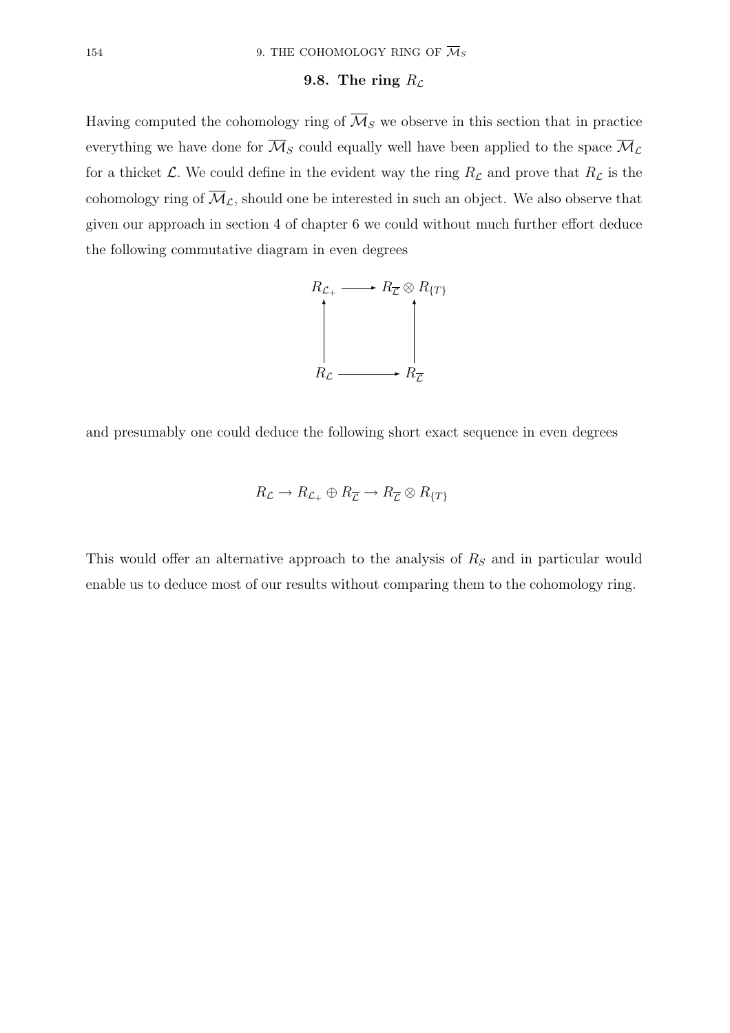## 9.8. The ring $R_{\mathcal{L}}$

Having computed the cohomology ring of $\overline{\mathcal{M}}_S$ we observe in this section that in practice everything we have done for $\overline{\mathcal{M}}_S$ could equally well have been applied to the space $\overline{\mathcal{M}}_{\mathcal{L}}$ for a thicket $\mathcal{L}$. We could define in the evident way the ring $R_{\mathcal{L}}$ and prove that $R_{\mathcal{L}}$ is the cohomology ring of $\overline{\mathcal{M}}_{\mathcal{L}}$, should one be interested in such an object. We also observe that given our approach in section 4 of chapter 6 we could without much further effort deduce the following commutative diagram in even degrees

$$
\begin{array}{ccc}
R_{\mathcal{L}_+} & \longrightarrow & R_{\overline{\mathcal{L}}} \otimes R_{\{T\}} \\
\uparrow & & \uparrow \\
R_{\mathcal{L}} & \longrightarrow & R_{\overline{\mathcal{L}}}
\end{array}
$$

and presumably one could deduce the following short exact sequence in even degrees

$$
R_{\mathcal{L}} \to R_{\mathcal{L}_+} \oplus R_{\overline{\mathcal{L}}} \to R_{\overline{\mathcal{L}}} \otimes R_{\{T\}}
$$

This would offer an alternative approach to the analysis of $R_S$ and in particular would enable us to deduce most of our results without comparing them to the cohomology ring.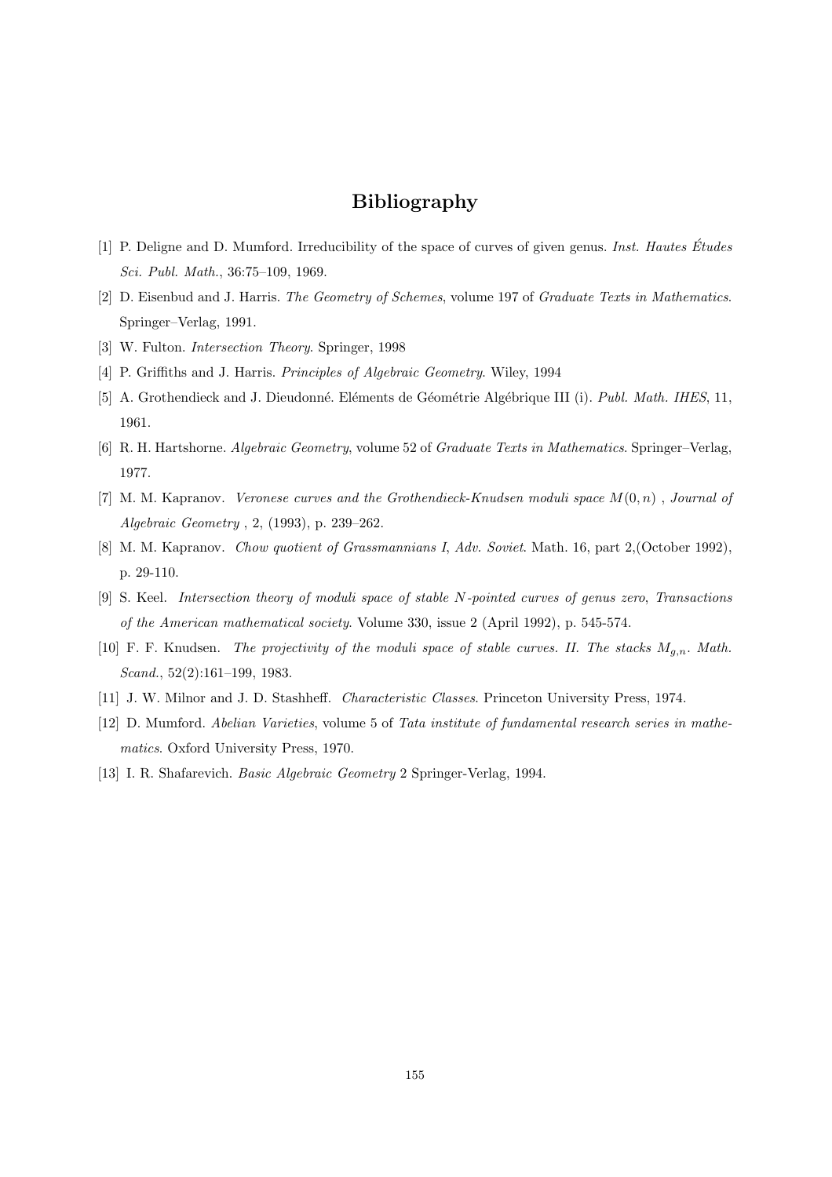# Bibliography

[1] P. Deligne and D. Mumford. Irreducibility of the space of curves of given genus. *Inst. Hautes Études Sci. Publ. Math.*, 36:75–109, 1969.

[2] D. Eisenbud and J. Harris. *The Geometry of Schemes*, volume 197 of *Graduate Texts in Mathematics*. Springer–Verlag, 1991.

[3] W. Fulton. *Intersection Theory*. Springer, 1998

[4] P. Griffiths and J. Harris. *Principles of Algebraic Geometry*. Wiley, 1994

[5] A. Grothendieck and J. Dieudonné. Eléments de Géométrie Algébrique III (i). *Publ. Math. IHES*, 11, 1961.

[6] R. H. Hartshorne. *Algebraic Geometry*, volume 52 of *Graduate Texts in Mathematics*. Springer–Verlag, 1977.

[7] M. M. Kapranov. *Veronese curves and the Grothendieck-Knudsen moduli space $M(0, n)$* , *Journal of Algebraic Geometry* , 2, (1993), p. 239–262.

[8] M. M. Kapranov. *Chow quotient of Grassmannians I*, *Adv. Soviet*. Math. 16, part 2,(October 1992), p. 29-110.

[9] S. Keel. *Intersection theory of moduli space of stable $N$-pointed curves of genus zero*, *Transactions of the American mathematical society*. Volume 330, issue 2 (April 1992), p. 545-574.

[10] F. F. Knudsen. *The projectivity of the moduli space of stable curves. II. The stacks $M_{g,n}$*. *Math. Scand.*, 52(2):161–199, 1983.

[11] J. W. Milnor and J. D. Stashheff. *Characteristic Classes*. Princeton University Press, 1974.

[12] D. Mumford. *Abelian Varieties*, volume 5 of *Tata institute of fundamental research series in mathematics*. Oxford University Press, 1970.

[13] I. R. Shafarevich. *Basic Algebraic Geometry* 2 Springer-Verlag, 1994.